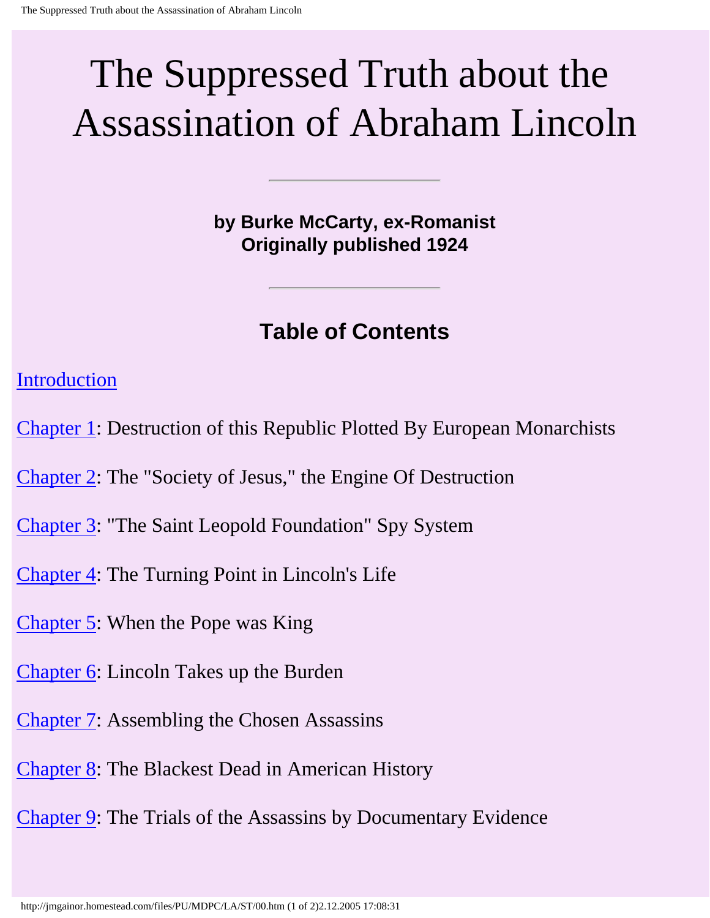# The Suppressed Truth about the Assassination of Abraham Lincoln

---

**by Burke McCarty, ex-Romanist**
**Originally published 1924**

---

## Table of Contents

Introduction

Chapter 1: Destruction of this Republic Plotted By European Monarchists

Chapter 2: The "Society of Jesus," the Engine Of Destruction

Chapter 3: "The Saint Leopold Foundation" Spy System

Chapter 4: The Turning Point in Lincoln's Life

Chapter 5: When the Pope was King

Chapter 6: Lincoln Takes up the Burden

Chapter 7: Assembling the Chosen Assassins

Chapter 8: The Blackest Dead in American History

Chapter 9: The Trials of the Assassins by Documentary Evidence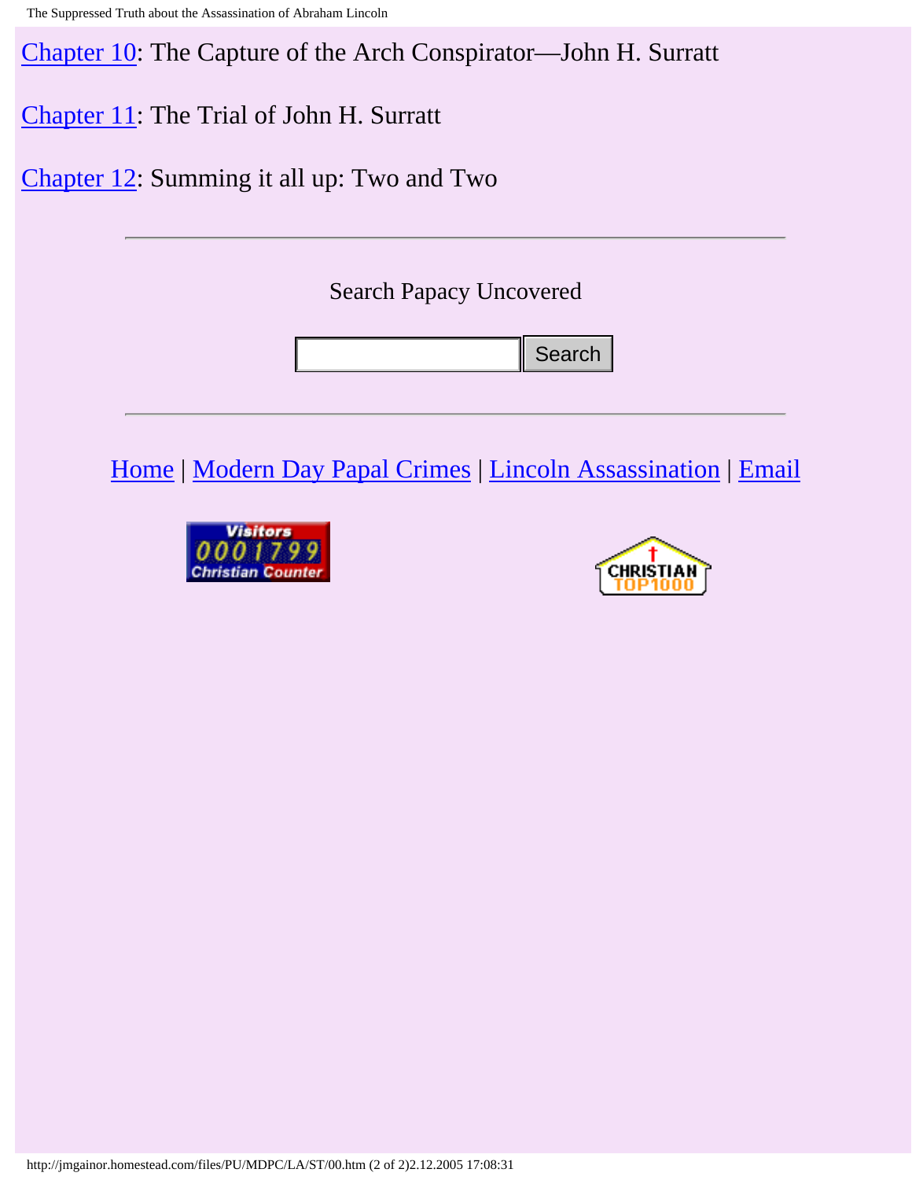Chapter 10: The Capture of the Arch Conspirator—John H. Surratt

Chapter 11: The Trial of John H. Surratt

Chapter 12: Summing it all up: Two and Two

---

Search Papacy Uncovered

Search

---

Home | Modern Day Papal Crimes | Lincoln Assassination | Email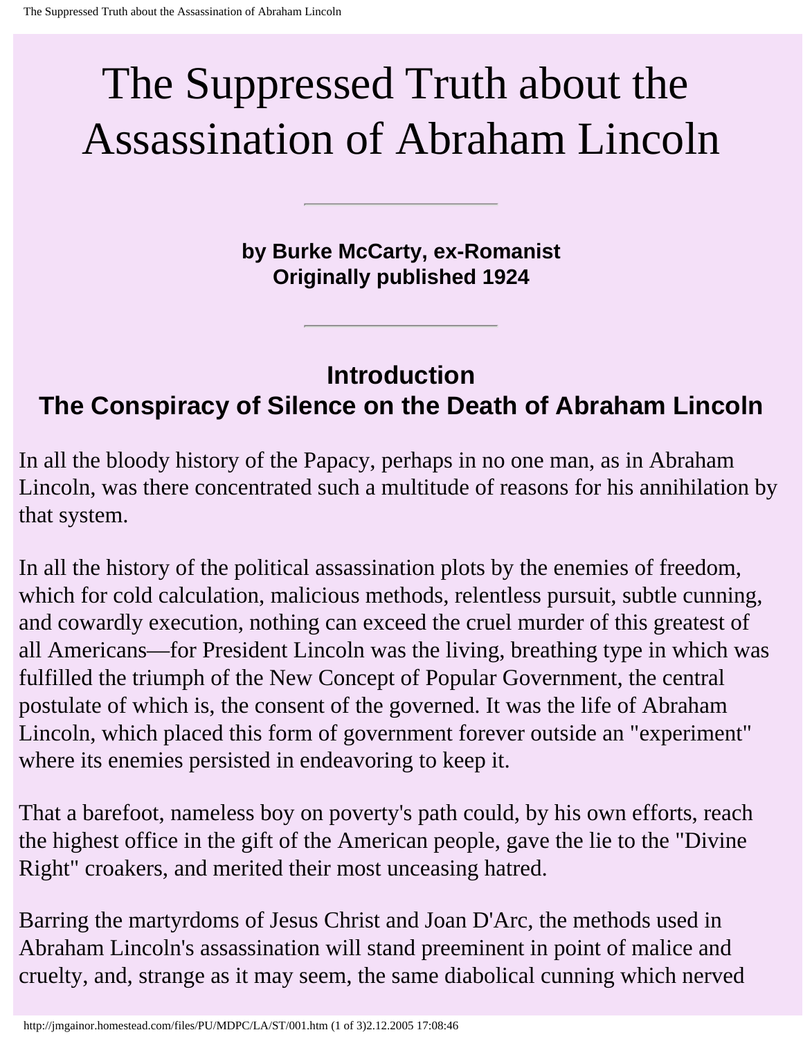# The Suppressed Truth about the Assassination of Abraham Lincoln

---

**by Burke McCarty, ex-Romanist**
**Originally published 1924**

---

## Introduction
## The Conspiracy of Silence on the Death of Abraham Lincoln

In all the bloody history of the Papacy, perhaps in no one man, as in Abraham Lincoln, was there concentrated such a multitude of reasons for his annihilation by that system.

In all the history of the political assassination plots by the enemies of freedom, which for cold calculation, malicious methods, relentless pursuit, subtle cunning, and cowardly execution, nothing can exceed the cruel murder of this greatest of all Americans—for President Lincoln was the living, breathing type in which was fulfilled the triumph of the New Concept of Popular Government, the central postulate of which is, the consent of the governed. It was the life of Abraham Lincoln, which placed this form of government forever outside an "experiment" where its enemies persisted in endeavoring to keep it.

That a barefoot, nameless boy on poverty's path could, by his own efforts, reach the highest office in the gift of the American people, gave the lie to the "Divine Right" croakers, and merited their most unceasing hatred.

Barring the martyrdoms of Jesus Christ and Joan D'Arc, the methods used in Abraham Lincoln's assassination will stand preeminent in point of malice and cruelty, and, strange as it may seem, the same diabolical cunning which nerved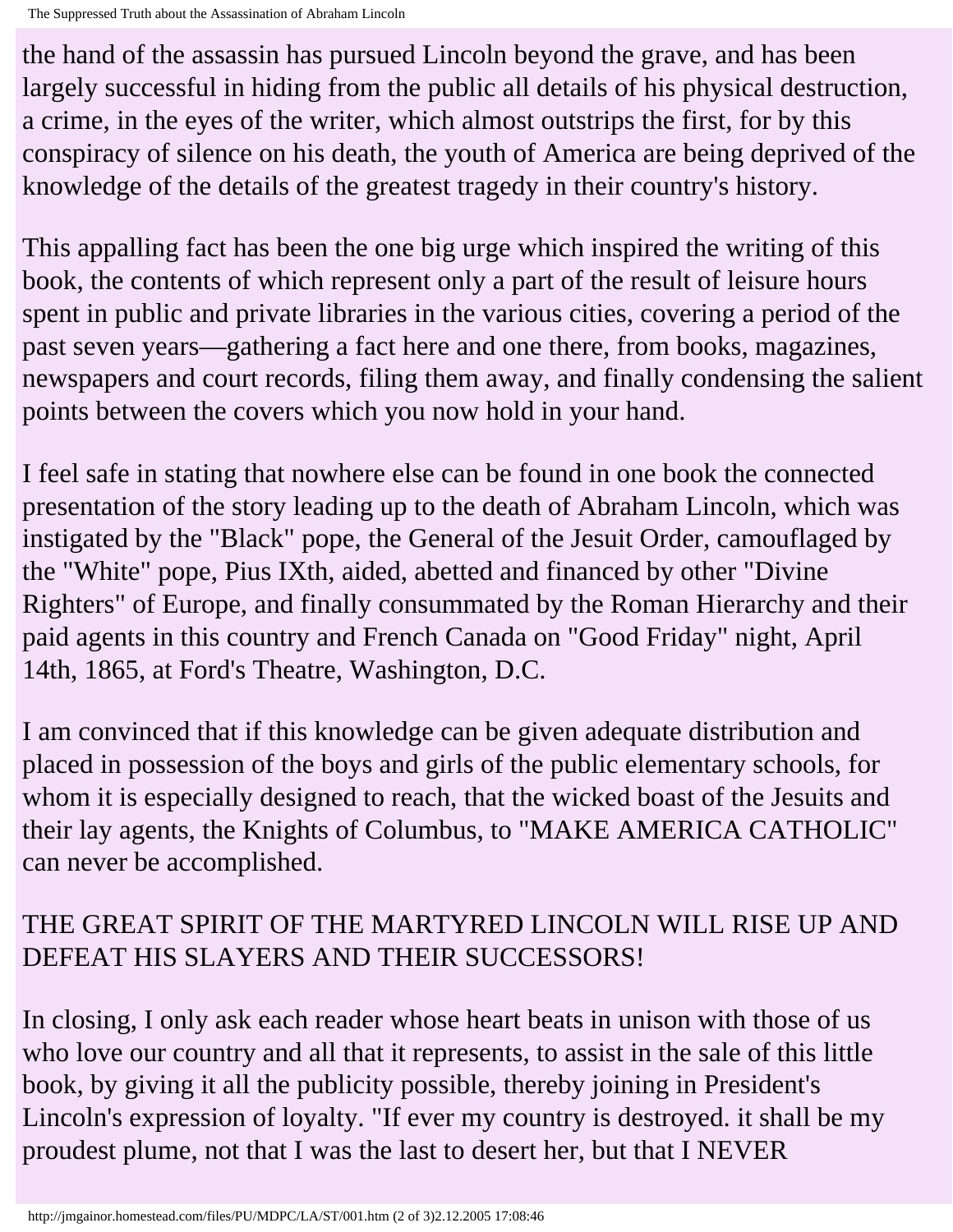the hand of the assassin has pursued Lincoln beyond the grave, and has been largely successful in hiding from the public all details of his physical destruction, a crime, in the eyes of the writer, which almost outstrips the first, for by this conspiracy of silence on his death, the youth of America are being deprived of the knowledge of the details of the greatest tragedy in their country's history.

This appalling fact has been the one big urge which inspired the writing of this book, the contents of which represent only a part of the result of leisure hours spent in public and private libraries in the various cities, covering a period of the past seven years—gathering a fact here and one there, from books, magazines, newspapers and court records, filing them away, and finally condensing the salient points between the covers which you now hold in your hand.

I feel safe in stating that nowhere else can be found in one book the connected presentation of the story leading up to the death of Abraham Lincoln, which was instigated by the "Black" pope, the General of the Jesuit Order, camouflaged by the "White" pope, Pius IXth, aided, abetted and financed by other "Divine Righters" of Europe, and finally consummated by the Roman Hierarchy and their paid agents in this country and French Canada on "Good Friday" night, April 14th, 1865, at Ford's Theatre, Washington, D.C.

I am convinced that if this knowledge can be given adequate distribution and placed in possession of the boys and girls of the public elementary schools, for whom it is especially designed to reach, that the wicked boast of the Jesuits and their lay agents, the Knights of Columbus, to "MAKE AMERICA CATHOLIC" can never be accomplished.

THE GREAT SPIRIT OF THE MARTYRED LINCOLN WILL RISE UP AND DEFEAT HIS SLAYERS AND THEIR SUCCESSORS!

In closing, I only ask each reader whose heart beats in unison with those of us who love our country and all that it represents, to assist in the sale of this little book, by giving it all the publicity possible, thereby joining in President's Lincoln's expression of loyalty. "If ever my country is destroyed. it shall be my proudest plume, not that I was the last to desert her, but that I NEVER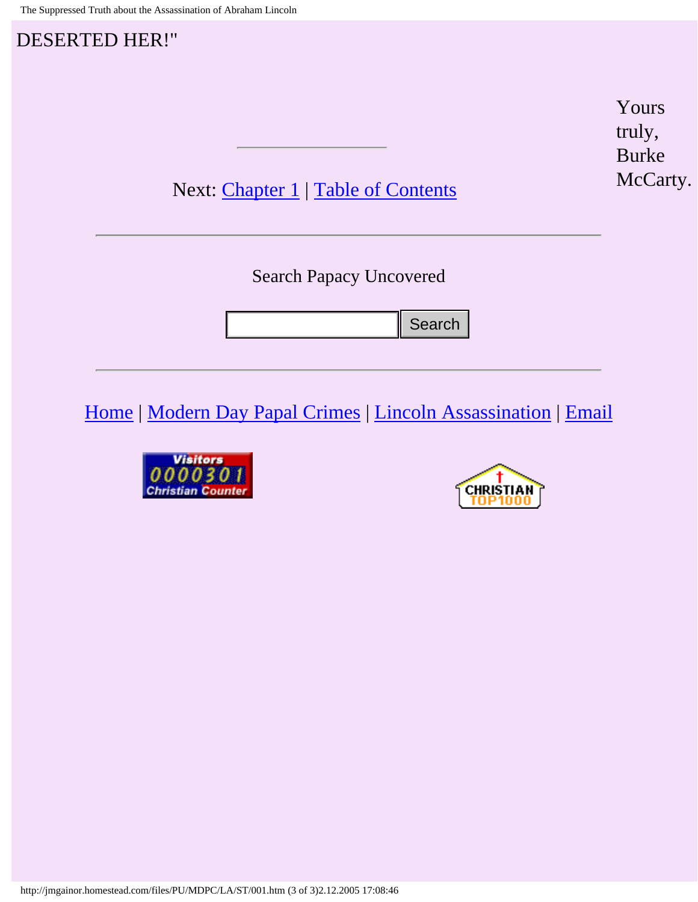DESERTED HER!"

Yours truly,
Burke McCarty.

---

Next: Chapter 1 | Table of Contents

---

Search Papacy Uncovered

Search

---

Home | Modern Day Papal Crimes | Lincoln Assassination | Email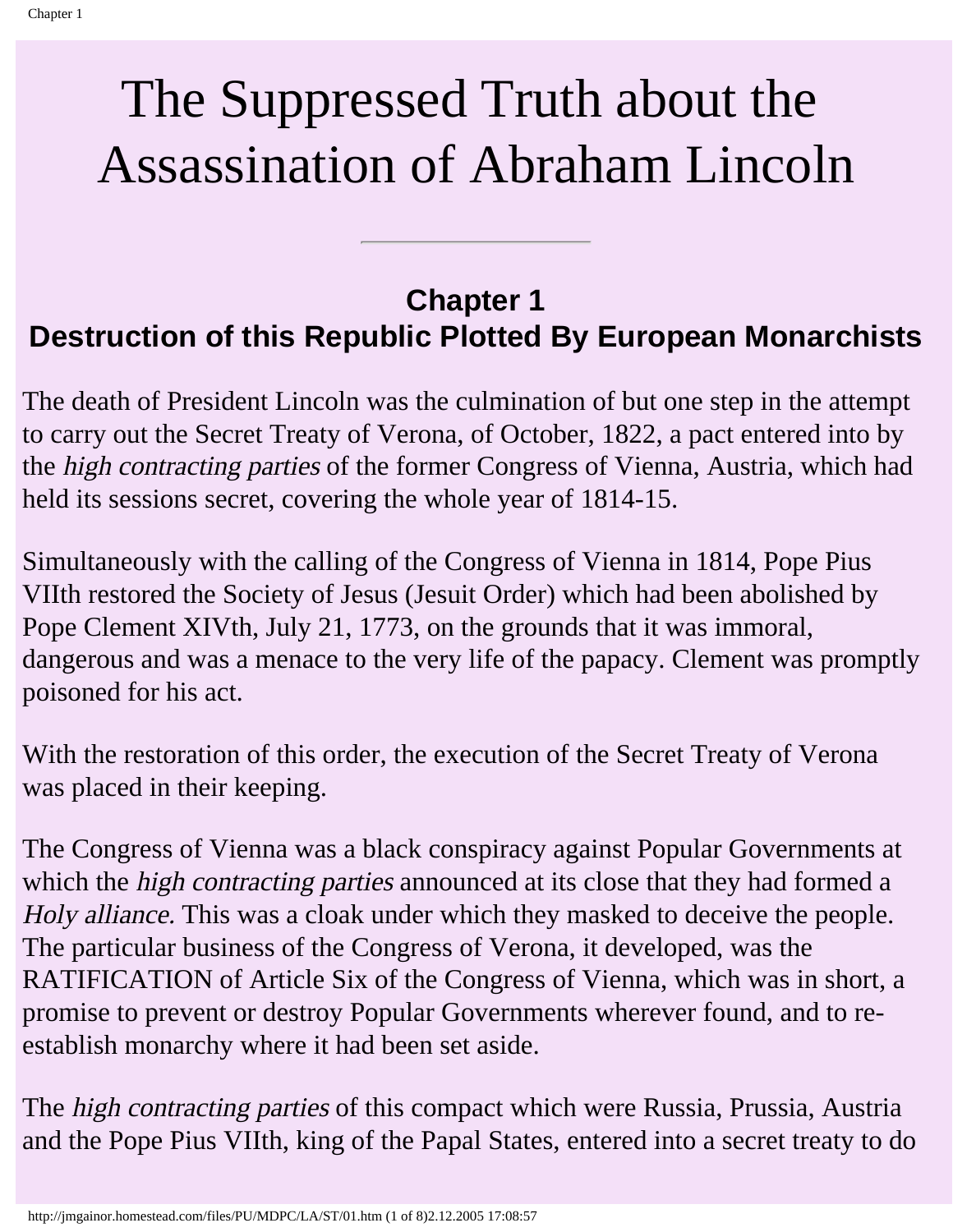# The Suppressed Truth about the Assassination of Abraham Lincoln

---

## Chapter 1
## Destruction of this Republic Plotted By European Monarchists

The death of President Lincoln was the culmination of but one step in the attempt to carry out the Secret Treaty of Verona, of October, 1822, a pact entered into by the *high contracting parties* of the former Congress of Vienna, Austria, which had held its sessions secret, covering the whole year of 1814-15.

Simultaneously with the calling of the Congress of Vienna in 1814, Pope Pius VIIth restored the Society of Jesus (Jesuit Order) which had been abolished by Pope Clement XIVth, July 21, 1773, on the grounds that it was immoral, dangerous and was a menace to the very life of the papacy. Clement was promptly poisoned for his act.

With the restoration of this order, the execution of the Secret Treaty of Verona was placed in their keeping.

The Congress of Vienna was a black conspiracy against Popular Governments at which the *high contracting parties* announced at its close that they had formed a *Holy alliance.* This was a cloak under which they masked to deceive the people. The particular business of the Congress of Verona, it developed, was the RATIFICATION of Article Six of the Congress of Vienna, which was in short, a promise to prevent or destroy Popular Governments wherever found, and to re-establish monarchy where it had been set aside.

The *high contracting parties* of this compact which were Russia, Prussia, Austria and the Pope Pius VIIth, king of the Papal States, entered into a secret treaty to do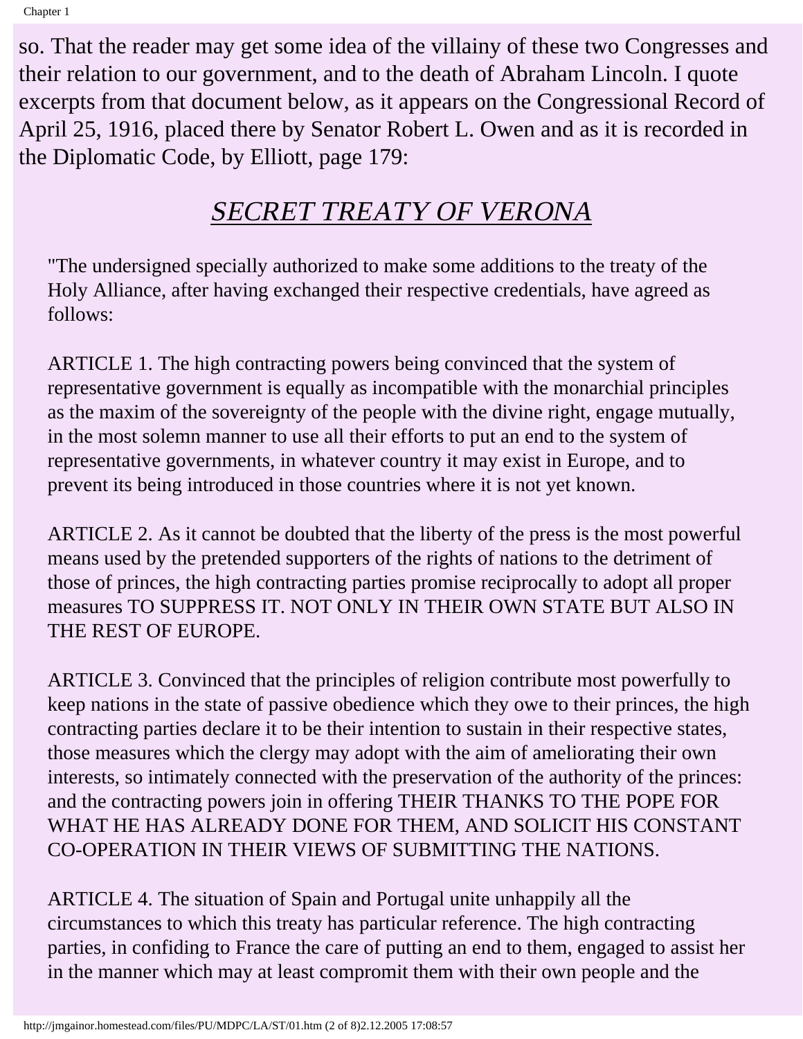so. That the reader may get some idea of the villainy of these two Congresses and their relation to our government, and to the death of Abraham Lincoln. I quote excerpts from that document below, as it appears on the Congressional Record of April 25, 1916, placed there by Senator Robert L. Owen and as it is recorded in the Diplomatic Code, by Elliott, page 179:

## *SECRET TREATY OF VERONA*

"The undersigned specially authorized to make some additions to the treaty of the Holy Alliance, after having exchanged their respective credentials, have agreed as follows:

ARTICLE 1. The high contracting powers being convinced that the system of representative government is equally as incompatible with the monarchial principles as the maxim of the sovereignty of the people with the divine right, engage mutually, in the most solemn manner to use all their efforts to put an end to the system of representative governments, in whatever country it may exist in Europe, and to prevent its being introduced in those countries where it is not yet known.

ARTICLE 2. As it cannot be doubted that the liberty of the press is the most powerful means used by the pretended supporters of the rights of nations to the detriment of those of princes, the high contracting parties promise reciprocally to adopt all proper measures TO SUPPRESS IT. NOT ONLY IN THEIR OWN STATE BUT ALSO IN THE REST OF EUROPE.

ARTICLE 3. Convinced that the principles of religion contribute most powerfully to keep nations in the state of passive obedience which they owe to their princes, the high contracting parties declare it to be their intention to sustain in their respective states, those measures which the clergy may adopt with the aim of ameliorating their own interests, so intimately connected with the preservation of the authority of the princes: and the contracting powers join in offering THEIR THANKS TO THE POPE FOR WHAT HE HAS ALREADY DONE FOR THEM, AND SOLICIT HIS CONSTANT CO-OPERATION IN THEIR VIEWS OF SUBMITTING THE NATIONS.

ARTICLE 4. The situation of Spain and Portugal unite unhappily all the circumstances to which this treaty has particular reference. The high contracting parties, in confiding to France the care of putting an end to them, engaged to assist her in the manner which may at least compromit them with their own people and the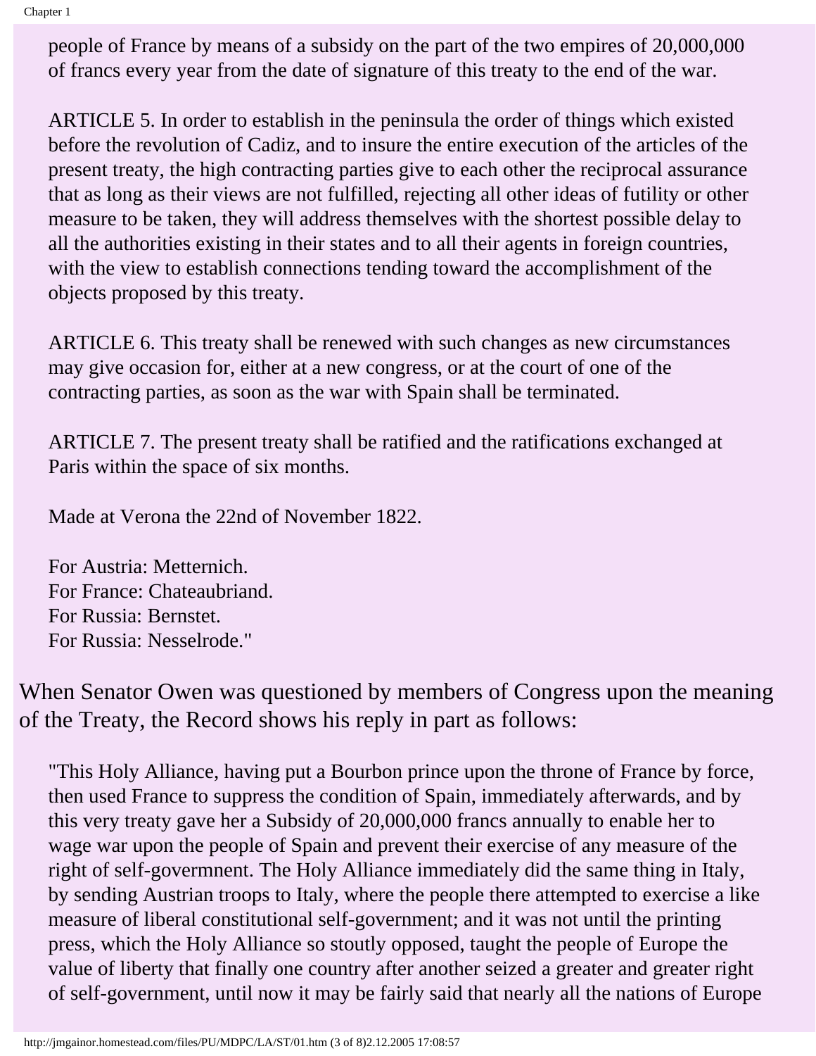people of France by means of a subsidy on the part of the two empires of 20,000,000 of francs every year from the date of signature of this treaty to the end of the war.

ARTICLE 5. In order to establish in the peninsula the order of things which existed before the revolution of Cadiz, and to insure the entire execution of the articles of the present treaty, the high contracting parties give to each other the reciprocal assurance that as long as their views are not fulfilled, rejecting all other ideas of futility or other measure to be taken, they will address themselves with the shortest possible delay to all the authorities existing in their states and to all their agents in foreign countries, with the view to establish connections tending toward the accomplishment of the objects proposed by this treaty.

ARTICLE 6. This treaty shall be renewed with such changes as new circumstances may give occasion for, either at a new congress, or at the court of one of the contracting parties, as soon as the war with Spain shall be terminated.

ARTICLE 7. The present treaty shall be ratified and the ratifications exchanged at Paris within the space of six months.

Made at Verona the 22nd of November 1822.

For Austria: Metternich.  
For France: Chateaubriand.  
For Russia: Bernstet.  
For Russia: Nesselrode."

When Senator Owen was questioned by members of Congress upon the meaning of the Treaty, the Record shows his reply in part as follows:

"This Holy Alliance, having put a Bourbon prince upon the throne of France by force, then used France to suppress the condition of Spain, immediately afterwards, and by this very treaty gave her a Subsidy of 20,000,000 francs annually to enable her to wage war upon the people of Spain and prevent their exercise of any measure of the right of self-govermnent. The Holy Alliance immediately did the same thing in Italy, by sending Austrian troops to Italy, where the people there attempted to exercise a like measure of liberal constitutional self-government; and it was not until the printing press, which the Holy Alliance so stoutly opposed, taught the people of Europe the value of liberty that finally one country after another seized a greater and greater right of self-government, until now it may be fairly said that nearly all the nations of Europe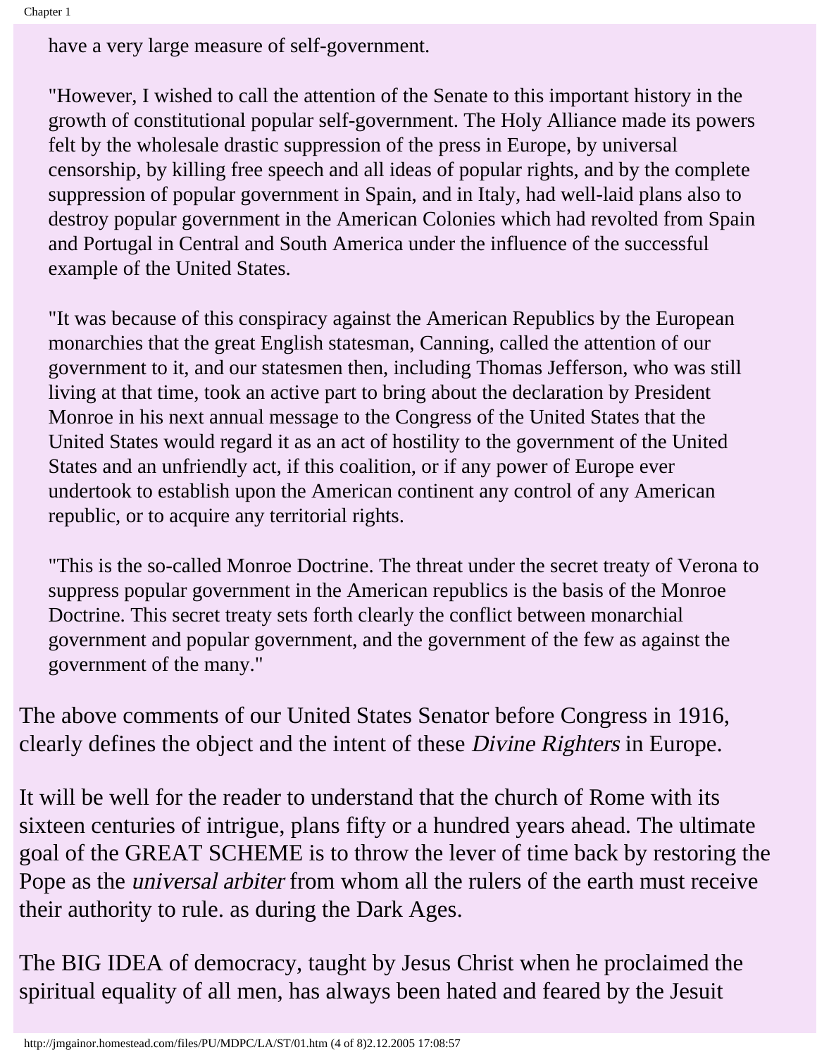have a very large measure of self-government.

"However, I wished to call the attention of the Senate to this important history in the growth of constitutional popular self-government. The Holy Alliance made its powers felt by the wholesale drastic suppression of the press in Europe, by universal censorship, by killing free speech and all ideas of popular rights, and by the complete suppression of popular government in Spain, and in Italy, had well-laid plans also to destroy popular government in the American Colonies which had revolted from Spain and Portugal in Central and South America under the influence of the successful example of the United States.

"It was because of this conspiracy against the American Republics by the European monarchies that the great English statesman, Canning, called the attention of our government to it, and our statesmen then, including Thomas Jefferson, who was still living at that time, took an active part to bring about the declaration by President Monroe in his next annual message to the Congress of the United States that the United States would regard it as an act of hostility to the government of the United States and an unfriendly act, if this coalition, or if any power of Europe ever undertook to establish upon the American continent any control of any American republic, or to acquire any territorial rights.

"This is the so-called Monroe Doctrine. The threat under the secret treaty of Verona to suppress popular government in the American republics is the basis of the Monroe Doctrine. This secret treaty sets forth clearly the conflict between monarchial government and popular government, and the government of the few as against the government of the many."

The above comments of our United States Senator before Congress in 1916, clearly defines the object and the intent of these *Divine Righters* in Europe.

It will be well for the reader to understand that the church of Rome with its sixteen centuries of intrigue, plans fifty or a hundred years ahead. The ultimate goal of the GREAT SCHEME is to throw the lever of time back by restoring the Pope as the *universal arbiter* from whom all the rulers of the earth must receive their authority to rule. as during the Dark Ages.

The BIG IDEA of democracy, taught by Jesus Christ when he proclaimed the spiritual equality of all men, has always been hated and feared by the Jesuit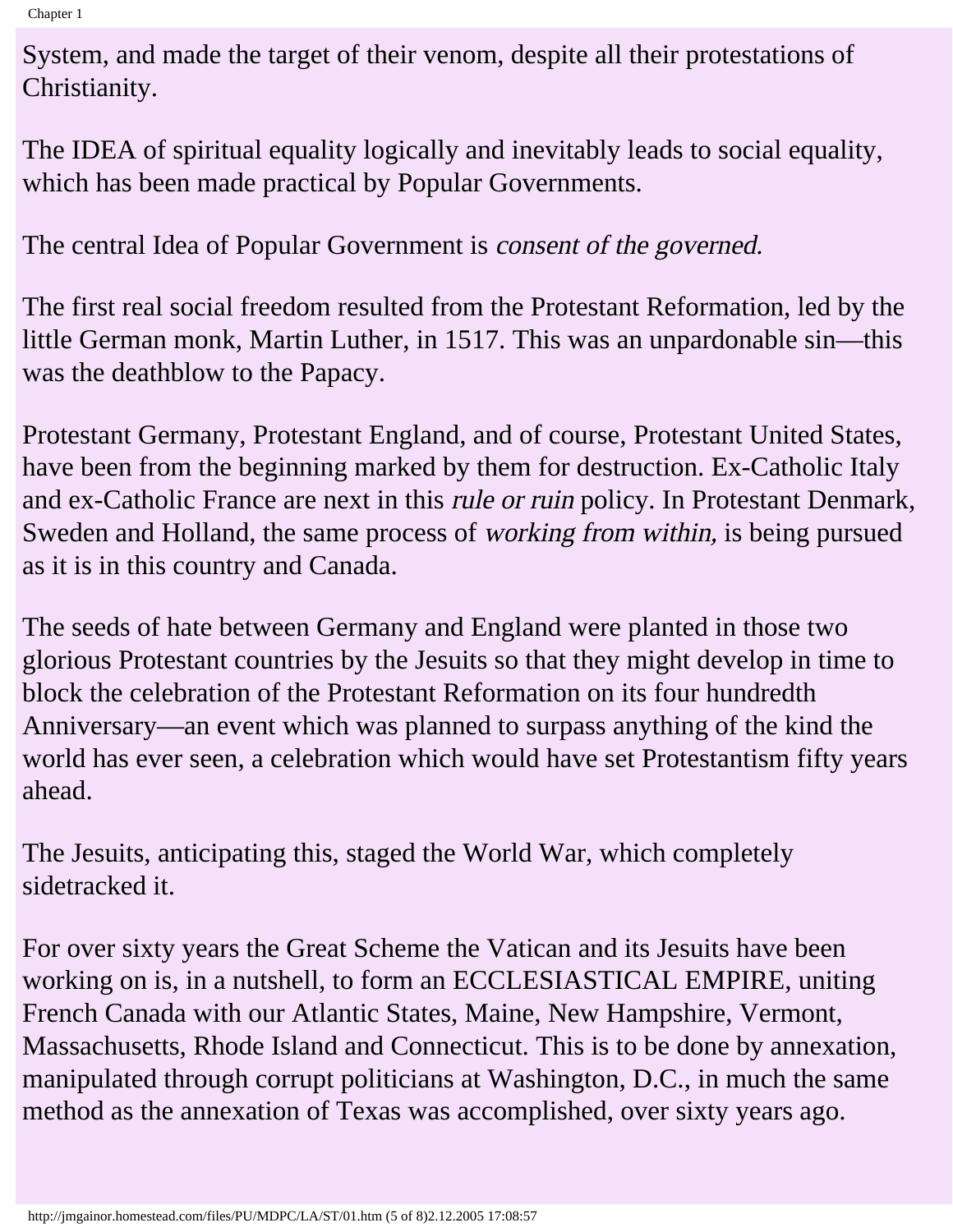System, and made the target of their venom, despite all their protestations of Christianity.

The IDEA of spiritual equality logically and inevitably leads to social equality, which has been made practical by Popular Governments.

The central Idea of Popular Government is *consent of the governed.*

The first real social freedom resulted from the Protestant Reformation, led by the little German monk, Martin Luther, in 1517. This was an unpardonable sin—this was the deathblow to the Papacy.

Protestant Germany, Protestant England, and of course, Protestant United States, have been from the beginning marked by them for destruction. Ex-Catholic Italy and ex-Catholic France are next in this *rule or ruin* policy. In Protestant Denmark, Sweden and Holland, the same process of *working from within,* is being pursued as it is in this country and Canada.

The seeds of hate between Germany and England were planted in those two glorious Protestant countries by the Jesuits so that they might develop in time to block the celebration of the Protestant Reformation on its four hundredth Anniversary—an event which was planned to surpass anything of the kind the world has ever seen, a celebration which would have set Protestantism fifty years ahead.

The Jesuits, anticipating this, staged the World War, which completely sidetracked it.

For over sixty years the Great Scheme the Vatican and its Jesuits have been working on is, in a nutshell, to form an ECCLESIASTICAL EMPIRE, uniting French Canada with our Atlantic States, Maine, New Hampshire, Vermont, Massachusetts, Rhode Island and Connecticut. This is to be done by annexation, manipulated through corrupt politicians at Washington, D.C., in much the same method as the annexation of Texas was accomplished, over sixty years ago.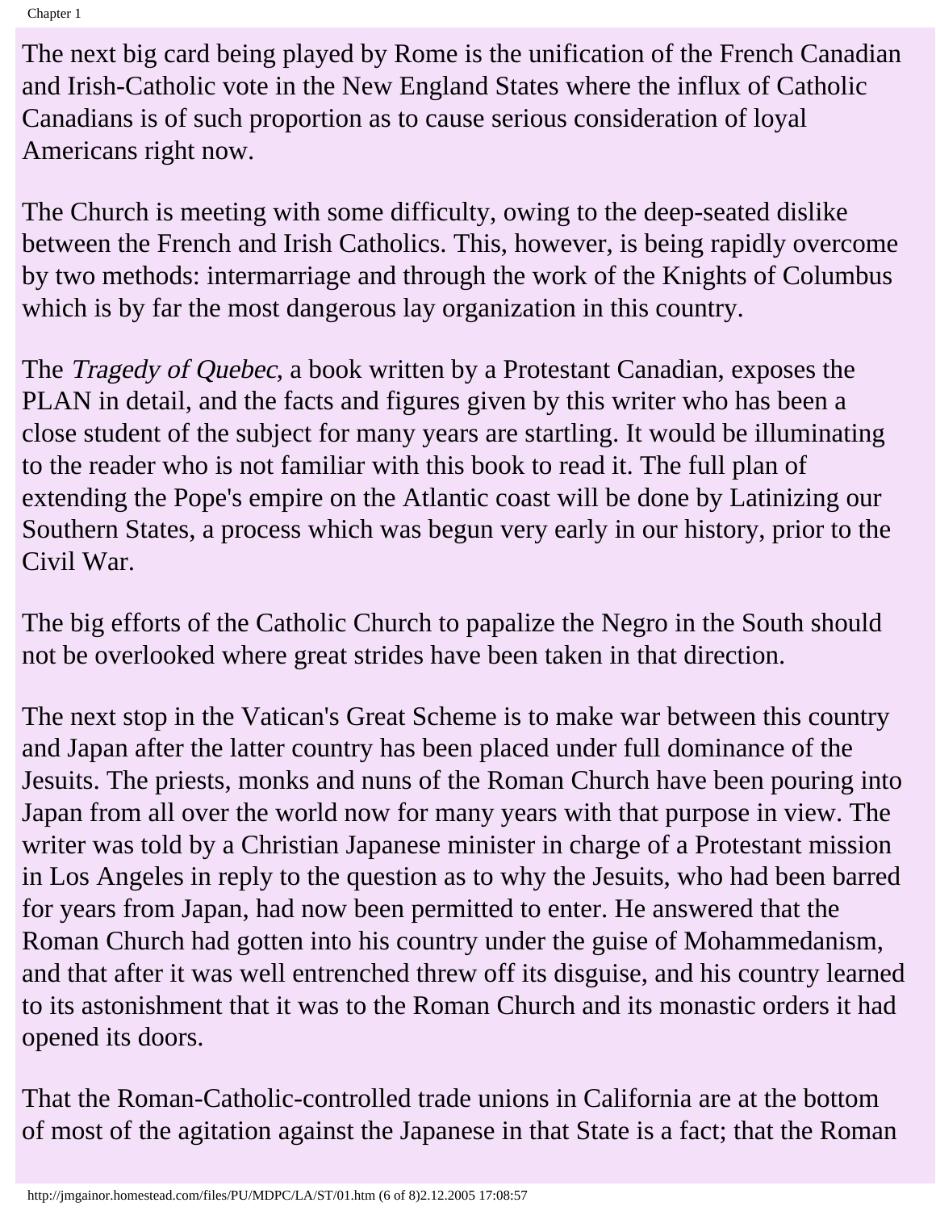The next big card being played by Rome is the unification of the French Canadian and Irish-Catholic vote in the New England States where the influx of Catholic Canadians is of such proportion as to cause serious consideration of loyal Americans right now.

The Church is meeting with some difficulty, owing to the deep-seated dislike between the French and Irish Catholics. This, however, is being rapidly overcome by two methods: intermarriage and through the work of the Knights of Columbus which is by far the most dangerous lay organization in this country.

The *Tragedy of Quebec*, a book written by a Protestant Canadian, exposes the PLAN in detail, and the facts and figures given by this writer who has been a close student of the subject for many years are startling. It would be illuminating to the reader who is not familiar with this book to read it. The full plan of extending the Pope's empire on the Atlantic coast will be done by Latinizing our Southern States, a process which was begun very early in our history, prior to the Civil War.

The big efforts of the Catholic Church to papalize the Negro in the South should not be overlooked where great strides have been taken in that direction.

The next stop in the Vatican's Great Scheme is to make war between this country and Japan after the latter country has been placed under full dominance of the Jesuits. The priests, monks and nuns of the Roman Church have been pouring into Japan from all over the world now for many years with that purpose in view. The writer was told by a Christian Japanese minister in charge of a Protestant mission in Los Angeles in reply to the question as to why the Jesuits, who had been barred for years from Japan, had now been permitted to enter. He answered that the Roman Church had gotten into his country under the guise of Mohammedanism, and that after it was well entrenched threw off its disguise, and his country learned to its astonishment that it was to the Roman Church and its monastic orders it had opened its doors.

That the Roman-Catholic-controlled trade unions in California are at the bottom of most of the agitation against the Japanese in that State is a fact; that the Roman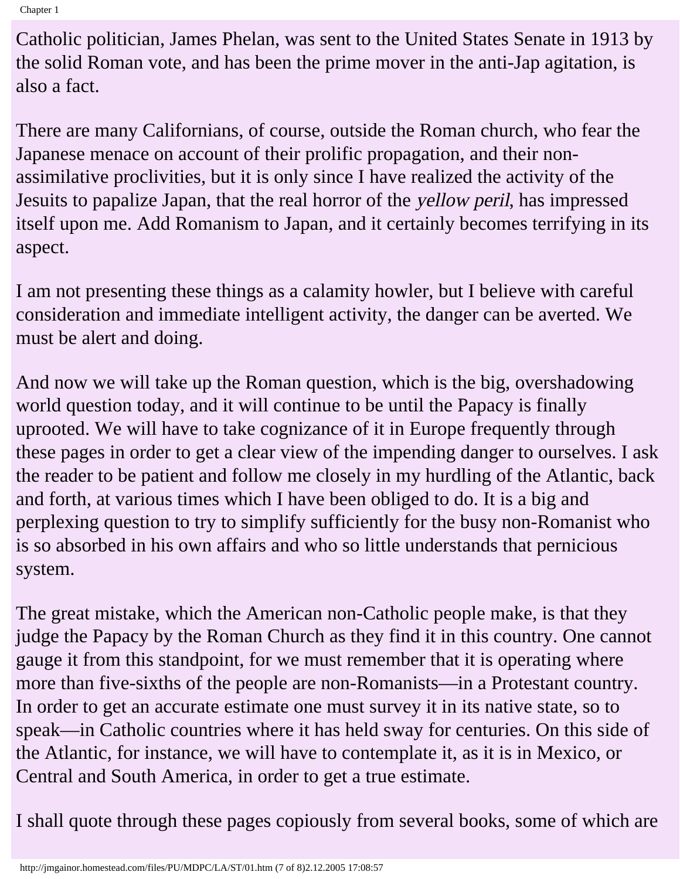Catholic politician, James Phelan, was sent to the United States Senate in 1913 by the solid Roman vote, and has been the prime mover in the anti-Jap agitation, is also a fact.

There are many Californians, of course, outside the Roman church, who fear the Japanese menace on account of their prolific propagation, and their non-assimilative proclivities, but it is only since I have realized the activity of the Jesuits to papalize Japan, that the real horror of the *yellow peril*, has impressed itself upon me. Add Romanism to Japan, and it certainly becomes terrifying in its aspect.

I am not presenting these things as a calamity howler, but I believe with careful consideration and immediate intelligent activity, the danger can be averted. We must be alert and doing.

And now we will take up the Roman question, which is the big, overshadowing world question today, and it will continue to be until the Papacy is finally uprooted. We will have to take cognizance of it in Europe frequently through these pages in order to get a clear view of the impending danger to ourselves. I ask the reader to be patient and follow me closely in my hurdling of the Atlantic, back and forth, at various times which I have been obliged to do. It is a big and perplexing question to try to simplify sufficiently for the busy non-Romanist who is so absorbed in his own affairs and who so little understands that pernicious system.

The great mistake, which the American non-Catholic people make, is that they judge the Papacy by the Roman Church as they find it in this country. One cannot gauge it from this standpoint, for we must remember that it is operating where more than five-sixths of the people are non-Romanists—in a Protestant country. In order to get an accurate estimate one must survey it in its native state, so to speak—in Catholic countries where it has held sway for centuries. On this side of the Atlantic, for instance, we will have to contemplate it, as it is in Mexico, or Central and South America, in order to get a true estimate.

I shall quote through these pages copiously from several books, some of which are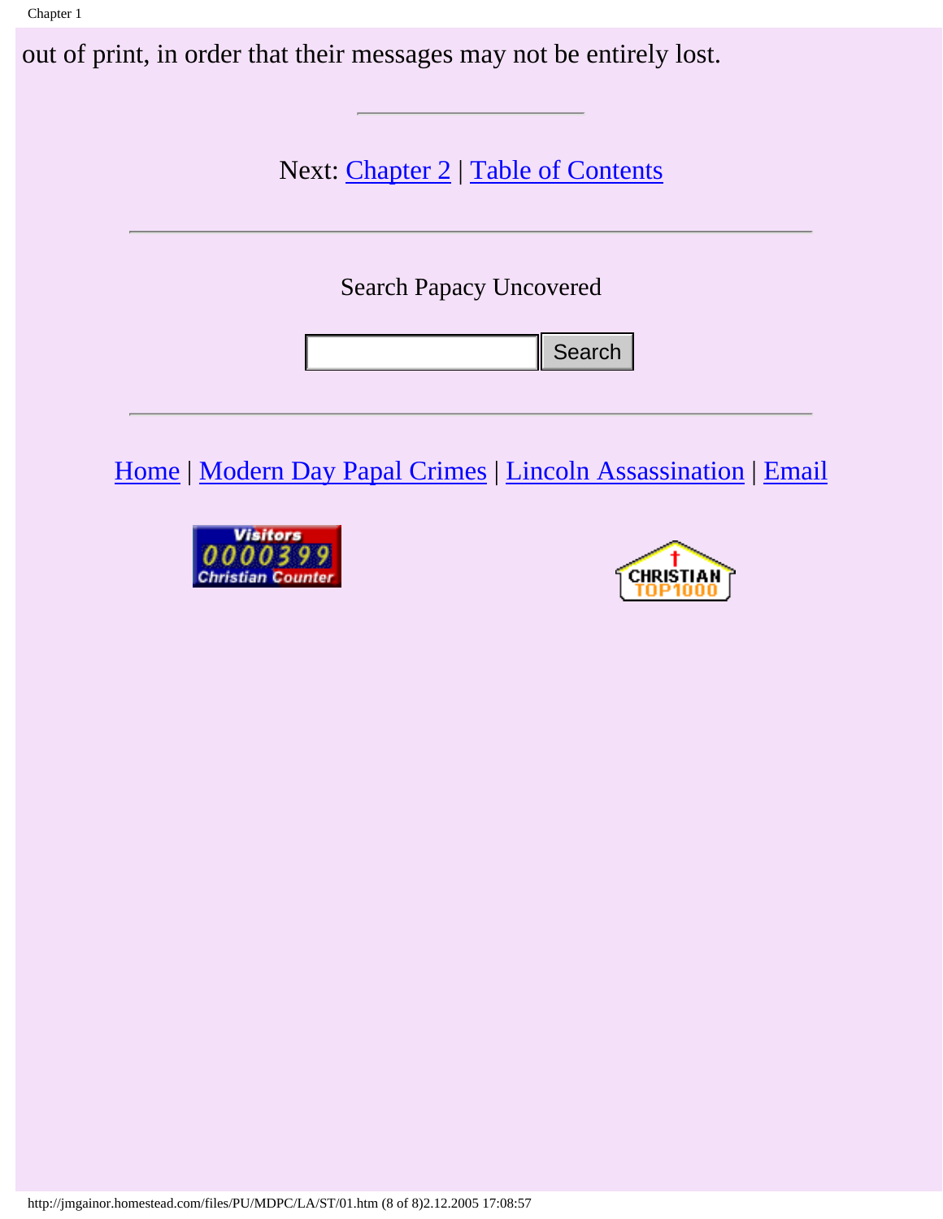out of print, in order that their messages may not be entirely lost.

---

Next: Chapter 2 | Table of Contents

---

Search Papacy Uncovered

Search

---

Home | Modern Day Papal Crimes | Lincoln Assassination | Email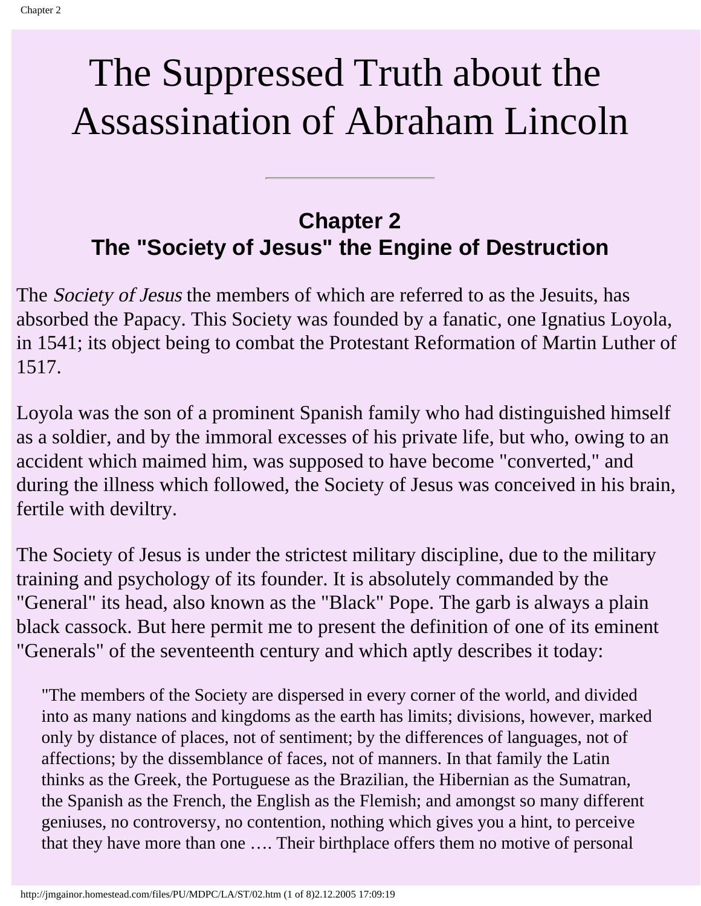# The Suppressed Truth about the Assassination of Abraham Lincoln

---

## Chapter 2
## The "Society of Jesus" the Engine of Destruction

The *Society of Jesus* the members of which are referred to as the Jesuits, has absorbed the Papacy. This Society was founded by a fanatic, one Ignatius Loyola, in 1541; its object being to combat the Protestant Reformation of Martin Luther of 1517.

Loyola was the son of a prominent Spanish family who had distinguished himself as a soldier, and by the immoral excesses of his private life, but who, owing to an accident which maimed him, was supposed to have become "converted," and during the illness which followed, the Society of Jesus was conceived in his brain, fertile with deviltry.

The Society of Jesus is under the strictest military discipline, due to the military training and psychology of its founder. It is absolutely commanded by the "General" its head, also known as the "Black" Pope. The garb is always a plain black cassock. But here permit me to present the definition of one of its eminent "Generals" of the seventeenth century and which aptly describes it today:

> "The members of the Society are dispersed in every corner of the world, and divided into as many nations and kingdoms as the earth has limits; divisions, however, marked only by distance of places, not of sentiment; by the differences of languages, not of affections; by the dissemblance of faces, not of manners. In that family the Latin thinks as the Greek, the Portuguese as the Brazilian, the Hibernian as the Sumatran, the Spanish as the French, the English as the Flemish; and amongst so many different geniuses, no controversy, no contention, nothing which gives you a hint, to perceive that they have more than one …. Their birthplace offers them no motive of personal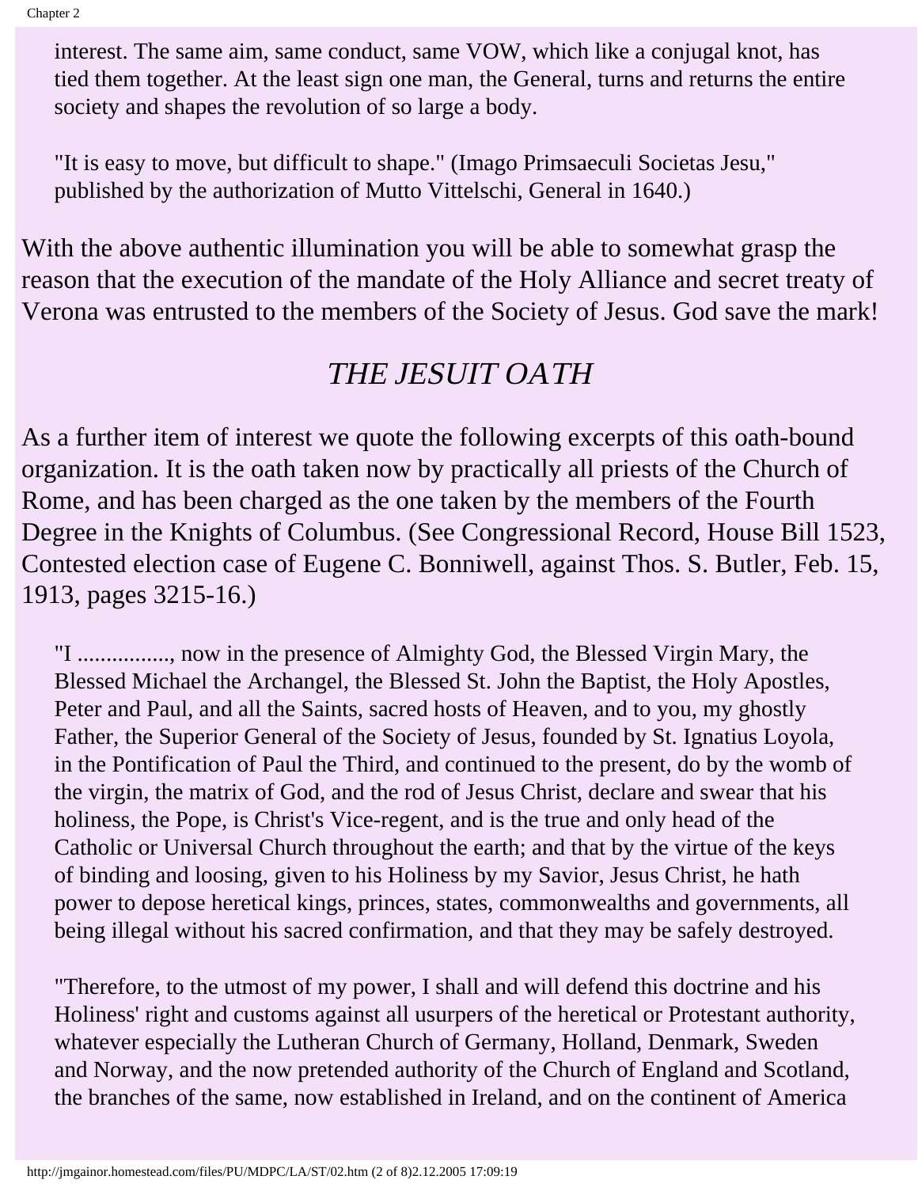> interest. The same aim, same conduct, same VOW, which like a conjugal knot, has tied them together. At the least sign one man, the General, turns and returns the entire society and shapes the revolution of so large a body.
>
> "It is easy to move, but difficult to shape." (Imago Primsaeculi Societas Jesu," published by the authorization of Mutto Vittelschi, General in 1640.)

With the above authentic illumination you will be able to somewhat grasp the reason that the execution of the mandate of the Holy Alliance and secret treaty of Verona was entrusted to the members of the Society of Jesus. God save the mark!

## *THE JESUIT OATH*

As a further item of interest we quote the following excerpts of this oath-bound organization. It is the oath taken now by practically all priests of the Church of Rome, and has been charged as the one taken by the members of the Fourth Degree in the Knights of Columbus. (See Congressional Record, House Bill 1523, Contested election case of Eugene C. Bonniwell, against Thos. S. Butler, Feb. 15, 1913, pages 3215-16.)

> "I ..............., now in the presence of Almighty God, the Blessed Virgin Mary, the Blessed Michael the Archangel, the Blessed St. John the Baptist, the Holy Apostles, Peter and Paul, and all the Saints, sacred hosts of Heaven, and to you, my ghostly Father, the Superior General of the Society of Jesus, founded by St. Ignatius Loyola, in the Pontification of Paul the Third, and continued to the present, do by the womb of the virgin, the matrix of God, and the rod of Jesus Christ, declare and swear that his holiness, the Pope, is Christ's Vice-regent, and is the true and only head of the Catholic or Universal Church throughout the earth; and that by the virtue of the keys of binding and loosing, given to his Holiness by my Savior, Jesus Christ, he hath power to depose heretical kings, princes, states, commonwealths and governments, all being illegal without his sacred confirmation, and that they may be safely destroyed.
>
> "Therefore, to the utmost of my power, I shall and will defend this doctrine and his Holiness' right and customs against all usurpers of the heretical or Protestant authority, whatever especially the Lutheran Church of Germany, Holland, Denmark, Sweden and Norway, and the now pretended authority of the Church of England and Scotland, the branches of the same, now established in Ireland, and on the continent of America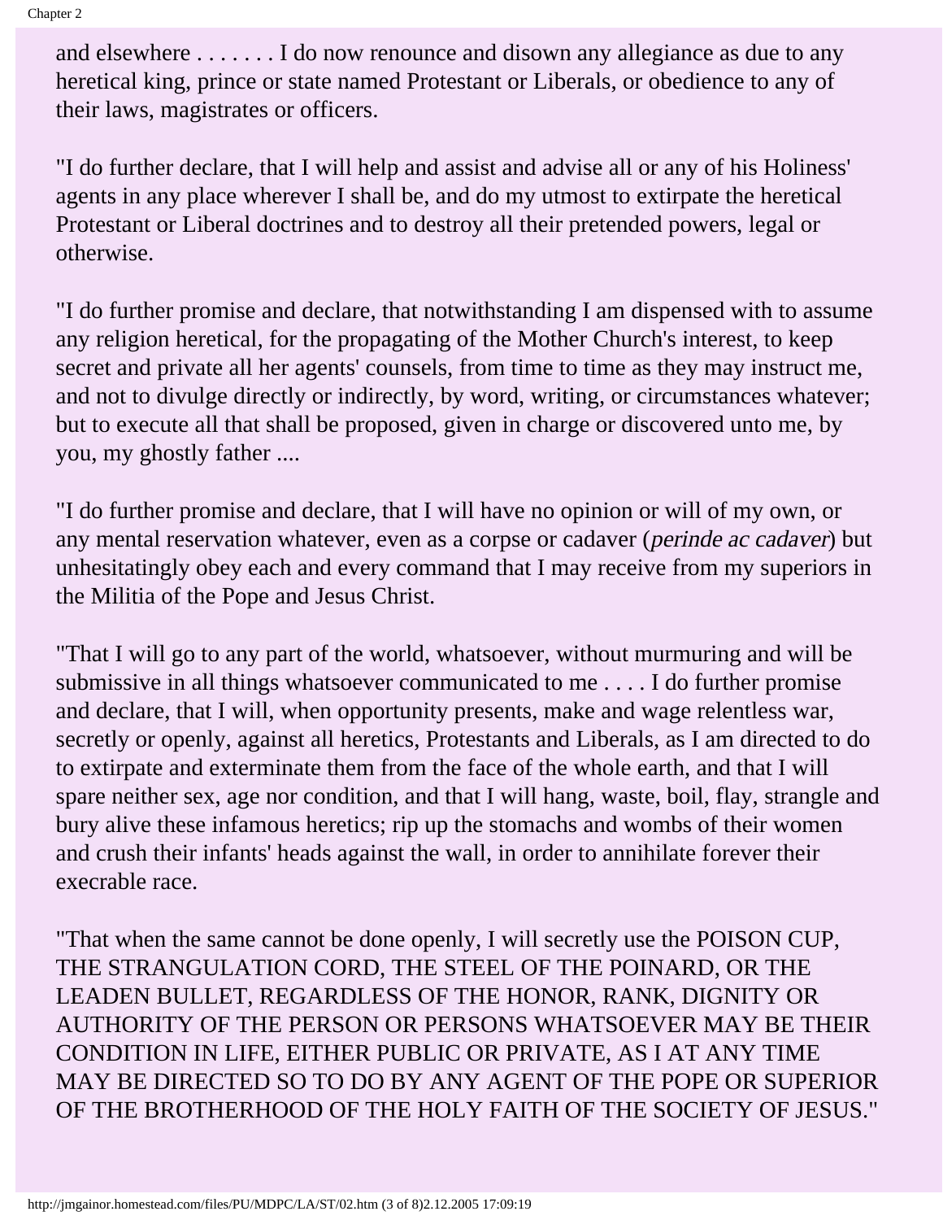and elsewhere . . . . . . . I do now renounce and disown any allegiance as due to any heretical king, prince or state named Protestant or Liberals, or obedience to any of their laws, magistrates or officers.

"I do further declare, that I will help and assist and advise all or any of his Holiness' agents in any place wherever I shall be, and do my utmost to extirpate the heretical Protestant or Liberal doctrines and to destroy all their pretended powers, legal or otherwise.

"I do further promise and declare, that notwithstanding I am dispensed with to assume any religion heretical, for the propagating of the Mother Church's interest, to keep secret and private all her agents' counsels, from time to time as they may instruct me, and not to divulge directly or indirectly, by word, writing, or circumstances whatever; but to execute all that shall be proposed, given in charge or discovered unto me, by you, my ghostly father ....

"I do further promise and declare, that I will have no opinion or will of my own, or any mental reservation whatever, even as a corpse or cadaver (*perinde ac cadaver*) but unhesitatingly obey each and every command that I may receive from my superiors in the Militia of the Pope and Jesus Christ.

"That I will go to any part of the world, whatsoever, without murmuring and will be submissive in all things whatsoever communicated to me . . . . I do further promise and declare, that I will, when opportunity presents, make and wage relentless war, secretly or openly, against all heretics, Protestants and Liberals, as I am directed to do to extirpate and exterminate them from the face of the whole earth, and that I will spare neither sex, age nor condition, and that I will hang, waste, boil, flay, strangle and bury alive these infamous heretics; rip up the stomachs and wombs of their women and crush their infants' heads against the wall, in order to annihilate forever their execrable race.

"That when the same cannot be done openly, I will secretly use the POISON CUP, THE STRANGULATION CORD, THE STEEL OF THE POINARD, OR THE LEADEN BULLET, REGARDLESS OF THE HONOR, RANK, DIGNITY OR AUTHORITY OF THE PERSON OR PERSONS WHATSOEVER MAY BE THEIR CONDITION IN LIFE, EITHER PUBLIC OR PRIVATE, AS I AT ANY TIME MAY BE DIRECTED SO TO DO BY ANY AGENT OF THE POPE OR SUPERIOR OF THE BROTHERHOOD OF THE HOLY FAITH OF THE SOCIETY OF JESUS."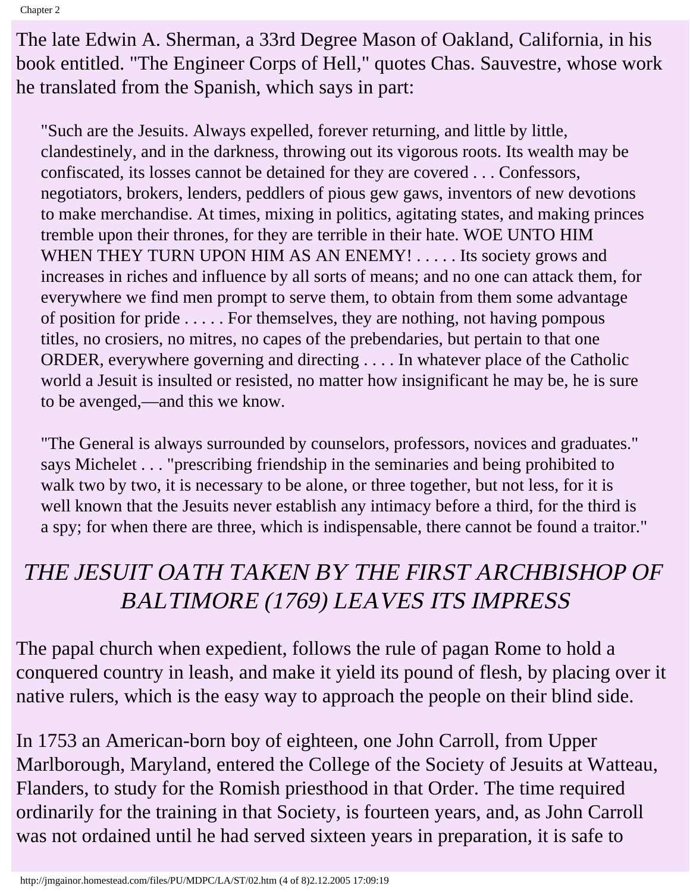The late Edwin A. Sherman, a 33rd Degree Mason of Oakland, California, in his book entitled. "The Engineer Corps of Hell," quotes Chas. Sauvestre, whose work he translated from the Spanish, which says in part:

> "Such are the Jesuits. Always expelled, forever returning, and little by little, clandestinely, and in the darkness, throwing out its vigorous roots. Its wealth may be confiscated, its losses cannot be detained for they are covered . . . Confessors, negotiators, brokers, lenders, peddlers of pious gew gaws, inventors of new devotions to make merchandise. At times, mixing in politics, agitating states, and making princes tremble upon their thrones, for they are terrible in their hate. WOE UNTO HIM WHEN THEY TURN UPON HIM AS AN ENEMY! . . . . . Its society grows and increases in riches and influence by all sorts of means; and no one can attack them, for everywhere we find men prompt to serve them, to obtain from them some advantage of position for pride . . . . . For themselves, they are nothing, not having pompous titles, no crosiers, no mitres, no capes of the prebendaries, but pertain to that one ORDER, everywhere governing and directing . . . . In whatever place of the Catholic world a Jesuit is insulted or resisted, no matter how insignificant he may be, he is sure to be avenged,—and this we know.
>
> "The General is always surrounded by counselors, professors, novices and graduates." says Michelet . . . "prescribing friendship in the seminaries and being prohibited to walk two by two, it is necessary to be alone, or three together, but not less, for it is well known that the Jesuits never establish any intimacy before a third, for the third is a spy; for when there are three, which is indispensable, there cannot be found a traitor."

## *THE JESUIT OATH TAKEN BY THE FIRST ARCHBISHOP OF BALTIMORE (1769) LEAVES ITS IMPRESS*

The papal church when expedient, follows the rule of pagan Rome to hold a conquered country in leash, and make it yield its pound of flesh, by placing over it native rulers, which is the easy way to approach the people on their blind side.

In 1753 an American-born boy of eighteen, one John Carroll, from Upper Marlborough, Maryland, entered the College of the Society of Jesuits at Watteau, Flanders, to study for the Romish priesthood in that Order. The time required ordinarily for the training in that Society, is fourteen years, and, as John Carroll was not ordained until he had served sixteen years in preparation, it is safe to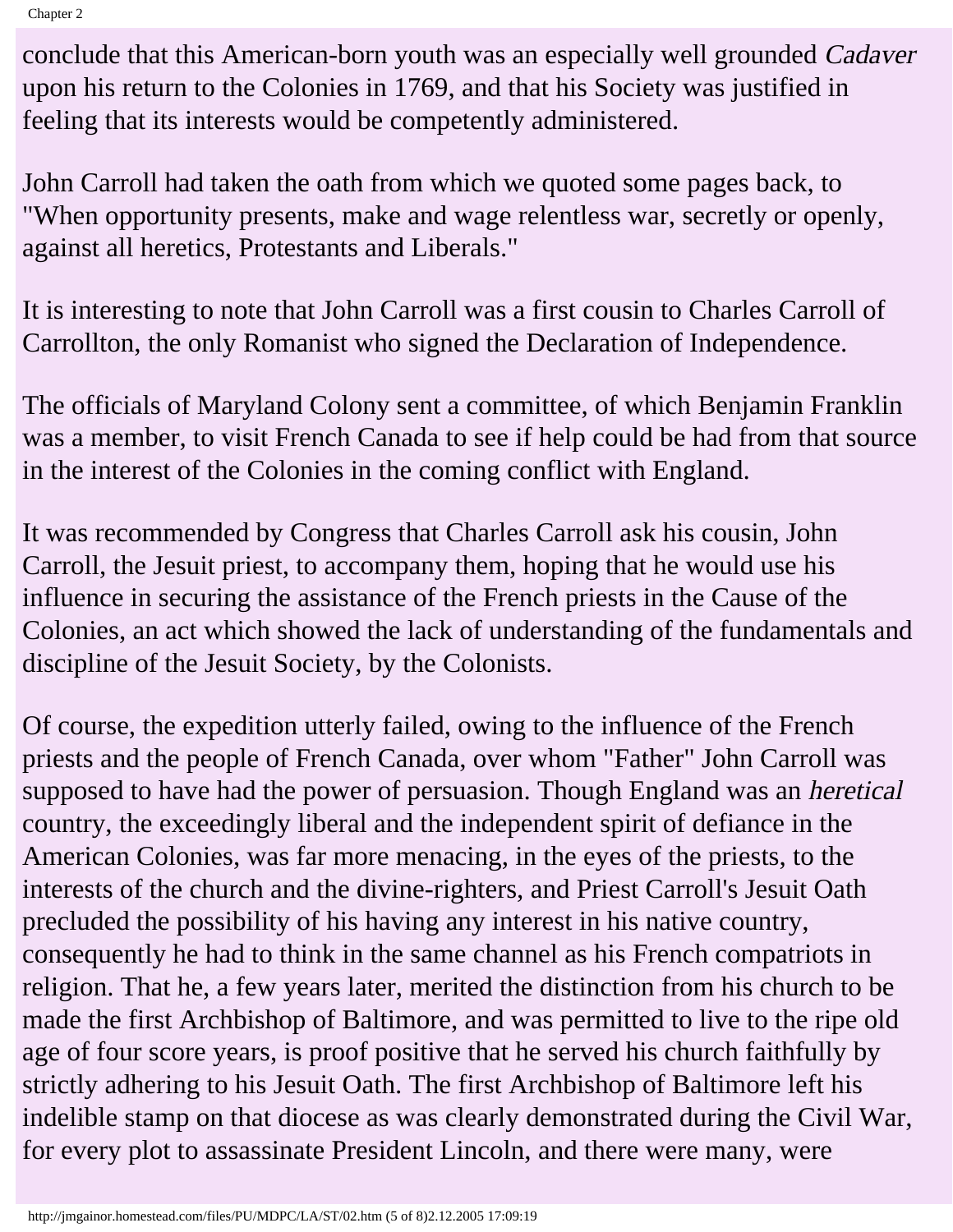conclude that this American-born youth was an especially well grounded *Cadaver* upon his return to the Colonies in 1769, and that his Society was justified in feeling that its interests would be competently administered.

John Carroll had taken the oath from which we quoted some pages back, to "When opportunity presents, make and wage relentless war, secretly or openly, against all heretics, Protestants and Liberals."

It is interesting to note that John Carroll was a first cousin to Charles Carroll of Carrollton, the only Romanist who signed the Declaration of Independence.

The officials of Maryland Colony sent a committee, of which Benjamin Franklin was a member, to visit French Canada to see if help could be had from that source in the interest of the Colonies in the coming conflict with England.

It was recommended by Congress that Charles Carroll ask his cousin, John Carroll, the Jesuit priest, to accompany them, hoping that he would use his influence in securing the assistance of the French priests in the Cause of the Colonies, an act which showed the lack of understanding of the fundamentals and discipline of the Jesuit Society, by the Colonists.

Of course, the expedition utterly failed, owing to the influence of the French priests and the people of French Canada, over whom "Father" John Carroll was supposed to have had the power of persuasion. Though England was an *heretical* country, the exceedingly liberal and the independent spirit of defiance in the American Colonies, was far more menacing, in the eyes of the priests, to the interests of the church and the divine-righters, and Priest Carroll's Jesuit Oath precluded the possibility of his having any interest in his native country, consequently he had to think in the same channel as his French compatriots in religion. That he, a few years later, merited the distinction from his church to be made the first Archbishop of Baltimore, and was permitted to live to the ripe old age of four score years, is proof positive that he served his church faithfully by strictly adhering to his Jesuit Oath. The first Archbishop of Baltimore left his indelible stamp on that diocese as was clearly demonstrated during the Civil War, for every plot to assassinate President Lincoln, and there were many, were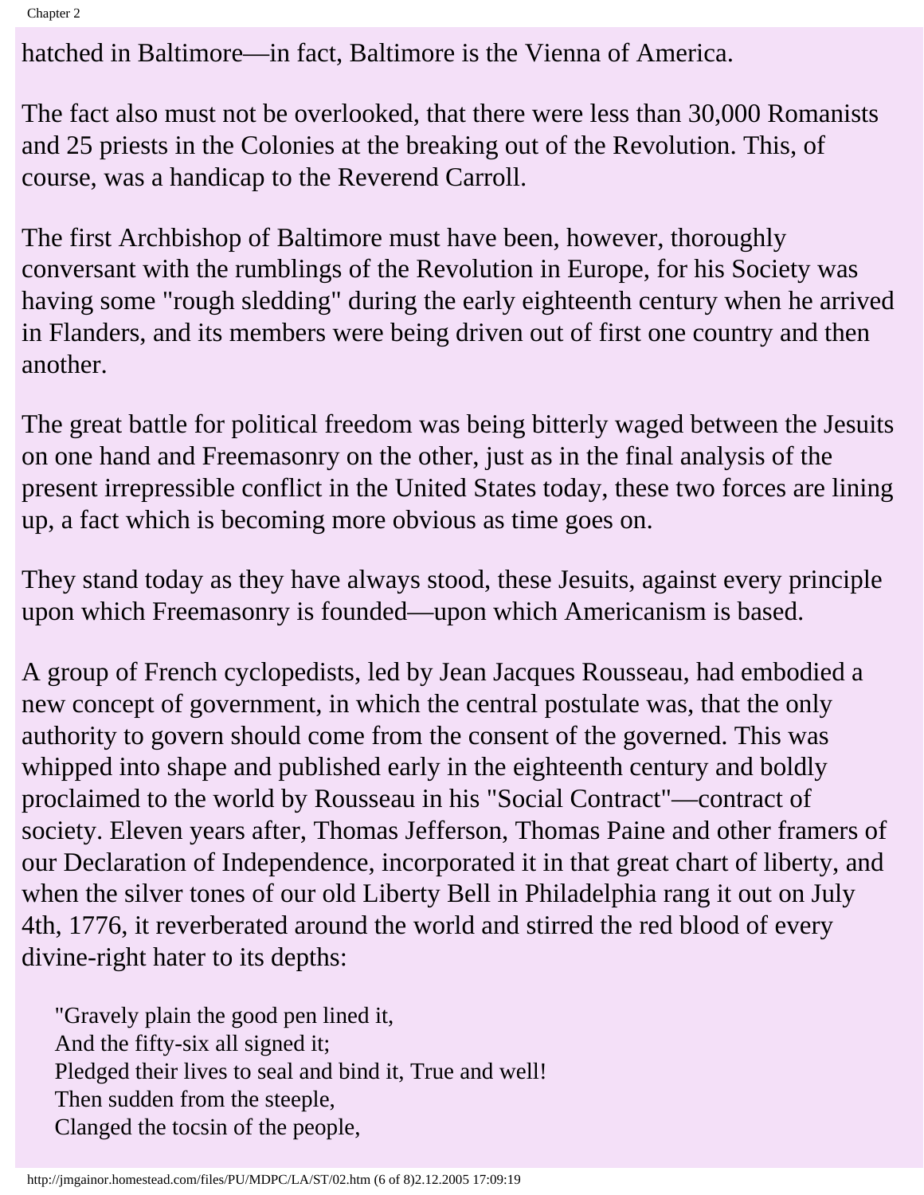hatched in Baltimore—in fact, Baltimore is the Vienna of America.

The fact also must not be overlooked, that there were less than 30,000 Romanists and 25 priests in the Colonies at the breaking out of the Revolution. This, of course, was a handicap to the Reverend Carroll.

The first Archbishop of Baltimore must have been, however, thoroughly conversant with the rumblings of the Revolution in Europe, for his Society was having some "rough sledding" during the early eighteenth century when he arrived in Flanders, and its members were being driven out of first one country and then another.

The great battle for political freedom was being bitterly waged between the Jesuits on one hand and Freemasonry on the other, just as in the final analysis of the present irrepressible conflict in the United States today, these two forces are lining up, a fact which is becoming more obvious as time goes on.

They stand today as they have always stood, these Jesuits, against every principle upon which Freemasonry is founded—upon which Americanism is based.

A group of French cyclopedists, led by Jean Jacques Rousseau, had embodied a new concept of government, in which the central postulate was, that the only authority to govern should come from the consent of the governed. This was whipped into shape and published early in the eighteenth century and boldly proclaimed to the world by Rousseau in his "Social Contract"—contract of society. Eleven years after, Thomas Jefferson, Thomas Paine and other framers of our Declaration of Independence, incorporated it in that great chart of liberty, and when the silver tones of our old Liberty Bell in Philadelphia rang it out on July 4th, 1776, it reverberated around the world and stirred the red blood of every divine-right hater to its depths:

> "Gravely plain the good pen lined it,
> And the fifty-six all signed it;
> Pledged their lives to seal and bind it, True and well!
> Then sudden from the steeple,
> Clanged the tocsin of the people,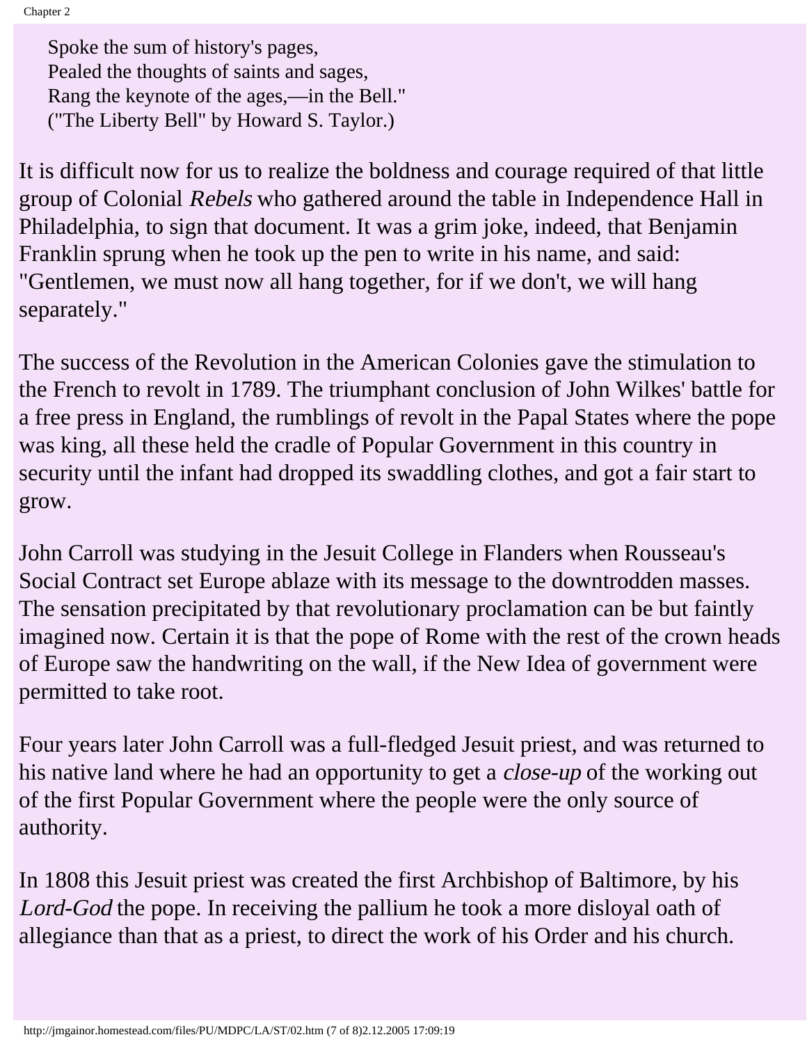Spoke the sum of history's pages,
Pealed the thoughts of saints and sages,
Rang the keynote of the ages,—in the Bell."
("The Liberty Bell" by Howard S. Taylor.)

It is difficult now for us to realize the boldness and courage required of that little group of Colonial *Rebels* who gathered around the table in Independence Hall in Philadelphia, to sign that document. It was a grim joke, indeed, that Benjamin Franklin sprung when he took up the pen to write in his name, and said: "Gentlemen, we must now all hang together, for if we don't, we will hang separately."

The success of the Revolution in the American Colonies gave the stimulation to the French to revolt in 1789. The triumphant conclusion of John Wilkes' battle for a free press in England, the rumblings of revolt in the Papal States where the pope was king, all these held the cradle of Popular Government in this country in security until the infant had dropped its swaddling clothes, and got a fair start to grow.

John Carroll was studying in the Jesuit College in Flanders when Rousseau's Social Contract set Europe ablaze with its message to the downtrodden masses. The sensation precipitated by that revolutionary proclamation can be but faintly imagined now. Certain it is that the pope of Rome with the rest of the crown heads of Europe saw the handwriting on the wall, if the New Idea of government were permitted to take root.

Four years later John Carroll was a full-fledged Jesuit priest, and was returned to his native land where he had an opportunity to get a *close-up* of the working out of the first Popular Government where the people were the only source of authority.

In 1808 this Jesuit priest was created the first Archbishop of Baltimore, by his *Lord-God* the pope. In receiving the pallium he took a more disloyal oath of allegiance than that as a priest, to direct the work of his Order and his church.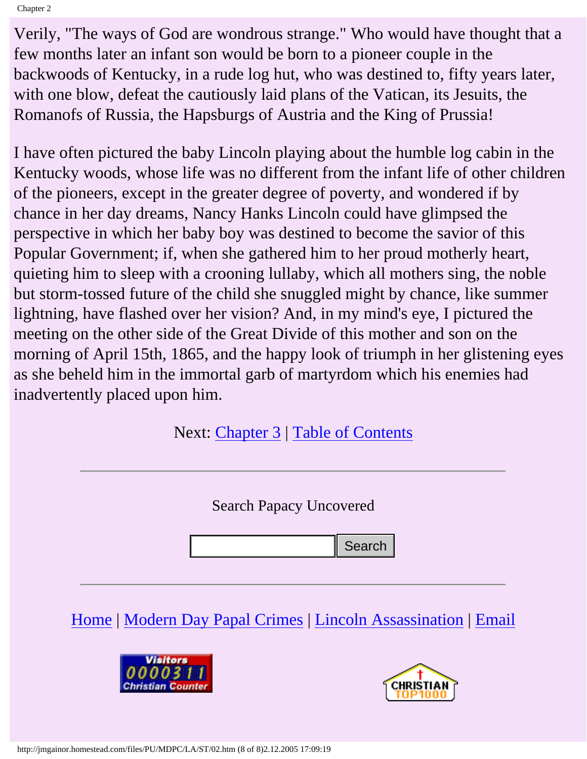Verily, "The ways of God are wondrous strange." Who would have thought that a few months later an infant son would be born to a pioneer couple in the backwoods of Kentucky, in a rude log hut, who was destined to, fifty years later, with one blow, defeat the cautiously laid plans of the Vatican, its Jesuits, the Romanofs of Russia, the Hapsburgs of Austria and the King of Prussia!

I have often pictured the baby Lincoln playing about the humble log cabin in the Kentucky woods, whose life was no different from the infant life of other children of the pioneers, except in the greater degree of poverty, and wondered if by chance in her day dreams, Nancy Hanks Lincoln could have glimpsed the perspective in which her baby boy was destined to become the savior of this Popular Government; if, when she gathered him to her proud motherly heart, quieting him to sleep with a crooning lullaby, which all mothers sing, the noble but storm-tossed future of the child she snuggled might by chance, like summer lightning, have flashed over her vision? And, in my mind's eye, I pictured the meeting on the other side of the Great Divide of this mother and son on the morning of April 15th, 1865, and the happy look of triumph in her glistening eyes as she beheld him in the immortal garb of martyrdom which his enemies had inadvertently placed upon him.

Next: Chapter 3 | Table of Contents

---

Search Papacy Uncovered

---

Home | Modern Day Papal Crimes | Lincoln Assassination | Email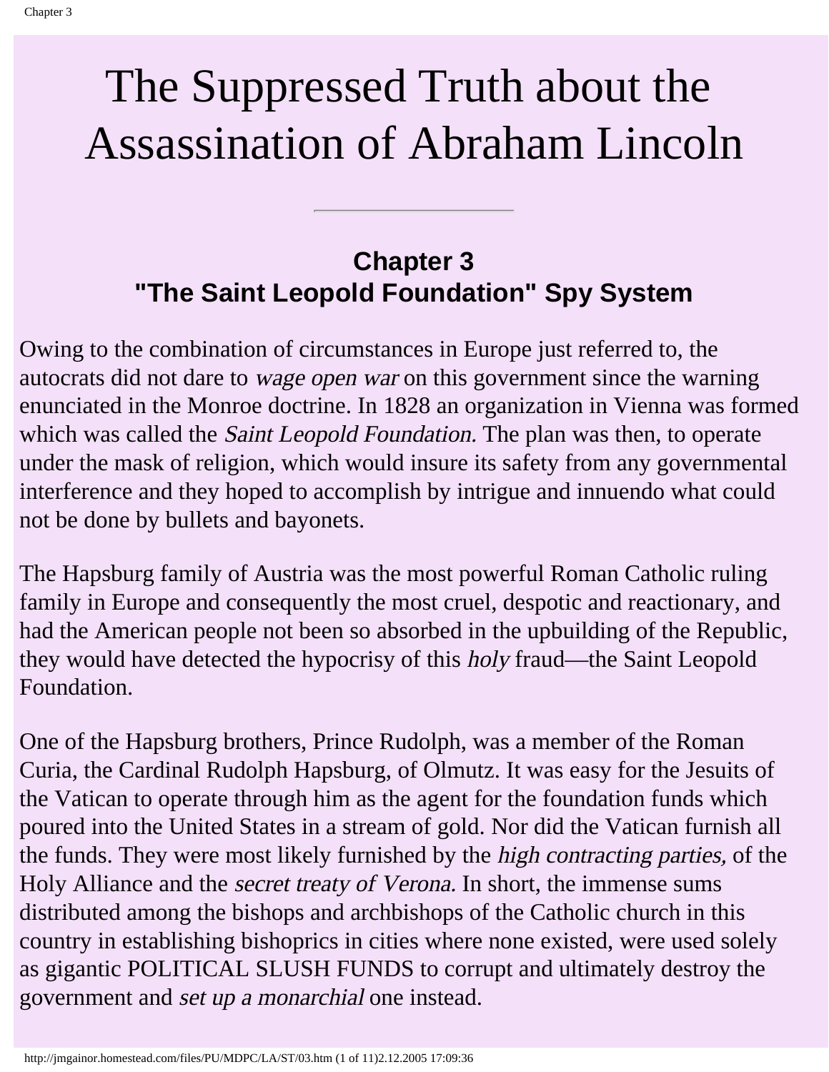# The Suppressed Truth about the Assassination of Abraham Lincoln

---

### Chapter 3
### "The Saint Leopold Foundation" Spy System

Owing to the combination of circumstances in Europe just referred to, the autocrats did not dare to *wage open war* on this government since the warning enunciated in the Monroe doctrine. In 1828 an organization in Vienna was formed which was called the *Saint Leopold Foundation.* The plan was then, to operate under the mask of religion, which would insure its safety from any governmental interference and they hoped to accomplish by intrigue and innuendo what could not be done by bullets and bayonets.

The Hapsburg family of Austria was the most powerful Roman Catholic ruling family in Europe and consequently the most cruel, despotic and reactionary, and had the American people not been so absorbed in the upbuilding of the Republic, they would have detected the hypocrisy of this *holy* fraud—the Saint Leopold Foundation.

One of the Hapsburg brothers, Prince Rudolph, was a member of the Roman Curia, the Cardinal Rudolph Hapsburg, of Olmutz. It was easy for the Jesuits of the Vatican to operate through him as the agent for the foundation funds which poured into the United States in a stream of gold. Nor did the Vatican furnish all the funds. They were most likely furnished by the *high contracting parties,* of the Holy Alliance and the *secret treaty of Verona.* In short, the immense sums distributed among the bishops and archbishops of the Catholic church in this country in establishing bishoprics in cities where none existed, were used solely as gigantic POLITICAL SLUSH FUNDS to corrupt and ultimately destroy the government and *set up a monarchial* one instead.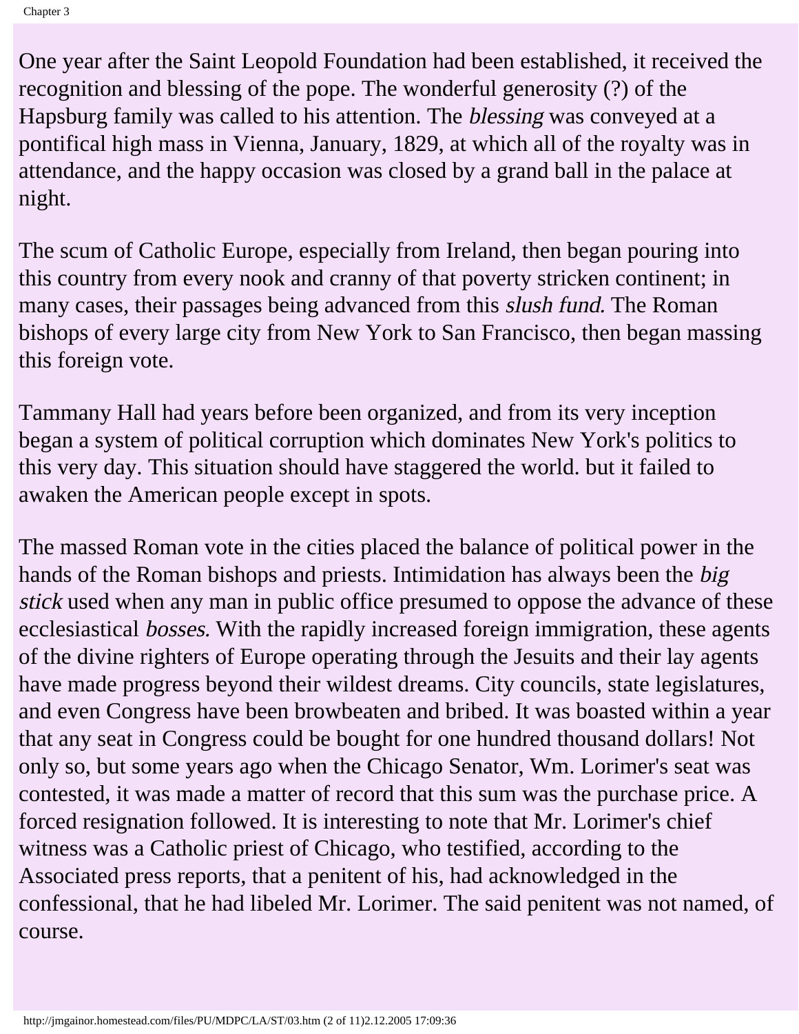One year after the Saint Leopold Foundation had been established, it received the recognition and blessing of the pope. The wonderful generosity (?) of the Hapsburg family was called to his attention. The *blessing* was conveyed at a pontifical high mass in Vienna, January, 1829, at which all of the royalty was in attendance, and the happy occasion was closed by a grand ball in the palace at night.

The scum of Catholic Europe, especially from Ireland, then began pouring into this country from every nook and cranny of that poverty stricken continent; in many cases, their passages being advanced from this *slush fund.* The Roman bishops of every large city from New York to San Francisco, then began massing this foreign vote.

Tammany Hall had years before been organized, and from its very inception began a system of political corruption which dominates New York's politics to this very day. This situation should have staggered the world. but it failed to awaken the American people except in spots.

The massed Roman vote in the cities placed the balance of political power in the hands of the Roman bishops and priests. Intimidation has always been the *big stick* used when any man in public office presumed to oppose the advance of these ecclesiastical *bosses.* With the rapidly increased foreign immigration, these agents of the divine righters of Europe operating through the Jesuits and their lay agents have made progress beyond their wildest dreams. City councils, state legislatures, and even Congress have been browbeaten and bribed. It was boasted within a year that any seat in Congress could be bought for one hundred thousand dollars! Not only so, but some years ago when the Chicago Senator, Wm. Lorimer's seat was contested, it was made a matter of record that this sum was the purchase price. A forced resignation followed. It is interesting to note that Mr. Lorimer's chief witness was a Catholic priest of Chicago, who testified, according to the Associated press reports, that a penitent of his, had acknowledged in the confessional, that he had libeled Mr. Lorimer. The said penitent was not named, of course.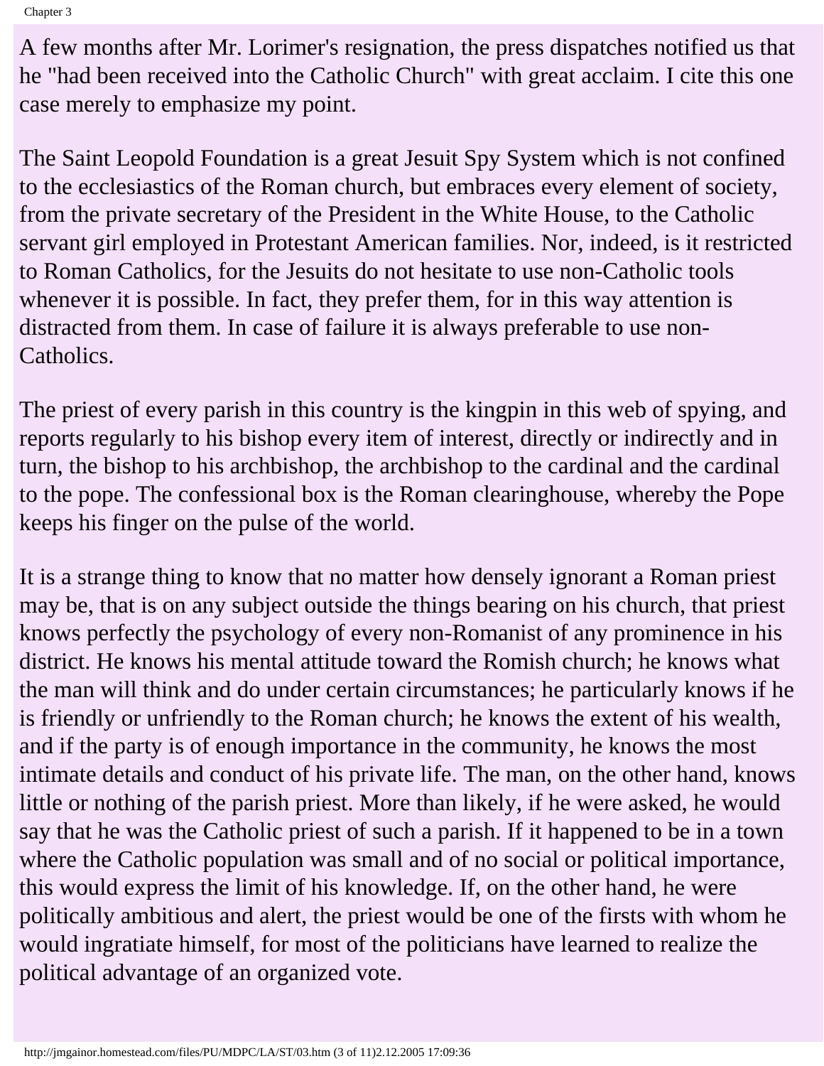A few months after Mr. Lorimer's resignation, the press dispatches notified us that he "had been received into the Catholic Church" with great acclaim. I cite this one case merely to emphasize my point.

The Saint Leopold Foundation is a great Jesuit Spy System which is not confined to the ecclesiastics of the Roman church, but embraces every element of society, from the private secretary of the President in the White House, to the Catholic servant girl employed in Protestant American families. Nor, indeed, is it restricted to Roman Catholics, for the Jesuits do not hesitate to use non-Catholic tools whenever it is possible. In fact, they prefer them, for in this way attention is distracted from them. In case of failure it is always preferable to use non-Catholics.

The priest of every parish in this country is the kingpin in this web of spying, and reports regularly to his bishop every item of interest, directly or indirectly and in turn, the bishop to his archbishop, the archbishop to the cardinal and the cardinal to the pope. The confessional box is the Roman clearinghouse, whereby the Pope keeps his finger on the pulse of the world.

It is a strange thing to know that no matter how densely ignorant a Roman priest may be, that is on any subject outside the things bearing on his church, that priest knows perfectly the psychology of every non-Romanist of any prominence in his district. He knows his mental attitude toward the Romish church; he knows what the man will think and do under certain circumstances; he particularly knows if he is friendly or unfriendly to the Roman church; he knows the extent of his wealth, and if the party is of enough importance in the community, he knows the most intimate details and conduct of his private life. The man, on the other hand, knows little or nothing of the parish priest. More than likely, if he were asked, he would say that he was the Catholic priest of such a parish. If it happened to be in a town where the Catholic population was small and of no social or political importance, this would express the limit of his knowledge. If, on the other hand, he were politically ambitious and alert, the priest would be one of the firsts with whom he would ingratiate himself, for most of the politicians have learned to realize the political advantage of an organized vote.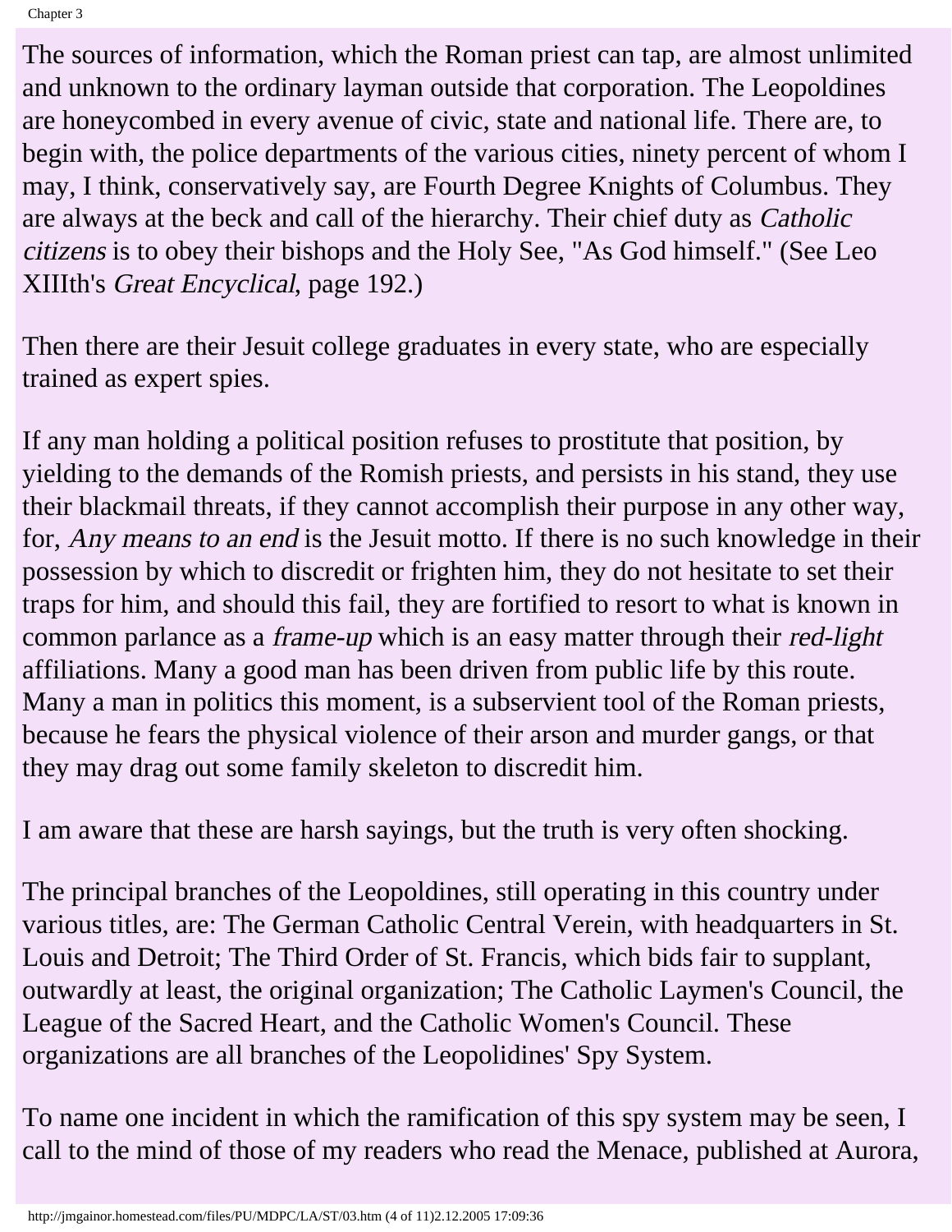The sources of information, which the Roman priest can tap, are almost unlimited and unknown to the ordinary layman outside that corporation. The Leopoldines are honeycombed in every avenue of civic, state and national life. There are, to begin with, the police departments of the various cities, ninety percent of whom I may, I think, conservatively say, are Fourth Degree Knights of Columbus. They are always at the beck and call of the hierarchy. Their chief duty as *Catholic citizens* is to obey their bishops and the Holy See, "As God himself." (See Leo XIIIth's *Great Encyclical*, page 192.)

Then there are their Jesuit college graduates in every state, who are especially trained as expert spies.

If any man holding a political position refuses to prostitute that position, by yielding to the demands of the Romish priests, and persists in his stand, they use their blackmail threats, if they cannot accomplish their purpose in any other way, for, *Any means to an end* is the Jesuit motto. If there is no such knowledge in their possession by which to discredit or frighten him, they do not hesitate to set their traps for him, and should this fail, they are fortified to resort to what is known in common parlance as a *frame-up* which is an easy matter through their *red-light* affiliations. Many a good man has been driven from public life by this route. Many a man in politics this moment, is a subservient tool of the Roman priests, because he fears the physical violence of their arson and murder gangs, or that they may drag out some family skeleton to discredit him.

I am aware that these are harsh sayings, but the truth is very often shocking.

The principal branches of the Leopoldines, still operating in this country under various titles, are: The German Catholic Central Verein, with headquarters in St. Louis and Detroit; The Third Order of St. Francis, which bids fair to supplant, outwardly at least, the original organization; The Catholic Laymen's Council, the League of the Sacred Heart, and the Catholic Women's Council. These organizations are all branches of the Leopolidines' Spy System.

To name one incident in which the ramification of this spy system may be seen, I call to the mind of those of my readers who read the Menace, published at Aurora,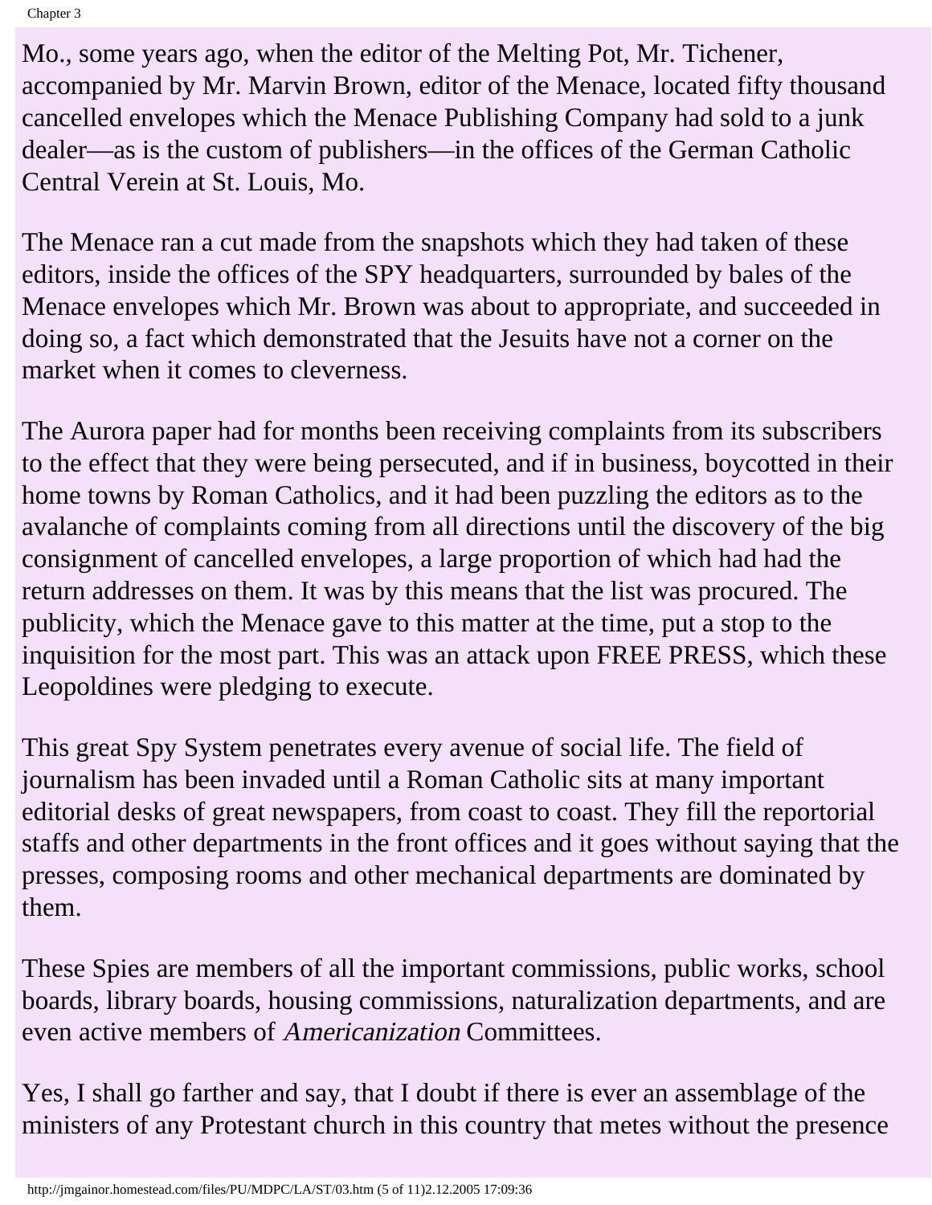Mo., some years ago, when the editor of the Melting Pot, Mr. Tichener, accompanied by Mr. Marvin Brown, editor of the Menace, located fifty thousand cancelled envelopes which the Menace Publishing Company had sold to a junk dealer—as is the custom of publishers—in the offices of the German Catholic Central Verein at St. Louis, Mo.

The Menace ran a cut made from the snapshots which they had taken of these editors, inside the offices of the SPY headquarters, surrounded by bales of the Menace envelopes which Mr. Brown was about to appropriate, and succeeded in doing so, a fact which demonstrated that the Jesuits have not a corner on the market when it comes to cleverness.

The Aurora paper had for months been receiving complaints from its subscribers to the effect that they were being persecuted, and if in business, boycotted in their home towns by Roman Catholics, and it had been puzzling the editors as to the avalanche of complaints coming from all directions until the discovery of the big consignment of cancelled envelopes, a large proportion of which had had the return addresses on them. It was by this means that the list was procured. The publicity, which the Menace gave to this matter at the time, put a stop to the inquisition for the most part. This was an attack upon FREE PRESS, which these Leopoldines were pledging to execute.

This great Spy System penetrates every avenue of social life. The field of journalism has been invaded until a Roman Catholic sits at many important editorial desks of great newspapers, from coast to coast. They fill the reportorial staffs and other departments in the front offices and it goes without saying that the presses, composing rooms and other mechanical departments are dominated by them.

These Spies are members of all the important commissions, public works, school boards, library boards, housing commissions, naturalization departments, and are even active members of *Americanization* Committees.

Yes, I shall go farther and say, that I doubt if there is ever an assemblage of the ministers of any Protestant church in this country that metes without the presence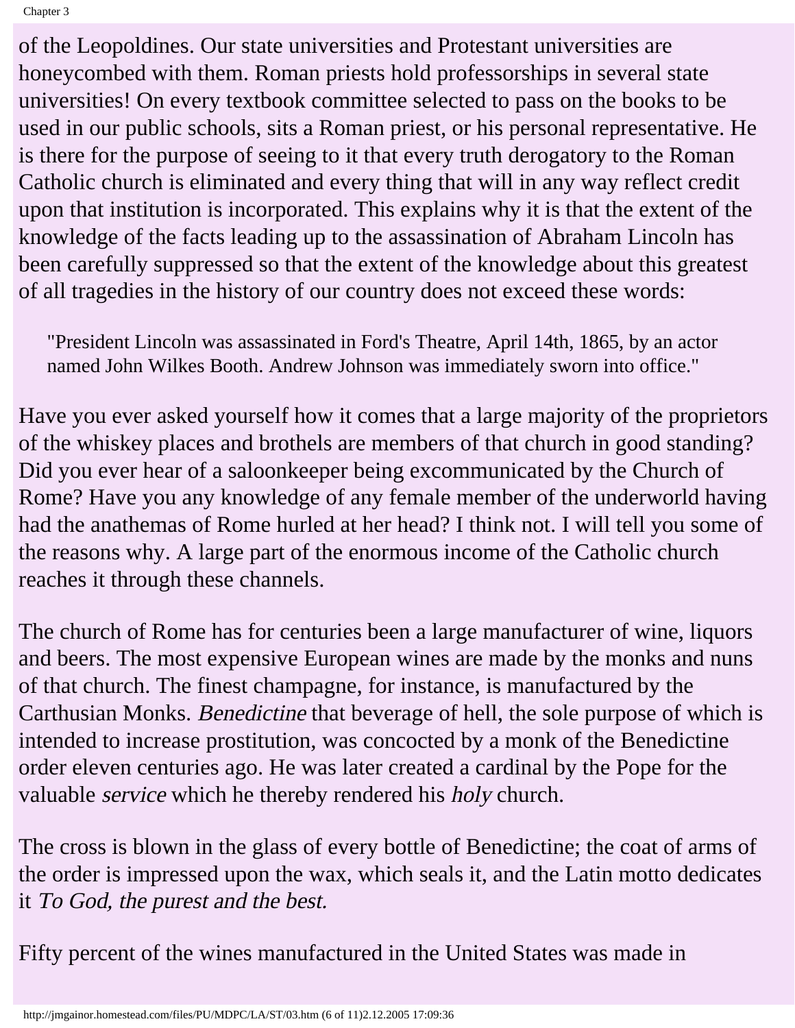of the Leopoldines. Our state universities and Protestant universities are honeycombed with them. Roman priests hold professorships in several state universities! On every textbook committee selected to pass on the books to be used in our public schools, sits a Roman priest, or his personal representative. He is there for the purpose of seeing to it that every truth derogatory to the Roman Catholic church is eliminated and every thing that will in any way reflect credit upon that institution is incorporated. This explains why it is that the extent of the knowledge of the facts leading up to the assassination of Abraham Lincoln has been carefully suppressed so that the extent of the knowledge about this greatest of all tragedies in the history of our country does not exceed these words:

> "President Lincoln was assassinated in Ford's Theatre, April 14th, 1865, by an actor named John Wilkes Booth. Andrew Johnson was immediately sworn into office."

Have you ever asked yourself how it comes that a large majority of the proprietors of the whiskey places and brothels are members of that church in good standing? Did you ever hear of a saloonkeeper being excommunicated by the Church of Rome? Have you any knowledge of any female member of the underworld having had the anathemas of Rome hurled at her head? I think not. I will tell you some of the reasons why. A large part of the enormous income of the Catholic church reaches it through these channels.

The church of Rome has for centuries been a large manufacturer of wine, liquors and beers. The most expensive European wines are made by the monks and nuns of that church. The finest champagne, for instance, is manufactured by the Carthusian Monks. *Benedictine* that beverage of hell, the sole purpose of which is intended to increase prostitution, was concocted by a monk of the Benedictine order eleven centuries ago. He was later created a cardinal by the Pope for the valuable *service* which he thereby rendered his *holy* church.

The cross is blown in the glass of every bottle of Benedictine; the coat of arms of the order is impressed upon the wax, which seals it, and the Latin motto dedicates it *To God, the purest and the best.*

Fifty percent of the wines manufactured in the United States was made in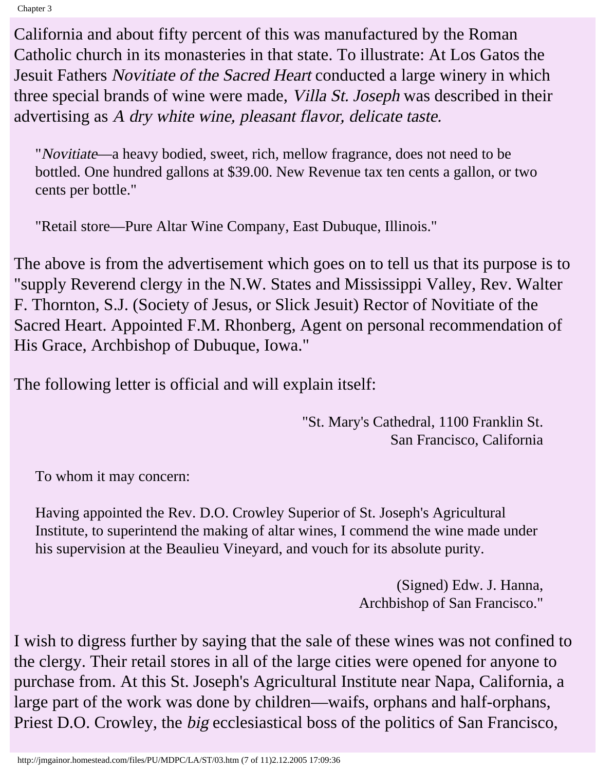California and about fifty percent of this was manufactured by the Roman Catholic church in its monasteries in that state. To illustrate: At Los Gatos the Jesuit Fathers *Novitiate of the Sacred Heart* conducted a large winery in which three special brands of wine were made, *Villa St. Joseph* was described in their advertising as *A dry white wine, pleasant flavor, delicate taste.*

> "*Novitiate*—a heavy bodied, sweet, rich, mellow fragrance, does not need to be bottled. One hundred gallons at $39.00. New Revenue tax ten cents a gallon, or two cents per bottle."
>
> "Retail store—Pure Altar Wine Company, East Dubuque, Illinois."

The above is from the advertisement which goes on to tell us that its purpose is to "supply Reverend clergy in the N.W. States and Mississippi Valley, Rev. Walter F. Thornton, S.J. (Society of Jesus, or Slick Jesuit) Rector of Novitiate of the Sacred Heart. Appointed F.M. Rhonberg, Agent on personal recommendation of His Grace, Archbishop of Dubuque, Iowa."

The following letter is official and will explain itself:

> "St. Mary's Cathedral, 1100 Franklin St.
> San Francisco, California
>
> To whom it may concern:
>
> Having appointed the Rev. D.O. Crowley Superior of St. Joseph's Agricultural Institute, to superintend the making of altar wines, I commend the wine made under his supervision at the Beaulieu Vineyard, and vouch for its absolute purity.
>
> (Signed) Edw. J. Hanna,
> Archbishop of San Francisco."

I wish to digress further by saying that the sale of these wines was not confined to the clergy. Their retail stores in all of the large cities were opened for anyone to purchase from. At this St. Joseph's Agricultural Institute near Napa, California, a large part of the work was done by children—waifs, orphans and half-orphans, Priest D.O. Crowley, the *big* ecclesiastical boss of the politics of San Francisco,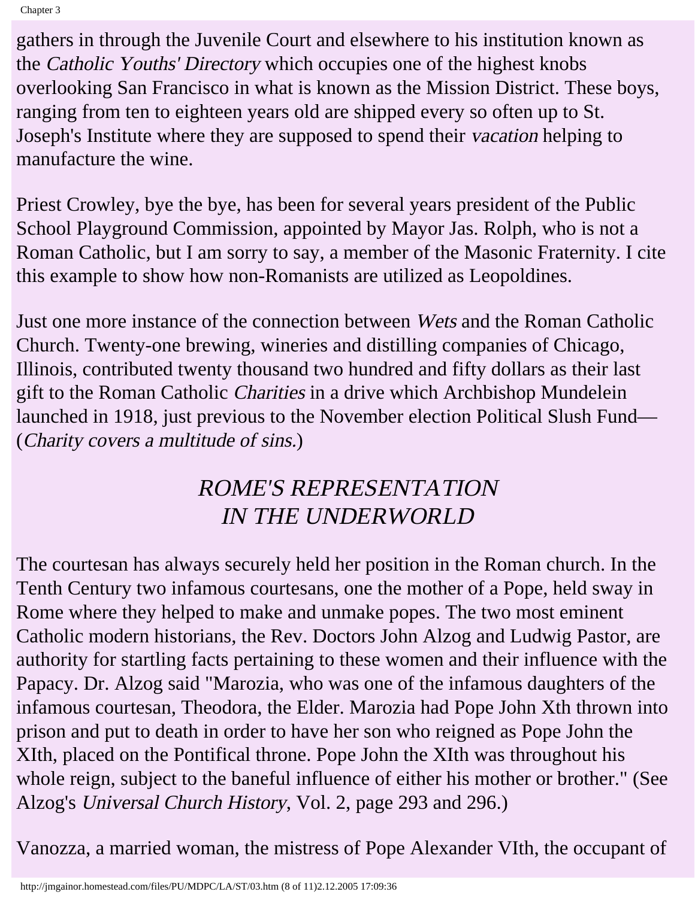gathers in through the Juvenile Court and elsewhere to his institution known as the *Catholic Youths' Directory* which occupies one of the highest knobs overlooking San Francisco in what is known as the Mission District. These boys, ranging from ten to eighteen years old are shipped every so often up to St. Joseph's Institute where they are supposed to spend their *vacation* helping to manufacture the wine.

Priest Crowley, bye the bye, has been for several years president of the Public School Playground Commission, appointed by Mayor Jas. Rolph, who is not a Roman Catholic, but I am sorry to say, a member of the Masonic Fraternity. I cite this example to show how non-Romanists are utilized as Leopoldines.

Just one more instance of the connection between *Wets* and the Roman Catholic Church. Twenty-one brewing, wineries and distilling companies of Chicago, Illinois, contributed twenty thousand two hundred and fifty dollars as their last gift to the Roman Catholic *Charities* in a drive which Archbishop Mundelein launched in 1918, just previous to the November election Political Slush Fund—(*Charity covers a multitude of sins.*)

## *ROME'S REPRESENTATION IN THE UNDERWORLD*

The courtesan has always securely held her position in the Roman church. In the Tenth Century two infamous courtesans, one the mother of a Pope, held sway in Rome where they helped to make and unmake popes. The two most eminent Catholic modern historians, the Rev. Doctors John Alzog and Ludwig Pastor, are authority for startling facts pertaining to these women and their influence with the Papacy. Dr. Alzog said "Marozia, who was one of the infamous daughters of the infamous courtesan, Theodora, the Elder. Marozia had Pope John Xth thrown into prison and put to death in order to have her son who reigned as Pope John the XIth, placed on the Pontifical throne. Pope John the XIth was throughout his whole reign, subject to the baneful influence of either his mother or brother." (See Alzog's *Universal Church History*, Vol. 2, page 293 and 296.)

Vanozza, a married woman, the mistress of Pope Alexander VIth, the occupant of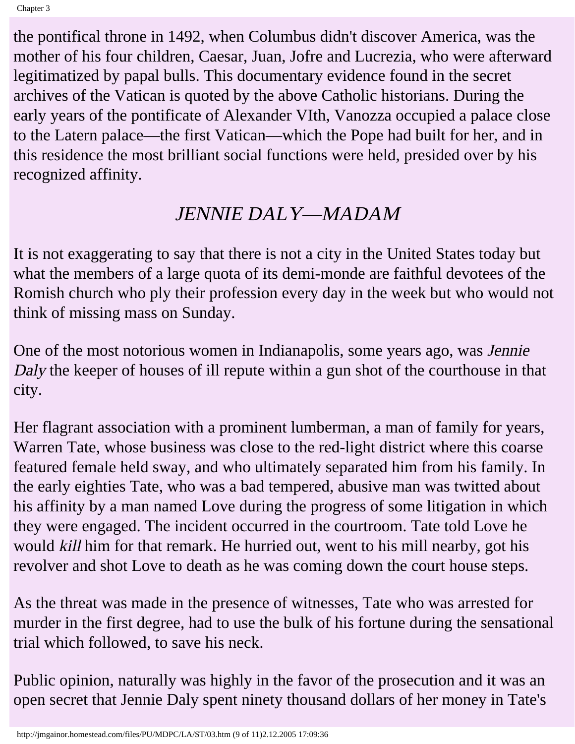the pontifical throne in 1492, when Columbus didn't discover America, was the mother of his four children, Caesar, Juan, Jofre and Lucrezia, who were afterward legitimatized by papal bulls. This documentary evidence found in the secret archives of the Vatican is quoted by the above Catholic historians. During the early years of the pontificate of Alexander VIth, Vanozza occupied a palace close to the Latern palace—the first Vatican—which the Pope had built for her, and in this residence the most brilliant social functions were held, presided over by his recognized affinity.

## *JENNIE DALY—MADAM*

It is not exaggerating to say that there is not a city in the United States today but what the members of a large quota of its demi-monde are faithful devotees of the Romish church who ply their profession every day in the week but who would not think of missing mass on Sunday.

One of the most notorious women in Indianapolis, some years ago, was *Jennie Daly* the keeper of houses of ill repute within a gun shot of the courthouse in that city.

Her flagrant association with a prominent lumberman, a man of family for years, Warren Tate, whose business was close to the red-light district where this coarse featured female held sway, and who ultimately separated him from his family. In the early eighties Tate, who was a bad tempered, abusive man was twitted about his affinity by a man named Love during the progress of some litigation in which they were engaged. The incident occurred in the courtroom. Tate told Love he would *kill* him for that remark. He hurried out, went to his mill nearby, got his revolver and shot Love to death as he was coming down the court house steps.

As the threat was made in the presence of witnesses, Tate who was arrested for murder in the first degree, had to use the bulk of his fortune during the sensational trial which followed, to save his neck.

Public opinion, naturally was highly in the favor of the prosecution and it was an open secret that Jennie Daly spent ninety thousand dollars of her money in Tate's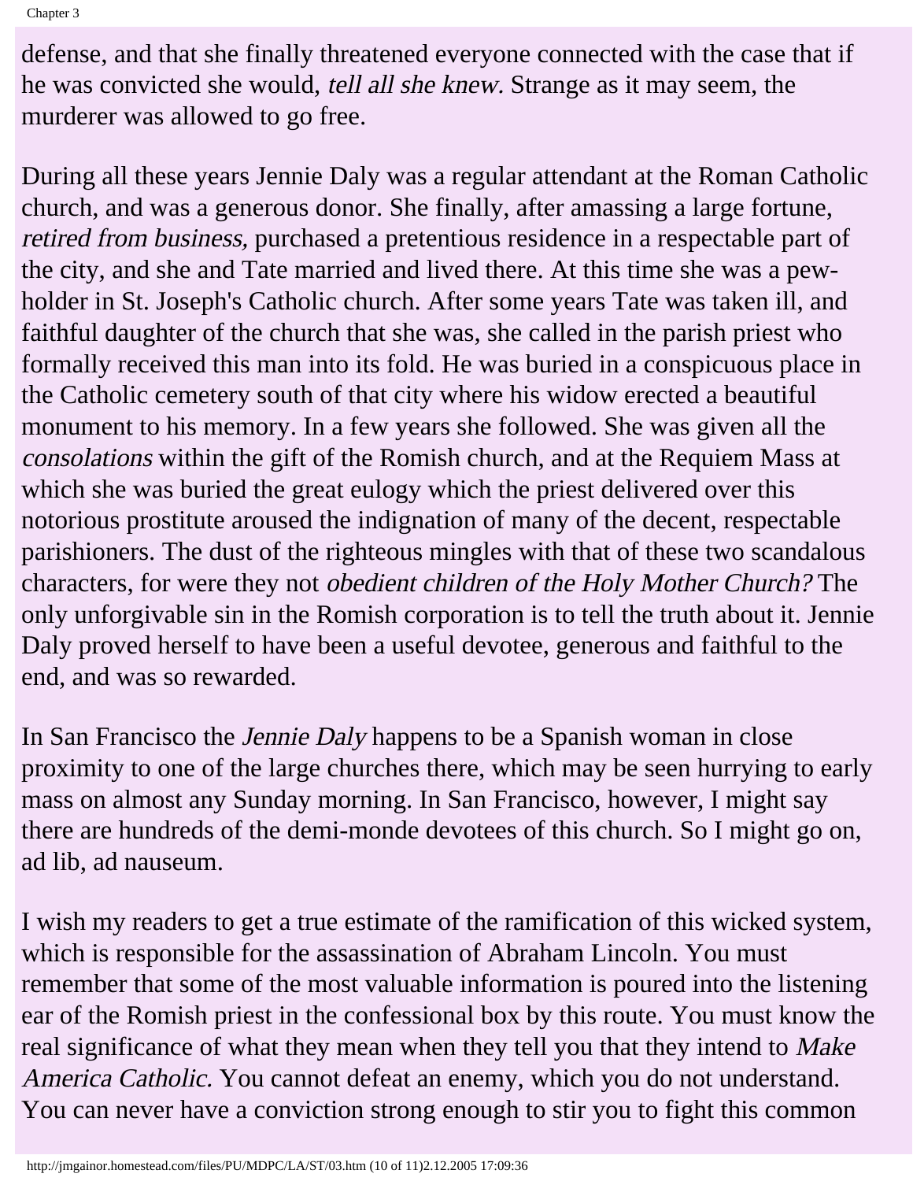defense, and that she finally threatened everyone connected with the case that if he was convicted she would, *tell all she knew.* Strange as it may seem, the murderer was allowed to go free.

During all these years Jennie Daly was a regular attendant at the Roman Catholic church, and was a generous donor. She finally, after amassing a large fortune, *retired from business,* purchased a pretentious residence in a respectable part of the city, and she and Tate married and lived there. At this time she was a pew-holder in St. Joseph's Catholic church. After some years Tate was taken ill, and faithful daughter of the church that she was, she called in the parish priest who formally received this man into its fold. He was buried in a conspicuous place in the Catholic cemetery south of that city where his widow erected a beautiful monument to his memory. In a few years she followed. She was given all the *consolations* within the gift of the Romish church, and at the Requiem Mass at which she was buried the great eulogy which the priest delivered over this notorious prostitute aroused the indignation of many of the decent, respectable parishioners. The dust of the righteous mingles with that of these two scandalous characters, for were they not *obedient children of the Holy Mother Church?* The only unforgivable sin in the Romish corporation is to tell the truth about it. Jennie Daly proved herself to have been a useful devotee, generous and faithful to the end, and was so rewarded.

In San Francisco the *Jennie Daly* happens to be a Spanish woman in close proximity to one of the large churches there, which may be seen hurrying to early mass on almost any Sunday morning. In San Francisco, however, I might say there are hundreds of the demi-monde devotees of this church. So I might go on, ad lib, ad nauseum.

I wish my readers to get a true estimate of the ramification of this wicked system, which is responsible for the assassination of Abraham Lincoln. You must remember that some of the most valuable information is poured into the listening ear of the Romish priest in the confessional box by this route. You must know the real significance of what they mean when they tell you that they intend to *Make America Catholic.* You cannot defeat an enemy, which you do not understand. You can never have a conviction strong enough to stir you to fight this common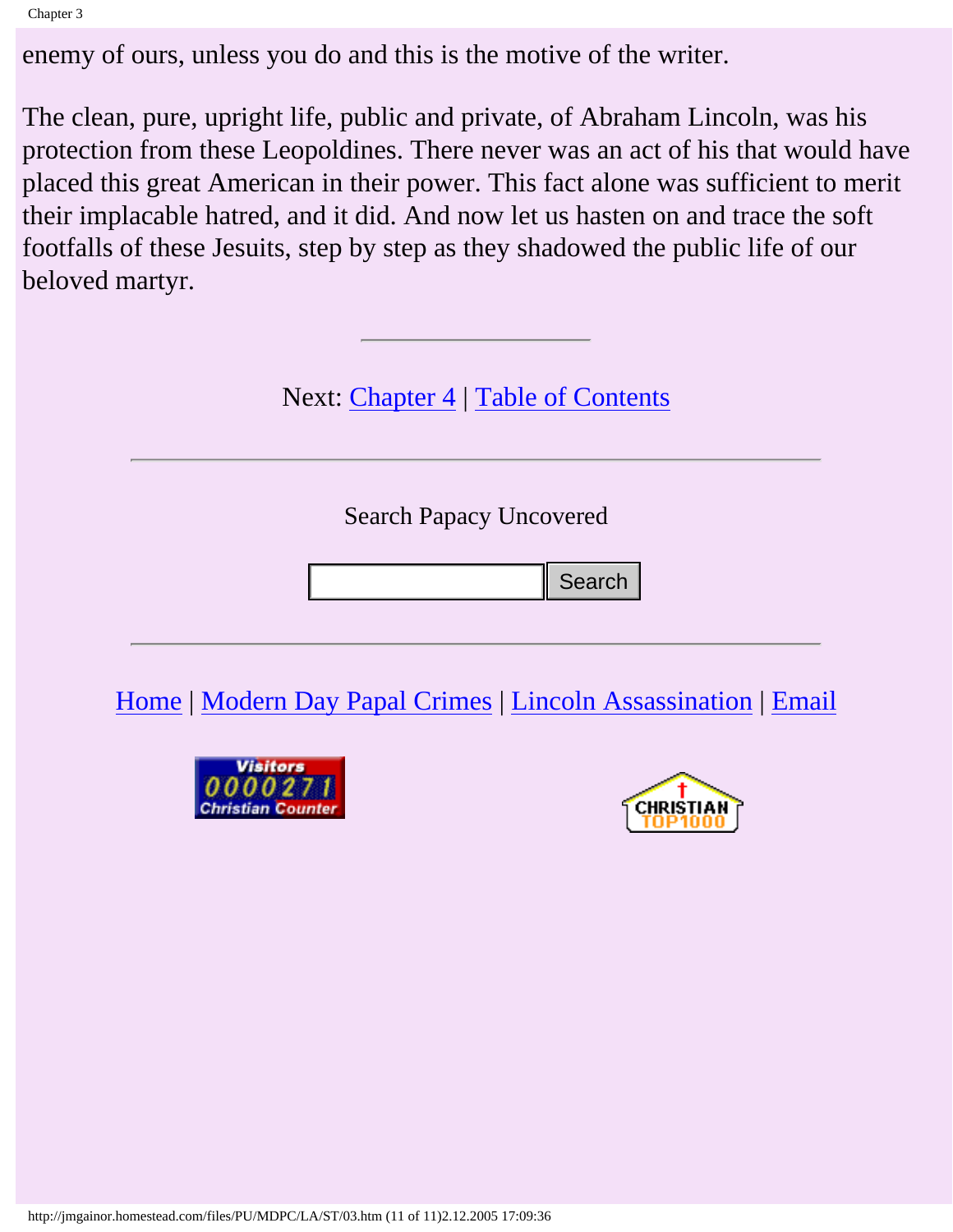enemy of ours, unless you do and this is the motive of the writer.

The clean, pure, upright life, public and private, of Abraham Lincoln, was his protection from these Leopoldines. There never was an act of his that would have placed this great American in their power. This fact alone was sufficient to merit their implacable hatred, and it did. And now let us hasten on and trace the soft footfalls of these Jesuits, step by step as they shadowed the public life of our beloved martyr.

---

Next: Chapter 4 | Table of Contents

---

Search Papacy Uncovered

Search

---

Home | Modern Day Papal Crimes | Lincoln Assassination | Email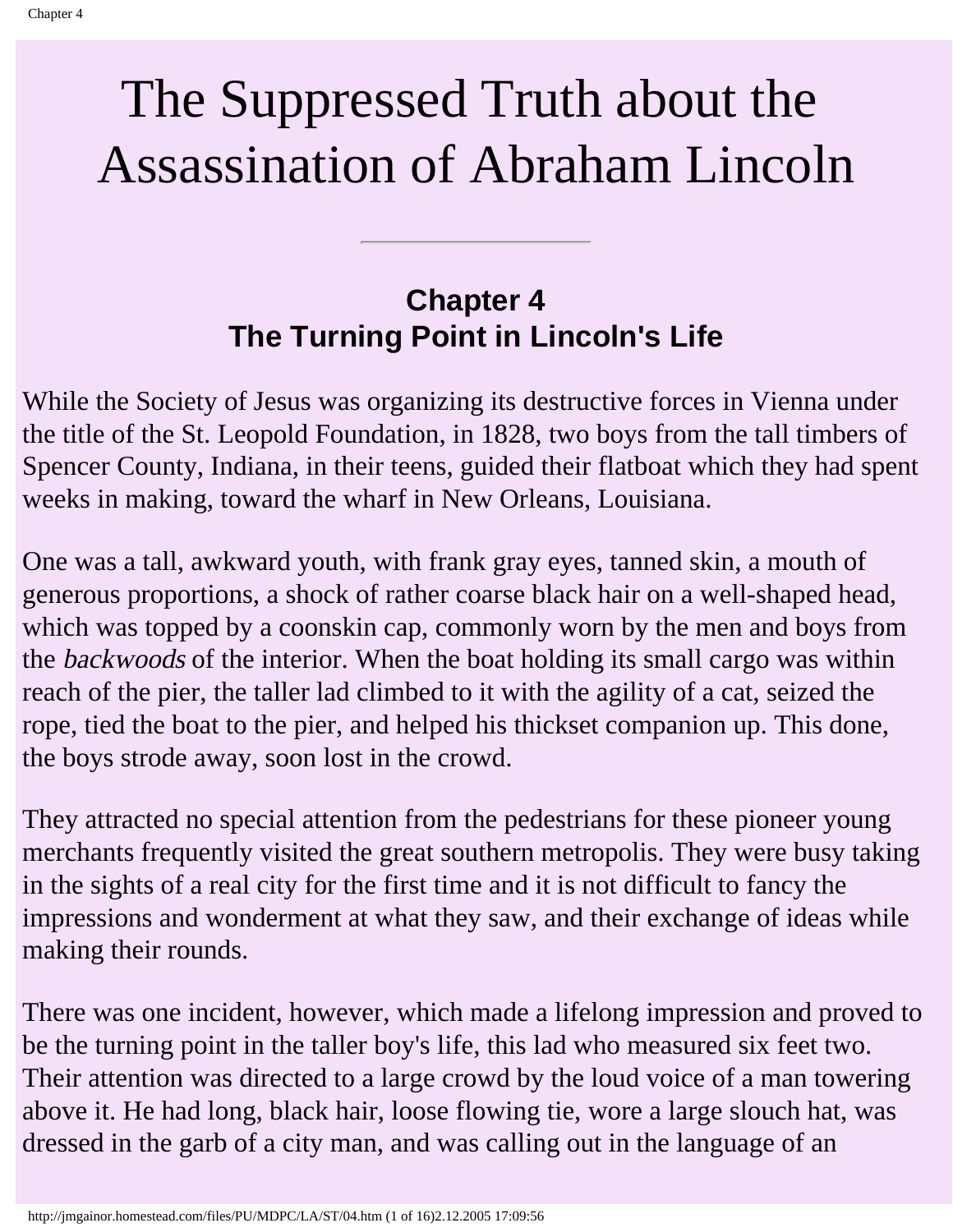# The Suppressed Truth about the Assassination of Abraham Lincoln

---

## Chapter 4
## The Turning Point in Lincoln's Life

While the Society of Jesus was organizing its destructive forces in Vienna under the title of the St. Leopold Foundation, in 1828, two boys from the tall timbers of Spencer County, Indiana, in their teens, guided their flatboat which they had spent weeks in making, toward the wharf in New Orleans, Louisiana.

One was a tall, awkward youth, with frank gray eyes, tanned skin, a mouth of generous proportions, a shock of rather coarse black hair on a well-shaped head, which was topped by a coonskin cap, commonly worn by the men and boys from the *backwoods* of the interior. When the boat holding its small cargo was within reach of the pier, the taller lad climbed to it with the agility of a cat, seized the rope, tied the boat to the pier, and helped his thickset companion up. This done, the boys strode away, soon lost in the crowd.

They attracted no special attention from the pedestrians for these pioneer young merchants frequently visited the great southern metropolis. They were busy taking in the sights of a real city for the first time and it is not difficult to fancy the impressions and wonderment at what they saw, and their exchange of ideas while making their rounds.

There was one incident, however, which made a lifelong impression and proved to be the turning point in the taller boy's life, this lad who measured six feet two. Their attention was directed to a large crowd by the loud voice of a man towering above it. He had long, black hair, loose flowing tie, wore a large slouch hat, was dressed in the garb of a city man, and was calling out in the language of an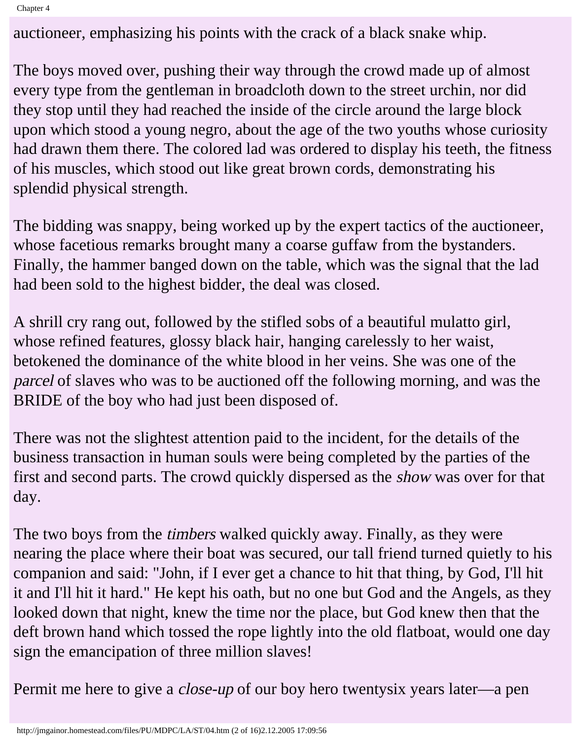auctioneer, emphasizing his points with the crack of a black snake whip.

The boys moved over, pushing their way through the crowd made up of almost every type from the gentleman in broadcloth down to the street urchin, nor did they stop until they had reached the inside of the circle around the large block upon which stood a young negro, about the age of the two youths whose curiosity had drawn them there. The colored lad was ordered to display his teeth, the fitness of his muscles, which stood out like great brown cords, demonstrating his splendid physical strength.

The bidding was snappy, being worked up by the expert tactics of the auctioneer, whose facetious remarks brought many a coarse guffaw from the bystanders. Finally, the hammer banged down on the table, which was the signal that the lad had been sold to the highest bidder, the deal was closed.

A shrill cry rang out, followed by the stifled sobs of a beautiful mulatto girl, whose refined features, glossy black hair, hanging carelessly to her waist, betokened the dominance of the white blood in her veins. She was one of the *parcel* of slaves who was to be auctioned off the following morning, and was the BRIDE of the boy who had just been disposed of.

There was not the slightest attention paid to the incident, for the details of the business transaction in human souls were being completed by the parties of the first and second parts. The crowd quickly dispersed as the *show* was over for that day.

The two boys from the *timbers* walked quickly away. Finally, as they were nearing the place where their boat was secured, our tall friend turned quietly to his companion and said: "John, if I ever get a chance to hit that thing, by God, I'll hit it and I'll hit it hard." He kept his oath, but no one but God and the Angels, as they looked down that night, knew the time nor the place, but God knew then that the deft brown hand which tossed the rope lightly into the old flatboat, would one day sign the emancipation of three million slaves!

Permit me here to give a *close-up* of our boy hero twentysix years later—a pen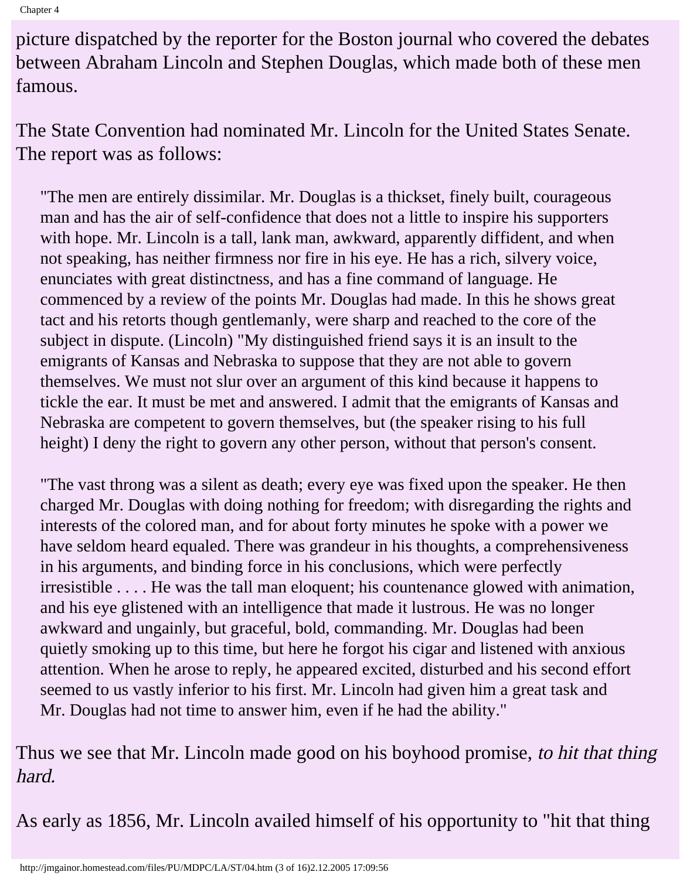picture dispatched by the reporter for the Boston journal who covered the debates between Abraham Lincoln and Stephen Douglas, which made both of these men famous.

The State Convention had nominated Mr. Lincoln for the United States Senate. The report was as follows:

> "The men are entirely dissimilar. Mr. Douglas is a thickset, finely built, courageous man and has the air of self-confidence that does not a little to inspire his supporters with hope. Mr. Lincoln is a tall, lank man, awkward, apparently diffident, and when not speaking, has neither firmness nor fire in his eye. He has a rich, silvery voice, enunciates with great distinctness, and has a fine command of language. He commenced by a review of the points Mr. Douglas had made. In this he shows great tact and his retorts though gentlemanly, were sharp and reached to the core of the subject in dispute. (Lincoln) "My distinguished friend says it is an insult to the emigrants of Kansas and Nebraska to suppose that they are not able to govern themselves. We must not slur over an argument of this kind because it happens to tickle the ear. It must be met and answered. I admit that the emigrants of Kansas and Nebraska are competent to govern themselves, but (the speaker rising to his full height) I deny the right to govern any other person, without that person's consent.
>
> "The vast throng was a silent as death; every eye was fixed upon the speaker. He then charged Mr. Douglas with doing nothing for freedom; with disregarding the rights and interests of the colored man, and for about forty minutes he spoke with a power we have seldom heard equaled. There was grandeur in his thoughts, a comprehensiveness in his arguments, and binding force in his conclusions, which were perfectly irresistible . . . . He was the tall man eloquent; his countenance glowed with animation, and his eye glistened with an intelligence that made it lustrous. He was no longer awkward and ungainly, but graceful, bold, commanding. Mr. Douglas had been quietly smoking up to this time, but here he forgot his cigar and listened with anxious attention. When he arose to reply, he appeared excited, disturbed and his second effort seemed to us vastly inferior to his first. Mr. Lincoln had given him a great task and Mr. Douglas had not time to answer him, even if he had the ability."

Thus we see that Mr. Lincoln made good on his boyhood promise, *to hit that thing hard.*

As early as 1856, Mr. Lincoln availed himself of his opportunity to "hit that thing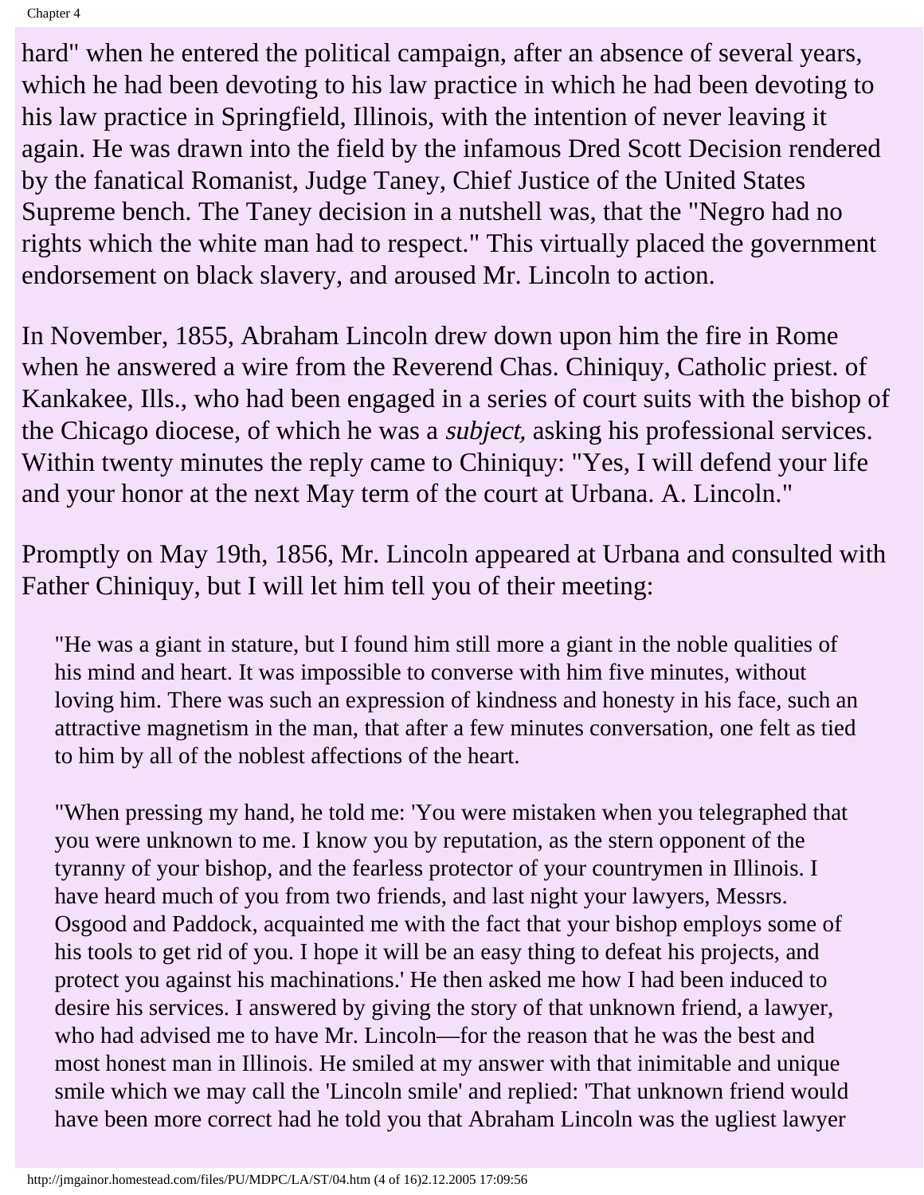hard" when he entered the political campaign, after an absence of several years, which he had been devoting to his law practice in which he had been devoting to his law practice in Springfield, Illinois, with the intention of never leaving it again. He was drawn into the field by the infamous Dred Scott Decision rendered by the fanatical Romanist, Judge Taney, Chief Justice of the United States Supreme bench. The Taney decision in a nutshell was, that the "Negro had no rights which the white man had to respect." This virtually placed the government endorsement on black slavery, and aroused Mr. Lincoln to action.

In November, 1855, Abraham Lincoln drew down upon him the fire in Rome when he answered a wire from the Reverend Chas. Chiniquy, Catholic priest. of Kankakee, Ills., who had been engaged in a series of court suits with the bishop of the Chicago diocese, of which he was a *subject,* asking his professional services. Within twenty minutes the reply came to Chiniquy: "Yes, I will defend your life and your honor at the next May term of the court at Urbana. A. Lincoln."

Promptly on May 19th, 1856, Mr. Lincoln appeared at Urbana and consulted with Father Chiniquy, but I will let him tell you of their meeting:

> "He was a giant in stature, but I found him still more a giant in the noble qualities of his mind and heart. It was impossible to converse with him five minutes, without loving him. There was such an expression of kindness and honesty in his face, such an attractive magnetism in the man, that after a few minutes conversation, one felt as tied to him by all of the noblest affections of the heart.
>
> "When pressing my hand, he told me: 'You were mistaken when you telegraphed that you were unknown to me. I know you by reputation, as the stern opponent of the tyranny of your bishop, and the fearless protector of your countrymen in Illinois. I have heard much of you from two friends, and last night your lawyers, Messrs. Osgood and Paddock, acquainted me with the fact that your bishop employs some of his tools to get rid of you. I hope it will be an easy thing to defeat his projects, and protect you against his machinations.' He then asked me how I had been induced to desire his services. I answered by giving the story of that unknown friend, a lawyer, who had advised me to have Mr. Lincoln—for the reason that he was the best and most honest man in Illinois. He smiled at my answer with that inimitable and unique smile which we may call the 'Lincoln smile' and replied: 'That unknown friend would have been more correct had he told you that Abraham Lincoln was the ugliest lawyer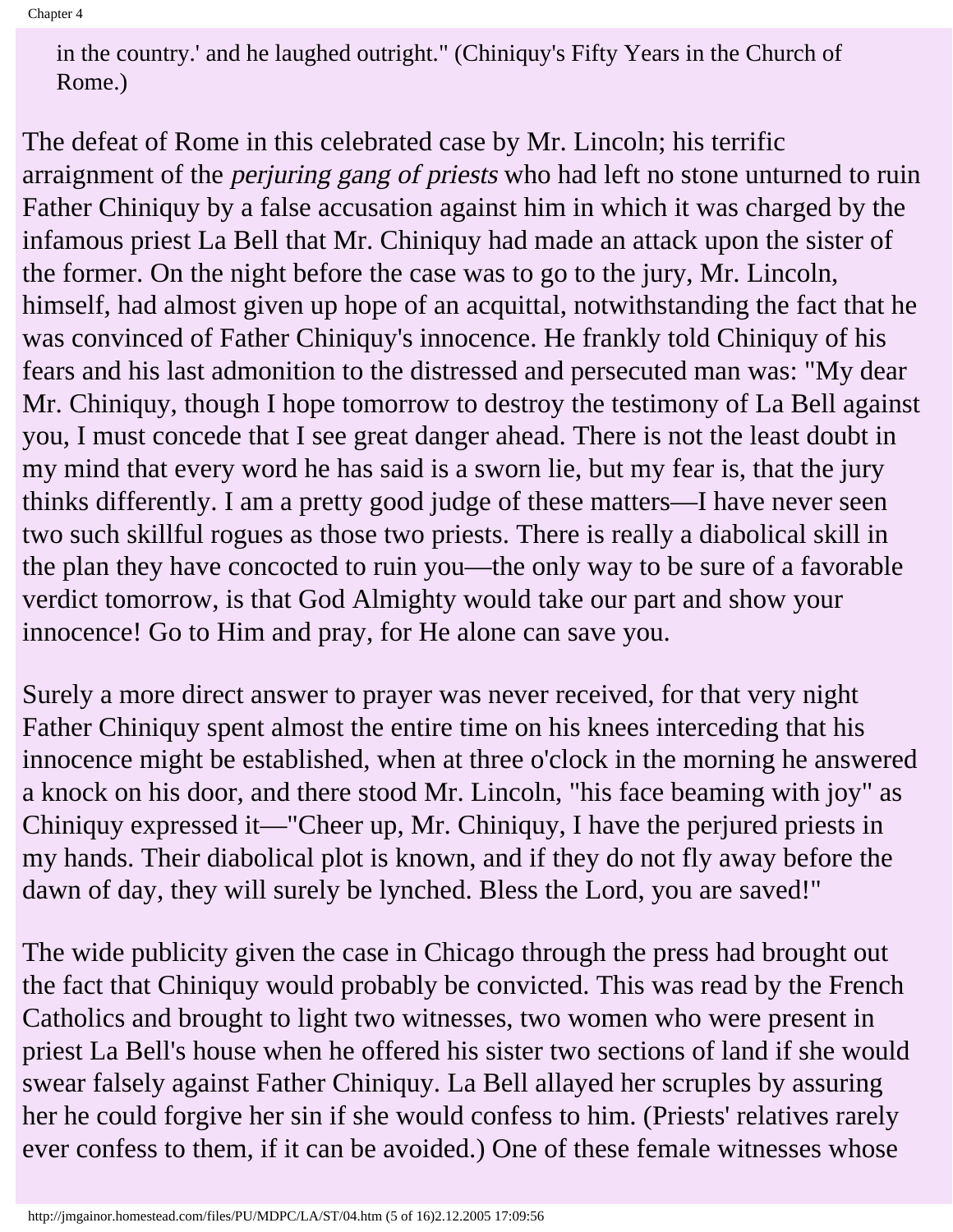in the country.' and he laughed outright." (Chiniquy's Fifty Years in the Church of Rome.)

The defeat of Rome in this celebrated case by Mr. Lincoln; his terrific arraignment of the *perjuring gang of priests* who had left no stone unturned to ruin Father Chiniquy by a false accusation against him in which it was charged by the infamous priest La Bell that Mr. Chiniquy had made an attack upon the sister of the former. On the night before the case was to go to the jury, Mr. Lincoln, himself, had almost given up hope of an acquittal, notwithstanding the fact that he was convinced of Father Chiniquy's innocence. He frankly told Chiniquy of his fears and his last admonition to the distressed and persecuted man was: "My dear Mr. Chiniquy, though I hope tomorrow to destroy the testimony of La Bell against you, I must concede that I see great danger ahead. There is not the least doubt in my mind that every word he has said is a sworn lie, but my fear is, that the jury thinks differently. I am a pretty good judge of these matters—I have never seen two such skillful rogues as those two priests. There is really a diabolical skill in the plan they have concocted to ruin you—the only way to be sure of a favorable verdict tomorrow, is that God Almighty would take our part and show your innocence! Go to Him and pray, for He alone can save you.

Surely a more direct answer to prayer was never received, for that very night Father Chiniquy spent almost the entire time on his knees interceding that his innocence might be established, when at three o'clock in the morning he answered a knock on his door, and there stood Mr. Lincoln, "his face beaming with joy" as Chiniquy expressed it—"Cheer up, Mr. Chiniquy, I have the perjured priests in my hands. Their diabolical plot is known, and if they do not fly away before the dawn of day, they will surely be lynched. Bless the Lord, you are saved!"

The wide publicity given the case in Chicago through the press had brought out the fact that Chiniquy would probably be convicted. This was read by the French Catholics and brought to light two witnesses, two women who were present in priest La Bell's house when he offered his sister two sections of land if she would swear falsely against Father Chiniquy. La Bell allayed her scruples by assuring her he could forgive her sin if she would confess to him. (Priests' relatives rarely ever confess to them, if it can be avoided.) One of these female witnesses whose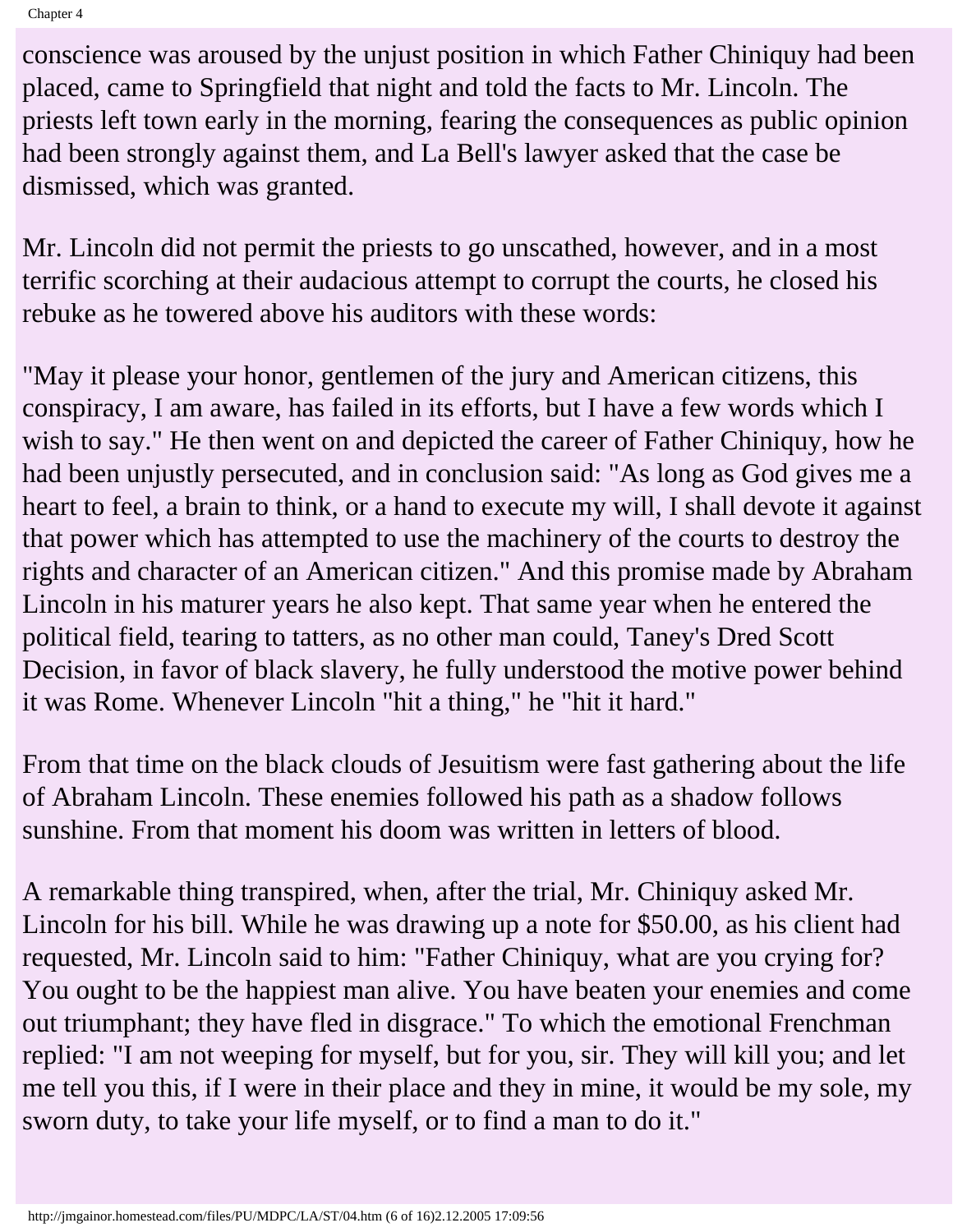conscience was aroused by the unjust position in which Father Chiniquy had been placed, came to Springfield that night and told the facts to Mr. Lincoln. The priests left town early in the morning, fearing the consequences as public opinion had been strongly against them, and La Bell's lawyer asked that the case be dismissed, which was granted.

Mr. Lincoln did not permit the priests to go unscathed, however, and in a most terrific scorching at their audacious attempt to corrupt the courts, he closed his rebuke as he towered above his auditors with these words:

"May it please your honor, gentlemen of the jury and American citizens, this conspiracy, I am aware, has failed in its efforts, but I have a few words which I wish to say." He then went on and depicted the career of Father Chiniquy, how he had been unjustly persecuted, and in conclusion said: "As long as God gives me a heart to feel, a brain to think, or a hand to execute my will, I shall devote it against that power which has attempted to use the machinery of the courts to destroy the rights and character of an American citizen." And this promise made by Abraham Lincoln in his maturer years he also kept. That same year when he entered the political field, tearing to tatters, as no other man could, Taney's Dred Scott Decision, in favor of black slavery, he fully understood the motive power behind it was Rome. Whenever Lincoln "hit a thing," he "hit it hard."

From that time on the black clouds of Jesuitism were fast gathering about the life of Abraham Lincoln. These enemies followed his path as a shadow follows sunshine. From that moment his doom was written in letters of blood.

A remarkable thing transpired, when, after the trial, Mr. Chiniquy asked Mr. Lincoln for his bill. While he was drawing up a note for $50.00, as his client had requested, Mr. Lincoln said to him: "Father Chiniquy, what are you crying for? You ought to be the happiest man alive. You have beaten your enemies and come out triumphant; they have fled in disgrace." To which the emotional Frenchman replied: "I am not weeping for myself, but for you, sir. They will kill you; and let me tell you this, if I were in their place and they in mine, it would be my sole, my sworn duty, to take your life myself, or to find a man to do it."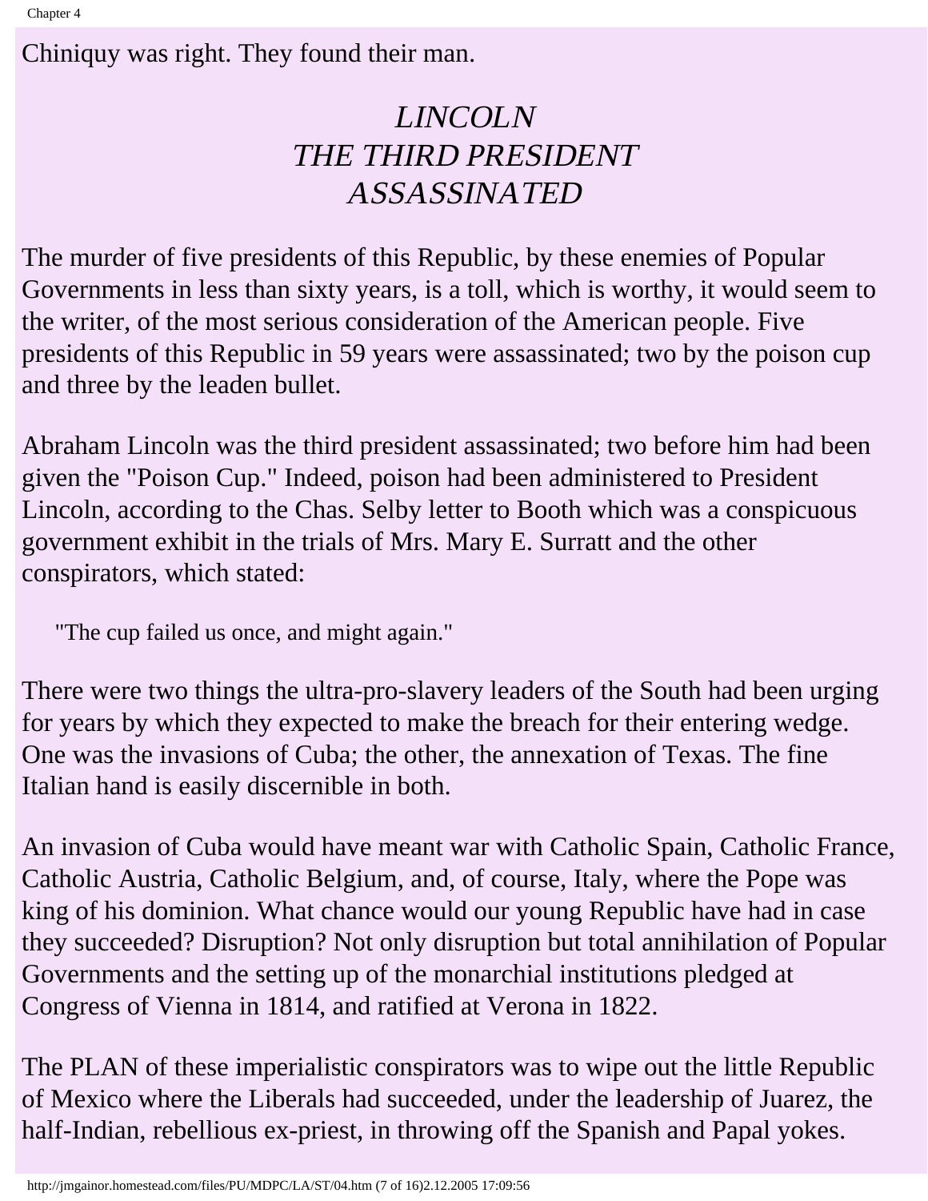Chiniquy was right. They found their man.

## *LINCOLN THE THIRD PRESIDENT ASSASSINATED*

The murder of five presidents of this Republic, by these enemies of Popular Governments in less than sixty years, is a toll, which is worthy, it would seem to the writer, of the most serious consideration of the American people. Five presidents of this Republic in 59 years were assassinated; two by the poison cup and three by the leaden bullet.

Abraham Lincoln was the third president assassinated; two before him had been given the "Poison Cup." Indeed, poison had been administered to President Lincoln, according to the Chas. Selby letter to Booth which was a conspicuous government exhibit in the trials of Mrs. Mary E. Surratt and the other conspirators, which stated:

> "The cup failed us once, and might again."

There were two things the ultra-pro-slavery leaders of the South had been urging for years by which they expected to make the breach for their entering wedge. One was the invasions of Cuba; the other, the annexation of Texas. The fine Italian hand is easily discernible in both.

An invasion of Cuba would have meant war with Catholic Spain, Catholic France, Catholic Austria, Catholic Belgium, and, of course, Italy, where the Pope was king of his dominion. What chance would our young Republic have had in case they succeeded? Disruption? Not only disruption but total annihilation of Popular Governments and the setting up of the monarchial institutions pledged at Congress of Vienna in 1814, and ratified at Verona in 1822.

The PLAN of these imperialistic conspirators was to wipe out the little Republic of Mexico where the Liberals had succeeded, under the leadership of Juarez, the half-Indian, rebellious ex-priest, in throwing off the Spanish and Papal yokes.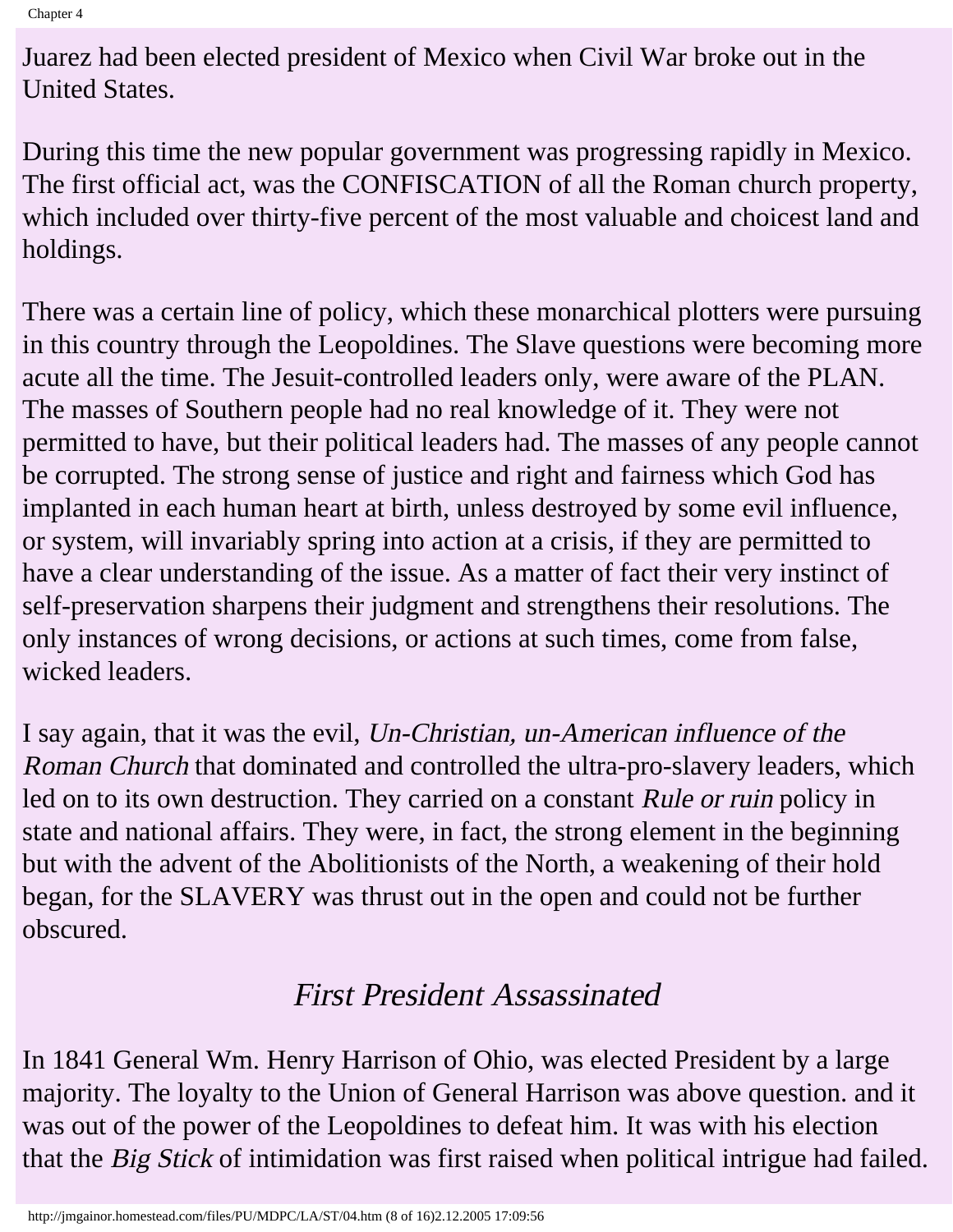Juarez had been elected president of Mexico when Civil War broke out in the United States.

During this time the new popular government was progressing rapidly in Mexico. The first official act, was the CONFISCATION of all the Roman church property, which included over thirty-five percent of the most valuable and choicest land and holdings.

There was a certain line of policy, which these monarchical plotters were pursuing in this country through the Leopoldines. The Slave questions were becoming more acute all the time. The Jesuit-controlled leaders only, were aware of the PLAN. The masses of Southern people had no real knowledge of it. They were not permitted to have, but their political leaders had. The masses of any people cannot be corrupted. The strong sense of justice and right and fairness which God has implanted in each human heart at birth, unless destroyed by some evil influence, or system, will invariably spring into action at a crisis, if they are permitted to have a clear understanding of the issue. As a matter of fact their very instinct of self-preservation sharpens their judgment and strengthens their resolutions. The only instances of wrong decisions, or actions at such times, come from false, wicked leaders.

I say again, that it was the evil, *Un-Christian, un-American influence of the Roman Church* that dominated and controlled the ultra-pro-slavery leaders, which led on to its own destruction. They carried on a constant *Rule or ruin* policy in state and national affairs. They were, in fact, the strong element in the beginning but with the advent of the Abolitionists of the North, a weakening of their hold began, for the SLAVERY was thrust out in the open and could not be further obscured.

## *First President Assassinated*

In 1841 General Wm. Henry Harrison of Ohio, was elected President by a large majority. The loyalty to the Union of General Harrison was above question. and it was out of the power of the Leopoldines to defeat him. It was with his election that the *Big Stick* of intimidation was first raised when political intrigue had failed.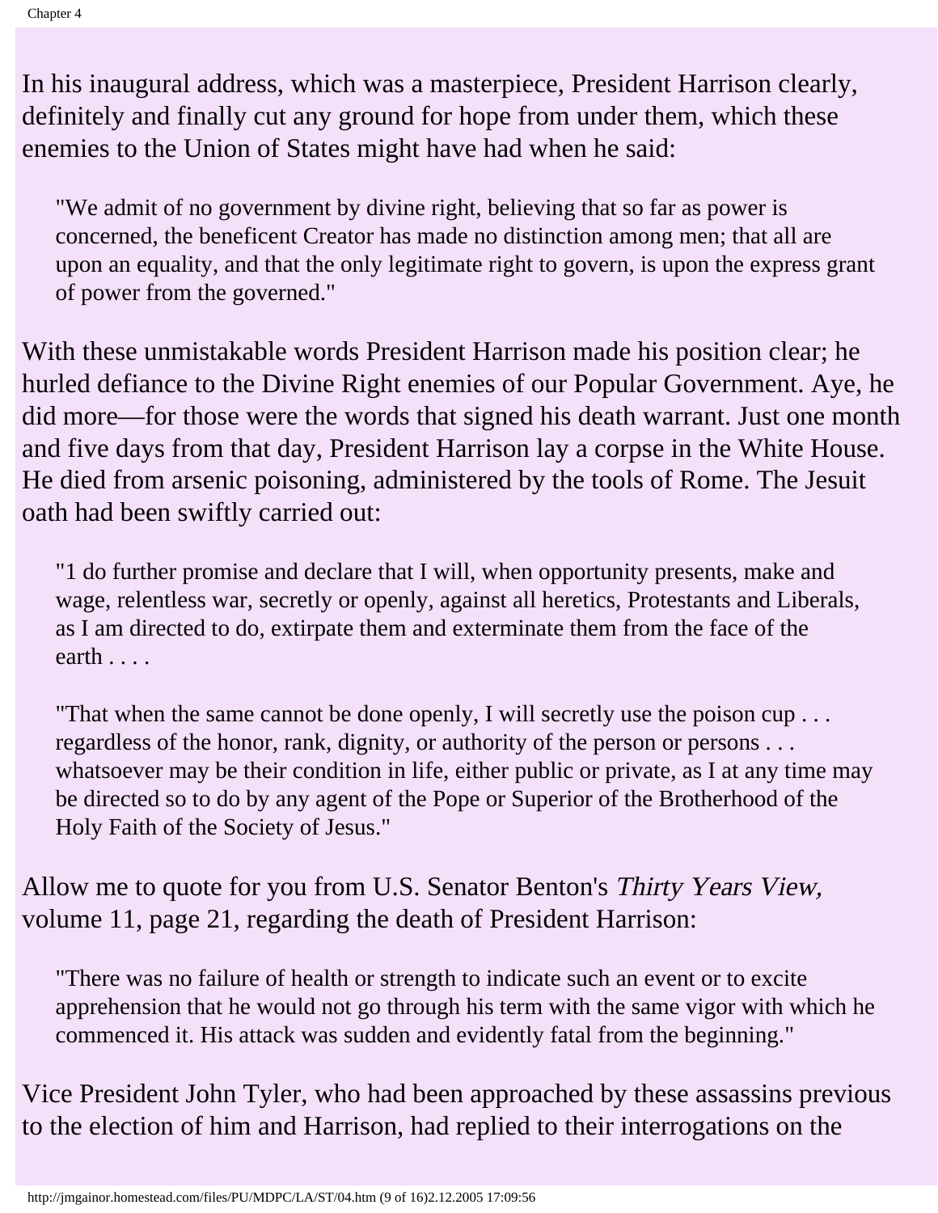In his inaugural address, which was a masterpiece, President Harrison clearly, definitely and finally cut any ground for hope from under them, which these enemies to the Union of States might have had when he said:

> "We admit of no government by divine right, believing that so far as power is concerned, the beneficent Creator has made no distinction among men; that all are upon an equality, and that the only legitimate right to govern, is upon the express grant of power from the governed."

With these unmistakable words President Harrison made his position clear; he hurled defiance to the Divine Right enemies of our Popular Government. Aye, he did more—for those were the words that signed his death warrant. Just one month and five days from that day, President Harrison lay a corpse in the White House. He died from arsenic poisoning, administered by the tools of Rome. The Jesuit oath had been swiftly carried out:

> "1 do further promise and declare that I will, when opportunity presents, make and wage, relentless war, secretly or openly, against all heretics, Protestants and Liberals, as I am directed to do, extirpate them and exterminate them from the face of the earth . . . .
>
> "That when the same cannot be done openly, I will secretly use the poison cup . . . regardless of the honor, rank, dignity, or authority of the person or persons . . . whatsoever may be their condition in life, either public or private, as I at any time may be directed so to do by any agent of the Pope or Superior of the Brotherhood of the Holy Faith of the Society of Jesus."

Allow me to quote for you from U.S. Senator Benton's *Thirty Years View,* volume 11, page 21, regarding the death of President Harrison:

> "There was no failure of health or strength to indicate such an event or to excite apprehension that he would not go through his term with the same vigor with which he commenced it. His attack was sudden and evidently fatal from the beginning."

Vice President John Tyler, who had been approached by these assassins previous to the election of him and Harrison, had replied to their interrogations on the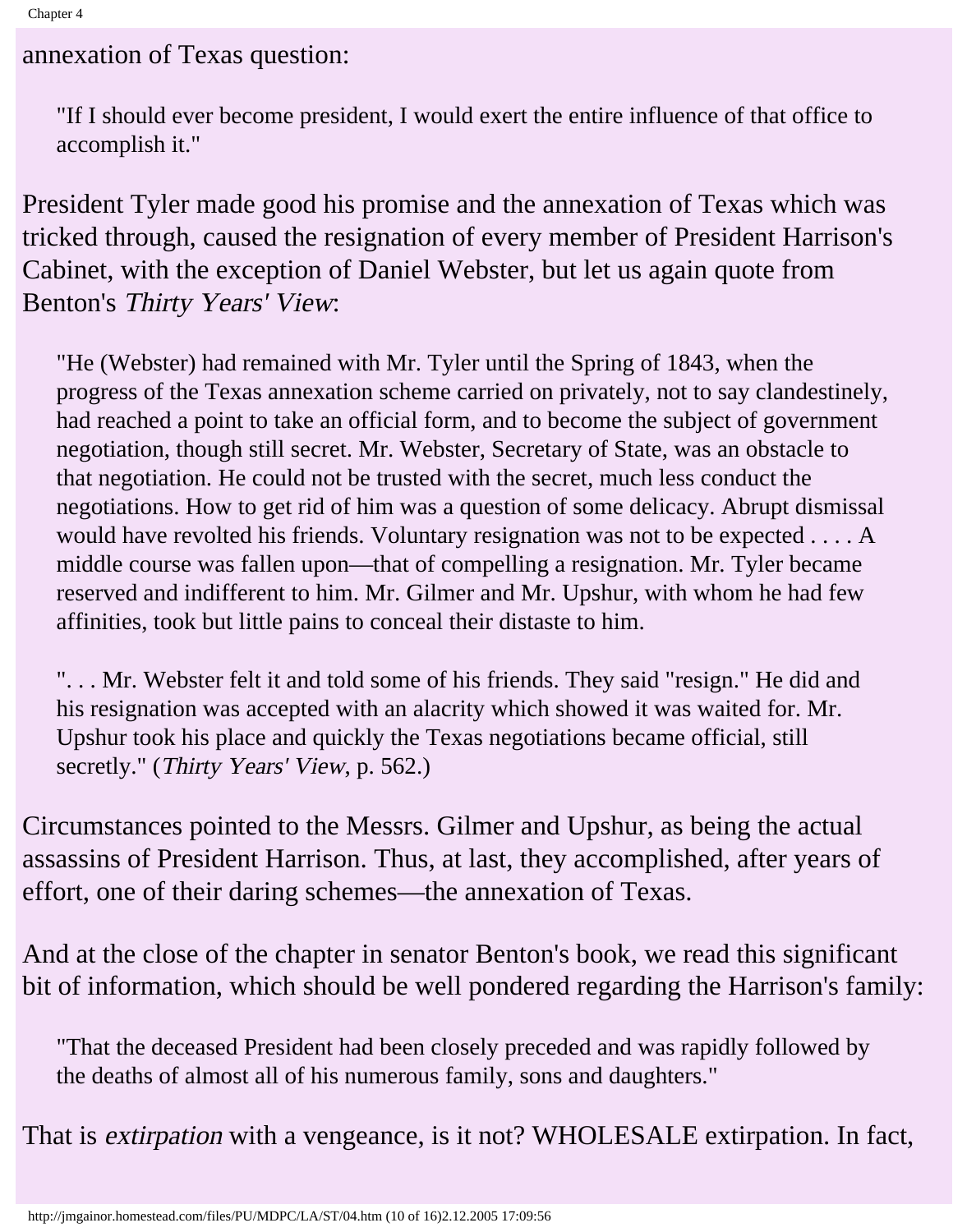annexation of Texas question:

> "If I should ever become president, I would exert the entire influence of that office to accomplish it."

President Tyler made good his promise and the annexation of Texas which was tricked through, caused the resignation of every member of President Harrison's Cabinet, with the exception of Daniel Webster, but let us again quote from Benton's *Thirty Years' View*:

> "He (Webster) had remained with Mr. Tyler until the Spring of 1843, when the progress of the Texas annexation scheme carried on privately, not to say clandestinely, had reached a point to take an official form, and to become the subject of government negotiation, though still secret. Mr. Webster, Secretary of State, was an obstacle to that negotiation. He could not be trusted with the secret, much less conduct the negotiations. How to get rid of him was a question of some delicacy. Abrupt dismissal would have revolted his friends. Voluntary resignation was not to be expected . . . . A middle course was fallen upon—that of compelling a resignation. Mr. Tyler became reserved and indifferent to him. Mr. Gilmer and Mr. Upshur, with whom he had few affinities, took but little pains to conceal their distaste to him.
>
> ". . . Mr. Webster felt it and told some of his friends. They said "resign." He did and his resignation was accepted with an alacrity which showed it was waited for. Mr. Upshur took his place and quickly the Texas negotiations became official, still secretly." (*Thirty Years' View*, p. 562.)

Circumstances pointed to the Messrs. Gilmer and Upshur, as being the actual assassins of President Harrison. Thus, at last, they accomplished, after years of effort, one of their daring schemes—the annexation of Texas.

And at the close of the chapter in senator Benton's book, we read this significant bit of information, which should be well pondered regarding the Harrison's family:

> "That the deceased President had been closely preceded and was rapidly followed by the deaths of almost all of his numerous family, sons and daughters."

That is *extirpation* with a vengeance, is it not? WHOLESALE extirpation. In fact,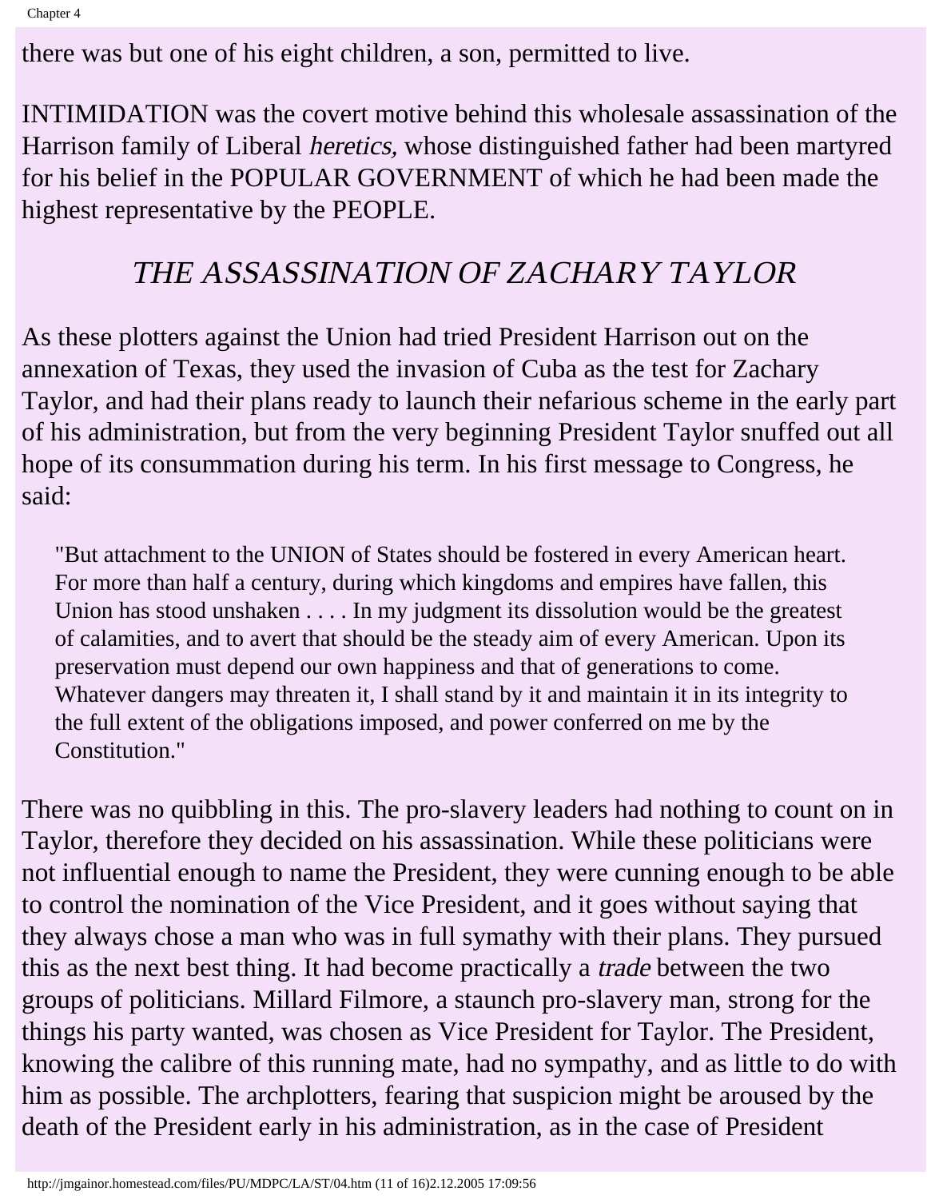there was but one of his eight children, a son, permitted to live.

INTIMIDATION was the covert motive behind this wholesale assassination of the Harrison family of Liberal *heretics,* whose distinguished father had been martyred for his belief in the POPULAR GOVERNMENT of which he had been made the highest representative by the PEOPLE.

## *THE ASSASSINATION OF ZACHARY TAYLOR*

As these plotters against the Union had tried President Harrison out on the annexation of Texas, they used the invasion of Cuba as the test for Zachary Taylor, and had their plans ready to launch their nefarious scheme in the early part of his administration, but from the very beginning President Taylor snuffed out all hope of its consummation during his term. In his first message to Congress, he said:

> "But attachment to the UNION of States should be fostered in every American heart. For more than half a century, during which kingdoms and empires have fallen, this Union has stood unshaken . . . . In my judgment its dissolution would be the greatest of calamities, and to avert that should be the steady aim of every American. Upon its preservation must depend our own happiness and that of generations to come. Whatever dangers may threaten it, I shall stand by it and maintain it in its integrity to the full extent of the obligations imposed, and power conferred on me by the Constitution."

There was no quibbling in this. The pro-slavery leaders had nothing to count on in Taylor, therefore they decided on his assassination. While these politicians were not influential enough to name the President, they were cunning enough to be able to control the nomination of the Vice President, and it goes without saying that they always chose a man who was in full symathy with their plans. They pursued this as the next best thing. It had become practically a *trade* between the two groups of politicians. Millard Filmore, a staunch pro-slavery man, strong for the things his party wanted, was chosen as Vice President for Taylor. The President, knowing the calibre of this running mate, had no sympathy, and as little to do with him as possible. The archplotters, fearing that suspicion might be aroused by the death of the President early in his administration, as in the case of President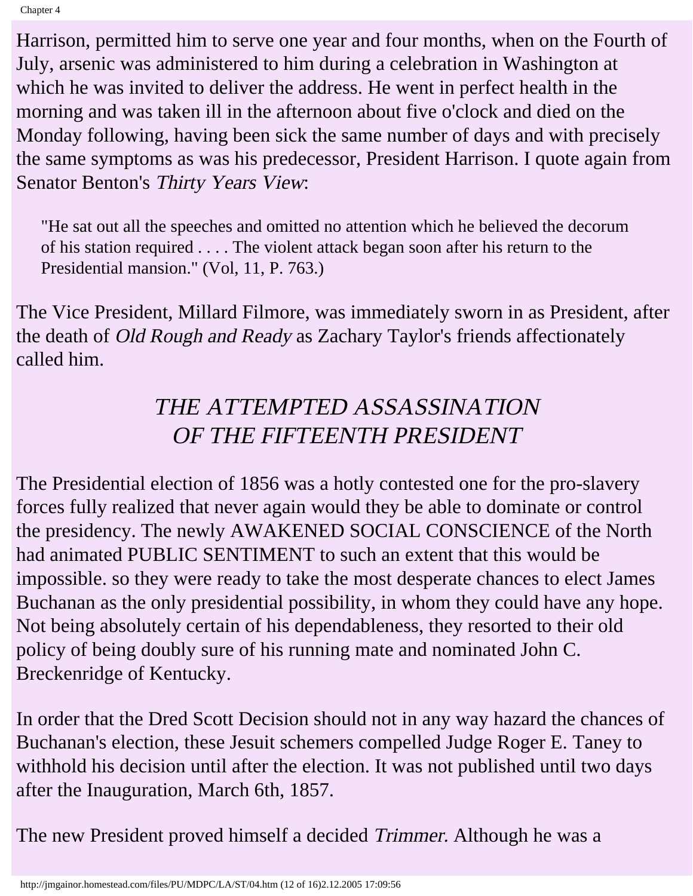Harrison, permitted him to serve one year and four months, when on the Fourth of July, arsenic was administered to him during a celebration in Washington at which he was invited to deliver the address. He went in perfect health in the morning and was taken ill in the afternoon about five o'clock and died on the Monday following, having been sick the same number of days and with precisely the same symptoms as was his predecessor, President Harrison. I quote again from Senator Benton's *Thirty Years View*:

> "He sat out all the speeches and omitted no attention which he believed the decorum of his station required . . . . The violent attack began soon after his return to the Presidential mansion." (Vol, 11, P. 763.)

The Vice President, Millard Filmore, was immediately sworn in as President, after the death of *Old Rough and Ready* as Zachary Taylor's friends affectionately called him.

## *THE ATTEMPTED ASSASSINATION OF THE FIFTEENTH PRESIDENT*

The Presidential election of 1856 was a hotly contested one for the pro-slavery forces fully realized that never again would they be able to dominate or control the presidency. The newly AWAKENED SOCIAL CONSCIENCE of the North had animated PUBLIC SENTIMENT to such an extent that this would be impossible. so they were ready to take the most desperate chances to elect James Buchanan as the only presidential possibility, in whom they could have any hope. Not being absolutely certain of his dependableness, they resorted to their old policy of being doubly sure of his running mate and nominated John C. Breckenridge of Kentucky.

In order that the Dred Scott Decision should not in any way hazard the chances of Buchanan's election, these Jesuit schemers compelled Judge Roger E. Taney to withhold his decision until after the election. It was not published until two days after the Inauguration, March 6th, 1857.

The new President proved himself a decided *Trimmer.* Although he was a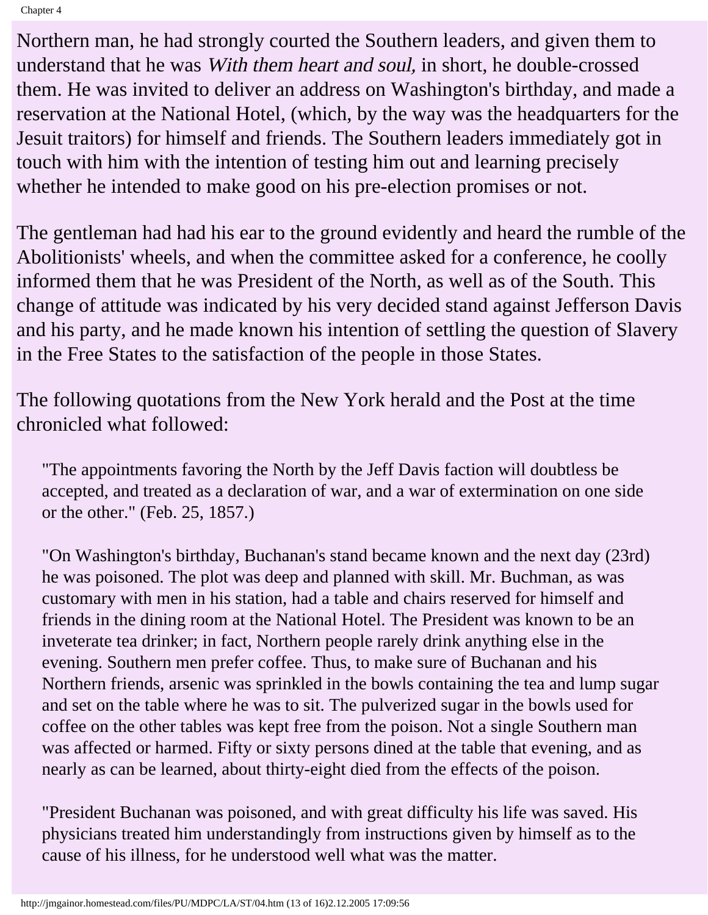Northern man, he had strongly courted the Southern leaders, and given them to understand that he was *With them heart and soul,* in short, he double-crossed them. He was invited to deliver an address on Washington's birthday, and made a reservation at the National Hotel, (which, by the way was the headquarters for the Jesuit traitors) for himself and friends. The Southern leaders immediately got in touch with him with the intention of testing him out and learning precisely whether he intended to make good on his pre-election promises or not.

The gentleman had had his ear to the ground evidently and heard the rumble of the Abolitionists' wheels, and when the committee asked for a conference, he coolly informed them that he was President of the North, as well as of the South. This change of attitude was indicated by his very decided stand against Jefferson Davis and his party, and he made known his intention of settling the question of Slavery in the Free States to the satisfaction of the people in those States.

The following quotations from the New York herald and the Post at the time chronicled what followed:

> "The appointments favoring the North by the Jeff Davis faction will doubtless be accepted, and treated as a declaration of war, and a war of extermination on one side or the other." (Feb. 25, 1857.)
>
> "On Washington's birthday, Buchanan's stand became known and the next day (23rd) he was poisoned. The plot was deep and planned with skill. Mr. Buchman, as was customary with men in his station, had a table and chairs reserved for himself and friends in the dining room at the National Hotel. The President was known to be an inveterate tea drinker; in fact, Northern people rarely drink anything else in the evening. Southern men prefer coffee. Thus, to make sure of Buchanan and his Northern friends, arsenic was sprinkled in the bowls containing the tea and lump sugar and set on the table where he was to sit. The pulverized sugar in the bowls used for coffee on the other tables was kept free from the poison. Not a single Southern man was affected or harmed. Fifty or sixty persons dined at the table that evening, and as nearly as can be learned, about thirty-eight died from the effects of the poison.
>
> "President Buchanan was poisoned, and with great difficulty his life was saved. His physicians treated him understandingly from instructions given by himself as to the cause of his illness, for he understood well what was the matter.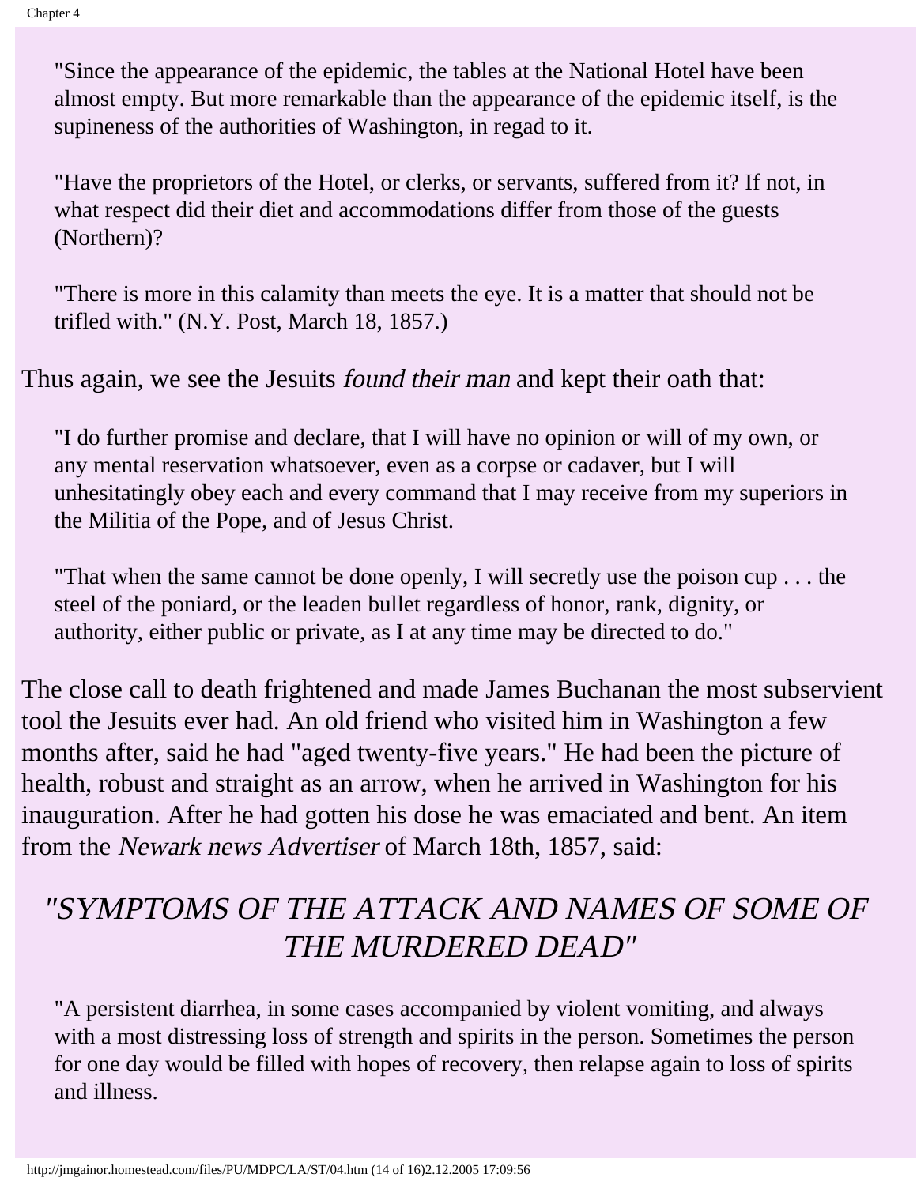> "Since the appearance of the epidemic, the tables at the National Hotel have been almost empty. But more remarkable than the appearance of the epidemic itself, is the supineness of the authorities of Washington, in regad to it.
>
> "Have the proprietors of the Hotel, or clerks, or servants, suffered from it? If not, in what respect did their diet and accommodations differ from those of the guests (Northern)?
>
> "There is more in this calamity than meets the eye. It is a matter that should not be trifled with." (N.Y. Post, March 18, 1857.)

Thus again, we see the Jesuits *found their man* and kept their oath that:

> "I do further promise and declare, that I will have no opinion or will of my own, or any mental reservation whatsoever, even as a corpse or cadaver, but I will unhesitatingly obey each and every command that I may receive from my superiors in the Militia of the Pope, and of Jesus Christ.
>
> "That when the same cannot be done openly, I will secretly use the poison cup . . . the steel of the poniard, or the leaden bullet regardless of honor, rank, dignity, or authority, either public or private, as I at any time may be directed to do."

The close call to death frightened and made James Buchanan the most subservient tool the Jesuits ever had. An old friend who visited him in Washington a few months after, said he had "aged twenty-five years." He had been the picture of health, robust and straight as an arrow, when he arrived in Washington for his inauguration. After he had gotten his dose he was emaciated and bent. An item from the *Newark news Advertiser* of March 18th, 1857, said:

## *"SYMPTOMS OF THE ATTACK AND NAMES OF SOME OF THE MURDERED DEAD"*

> "A persistent diarrhea, in some cases accompanied by violent vomiting, and always with a most distressing loss of strength and spirits in the person. Sometimes the person for one day would be filled with hopes of recovery, then relapse again to loss of spirits and illness.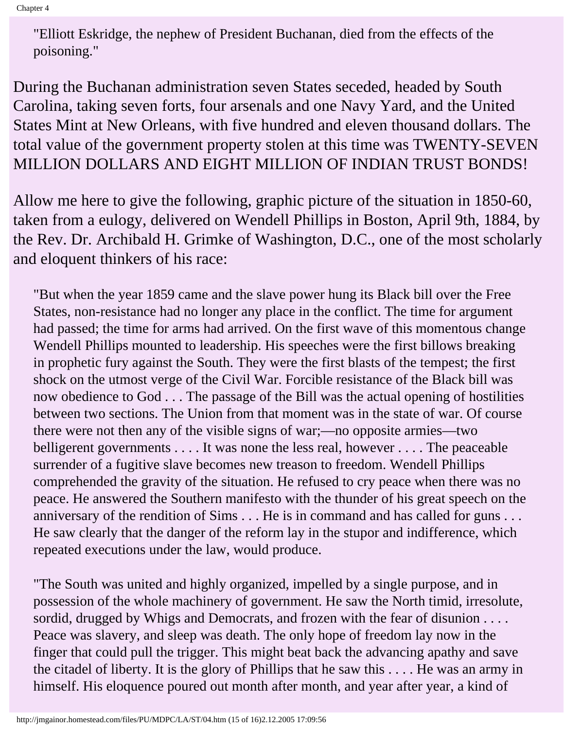> "Elliott Eskridge, the nephew of President Buchanan, died from the effects of the poisoning."

During the Buchanan administration seven States seceded, headed by South Carolina, taking seven forts, four arsenals and one Navy Yard, and the United States Mint at New Orleans, with five hundred and eleven thousand dollars. The total value of the government property stolen at this time was TWENTY-SEVEN MILLION DOLLARS AND EIGHT MILLION OF INDIAN TRUST BONDS!

Allow me here to give the following, graphic picture of the situation in 1850-60, taken from a eulogy, delivered on Wendell Phillips in Boston, April 9th, 1884, by the Rev. Dr. Archibald H. Grimke of Washington, D.C., one of the most scholarly and eloquent thinkers of his race:

> "But when the year 1859 came and the slave power hung its Black bill over the Free States, non-resistance had no longer any place in the conflict. The time for argument had passed; the time for arms had arrived. On the first wave of this momentous change Wendell Phillips mounted to leadership. His speeches were the first billows breaking in prophetic fury against the South. They were the first blasts of the tempest; the first shock on the utmost verge of the Civil War. Forcible resistance of the Black bill was now obedience to God . . . The passage of the Bill was the actual opening of hostilities between two sections. The Union from that moment was in the state of war. Of course there were not then any of the visible signs of war;—no opposite armies—two belligerent governments . . . . It was none the less real, however . . . . The peaceable surrender of a fugitive slave becomes new treason to freedom. Wendell Phillips comprehended the gravity of the situation. He refused to cry peace when there was no peace. He answered the Southern manifesto with the thunder of his great speech on the anniversary of the rendition of Sims . . . He is in command and has called for guns . . . He saw clearly that the danger of the reform lay in the stupor and indifference, which repeated executions under the law, would produce.
>
> "The South was united and highly organized, impelled by a single purpose, and in possession of the whole machinery of government. He saw the North timid, irresolute, sordid, drugged by Whigs and Democrats, and frozen with the fear of disunion . . . . Peace was slavery, and sleep was death. The only hope of freedom lay now in the finger that could pull the trigger. This might beat back the advancing apathy and save the citadel of liberty. It is the glory of Phillips that he saw this . . . . He was an army in himself. His eloquence poured out month after month, and year after year, a kind of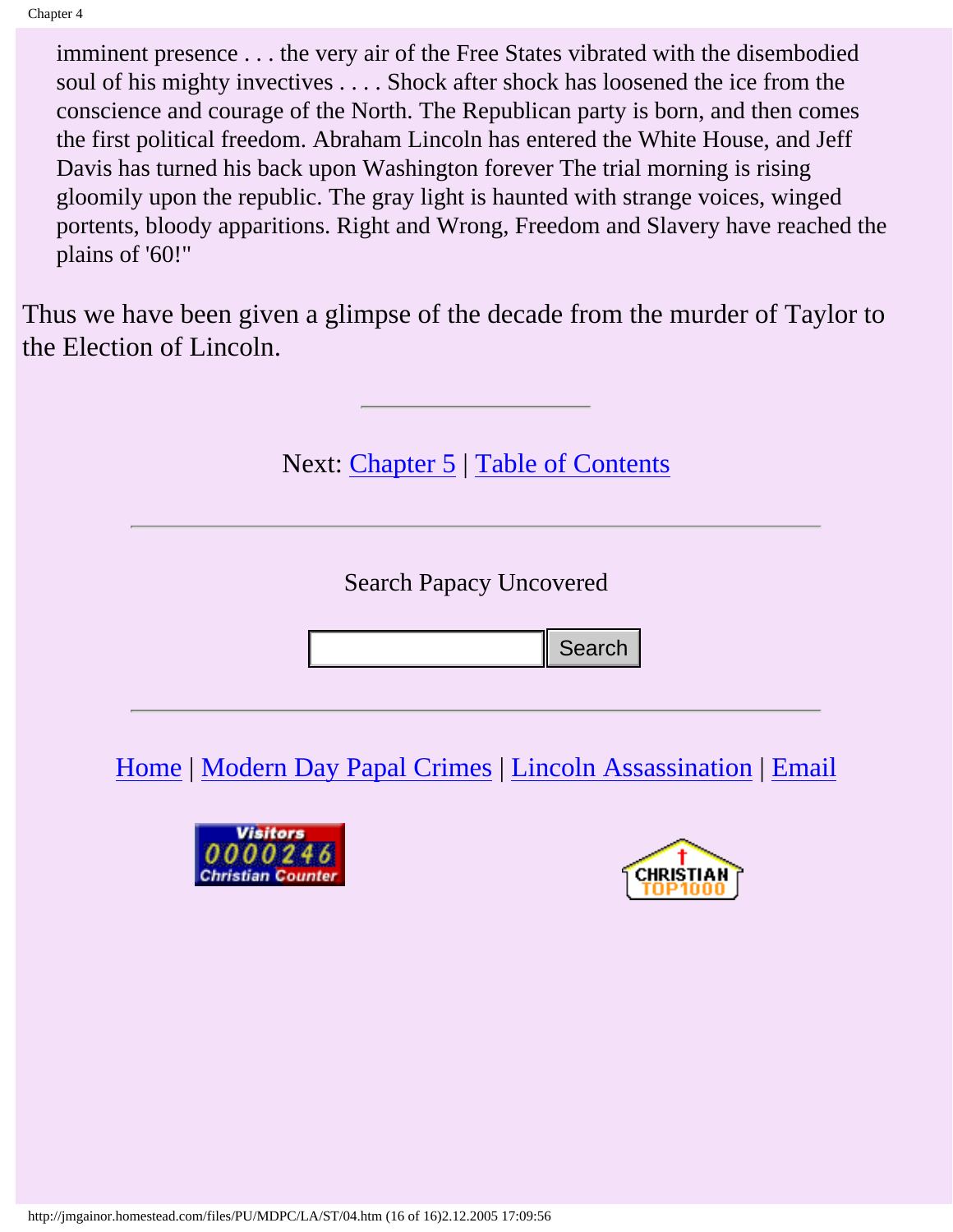> imminent presence . . . the very air of the Free States vibrated with the disembodied soul of his mighty invectives . . . . Shock after shock has loosened the ice from the conscience and courage of the North. The Republican party is born, and then comes the first political freedom. Abraham Lincoln has entered the White House, and Jeff Davis has turned his back upon Washington forever The trial morning is rising gloomily upon the republic. The gray light is haunted with strange voices, winged portents, bloody apparitions. Right and Wrong, Freedom and Slavery have reached the plains of '60!"

Thus we have been given a glimpse of the decade from the murder of Taylor to the Election of Lincoln.

---

Next: Chapter 5 | Table of Contents

---

Search Papacy Uncovered

Search

---

Home | Modern Day Papal Crimes | Lincoln Assassination | Email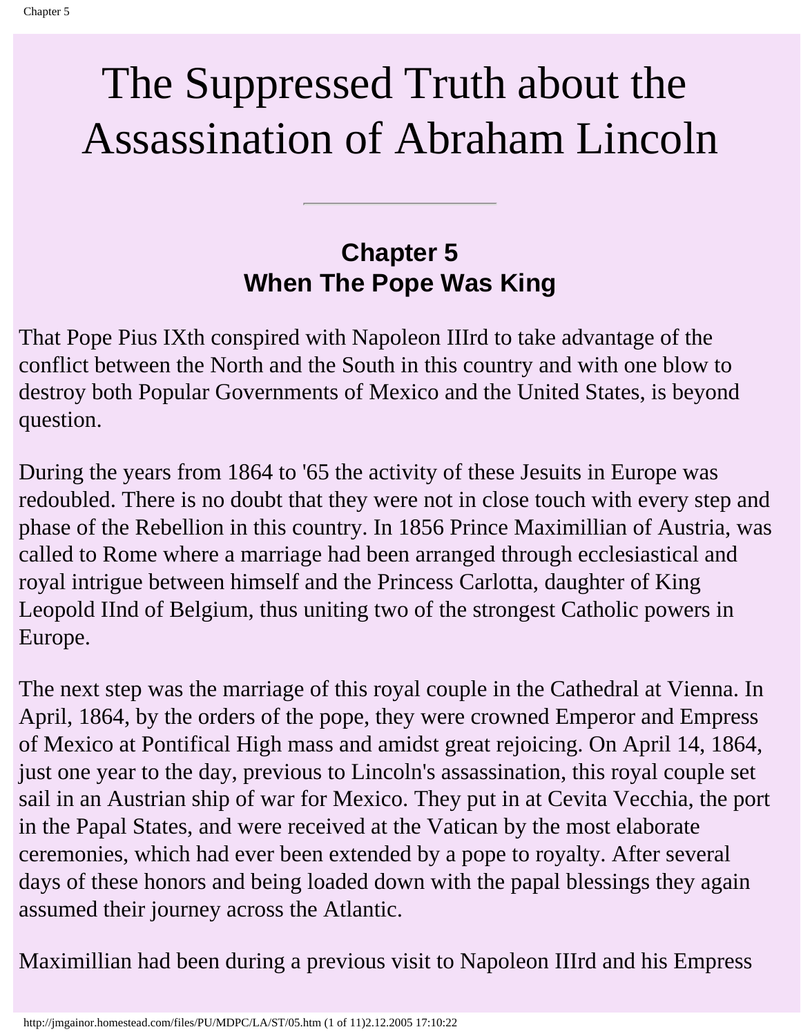# The Suppressed Truth about the Assassination of Abraham Lincoln

---

## Chapter 5
## When The Pope Was King

That Pope Pius IXth conspired with Napoleon IIIrd to take advantage of the conflict between the North and the South in this country and with one blow to destroy both Popular Governments of Mexico and the United States, is beyond question.

During the years from 1864 to '65 the activity of these Jesuits in Europe was redoubled. There is no doubt that they were not in close touch with every step and phase of the Rebellion in this country. In 1856 Prince Maximillian of Austria, was called to Rome where a marriage had been arranged through ecclesiastical and royal intrigue between himself and the Princess Carlotta, daughter of King Leopold IInd of Belgium, thus uniting two of the strongest Catholic powers in Europe.

The next step was the marriage of this royal couple in the Cathedral at Vienna. In April, 1864, by the orders of the pope, they were crowned Emperor and Empress of Mexico at Pontifical High mass and amidst great rejoicing. On April 14, 1864, just one year to the day, previous to Lincoln's assassination, this royal couple set sail in an Austrian ship of war for Mexico. They put in at Cevita Vecchia, the port in the Papal States, and were received at the Vatican by the most elaborate ceremonies, which had ever been extended by a pope to royalty. After several days of these honors and being loaded down with the papal blessings they again assumed their journey across the Atlantic.

Maximillian had been during a previous visit to Napoleon IIIrd and his Empress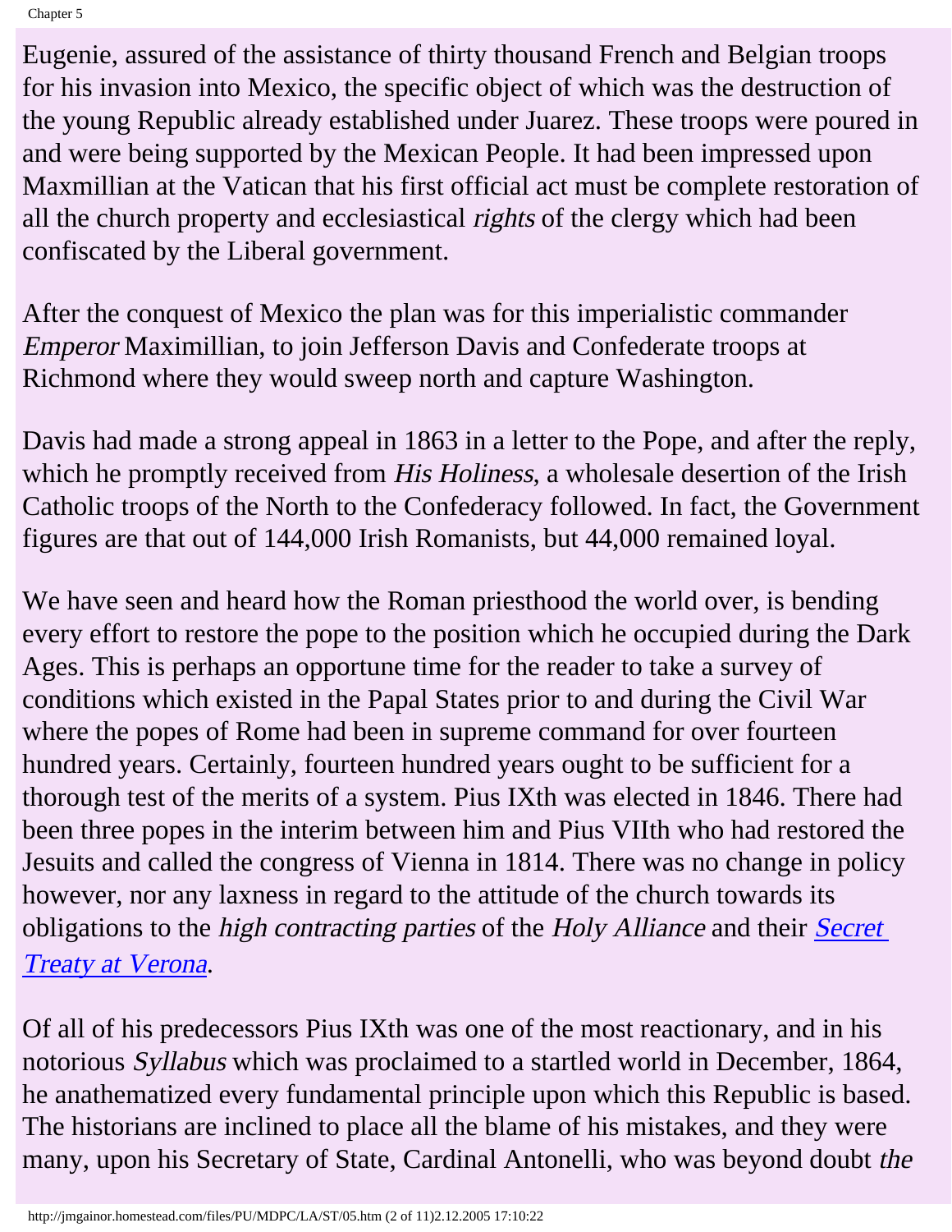Eugenie, assured of the assistance of thirty thousand French and Belgian troops for his invasion into Mexico, the specific object of which was the destruction of the young Republic already established under Juarez. These troops were poured in and were being supported by the Mexican People. It had been impressed upon Maxmillian at the Vatican that his first official act must be complete restoration of all the church property and ecclesiastical *rights* of the clergy which had been confiscated by the Liberal government.

After the conquest of Mexico the plan was for this imperialistic commander *Emperor* Maximillian, to join Jefferson Davis and Confederate troops at Richmond where they would sweep north and capture Washington.

Davis had made a strong appeal in 1863 in a letter to the Pope, and after the reply, which he promptly received from *His Holiness*, a wholesale desertion of the Irish Catholic troops of the North to the Confederacy followed. In fact, the Government figures are that out of 144,000 Irish Romanists, but 44,000 remained loyal.

We have seen and heard how the Roman priesthood the world over, is bending every effort to restore the pope to the position which he occupied during the Dark Ages. This is perhaps an opportune time for the reader to take a survey of conditions which existed in the Papal States prior to and during the Civil War where the popes of Rome had been in supreme command for over fourteen hundred years. Certainly, fourteen hundred years ought to be sufficient for a thorough test of the merits of a system. Pius IXth was elected in 1846. There had been three popes in the interim between him and Pius VIIth who had restored the Jesuits and called the congress of Vienna in 1814. There was no change in policy however, nor any laxness in regard to the attitude of the church towards its obligations to the *high contracting parties* of the *Holy Alliance* and their *Secret Treaty at Verona*.

Of all of his predecessors Pius IXth was one of the most reactionary, and in his notorious *Syllabus* which was proclaimed to a startled world in December, 1864, he anathematized every fundamental principle upon which this Republic is based. The historians are inclined to place all the blame of his mistakes, and they were many, upon his Secretary of State, Cardinal Antonelli, who was beyond doubt *the*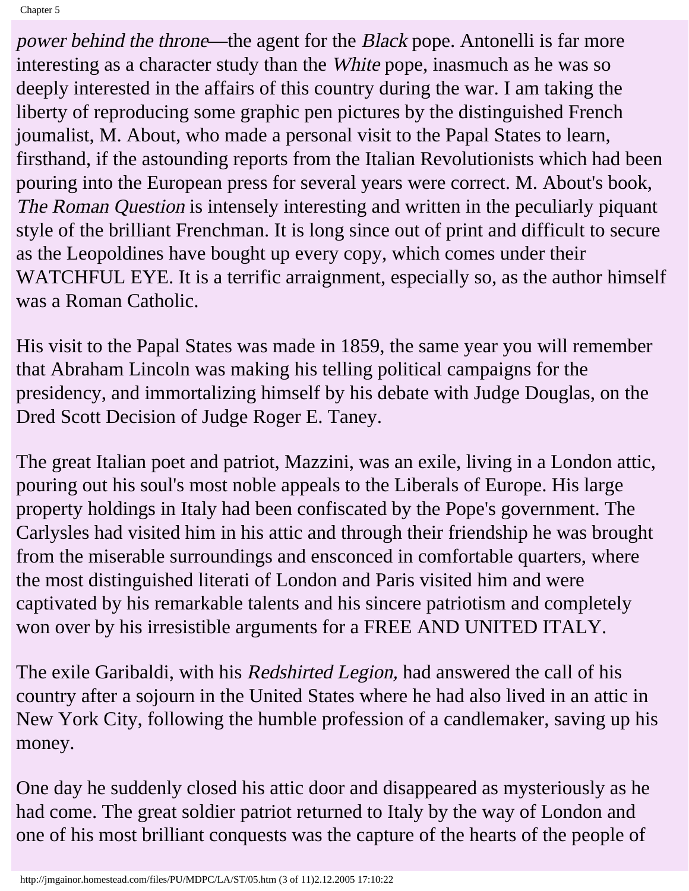*power behind the throne*—the agent for the *Black* pope. Antonelli is far more interesting as a character study than the *White* pope, inasmuch as he was so deeply interested in the affairs of this country during the war. I am taking the liberty of reproducing some graphic pen pictures by the distinguished French joumalist, M. About, who made a personal visit to the Papal States to learn, firsthand, if the astounding reports from the Italian Revolutionists which had been pouring into the European press for several years were correct. M. About's book, *The Roman Question* is intensely interesting and written in the peculiarly piquant style of the brilliant Frenchman. It is long since out of print and difficult to secure as the Leopoldines have bought up every copy, which comes under their WATCHFUL EYE. It is a terrific arraignment, especially so, as the author himself was a Roman Catholic.

His visit to the Papal States was made in 1859, the same year you will remember that Abraham Lincoln was making his telling political campaigns for the presidency, and immortalizing himself by his debate with Judge Douglas, on the Dred Scott Decision of Judge Roger E. Taney.

The great Italian poet and patriot, Mazzini, was an exile, living in a London attic, pouring out his soul's most noble appeals to the Liberals of Europe. His large property holdings in Italy had been confiscated by the Pope's government. The Carlysles had visited him in his attic and through their friendship he was brought from the miserable surroundings and ensconced in comfortable quarters, where the most distinguished literati of London and Paris visited him and were captivated by his remarkable talents and his sincere patriotism and completely won over by his irresistible arguments for a FREE AND UNITED ITALY.

The exile Garibaldi, with his *Redshirted Legion,* had answered the call of his country after a sojourn in the United States where he had also lived in an attic in New York City, following the humble profession of a candlemaker, saving up his money.

One day he suddenly closed his attic door and disappeared as mysteriously as he had come. The great soldier patriot returned to Italy by the way of London and one of his most brilliant conquests was the capture of the hearts of the people of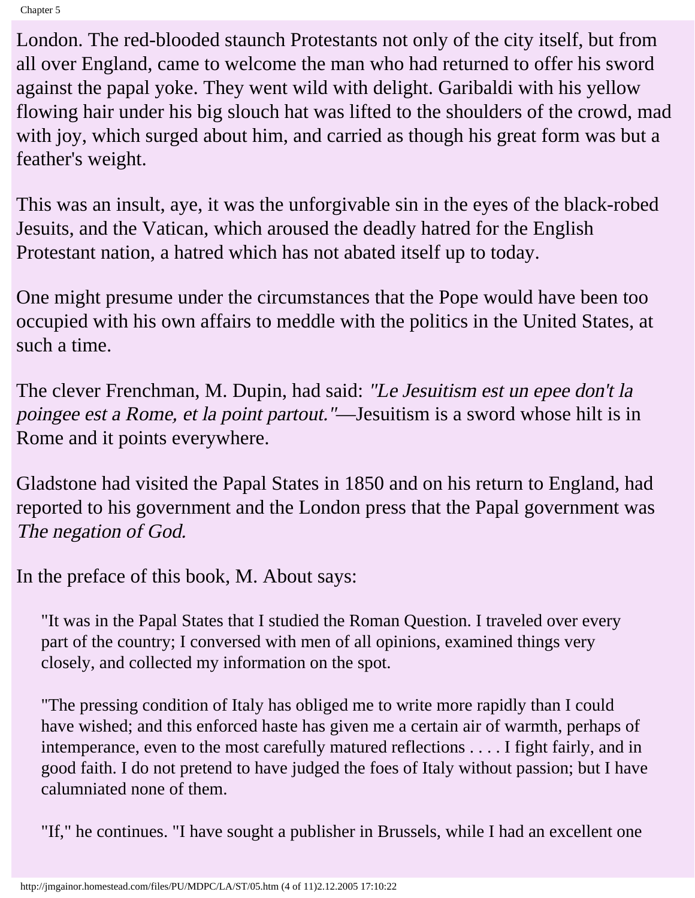London. The red-blooded staunch Protestants not only of the city itself, but from all over England, came to welcome the man who had returned to offer his sword against the papal yoke. They went wild with delight. Garibaldi with his yellow flowing hair under his big slouch hat was lifted to the shoulders of the crowd, mad with joy, which surged about him, and carried as though his great form was but a feather's weight.

This was an insult, aye, it was the unforgivable sin in the eyes of the black-robed Jesuits, and the Vatican, which aroused the deadly hatred for the English Protestant nation, a hatred which has not abated itself up to today.

One might presume under the circumstances that the Pope would have been too occupied with his own affairs to meddle with the politics in the United States, at such a time.

The clever Frenchman, M. Dupin, had said: *"Le Jesuitism est un epee don't la poingee est a Rome, et la point partout."*—Jesuitism is a sword whose hilt is in Rome and it points everywhere.

Gladstone had visited the Papal States in 1850 and on his return to England, had reported to his government and the London press that the Papal government was *The negation of God.*

In the preface of this book, M. About says:

> "It was in the Papal States that I studied the Roman Question. I traveled over every part of the country; I conversed with men of all opinions, examined things very closely, and collected my information on the spot.
>
> "The pressing condition of Italy has obliged me to write more rapidly than I could have wished; and this enforced haste has given me a certain air of warmth, perhaps of intemperance, even to the most carefully matured reflections . . . . I fight fairly, and in good faith. I do not pretend to have judged the foes of Italy without passion; but I have calumniated none of them.
>
> "If," he continues. "I have sought a publisher in Brussels, while I had an excellent one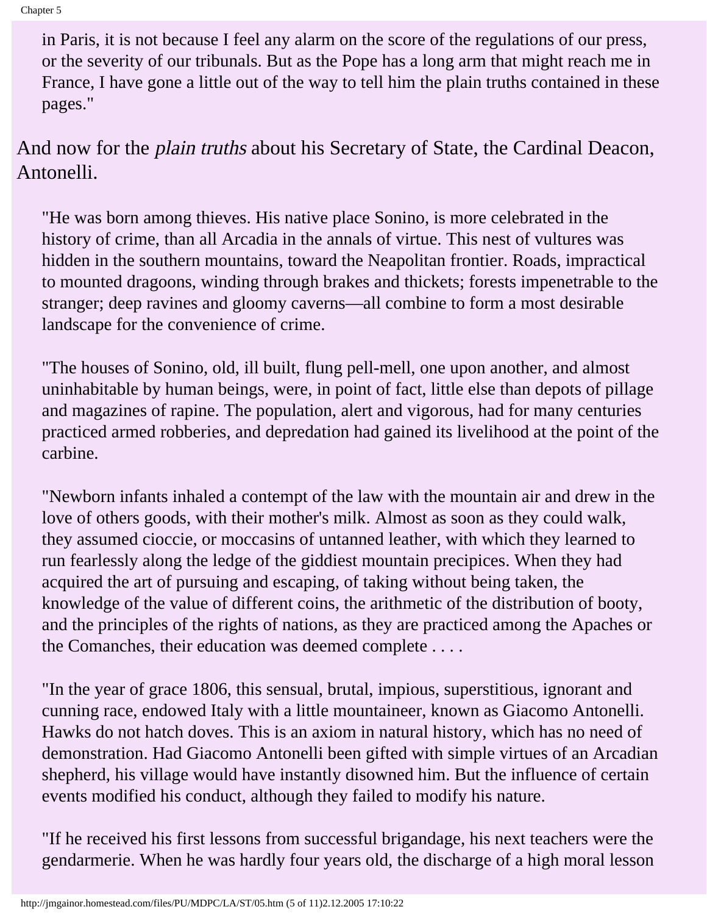> in Paris, it is not because I feel any alarm on the score of the regulations of our press, or the severity of our tribunals. But as the Pope has a long arm that might reach me in France, I have gone a little out of the way to tell him the plain truths contained in these pages."

And now for the *plain truths* about his Secretary of State, the Cardinal Deacon, Antonelli.

> "He was born among thieves. His native place Sonino, is more celebrated in the history of crime, than all Arcadia in the annals of virtue. This nest of vultures was hidden in the southern mountains, toward the Neapolitan frontier. Roads, impractical to mounted dragoons, winding through brakes and thickets; forests impenetrable to the stranger; deep ravines and gloomy caverns—all combine to form a most desirable landscape for the convenience of crime.
>
> "The houses of Sonino, old, ill built, flung pell-mell, one upon another, and almost uninhabitable by human beings, were, in point of fact, little else than depots of pillage and magazines of rapine. The population, alert and vigorous, had for many centuries practiced armed robberies, and depredation had gained its livelihood at the point of the carbine.
>
> "Newborn infants inhaled a contempt of the law with the mountain air and drew in the love of others goods, with their mother's milk. Almost as soon as they could walk, they assumed cioccie, or moccasins of untanned leather, with which they learned to run fearlessly along the ledge of the giddiest mountain precipices. When they had acquired the art of pursuing and escaping, of taking without being taken, the knowledge of the value of different coins, the arithmetic of the distribution of booty, and the principles of the rights of nations, as they are practiced among the Apaches or the Comanches, their education was deemed complete . . . .
>
> "In the year of grace 1806, this sensual, brutal, impious, superstitious, ignorant and cunning race, endowed Italy with a little mountaineer, known as Giacomo Antonelli. Hawks do not hatch doves. This is an axiom in natural history, which has no need of demonstration. Had Giacomo Antonelli been gifted with simple virtues of an Arcadian shepherd, his village would have instantly disowned him. But the influence of certain events modified his conduct, although they failed to modify his nature.
>
> "If he received his first lessons from successful brigandage, his next teachers were the gendarmerie. When he was hardly four years old, the discharge of a high moral lesson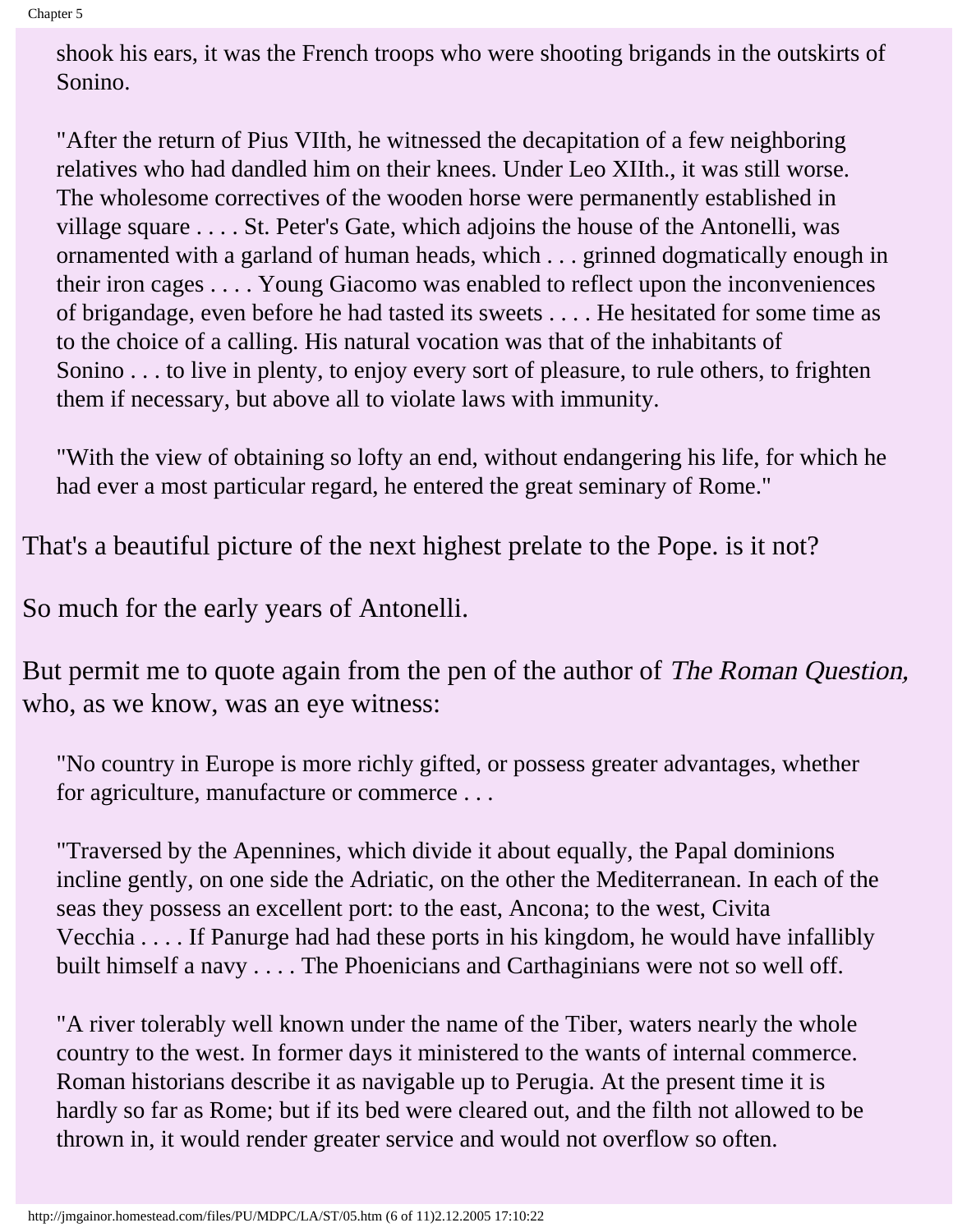shook his ears, it was the French troops who were shooting brigands in the outskirts of Sonino.

> "After the return of Pius VIIth, he witnessed the decapitation of a few neighboring relatives who had dandled him on their knees. Under Leo XIIth., it was still worse. The wholesome correctives of the wooden horse were permanently established in village square . . . . St. Peter's Gate, which adjoins the house of the Antonelli, was ornamented with a garland of human heads, which . . . grinned dogmatically enough in their iron cages . . . . Young Giacomo was enabled to reflect upon the inconveniences of brigandage, even before he had tasted its sweets . . . . He hesitated for some time as to the choice of a calling. His natural vocation was that of the inhabitants of Sonino . . . to live in plenty, to enjoy every sort of pleasure, to rule others, to frighten them if necessary, but above all to violate laws with immunity.
>
> "With the view of obtaining so lofty an end, without endangering his life, for which he had ever a most particular regard, he entered the great seminary of Rome."

That's a beautiful picture of the next highest prelate to the Pope. is it not?

So much for the early years of Antonelli.

But permit me to quote again from the pen of the author of *The Roman Question,* who, as we know, was an eye witness:

> "No country in Europe is more richly gifted, or possess greater advantages, whether for agriculture, manufacture or commerce . . .
>
> "Traversed by the Apennines, which divide it about equally, the Papal dominions incline gently, on one side the Adriatic, on the other the Mediterranean. In each of the seas they possess an excellent port: to the east, Ancona; to the west, Civita Vecchia . . . . If Panurge had had these ports in his kingdom, he would have infallibly built himself a navy . . . . The Phoenicians and Carthaginians were not so well off.
>
> "A river tolerably well known under the name of the Tiber, waters nearly the whole country to the west. In former days it ministered to the wants of internal commerce. Roman historians describe it as navigable up to Perugia. At the present time it is hardly so far as Rome; but if its bed were cleared out, and the filth not allowed to be thrown in, it would render greater service and would not overflow so often.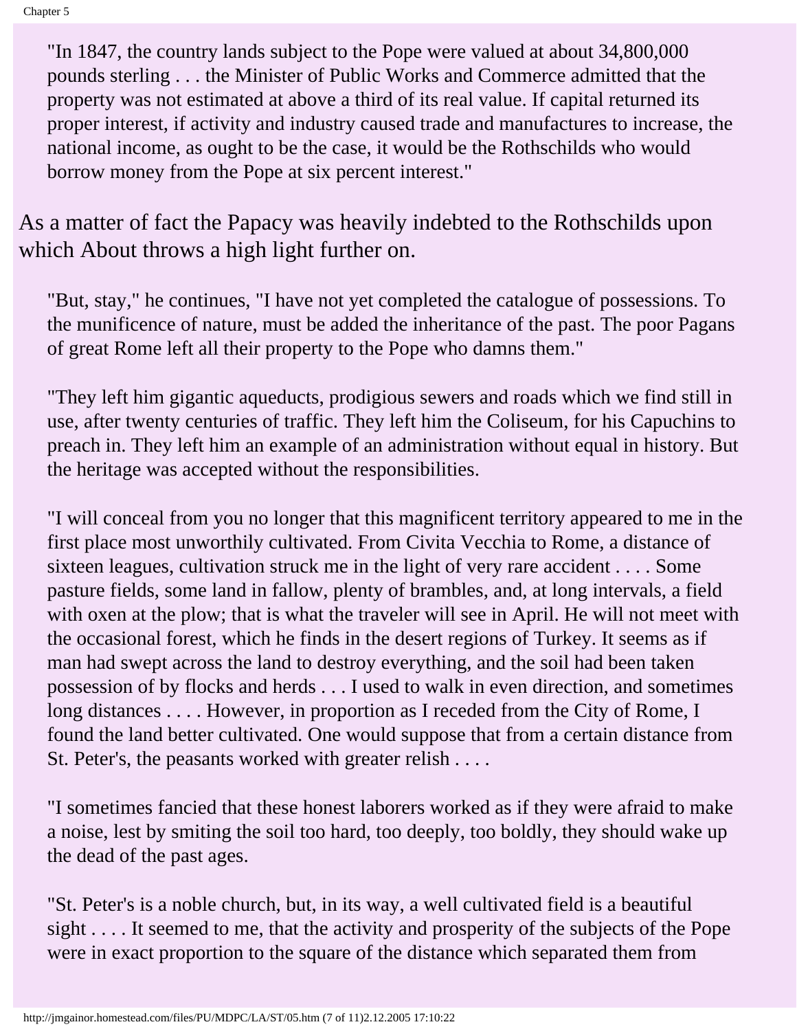> "In 1847, the country lands subject to the Pope were valued at about 34,800,000 pounds sterling . . . the Minister of Public Works and Commerce admitted that the property was not estimated at above a third of its real value. If capital returned its proper interest, if activity and industry caused trade and manufactures to increase, the national income, as ought to be the case, it would be the Rothschilds who would borrow money from the Pope at six percent interest."

As a matter of fact the Papacy was heavily indebted to the Rothschilds upon which About throws a high light further on.

> "But, stay," he continues, "I have not yet completed the catalogue of possessions. To the munificence of nature, must be added the inheritance of the past. The poor Pagans of great Rome left all their property to the Pope who damns them."
>
> "They left him gigantic aqueducts, prodigious sewers and roads which we find still in use, after twenty centuries of traffic. They left him the Coliseum, for his Capuchins to preach in. They left him an example of an administration without equal in history. But the heritage was accepted without the responsibilities.
>
> "I will conceal from you no longer that this magnificent territory appeared to me in the first place most unworthily cultivated. From Civita Vecchia to Rome, a distance of sixteen leagues, cultivation struck me in the light of very rare accident . . . . Some pasture fields, some land in fallow, plenty of brambles, and, at long intervals, a field with oxen at the plow; that is what the traveler will see in April. He will not meet with the occasional forest, which he finds in the desert regions of Turkey. It seems as if man had swept across the land to destroy everything, and the soil had been taken possession of by flocks and herds . . . I used to walk in even direction, and sometimes long distances . . . . However, in proportion as I receded from the City of Rome, I found the land better cultivated. One would suppose that from a certain distance from St. Peter's, the peasants worked with greater relish . . . .
>
> "I sometimes fancied that these honest laborers worked as if they were afraid to make a noise, lest by smiting the soil too hard, too deeply, too boldly, they should wake up the dead of the past ages.
>
> "St. Peter's is a noble church, but, in its way, a well cultivated field is a beautiful sight . . . . It seemed to me, that the activity and prosperity of the subjects of the Pope were in exact proportion to the square of the distance which separated them from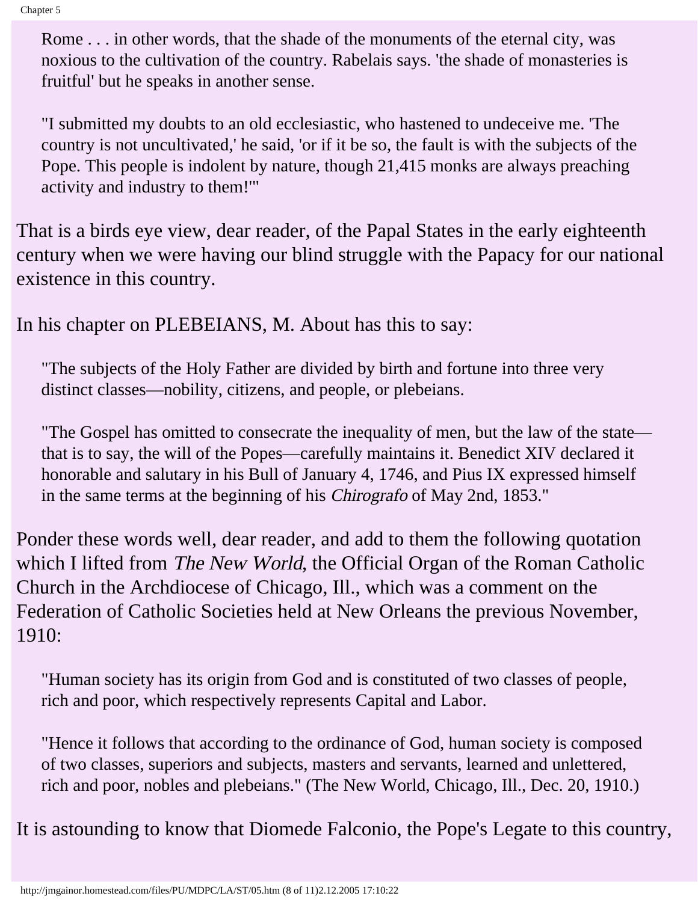> Rome . . . in other words, that the shade of the monuments of the eternal city, was noxious to the cultivation of the country. Rabelais says. 'the shade of monasteries is fruitful' but he speaks in another sense.
>
> "I submitted my doubts to an old ecclesiastic, who hastened to undeceive me. 'The country is not uncultivated,' he said, 'or if it be so, the fault is with the subjects of the Pope. This people is indolent by nature, though 21,415 monks are always preaching activity and industry to them!'"

That is a birds eye view, dear reader, of the Papal States in the early eighteenth century when we were having our blind struggle with the Papacy for our national existence in this country.

In his chapter on PLEBEIANS, M. About has this to say:

> "The subjects of the Holy Father are divided by birth and fortune into three very distinct classes—nobility, citizens, and people, or plebeians.
>
> "The Gospel has omitted to consecrate the inequality of men, but the law of the state—that is to say, the will of the Popes—carefully maintains it. Benedict XIV declared it honorable and salutary in his Bull of January 4, 1746, and Pius IX expressed himself in the same terms at the beginning of his *Chirografo* of May 2nd, 1853."

Ponder these words well, dear reader, and add to them the following quotation which I lifted from *The New World*, the Official Organ of the Roman Catholic Church in the Archdiocese of Chicago, Ill., which was a comment on the Federation of Catholic Societies held at New Orleans the previous November, 1910:

> "Human society has its origin from God and is constituted of two classes of people, rich and poor, which respectively represents Capital and Labor.
>
> "Hence it follows that according to the ordinance of God, human society is composed of two classes, superiors and subjects, masters and servants, learned and unlettered, rich and poor, nobles and plebeians." (The New World, Chicago, Ill., Dec. 20, 1910.)

It is astounding to know that Diomede Falconio, the Pope's Legate to this country,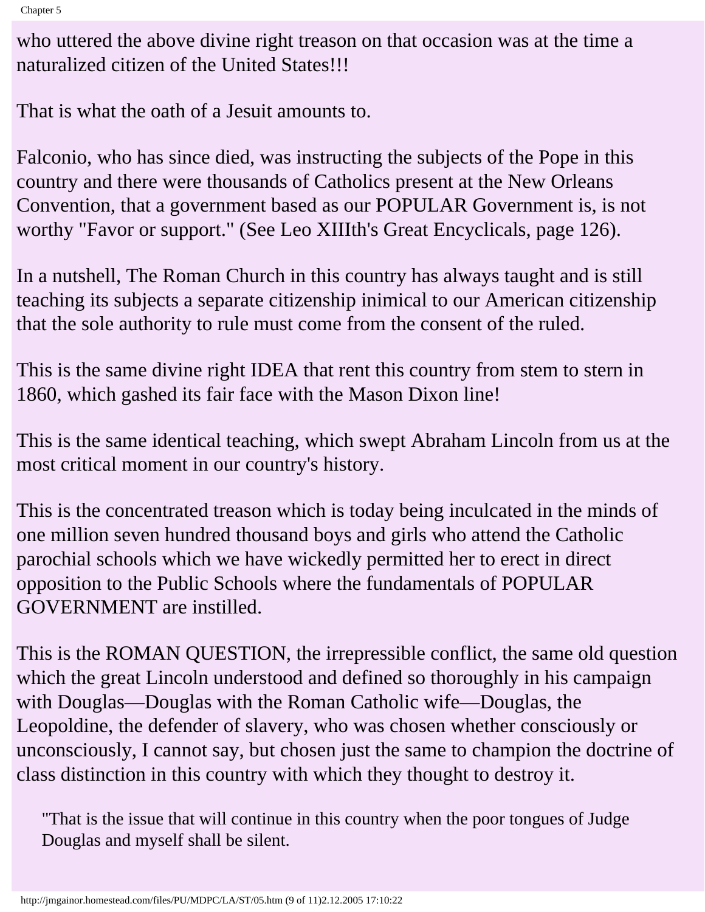who uttered the above divine right treason on that occasion was at the time a naturalized citizen of the United States!!!

That is what the oath of a Jesuit amounts to.

Falconio, who has since died, was instructing the subjects of the Pope in this country and there were thousands of Catholics present at the New Orleans Convention, that a government based as our POPULAR Government is, is not worthy "Favor or support." (See Leo XIIIth's Great Encyclicals, page 126).

In a nutshell, The Roman Church in this country has always taught and is still teaching its subjects a separate citizenship inimical to our American citizenship that the sole authority to rule must come from the consent of the ruled.

This is the same divine right IDEA that rent this country from stem to stern in 1860, which gashed its fair face with the Mason Dixon line!

This is the same identical teaching, which swept Abraham Lincoln from us at the most critical moment in our country's history.

This is the concentrated treason which is today being inculcated in the minds of one million seven hundred thousand boys and girls who attend the Catholic parochial schools which we have wickedly permitted her to erect in direct opposition to the Public Schools where the fundamentals of POPULAR GOVERNMENT are instilled.

This is the ROMAN QUESTION, the irrepressible conflict, the same old question which the great Lincoln understood and defined so thoroughly in his campaign with Douglas—Douglas with the Roman Catholic wife—Douglas, the Leopoldine, the defender of slavery, who was chosen whether consciously or unconsciously, I cannot say, but chosen just the same to champion the doctrine of class distinction in this country with which they thought to destroy it.

> "That is the issue that will continue in this country when the poor tongues of Judge Douglas and myself shall be silent.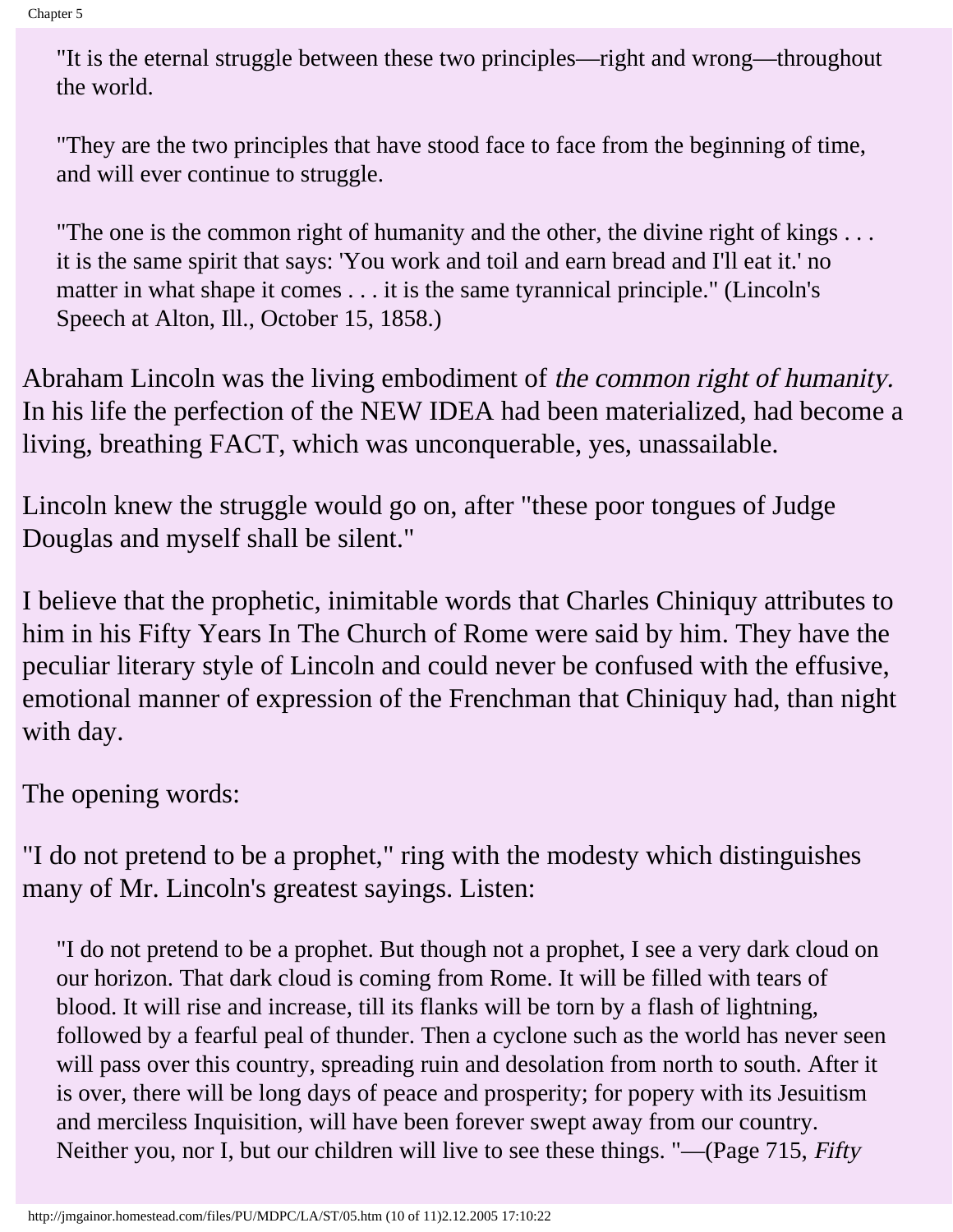> "It is the eternal struggle between these two principles—right and wrong—throughout the world.
>
> "They are the two principles that have stood face to face from the beginning of time, and will ever continue to struggle.
>
> "The one is the common right of humanity and the other, the divine right of kings . . . it is the same spirit that says: 'You work and toil and earn bread and I'll eat it.' no matter in what shape it comes . . . it is the same tyrannical principle." (Lincoln's Speech at Alton, Ill., October 15, 1858.)

Abraham Lincoln was the living embodiment of *the common right of humanity.* In his life the perfection of the NEW IDEA had been materialized, had become a living, breathing FACT, which was unconquerable, yes, unassailable.

Lincoln knew the struggle would go on, after "these poor tongues of Judge Douglas and myself shall be silent."

I believe that the prophetic, inimitable words that Charles Chiniquy attributes to him in his Fifty Years In The Church of Rome were said by him. They have the peculiar literary style of Lincoln and could never be confused with the effusive, emotional manner of expression of the Frenchman that Chiniquy had, than night with day.

The opening words:

"I do not pretend to be a prophet," ring with the modesty which distinguishes many of Mr. Lincoln's greatest sayings. Listen:

> "I do not pretend to be a prophet. But though not a prophet, I see a very dark cloud on our horizon. That dark cloud is coming from Rome. It will be filled with tears of blood. It will rise and increase, till its flanks will be torn by a flash of lightning, followed by a fearful peal of thunder. Then a cyclone such as the world has never seen will pass over this country, spreading ruin and desolation from north to south. After it is over, there will be long days of peace and prosperity; for popery with its Jesuitism and merciless Inquisition, will have been forever swept away from our country. Neither you, nor I, but our children will live to see these things. "—(Page 715, *Fifty*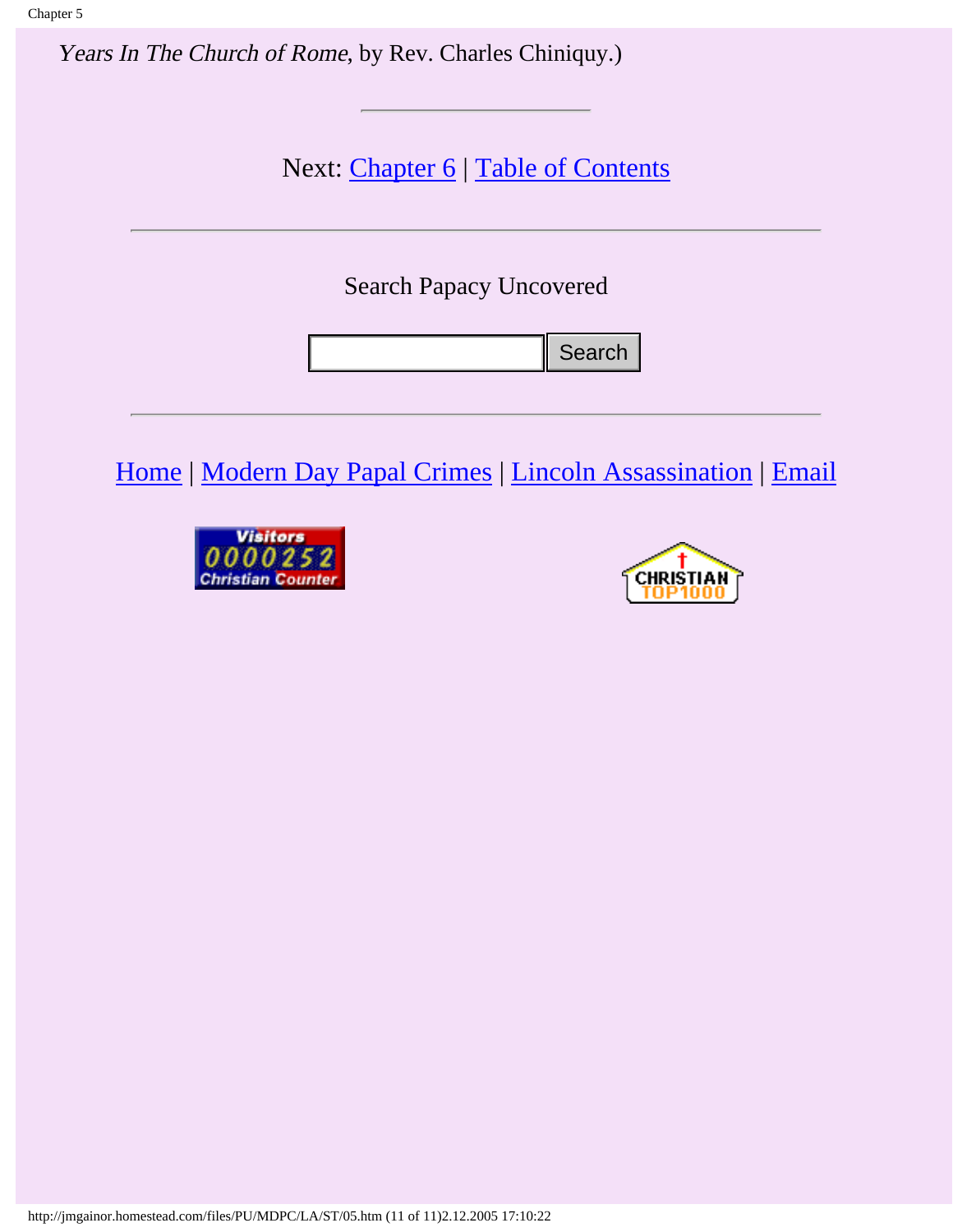*Years In The Church of Rome*, by Rev. Charles Chiniquy.)

---

Next: Chapter 6 | Table of Contents

---

Search Papacy Uncovered

Search

---

Home | Modern Day Papal Crimes | Lincoln Assassination | Email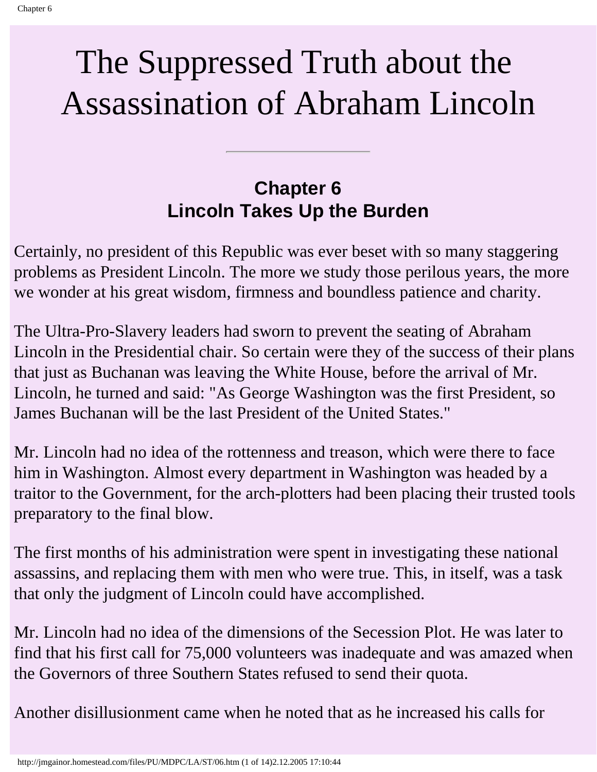# The Suppressed Truth about the Assassination of Abraham Lincoln

---

## Chapter 6
## Lincoln Takes Up the Burden

Certainly, no president of this Republic was ever beset with so many staggering problems as President Lincoln. The more we study those perilous years, the more we wonder at his great wisdom, firmness and boundless patience and charity.

The Ultra-Pro-Slavery leaders had sworn to prevent the seating of Abraham Lincoln in the Presidential chair. So certain were they of the success of their plans that just as Buchanan was leaving the White House, before the arrival of Mr. Lincoln, he turned and said: "As George Washington was the first President, so James Buchanan will be the last President of the United States."

Mr. Lincoln had no idea of the rottenness and treason, which were there to face him in Washington. Almost every department in Washington was headed by a traitor to the Government, for the arch-plotters had been placing their trusted tools preparatory to the final blow.

The first months of his administration were spent in investigating these national assassins, and replacing them with men who were true. This, in itself, was a task that only the judgment of Lincoln could have accomplished.

Mr. Lincoln had no idea of the dimensions of the Secession Plot. He was later to find that his first call for 75,000 volunteers was inadequate and was amazed when the Governors of three Southern States refused to send their quota.

Another disillusionment came when he noted that as he increased his calls for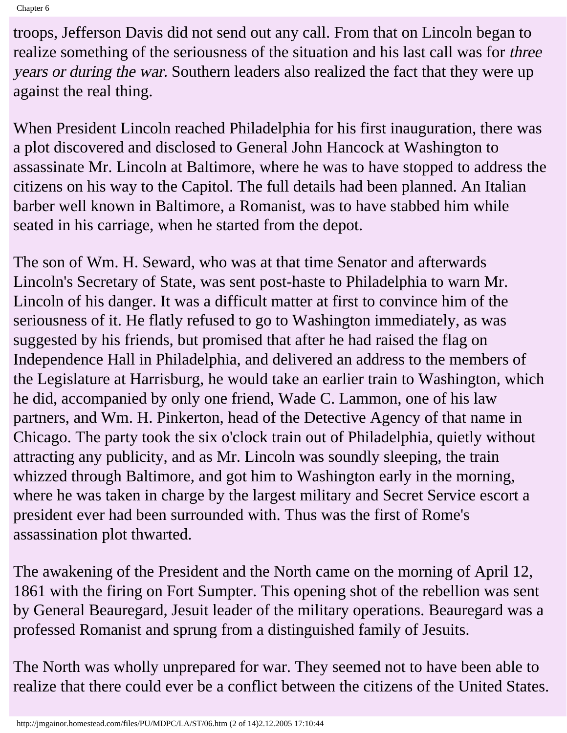troops, Jefferson Davis did not send out any call. From that on Lincoln began to realize something of the seriousness of the situation and his last call was for *three years or during the war.* Southern leaders also realized the fact that they were up against the real thing.

When President Lincoln reached Philadelphia for his first inauguration, there was a plot discovered and disclosed to General John Hancock at Washington to assassinate Mr. Lincoln at Baltimore, where he was to have stopped to address the citizens on his way to the Capitol. The full details had been planned. An Italian barber well known in Baltimore, a Romanist, was to have stabbed him while seated in his carriage, when he started from the depot.

The son of Wm. H. Seward, who was at that time Senator and afterwards Lincoln's Secretary of State, was sent post-haste to Philadelphia to warn Mr. Lincoln of his danger. It was a difficult matter at first to convince him of the seriousness of it. He flatly refused to go to Washington immediately, as was suggested by his friends, but promised that after he had raised the flag on Independence Hall in Philadelphia, and delivered an address to the members of the Legislature at Harrisburg, he would take an earlier train to Washington, which he did, accompanied by only one friend, Wade C. Lammon, one of his law partners, and Wm. H. Pinkerton, head of the Detective Agency of that name in Chicago. The party took the six o'clock train out of Philadelphia, quietly without attracting any publicity, and as Mr. Lincoln was soundly sleeping, the train whizzed through Baltimore, and got him to Washington early in the morning, where he was taken in charge by the largest military and Secret Service escort a president ever had been surrounded with. Thus was the first of Rome's assassination plot thwarted.

The awakening of the President and the North came on the morning of April 12, 1861 with the firing on Fort Sumpter. This opening shot of the rebellion was sent by General Beauregard, Jesuit leader of the military operations. Beauregard was a professed Romanist and sprung from a distinguished family of Jesuits.

The North was wholly unprepared for war. They seemed not to have been able to realize that there could ever be a conflict between the citizens of the United States.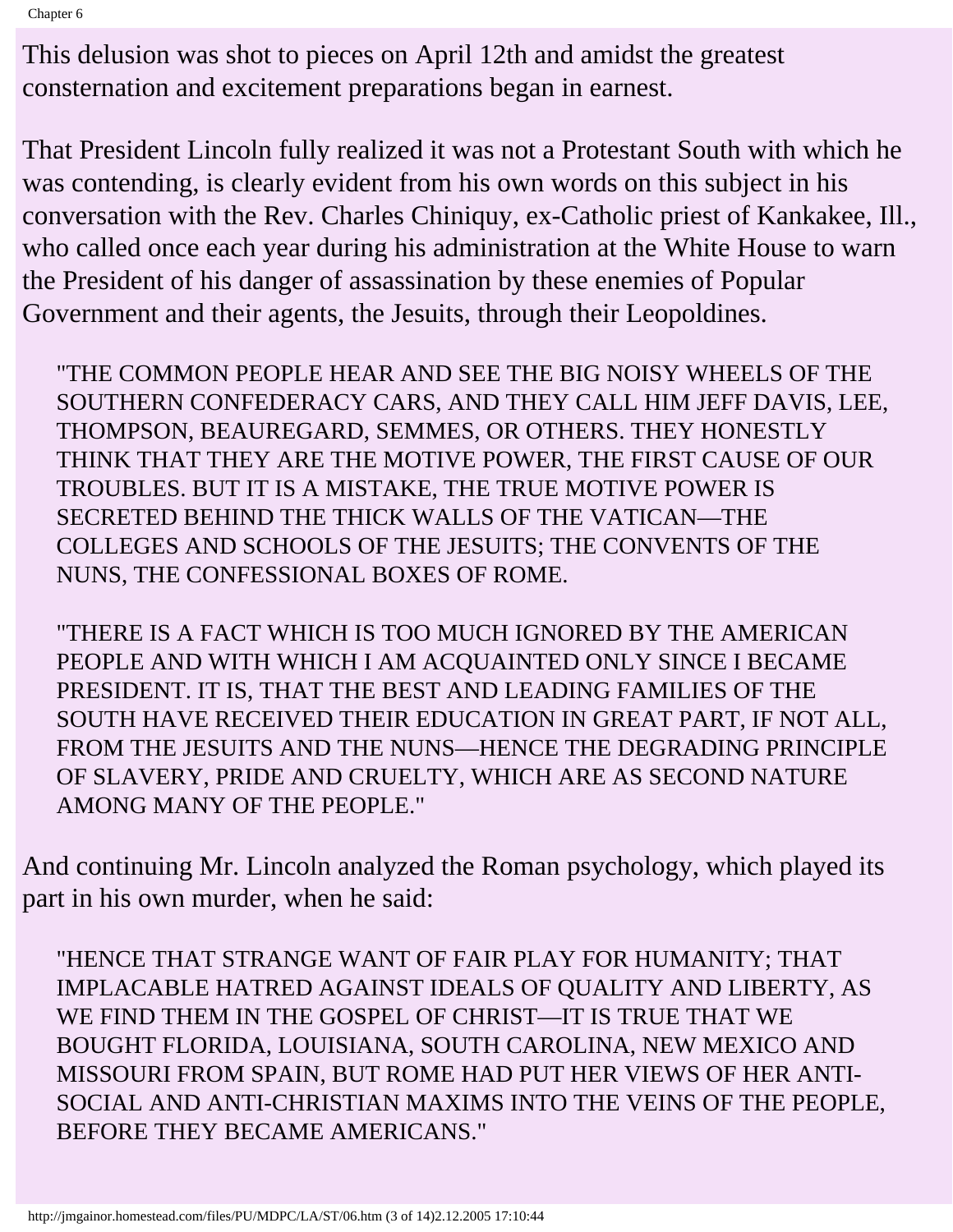This delusion was shot to pieces on April 12th and amidst the greatest consternation and excitement preparations began in earnest.

That President Lincoln fully realized it was not a Protestant South with which he was contending, is clearly evident from his own words on this subject in his conversation with the Rev. Charles Chiniquy, ex-Catholic priest of Kankakee, Ill., who called once each year during his administration at the White House to warn the President of his danger of assassination by these enemies of Popular Government and their agents, the Jesuits, through their Leopoldines.

> "THE COMMON PEOPLE HEAR AND SEE THE BIG NOISY WHEELS OF THE SOUTHERN CONFEDERACY CARS, AND THEY CALL HIM JEFF DAVIS, LEE, THOMPSON, BEAUREGARD, SEMMES, OR OTHERS. THEY HONESTLY THINK THAT THEY ARE THE MOTIVE POWER, THE FIRST CAUSE OF OUR TROUBLES. BUT IT IS A MISTAKE, THE TRUE MOTIVE POWER IS SECRETED BEHIND THE THICK WALLS OF THE VATICAN—THE COLLEGES AND SCHOOLS OF THE JESUITS; THE CONVENTS OF THE NUNS, THE CONFESSIONAL BOXES OF ROME.
>
> "THERE IS A FACT WHICH IS TOO MUCH IGNORED BY THE AMERICAN PEOPLE AND WITH WHICH I AM ACQUAINTED ONLY SINCE I BECAME PRESIDENT. IT IS, THAT THE BEST AND LEADING FAMILIES OF THE SOUTH HAVE RECEIVED THEIR EDUCATION IN GREAT PART, IF NOT ALL, FROM THE JESUITS AND THE NUNS—HENCE THE DEGRADING PRINCIPLE OF SLAVERY, PRIDE AND CRUELTY, WHICH ARE AS SECOND NATURE AMONG MANY OF THE PEOPLE."

And continuing Mr. Lincoln analyzed the Roman psychology, which played its part in his own murder, when he said:

> "HENCE THAT STRANGE WANT OF FAIR PLAY FOR HUMANITY; THAT IMPLACABLE HATRED AGAINST IDEALS OF QUALITY AND LIBERTY, AS WE FIND THEM IN THE GOSPEL OF CHRIST—IT IS TRUE THAT WE BOUGHT FLORIDA, LOUISIANA, SOUTH CAROLINA, NEW MEXICO AND MISSOURI FROM SPAIN, BUT ROME HAD PUT HER VIEWS OF HER ANTI-SOCIAL AND ANTI-CHRISTIAN MAXIMS INTO THE VEINS OF THE PEOPLE, BEFORE THEY BECAME AMERICANS."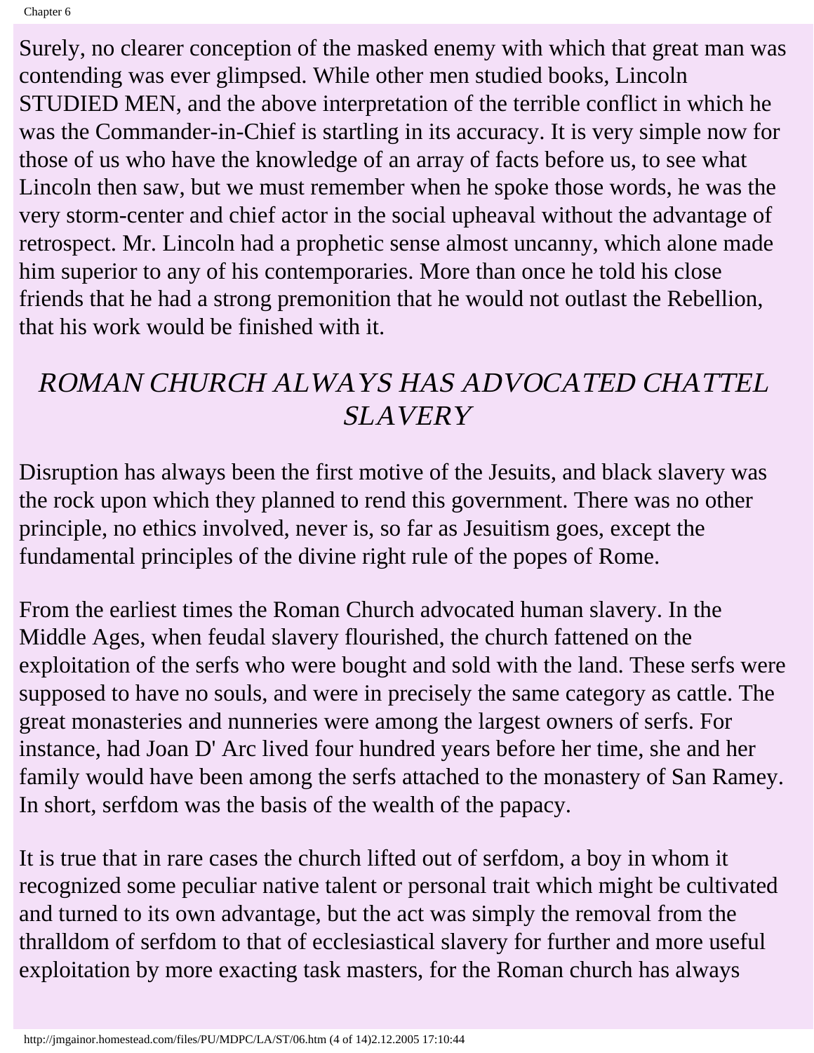Surely, no clearer conception of the masked enemy with which that great man was contending was ever glimpsed. While other men studied books, Lincoln STUDIED MEN, and the above interpretation of the terrible conflict in which he was the Commander-in-Chief is startling in its accuracy. It is very simple now for those of us who have the knowledge of an array of facts before us, to see what Lincoln then saw, but we must remember when he spoke those words, he was the very storm-center and chief actor in the social upheaval without the advantage of retrospect. Mr. Lincoln had a prophetic sense almost uncanny, which alone made him superior to any of his contemporaries. More than once he told his close friends that he had a strong premonition that he would not outlast the Rebellion, that his work would be finished with it.

## *ROMAN CHURCH ALWAYS HAS ADVOCATED CHATTEL SLAVERY*

Disruption has always been the first motive of the Jesuits, and black slavery was the rock upon which they planned to rend this government. There was no other principle, no ethics involved, never is, so far as Jesuitism goes, except the fundamental principles of the divine right rule of the popes of Rome.

From the earliest times the Roman Church advocated human slavery. In the Middle Ages, when feudal slavery flourished, the church fattened on the exploitation of the serfs who were bought and sold with the land. These serfs were supposed to have no souls, and were in precisely the same category as cattle. The great monasteries and nunneries were among the largest owners of serfs. For instance, had Joan D' Arc lived four hundred years before her time, she and her family would have been among the serfs attached to the monastery of San Ramey. In short, serfdom was the basis of the wealth of the papacy.

It is true that in rare cases the church lifted out of serfdom, a boy in whom it recognized some peculiar native talent or personal trait which might be cultivated and turned to its own advantage, but the act was simply the removal from the thralldom of serfdom to that of ecclesiastical slavery for further and more useful exploitation by more exacting task masters, for the Roman church has always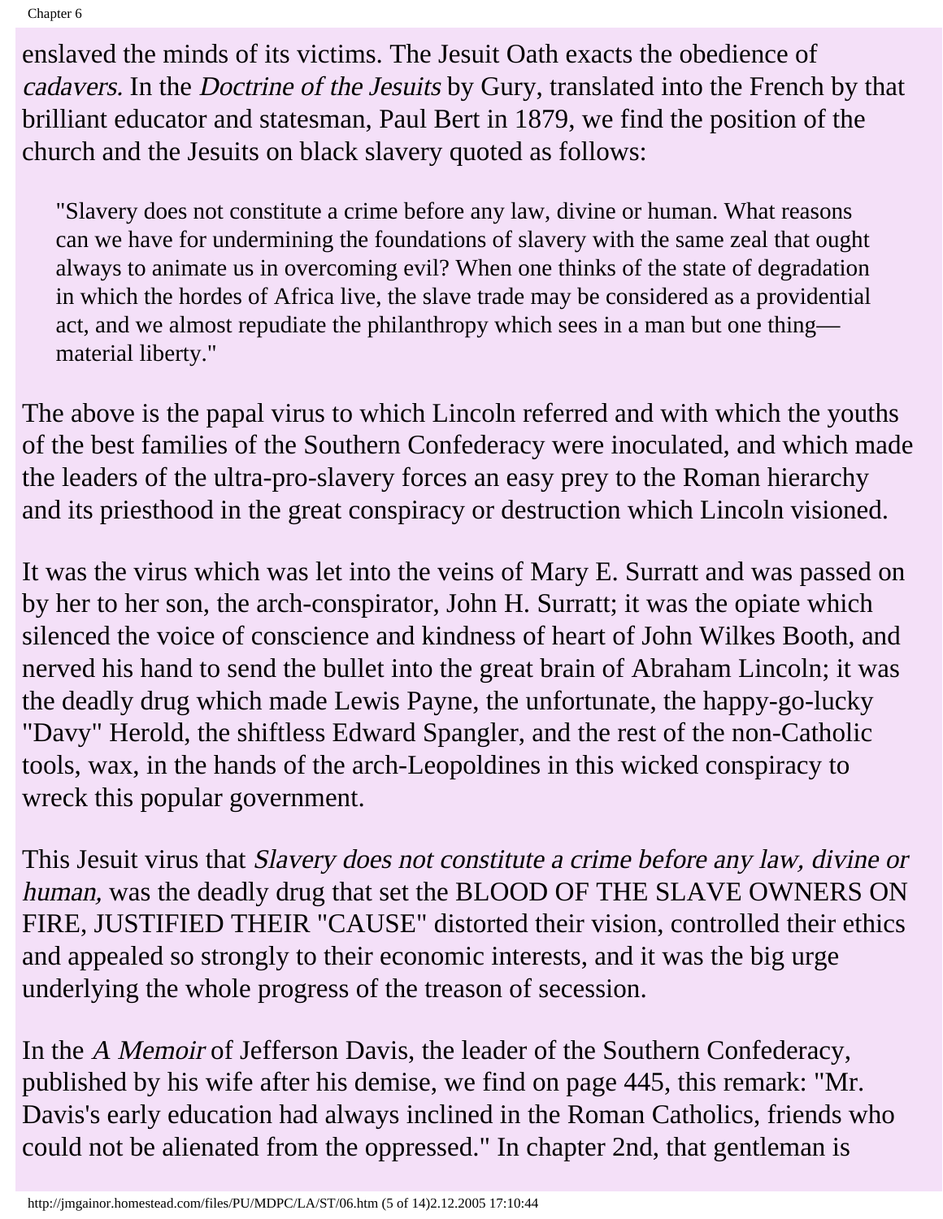enslaved the minds of its victims. The Jesuit Oath exacts the obedience of *cadavers.* In the *Doctrine of the Jesuits* by Gury, translated into the French by that brilliant educator and statesman, Paul Bert in 1879, we find the position of the church and the Jesuits on black slavery quoted as follows:

> "Slavery does not constitute a crime before any law, divine or human. What reasons can we have for undermining the foundations of slavery with the same zeal that ought always to animate us in overcoming evil? When one thinks of the state of degradation in which the hordes of Africa live, the slave trade may be considered as a providential act, and we almost repudiate the philanthropy which sees in a man but one thing—material liberty."

The above is the papal virus to which Lincoln referred and with which the youths of the best families of the Southern Confederacy were inoculated, and which made the leaders of the ultra-pro-slavery forces an easy prey to the Roman hierarchy and its priesthood in the great conspiracy or destruction which Lincoln visioned.

It was the virus which was let into the veins of Mary E. Surratt and was passed on by her to her son, the arch-conspirator, John H. Surratt; it was the opiate which silenced the voice of conscience and kindness of heart of John Wilkes Booth, and nerved his hand to send the bullet into the great brain of Abraham Lincoln; it was the deadly drug which made Lewis Payne, the unfortunate, the happy-go-lucky "Davy" Herold, the shiftless Edward Spangler, and the rest of the non-Catholic tools, wax, in the hands of the arch-Leopoldines in this wicked conspiracy to wreck this popular government.

This Jesuit virus that *Slavery does not constitute a crime before any law, divine or human,* was the deadly drug that set the BLOOD OF THE SLAVE OWNERS ON FIRE, JUSTIFIED THEIR "CAUSE" distorted their vision, controlled their ethics and appealed so strongly to their economic interests, and it was the big urge underlying the whole progress of the treason of secession.

In the *A Memoir* of Jefferson Davis, the leader of the Southern Confederacy, published by his wife after his demise, we find on page 445, this remark: "Mr. Davis's early education had always inclined in the Roman Catholics, friends who could not be alienated from the oppressed." In chapter 2nd, that gentleman is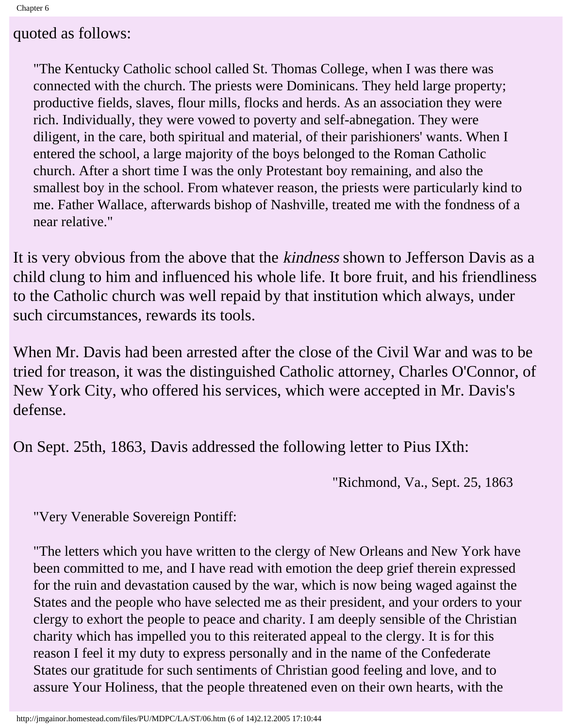quoted as follows:

> "The Kentucky Catholic school called St. Thomas College, when I was there was connected with the church. The priests were Dominicans. They held large property; productive fields, slaves, flour mills, flocks and herds. As an association they were rich. Individually, they were vowed to poverty and self-abnegation. They were diligent, in the care, both spiritual and material, of their parishioners' wants. When I entered the school, a large majority of the boys belonged to the Roman Catholic church. After a short time I was the only Protestant boy remaining, and also the smallest boy in the school. From whatever reason, the priests were particularly kind to me. Father Wallace, afterwards bishop of Nashville, treated me with the fondness of a near relative."

It is very obvious from the above that the *kindness* shown to Jefferson Davis as a child clung to him and influenced his whole life. It bore fruit, and his friendliness to the Catholic church was well repaid by that institution which always, under such circumstances, rewards its tools.

When Mr. Davis had been arrested after the close of the Civil War and was to be tried for treason, it was the distinguished Catholic attorney, Charles O'Connor, of New York City, who offered his services, which were accepted in Mr. Davis's defense.

On Sept. 25th, 1863, Davis addressed the following letter to Pius IXth:

> "Richmond, Va., Sept. 25, 1863
>
> "Very Venerable Sovereign Pontiff:
>
> "The letters which you have written to the clergy of New Orleans and New York have been committed to me, and I have read with emotion the deep grief therein expressed for the ruin and devastation caused by the war, which is now being waged against the States and the people who have selected me as their president, and your orders to your clergy to exhort the people to peace and charity. I am deeply sensible of the Christian charity which has impelled you to this reiterated appeal to the clergy. It is for this reason I feel it my duty to express personally and in the name of the Confederate States our gratitude for such sentiments of Christian good feeling and love, and to assure Your Holiness, that the people threatened even on their own hearts, with the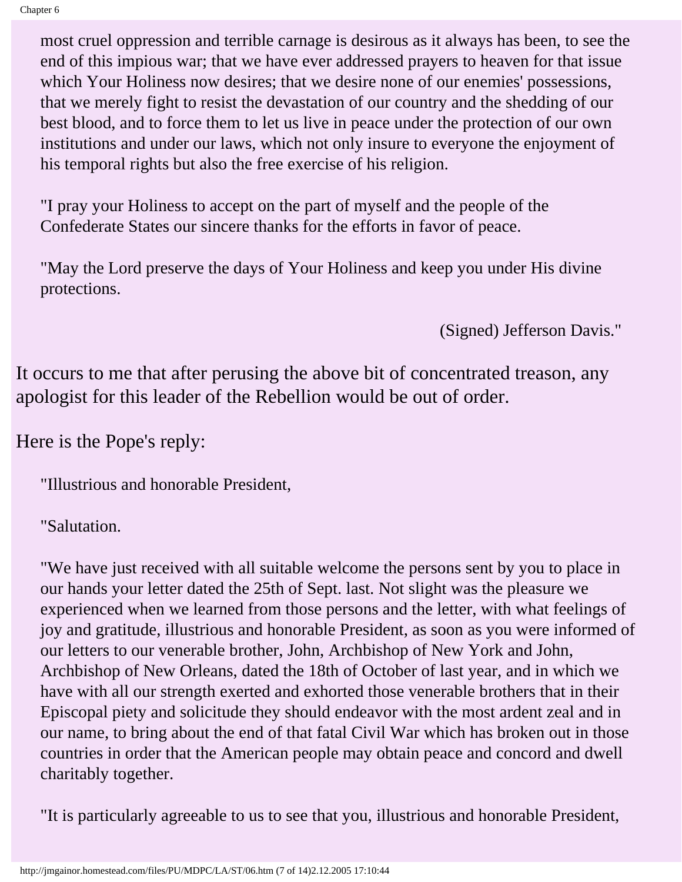> most cruel oppression and terrible carnage is desirous as it always has been, to see the end of this impious war; that we have ever addressed prayers to heaven for that issue which Your Holiness now desires; that we desire none of our enemies' possessions, that we merely fight to resist the devastation of our country and the shedding of our best blood, and to force them to let us live in peace under the protection of our own institutions and under our laws, which not only insure to everyone the enjoyment of his temporal rights but also the free exercise of his religion.
>
> "I pray your Holiness to accept on the part of myself and the people of the Confederate States our sincere thanks for the efforts in favor of peace.
>
> "May the Lord preserve the days of Your Holiness and keep you under His divine protections.
>
> (Signed) Jefferson Davis."

It occurs to me that after perusing the above bit of concentrated treason, any apologist for this leader of the Rebellion would be out of order.

Here is the Pope's reply:

> "Illustrious and honorable President,
>
> "Salutation.
>
> "We have just received with all suitable welcome the persons sent by you to place in our hands your letter dated the 25th of Sept. last. Not slight was the pleasure we experienced when we learned from those persons and the letter, with what feelings of joy and gratitude, illustrious and honorable President, as soon as you were informed of our letters to our venerable brother, John, Archbishop of New York and John, Archbishop of New Orleans, dated the 18th of October of last year, and in which we have with all our strength exerted and exhorted those venerable brothers that in their Episcopal piety and solicitude they should endeavor with the most ardent zeal and in our name, to bring about the end of that fatal Civil War which has broken out in those countries in order that the American people may obtain peace and concord and dwell charitably together.
>
> "It is particularly agreeable to us to see that you, illustrious and honorable President,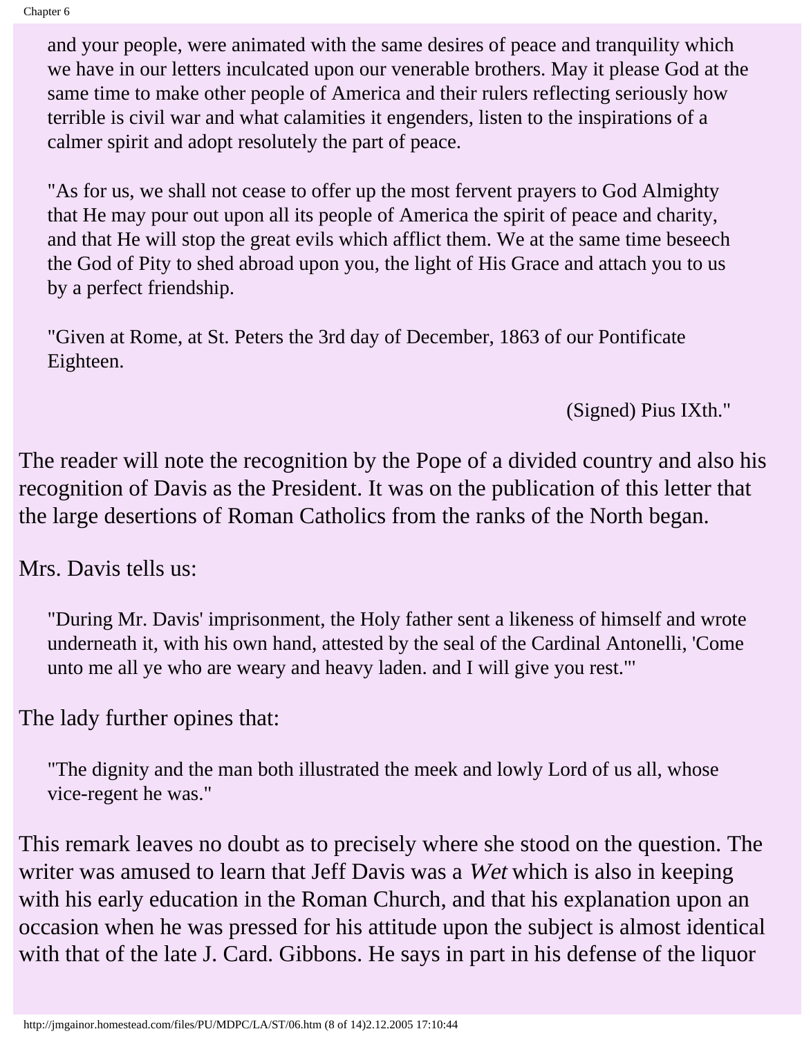> and your people, were animated with the same desires of peace and tranquility which we have in our letters inculcated upon our venerable brothers. May it please God at the same time to make other people of America and their rulers reflecting seriously how terrible is civil war and what calamities it engenders, listen to the inspirations of a calmer spirit and adopt resolutely the part of peace.
>
> "As for us, we shall not cease to offer up the most fervent prayers to God Almighty that He may pour out upon all its people of America the spirit of peace and charity, and that He will stop the great evils which afflict them. We at the same time beseech the God of Pity to shed abroad upon you, the light of His Grace and attach you to us by a perfect friendship.
>
> "Given at Rome, at St. Peters the 3rd day of December, 1863 of our Pontificate Eighteen.
>
> (Signed) Pius IXth."

The reader will note the recognition by the Pope of a divided country and also his recognition of Davis as the President. It was on the publication of this letter that the large desertions of Roman Catholics from the ranks of the North began.

Mrs. Davis tells us:

> "During Mr. Davis' imprisonment, the Holy father sent a likeness of himself and wrote underneath it, with his own hand, attested by the seal of the Cardinal Antonelli, 'Come unto me all ye who are weary and heavy laden. and I will give you rest.'"

The lady further opines that:

> "The dignity and the man both illustrated the meek and lowly Lord of us all, whose vice-regent he was."

This remark leaves no doubt as to precisely where she stood on the question. The writer was amused to learn that Jeff Davis was a *Wet* which is also in keeping with his early education in the Roman Church, and that his explanation upon an occasion when he was pressed for his attitude upon the subject is almost identical with that of the late J. Card. Gibbons. He says in part in his defense of the liquor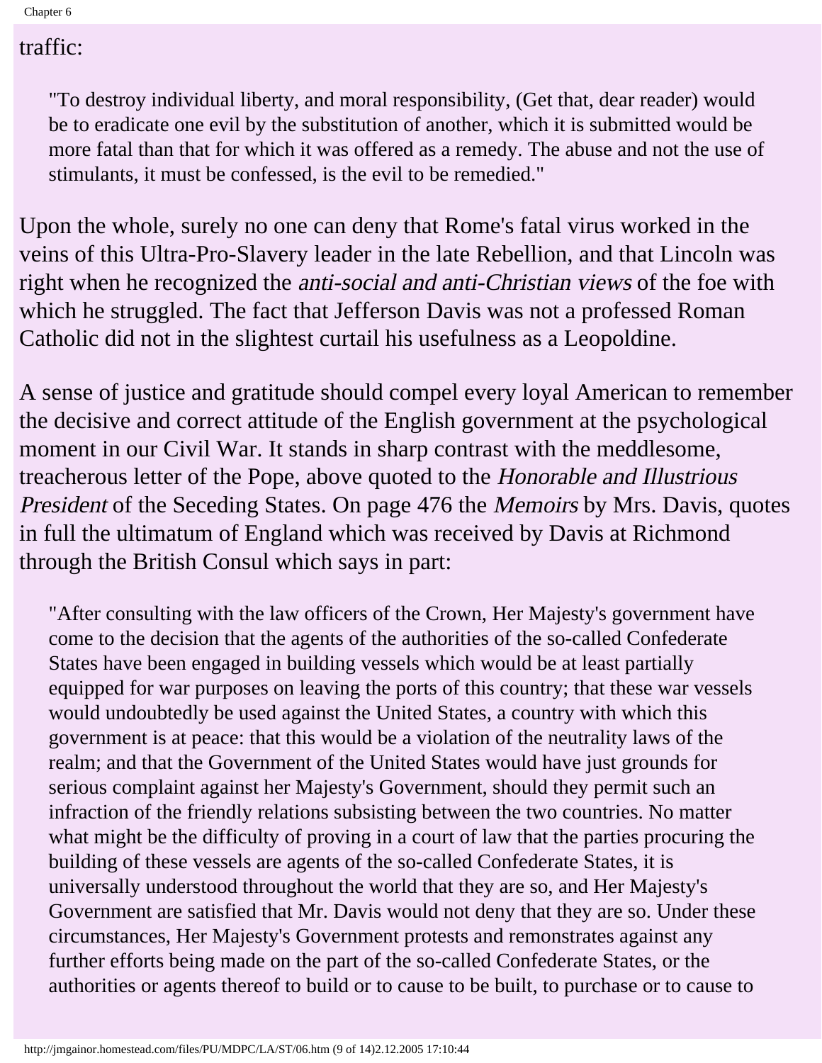traffic:

> "To destroy individual liberty, and moral responsibility, (Get that, dear reader) would be to eradicate one evil by the substitution of another, which it is submitted would be more fatal than that for which it was offered as a remedy. The abuse and not the use of stimulants, it must be confessed, is the evil to be remedied."

Upon the whole, surely no one can deny that Rome's fatal virus worked in the veins of this Ultra-Pro-Slavery leader in the late Rebellion, and that Lincoln was right when he recognized the *anti-social and anti-Christian views* of the foe with which he struggled. The fact that Jefferson Davis was not a professed Roman Catholic did not in the slightest curtail his usefulness as a Leopoldine.

A sense of justice and gratitude should compel every loyal American to remember the decisive and correct attitude of the English government at the psychological moment in our Civil War. It stands in sharp contrast with the meddlesome, treacherous letter of the Pope, above quoted to the *Honorable and Illustrious President* of the Seceding States. On page 476 the *Memoirs* by Mrs. Davis, quotes in full the ultimatum of England which was received by Davis at Richmond through the British Consul which says in part:

> "After consulting with the law officers of the Crown, Her Majesty's government have come to the decision that the agents of the authorities of the so-called Confederate States have been engaged in building vessels which would be at least partially equipped for war purposes on leaving the ports of this country; that these war vessels would undoubtedly be used against the United States, a country with which this government is at peace: that this would be a violation of the neutrality laws of the realm; and that the Government of the United States would have just grounds for serious complaint against her Majesty's Government, should they permit such an infraction of the friendly relations subsisting between the two countries. No matter what might be the difficulty of proving in a court of law that the parties procuring the building of these vessels are agents of the so-called Confederate States, it is universally understood throughout the world that they are so, and Her Majesty's Government are satisfied that Mr. Davis would not deny that they are so. Under these circumstances, Her Majesty's Government protests and remonstrates against any further efforts being made on the part of the so-called Confederate States, or the authorities or agents thereof to build or to cause to be built, to purchase or to cause to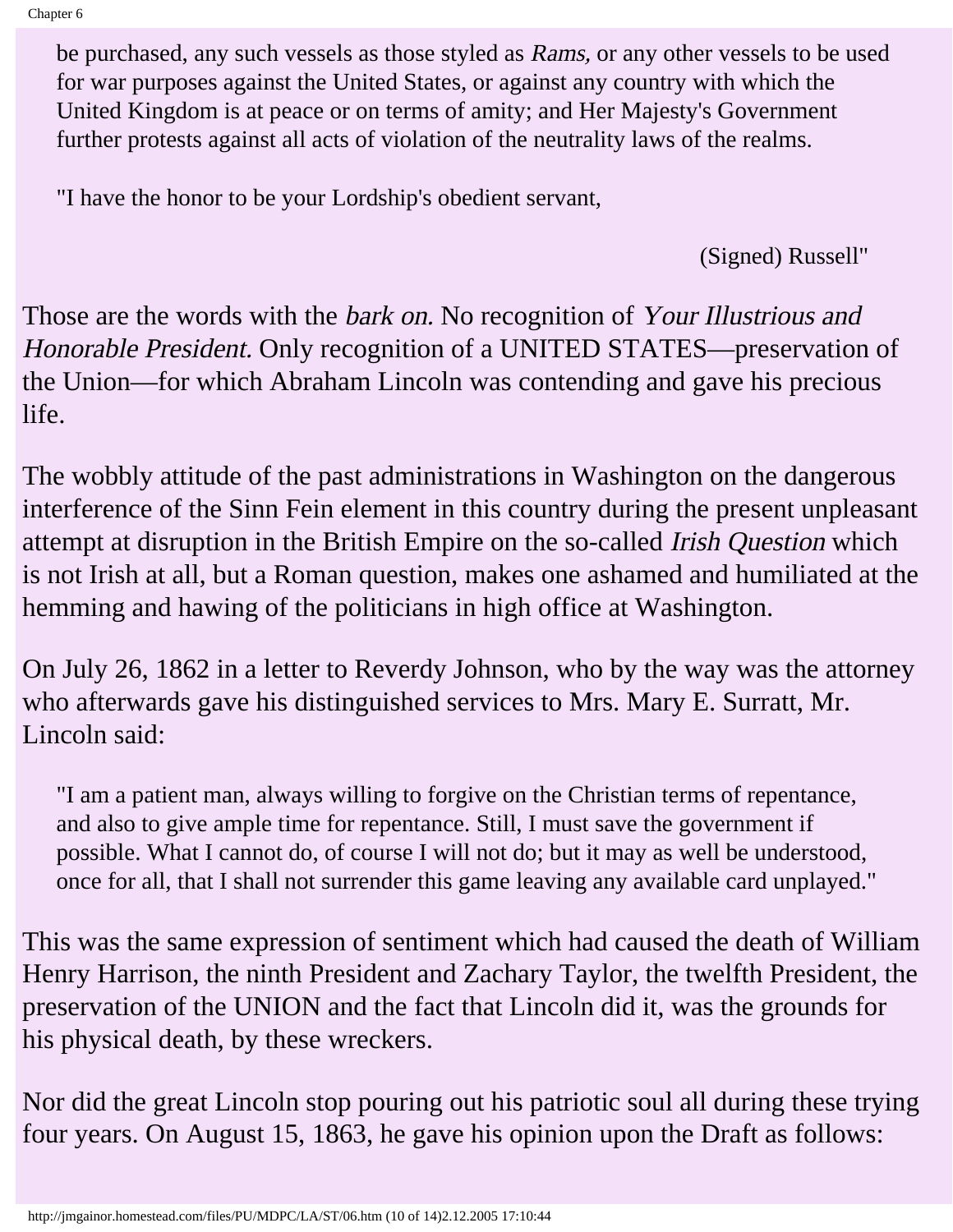> be purchased, any such vessels as those styled as *Rams,* or any other vessels to be used for war purposes against the United States, or against any country with which the United Kingdom is at peace or on terms of amity; and Her Majesty's Government further protests against all acts of violation of the neutrality laws of the realms.
>
> "I have the honor to be your Lordship's obedient servant,
>
> (Signed) Russell"

Those are the words with the *bark on.* No recognition of *Your Illustrious and Honorable President.* Only recognition of a UNITED STATES—preservation of the Union—for which Abraham Lincoln was contending and gave his precious life.

The wobbly attitude of the past administrations in Washington on the dangerous interference of the Sinn Fein element in this country during the present unpleasant attempt at disruption in the British Empire on the so-called *Irish Question* which is not Irish at all, but a Roman question, makes one ashamed and humiliated at the hemming and hawing of the politicians in high office at Washington.

On July 26, 1862 in a letter to Reverdy Johnson, who by the way was the attorney who afterwards gave his distinguished services to Mrs. Mary E. Surratt, Mr. Lincoln said:

> "I am a patient man, always willing to forgive on the Christian terms of repentance, and also to give ample time for repentance. Still, I must save the government if possible. What I cannot do, of course I will not do; but it may as well be understood, once for all, that I shall not surrender this game leaving any available card unplayed."

This was the same expression of sentiment which had caused the death of William Henry Harrison, the ninth President and Zachary Taylor, the twelfth President, the preservation of the UNION and the fact that Lincoln did it, was the grounds for his physical death, by these wreckers.

Nor did the great Lincoln stop pouring out his patriotic soul all during these trying four years. On August 15, 1863, he gave his opinion upon the Draft as follows: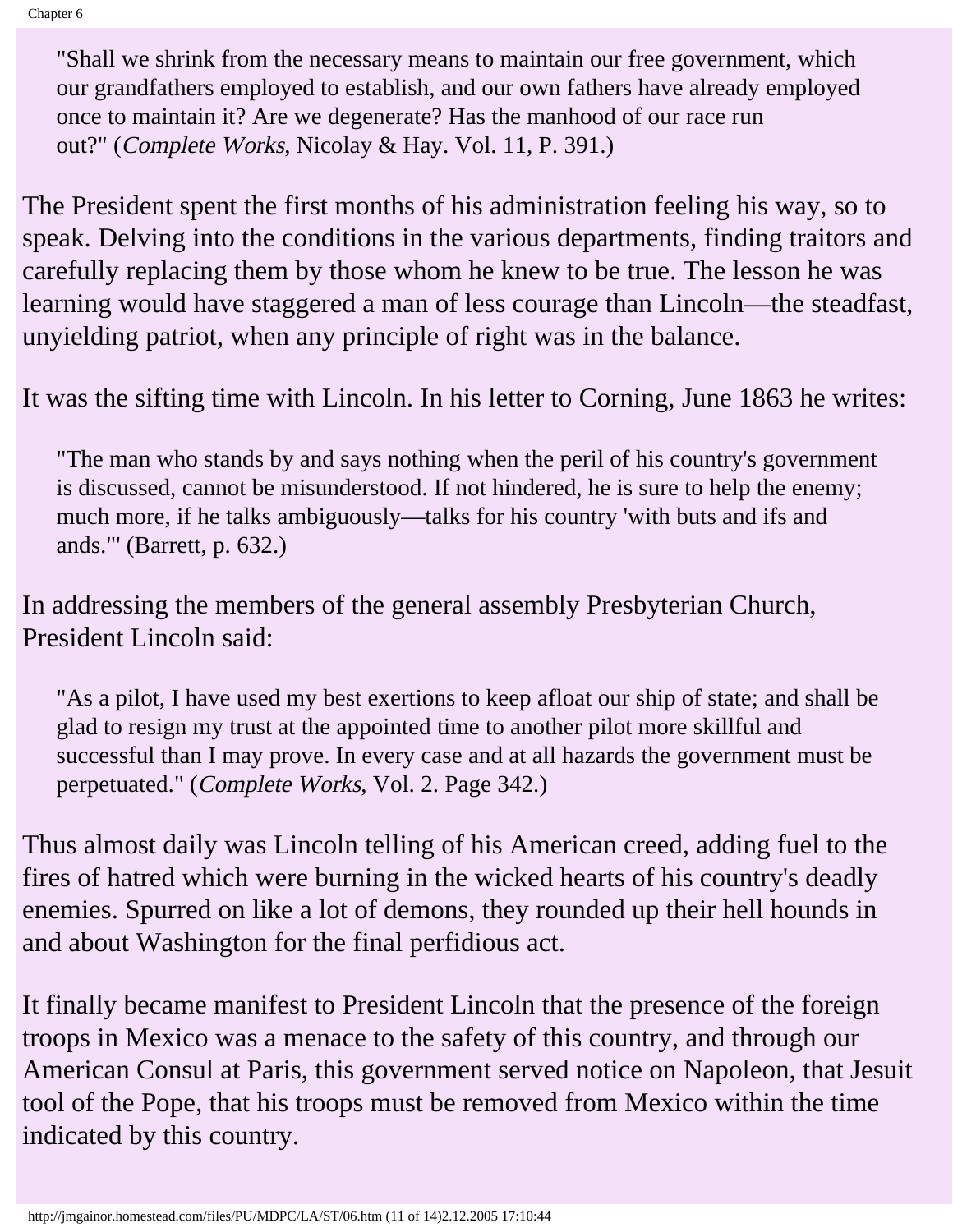> "Shall we shrink from the necessary means to maintain our free government, which our grandfathers employed to establish, and our own fathers have already employed once to maintain it? Are we degenerate? Has the manhood of our race run out?" (*Complete Works*, Nicolay & Hay. Vol. 11, P. 391.)

The President spent the first months of his administration feeling his way, so to speak. Delving into the conditions in the various departments, finding traitors and carefully replacing them by those whom he knew to be true. The lesson he was learning would have staggered a man of less courage than Lincoln—the steadfast, unyielding patriot, when any principle of right was in the balance.

It was the sifting time with Lincoln. In his letter to Corning, June 1863 he writes:

> "The man who stands by and says nothing when the peril of his country's government is discussed, cannot be misunderstood. If not hindered, he is sure to help the enemy; much more, if he talks ambiguously—talks for his country 'with buts and ifs and ands.'" (Barrett, p. 632.)

In addressing the members of the general assembly Presbyterian Church, President Lincoln said:

> "As a pilot, I have used my best exertions to keep afloat our ship of state; and shall be glad to resign my trust at the appointed time to another pilot more skillful and successful than I may prove. In every case and at all hazards the government must be perpetuated." (*Complete Works*, Vol. 2. Page 342.)

Thus almost daily was Lincoln telling of his American creed, adding fuel to the fires of hatred which were burning in the wicked hearts of his country's deadly enemies. Spurred on like a lot of demons, they rounded up their hell hounds in and about Washington for the final perfidious act.

It finally became manifest to President Lincoln that the presence of the foreign troops in Mexico was a menace to the safety of this country, and through our American Consul at Paris, this government served notice on Napoleon, that Jesuit tool of the Pope, that his troops must be removed from Mexico within the time indicated by this country.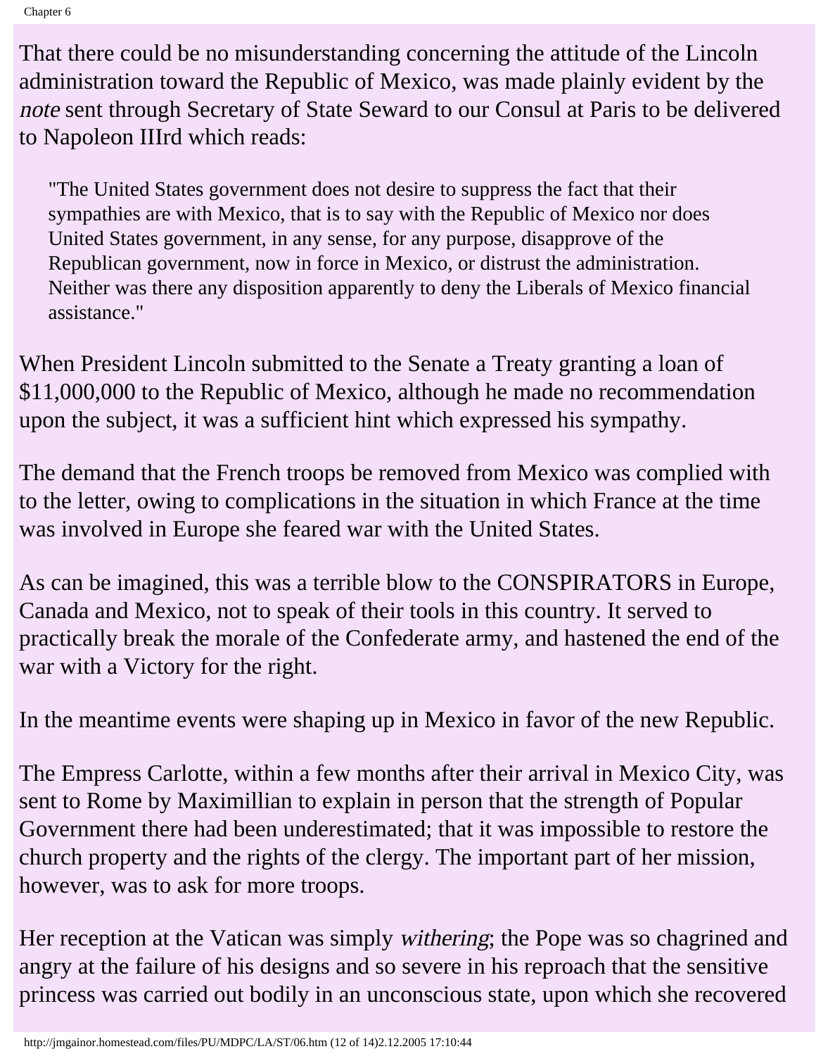That there could be no misunderstanding concerning the attitude of the Lincoln administration toward the Republic of Mexico, was made plainly evident by the *note* sent through Secretary of State Seward to our Consul at Paris to be delivered to Napoleon IIIrd which reads:

> "The United States government does not desire to suppress the fact that their sympathies are with Mexico, that is to say with the Republic of Mexico nor does United States government, in any sense, for any purpose, disapprove of the Republican government, now in force in Mexico, or distrust the administration. Neither was there any disposition apparently to deny the Liberals of Mexico financial assistance."

When President Lincoln submitted to the Senate a Treaty granting a loan of $11,000,000 to the Republic of Mexico, although he made no recommendation upon the subject, it was a sufficient hint which expressed his sympathy.

The demand that the French troops be removed from Mexico was complied with to the letter, owing to complications in the situation in which France at the time was involved in Europe she feared war with the United States.

As can be imagined, this was a terrible blow to the CONSPIRATORS in Europe, Canada and Mexico, not to speak of their tools in this country. It served to practically break the morale of the Confederate army, and hastened the end of the war with a Victory for the right.

In the meantime events were shaping up in Mexico in favor of the new Republic.

The Empress Carlotte, within a few months after their arrival in Mexico City, was sent to Rome by Maximillian to explain in person that the strength of Popular Government there had been underestimated; that it was impossible to restore the church property and the rights of the clergy. The important part of her mission, however, was to ask for more troops.

Her reception at the Vatican was simply *withering*; the Pope was so chagrined and angry at the failure of his designs and so severe in his reproach that the sensitive princess was carried out bodily in an unconscious state, upon which she recovered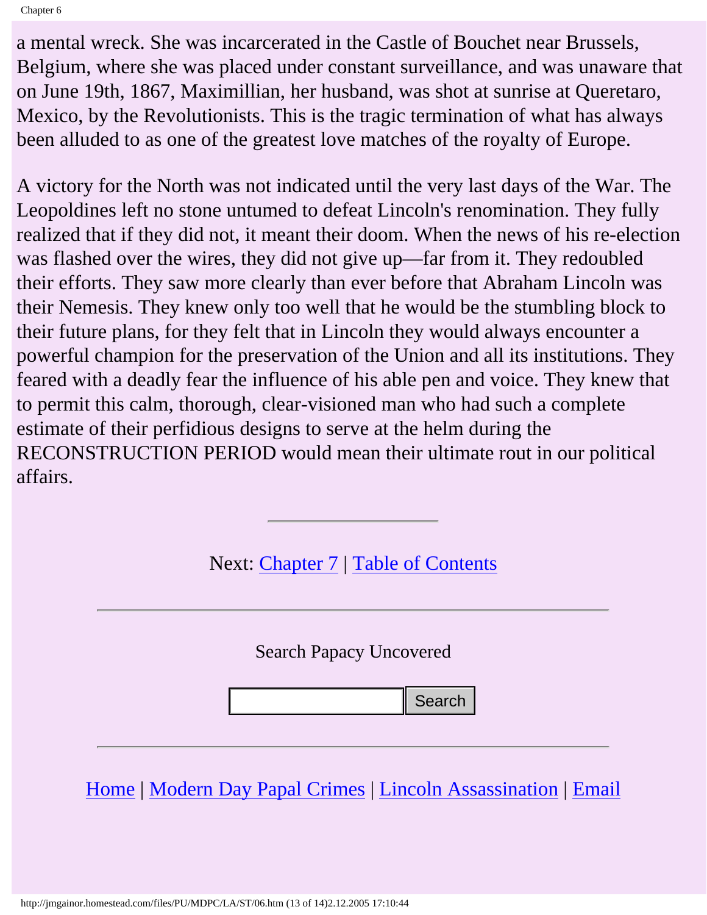a mental wreck. She was incarcerated in the Castle of Bouchet near Brussels, Belgium, where she was placed under constant surveillance, and was unaware that on June 19th, 1867, Maximillian, her husband, was shot at sunrise at Queretaro, Mexico, by the Revolutionists. This is the tragic termination of what has always been alluded to as one of the greatest love matches of the royalty of Europe.

A victory for the North was not indicated until the very last days of the War. The Leopoldines left no stone untumed to defeat Lincoln's renomination. They fully realized that if they did not, it meant their doom. When the news of his re-election was flashed over the wires, they did not give up—far from it. They redoubled their efforts. They saw more clearly than ever before that Abraham Lincoln was their Nemesis. They knew only too well that he would be the stumbling block to their future plans, for they felt that in Lincoln they would always encounter a powerful champion for the preservation of the Union and all its institutions. They feared with a deadly fear the influence of his able pen and voice. They knew that to permit this calm, thorough, clear-visioned man who had such a complete estimate of their perfidious designs to serve at the helm during the RECONSTRUCTION PERIOD would mean their ultimate rout in our political affairs.

---

Next: Chapter 7 | Table of Contents

---

Search Papacy Uncovered

---

Home | Modern Day Papal Crimes | Lincoln Assassination | Email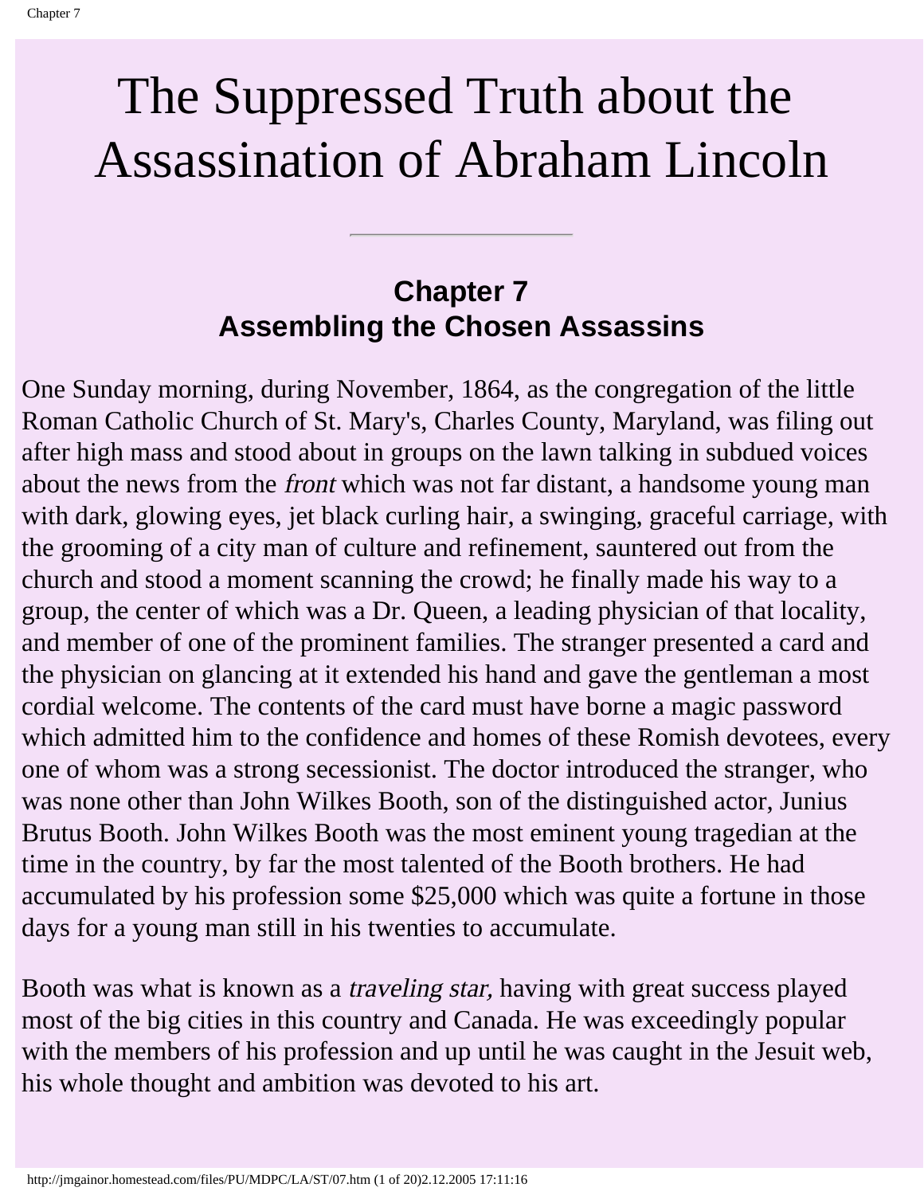# The Suppressed Truth about the Assassination of Abraham Lincoln

---

## Chapter 7
## Assembling the Chosen Assassins

One Sunday morning, during November, 1864, as the congregation of the little Roman Catholic Church of St. Mary's, Charles County, Maryland, was filing out after high mass and stood about in groups on the lawn talking in subdued voices about the news from the *front* which was not far distant, a handsome young man with dark, glowing eyes, jet black curling hair, a swinging, graceful carriage, with the grooming of a city man of culture and refinement, sauntered out from the church and stood a moment scanning the crowd; he finally made his way to a group, the center of which was a Dr. Queen, a leading physician of that locality, and member of one of the prominent families. The stranger presented a card and the physician on glancing at it extended his hand and gave the gentleman a most cordial welcome. The contents of the card must have borne a magic password which admitted him to the confidence and homes of these Romish devotees, every one of whom was a strong secessionist. The doctor introduced the stranger, who was none other than John Wilkes Booth, son of the distinguished actor, Junius Brutus Booth. John Wilkes Booth was the most eminent young tragedian at the time in the country, by far the most talented of the Booth brothers. He had accumulated by his profession some $25,000 which was quite a fortune in those days for a young man still in his twenties to accumulate.

Booth was what is known as a *traveling star,* having with great success played most of the big cities in this country and Canada. He was exceedingly popular with the members of his profession and up until he was caught in the Jesuit web, his whole thought and ambition was devoted to his art.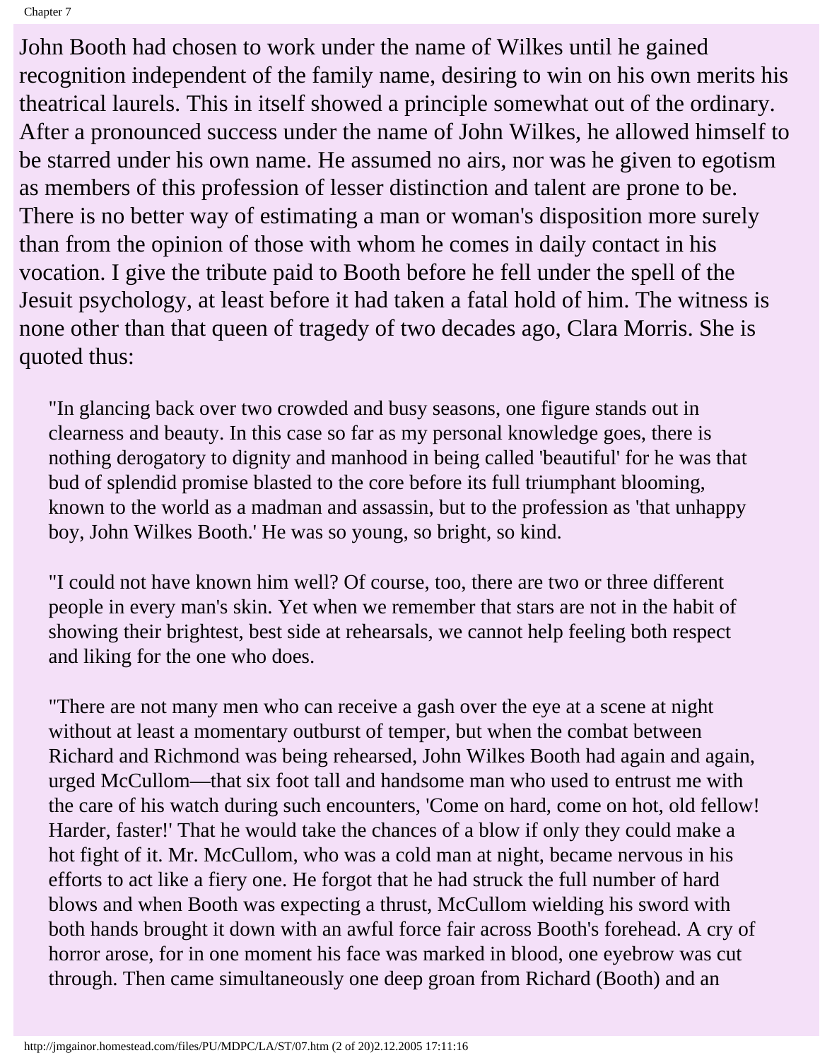John Booth had chosen to work under the name of Wilkes until he gained recognition independent of the family name, desiring to win on his own merits his theatrical laurels. This in itself showed a principle somewhat out of the ordinary. After a pronounced success under the name of John Wilkes, he allowed himself to be starred under his own name. He assumed no airs, nor was he given to egotism as members of this profession of lesser distinction and talent are prone to be. There is no better way of estimating a man or woman's disposition more surely than from the opinion of those with whom he comes in daily contact in his vocation. I give the tribute paid to Booth before he fell under the spell of the Jesuit psychology, at least before it had taken a fatal hold of him. The witness is none other than that queen of tragedy of two decades ago, Clara Morris. She is quoted thus:

> "In glancing back over two crowded and busy seasons, one figure stands out in clearness and beauty. In this case so far as my personal knowledge goes, there is nothing derogatory to dignity and manhood in being called 'beautiful' for he was that bud of splendid promise blasted to the core before its full triumphant blooming, known to the world as a madman and assassin, but to the profession as 'that unhappy boy, John Wilkes Booth.' He was so young, so bright, so kind.
>
> "I could not have known him well? Of course, too, there are two or three different people in every man's skin. Yet when we remember that stars are not in the habit of showing their brightest, best side at rehearsals, we cannot help feeling both respect and liking for the one who does.
>
> "There are not many men who can receive a gash over the eye at a scene at night without at least a momentary outburst of temper, but when the combat between Richard and Richmond was being rehearsed, John Wilkes Booth had again and again, urged McCullom—that six foot tall and handsome man who used to entrust me with the care of his watch during such encounters, 'Come on hard, come on hot, old fellow! Harder, faster!' That he would take the chances of a blow if only they could make a hot fight of it. Mr. McCullom, who was a cold man at night, became nervous in his efforts to act like a fiery one. He forgot that he had struck the full number of hard blows and when Booth was expecting a thrust, McCullom wielding his sword with both hands brought it down with an awful force fair across Booth's forehead. A cry of horror arose, for in one moment his face was marked in blood, one eyebrow was cut through. Then came simultaneously one deep groan from Richard (Booth) and an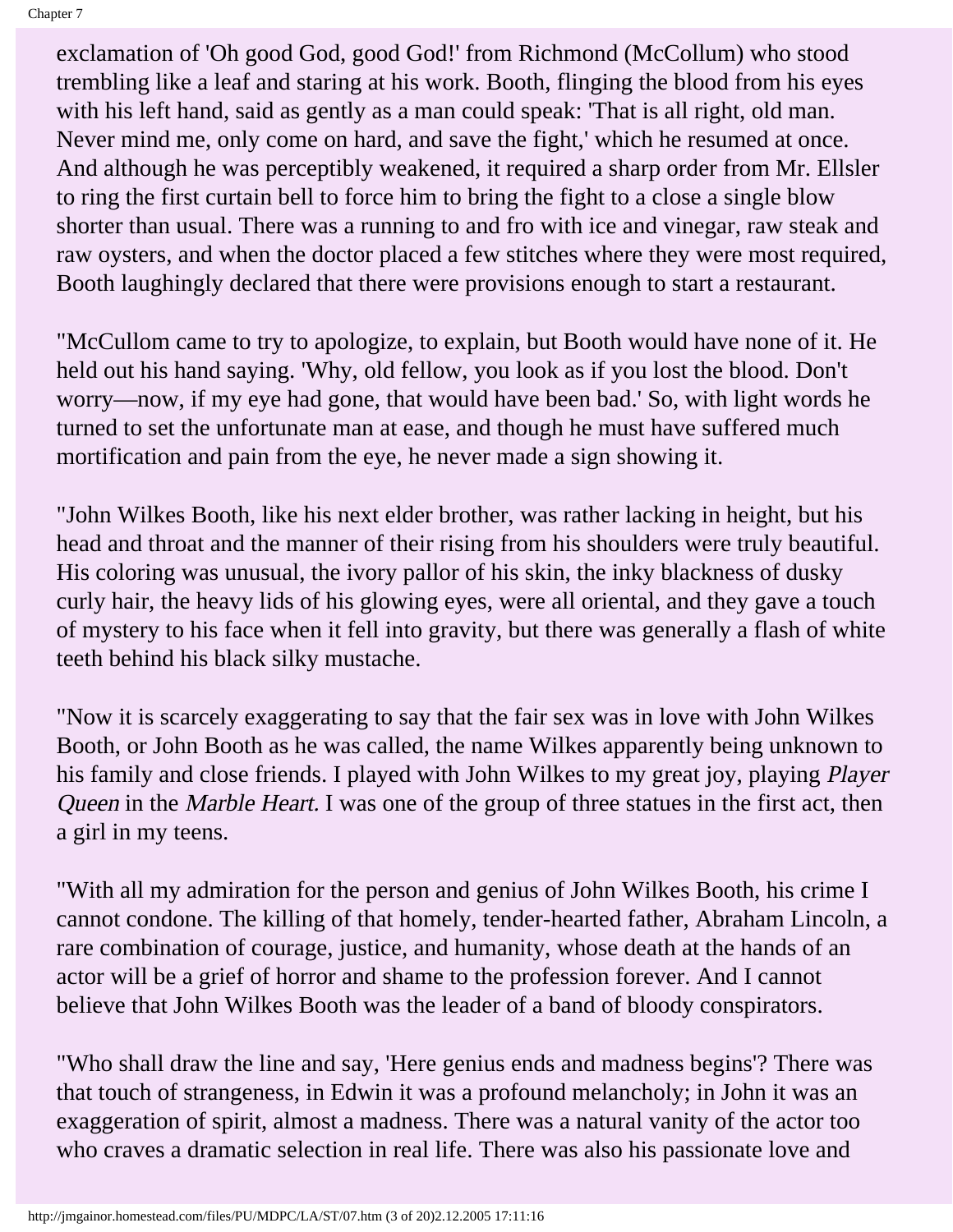exclamation of 'Oh good God, good God!' from Richmond (McCollum) who stood trembling like a leaf and staring at his work. Booth, flinging the blood from his eyes with his left hand, said as gently as a man could speak: 'That is all right, old man. Never mind me, only come on hard, and save the fight,' which he resumed at once. And although he was perceptibly weakened, it required a sharp order from Mr. Ellsler to ring the first curtain bell to force him to bring the fight to a close a single blow shorter than usual. There was a running to and fro with ice and vinegar, raw steak and raw oysters, and when the doctor placed a few stitches where they were most required, Booth laughingly declared that there were provisions enough to start a restaurant.

"McCullom came to try to apologize, to explain, but Booth would have none of it. He held out his hand saying. 'Why, old fellow, you look as if you lost the blood. Don't worry—now, if my eye had gone, that would have been bad.' So, with light words he turned to set the unfortunate man at ease, and though he must have suffered much mortification and pain from the eye, he never made a sign showing it.

"John Wilkes Booth, like his next elder brother, was rather lacking in height, but his head and throat and the manner of their rising from his shoulders were truly beautiful. His coloring was unusual, the ivory pallor of his skin, the inky blackness of dusky curly hair, the heavy lids of his glowing eyes, were all oriental, and they gave a touch of mystery to his face when it fell into gravity, but there was generally a flash of white teeth behind his black silky mustache.

"Now it is scarcely exaggerating to say that the fair sex was in love with John Wilkes Booth, or John Booth as he was called, the name Wilkes apparently being unknown to his family and close friends. I played with John Wilkes to my great joy, playing *Player Queen* in the *Marble Heart.* I was one of the group of three statues in the first act, then a girl in my teens.

"With all my admiration for the person and genius of John Wilkes Booth, his crime I cannot condone. The killing of that homely, tender-hearted father, Abraham Lincoln, a rare combination of courage, justice, and humanity, whose death at the hands of an actor will be a grief of horror and shame to the profession forever. And I cannot believe that John Wilkes Booth was the leader of a band of bloody conspirators.

"Who shall draw the line and say, 'Here genius ends and madness begins'? There was that touch of strangeness, in Edwin it was a profound melancholy; in John it was an exaggeration of spirit, almost a madness. There was a natural vanity of the actor too who craves a dramatic selection in real life. There was also his passionate love and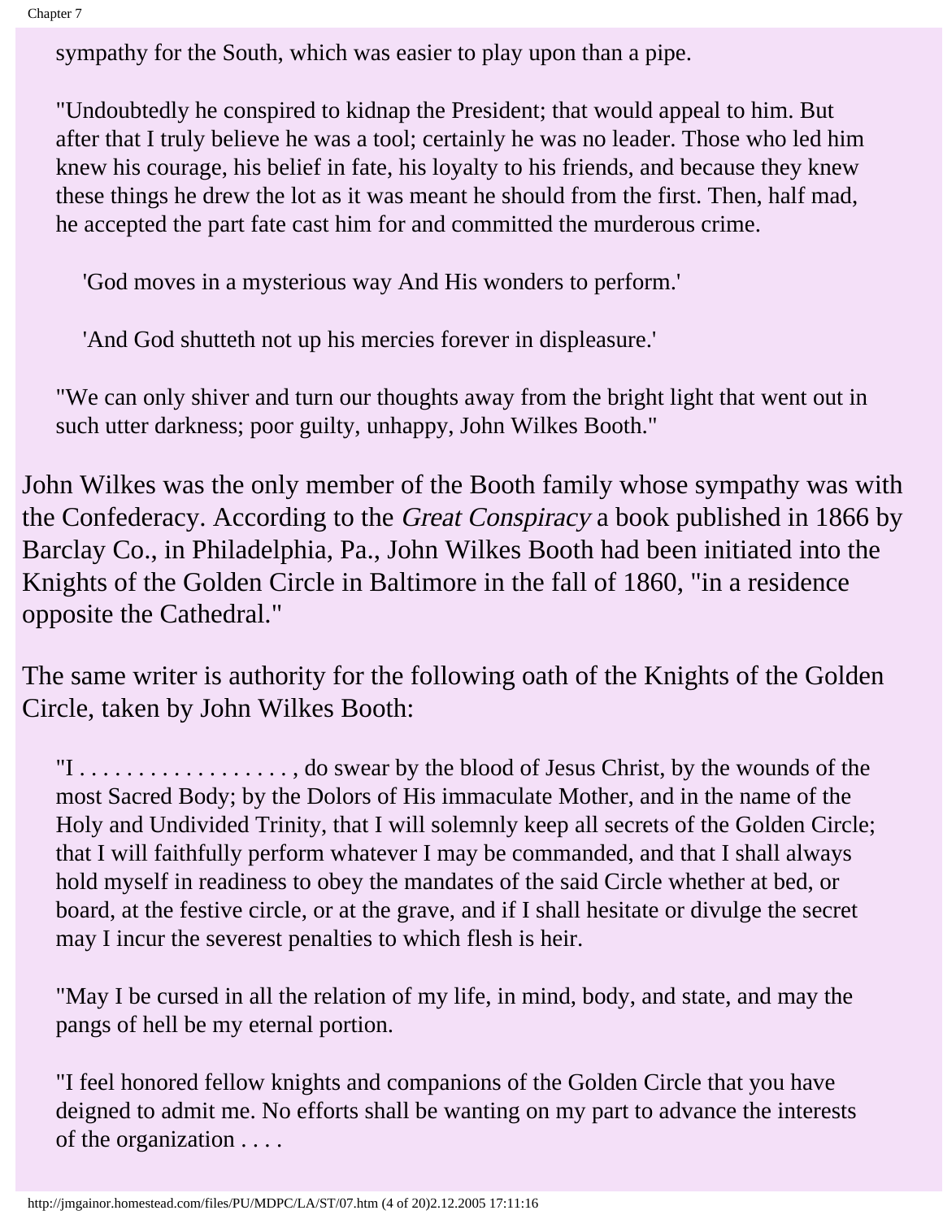> sympathy for the South, which was easier to play upon than a pipe.
>
> "Undoubtedly he conspired to kidnap the President; that would appeal to him. But after that I truly believe he was a tool; certainly he was no leader. Those who led him knew his courage, his belief in fate, his loyalty to his friends, and because they knew these things he drew the lot as it was meant he should from the first. Then, half mad, he accepted the part fate cast him for and committed the murderous crime.
>
> > 'God moves in a mysterious way And His wonders to perform.'
> >
> > 'And God shutteth not up his mercies forever in displeasure.'
>
> "We can only shiver and turn our thoughts away from the bright light that went out in such utter darkness; poor guilty, unhappy, John Wilkes Booth."

John Wilkes was the only member of the Booth family whose sympathy was with the Confederacy. According to the *Great Conspiracy* a book published in 1866 by Barclay Co., in Philadelphia, Pa., John Wilkes Booth had been initiated into the Knights of the Golden Circle in Baltimore in the fall of 1860, "in a residence opposite the Cathedral."

The same writer is authority for the following oath of the Knights of the Golden Circle, taken by John Wilkes Booth:

> "I . . . . . . . . . . . . . . . . . . , do swear by the blood of Jesus Christ, by the wounds of the most Sacred Body; by the Dolors of His immaculate Mother, and in the name of the Holy and Undivided Trinity, that I will solemnly keep all secrets of the Golden Circle; that I will faithfully perform whatever I may be commanded, and that I shall always hold myself in readiness to obey the mandates of the said Circle whether at bed, or board, at the festive circle, or at the grave, and if I shall hesitate or divulge the secret may I incur the severest penalties to which flesh is heir.
>
> "May I be cursed in all the relation of my life, in mind, body, and state, and may the pangs of hell be my eternal portion.
>
> "I feel honored fellow knights and companions of the Golden Circle that you have deigned to admit me. No efforts shall be wanting on my part to advance the interests of the organization . . . .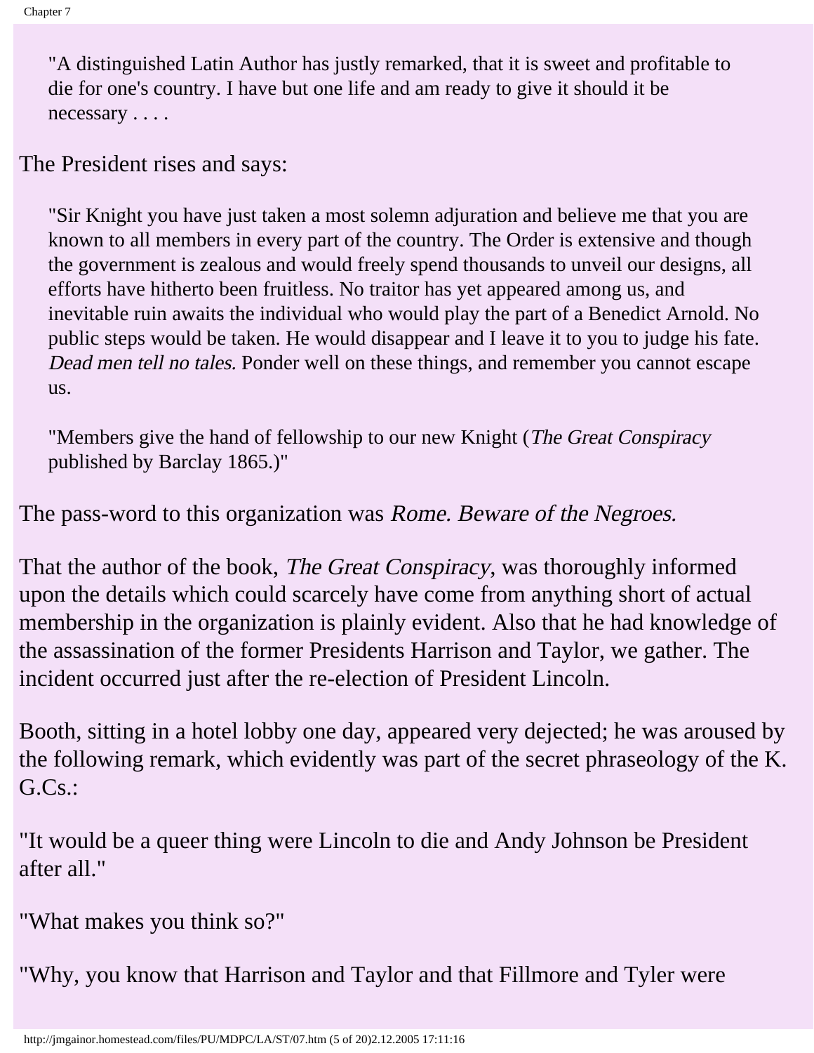> "A distinguished Latin Author has justly remarked, that it is sweet and profitable to die for one's country. I have but one life and am ready to give it should it be necessary . . . .

The President rises and says:

> "Sir Knight you have just taken a most solemn adjuration and believe me that you are known to all members in every part of the country. The Order is extensive and though the government is zealous and would freely spend thousands to unveil our designs, all efforts have hitherto been fruitless. No traitor has yet appeared among us, and inevitable ruin awaits the individual who would play the part of a Benedict Arnold. No public steps would be taken. He would disappear and I leave it to you to judge his fate. *Dead men tell no tales.* Ponder well on these things, and remember you cannot escape us.
>
> "Members give the hand of fellowship to our new Knight (*The Great Conspiracy* published by Barclay 1865.)"

The pass-word to this organization was *Rome. Beware of the Negroes.*

That the author of the book, *The Great Conspiracy*, was thoroughly informed upon the details which could scarcely have come from anything short of actual membership in the organization is plainly evident. Also that he had knowledge of the assassination of the former Presidents Harrison and Taylor, we gather. The incident occurred just after the re-election of President Lincoln.

Booth, sitting in a hotel lobby one day, appeared very dejected; he was aroused by the following remark, which evidently was part of the secret phraseology of the K. G.Cs.:

"It would be a queer thing were Lincoln to die and Andy Johnson be President after all."

"What makes you think so?"

"Why, you know that Harrison and Taylor and that Fillmore and Tyler were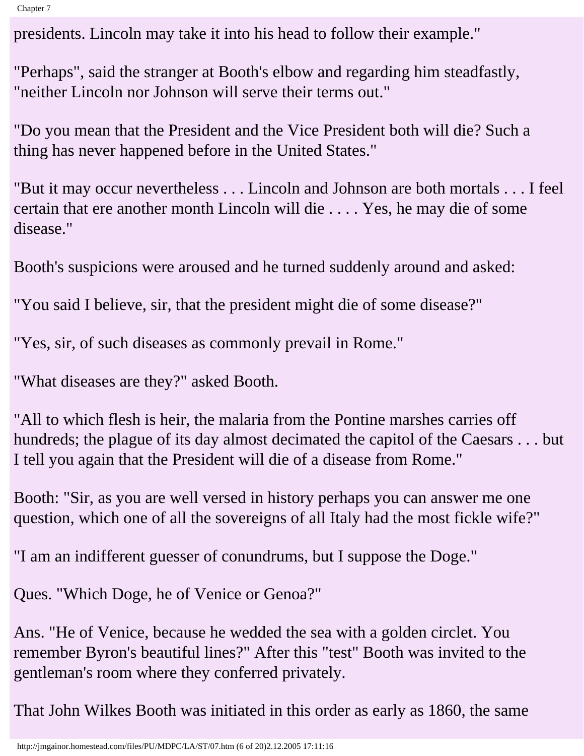presidents. Lincoln may take it into his head to follow their example."

"Perhaps", said the stranger at Booth's elbow and regarding him steadfastly, "neither Lincoln nor Johnson will serve their terms out."

"Do you mean that the President and the Vice President both will die? Such a thing has never happened before in the United States."

"But it may occur nevertheless . . . Lincoln and Johnson are both mortals . . . I feel certain that ere another month Lincoln will die . . . . Yes, he may die of some disease."

Booth's suspicions were aroused and he turned suddenly around and asked:

"You said I believe, sir, that the president might die of some disease?"

"Yes, sir, of such diseases as commonly prevail in Rome."

"What diseases are they?" asked Booth.

"All to which flesh is heir, the malaria from the Pontine marshes carries off hundreds; the plague of its day almost decimated the capitol of the Caesars . . . but I tell you again that the President will die of a disease from Rome."

Booth: "Sir, as you are well versed in history perhaps you can answer me one question, which one of all the sovereigns of all Italy had the most fickle wife?"

"I am an indifferent guesser of conundrums, but I suppose the Doge."

Ques. "Which Doge, he of Venice or Genoa?"

Ans. "He of Venice, because he wedded the sea with a golden circlet. You remember Byron's beautiful lines?" After this "test" Booth was invited to the gentleman's room where they conferred privately.

That John Wilkes Booth was initiated in this order as early as 1860, the same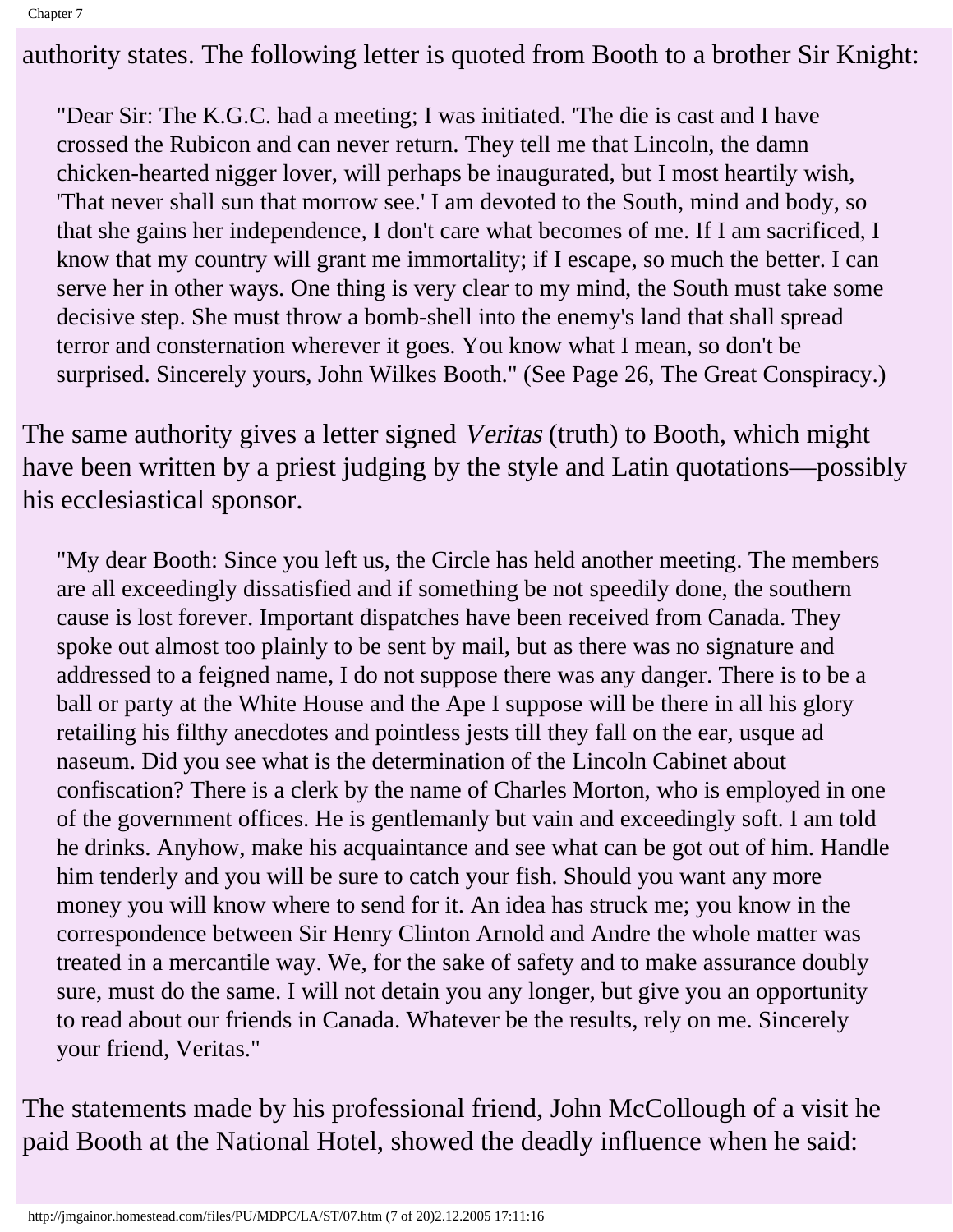authority states. The following letter is quoted from Booth to a brother Sir Knight:

> "Dear Sir: The K.G.C. had a meeting; I was initiated. 'The die is cast and I have crossed the Rubicon and can never return. They tell me that Lincoln, the damn chicken-hearted nigger lover, will perhaps be inaugurated, but I most heartily wish, 'That never shall sun that morrow see.' I am devoted to the South, mind and body, so that she gains her independence, I don't care what becomes of me. If I am sacrificed, I know that my country will grant me immortality; if I escape, so much the better. I can serve her in other ways. One thing is very clear to my mind, the South must take some decisive step. She must throw a bomb-shell into the enemy's land that shall spread terror and consternation wherever it goes. You know what I mean, so don't be surprised. Sincerely yours, John Wilkes Booth." (See Page 26, The Great Conspiracy.)

The same authority gives a letter signed *Veritas* (truth) to Booth, which might have been written by a priest judging by the style and Latin quotations—possibly his ecclesiastical sponsor.

> "My dear Booth: Since you left us, the Circle has held another meeting. The members are all exceedingly dissatisfied and if something be not speedily done, the southern cause is lost forever. Important dispatches have been received from Canada. They spoke out almost too plainly to be sent by mail, but as there was no signature and addressed to a feigned name, I do not suppose there was any danger. There is to be a ball or party at the White House and the Ape I suppose will be there in all his glory retailing his filthy anecdotes and pointless jests till they fall on the ear, usque ad naseum. Did you see what is the determination of the Lincoln Cabinet about confiscation? There is a clerk by the name of Charles Morton, who is employed in one of the government offices. He is gentlemanly but vain and exceedingly soft. I am told he drinks. Anyhow, make his acquaintance and see what can be got out of him. Handle him tenderly and you will be sure to catch your fish. Should you want any more money you will know where to send for it. An idea has struck me; you know in the correspondence between Sir Henry Clinton Arnold and Andre the whole matter was treated in a mercantile way. We, for the sake of safety and to make assurance doubly sure, must do the same. I will not detain you any longer, but give you an opportunity to read about our friends in Canada. Whatever be the results, rely on me. Sincerely your friend, Veritas."

The statements made by his professional friend, John McCollough of a visit he paid Booth at the National Hotel, showed the deadly influence when he said: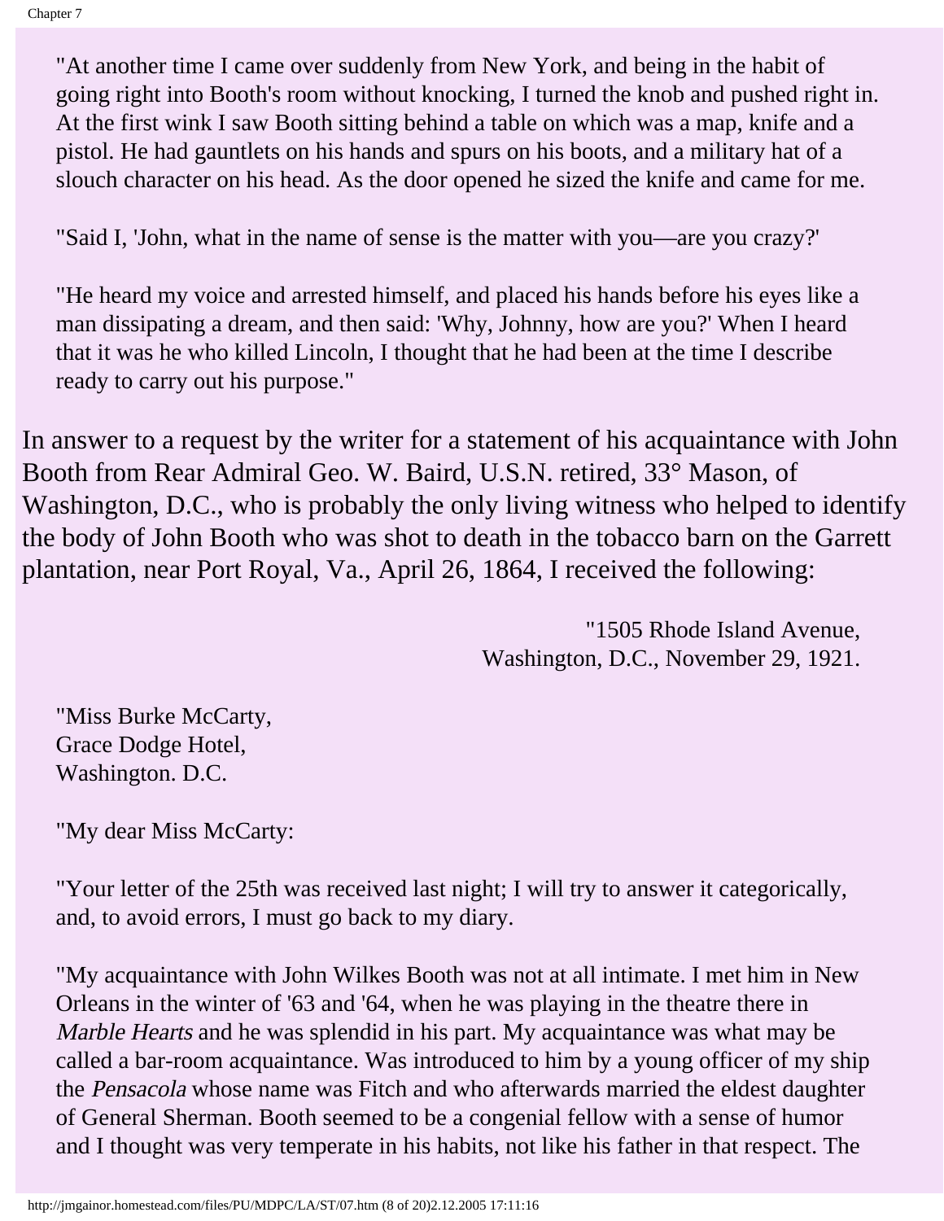"At another time I came over suddenly from New York, and being in the habit of going right into Booth's room without knocking, I turned the knob and pushed right in. At the first wink I saw Booth sitting behind a table on which was a map, knife and a pistol. He had gauntlets on his hands and spurs on his boots, and a military hat of a slouch character on his head. As the door opened he sized the knife and came for me.

"Said I, 'John, what in the name of sense is the matter with you—are you crazy?'

"He heard my voice and arrested himself, and placed his hands before his eyes like a man dissipating a dream, and then said: 'Why, Johnny, how are you?' When I heard that it was he who killed Lincoln, I thought that he had been at the time I describe ready to carry out his purpose."

In answer to a request by the writer for a statement of his acquaintance with John Booth from Rear Admiral Geo. W. Baird, U.S.N. retired, 33° Mason, of Washington, D.C., who is probably the only living witness who helped to identify the body of John Booth who was shot to death in the tobacco barn on the Garrett plantation, near Port Royal, Va., April 26, 1864, I received the following:

"1505 Rhode Island Avenue,
Washington, D.C., November 29, 1921.

"Miss Burke McCarty,
Grace Dodge Hotel,
Washington. D.C.

"My dear Miss McCarty:

"Your letter of the 25th was received last night; I will try to answer it categorically, and, to avoid errors, I must go back to my diary.

"My acquaintance with John Wilkes Booth was not at all intimate. I met him in New Orleans in the winter of '63 and '64, when he was playing in the theatre there in *Marble Hearts* and he was splendid in his part. My acquaintance was what may be called a bar-room acquaintance. Was introduced to him by a young officer of my ship the *Pensacola* whose name was Fitch and who afterwards married the eldest daughter of General Sherman. Booth seemed to be a congenial fellow with a sense of humor and I thought was very temperate in his habits, not like his father in that respect. The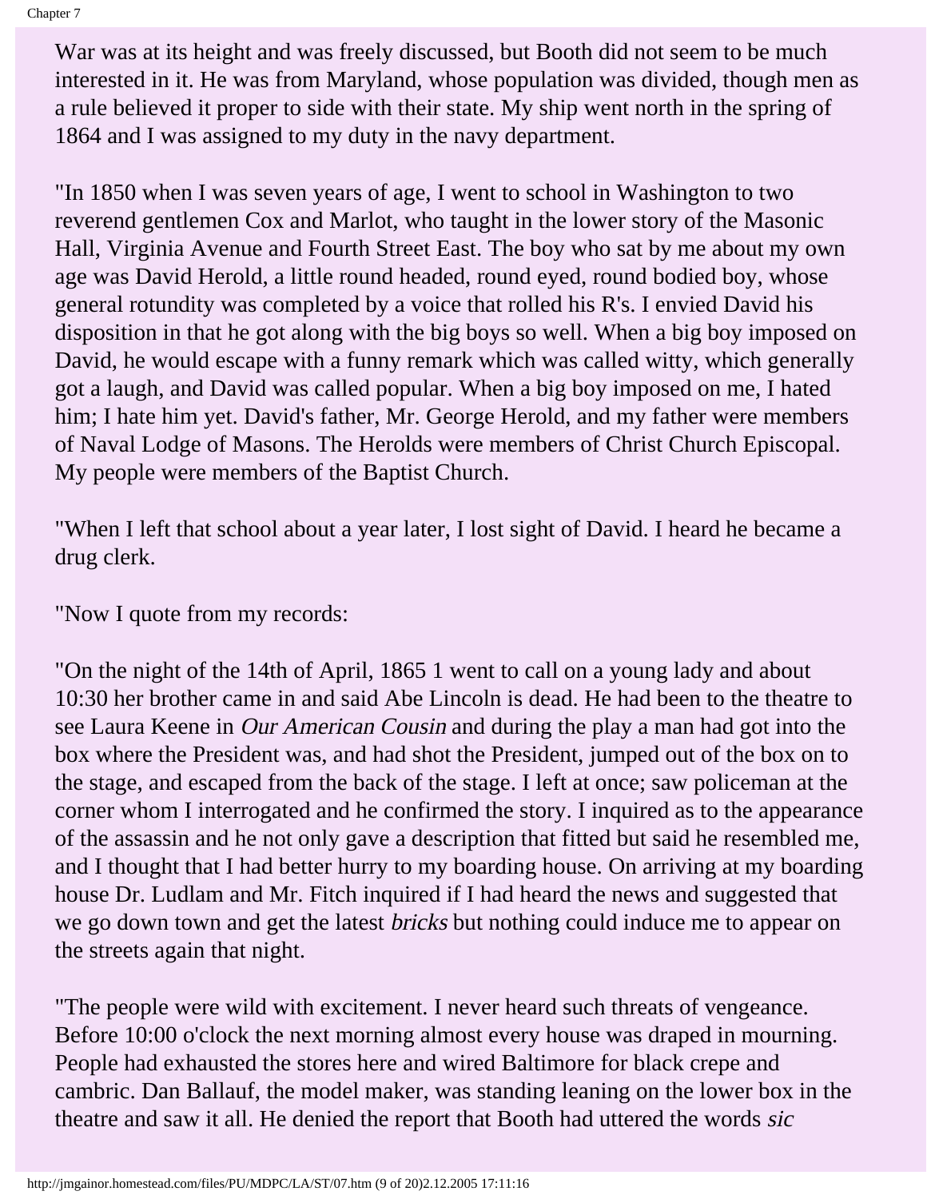War was at its height and was freely discussed, but Booth did not seem to be much interested in it. He was from Maryland, whose population was divided, though men as a rule believed it proper to side with their state. My ship went north in the spring of 1864 and I was assigned to my duty in the navy department.

"In 1850 when I was seven years of age, I went to school in Washington to two reverend gentlemen Cox and Marlot, who taught in the lower story of the Masonic Hall, Virginia Avenue and Fourth Street East. The boy who sat by me about my own age was David Herold, a little round headed, round eyed, round bodied boy, whose general rotundity was completed by a voice that rolled his R's. I envied David his disposition in that he got along with the big boys so well. When a big boy imposed on David, he would escape with a funny remark which was called witty, which generally got a laugh, and David was called popular. When a big boy imposed on me, I hated him; I hate him yet. David's father, Mr. George Herold, and my father were members of Naval Lodge of Masons. The Herolds were members of Christ Church Episcopal. My people were members of the Baptist Church.

"When I left that school about a year later, I lost sight of David. I heard he became a drug clerk.

"Now I quote from my records:

"On the night of the 14th of April, 1865 1 went to call on a young lady and about 10:30 her brother came in and said Abe Lincoln is dead. He had been to the theatre to see Laura Keene in *Our American Cousin* and during the play a man had got into the box where the President was, and had shot the President, jumped out of the box on to the stage, and escaped from the back of the stage. I left at once; saw policeman at the corner whom I interrogated and he confirmed the story. I inquired as to the appearance of the assassin and he not only gave a description that fitted but said he resembled me, and I thought that I had better hurry to my boarding house. On arriving at my boarding house Dr. Ludlam and Mr. Fitch inquired if I had heard the news and suggested that we go down town and get the latest *bricks* but nothing could induce me to appear on the streets again that night.

"The people were wild with excitement. I never heard such threats of vengeance. Before 10:00 o'clock the next morning almost every house was draped in mourning. People had exhausted the stores here and wired Baltimore for black crepe and cambric. Dan Ballauf, the model maker, was standing leaning on the lower box in the theatre and saw it all. He denied the report that Booth had uttered the words *sic*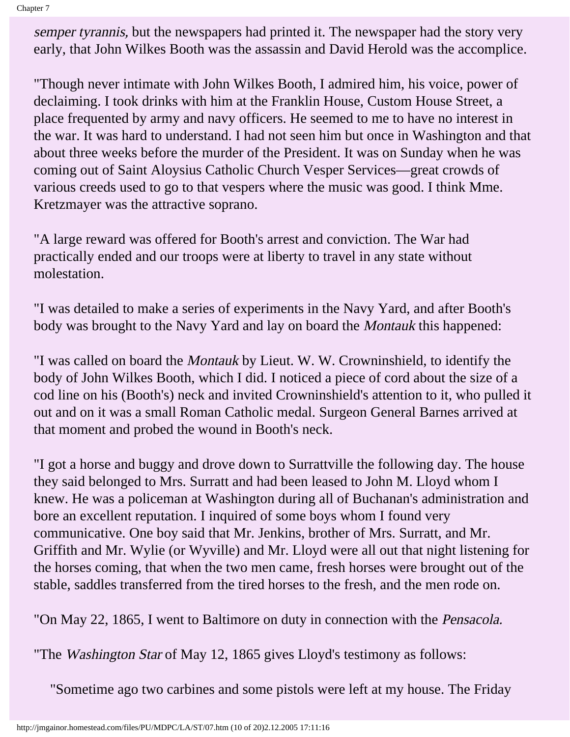*semper tyrannis,* but the newspapers had printed it. The newspaper had the story very early, that John Wilkes Booth was the assassin and David Herold was the accomplice.

"Though never intimate with John Wilkes Booth, I admired him, his voice, power of declaiming. I took drinks with him at the Franklin House, Custom House Street, a place frequented by army and navy officers. He seemed to me to have no interest in the war. It was hard to understand. I had not seen him but once in Washington and that about three weeks before the murder of the President. It was on Sunday when he was coming out of Saint Aloysius Catholic Church Vesper Services—great crowds of various creeds used to go to that vespers where the music was good. I think Mme. Kretzmayer was the attractive soprano.

"A large reward was offered for Booth's arrest and conviction. The War had practically ended and our troops were at liberty to travel in any state without molestation.

"I was detailed to make a series of experiments in the Navy Yard, and after Booth's body was brought to the Navy Yard and lay on board the *Montauk* this happened:

"I was called on board the *Montauk* by Lieut. W. W. Crowninshield, to identify the body of John Wilkes Booth, which I did. I noticed a piece of cord about the size of a cod line on his (Booth's) neck and invited Crowninshield's attention to it, who pulled it out and on it was a small Roman Catholic medal. Surgeon General Barnes arrived at that moment and probed the wound in Booth's neck.

"I got a horse and buggy and drove down to Surrattville the following day. The house they said belonged to Mrs. Surratt and had been leased to John M. Lloyd whom I knew. He was a policeman at Washington during all of Buchanan's administration and bore an excellent reputation. I inquired of some boys whom I found very communicative. One boy said that Mr. Jenkins, brother of Mrs. Surratt, and Mr. Griffith and Mr. Wylie (or Wyville) and Mr. Lloyd were all out that night listening for the horses coming, that when the two men came, fresh horses were brought out of the stable, saddles transferred from the tired horses to the fresh, and the men rode on.

"On May 22, 1865, I went to Baltimore on duty in connection with the *Pensacola.*

"The *Washington Star* of May 12, 1865 gives Lloyd's testimony as follows:

"Sometime ago two carbines and some pistols were left at my house. The Friday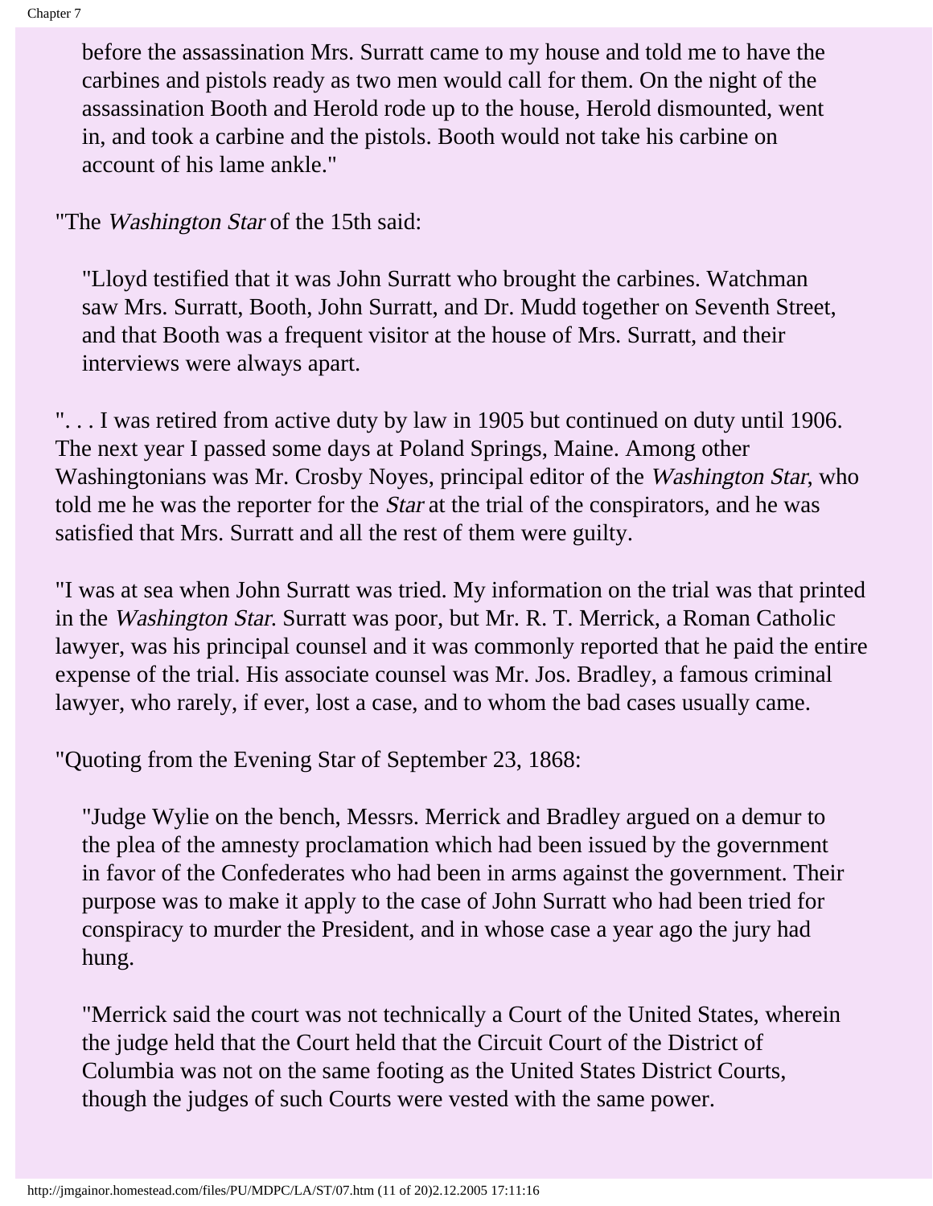before the assassination Mrs. Surratt came to my house and told me to have the carbines and pistols ready as two men would call for them. On the night of the assassination Booth and Herold rode up to the house, Herold dismounted, went in, and took a carbine and the pistols. Booth would not take his carbine on account of his lame ankle."

"The *Washington Star* of the 15th said:

> "Lloyd testified that it was John Surratt who brought the carbines. Watchman saw Mrs. Surratt, Booth, John Surratt, and Dr. Mudd together on Seventh Street, and that Booth was a frequent visitor at the house of Mrs. Surratt, and their interviews were always apart.

". . . I was retired from active duty by law in 1905 but continued on duty until 1906. The next year I passed some days at Poland Springs, Maine. Among other Washingtonians was Mr. Crosby Noyes, principal editor of the *Washington Star*, who told me he was the reporter for the *Star* at the trial of the conspirators, and he was satisfied that Mrs. Surratt and all the rest of them were guilty.

"I was at sea when John Surratt was tried. My information on the trial was that printed in the *Washington Star*. Surratt was poor, but Mr. R. T. Merrick, a Roman Catholic lawyer, was his principal counsel and it was commonly reported that he paid the entire expense of the trial. His associate counsel was Mr. Jos. Bradley, a famous criminal lawyer, who rarely, if ever, lost a case, and to whom the bad cases usually came.

"Quoting from the Evening Star of September 23, 1868:

> "Judge Wylie on the bench, Messrs. Merrick and Bradley argued on a demur to the plea of the amnesty proclamation which had been issued by the government in favor of the Confederates who had been in arms against the government. Their purpose was to make it apply to the case of John Surratt who had been tried for conspiracy to murder the President, and in whose case a year ago the jury had hung.
>
> "Merrick said the court was not technically a Court of the United States, wherein the judge held that the Court held that the Circuit Court of the District of Columbia was not on the same footing as the United States District Courts, though the judges of such Courts were vested with the same power.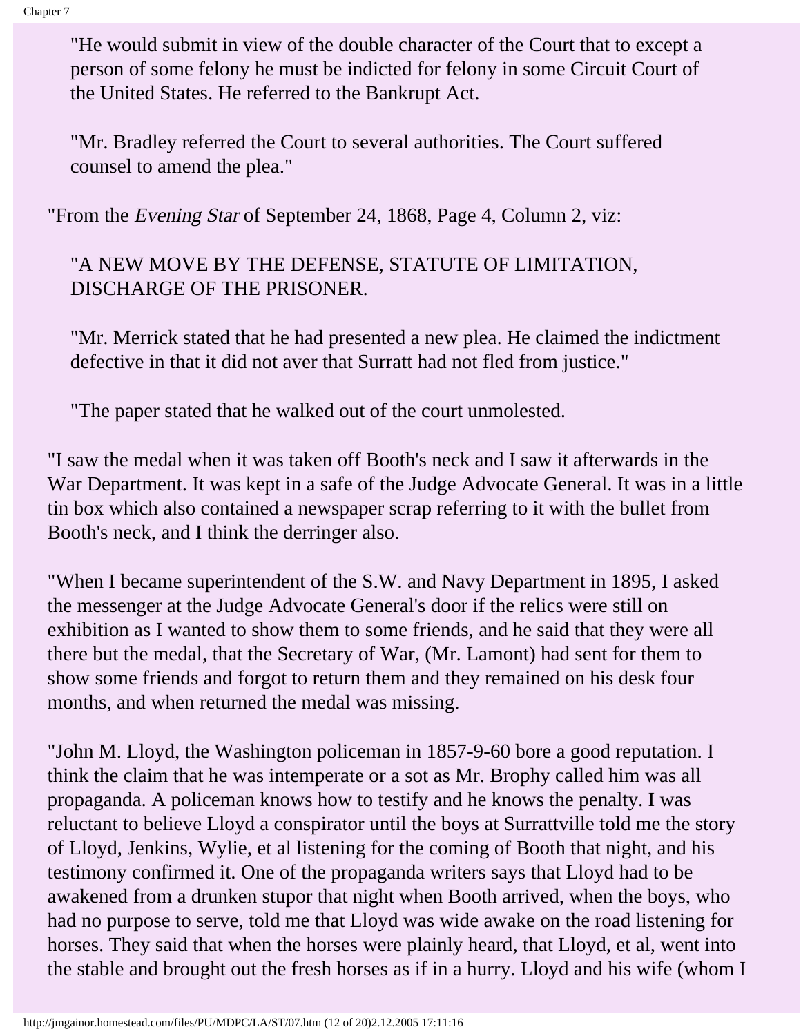"He would submit in view of the double character of the Court that to except a person of some felony he must be indicted for felony in some Circuit Court of the United States. He referred to the Bankrupt Act.

"Mr. Bradley referred the Court to several authorities. The Court suffered counsel to amend the plea."

"From the *Evening Star* of September 24, 1868, Page 4, Column 2, viz:

"A NEW MOVE BY THE DEFENSE, STATUTE OF LIMITATION, DISCHARGE OF THE PRISONER.

"Mr. Merrick stated that he had presented a new plea. He claimed the indictment defective in that it did not aver that Surratt had not fled from justice."

"The paper stated that he walked out of the court unmolested.

"I saw the medal when it was taken off Booth's neck and I saw it afterwards in the War Department. It was kept in a safe of the Judge Advocate General. It was in a little tin box which also contained a newspaper scrap referring to it with the bullet from Booth's neck, and I think the derringer also.

"When I became superintendent of the S.W. and Navy Department in 1895, I asked the messenger at the Judge Advocate General's door if the relics were still on exhibition as I wanted to show them to some friends, and he said that they were all there but the medal, that the Secretary of War, (Mr. Lamont) had sent for them to show some friends and forgot to return them and they remained on his desk four months, and when returned the medal was missing.

"John M. Lloyd, the Washington policeman in 1857-9-60 bore a good reputation. I think the claim that he was intemperate or a sot as Mr. Brophy called him was all propaganda. A policeman knows how to testify and he knows the penalty. I was reluctant to believe Lloyd a conspirator until the boys at Surrattville told me the story of Lloyd, Jenkins, Wylie, et al listening for the coming of Booth that night, and his testimony confirmed it. One of the propaganda writers says that Lloyd had to be awakened from a drunken stupor that night when Booth arrived, when the boys, who had no purpose to serve, told me that Lloyd was wide awake on the road listening for horses. They said that when the horses were plainly heard, that Lloyd, et al, went into the stable and brought out the fresh horses as if in a hurry. Lloyd and his wife (whom I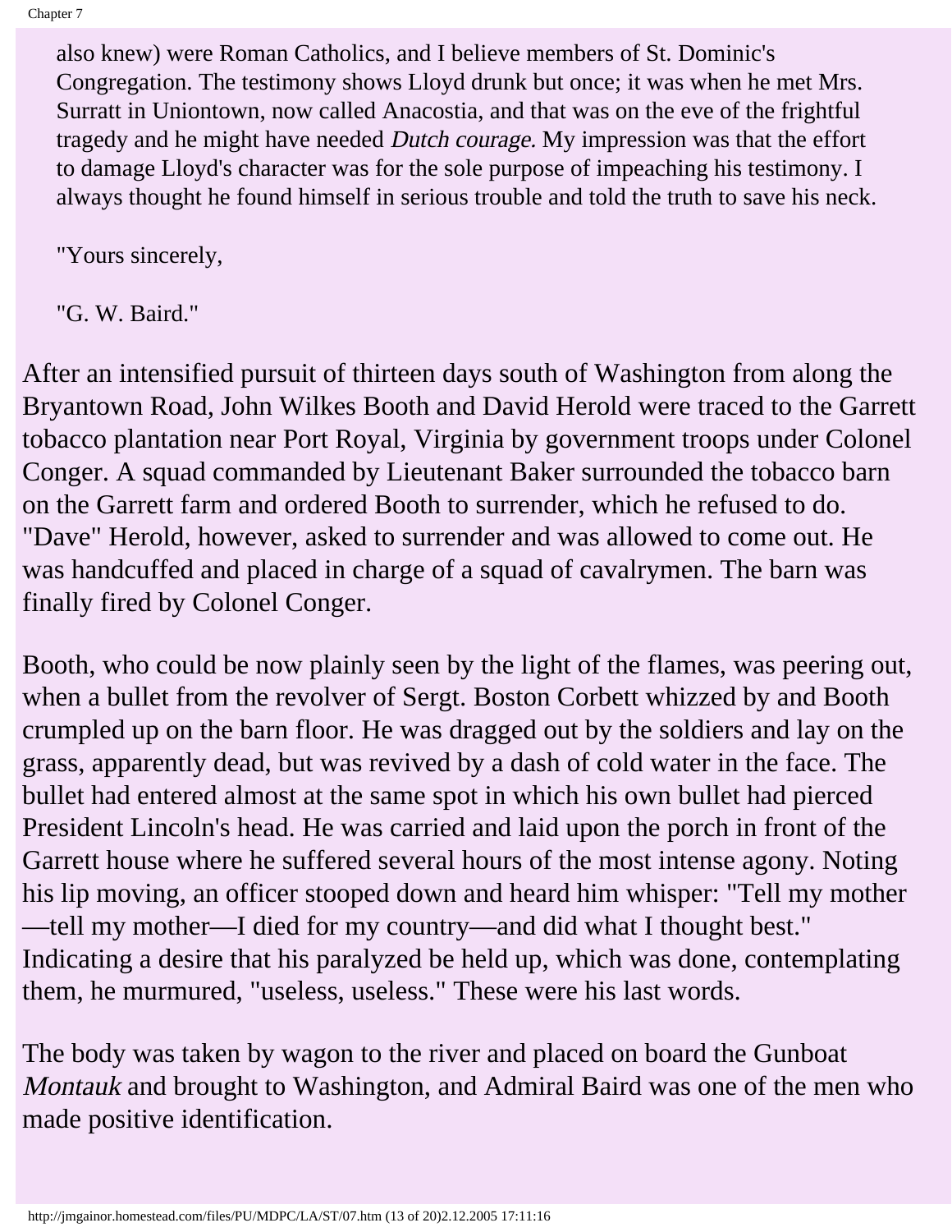also knew) were Roman Catholics, and I believe members of St. Dominic's Congregation. The testimony shows Lloyd drunk but once; it was when he met Mrs. Surratt in Uniontown, now called Anacostia, and that was on the eve of the frightful tragedy and he might have needed *Dutch courage.* My impression was that the effort to damage Lloyd's character was for the sole purpose of impeaching his testimony. I always thought he found himself in serious trouble and told the truth to save his neck.

"Yours sincerely,

"G. W. Baird."

After an intensified pursuit of thirteen days south of Washington from along the Bryantown Road, John Wilkes Booth and David Herold were traced to the Garrett tobacco plantation near Port Royal, Virginia by government troops under Colonel Conger. A squad commanded by Lieutenant Baker surrounded the tobacco barn on the Garrett farm and ordered Booth to surrender, which he refused to do. "Dave" Herold, however, asked to surrender and was allowed to come out. He was handcuffed and placed in charge of a squad of cavalrymen. The barn was finally fired by Colonel Conger.

Booth, who could be now plainly seen by the light of the flames, was peering out, when a bullet from the revolver of Sergt. Boston Corbett whizzed by and Booth crumpled up on the barn floor. He was dragged out by the soldiers and lay on the grass, apparently dead, but was revived by a dash of cold water in the face. The bullet had entered almost at the same spot in which his own bullet had pierced President Lincoln's head. He was carried and laid upon the porch in front of the Garrett house where he suffered several hours of the most intense agony. Noting his lip moving, an officer stooped down and heard him whisper: "Tell my mother —tell my mother—I died for my country—and did what I thought best." Indicating a desire that his paralyzed be held up, which was done, contemplating them, he murmured, "useless, useless." These were his last words.

The body was taken by wagon to the river and placed on board the Gunboat *Montauk* and brought to Washington, and Admiral Baird was one of the men who made positive identification.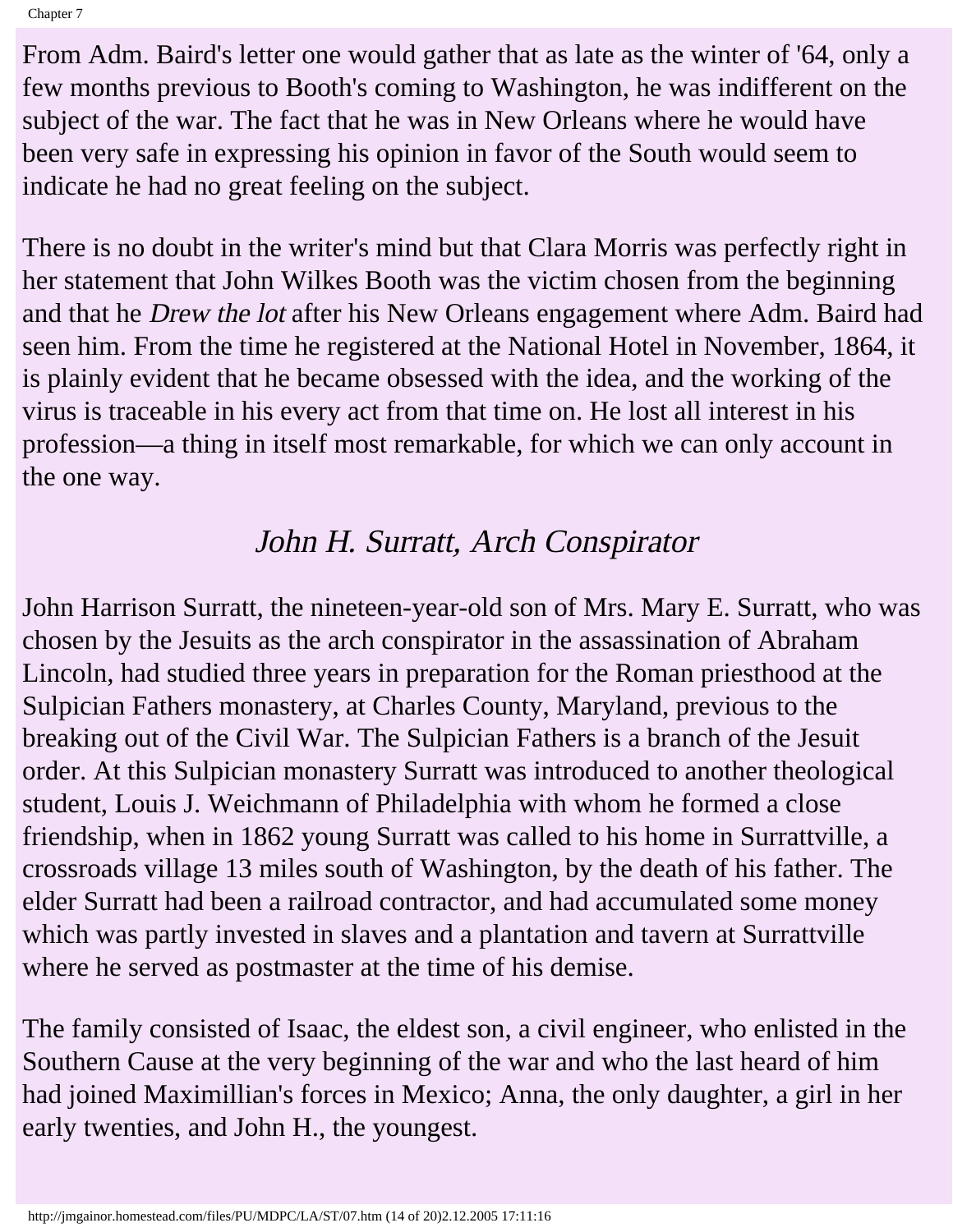From Adm. Baird's letter one would gather that as late as the winter of '64, only a few months previous to Booth's coming to Washington, he was indifferent on the subject of the war. The fact that he was in New Orleans where he would have been very safe in expressing his opinion in favor of the South would seem to indicate he had no great feeling on the subject.

There is no doubt in the writer's mind but that Clara Morris was perfectly right in her statement that John Wilkes Booth was the victim chosen from the beginning and that he *Drew the lot* after his New Orleans engagement where Adm. Baird had seen him. From the time he registered at the National Hotel in November, 1864, it is plainly evident that he became obsessed with the idea, and the working of the virus is traceable in his every act from that time on. He lost all interest in his profession—a thing in itself most remarkable, for which we can only account in the one way.

## *John H. Surratt, Arch Conspirator*

John Harrison Surratt, the nineteen-year-old son of Mrs. Mary E. Surratt, who was chosen by the Jesuits as the arch conspirator in the assassination of Abraham Lincoln, had studied three years in preparation for the Roman priesthood at the Sulpician Fathers monastery, at Charles County, Maryland, previous to the breaking out of the Civil War. The Sulpician Fathers is a branch of the Jesuit order. At this Sulpician monastery Surratt was introduced to another theological student, Louis J. Weichmann of Philadelphia with whom he formed a close friendship, when in 1862 young Surratt was called to his home in Surrattville, a crossroads village 13 miles south of Washington, by the death of his father. The elder Surratt had been a railroad contractor, and had accumulated some money which was partly invested in slaves and a plantation and tavern at Surrattville where he served as postmaster at the time of his demise.

The family consisted of Isaac, the eldest son, a civil engineer, who enlisted in the Southern Cause at the very beginning of the war and who the last heard of him had joined Maximillian's forces in Mexico; Anna, the only daughter, a girl in her early twenties, and John H., the youngest.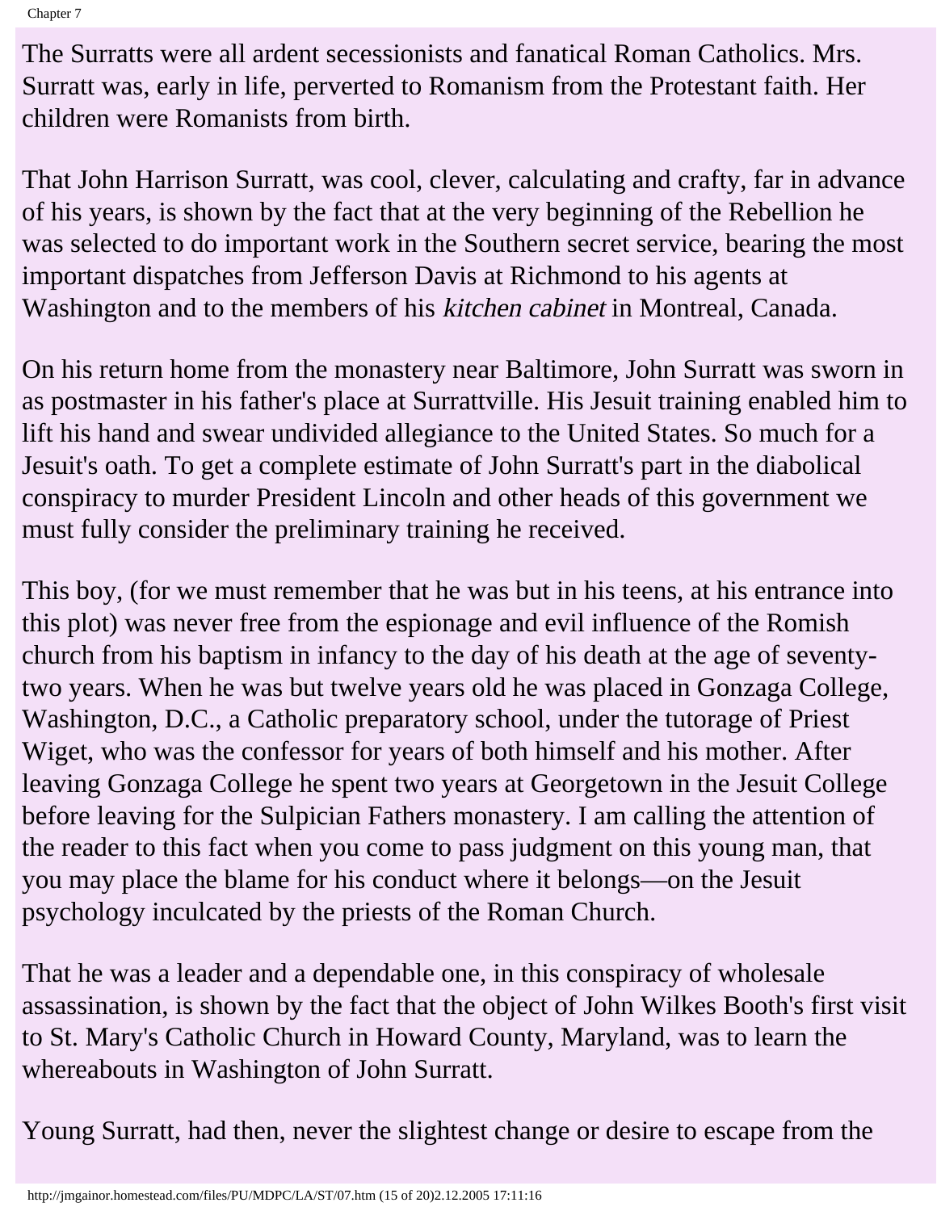The Surratts were all ardent secessionists and fanatical Roman Catholics. Mrs. Surratt was, early in life, perverted to Romanism from the Protestant faith. Her children were Romanists from birth.

That John Harrison Surratt, was cool, clever, calculating and crafty, far in advance of his years, is shown by the fact that at the very beginning of the Rebellion he was selected to do important work in the Southern secret service, bearing the most important dispatches from Jefferson Davis at Richmond to his agents at Washington and to the members of his *kitchen cabinet* in Montreal, Canada.

On his return home from the monastery near Baltimore, John Surratt was sworn in as postmaster in his father's place at Surrattville. His Jesuit training enabled him to lift his hand and swear undivided allegiance to the United States. So much for a Jesuit's oath. To get a complete estimate of John Surratt's part in the diabolical conspiracy to murder President Lincoln and other heads of this government we must fully consider the preliminary training he received.

This boy, (for we must remember that he was but in his teens, at his entrance into this plot) was never free from the espionage and evil influence of the Romish church from his baptism in infancy to the day of his death at the age of seventy-two years. When he was but twelve years old he was placed in Gonzaga College, Washington, D.C., a Catholic preparatory school, under the tutorage of Priest Wiget, who was the confessor for years of both himself and his mother. After leaving Gonzaga College he spent two years at Georgetown in the Jesuit College before leaving for the Sulpician Fathers monastery. I am calling the attention of the reader to this fact when you come to pass judgment on this young man, that you may place the blame for his conduct where it belongs—on the Jesuit psychology inculcated by the priests of the Roman Church.

That he was a leader and a dependable one, in this conspiracy of wholesale assassination, is shown by the fact that the object of John Wilkes Booth's first visit to St. Mary's Catholic Church in Howard County, Maryland, was to learn the whereabouts in Washington of John Surratt.

Young Surratt, had then, never the slightest change or desire to escape from the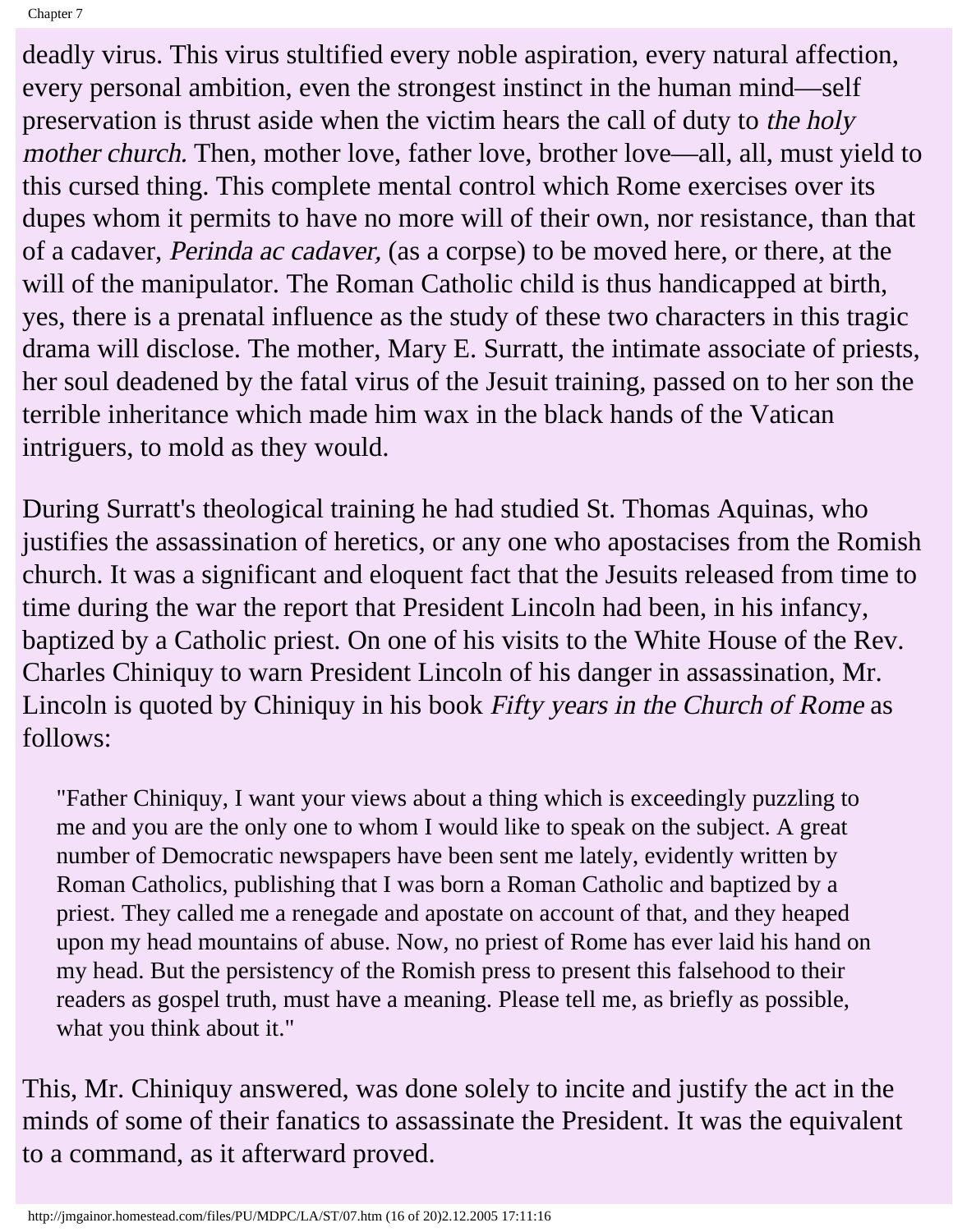deadly virus. This virus stultified every noble aspiration, every natural affection, every personal ambition, even the strongest instinct in the human mind—self preservation is thrust aside when the victim hears the call of duty to *the holy mother church.* Then, mother love, father love, brother love—all, all, must yield to this cursed thing. This complete mental control which Rome exercises over its dupes whom it permits to have no more will of their own, nor resistance, than that of a cadaver, *Perinda ac cadaver,* (as a corpse) to be moved here, or there, at the will of the manipulator. The Roman Catholic child is thus handicapped at birth, yes, there is a prenatal influence as the study of these two characters in this tragic drama will disclose. The mother, Mary E. Surratt, the intimate associate of priests, her soul deadened by the fatal virus of the Jesuit training, passed on to her son the terrible inheritance which made him wax in the black hands of the Vatican intriguers, to mold as they would.

During Surratt's theological training he had studied St. Thomas Aquinas, who justifies the assassination of heretics, or any one who apostacises from the Romish church. It was a significant and eloquent fact that the Jesuits released from time to time during the war the report that President Lincoln had been, in his infancy, baptized by a Catholic priest. On one of his visits to the White House of the Rev. Charles Chiniquy to warn President Lincoln of his danger in assassination, Mr. Lincoln is quoted by Chiniquy in his book *Fifty years in the Church of Rome* as follows:

> "Father Chiniquy, I want your views about a thing which is exceedingly puzzling to me and you are the only one to whom I would like to speak on the subject. A great number of Democratic newspapers have been sent me lately, evidently written by Roman Catholics, publishing that I was born a Roman Catholic and baptized by a priest. They called me a renegade and apostate on account of that, and they heaped upon my head mountains of abuse. Now, no priest of Rome has ever laid his hand on my head. But the persistency of the Romish press to present this falsehood to their readers as gospel truth, must have a meaning. Please tell me, as briefly as possible, what you think about it."

This, Mr. Chiniquy answered, was done solely to incite and justify the act in the minds of some of their fanatics to assassinate the President. It was the equivalent to a command, as it afterward proved.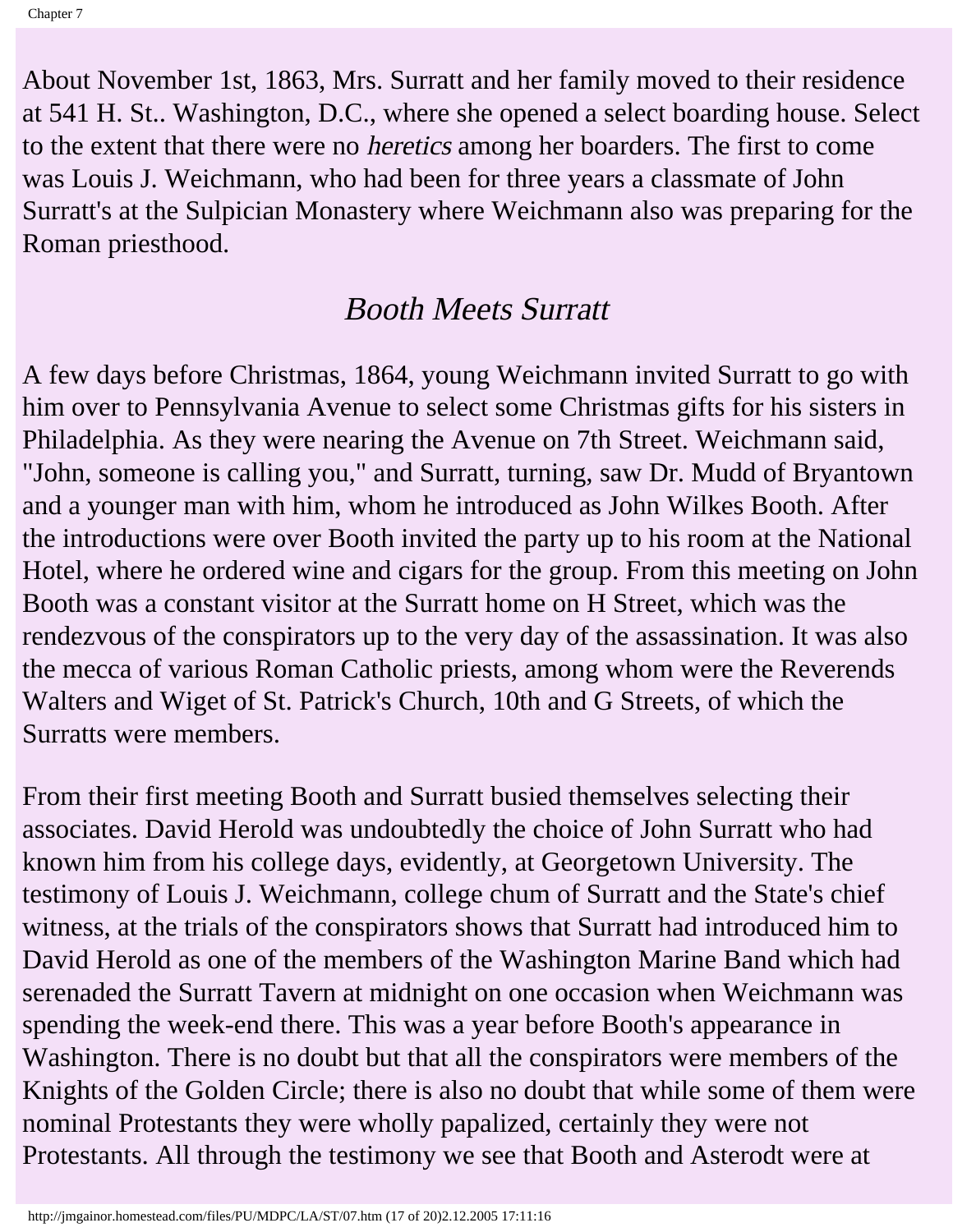About November 1st, 1863, Mrs. Surratt and her family moved to their residence at 541 H. St.. Washington, D.C., where she opened a select boarding house. Select to the extent that there were no *heretics* among her boarders. The first to come was Louis J. Weichmann, who had been for three years a classmate of John Surratt's at the Sulpician Monastery where Weichmann also was preparing for the Roman priesthood.

## *Booth Meets Surratt*

A few days before Christmas, 1864, young Weichmann invited Surratt to go with him over to Pennsylvania Avenue to select some Christmas gifts for his sisters in Philadelphia. As they were nearing the Avenue on 7th Street. Weichmann said, "John, someone is calling you," and Surratt, turning, saw Dr. Mudd of Bryantown and a younger man with him, whom he introduced as John Wilkes Booth. After the introductions were over Booth invited the party up to his room at the National Hotel, where he ordered wine and cigars for the group. From this meeting on John Booth was a constant visitor at the Surratt home on H Street, which was the rendezvous of the conspirators up to the very day of the assassination. It was also the mecca of various Roman Catholic priests, among whom were the Reverends Walters and Wiget of St. Patrick's Church, 10th and G Streets, of which the Surratts were members.

From their first meeting Booth and Surratt busied themselves selecting their associates. David Herold was undoubtedly the choice of John Surratt who had known him from his college days, evidently, at Georgetown University. The testimony of Louis J. Weichmann, college chum of Surratt and the State's chief witness, at the trials of the conspirators shows that Surratt had introduced him to David Herold as one of the members of the Washington Marine Band which had serenaded the Surratt Tavern at midnight on one occasion when Weichmann was spending the week-end there. This was a year before Booth's appearance in Washington. There is no doubt but that all the conspirators were members of the Knights of the Golden Circle; there is also no doubt that while some of them were nominal Protestants they were wholly papalized, certainly they were not Protestants. All through the testimony we see that Booth and Asterodt were at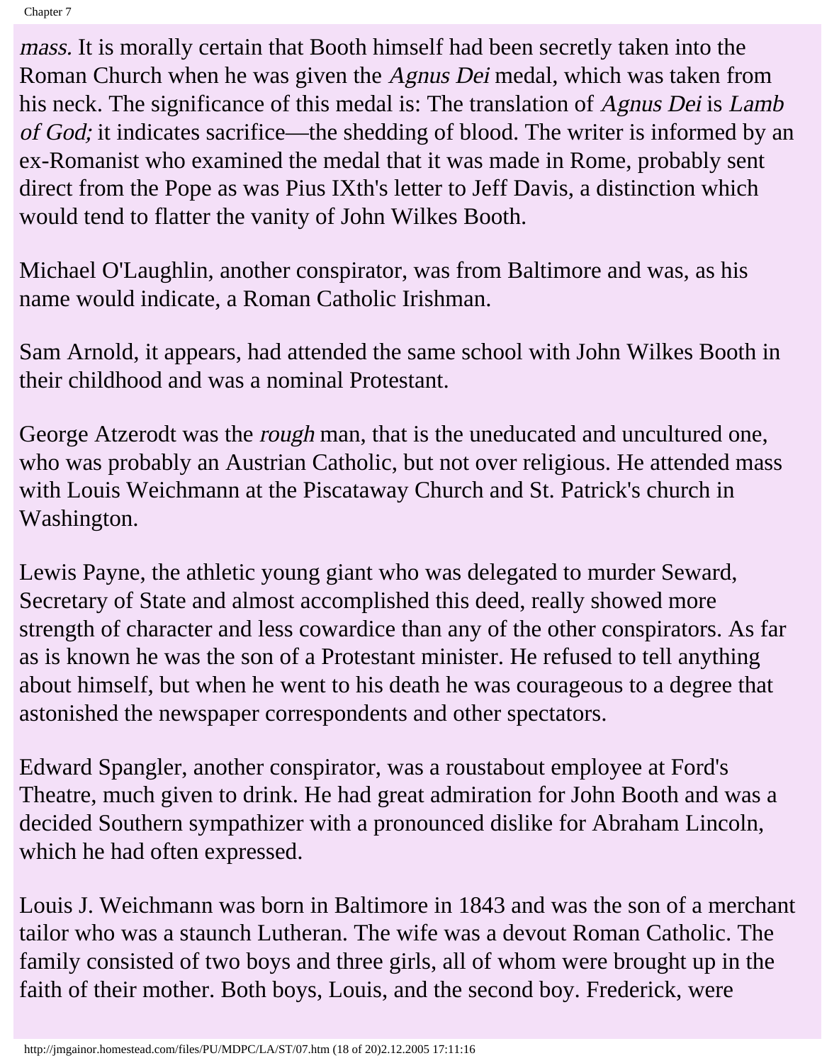*mass.* It is morally certain that Booth himself had been secretly taken into the Roman Church when he was given the *Agnus Dei* medal, which was taken from his neck. The significance of this medal is: The translation of *Agnus Dei* is *Lamb of God;* it indicates sacrifice—the shedding of blood. The writer is informed by an ex-Romanist who examined the medal that it was made in Rome, probably sent direct from the Pope as was Pius IXth's letter to Jeff Davis, a distinction which would tend to flatter the vanity of John Wilkes Booth.

Michael O'Laughlin, another conspirator, was from Baltimore and was, as his name would indicate, a Roman Catholic Irishman.

Sam Arnold, it appears, had attended the same school with John Wilkes Booth in their childhood and was a nominal Protestant.

George Atzerodt was the *rough* man, that is the uneducated and uncultured one, who was probably an Austrian Catholic, but not over religious. He attended mass with Louis Weichmann at the Piscataway Church and St. Patrick's church in Washington.

Lewis Payne, the athletic young giant who was delegated to murder Seward, Secretary of State and almost accomplished this deed, really showed more strength of character and less cowardice than any of the other conspirators. As far as is known he was the son of a Protestant minister. He refused to tell anything about himself, but when he went to his death he was courageous to a degree that astonished the newspaper correspondents and other spectators.

Edward Spangler, another conspirator, was a roustabout employee at Ford's Theatre, much given to drink. He had great admiration for John Booth and was a decided Southern sympathizer with a pronounced dislike for Abraham Lincoln, which he had often expressed.

Louis J. Weichmann was born in Baltimore in 1843 and was the son of a merchant tailor who was a staunch Lutheran. The wife was a devout Roman Catholic. The family consisted of two boys and three girls, all of whom were brought up in the faith of their mother. Both boys, Louis, and the second boy. Frederick, were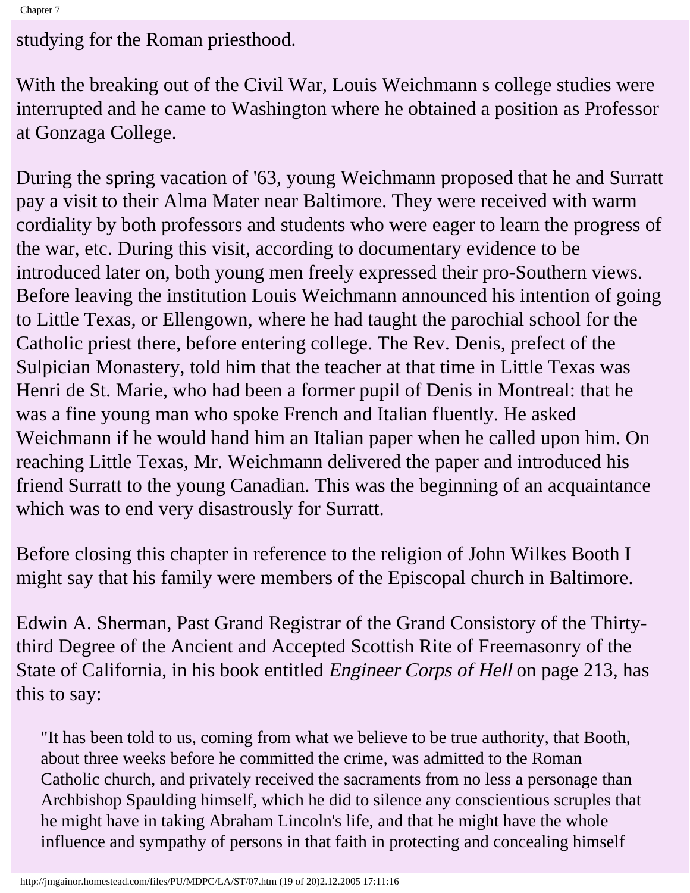studying for the Roman priesthood.

With the breaking out of the Civil War, Louis Weichmann s college studies were interrupted and he came to Washington where he obtained a position as Professor at Gonzaga College.

During the spring vacation of '63, young Weichmann proposed that he and Surratt pay a visit to their Alma Mater near Baltimore. They were received with warm cordiality by both professors and students who were eager to learn the progress of the war, etc. During this visit, according to documentary evidence to be introduced later on, both young men freely expressed their pro-Southern views. Before leaving the institution Louis Weichmann announced his intention of going to Little Texas, or Ellengown, where he had taught the parochial school for the Catholic priest there, before entering college. The Rev. Denis, prefect of the Sulpician Monastery, told him that the teacher at that time in Little Texas was Henri de St. Marie, who had been a former pupil of Denis in Montreal: that he was a fine young man who spoke French and Italian fluently. He asked Weichmann if he would hand him an Italian paper when he called upon him. On reaching Little Texas, Mr. Weichmann delivered the paper and introduced his friend Surratt to the young Canadian. This was the beginning of an acquaintance which was to end very disastrously for Surratt.

Before closing this chapter in reference to the religion of John Wilkes Booth I might say that his family were members of the Episcopal church in Baltimore.

Edwin A. Sherman, Past Grand Registrar of the Grand Consistory of the Thirty-third Degree of the Ancient and Accepted Scottish Rite of Freemasonry of the State of California, in his book entitled *Engineer Corps of Hell* on page 213, has this to say:

> "It has been told to us, coming from what we believe to be true authority, that Booth, about three weeks before he committed the crime, was admitted to the Roman Catholic church, and privately received the sacraments from no less a personage than Archbishop Spaulding himself, which he did to silence any conscientious scruples that he might have in taking Abraham Lincoln's life, and that he might have the whole influence and sympathy of persons in that faith in protecting and concealing himself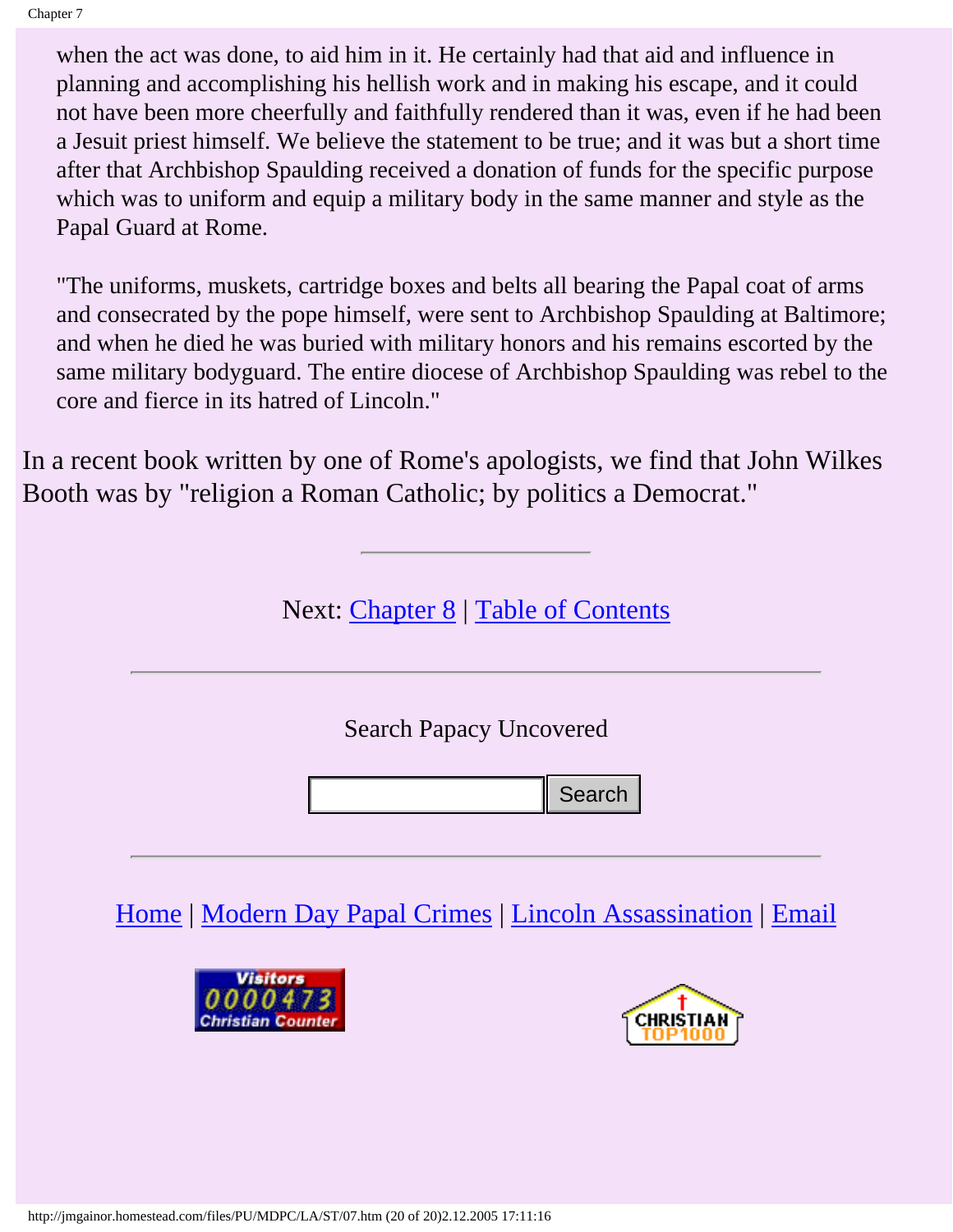> when the act was done, to aid him in it. He certainly had that aid and influence in planning and accomplishing his hellish work and in making his escape, and it could not have been more cheerfully and faithfully rendered than it was, even if he had been a Jesuit priest himself. We believe the statement to be true; and it was but a short time after that Archbishop Spaulding received a donation of funds for the specific purpose which was to uniform and equip a military body in the same manner and style as the Papal Guard at Rome.
>
> "The uniforms, muskets, cartridge boxes and belts all bearing the Papal coat of arms and consecrated by the pope himself, were sent to Archbishop Spaulding at Baltimore; and when he died he was buried with military honors and his remains escorted by the same military bodyguard. The entire diocese of Archbishop Spaulding was rebel to the core and fierce in its hatred of Lincoln."

In a recent book written by one of Rome's apologists, we find that John Wilkes Booth was by "religion a Roman Catholic; by politics a Democrat."

---

Next: Chapter 8 | Table of Contents

---

Search Papacy Uncovered

Search

---

Home | Modern Day Papal Crimes | Lincoln Assassination | Email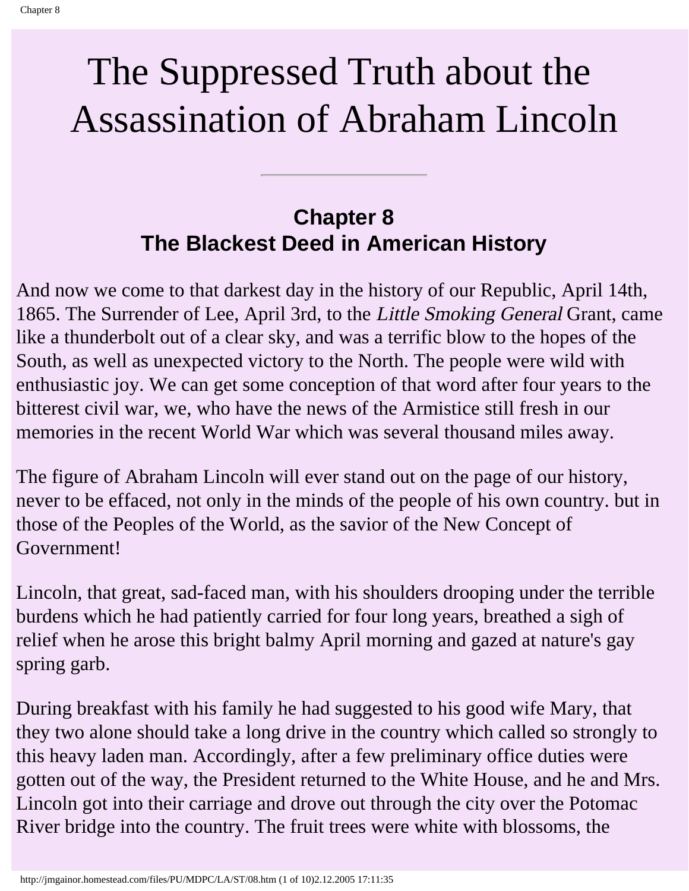# The Suppressed Truth about the Assassination of Abraham Lincoln

---

## Chapter 8
## The Blackest Deed in American History

And now we come to that darkest day in the history of our Republic, April 14th, 1865. The Surrender of Lee, April 3rd, to the *Little Smoking General* Grant, came like a thunderbolt out of a clear sky, and was a terrific blow to the hopes of the South, as well as unexpected victory to the North. The people were wild with enthusiastic joy. We can get some conception of that word after four years to the bitterest civil war, we, who have the news of the Armistice still fresh in our memories in the recent World War which was several thousand miles away.

The figure of Abraham Lincoln will ever stand out on the page of our history, never to be effaced, not only in the minds of the people of his own country. but in those of the Peoples of the World, as the savior of the New Concept of Government!

Lincoln, that great, sad-faced man, with his shoulders drooping under the terrible burdens which he had patiently carried for four long years, breathed a sigh of relief when he arose this bright balmy April morning and gazed at nature's gay spring garb.

During breakfast with his family he had suggested to his good wife Mary, that they two alone should take a long drive in the country which called so strongly to this heavy laden man. Accordingly, after a few preliminary office duties were gotten out of the way, the President returned to the White House, and he and Mrs. Lincoln got into their carriage and drove out through the city over the Potomac River bridge into the country. The fruit trees were white with blossoms, the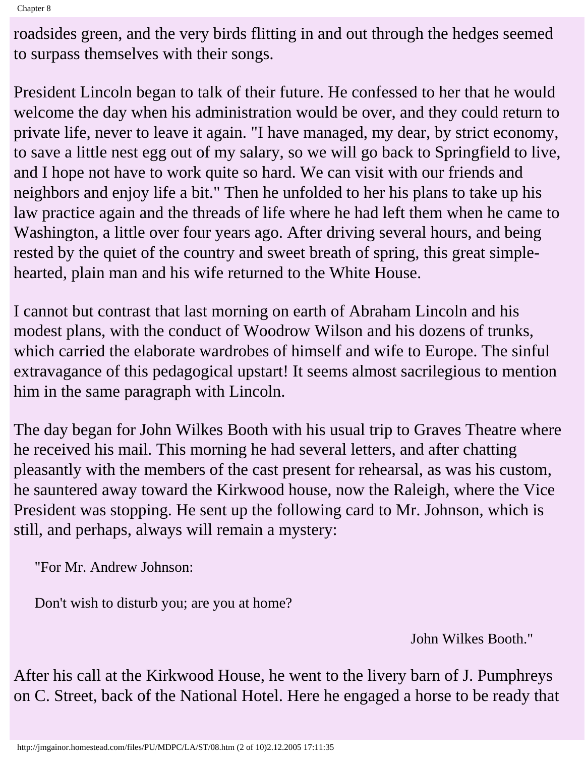roadsides green, and the very birds flitting in and out through the hedges seemed to surpass themselves with their songs.

President Lincoln began to talk of their future. He confessed to her that he would welcome the day when his administration would be over, and they could return to private life, never to leave it again. "I have managed, my dear, by strict economy, to save a little nest egg out of my salary, so we will go back to Springfield to live, and I hope not have to work quite so hard. We can visit with our friends and neighbors and enjoy life a bit." Then he unfolded to her his plans to take up his law practice again and the threads of life where he had left them when he came to Washington, a little over four years ago. After driving several hours, and being rested by the quiet of the country and sweet breath of spring, this great simple-hearted, plain man and his wife returned to the White House.

I cannot but contrast that last morning on earth of Abraham Lincoln and his modest plans, with the conduct of Woodrow Wilson and his dozens of trunks, which carried the elaborate wardrobes of himself and wife to Europe. The sinful extravagance of this pedagogical upstart! It seems almost sacrilegious to mention him in the same paragraph with Lincoln.

The day began for John Wilkes Booth with his usual trip to Graves Theatre where he received his mail. This morning he had several letters, and after chatting pleasantly with the members of the cast present for rehearsal, as was his custom, he sauntered away toward the Kirkwood house, now the Raleigh, where the Vice President was stopping. He sent up the following card to Mr. Johnson, which is still, and perhaps, always will remain a mystery:

> "For Mr. Andrew Johnson:
>
> Don't wish to disturb you; are you at home?
>
> John Wilkes Booth."

After his call at the Kirkwood House, he went to the livery barn of J. Pumphreys on C. Street, back of the National Hotel. Here he engaged a horse to be ready that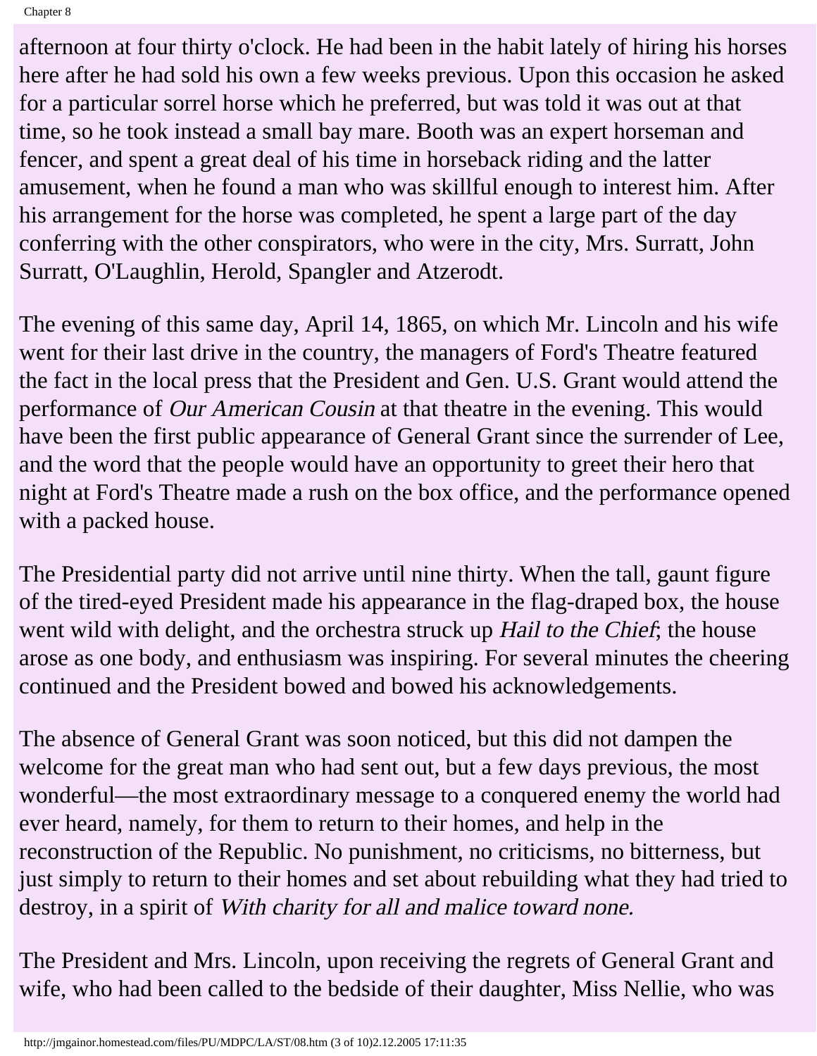afternoon at four thirty o'clock. He had been in the habit lately of hiring his horses here after he had sold his own a few weeks previous. Upon this occasion he asked for a particular sorrel horse which he preferred, but was told it was out at that time, so he took instead a small bay mare. Booth was an expert horseman and fencer, and spent a great deal of his time in horseback riding and the latter amusement, when he found a man who was skillful enough to interest him. After his arrangement for the horse was completed, he spent a large part of the day conferring with the other conspirators, who were in the city, Mrs. Surratt, John Surratt, O'Laughlin, Herold, Spangler and Atzerodt.

The evening of this same day, April 14, 1865, on which Mr. Lincoln and his wife went for their last drive in the country, the managers of Ford's Theatre featured the fact in the local press that the President and Gen. U.S. Grant would attend the performance of *Our American Cousin* at that theatre in the evening. This would have been the first public appearance of General Grant since the surrender of Lee, and the word that the people would have an opportunity to greet their hero that night at Ford's Theatre made a rush on the box office, and the performance opened with a packed house.

The Presidential party did not arrive until nine thirty. When the tall, gaunt figure of the tired-eyed President made his appearance in the flag-draped box, the house went wild with delight, and the orchestra struck up *Hail to the Chief*; the house arose as one body, and enthusiasm was inspiring. For several minutes the cheering continued and the President bowed and bowed his acknowledgements.

The absence of General Grant was soon noticed, but this did not dampen the welcome for the great man who had sent out, but a few days previous, the most wonderful—the most extraordinary message to a conquered enemy the world had ever heard, namely, for them to return to their homes, and help in the reconstruction of the Republic. No punishment, no criticisms, no bitterness, but just simply to return to their homes and set about rebuilding what they had tried to destroy, in a spirit of *With charity for all and malice toward none.*

The President and Mrs. Lincoln, upon receiving the regrets of General Grant and wife, who had been called to the bedside of their daughter, Miss Nellie, who was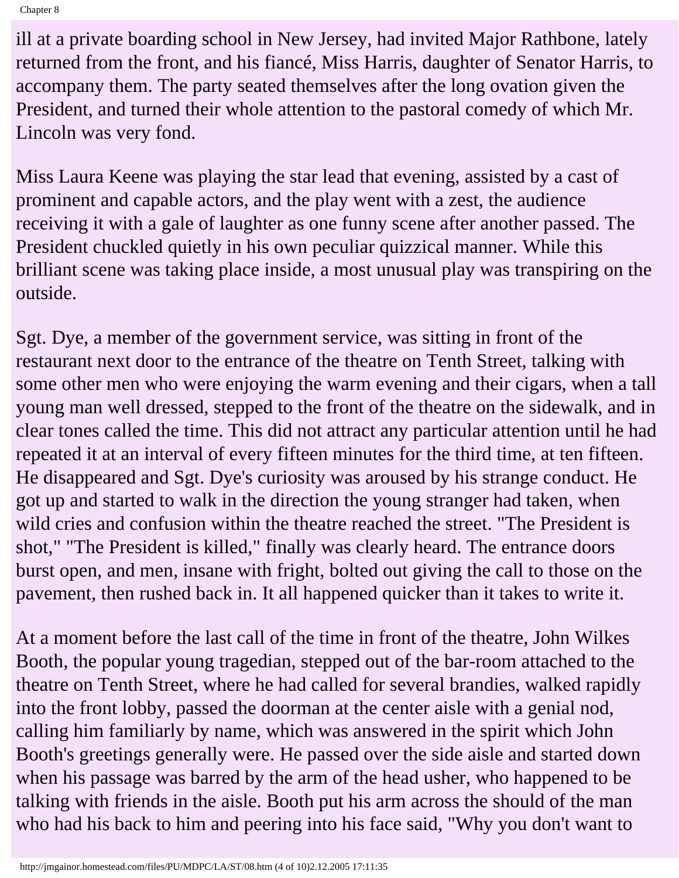ill at a private boarding school in New Jersey, had invited Major Rathbone, lately returned from the front, and his fiancé, Miss Harris, daughter of Senator Harris, to accompany them. The party seated themselves after the long ovation given the President, and turned their whole attention to the pastoral comedy of which Mr. Lincoln was very fond.

Miss Laura Keene was playing the star lead that evening, assisted by a cast of prominent and capable actors, and the play went with a zest, the audience receiving it with a gale of laughter as one funny scene after another passed. The President chuckled quietly in his own peculiar quizzical manner. While this brilliant scene was taking place inside, a most unusual play was transpiring on the outside.

Sgt. Dye, a member of the government service, was sitting in front of the restaurant next door to the entrance of the theatre on Tenth Street, talking with some other men who were enjoying the warm evening and their cigars, when a tall young man well dressed, stepped to the front of the theatre on the sidewalk, and in clear tones called the time. This did not attract any particular attention until he had repeated it at an interval of every fifteen minutes for the third time, at ten fifteen. He disappeared and Sgt. Dye's curiosity was aroused by his strange conduct. He got up and started to walk in the direction the young stranger had taken, when wild cries and confusion within the theatre reached the street. "The President is shot," "The President is killed," finally was clearly heard. The entrance doors burst open, and men, insane with fright, bolted out giving the call to those on the pavement, then rushed back in. It all happened quicker than it takes to write it.

At a moment before the last call of the time in front of the theatre, John Wilkes Booth, the popular young tragedian, stepped out of the bar-room attached to the theatre on Tenth Street, where he had called for several brandies, walked rapidly into the front lobby, passed the doorman at the center aisle with a genial nod, calling him familiarly by name, which was answered in the spirit which John Booth's greetings generally were. He passed over the side aisle and started down when his passage was barred by the arm of the head usher, who happened to be talking with friends in the aisle. Booth put his arm across the should of the man who had his back to him and peering into his face said, "Why you don't want to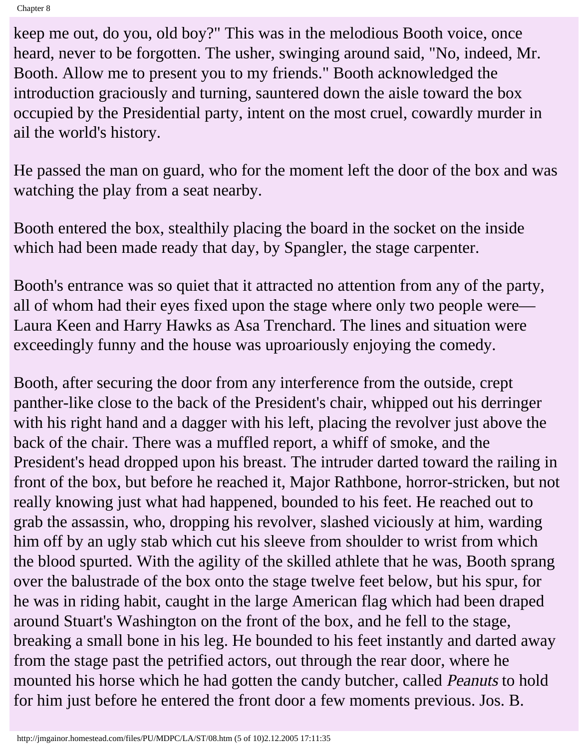keep me out, do you, old boy?" This was in the melodious Booth voice, once heard, never to be forgotten. The usher, swinging around said, "No, indeed, Mr. Booth. Allow me to present you to my friends." Booth acknowledged the introduction graciously and turning, sauntered down the aisle toward the box occupied by the Presidential party, intent on the most cruel, cowardly murder in ail the world's history.

He passed the man on guard, who for the moment left the door of the box and was watching the play from a seat nearby.

Booth entered the box, stealthily placing the board in the socket on the inside which had been made ready that day, by Spangler, the stage carpenter.

Booth's entrance was so quiet that it attracted no attention from any of the party, all of whom had their eyes fixed upon the stage where only two people were—Laura Keen and Harry Hawks as Asa Trenchard. The lines and situation were exceedingly funny and the house was uproariously enjoying the comedy.

Booth, after securing the door from any interference from the outside, crept panther-like close to the back of the President's chair, whipped out his derringer with his right hand and a dagger with his left, placing the revolver just above the back of the chair. There was a muffled report, a whiff of smoke, and the President's head dropped upon his breast. The intruder darted toward the railing in front of the box, but before he reached it, Major Rathbone, horror-stricken, but not really knowing just what had happened, bounded to his feet. He reached out to grab the assassin, who, dropping his revolver, slashed viciously at him, warding him off by an ugly stab which cut his sleeve from shoulder to wrist from which the blood spurted. With the agility of the skilled athlete that he was, Booth sprang over the balustrade of the box onto the stage twelve feet below, but his spur, for he was in riding habit, caught in the large American flag which had been draped around Stuart's Washington on the front of the box, and he fell to the stage, breaking a small bone in his leg. He bounded to his feet instantly and darted away from the stage past the petrified actors, out through the rear door, where he mounted his horse which he had gotten the candy butcher, called *Peanuts* to hold for him just before he entered the front door a few moments previous. Jos. B.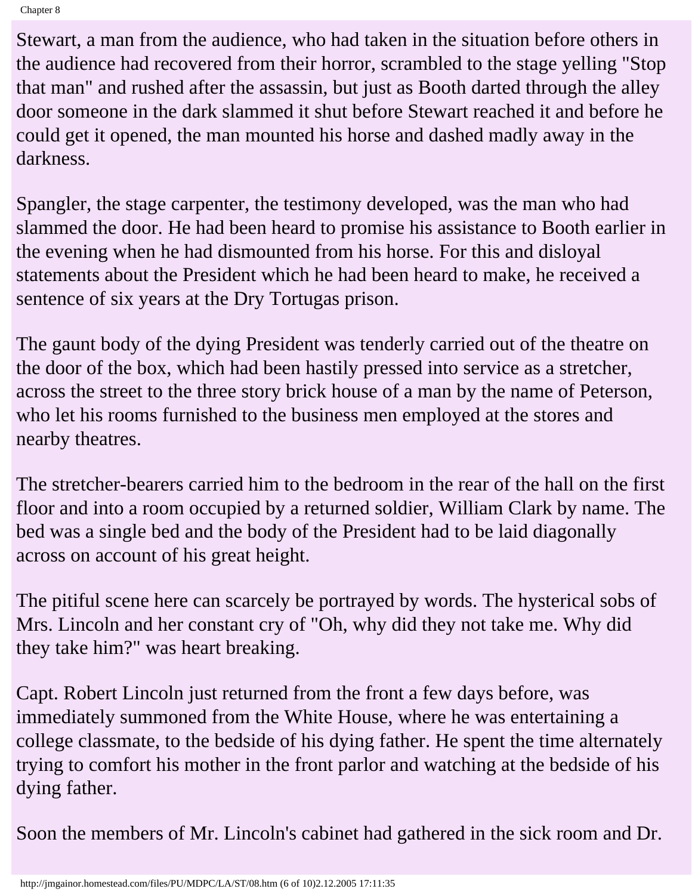Stewart, a man from the audience, who had taken in the situation before others in the audience had recovered from their horror, scrambled to the stage yelling "Stop that man" and rushed after the assassin, but just as Booth darted through the alley door someone in the dark slammed it shut before Stewart reached it and before he could get it opened, the man mounted his horse and dashed madly away in the darkness.

Spangler, the stage carpenter, the testimony developed, was the man who had slammed the door. He had been heard to promise his assistance to Booth earlier in the evening when he had dismounted from his horse. For this and disloyal statements about the President which he had been heard to make, he received a sentence of six years at the Dry Tortugas prison.

The gaunt body of the dying President was tenderly carried out of the theatre on the door of the box, which had been hastily pressed into service as a stretcher, across the street to the three story brick house of a man by the name of Peterson, who let his rooms furnished to the business men employed at the stores and nearby theatres.

The stretcher-bearers carried him to the bedroom in the rear of the hall on the first floor and into a room occupied by a returned soldier, William Clark by name. The bed was a single bed and the body of the President had to be laid diagonally across on account of his great height.

The pitiful scene here can scarcely be portrayed by words. The hysterical sobs of Mrs. Lincoln and her constant cry of "Oh, why did they not take me. Why did they take him?" was heart breaking.

Capt. Robert Lincoln just returned from the front a few days before, was immediately summoned from the White House, where he was entertaining a college classmate, to the bedside of his dying father. He spent the time alternately trying to comfort his mother in the front parlor and watching at the bedside of his dying father.

Soon the members of Mr. Lincoln's cabinet had gathered in the sick room and Dr.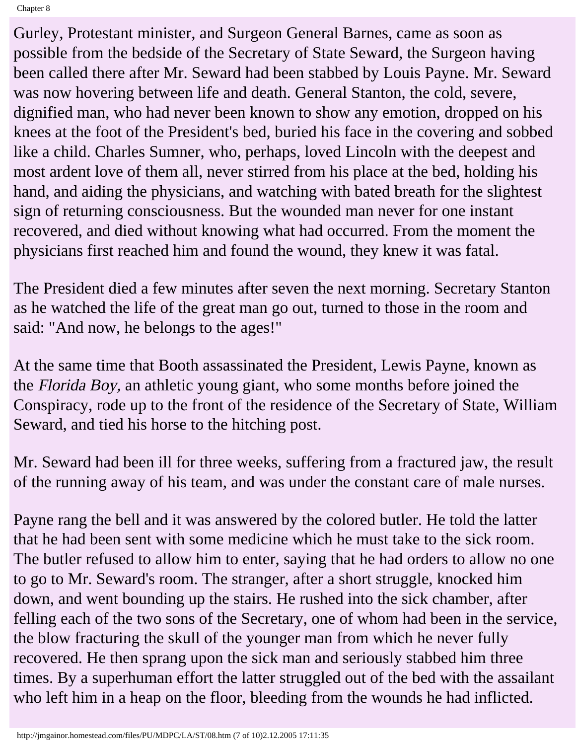Gurley, Protestant minister, and Surgeon General Barnes, came as soon as possible from the bedside of the Secretary of State Seward, the Surgeon having been called there after Mr. Seward had been stabbed by Louis Payne. Mr. Seward was now hovering between life and death. General Stanton, the cold, severe, dignified man, who had never been known to show any emotion, dropped on his knees at the foot of the President's bed, buried his face in the covering and sobbed like a child. Charles Sumner, who, perhaps, loved Lincoln with the deepest and most ardent love of them all, never stirred from his place at the bed, holding his hand, and aiding the physicians, and watching with bated breath for the slightest sign of returning consciousness. But the wounded man never for one instant recovered, and died without knowing what had occurred. From the moment the physicians first reached him and found the wound, they knew it was fatal.

The President died a few minutes after seven the next morning. Secretary Stanton as he watched the life of the great man go out, turned to those in the room and said: "And now, he belongs to the ages!"

At the same time that Booth assassinated the President, Lewis Payne, known as the *Florida Boy,* an athletic young giant, who some months before joined the Conspiracy, rode up to the front of the residence of the Secretary of State, William Seward, and tied his horse to the hitching post.

Mr. Seward had been ill for three weeks, suffering from a fractured jaw, the result of the running away of his team, and was under the constant care of male nurses.

Payne rang the bell and it was answered by the colored butler. He told the latter that he had been sent with some medicine which he must take to the sick room. The butler refused to allow him to enter, saying that he had orders to allow no one to go to Mr. Seward's room. The stranger, after a short struggle, knocked him down, and went bounding up the stairs. He rushed into the sick chamber, after felling each of the two sons of the Secretary, one of whom had been in the service, the blow fracturing the skull of the younger man from which he never fully recovered. He then sprang upon the sick man and seriously stabbed him three times. By a superhuman effort the latter struggled out of the bed with the assailant who left him in a heap on the floor, bleeding from the wounds he had inflicted.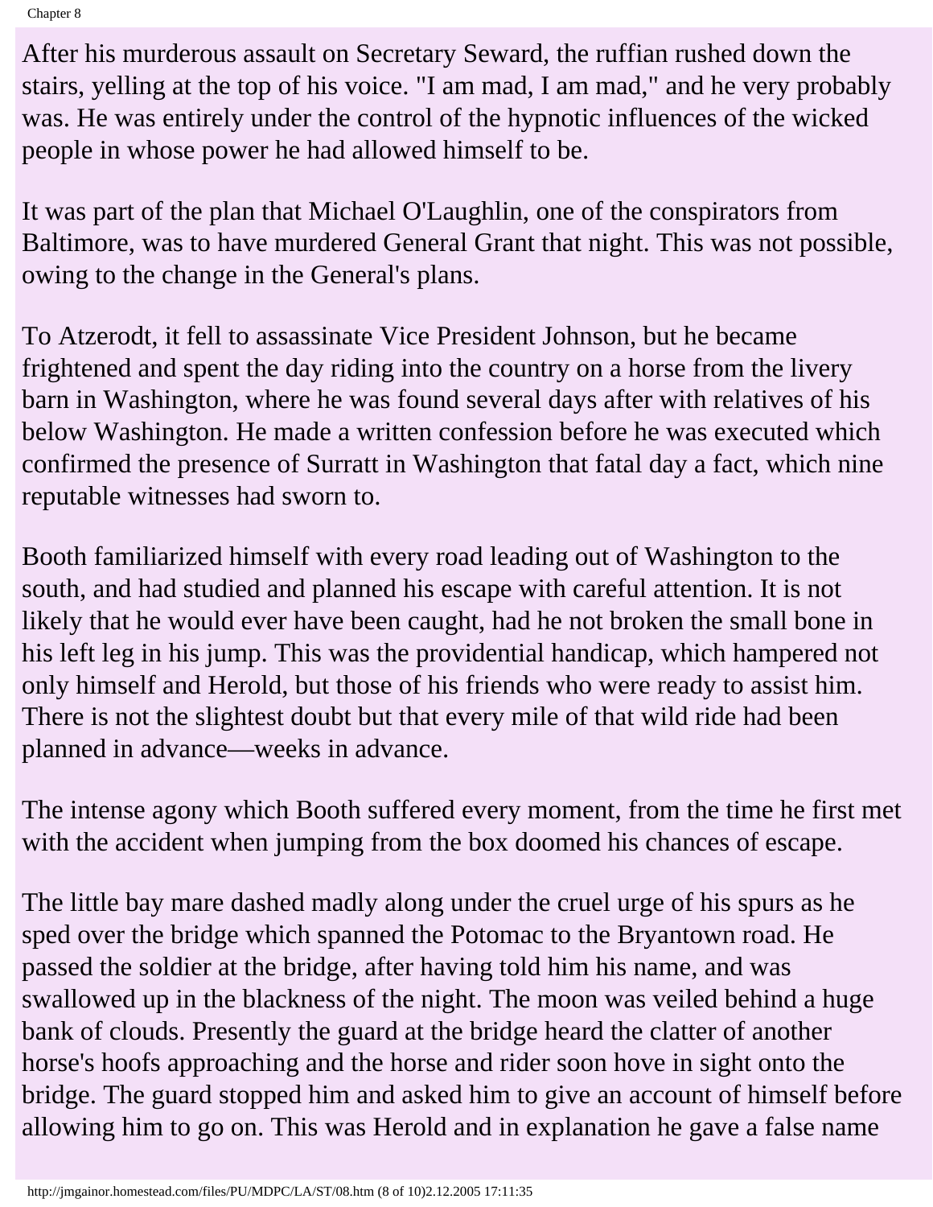After his murderous assault on Secretary Seward, the ruffian rushed down the stairs, yelling at the top of his voice. "I am mad, I am mad," and he very probably was. He was entirely under the control of the hypnotic influences of the wicked people in whose power he had allowed himself to be.

It was part of the plan that Michael O'Laughlin, one of the conspirators from Baltimore, was to have murdered General Grant that night. This was not possible, owing to the change in the General's plans.

To Atzerodt, it fell to assassinate Vice President Johnson, but he became frightened and spent the day riding into the country on a horse from the livery barn in Washington, where he was found several days after with relatives of his below Washington. He made a written confession before he was executed which confirmed the presence of Surratt in Washington that fatal day a fact, which nine reputable witnesses had sworn to.

Booth familiarized himself with every road leading out of Washington to the south, and had studied and planned his escape with careful attention. It is not likely that he would ever have been caught, had he not broken the small bone in his left leg in his jump. This was the providential handicap, which hampered not only himself and Herold, but those of his friends who were ready to assist him. There is not the slightest doubt but that every mile of that wild ride had been planned in advance—weeks in advance.

The intense agony which Booth suffered every moment, from the time he first met with the accident when jumping from the box doomed his chances of escape.

The little bay mare dashed madly along under the cruel urge of his spurs as he sped over the bridge which spanned the Potomac to the Bryantown road. He passed the soldier at the bridge, after having told him his name, and was swallowed up in the blackness of the night. The moon was veiled behind a huge bank of clouds. Presently the guard at the bridge heard the clatter of another horse's hoofs approaching and the horse and rider soon hove in sight onto the bridge. The guard stopped him and asked him to give an account of himself before allowing him to go on. This was Herold and in explanation he gave a false name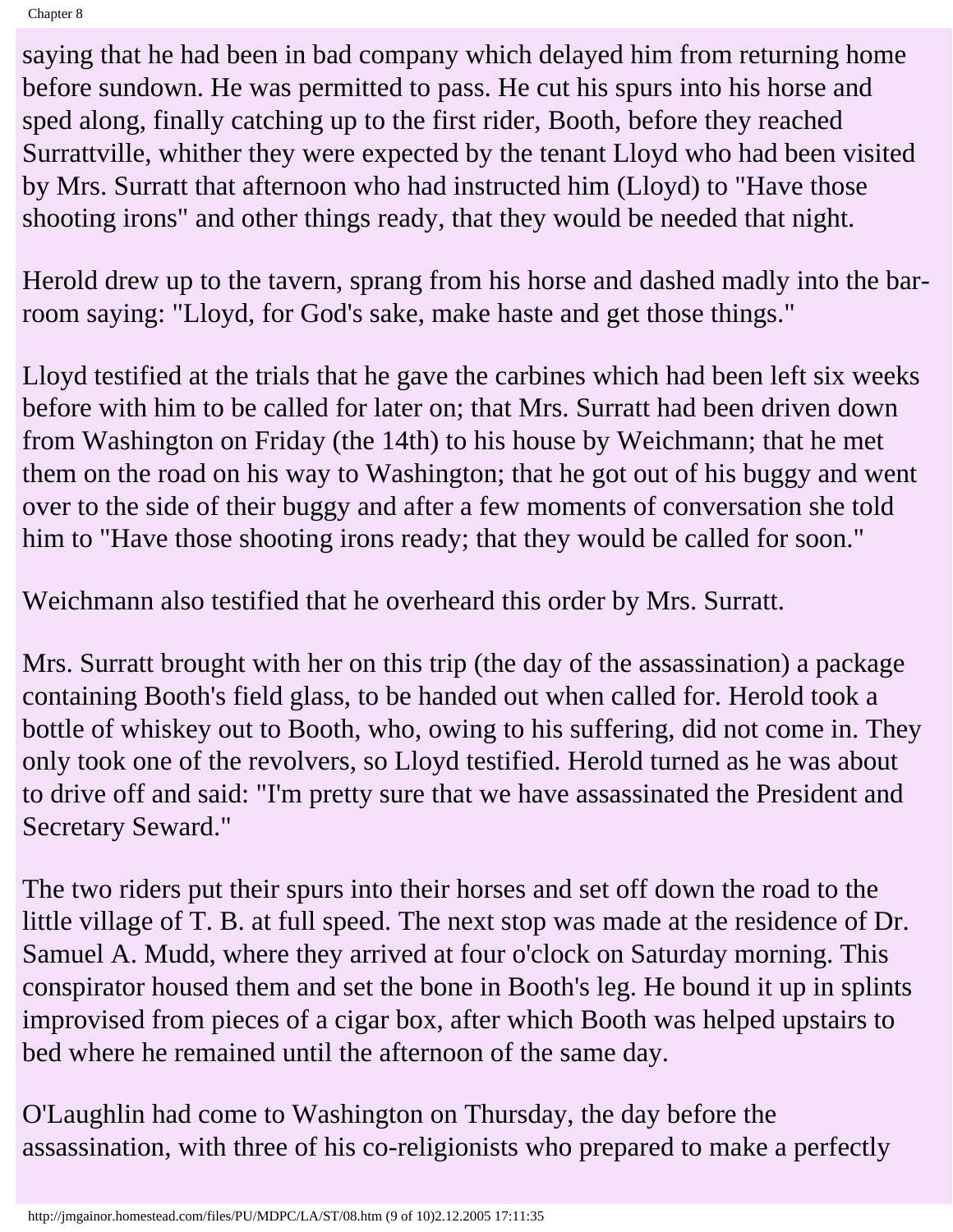saying that he had been in bad company which delayed him from returning home before sundown. He was permitted to pass. He cut his spurs into his horse and sped along, finally catching up to the first rider, Booth, before they reached Surrattville, whither they were expected by the tenant Lloyd who had been visited by Mrs. Surratt that afternoon who had instructed him (Lloyd) to "Have those shooting irons" and other things ready, that they would be needed that night.

Herold drew up to the tavern, sprang from his horse and dashed madly into the bar-room saying: "Lloyd, for God's sake, make haste and get those things."

Lloyd testified at the trials that he gave the carbines which had been left six weeks before with him to be called for later on; that Mrs. Surratt had been driven down from Washington on Friday (the 14th) to his house by Weichmann; that he met them on the road on his way to Washington; that he got out of his buggy and went over to the side of their buggy and after a few moments of conversation she told him to "Have those shooting irons ready; that they would be called for soon."

Weichmann also testified that he overheard this order by Mrs. Surratt.

Mrs. Surratt brought with her on this trip (the day of the assassination) a package containing Booth's field glass, to be handed out when called for. Herold took a bottle of whiskey out to Booth, who, owing to his suffering, did not come in. They only took one of the revolvers, so Lloyd testified. Herold turned as he was about to drive off and said: "I'm pretty sure that we have assassinated the President and Secretary Seward."

The two riders put their spurs into their horses and set off down the road to the little village of T. B. at full speed. The next stop was made at the residence of Dr. Samuel A. Mudd, where they arrived at four o'clock on Saturday morning. This conspirator housed them and set the bone in Booth's leg. He bound it up in splints improvised from pieces of a cigar box, after which Booth was helped upstairs to bed where he remained until the afternoon of the same day.

O'Laughlin had come to Washington on Thursday, the day before the assassination, with three of his co-religionists who prepared to make a perfectly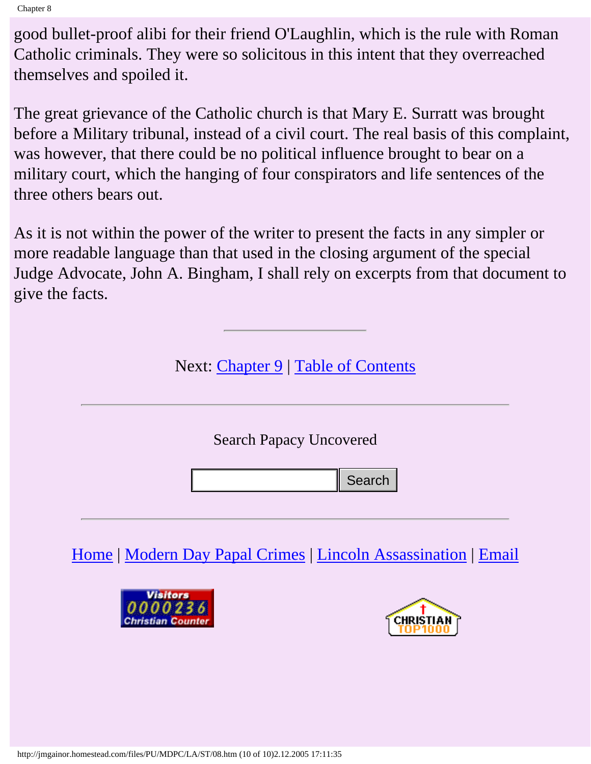good bullet-proof alibi for their friend O'Laughlin, which is the rule with Roman Catholic criminals. They were so solicitous in this intent that they overreached themselves and spoiled it.

The great grievance of the Catholic church is that Mary E. Surratt was brought before a Military tribunal, instead of a civil court. The real basis of this complaint, was however, that there could be no political influence brought to bear on a military court, which the hanging of four conspirators and life sentences of the three others bears out.

As it is not within the power of the writer to present the facts in any simpler or more readable language than that used in the closing argument of the special Judge Advocate, John A. Bingham, I shall rely on excerpts from that document to give the facts.

---

Next: Chapter 9 | Table of Contents

---

Search Papacy Uncovered

Search

---

Home | Modern Day Papal Crimes | Lincoln Assassination | Email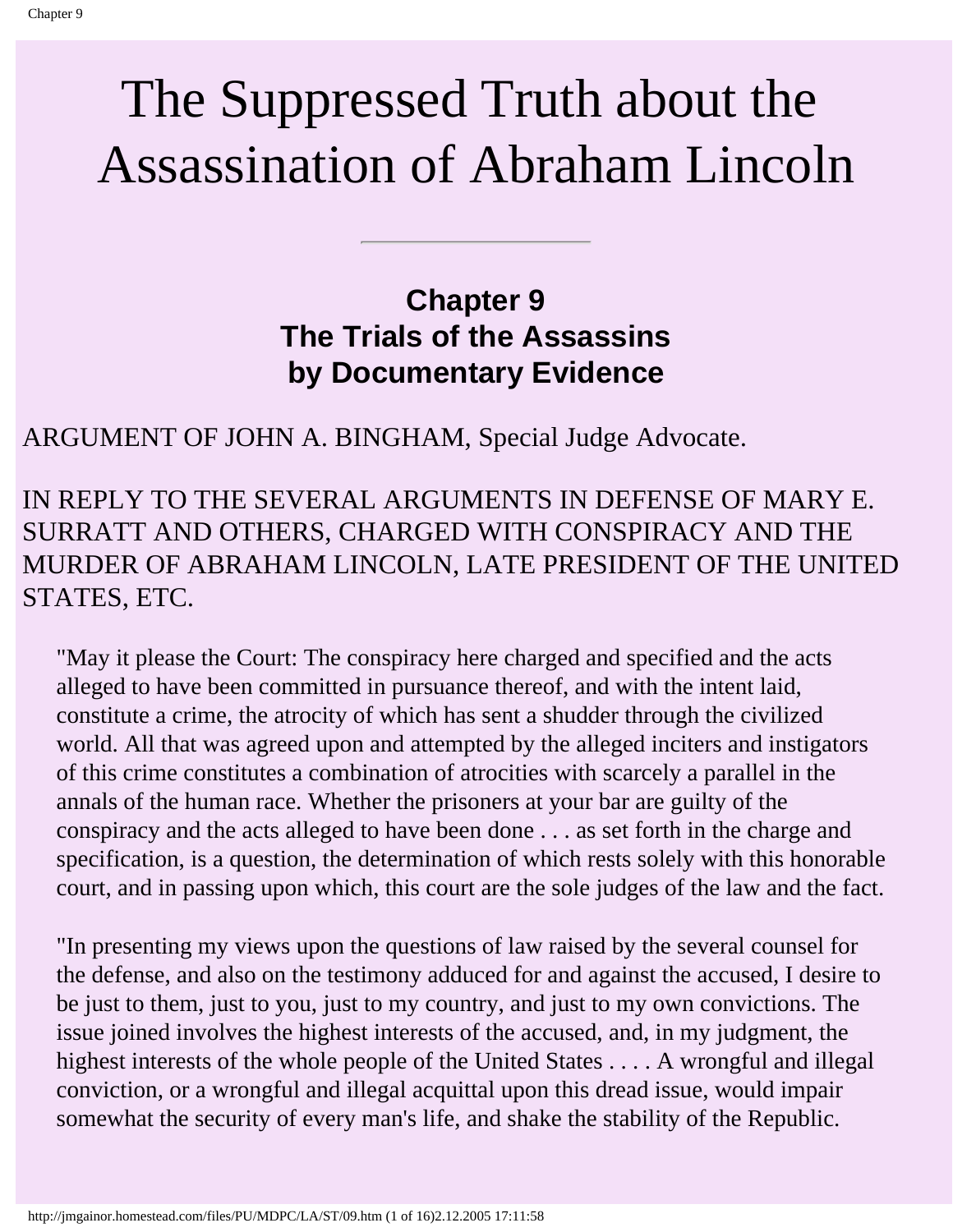# The Suppressed Truth about the Assassination of Abraham Lincoln

---

## Chapter 9
## The Trials of the Assassins by Documentary Evidence

ARGUMENT OF JOHN A. BINGHAM, Special Judge Advocate.

IN REPLY TO THE SEVERAL ARGUMENTS IN DEFENSE OF MARY E. SURRATT AND OTHERS, CHARGED WITH CONSPIRACY AND THE MURDER OF ABRAHAM LINCOLN, LATE PRESIDENT OF THE UNITED STATES, ETC.

> "May it please the Court: The conspiracy here charged and specified and the acts alleged to have been committed in pursuance thereof, and with the intent laid, constitute a crime, the atrocity of which has sent a shudder through the civilized world. All that was agreed upon and attempted by the alleged inciters and instigators of this crime constitutes a combination of atrocities with scarcely a parallel in the annals of the human race. Whether the prisoners at your bar are guilty of the conspiracy and the acts alleged to have been done . . . as set forth in the charge and specification, is a question, the determination of which rests solely with this honorable court, and in passing upon which, this court are the sole judges of the law and the fact.
>
> "In presenting my views upon the questions of law raised by the several counsel for the defense, and also on the testimony adduced for and against the accused, I desire to be just to them, just to you, just to my country, and just to my own convictions. The issue joined involves the highest interests of the accused, and, in my judgment, the highest interests of the whole people of the United States . . . . A wrongful and illegal conviction, or a wrongful and illegal acquittal upon this dread issue, would impair somewhat the security of every man's life, and shake the stability of the Republic.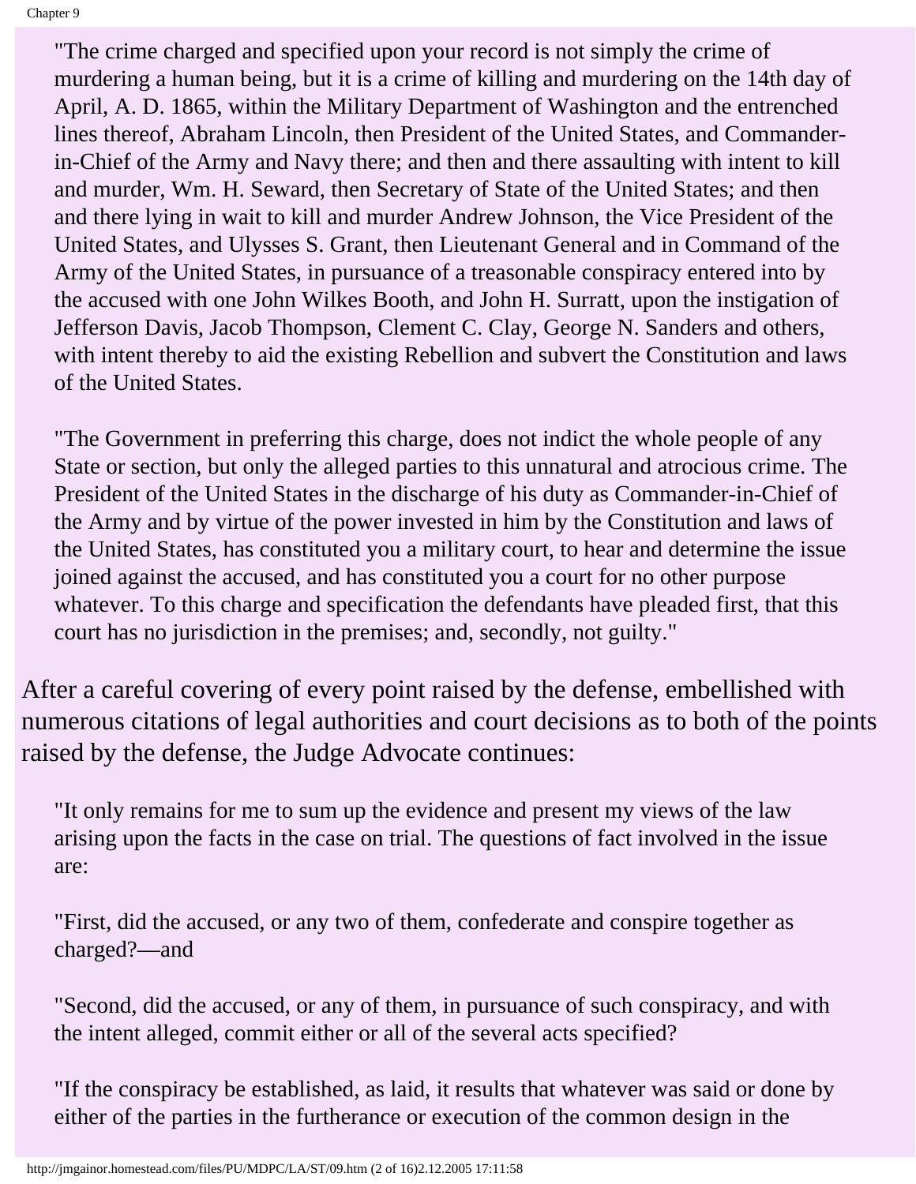"The crime charged and specified upon your record is not simply the crime of murdering a human being, but it is a crime of killing and murdering on the 14th day of April, A. D. 1865, within the Military Department of Washington and the entrenched lines thereof, Abraham Lincoln, then President of the United States, and Commander-in-Chief of the Army and Navy there; and then and there assaulting with intent to kill and murder, Wm. H. Seward, then Secretary of State of the United States; and then and there lying in wait to kill and murder Andrew Johnson, the Vice President of the United States, and Ulysses S. Grant, then Lieutenant General and in Command of the Army of the United States, in pursuance of a treasonable conspiracy entered into by the accused with one John Wilkes Booth, and John H. Surratt, upon the instigation of Jefferson Davis, Jacob Thompson, Clement C. Clay, George N. Sanders and others, with intent thereby to aid the existing Rebellion and subvert the Constitution and laws of the United States.

"The Government in preferring this charge, does not indict the whole people of any State or section, but only the alleged parties to this unnatural and atrocious crime. The President of the United States in the discharge of his duty as Commander-in-Chief of the Army and by virtue of the power invested in him by the Constitution and laws of the United States, has constituted you a military court, to hear and determine the issue joined against the accused, and has constituted you a court for no other purpose whatever. To this charge and specification the defendants have pleaded first, that this court has no jurisdiction in the premises; and, secondly, not guilty."

After a careful covering of every point raised by the defense, embellished with numerous citations of legal authorities and court decisions as to both of the points raised by the defense, the Judge Advocate continues:

"It only remains for me to sum up the evidence and present my views of the law arising upon the facts in the case on trial. The questions of fact involved in the issue are:

"First, did the accused, or any two of them, confederate and conspire together as charged?—and

"Second, did the accused, or any of them, in pursuance of such conspiracy, and with the intent alleged, commit either or all of the several acts specified?

"If the conspiracy be established, as laid, it results that whatever was said or done by either of the parties in the furtherance or execution of the common design in the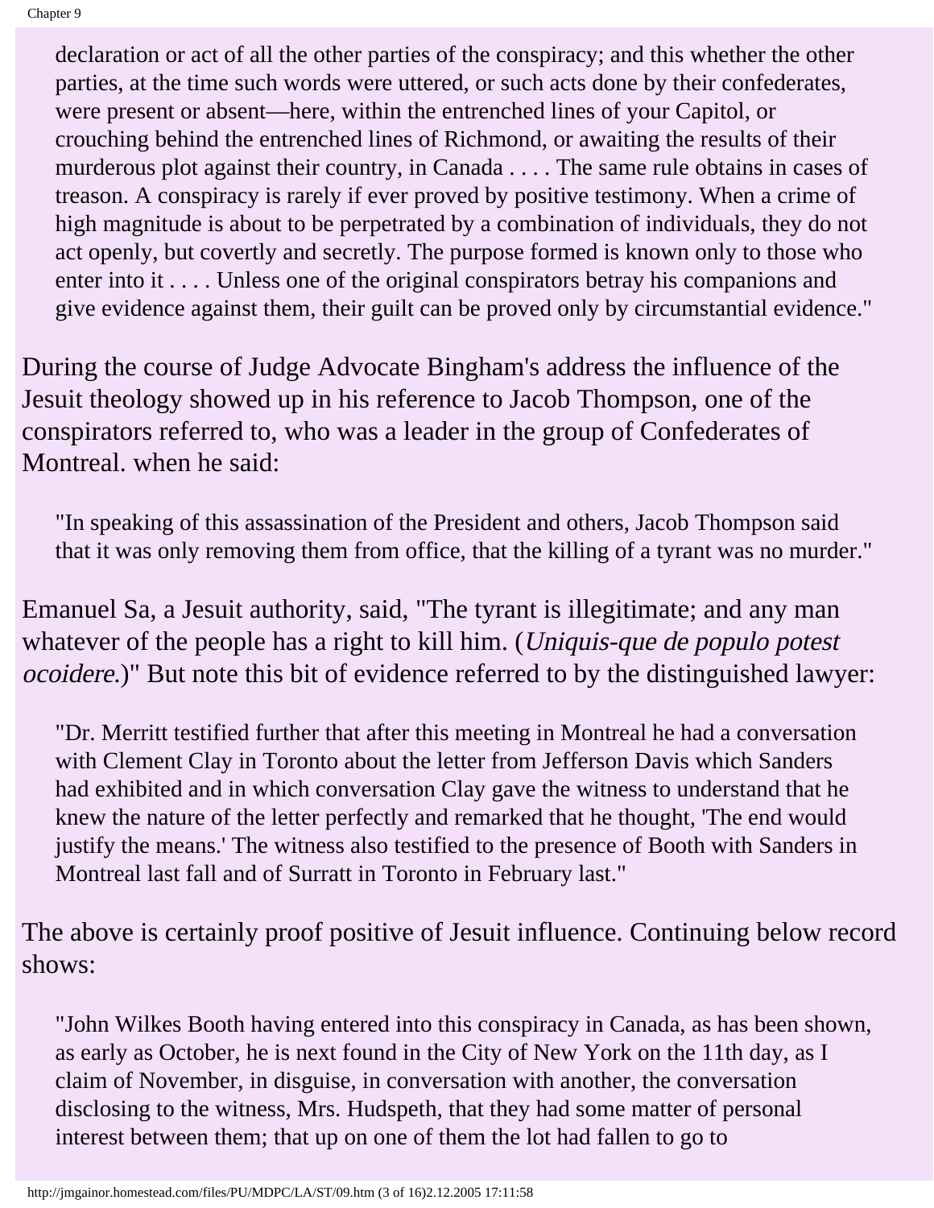> declaration or act of all the other parties of the conspiracy; and this whether the other parties, at the time such words were uttered, or such acts done by their confederates, were present or absent—here, within the entrenched lines of your Capitol, or crouching behind the entrenched lines of Richmond, or awaiting the results of their murderous plot against their country, in Canada . . . . The same rule obtains in cases of treason. A conspiracy is rarely if ever proved by positive testimony. When a crime of high magnitude is about to be perpetrated by a combination of individuals, they do not act openly, but covertly and secretly. The purpose formed is known only to those who enter into it . . . . Unless one of the original conspirators betray his companions and give evidence against them, their guilt can be proved only by circumstantial evidence."

During the course of Judge Advocate Bingham's address the influence of the Jesuit theology showed up in his reference to Jacob Thompson, one of the conspirators referred to, who was a leader in the group of Confederates of Montreal. when he said:

> "In speaking of this assassination of the President and others, Jacob Thompson said that it was only removing them from office, that the killing of a tyrant was no murder."

Emanuel Sa, a Jesuit authority, said, "The tyrant is illegitimate; and any man whatever of the people has a right to kill him. (*Uniquis-que de populo potest ocoidere.*)" But note this bit of evidence referred to by the distinguished lawyer:

> "Dr. Merritt testified further that after this meeting in Montreal he had a conversation with Clement Clay in Toronto about the letter from Jefferson Davis which Sanders had exhibited and in which conversation Clay gave the witness to understand that he knew the nature of the letter perfectly and remarked that he thought, 'The end would justify the means.' The witness also testified to the presence of Booth with Sanders in Montreal last fall and of Surratt in Toronto in February last."

The above is certainly proof positive of Jesuit influence. Continuing below record shows:

> "John Wilkes Booth having entered into this conspiracy in Canada, as has been shown, as early as October, he is next found in the City of New York on the 11th day, as I claim of November, in disguise, in conversation with another, the conversation disclosing to the witness, Mrs. Hudspeth, that they had some matter of personal interest between them; that up on one of them the lot had fallen to go to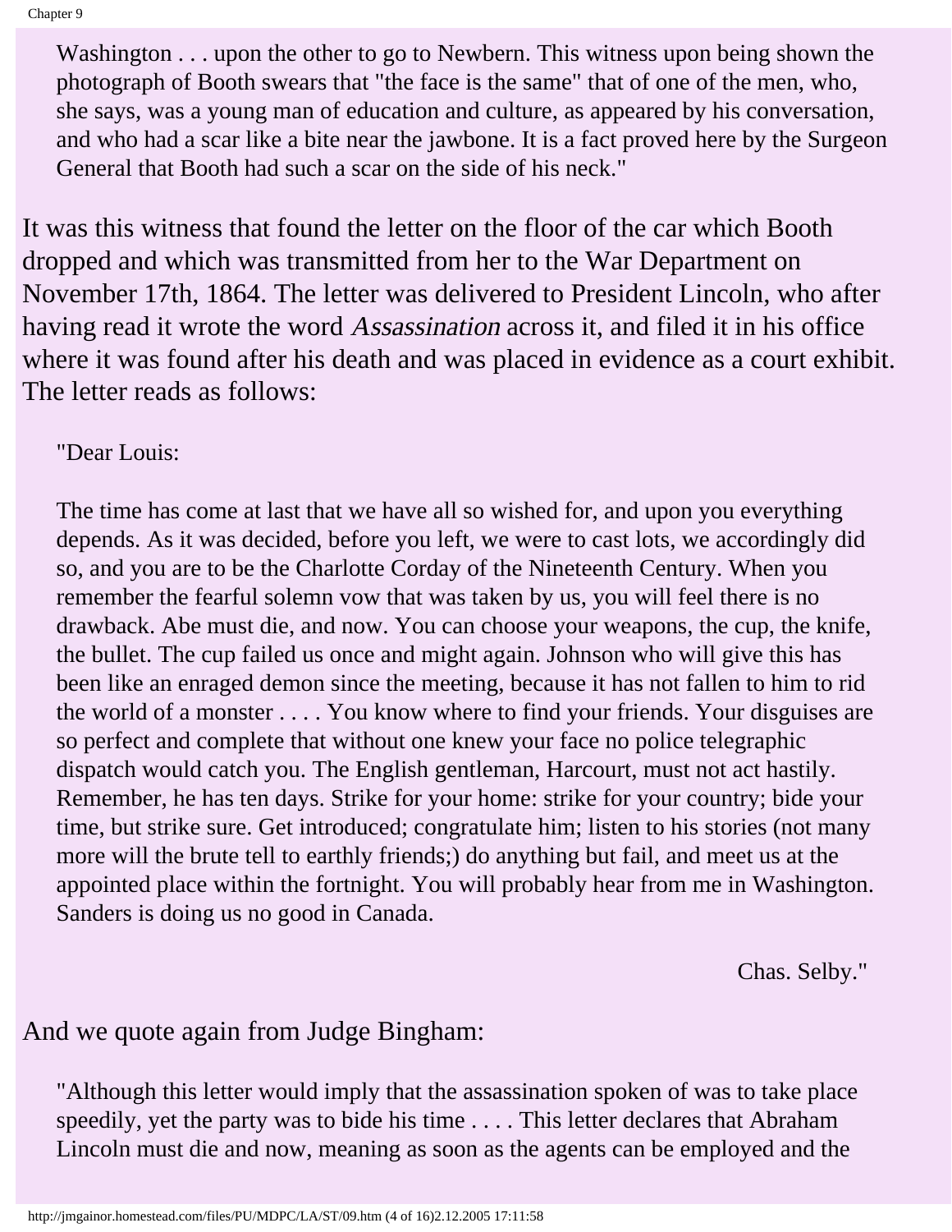> Washington . . . upon the other to go to Newbern. This witness upon being shown the photograph of Booth swears that "the face is the same" that of one of the men, who, she says, was a young man of education and culture, as appeared by his conversation, and who had a scar like a bite near the jawbone. It is a fact proved here by the Surgeon General that Booth had such a scar on the side of his neck."

It was this witness that found the letter on the floor of the car which Booth dropped and which was transmitted from her to the War Department on November 17th, 1864. The letter was delivered to President Lincoln, who after having read it wrote the word *Assassination* across it, and filed it in his office where it was found after his death and was placed in evidence as a court exhibit. The letter reads as follows:

> "Dear Louis:
>
> The time has come at last that we have all so wished for, and upon you everything depends. As it was decided, before you left, we were to cast lots, we accordingly did so, and you are to be the Charlotte Corday of the Nineteenth Century. When you remember the fearful solemn vow that was taken by us, you will feel there is no drawback. Abe must die, and now. You can choose your weapons, the cup, the knife, the bullet. The cup failed us once and might again. Johnson who will give this has been like an enraged demon since the meeting, because it has not fallen to him to rid the world of a monster . . . . You know where to find your friends. Your disguises are so perfect and complete that without one knew your face no police telegraphic dispatch would catch you. The English gentleman, Harcourt, must not act hastily. Remember, he has ten days. Strike for your home: strike for your country; bide your time, but strike sure. Get introduced; congratulate him; listen to his stories (not many more will the brute tell to earthly friends;) do anything but fail, and meet us at the appointed place within the fortnight. You will probably hear from me in Washington. Sanders is doing us no good in Canada.
>
> Chas. Selby."

And we quote again from Judge Bingham:

> "Although this letter would imply that the assassination spoken of was to take place speedily, yet the party was to bide his time . . . . This letter declares that Abraham Lincoln must die and now, meaning as soon as the agents can be employed and the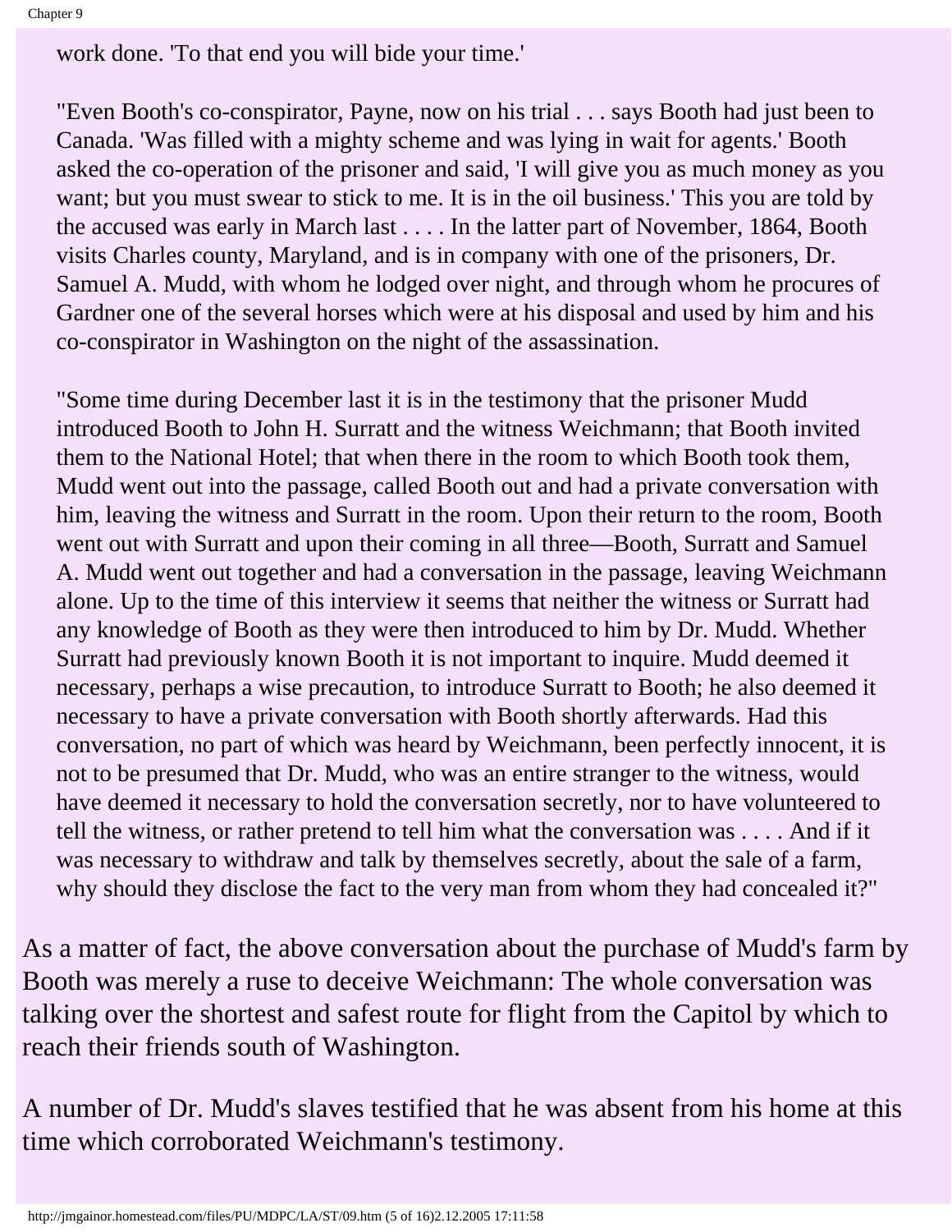> work done. 'To that end you will bide your time.'
>
> "Even Booth's co-conspirator, Payne, now on his trial . . . says Booth had just been to Canada. 'Was filled with a mighty scheme and was lying in wait for agents.' Booth asked the co-operation of the prisoner and said, 'I will give you as much money as you want; but you must swear to stick to me. It is in the oil business.' This you are told by the accused was early in March last . . . . In the latter part of November, 1864, Booth visits Charles county, Maryland, and is in company with one of the prisoners, Dr. Samuel A. Mudd, with whom he lodged over night, and through whom he procures of Gardner one of the several horses which were at his disposal and used by him and his co-conspirator in Washington on the night of the assassination.
>
> "Some time during December last it is in the testimony that the prisoner Mudd introduced Booth to John H. Surratt and the witness Weichmann; that Booth invited them to the National Hotel; that when there in the room to which Booth took them, Mudd went out into the passage, called Booth out and had a private conversation with him, leaving the witness and Surratt in the room. Upon their return to the room, Booth went out with Surratt and upon their coming in all three—Booth, Surratt and Samuel A. Mudd went out together and had a conversation in the passage, leaving Weichmann alone. Up to the time of this interview it seems that neither the witness or Surratt had any knowledge of Booth as they were then introduced to him by Dr. Mudd. Whether Surratt had previously known Booth it is not important to inquire. Mudd deemed it necessary, perhaps a wise precaution, to introduce Surratt to Booth; he also deemed it necessary to have a private conversation with Booth shortly afterwards. Had this conversation, no part of which was heard by Weichmann, been perfectly innocent, it is not to be presumed that Dr. Mudd, who was an entire stranger to the witness, would have deemed it necessary to hold the conversation secretly, nor to have volunteered to tell the witness, or rather pretend to tell him what the conversation was . . . . And if it was necessary to withdraw and talk by themselves secretly, about the sale of a farm, why should they disclose the fact to the very man from whom they had concealed it?"

As a matter of fact, the above conversation about the purchase of Mudd's farm by Booth was merely a ruse to deceive Weichmann: The whole conversation was talking over the shortest and safest route for flight from the Capitol by which to reach their friends south of Washington.

A number of Dr. Mudd's slaves testified that he was absent from his home at this time which corroborated Weichmann's testimony.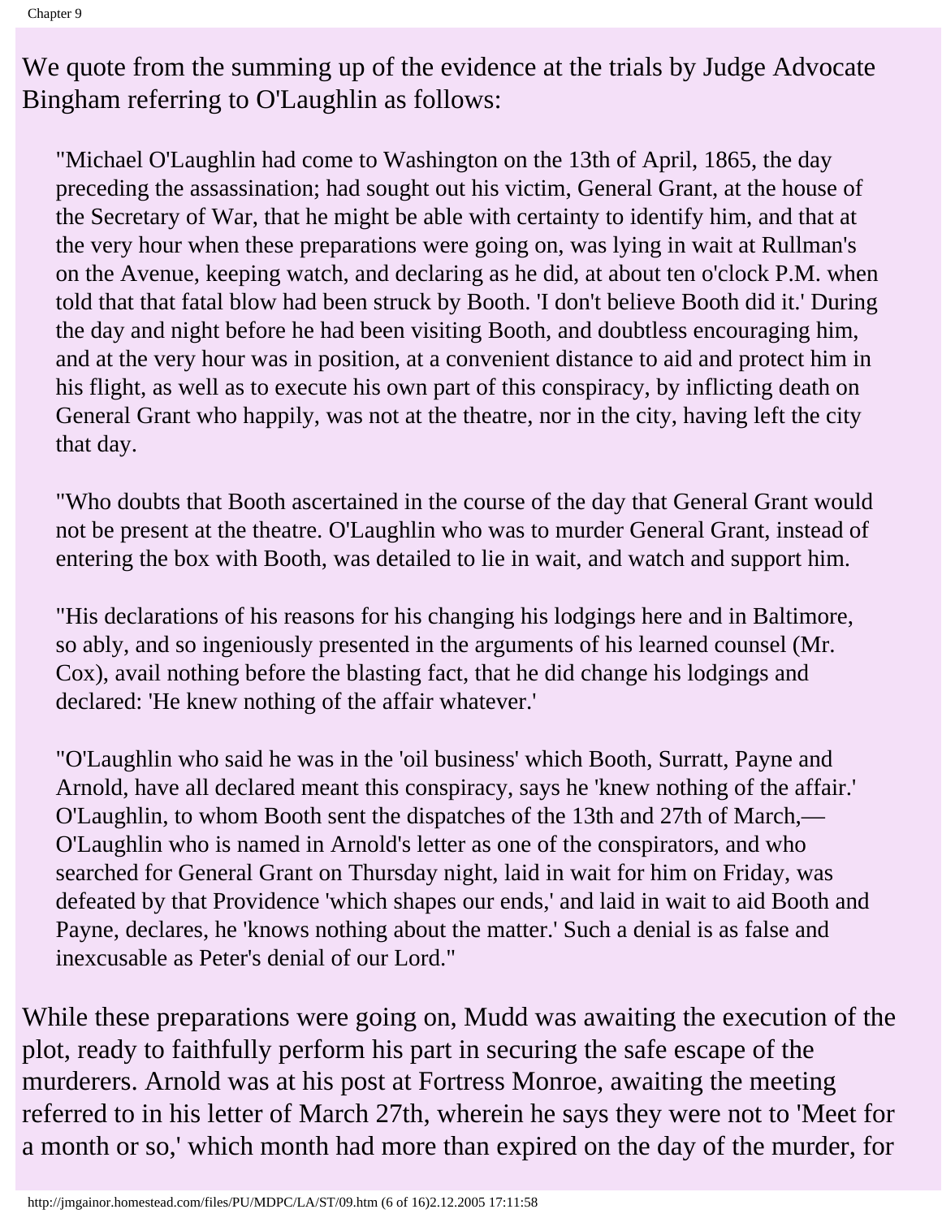We quote from the summing up of the evidence at the trials by Judge Advocate Bingham referring to O'Laughlin as follows:

> "Michael O'Laughlin had come to Washington on the 13th of April, 1865, the day preceding the assassination; had sought out his victim, General Grant, at the house of the Secretary of War, that he might be able with certainty to identify him, and that at the very hour when these preparations were going on, was lying in wait at Rullman's on the Avenue, keeping watch, and declaring as he did, at about ten o'clock P.M. when told that that fatal blow had been struck by Booth. 'I don't believe Booth did it.' During the day and night before he had been visiting Booth, and doubtless encouraging him, and at the very hour was in position, at a convenient distance to aid and protect him in his flight, as well as to execute his own part of this conspiracy, by inflicting death on General Grant who happily, was not at the theatre, nor in the city, having left the city that day.
>
> "Who doubts that Booth ascertained in the course of the day that General Grant would not be present at the theatre. O'Laughlin who was to murder General Grant, instead of entering the box with Booth, was detailed to lie in wait, and watch and support him.
>
> "His declarations of his reasons for his changing his lodgings here and in Baltimore, so ably, and so ingeniously presented in the arguments of his learned counsel (Mr. Cox), avail nothing before the blasting fact, that he did change his lodgings and declared: 'He knew nothing of the affair whatever.'
>
> "O'Laughlin who said he was in the 'oil business' which Booth, Surratt, Payne and Arnold, have all declared meant this conspiracy, says he 'knew nothing of the affair.' O'Laughlin, to whom Booth sent the dispatches of the 13th and 27th of March,— O'Laughlin who is named in Arnold's letter as one of the conspirators, and who searched for General Grant on Thursday night, laid in wait for him on Friday, was defeated by that Providence 'which shapes our ends,' and laid in wait to aid Booth and Payne, declares, he 'knows nothing about the matter.' Such a denial is as false and inexcusable as Peter's denial of our Lord."

While these preparations were going on, Mudd was awaiting the execution of the plot, ready to faithfully perform his part in securing the safe escape of the murderers. Arnold was at his post at Fortress Monroe, awaiting the meeting referred to in his letter of March 27th, wherein he says they were not to 'Meet for a month or so,' which month had more than expired on the day of the murder, for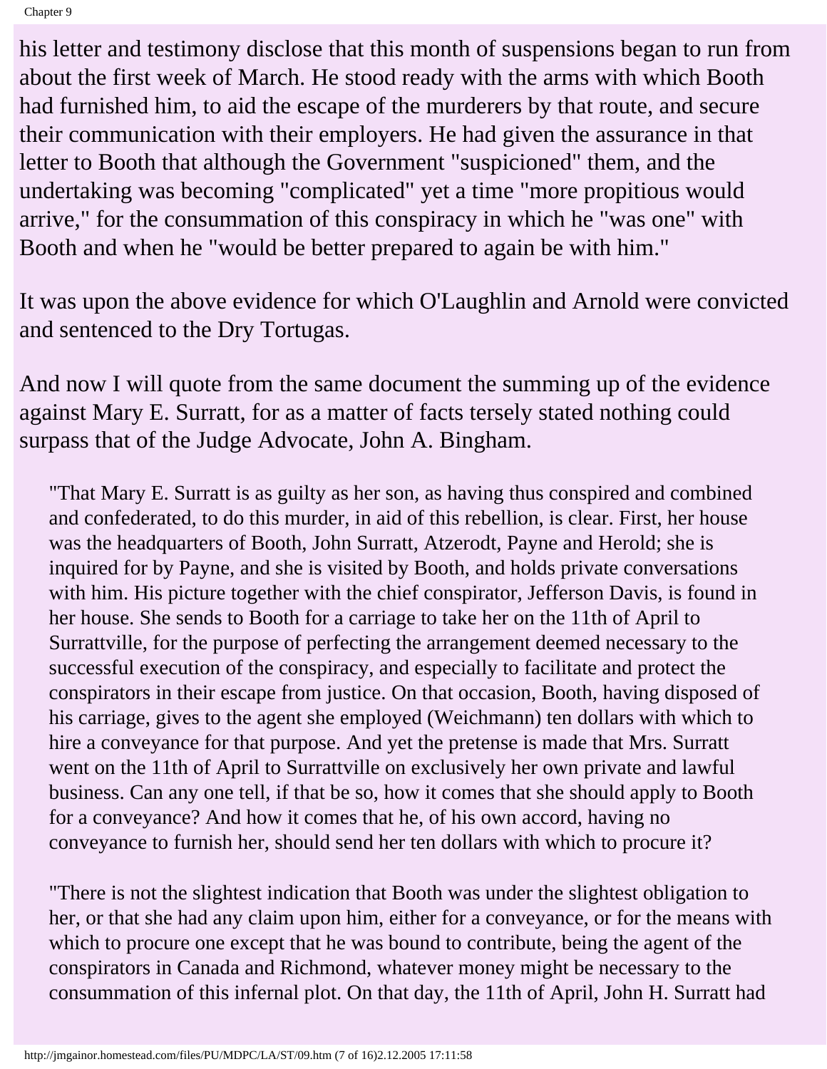his letter and testimony disclose that this month of suspensions began to run from about the first week of March. He stood ready with the arms with which Booth had furnished him, to aid the escape of the murderers by that route, and secure their communication with their employers. He had given the assurance in that letter to Booth that although the Government "suspicioned" them, and the undertaking was becoming "complicated" yet a time "more propitious would arrive," for the consummation of this conspiracy in which he "was one" with Booth and when he "would be better prepared to again be with him."

It was upon the above evidence for which O'Laughlin and Arnold were convicted and sentenced to the Dry Tortugas.

And now I will quote from the same document the summing up of the evidence against Mary E. Surratt, for as a matter of facts tersely stated nothing could surpass that of the Judge Advocate, John A. Bingham.

> "That Mary E. Surratt is as guilty as her son, as having thus conspired and combined and confederated, to do this murder, in aid of this rebellion, is clear. First, her house was the headquarters of Booth, John Surratt, Atzerodt, Payne and Herold; she is inquired for by Payne, and she is visited by Booth, and holds private conversations with him. His picture together with the chief conspirator, Jefferson Davis, is found in her house. She sends to Booth for a carriage to take her on the 11th of April to Surrattville, for the purpose of perfecting the arrangement deemed necessary to the successful execution of the conspiracy, and especially to facilitate and protect the conspirators in their escape from justice. On that occasion, Booth, having disposed of his carriage, gives to the agent she employed (Weichmann) ten dollars with which to hire a conveyance for that purpose. And yet the pretense is made that Mrs. Surratt went on the 11th of April to Surrattville on exclusively her own private and lawful business. Can any one tell, if that be so, how it comes that she should apply to Booth for a conveyance? And how it comes that he, of his own accord, having no conveyance to furnish her, should send her ten dollars with which to procure it?
>
> "There is not the slightest indication that Booth was under the slightest obligation to her, or that she had any claim upon him, either for a conveyance, or for the means with which to procure one except that he was bound to contribute, being the agent of the conspirators in Canada and Richmond, whatever money might be necessary to the consummation of this infernal plot. On that day, the 11th of April, John H. Surratt had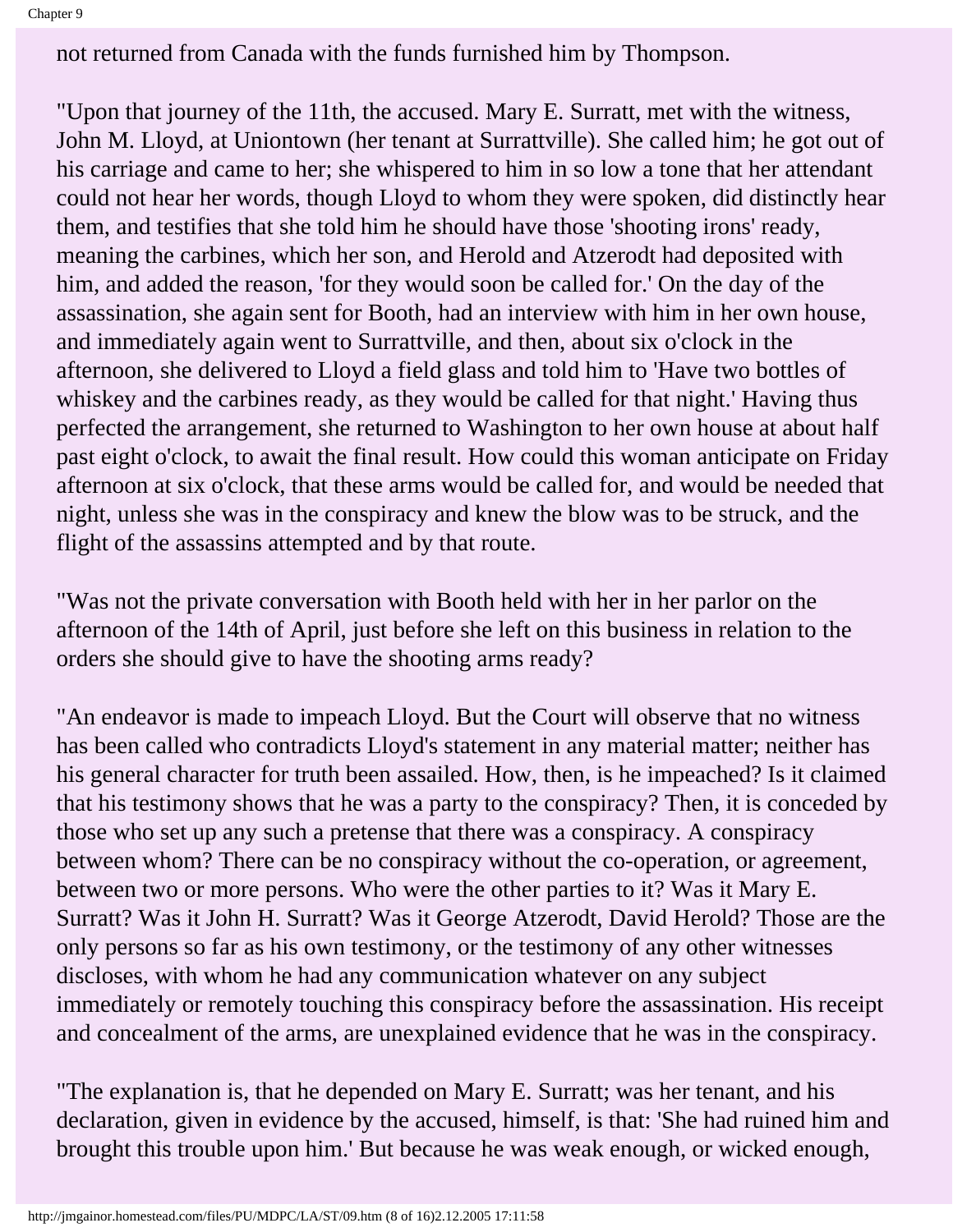not returned from Canada with the funds furnished him by Thompson.

"Upon that journey of the 11th, the accused. Mary E. Surratt, met with the witness, John M. Lloyd, at Uniontown (her tenant at Surrattville). She called him; he got out of his carriage and came to her; she whispered to him in so low a tone that her attendant could not hear her words, though Lloyd to whom they were spoken, did distinctly hear them, and testifies that she told him he should have those 'shooting irons' ready, meaning the carbines, which her son, and Herold and Atzerodt had deposited with him, and added the reason, 'for they would soon be called for.' On the day of the assassination, she again sent for Booth, had an interview with him in her own house, and immediately again went to Surrattville, and then, about six o'clock in the afternoon, she delivered to Lloyd a field glass and told him to 'Have two bottles of whiskey and the carbines ready, as they would be called for that night.' Having thus perfected the arrangement, she returned to Washington to her own house at about half past eight o'clock, to await the final result. How could this woman anticipate on Friday afternoon at six o'clock, that these arms would be called for, and would be needed that night, unless she was in the conspiracy and knew the blow was to be struck, and the flight of the assassins attempted and by that route.

"Was not the private conversation with Booth held with her in her parlor on the afternoon of the 14th of April, just before she left on this business in relation to the orders she should give to have the shooting arms ready?

"An endeavor is made to impeach Lloyd. But the Court will observe that no witness has been called who contradicts Lloyd's statement in any material matter; neither has his general character for truth been assailed. How, then, is he impeached? Is it claimed that his testimony shows that he was a party to the conspiracy? Then, it is conceded by those who set up any such a pretense that there was a conspiracy. A conspiracy between whom? There can be no conspiracy without the co-operation, or agreement, between two or more persons. Who were the other parties to it? Was it Mary E. Surratt? Was it John H. Surratt? Was it George Atzerodt, David Herold? Those are the only persons so far as his own testimony, or the testimony of any other witnesses discloses, with whom he had any communication whatever on any subject immediately or remotely touching this conspiracy before the assassination. His receipt and concealment of the arms, are unexplained evidence that he was in the conspiracy.

"The explanation is, that he depended on Mary E. Surratt; was her tenant, and his declaration, given in evidence by the accused, himself, is that: 'She had ruined him and brought this trouble upon him.' But because he was weak enough, or wicked enough,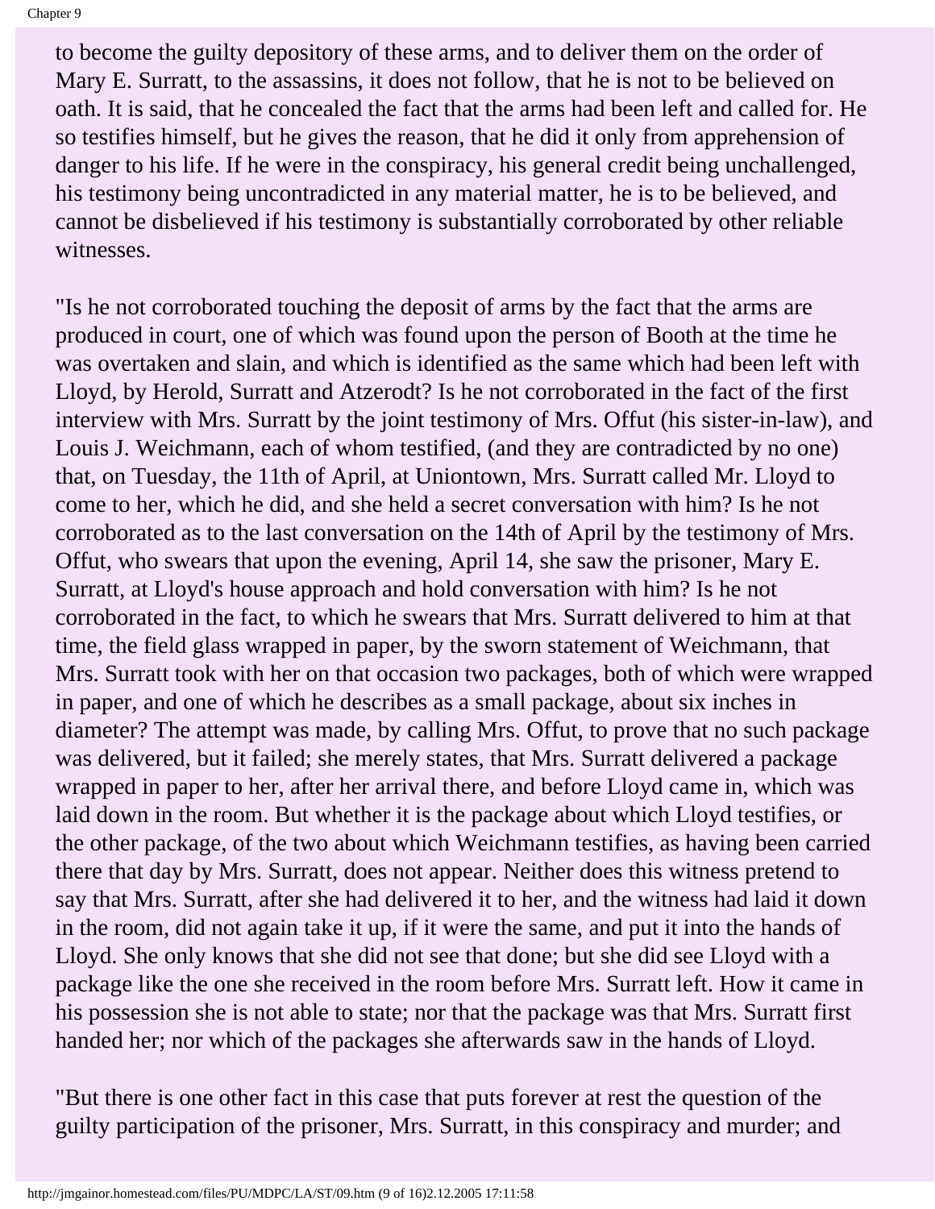to become the guilty depository of these arms, and to deliver them on the order of Mary E. Surratt, to the assassins, it does not follow, that he is not to be believed on oath. It is said, that he concealed the fact that the arms had been left and called for. He so testifies himself, but he gives the reason, that he did it only from apprehension of danger to his life. If he were in the conspiracy, his general credit being unchallenged, his testimony being uncontradicted in any material matter, he is to be believed, and cannot be disbelieved if his testimony is substantially corroborated by other reliable witnesses.

"Is he not corroborated touching the deposit of arms by the fact that the arms are produced in court, one of which was found upon the person of Booth at the time he was overtaken and slain, and which is identified as the same which had been left with Lloyd, by Herold, Surratt and Atzerodt? Is he not corroborated in the fact of the first interview with Mrs. Surratt by the joint testimony of Mrs. Offut (his sister-in-law), and Louis J. Weichmann, each of whom testified, (and they are contradicted by no one) that, on Tuesday, the 11th of April, at Uniontown, Mrs. Surratt called Mr. Lloyd to come to her, which he did, and she held a secret conversation with him? Is he not corroborated as to the last conversation on the 14th of April by the testimony of Mrs. Offut, who swears that upon the evening, April 14, she saw the prisoner, Mary E. Surratt, at Lloyd's house approach and hold conversation with him? Is he not corroborated in the fact, to which he swears that Mrs. Surratt delivered to him at that time, the field glass wrapped in paper, by the sworn statement of Weichmann, that Mrs. Surratt took with her on that occasion two packages, both of which were wrapped in paper, and one of which he describes as a small package, about six inches in diameter? The attempt was made, by calling Mrs. Offut, to prove that no such package was delivered, but it failed; she merely states, that Mrs. Surratt delivered a package wrapped in paper to her, after her arrival there, and before Lloyd came in, which was laid down in the room. But whether it is the package about which Lloyd testifies, or the other package, of the two about which Weichmann testifies, as having been carried there that day by Mrs. Surratt, does not appear. Neither does this witness pretend to say that Mrs. Surratt, after she had delivered it to her, and the witness had laid it down in the room, did not again take it up, if it were the same, and put it into the hands of Lloyd. She only knows that she did not see that done; but she did see Lloyd with a package like the one she received in the room before Mrs. Surratt left. How it came in his possession she is not able to state; nor that the package was that Mrs. Surratt first handed her; nor which of the packages she afterwards saw in the hands of Lloyd.

"But there is one other fact in this case that puts forever at rest the question of the guilty participation of the prisoner, Mrs. Surratt, in this conspiracy and murder; and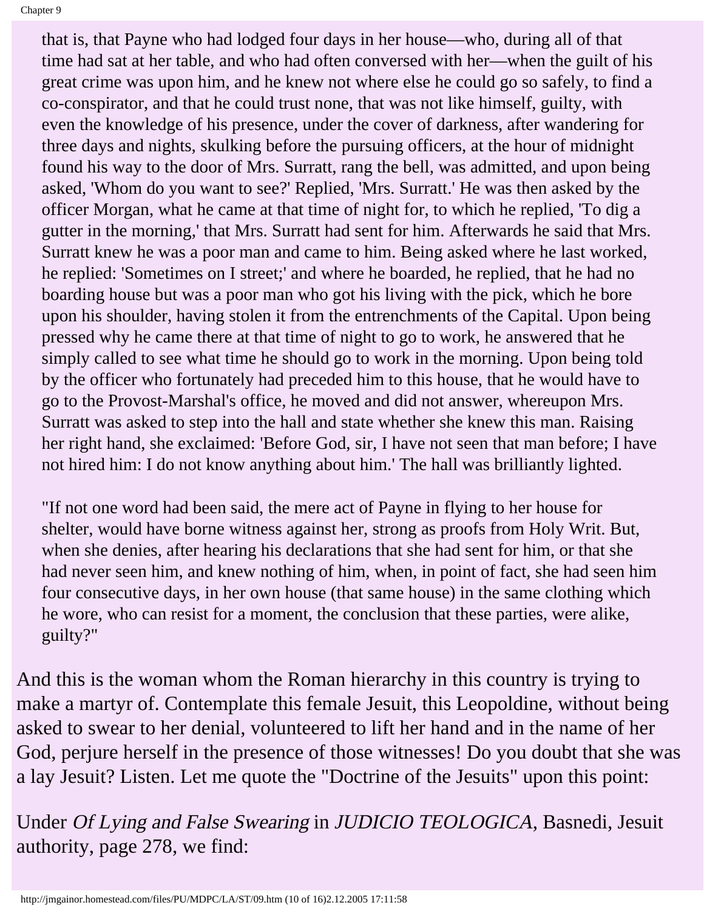that is, that Payne who had lodged four days in her house—who, during all of that time had sat at her table, and who had often conversed with her—when the guilt of his great crime was upon him, and he knew not where else he could go so safely, to find a co-conspirator, and that he could trust none, that was not like himself, guilty, with even the knowledge of his presence, under the cover of darkness, after wandering for three days and nights, skulking before the pursuing officers, at the hour of midnight found his way to the door of Mrs. Surratt, rang the bell, was admitted, and upon being asked, 'Whom do you want to see?' Replied, 'Mrs. Surratt.' He was then asked by the officer Morgan, what he came at that time of night for, to which he replied, 'To dig a gutter in the morning,' that Mrs. Surratt had sent for him. Afterwards he said that Mrs. Surratt knew he was a poor man and came to him. Being asked where he last worked, he replied: 'Sometimes on I street;' and where he boarded, he replied, that he had no boarding house but was a poor man who got his living with the pick, which he bore upon his shoulder, having stolen it from the entrenchments of the Capital. Upon being pressed why he came there at that time of night to go to work, he answered that he simply called to see what time he should go to work in the morning. Upon being told by the officer who fortunately had preceded him to this house, that he would have to go to the Provost-Marshal's office, he moved and did not answer, whereupon Mrs. Surratt was asked to step into the hall and state whether she knew this man. Raising her right hand, she exclaimed: 'Before God, sir, I have not seen that man before; I have not hired him: I do not know anything about him.' The hall was brilliantly lighted.

"If not one word had been said, the mere act of Payne in flying to her house for shelter, would have borne witness against her, strong as proofs from Holy Writ. But, when she denies, after hearing his declarations that she had sent for him, or that she had never seen him, and knew nothing of him, when, in point of fact, she had seen him four consecutive days, in her own house (that same house) in the same clothing which he wore, who can resist for a moment, the conclusion that these parties, were alike, guilty?"

And this is the woman whom the Roman hierarchy in this country is trying to make a martyr of. Contemplate this female Jesuit, this Leopoldine, without being asked to swear to her denial, volunteered to lift her hand and in the name of her God, perjure herself in the presence of those witnesses! Do you doubt that she was a lay Jesuit? Listen. Let me quote the "Doctrine of the Jesuits" upon this point:

Under *Of Lying and False Swearing* in *JUDICIO TEOLOGICA*, Basnedi, Jesuit authority, page 278, we find: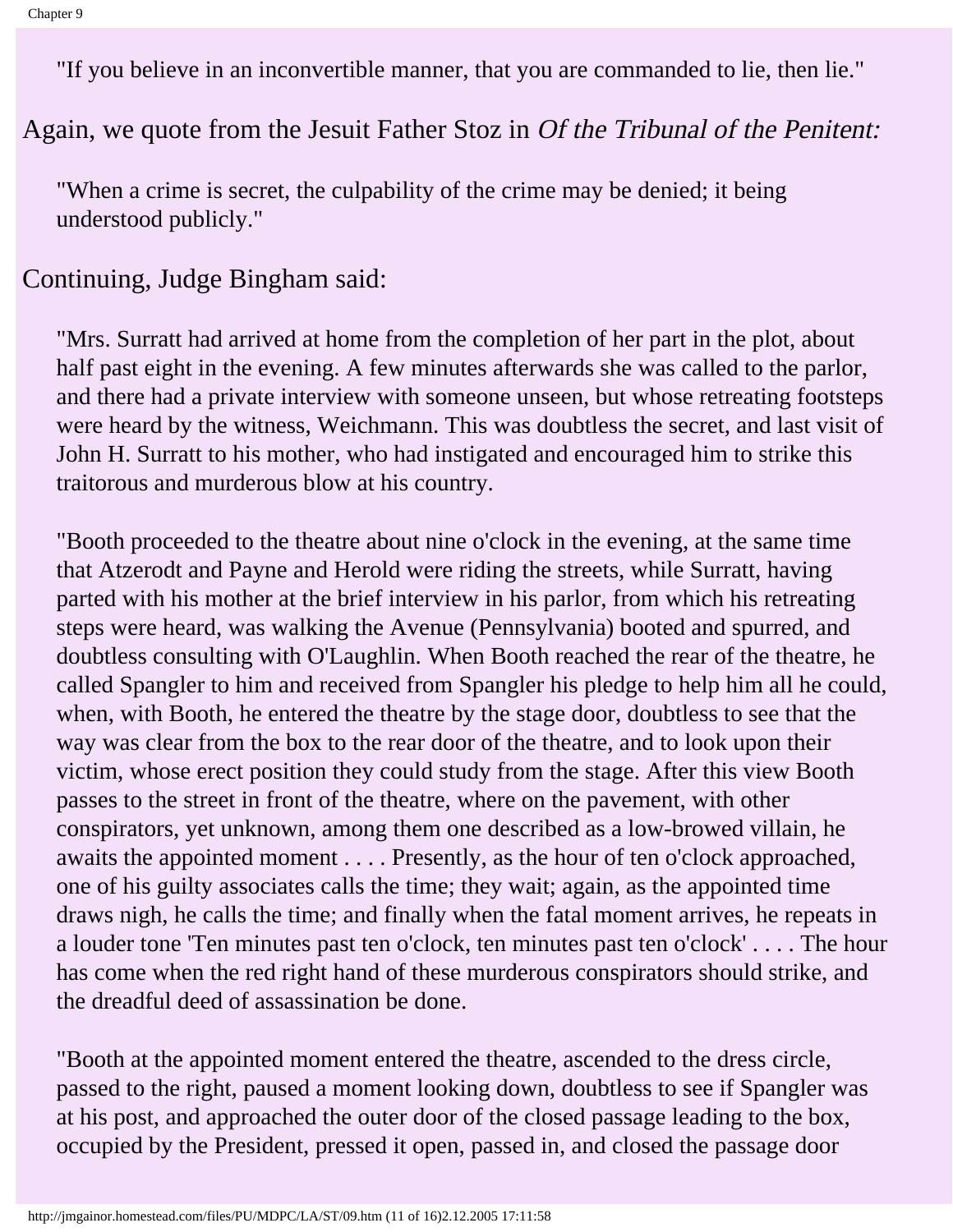> "If you believe in an inconvertible manner, that you are commanded to lie, then lie."

Again, we quote from the Jesuit Father Stoz in *Of the Tribunal of the Penitent:*

> "When a crime is secret, the culpability of the crime may be denied; it being understood publicly."

Continuing, Judge Bingham said:

> "Mrs. Surratt had arrived at home from the completion of her part in the plot, about half past eight in the evening. A few minutes afterwards she was called to the parlor, and there had a private interview with someone unseen, but whose retreating footsteps were heard by the witness, Weichmann. This was doubtless the secret, and last visit of John H. Surratt to his mother, who had instigated and encouraged him to strike this traitorous and murderous blow at his country.
>
> "Booth proceeded to the theatre about nine o'clock in the evening, at the same time that Atzerodt and Payne and Herold were riding the streets, while Surratt, having parted with his mother at the brief interview in his parlor, from which his retreating steps were heard, was walking the Avenue (Pennsylvania) booted and spurred, and doubtless consulting with O'Laughlin. When Booth reached the rear of the theatre, he called Spangler to him and received from Spangler his pledge to help him all he could, when, with Booth, he entered the theatre by the stage door, doubtless to see that the way was clear from the box to the rear door of the theatre, and to look upon their victim, whose erect position they could study from the stage. After this view Booth passes to the street in front of the theatre, where on the pavement, with other conspirators, yet unknown, among them one described as a low-browed villain, he awaits the appointed moment . . . . Presently, as the hour of ten o'clock approached, one of his guilty associates calls the time; they wait; again, as the appointed time draws nigh, he calls the time; and finally when the fatal moment arrives, he repeats in a louder tone 'Ten minutes past ten o'clock, ten minutes past ten o'clock' . . . . The hour has come when the red right hand of these murderous conspirators should strike, and the dreadful deed of assassination be done.
>
> "Booth at the appointed moment entered the theatre, ascended to the dress circle, passed to the right, paused a moment looking down, doubtless to see if Spangler was at his post, and approached the outer door of the closed passage leading to the box, occupied by the President, pressed it open, passed in, and closed the passage door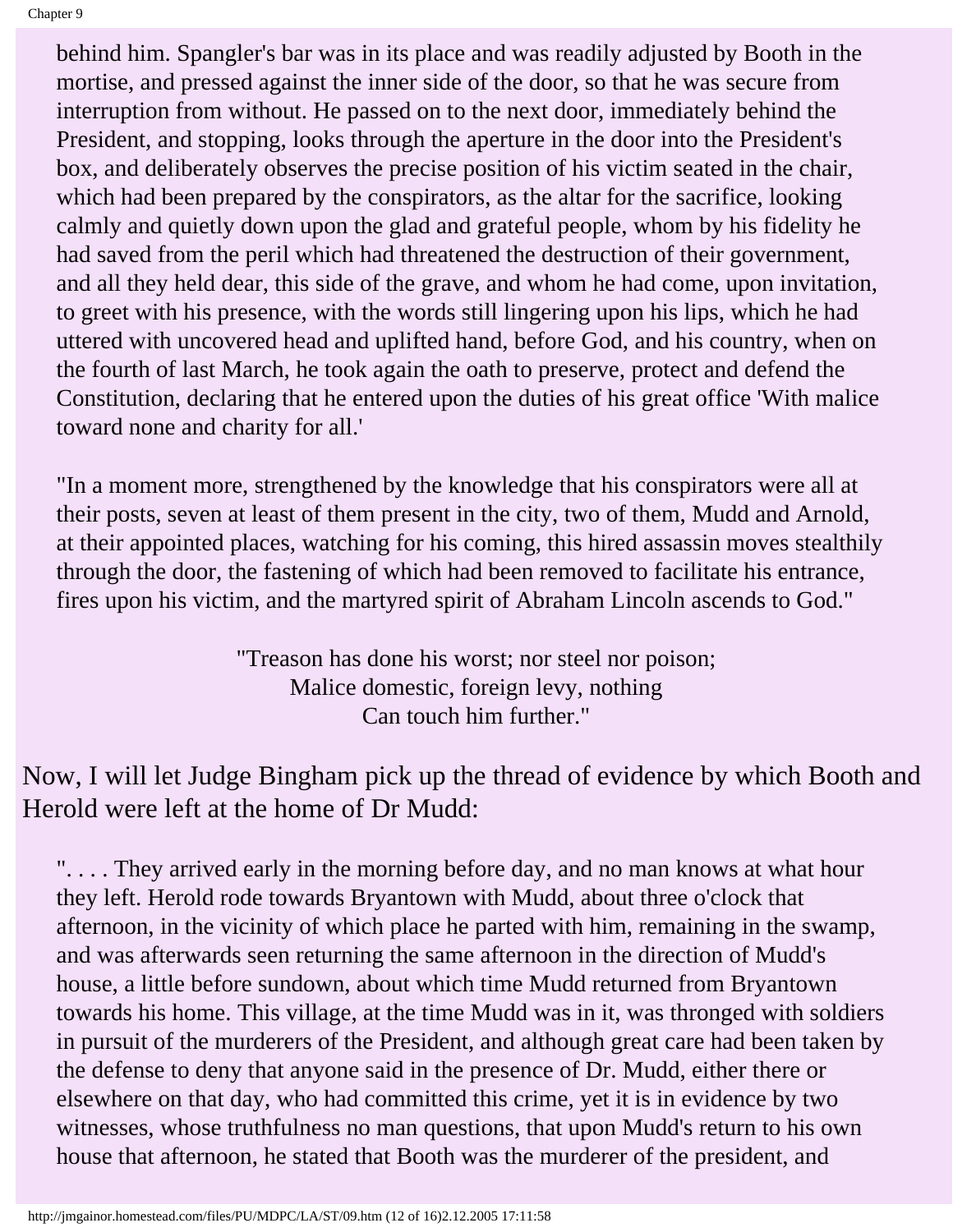> behind him. Spangler's bar was in its place and was readily adjusted by Booth in the mortise, and pressed against the inner side of the door, so that he was secure from interruption from without. He passed on to the next door, immediately behind the President, and stopping, looks through the aperture in the door into the President's box, and deliberately observes the precise position of his victim seated in the chair, which had been prepared by the conspirators, as the altar for the sacrifice, looking calmly and quietly down upon the glad and grateful people, whom by his fidelity he had saved from the peril which had threatened the destruction of their government, and all they held dear, this side of the grave, and whom he had come, upon invitation, to greet with his presence, with the words still lingering upon his lips, which he had uttered with uncovered head and uplifted hand, before God, and his country, when on the fourth of last March, he took again the oath to preserve, protect and defend the Constitution, declaring that he entered upon the duties of his great office 'With malice toward none and charity for all.'
>
> "In a moment more, strengthened by the knowledge that his conspirators were all at their posts, seven at least of them present in the city, two of them, Mudd and Arnold, at their appointed places, watching for his coming, this hired assassin moves stealthily through the door, the fastening of which had been removed to facilitate his entrance, fires upon his victim, and the martyred spirit of Abraham Lincoln ascends to God."
>
> "Treason has done his worst; nor steel nor poison;
> Malice domestic, foreign levy, nothing
> Can touch him further."

Now, I will let Judge Bingham pick up the thread of evidence by which Booth and Herold were left at the home of Dr Mudd:

> ". . . . They arrived early in the morning before day, and no man knows at what hour they left. Herold rode towards Bryantown with Mudd, about three o'clock that afternoon, in the vicinity of which place he parted with him, remaining in the swamp, and was afterwards seen returning the same afternoon in the direction of Mudd's house, a little before sundown, about which time Mudd returned from Bryantown towards his home. This village, at the time Mudd was in it, was thronged with soldiers in pursuit of the murderers of the President, and although great care had been taken by the defense to deny that anyone said in the presence of Dr. Mudd, either there or elsewhere on that day, who had committed this crime, yet it is in evidence by two witnesses, whose truthfulness no man questions, that upon Mudd's return to his own house that afternoon, he stated that Booth was the murderer of the president, and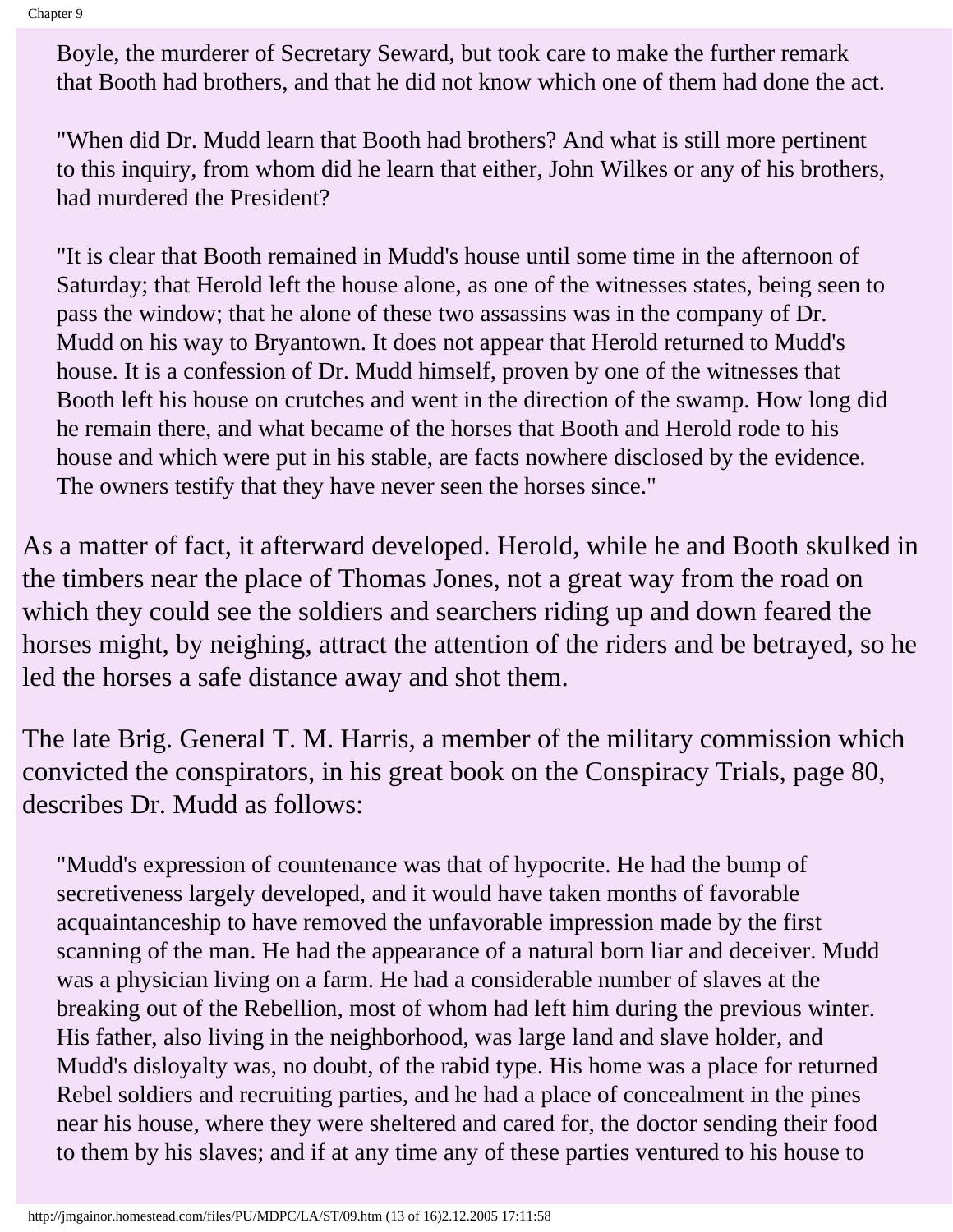> Boyle, the murderer of Secretary Seward, but took care to make the further remark that Booth had brothers, and that he did not know which one of them had done the act.
>
> "When did Dr. Mudd learn that Booth had brothers? And what is still more pertinent to this inquiry, from whom did he learn that either, John Wilkes or any of his brothers, had murdered the President?
>
> "It is clear that Booth remained in Mudd's house until some time in the afternoon of Saturday; that Herold left the house alone, as one of the witnesses states, being seen to pass the window; that he alone of these two assassins was in the company of Dr. Mudd on his way to Bryantown. It does not appear that Herold returned to Mudd's house. It is a confession of Dr. Mudd himself, proven by one of the witnesses that Booth left his house on crutches and went in the direction of the swamp. How long did he remain there, and what became of the horses that Booth and Herold rode to his house and which were put in his stable, are facts nowhere disclosed by the evidence. The owners testify that they have never seen the horses since."

As a matter of fact, it afterward developed. Herold, while he and Booth skulked in the timbers near the place of Thomas Jones, not a great way from the road on which they could see the soldiers and searchers riding up and down feared the horses might, by neighing, attract the attention of the riders and be betrayed, so he led the horses a safe distance away and shot them.

The late Brig. General T. M. Harris, a member of the military commission which convicted the conspirators, in his great book on the Conspiracy Trials, page 80, describes Dr. Mudd as follows:

> "Mudd's expression of countenance was that of hypocrite. He had the bump of secretiveness largely developed, and it would have taken months of favorable acquaintanceship to have removed the unfavorable impression made by the first scanning of the man. He had the appearance of a natural born liar and deceiver. Mudd was a physician living on a farm. He had a considerable number of slaves at the breaking out of the Rebellion, most of whom had left him during the previous winter. His father, also living in the neighborhood, was large land and slave holder, and Mudd's disloyalty was, no doubt, of the rabid type. His home was a place for returned Rebel soldiers and recruiting parties, and he had a place of concealment in the pines near his house, where they were sheltered and cared for, the doctor sending their food to them by his slaves; and if at any time any of these parties ventured to his house to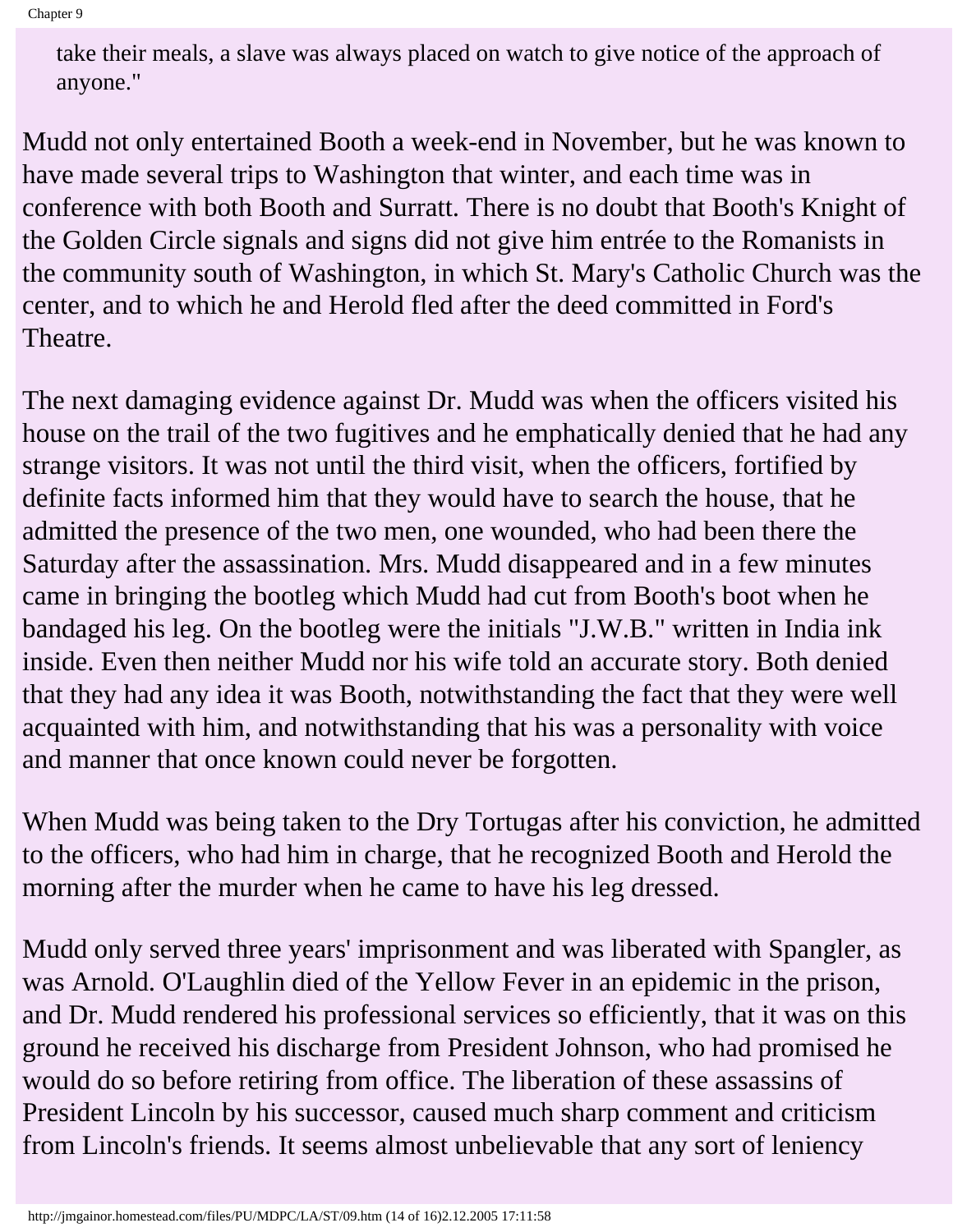take their meals, a slave was always placed on watch to give notice of the approach of anyone."

Mudd not only entertained Booth a week-end in November, but he was known to have made several trips to Washington that winter, and each time was in conference with both Booth and Surratt. There is no doubt that Booth's Knight of the Golden Circle signals and signs did not give him entrée to the Romanists in the community south of Washington, in which St. Mary's Catholic Church was the center, and to which he and Herold fled after the deed committed in Ford's Theatre.

The next damaging evidence against Dr. Mudd was when the officers visited his house on the trail of the two fugitives and he emphatically denied that he had any strange visitors. It was not until the third visit, when the officers, fortified by definite facts informed him that they would have to search the house, that he admitted the presence of the two men, one wounded, who had been there the Saturday after the assassination. Mrs. Mudd disappeared and in a few minutes came in bringing the bootleg which Mudd had cut from Booth's boot when he bandaged his leg. On the bootleg were the initials "J.W.B." written in India ink inside. Even then neither Mudd nor his wife told an accurate story. Both denied that they had any idea it was Booth, notwithstanding the fact that they were well acquainted with him, and notwithstanding that his was a personality with voice and manner that once known could never be forgotten.

When Mudd was being taken to the Dry Tortugas after his conviction, he admitted to the officers, who had him in charge, that he recognized Booth and Herold the morning after the murder when he came to have his leg dressed.

Mudd only served three years' imprisonment and was liberated with Spangler, as was Arnold. O'Laughlin died of the Yellow Fever in an epidemic in the prison, and Dr. Mudd rendered his professional services so efficiently, that it was on this ground he received his discharge from President Johnson, who had promised he would do so before retiring from office. The liberation of these assassins of President Lincoln by his successor, caused much sharp comment and criticism from Lincoln's friends. It seems almost unbelievable that any sort of leniency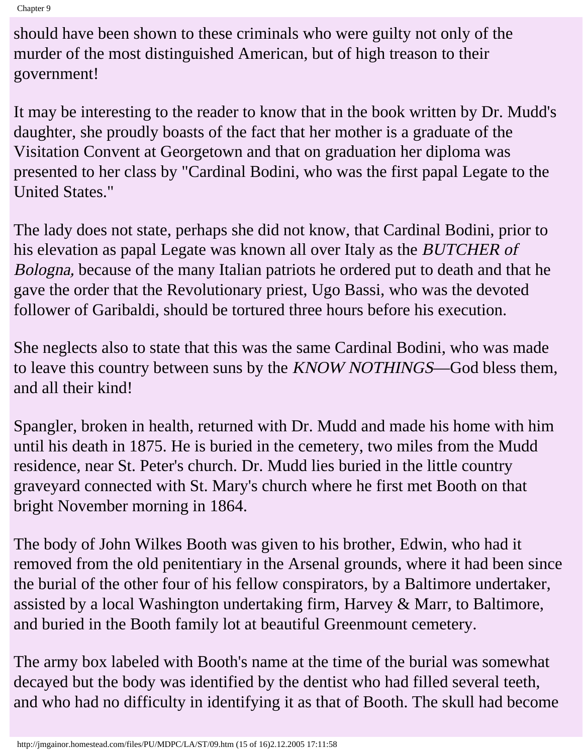should have been shown to these criminals who were guilty not only of the murder of the most distinguished American, but of high treason to their government!

It may be interesting to the reader to know that in the book written by Dr. Mudd's daughter, she proudly boasts of the fact that her mother is a graduate of the Visitation Convent at Georgetown and that on graduation her diploma was presented to her class by "Cardinal Bodini, who was the first papal Legate to the United States."

The lady does not state, perhaps she did not know, that Cardinal Bodini, prior to his elevation as papal Legate was known all over Italy as the *BUTCHER of Bologna,* because of the many Italian patriots he ordered put to death and that he gave the order that the Revolutionary priest, Ugo Bassi, who was the devoted follower of Garibaldi, should be tortured three hours before his execution.

She neglects also to state that this was the same Cardinal Bodini, who was made to leave this country between suns by the *KNOW NOTHINGS*—God bless them, and all their kind!

Spangler, broken in health, returned with Dr. Mudd and made his home with him until his death in 1875. He is buried in the cemetery, two miles from the Mudd residence, near St. Peter's church. Dr. Mudd lies buried in the little country graveyard connected with St. Mary's church where he first met Booth on that bright November morning in 1864.

The body of John Wilkes Booth was given to his brother, Edwin, who had it removed from the old penitentiary in the Arsenal grounds, where it had been since the burial of the other four of his fellow conspirators, by a Baltimore undertaker, assisted by a local Washington undertaking firm, Harvey & Marr, to Baltimore, and buried in the Booth family lot at beautiful Greenmount cemetery.

The army box labeled with Booth's name at the time of the burial was somewhat decayed but the body was identified by the dentist who had filled several teeth, and who had no difficulty in identifying it as that of Booth. The skull had become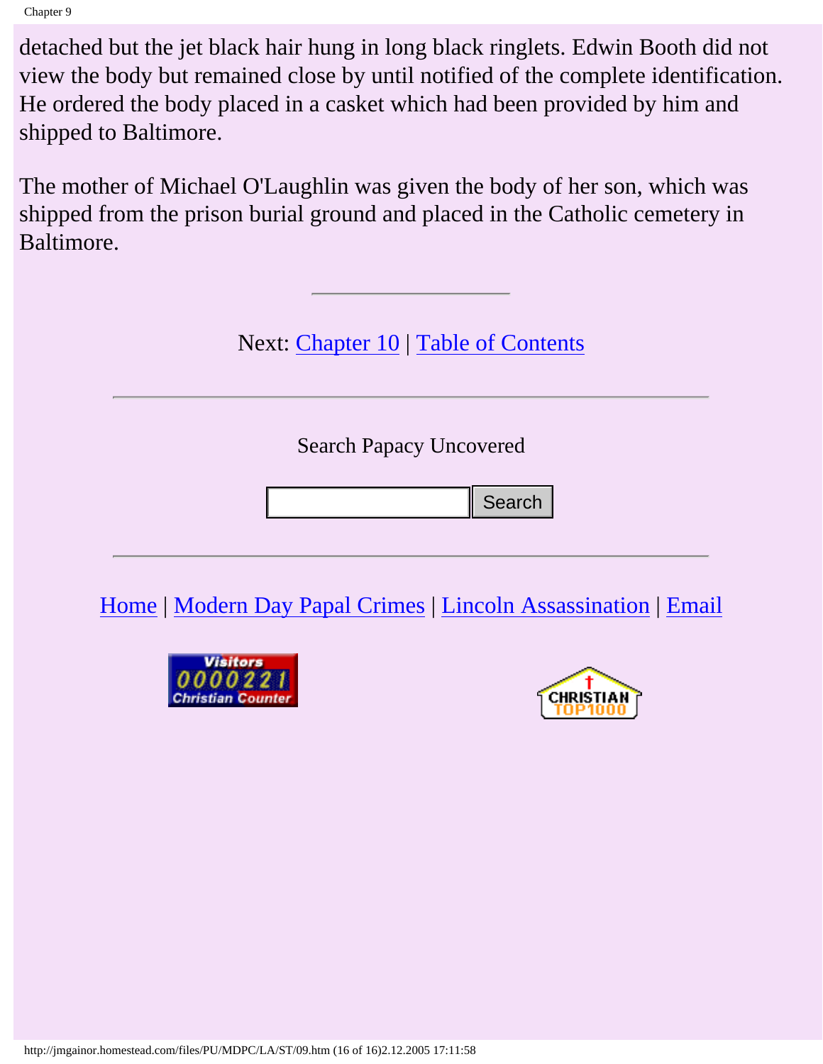detached but the jet black hair hung in long black ringlets. Edwin Booth did not view the body but remained close by until notified of the complete identification. He ordered the body placed in a casket which had been provided by him and shipped to Baltimore.

The mother of Michael O'Laughlin was given the body of her son, which was shipped from the prison burial ground and placed in the Catholic cemetery in Baltimore.

---

Next: Chapter 10 | Table of Contents

---

Search Papacy Uncovered

Search

---

Home | Modern Day Papal Crimes | Lincoln Assassination | Email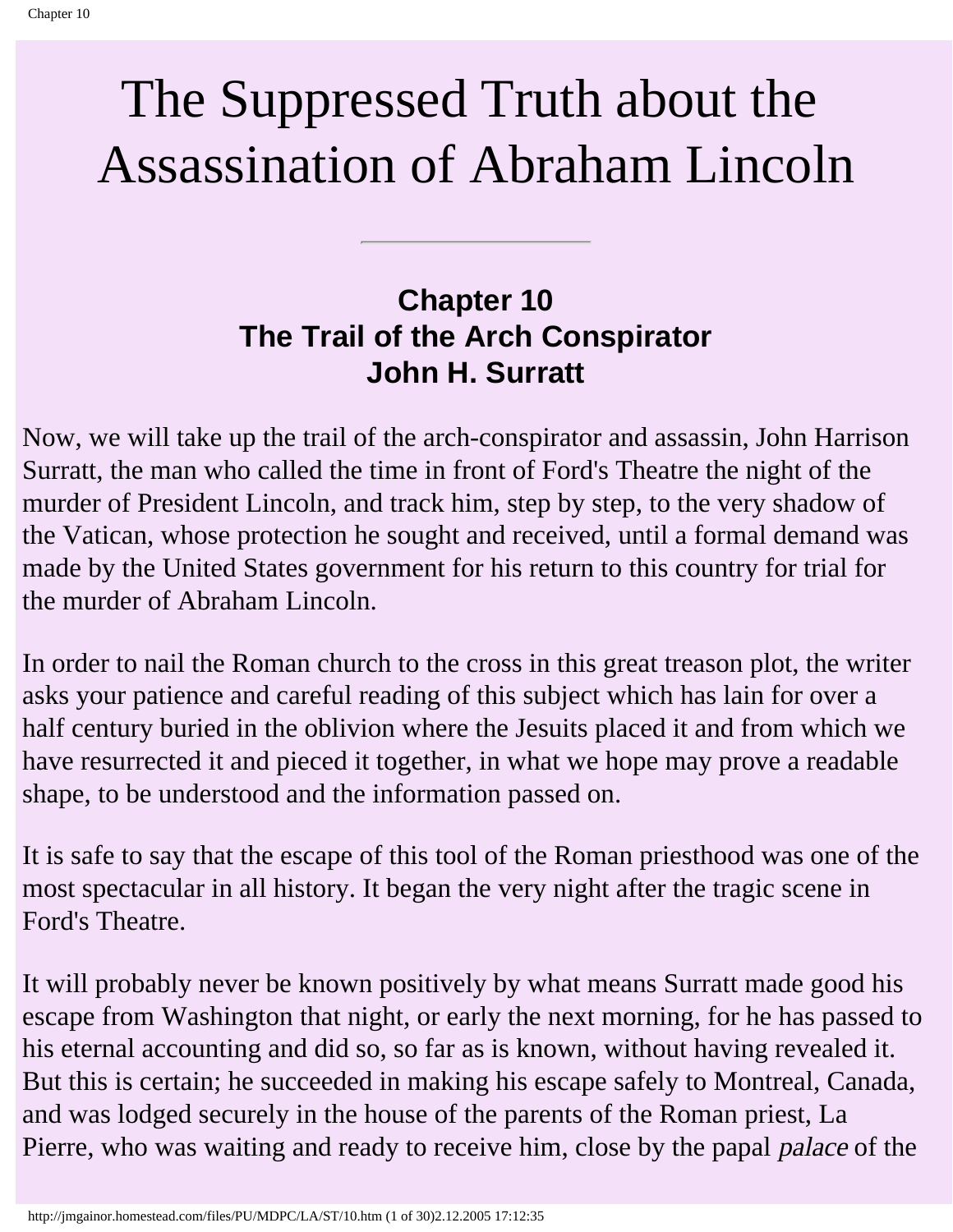# The Suppressed Truth about the Assassination of Abraham Lincoln

---

## Chapter 10
## The Trail of the Arch Conspirator
## John H. Surratt

Now, we will take up the trail of the arch-conspirator and assassin, John Harrison Surratt, the man who called the time in front of Ford's Theatre the night of the murder of President Lincoln, and track him, step by step, to the very shadow of the Vatican, whose protection he sought and received, until a formal demand was made by the United States government for his return to this country for trial for the murder of Abraham Lincoln.

In order to nail the Roman church to the cross in this great treason plot, the writer asks your patience and careful reading of this subject which has lain for over a half century buried in the oblivion where the Jesuits placed it and from which we have resurrected it and pieced it together, in what we hope may prove a readable shape, to be understood and the information passed on.

It is safe to say that the escape of this tool of the Roman priesthood was one of the most spectacular in all history. It began the very night after the tragic scene in Ford's Theatre.

It will probably never be known positively by what means Surratt made good his escape from Washington that night, or early the next morning, for he has passed to his eternal accounting and did so, so far as is known, without having revealed it. But this is certain; he succeeded in making his escape safely to Montreal, Canada, and was lodged securely in the house of the parents of the Roman priest, La Pierre, who was waiting and ready to receive him, close by the papal *palace* of the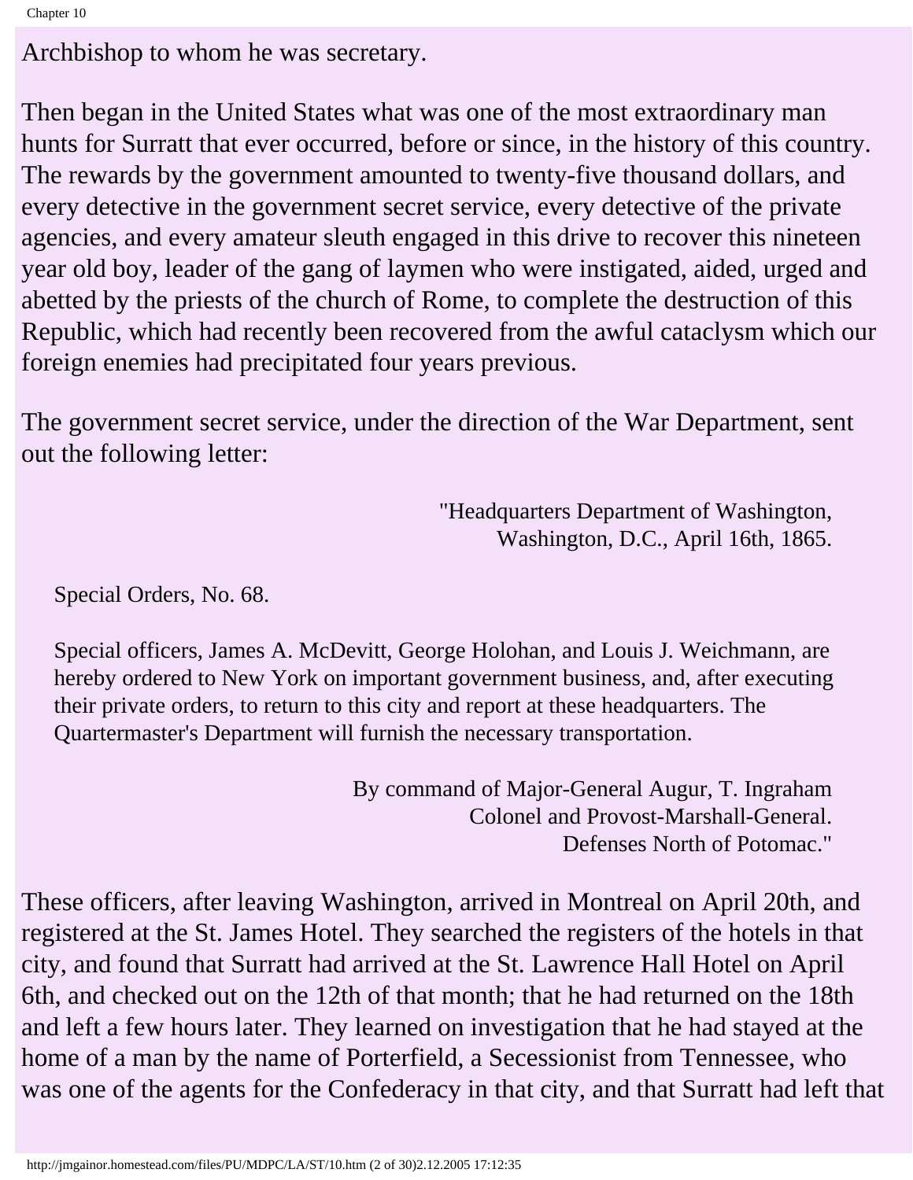Archbishop to whom he was secretary.

Then began in the United States what was one of the most extraordinary man hunts for Surratt that ever occurred, before or since, in the history of this country. The rewards by the government amounted to twenty-five thousand dollars, and every detective in the government secret service, every detective of the private agencies, and every amateur sleuth engaged in this drive to recover this nineteen year old boy, leader of the gang of laymen who were instigated, aided, urged and abetted by the priests of the church of Rome, to complete the destruction of this Republic, which had recently been recovered from the awful cataclysm which our foreign enemies had precipitated four years previous.

The government secret service, under the direction of the War Department, sent out the following letter:

> "Headquarters Department of Washington,
> Washington, D.C., April 16th, 1865.
>
> Special Orders, No. 68.
>
> Special officers, James A. McDevitt, George Holohan, and Louis J. Weichmann, are hereby ordered to New York on important government business, and, after executing their private orders, to return to this city and report at these headquarters. The Quartermaster's Department will furnish the necessary transportation.
>
> By command of Major-General Augur, T. Ingraham
> Colonel and Provost-Marshall-General.
> Defenses North of Potomac."

These officers, after leaving Washington, arrived in Montreal on April 20th, and registered at the St. James Hotel. They searched the registers of the hotels in that city, and found that Surratt had arrived at the St. Lawrence Hall Hotel on April 6th, and checked out on the 12th of that month; that he had returned on the 18th and left a few hours later. They learned on investigation that he had stayed at the home of a man by the name of Porterfield, a Secessionist from Tennessee, who was one of the agents for the Confederacy in that city, and that Surratt had left that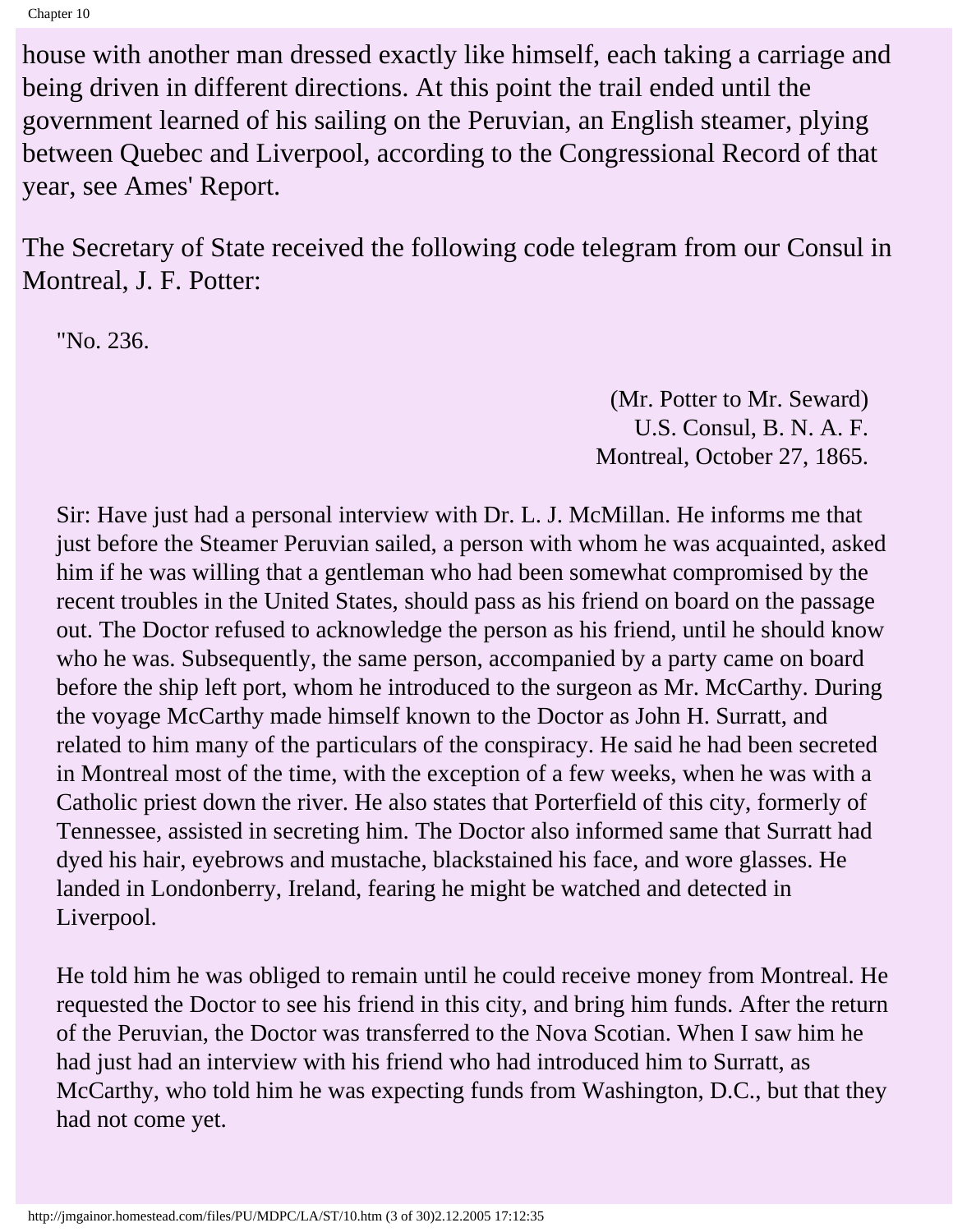house with another man dressed exactly like himself, each taking a carriage and being driven in different directions. At this point the trail ended until the government learned of his sailing on the Peruvian, an English steamer, plying between Quebec and Liverpool, according to the Congressional Record of that year, see Ames' Report.

The Secretary of State received the following code telegram from our Consul in Montreal, J. F. Potter:

> "No. 236.
>
> (Mr. Potter to Mr. Seward)
> U.S. Consul, B. N. A. F.
> Montreal, October 27, 1865.
>
> Sir: Have just had a personal interview with Dr. L. J. McMillan. He informs me that just before the Steamer Peruvian sailed, a person with whom he was acquainted, asked him if he was willing that a gentleman who had been somewhat compromised by the recent troubles in the United States, should pass as his friend on board on the passage out. The Doctor refused to acknowledge the person as his friend, until he should know who he was. Subsequently, the same person, accompanied by a party came on board before the ship left port, whom he introduced to the surgeon as Mr. McCarthy. During the voyage McCarthy made himself known to the Doctor as John H. Surratt, and related to him many of the particulars of the conspiracy. He said he had been secreted in Montreal most of the time, with the exception of a few weeks, when he was with a Catholic priest down the river. He also states that Porterfield of this city, formerly of Tennessee, assisted in secreting him. The Doctor also informed same that Surratt had dyed his hair, eyebrows and mustache, blackstained his face, and wore glasses. He landed in Londonberry, Ireland, fearing he might be watched and detected in Liverpool.
>
> He told him he was obliged to remain until he could receive money from Montreal. He requested the Doctor to see his friend in this city, and bring him funds. After the return of the Peruvian, the Doctor was transferred to the Nova Scotian. When I saw him he had just had an interview with his friend who had introduced him to Surratt, as McCarthy, who told him he was expecting funds from Washington, D.C., but that they had not come yet.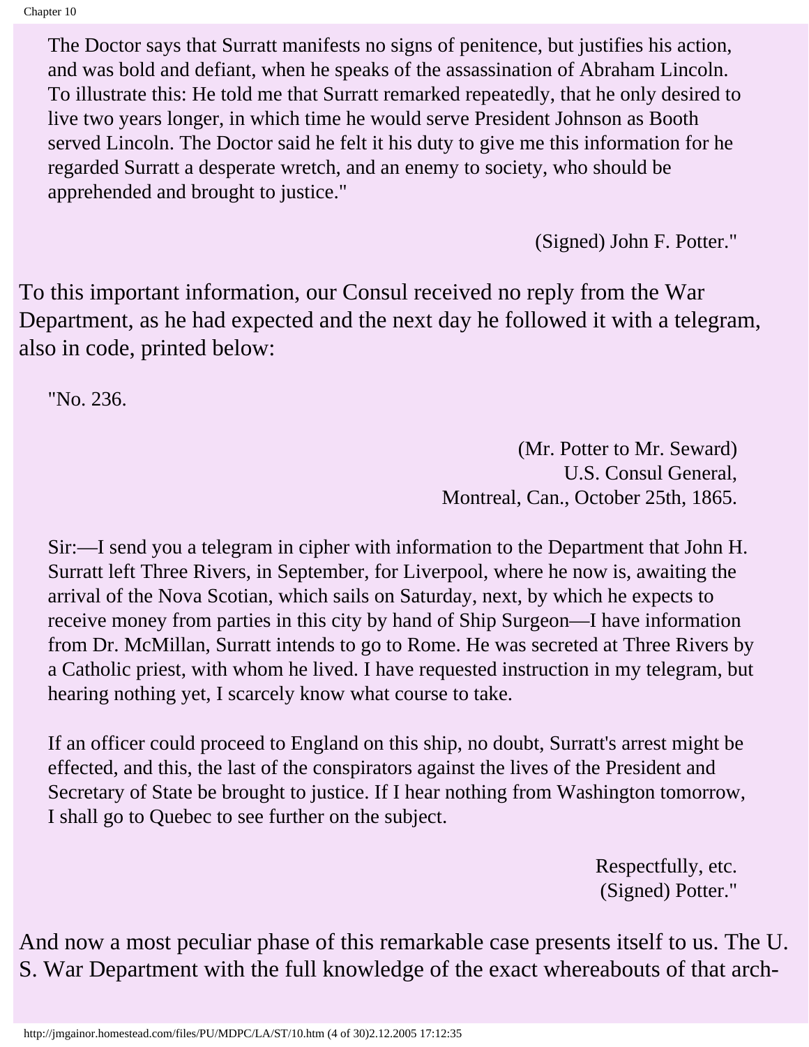> The Doctor says that Surratt manifests no signs of penitence, but justifies his action, and was bold and defiant, when he speaks of the assassination of Abraham Lincoln. To illustrate this: He told me that Surratt remarked repeatedly, that he only desired to live two years longer, in which time he would serve President Johnson as Booth served Lincoln. The Doctor said he felt it his duty to give me this information for he regarded Surratt a desperate wretch, and an enemy to society, who should be apprehended and brought to justice."
>
> (Signed) John F. Potter."

To this important information, our Consul received no reply from the War Department, as he had expected and the next day he followed it with a telegram, also in code, printed below:

> "No. 236.
>
> (Mr. Potter to Mr. Seward)
> U.S. Consul General,
> Montreal, Can., October 25th, 1865.
>
> Sir:—I send you a telegram in cipher with information to the Department that John H. Surratt left Three Rivers, in September, for Liverpool, where he now is, awaiting the arrival of the Nova Scotian, which sails on Saturday, next, by which he expects to receive money from parties in this city by hand of Ship Surgeon—I have information from Dr. McMillan, Surratt intends to go to Rome. He was secreted at Three Rivers by a Catholic priest, with whom he lived. I have requested instruction in my telegram, but hearing nothing yet, I scarcely know what course to take.
>
> If an officer could proceed to England on this ship, no doubt, Surratt's arrest might be effected, and this, the last of the conspirators against the lives of the President and Secretary of State be brought to justice. If I hear nothing from Washington tomorrow, I shall go to Quebec to see further on the subject.
>
> Respectfully, etc.
> (Signed) Potter."

And now a most peculiar phase of this remarkable case presents itself to us. The U. S. War Department with the full knowledge of the exact whereabouts of that arch-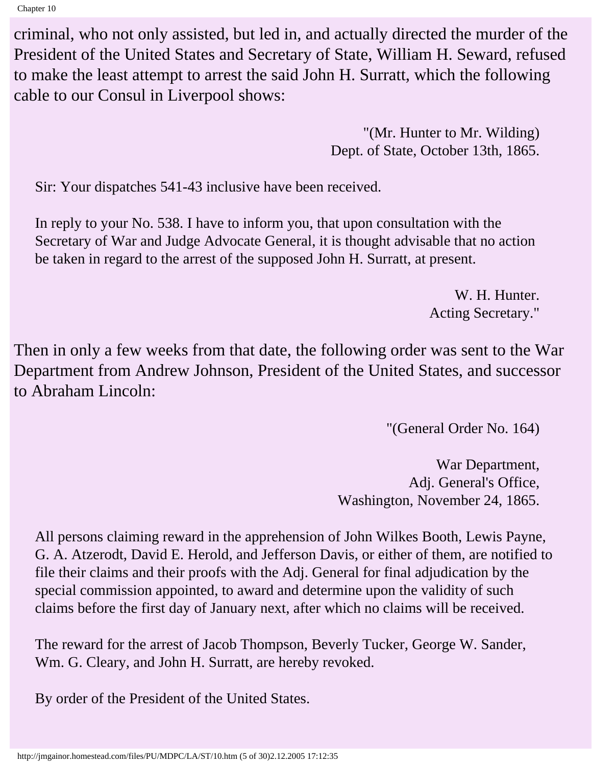criminal, who not only assisted, but led in, and actually directed the murder of the President of the United States and Secretary of State, William H. Seward, refused to make the least attempt to arrest the said John H. Surratt, which the following cable to our Consul in Liverpool shows:

> "(Mr. Hunter to Mr. Wilding)
> Dept. of State, October 13th, 1865.
>
> Sir: Your dispatches 541-43 inclusive have been received.
>
> In reply to your No. 538. I have to inform you, that upon consultation with the Secretary of War and Judge Advocate General, it is thought advisable that no action be taken in regard to the arrest of the supposed John H. Surratt, at present.
>
> W. H. Hunter.
> Acting Secretary."

Then in only a few weeks from that date, the following order was sent to the War Department from Andrew Johnson, President of the United States, and successor to Abraham Lincoln:

> "(General Order No. 164)
>
> War Department,
> Adj. General's Office,
> Washington, November 24, 1865.
>
> All persons claiming reward in the apprehension of John Wilkes Booth, Lewis Payne, G. A. Atzerodt, David E. Herold, and Jefferson Davis, or either of them, are notified to file their claims and their proofs with the Adj. General for final adjudication by the special commission appointed, to award and determine upon the validity of such claims before the first day of January next, after which no claims will be received.
>
> The reward for the arrest of Jacob Thompson, Beverly Tucker, George W. Sander, Wm. G. Cleary, and John H. Surratt, are hereby revoked.
>
> By order of the President of the United States.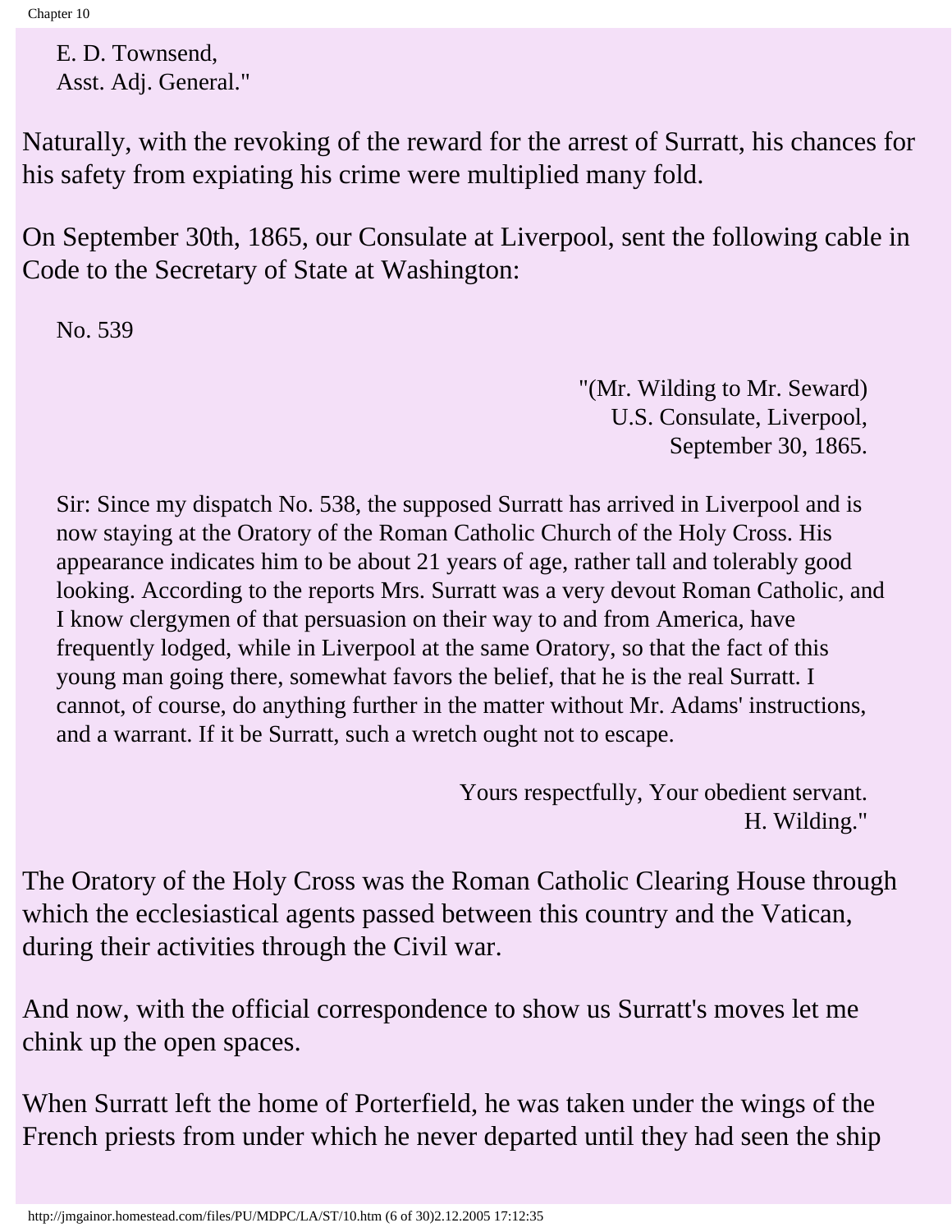E. D. Townsend,
Asst. Adj. General."

Naturally, with the revoking of the reward for the arrest of Surratt, his chances for his safety from expiating his crime were multiplied many fold.

On September 30th, 1865, our Consulate at Liverpool, sent the following cable in Code to the Secretary of State at Washington:

No. 539

"(Mr. Wilding to Mr. Seward)
U.S. Consulate, Liverpool,
September 30, 1865.

Sir: Since my dispatch No. 538, the supposed Surratt has arrived in Liverpool and is now staying at the Oratory of the Roman Catholic Church of the Holy Cross. His appearance indicates him to be about 21 years of age, rather tall and tolerably good looking. According to the reports Mrs. Surratt was a very devout Roman Catholic, and I know clergymen of that persuasion on their way to and from America, have frequently lodged, while in Liverpool at the same Oratory, so that the fact of this young man going there, somewhat favors the belief, that he is the real Surratt. I cannot, of course, do anything further in the matter without Mr. Adams' instructions, and a warrant. If it be Surratt, such a wretch ought not to escape.

Yours respectfully, Your obedient servant.
H. Wilding."

The Oratory of the Holy Cross was the Roman Catholic Clearing House through which the ecclesiastical agents passed between this country and the Vatican, during their activities through the Civil war.

And now, with the official correspondence to show us Surratt's moves let me chink up the open spaces.

When Surratt left the home of Porterfield, he was taken under the wings of the French priests from under which he never departed until they had seen the ship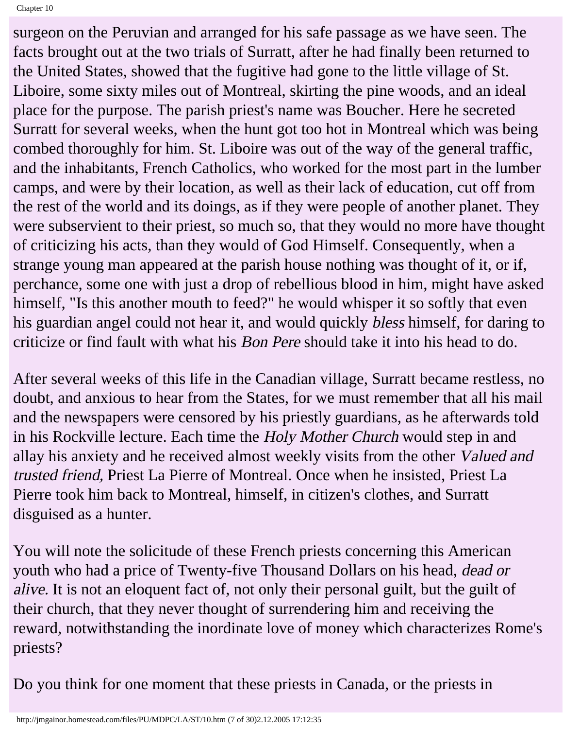surgeon on the Peruvian and arranged for his safe passage as we have seen. The facts brought out at the two trials of Surratt, after he had finally been returned to the United States, showed that the fugitive had gone to the little village of St. Liboire, some sixty miles out of Montreal, skirting the pine woods, and an ideal place for the purpose. The parish priest's name was Boucher. Here he secreted Surratt for several weeks, when the hunt got too hot in Montreal which was being combed thoroughly for him. St. Liboire was out of the way of the general traffic, and the inhabitants, French Catholics, who worked for the most part in the lumber camps, and were by their location, as well as their lack of education, cut off from the rest of the world and its doings, as if they were people of another planet. They were subservient to their priest, so much so, that they would no more have thought of criticizing his acts, than they would of God Himself. Consequently, when a strange young man appeared at the parish house nothing was thought of it, or if, perchance, some one with just a drop of rebellious blood in him, might have asked himself, "Is this another mouth to feed?" he would whisper it so softly that even his guardian angel could not hear it, and would quickly *bless* himself, for daring to criticize or find fault with what his *Bon Pere* should take it into his head to do.

After several weeks of this life in the Canadian village, Surratt became restless, no doubt, and anxious to hear from the States, for we must remember that all his mail and the newspapers were censored by his priestly guardians, as he afterwards told in his Rockville lecture. Each time the *Holy Mother Church* would step in and allay his anxiety and he received almost weekly visits from the other *Valued and trusted friend,* Priest La Pierre of Montreal. Once when he insisted, Priest La Pierre took him back to Montreal, himself, in citizen's clothes, and Surratt disguised as a hunter.

You will note the solicitude of these French priests concerning this American youth who had a price of Twenty-five Thousand Dollars on his head, *dead or alive.* It is not an eloquent fact of, not only their personal guilt, but the guilt of their church, that they never thought of surrendering him and receiving the reward, notwithstanding the inordinate love of money which characterizes Rome's priests?

Do you think for one moment that these priests in Canada, or the priests in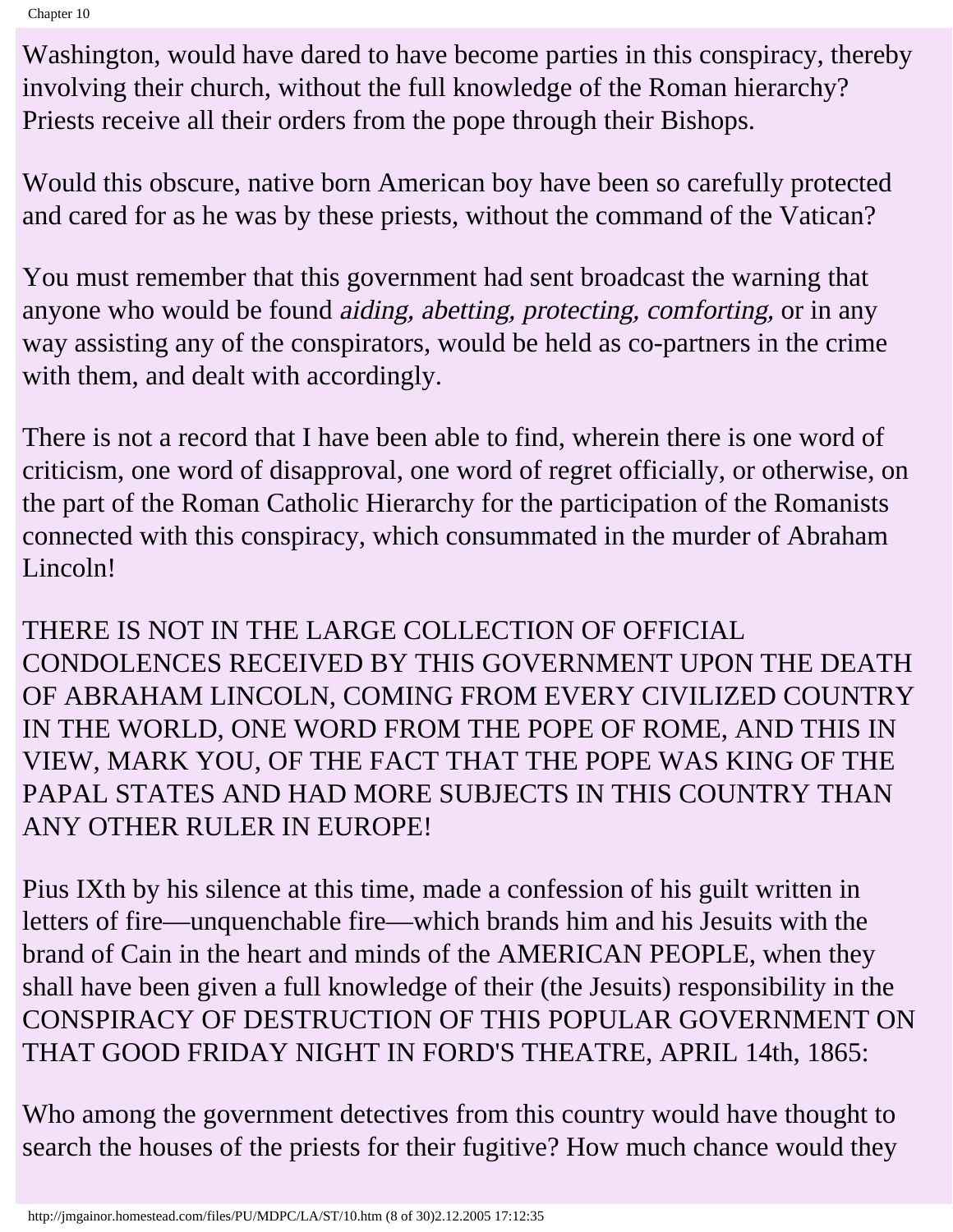Washington, would have dared to have become parties in this conspiracy, thereby involving their church, without the full knowledge of the Roman hierarchy? Priests receive all their orders from the pope through their Bishops.

Would this obscure, native born American boy have been so carefully protected and cared for as he was by these priests, without the command of the Vatican?

You must remember that this government had sent broadcast the warning that anyone who would be found *aiding, abetting, protecting, comforting,* or in any way assisting any of the conspirators, would be held as co-partners in the crime with them, and dealt with accordingly.

There is not a record that I have been able to find, wherein there is one word of criticism, one word of disapproval, one word of regret officially, or otherwise, on the part of the Roman Catholic Hierarchy for the participation of the Romanists connected with this conspiracy, which consummated in the murder of Abraham Lincoln!

THERE IS NOT IN THE LARGE COLLECTION OF OFFICIAL CONDOLENCES RECEIVED BY THIS GOVERNMENT UPON THE DEATH OF ABRAHAM LINCOLN, COMING FROM EVERY CIVILIZED COUNTRY IN THE WORLD, ONE WORD FROM THE POPE OF ROME, AND THIS IN VIEW, MARK YOU, OF THE FACT THAT THE POPE WAS KING OF THE PAPAL STATES AND HAD MORE SUBJECTS IN THIS COUNTRY THAN ANY OTHER RULER IN EUROPE!

Pius IXth by his silence at this time, made a confession of his guilt written in letters of fire—unquenchable fire—which brands him and his Jesuits with the brand of Cain in the heart and minds of the AMERICAN PEOPLE, when they shall have been given a full knowledge of their (the Jesuits) responsibility in the CONSPIRACY OF DESTRUCTION OF THIS POPULAR GOVERNMENT ON THAT GOOD FRIDAY NIGHT IN FORD'S THEATRE, APRIL 14th, 1865:

Who among the government detectives from this country would have thought to search the houses of the priests for their fugitive? How much chance would they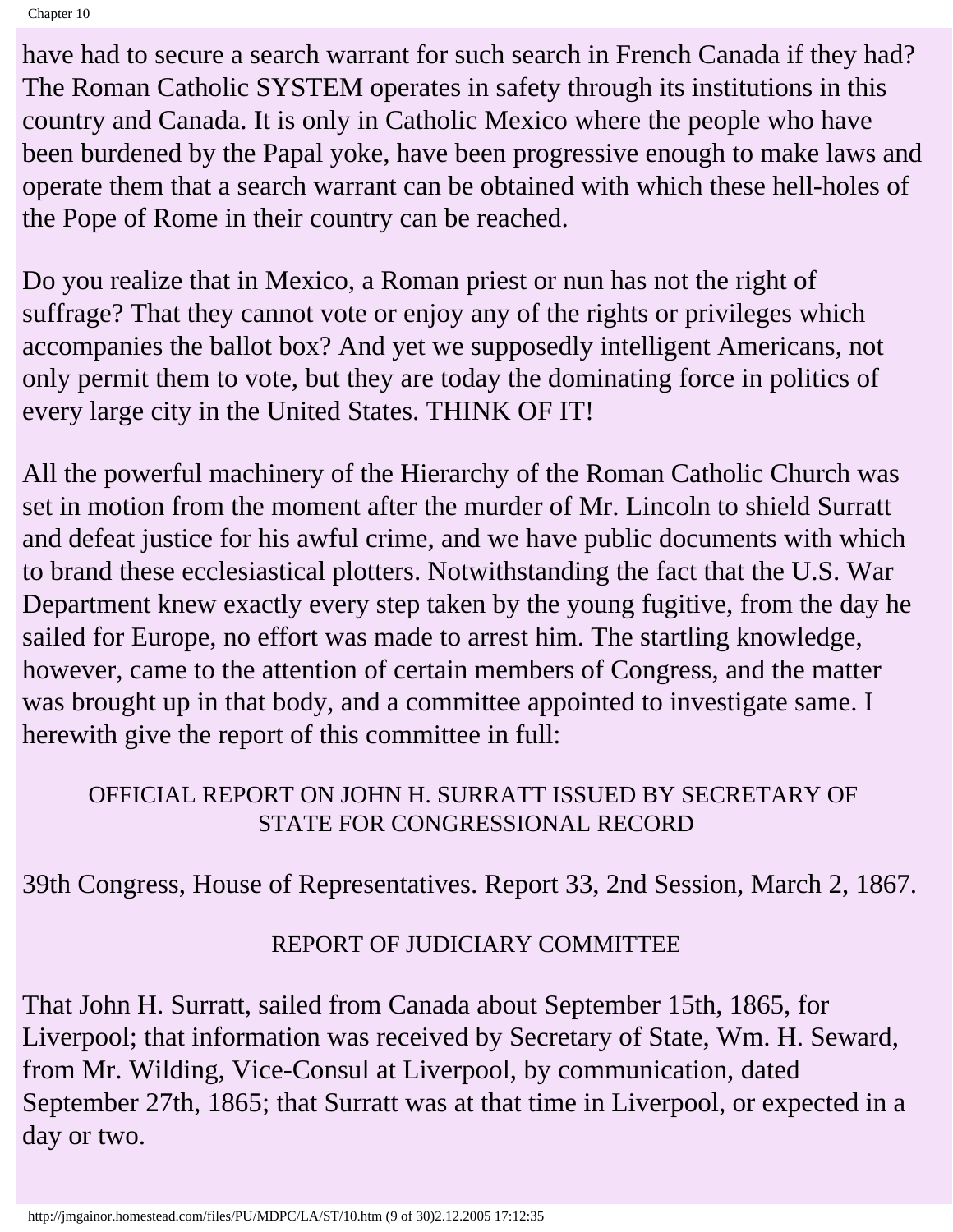have had to secure a search warrant for such search in French Canada if they had? The Roman Catholic SYSTEM operates in safety through its institutions in this country and Canada. It is only in Catholic Mexico where the people who have been burdened by the Papal yoke, have been progressive enough to make laws and operate them that a search warrant can be obtained with which these hell-holes of the Pope of Rome in their country can be reached.

Do you realize that in Mexico, a Roman priest or nun has not the right of suffrage? That they cannot vote or enjoy any of the rights or privileges which accompanies the ballot box? And yet we supposedly intelligent Americans, not only permit them to vote, but they are today the dominating force in politics of every large city in the United States. THINK OF IT!

All the powerful machinery of the Hierarchy of the Roman Catholic Church was set in motion from the moment after the murder of Mr. Lincoln to shield Surratt and defeat justice for his awful crime, and we have public documents with which to brand these ecclesiastical plotters. Notwithstanding the fact that the U.S. War Department knew exactly every step taken by the young fugitive, from the day he sailed for Europe, no effort was made to arrest him. The startling knowledge, however, came to the attention of certain members of Congress, and the matter was brought up in that body, and a committee appointed to investigate same. I herewith give the report of this committee in full:

OFFICIAL REPORT ON JOHN H. SURRATT ISSUED BY SECRETARY OF STATE FOR CONGRESSIONAL RECORD

39th Congress, House of Representatives. Report 33, 2nd Session, March 2, 1867.

REPORT OF JUDICIARY COMMITTEE

That John H. Surratt, sailed from Canada about September 15th, 1865, for Liverpool; that information was received by Secretary of State, Wm. H. Seward, from Mr. Wilding, Vice-Consul at Liverpool, by communication, dated September 27th, 1865; that Surratt was at that time in Liverpool, or expected in a day or two.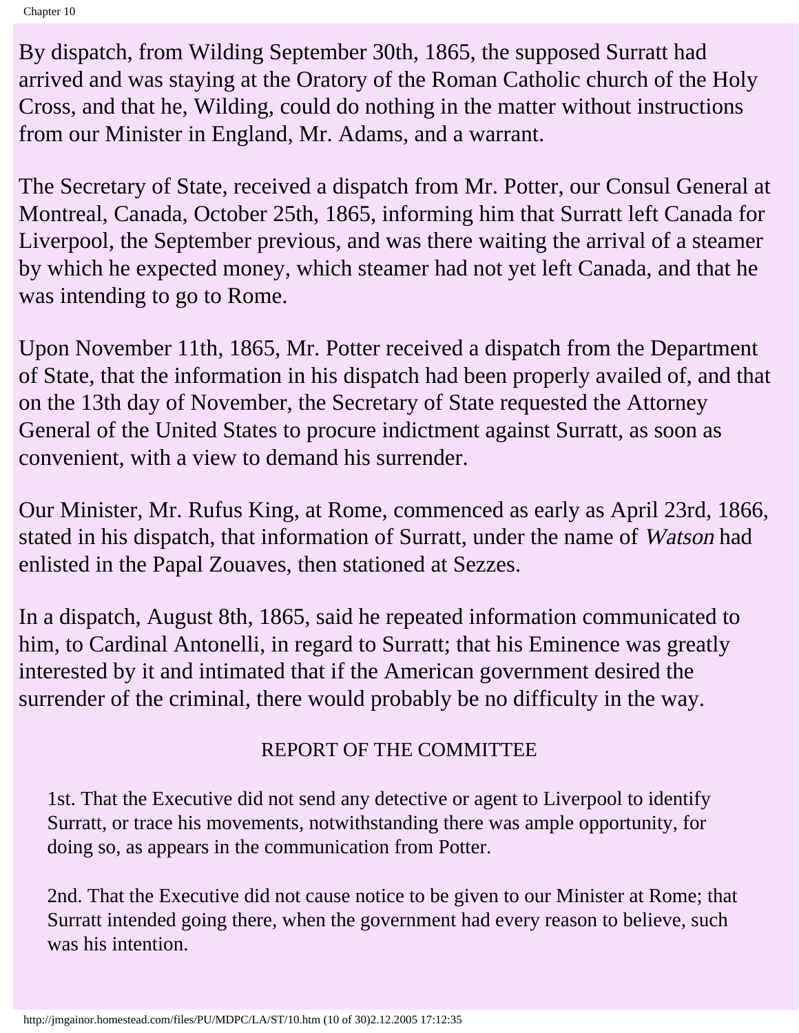By dispatch, from Wilding September 30th, 1865, the supposed Surratt had arrived and was staying at the Oratory of the Roman Catholic church of the Holy Cross, and that he, Wilding, could do nothing in the matter without instructions from our Minister in England, Mr. Adams, and a warrant.

The Secretary of State, received a dispatch from Mr. Potter, our Consul General at Montreal, Canada, October 25th, 1865, informing him that Surratt left Canada for Liverpool, the September previous, and was there waiting the arrival of a steamer by which he expected money, which steamer had not yet left Canada, and that he was intending to go to Rome.

Upon November 11th, 1865, Mr. Potter received a dispatch from the Department of State, that the information in his dispatch had been properly availed of, and that on the 13th day of November, the Secretary of State requested the Attorney General of the United States to procure indictment against Surratt, as soon as convenient, with a view to demand his surrender.

Our Minister, Mr. Rufus King, at Rome, commenced as early as April 23rd, 1866, stated in his dispatch, that information of Surratt, under the name of *Watson* had enlisted in the Papal Zouaves, then stationed at Sezzes.

In a dispatch, August 8th, 1865, said he repeated information communicated to him, to Cardinal Antonelli, in regard to Surratt; that his Eminence was greatly interested by it and intimated that if the American government desired the surrender of the criminal, there would probably be no difficulty in the way.

REPORT OF THE COMMITTEE

> 1st. That the Executive did not send any detective or agent to Liverpool to identify Surratt, or trace his movements, notwithstanding there was ample opportunity, for doing so, as appears in the communication from Potter.
>
> 2nd. That the Executive did not cause notice to be given to our Minister at Rome; that Surratt intended going there, when the government had every reason to believe, such was his intention.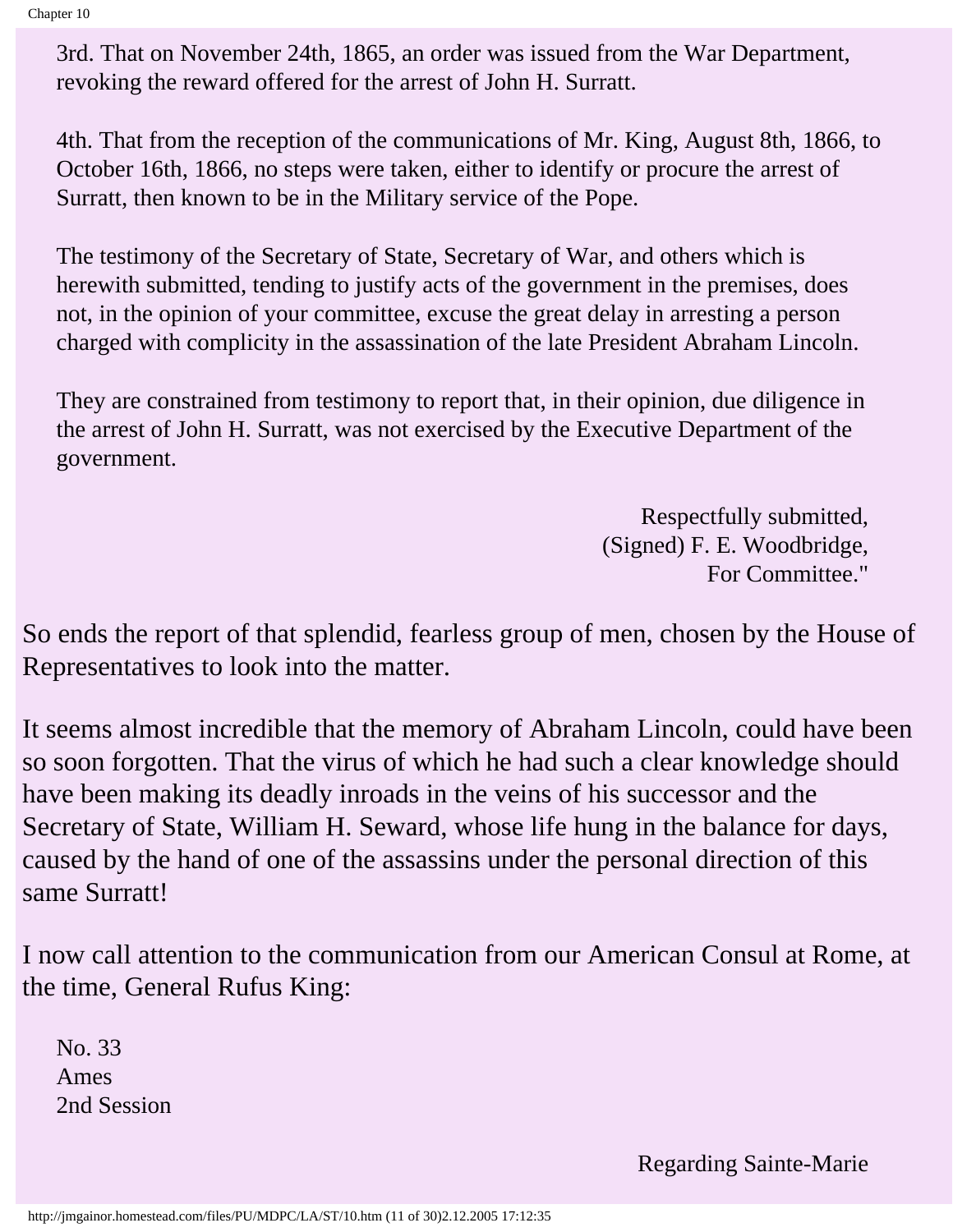> 3rd. That on November 24th, 1865, an order was issued from the War Department, revoking the reward offered for the arrest of John H. Surratt.
>
> 4th. That from the reception of the communications of Mr. King, August 8th, 1866, to October 16th, 1866, no steps were taken, either to identify or procure the arrest of Surratt, then known to be in the Military service of the Pope.
>
> The testimony of the Secretary of State, Secretary of War, and others which is herewith submitted, tending to justify acts of the government in the premises, does not, in the opinion of your committee, excuse the great delay in arresting a person charged with complicity in the assassination of the late President Abraham Lincoln.
>
> They are constrained from testimony to report that, in their opinion, due diligence in the arrest of John H. Surratt, was not exercised by the Executive Department of the government.
>
> Respectfully submitted,
> (Signed) F. E. Woodbridge,
> For Committee."

So ends the report of that splendid, fearless group of men, chosen by the House of Representatives to look into the matter.

It seems almost incredible that the memory of Abraham Lincoln, could have been so soon forgotten. That the virus of which he had such a clear knowledge should have been making its deadly inroads in the veins of his successor and the Secretary of State, William H. Seward, whose life hung in the balance for days, caused by the hand of one of the assassins under the personal direction of this same Surratt!

I now call attention to the communication from our American Consul at Rome, at the time, General Rufus King:

> No. 33
> Ames
> 2nd Session
>
> Regarding Sainte-Marie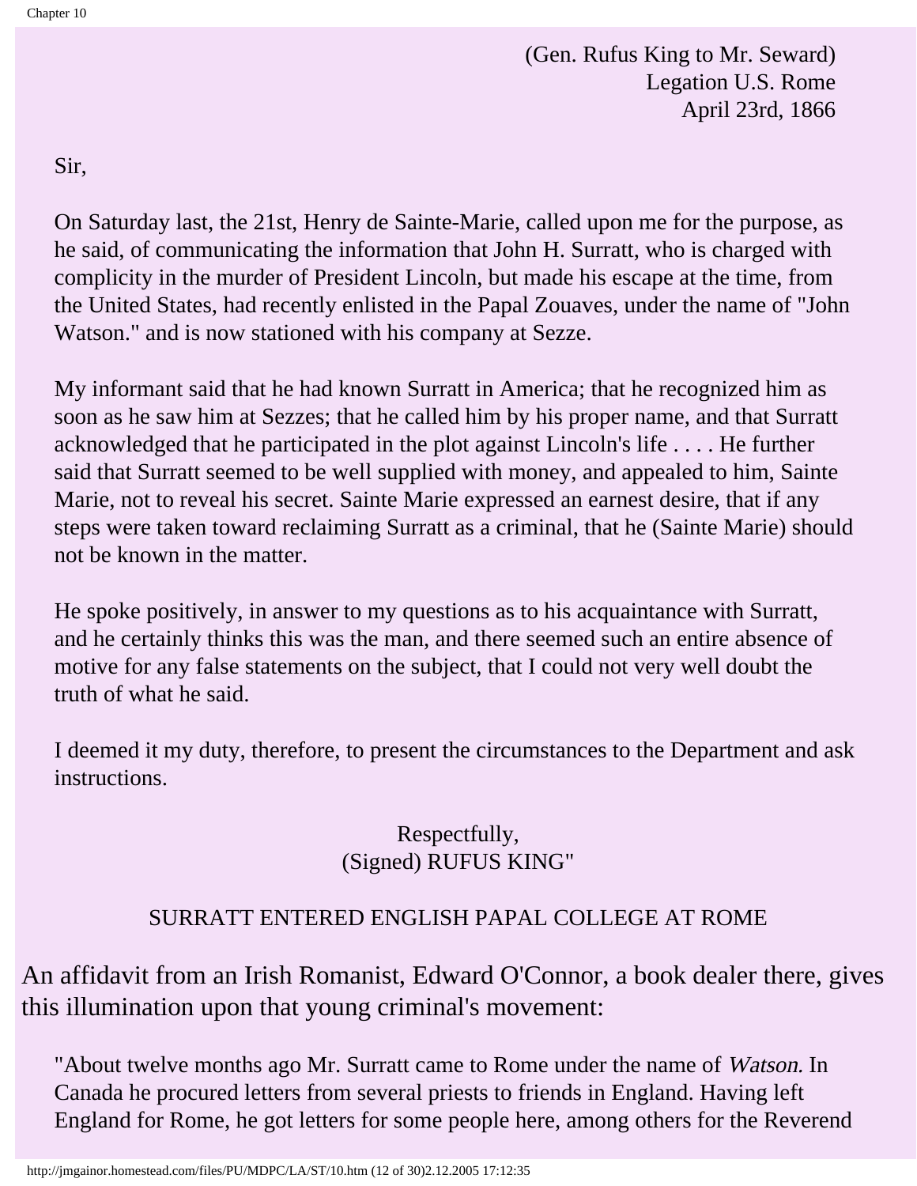(Gen. Rufus King to Mr. Seward)
Legation U.S. Rome
April 23rd, 1866

Sir,

On Saturday last, the 21st, Henry de Sainte-Marie, called upon me for the purpose, as he said, of communicating the information that John H. Surratt, who is charged with complicity in the murder of President Lincoln, but made his escape at the time, from the United States, had recently enlisted in the Papal Zouaves, under the name of "John Watson." and is now stationed with his company at Sezze.

My informant said that he had known Surratt in America; that he recognized him as soon as he saw him at Sezzes; that he called him by his proper name, and that Surratt acknowledged that he participated in the plot against Lincoln's life . . . . He further said that Surratt seemed to be well supplied with money, and appealed to him, Sainte Marie, not to reveal his secret. Sainte Marie expressed an earnest desire, that if any steps were taken toward reclaiming Surratt as a criminal, that he (Sainte Marie) should not be known in the matter.

He spoke positively, in answer to my questions as to his acquaintance with Surratt, and he certainly thinks this was the man, and there seemed such an entire absence of motive for any false statements on the subject, that I could not very well doubt the truth of what he said.

I deemed it my duty, therefore, to present the circumstances to the Department and ask instructions.

Respectfully,
(Signed) RUFUS KING"

## SURRATT ENTERED ENGLISH PAPAL COLLEGE AT ROME

An affidavit from an Irish Romanist, Edward O'Connor, a book dealer there, gives this illumination upon that young criminal's movement:

"About twelve months ago Mr. Surratt came to Rome under the name of *Watson.* In Canada he procured letters from several priests to friends in England. Having left England for Rome, he got letters for some people here, among others for the Reverend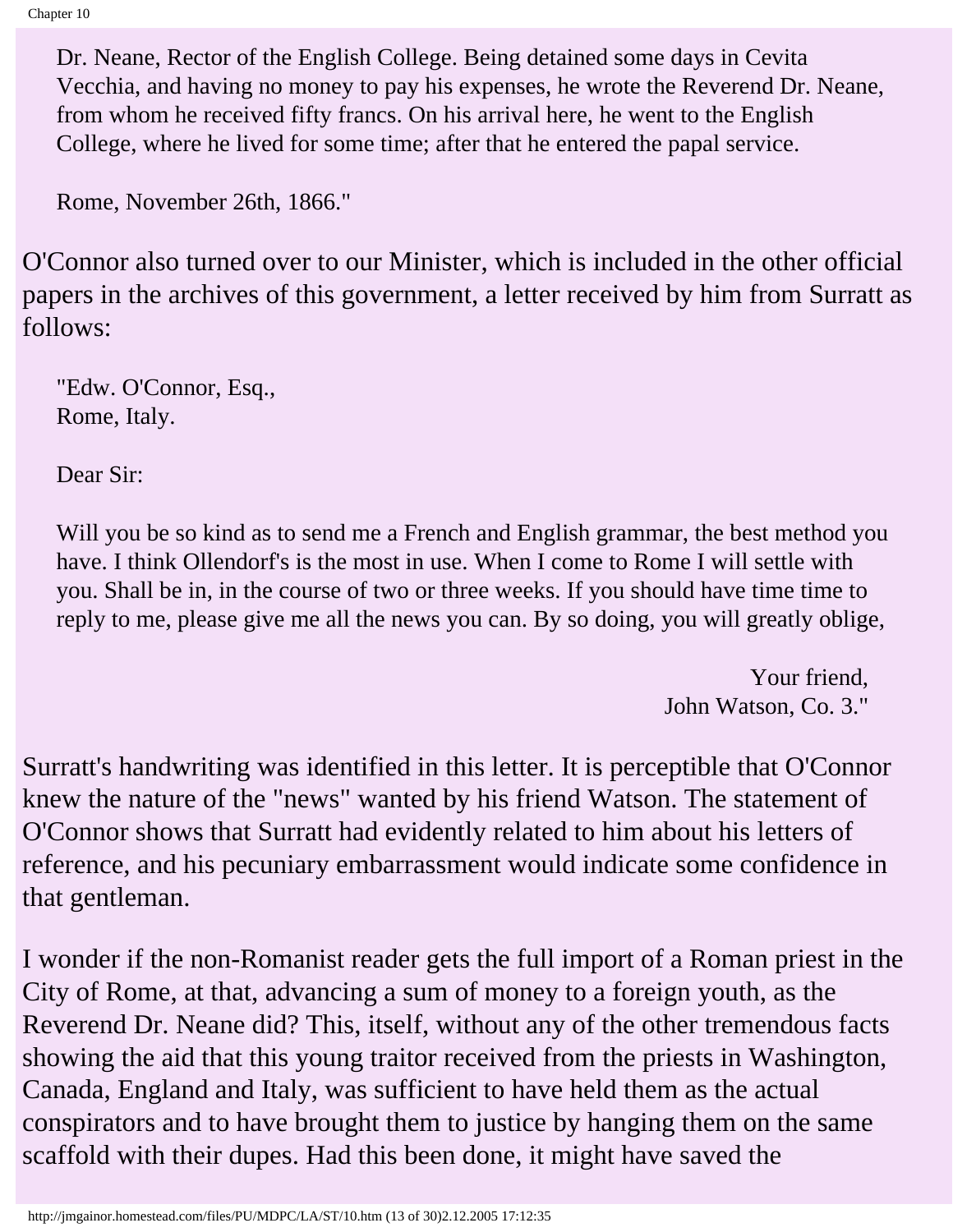Dr. Neane, Rector of the English College. Being detained some days in Cevita Vecchia, and having no money to pay his expenses, he wrote the Reverend Dr. Neane, from whom he received fifty francs. On his arrival here, he went to the English College, where he lived for some time; after that he entered the papal service.

Rome, November 26th, 1866."

O'Connor also turned over to our Minister, which is included in the other official papers in the archives of this government, a letter received by him from Surratt as follows:

> "Edw. O'Connor, Esq.,
> Rome, Italy.
>
> Dear Sir:
>
> Will you be so kind as to send me a French and English grammar, the best method you have. I think Ollendorf's is the most in use. When I come to Rome I will settle with you. Shall be in, in the course of two or three weeks. If you should have time time to reply to me, please give me all the news you can. By so doing, you will greatly oblige,
>
> Your friend,
> John Watson, Co. 3."

Surratt's handwriting was identified in this letter. It is perceptible that O'Connor knew the nature of the "news" wanted by his friend Watson. The statement of O'Connor shows that Surratt had evidently related to him about his letters of reference, and his pecuniary embarrassment would indicate some confidence in that gentleman.

I wonder if the non-Romanist reader gets the full import of a Roman priest in the City of Rome, at that, advancing a sum of money to a foreign youth, as the Reverend Dr. Neane did? This, itself, without any of the other tremendous facts showing the aid that this young traitor received from the priests in Washington, Canada, England and Italy, was sufficient to have held them as the actual conspirators and to have brought them to justice by hanging them on the same scaffold with their dupes. Had this been done, it might have saved the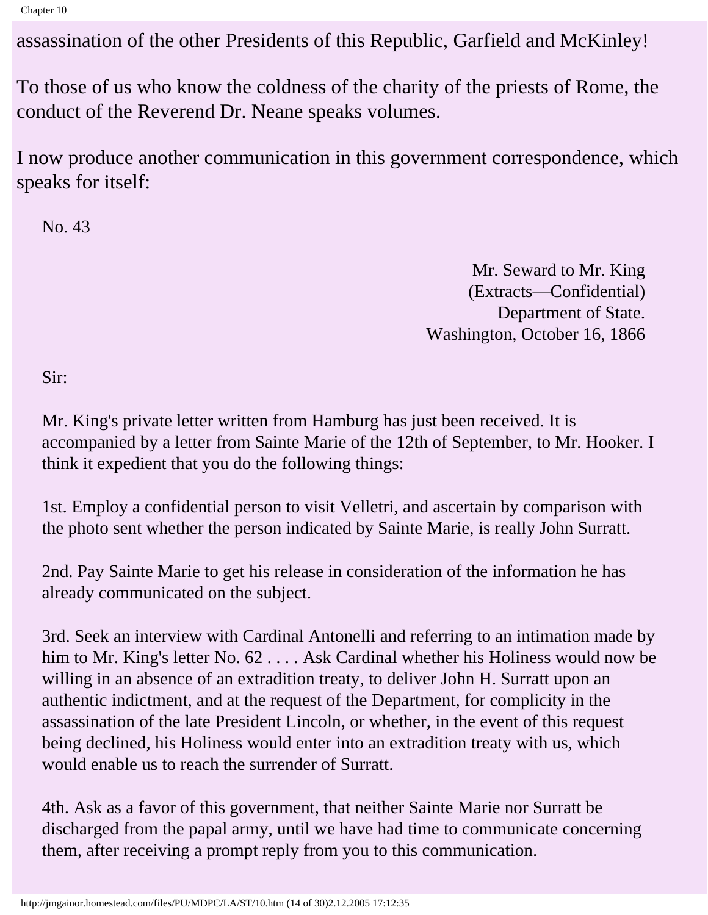assassination of the other Presidents of this Republic, Garfield and McKinley!

To those of us who know the coldness of the charity of the priests of Rome, the conduct of the Reverend Dr. Neane speaks volumes.

I now produce another communication in this government correspondence, which speaks for itself:

> No. 43
>
> Mr. Seward to Mr. King
> (Extracts—Confidential)
> Department of State.
> Washington, October 16, 1866
>
> Sir:
>
> Mr. King's private letter written from Hamburg has just been received. It is accompanied by a letter from Sainte Marie of the 12th of September, to Mr. Hooker. I think it expedient that you do the following things:
>
> 1st. Employ a confidential person to visit Velletri, and ascertain by comparison with the photo sent whether the person indicated by Sainte Marie, is really John Surratt.
>
> 2nd. Pay Sainte Marie to get his release in consideration of the information he has already communicated on the subject.
>
> 3rd. Seek an interview with Cardinal Antonelli and referring to an intimation made by him to Mr. King's letter No. 62 . . . . Ask Cardinal whether his Holiness would now be willing in an absence of an extradition treaty, to deliver John H. Surratt upon an authentic indictment, and at the request of the Department, for complicity in the assassination of the late President Lincoln, or whether, in the event of this request being declined, his Holiness would enter into an extradition treaty with us, which would enable us to reach the surrender of Surratt.
>
> 4th. Ask as a favor of this government, that neither Sainte Marie nor Surratt be discharged from the papal army, until we have had time to communicate concerning them, after receiving a prompt reply from you to this communication.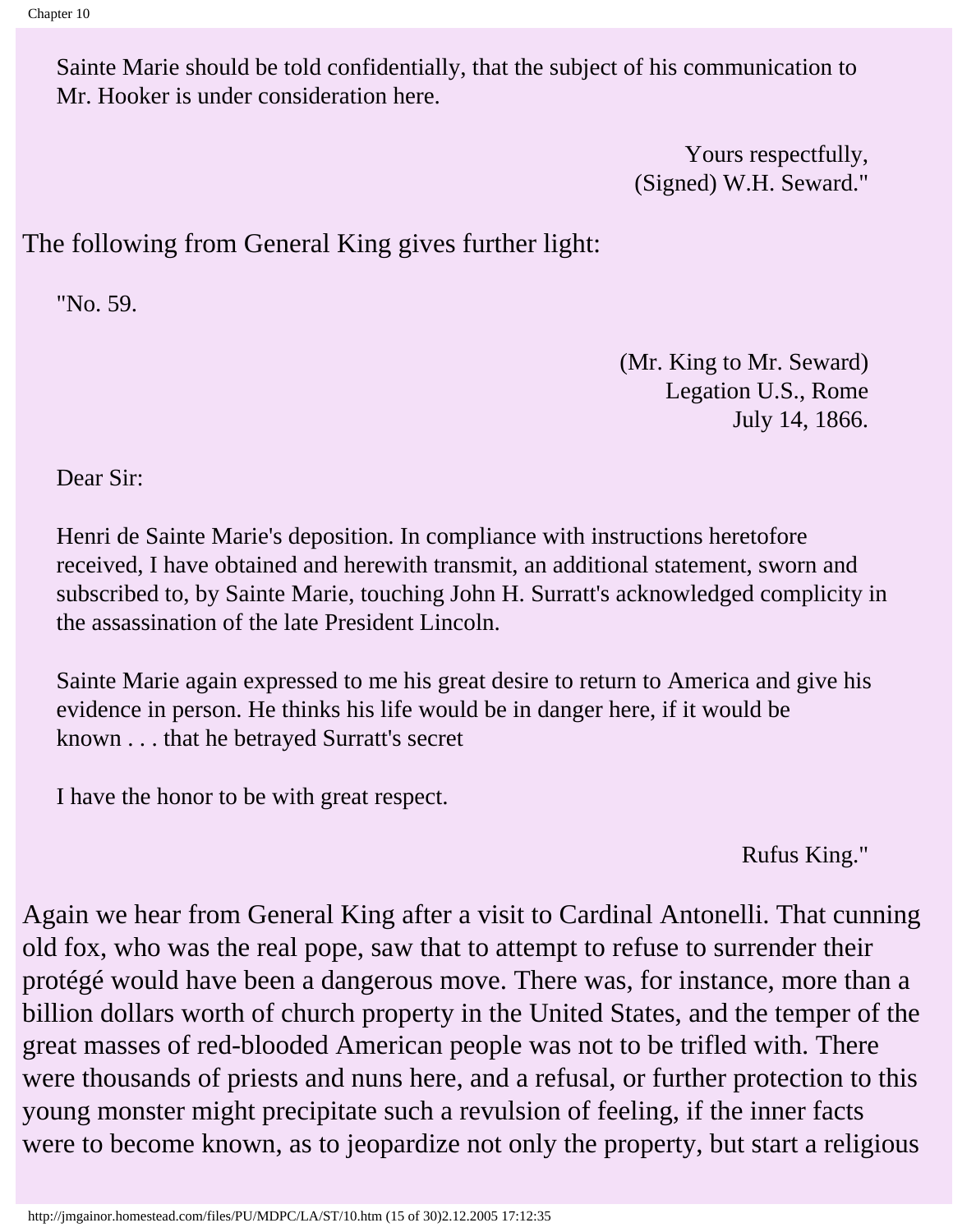Sainte Marie should be told confidentially, that the subject of his communication to Mr. Hooker is under consideration here.

Yours respectfully,
(Signed) W.H. Seward."

The following from General King gives further light:

"No. 59.

(Mr. King to Mr. Seward)
Legation U.S., Rome
July 14, 1866.

Dear Sir:

Henri de Sainte Marie's deposition. In compliance with instructions heretofore received, I have obtained and herewith transmit, an additional statement, sworn and subscribed to, by Sainte Marie, touching John H. Surratt's acknowledged complicity in the assassination of the late President Lincoln.

Sainte Marie again expressed to me his great desire to return to America and give his evidence in person. He thinks his life would be in danger here, if it would be known . . . that he betrayed Surratt's secret

I have the honor to be with great respect.

Rufus King."

Again we hear from General King after a visit to Cardinal Antonelli. That cunning old fox, who was the real pope, saw that to attempt to refuse to surrender their protégé would have been a dangerous move. There was, for instance, more than a billion dollars worth of church property in the United States, and the temper of the great masses of red-blooded American people was not to be trifled with. There were thousands of priests and nuns here, and a refusal, or further protection to this young monster might precipitate such a revulsion of feeling, if the inner facts were to become known, as to jeopardize not only the property, but start a religious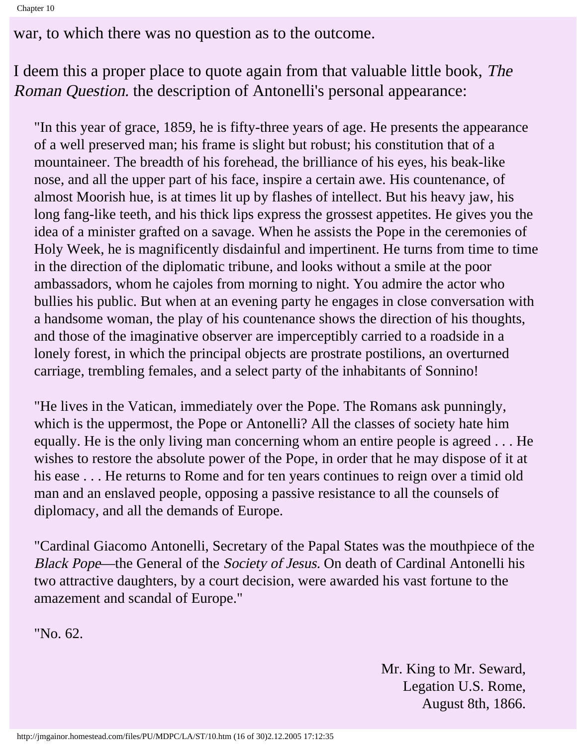war, to which there was no question as to the outcome.

I deem this a proper place to quote again from that valuable little book, *The Roman Question.* the description of Antonelli's personal appearance:

> "In this year of grace, 1859, he is fifty-three years of age. He presents the appearance of a well preserved man; his frame is slight but robust; his constitution that of a mountaineer. The breadth of his forehead, the brilliance of his eyes, his beak-like nose, and all the upper part of his face, inspire a certain awe. His countenance, of almost Moorish hue, is at times lit up by flashes of intellect. But his heavy jaw, his long fang-like teeth, and his thick lips express the grossest appetites. He gives you the idea of a minister grafted on a savage. When he assists the Pope in the ceremonies of Holy Week, he is magnificently disdainful and impertinent. He turns from time to time in the direction of the diplomatic tribune, and looks without a smile at the poor ambassadors, whom he cajoles from morning to night. You admire the actor who bullies his public. But when at an evening party he engages in close conversation with a handsome woman, the play of his countenance shows the direction of his thoughts, and those of the imaginative observer are imperceptibly carried to a roadside in a lonely forest, in which the principal objects are prostrate postilions, an overturned carriage, trembling females, and a select party of the inhabitants of Sonnino!
>
> "He lives in the Vatican, immediately over the Pope. The Romans ask punningly, which is the uppermost, the Pope or Antonelli? All the classes of society hate him equally. He is the only living man concerning whom an entire people is agreed . . . He wishes to restore the absolute power of the Pope, in order that he may dispose of it at his ease . . . He returns to Rome and for ten years continues to reign over a timid old man and an enslaved people, opposing a passive resistance to all the counsels of diplomacy, and all the demands of Europe.
>
> "Cardinal Giacomo Antonelli, Secretary of the Papal States was the mouthpiece of the *Black Pope*—the General of the *Society of Jesus.* On death of Cardinal Antonelli his two attractive daughters, by a court decision, were awarded his vast fortune to the amazement and scandal of Europe."
>
> "No. 62.
>
> Mr. King to Mr. Seward,
> Legation U.S. Rome,
> August 8th, 1866.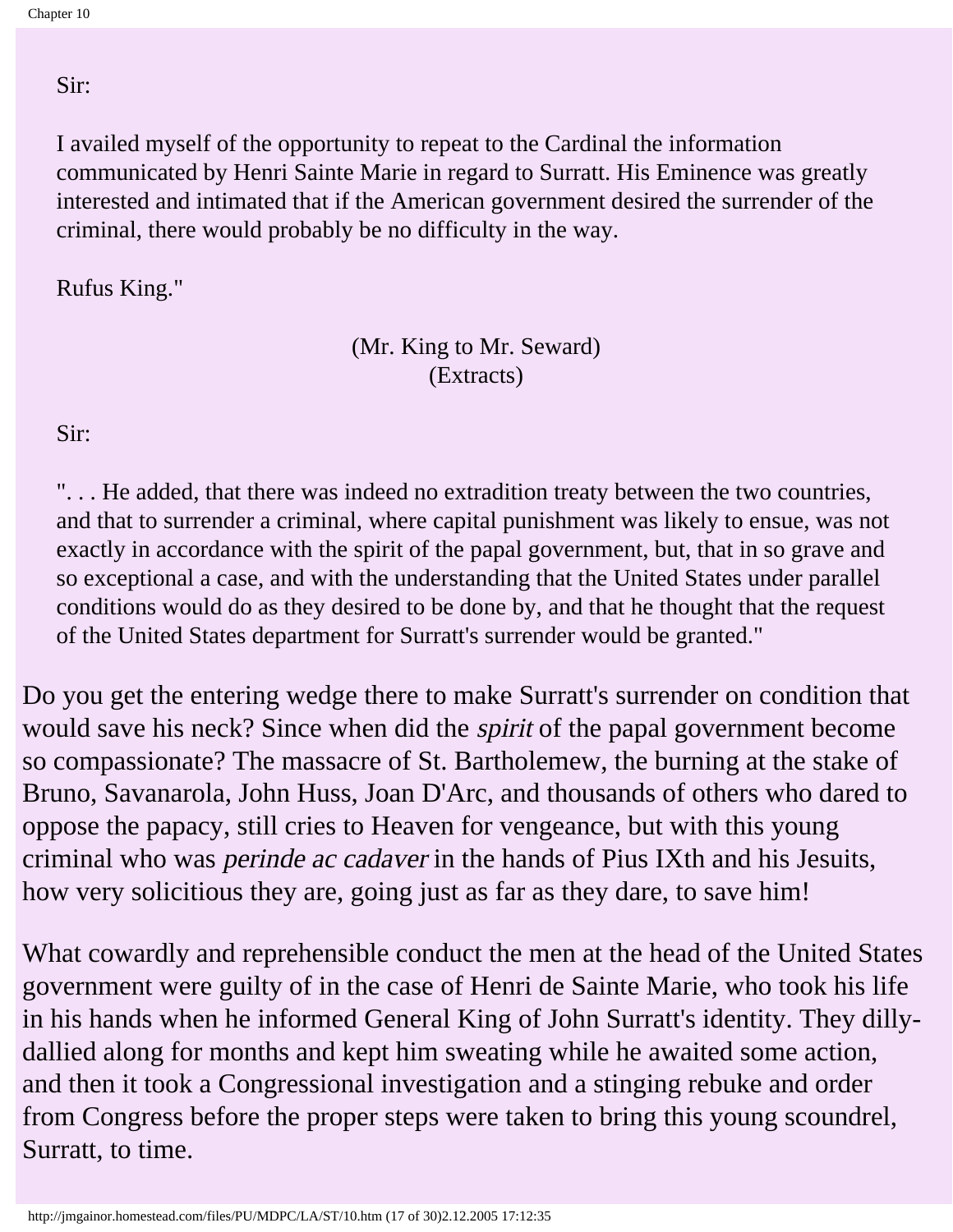Sir:

I availed myself of the opportunity to repeat to the Cardinal the information communicated by Henri Sainte Marie in regard to Surratt. His Eminence was greatly interested and intimated that if the American government desired the surrender of the criminal, there would probably be no difficulty in the way.

Rufus King."

(Mr. King to Mr. Seward)
(Extracts)

Sir:

". . . He added, that there was indeed no extradition treaty between the two countries, and that to surrender a criminal, where capital punishment was likely to ensue, was not exactly in accordance with the spirit of the papal government, but, that in so grave and so exceptional a case, and with the understanding that the United States under parallel conditions would do as they desired to be done by, and that he thought that the request of the United States department for Surratt's surrender would be granted."

Do you get the entering wedge there to make Surratt's surrender on condition that would save his neck? Since when did the *spirit* of the papal government become so compassionate? The massacre of St. Bartholemew, the burning at the stake of Bruno, Savanarola, John Huss, Joan D'Arc, and thousands of others who dared to oppose the papacy, still cries to Heaven for vengeance, but with this young criminal who was *perinde ac cadaver* in the hands of Pius IXth and his Jesuits, how very solicitious they are, going just as far as they dare, to save him!

What cowardly and reprehensible conduct the men at the head of the United States government were guilty of in the case of Henri de Sainte Marie, who took his life in his hands when he informed General King of John Surratt's identity. They dilly-dallied along for months and kept him sweating while he awaited some action, and then it took a Congressional investigation and a stinging rebuke and order from Congress before the proper steps were taken to bring this young scoundrel, Surratt, to time.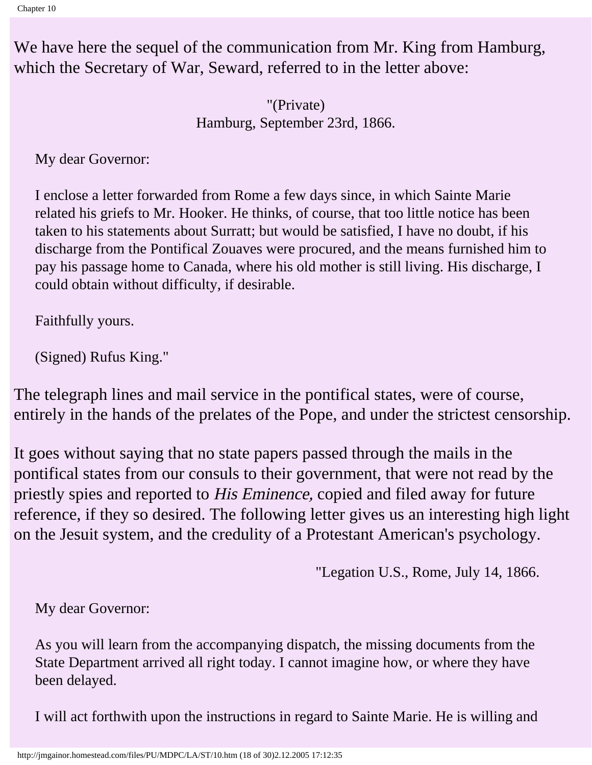We have here the sequel of the communication from Mr. King from Hamburg, which the Secretary of War, Seward, referred to in the letter above:

"(Private)
Hamburg, September 23rd, 1866.

> My dear Governor:
>
> I enclose a letter forwarded from Rome a few days since, in which Sainte Marie related his griefs to Mr. Hooker. He thinks, of course, that too little notice has been taken to his statements about Surratt; but would be satisfied, I have no doubt, if his discharge from the Pontifical Zouaves were procured, and the means furnished him to pay his passage home to Canada, where his old mother is still living. His discharge, I could obtain without difficulty, if desirable.
>
> Faithfully yours.
>
> (Signed) Rufus King."

The telegraph lines and mail service in the pontifical states, were of course, entirely in the hands of the prelates of the Pope, and under the strictest censorship.

It goes without saying that no state papers passed through the mails in the pontifical states from our consuls to their government, that were not read by the priestly spies and reported to *His Eminence,* copied and filed away for future reference, if they so desired. The following letter gives us an interesting high light on the Jesuit system, and the credulity of a Protestant American's psychology.

"Legation U.S., Rome, July 14, 1866.

> My dear Governor:
>
> As you will learn from the accompanying dispatch, the missing documents from the State Department arrived all right today. I cannot imagine how, or where they have been delayed.
>
> I will act forthwith upon the instructions in regard to Sainte Marie. He is willing and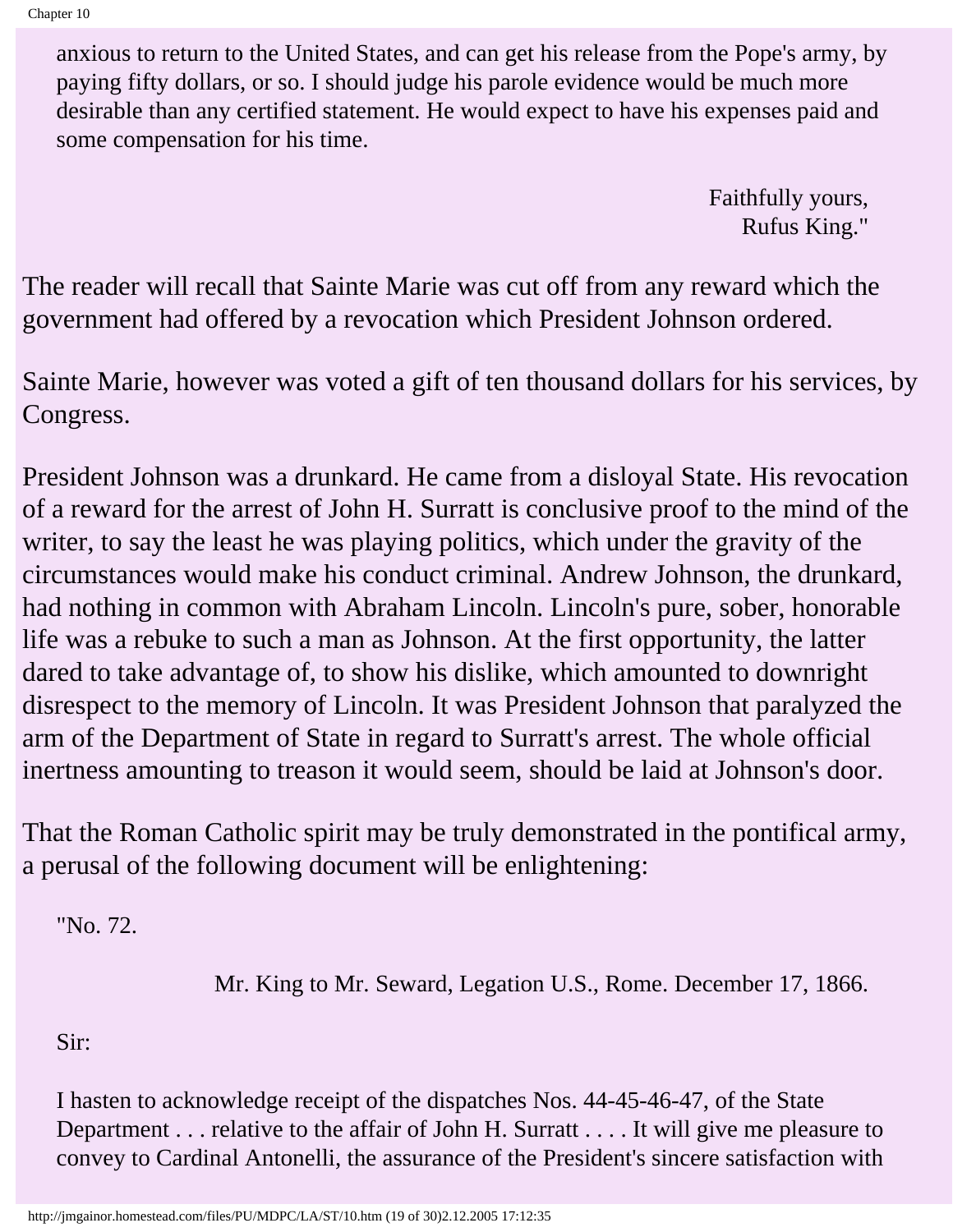> anxious to return to the United States, and can get his release from the Pope's army, by paying fifty dollars, or so. I should judge his parole evidence would be much more desirable than any certified statement. He would expect to have his expenses paid and some compensation for his time.
>
> Faithfully yours,
> Rufus King."

The reader will recall that Sainte Marie was cut off from any reward which the government had offered by a revocation which President Johnson ordered.

Sainte Marie, however was voted a gift of ten thousand dollars for his services, by Congress.

President Johnson was a drunkard. He came from a disloyal State. His revocation of a reward for the arrest of John H. Surratt is conclusive proof to the mind of the writer, to say the least he was playing politics, which under the gravity of the circumstances would make his conduct criminal. Andrew Johnson, the drunkard, had nothing in common with Abraham Lincoln. Lincoln's pure, sober, honorable life was a rebuke to such a man as Johnson. At the first opportunity, the latter dared to take advantage of, to show his dislike, which amounted to downright disrespect to the memory of Lincoln. It was President Johnson that paralyzed the arm of the Department of State in regard to Surratt's arrest. The whole official inertness amounting to treason it would seem, should be laid at Johnson's door.

That the Roman Catholic spirit may be truly demonstrated in the pontifical army, a perusal of the following document will be enlightening:

> "No. 72.
>
> Mr. King to Mr. Seward, Legation U.S., Rome. December 17, 1866.
>
> Sir:
>
> I hasten to acknowledge receipt of the dispatches Nos. 44-45-46-47, of the State Department . . . relative to the affair of John H. Surratt . . . . It will give me pleasure to convey to Cardinal Antonelli, the assurance of the President's sincere satisfaction with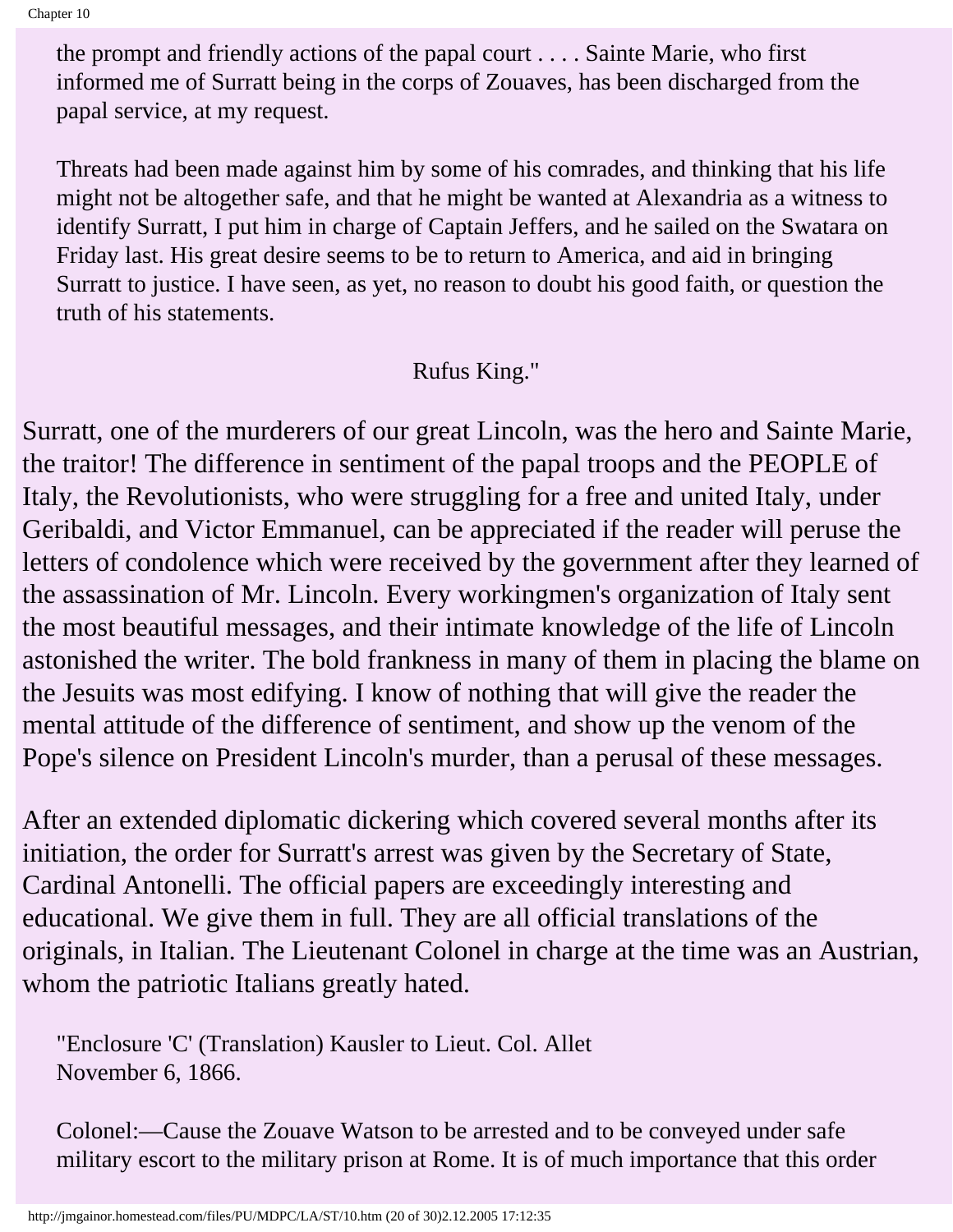> the prompt and friendly actions of the papal court . . . . Sainte Marie, who first informed me of Surratt being in the corps of Zouaves, has been discharged from the papal service, at my request.
>
> Threats had been made against him by some of his comrades, and thinking that his life might not be altogether safe, and that he might be wanted at Alexandria as a witness to identify Surratt, I put him in charge of Captain Jeffers, and he sailed on the Swatara on Friday last. His great desire seems to be to return to America, and aid in bringing Surratt to justice. I have seen, as yet, no reason to doubt his good faith, or question the truth of his statements.
>
> Rufus King."

Surratt, one of the murderers of our great Lincoln, was the hero and Sainte Marie, the traitor! The difference in sentiment of the papal troops and the PEOPLE of Italy, the Revolutionists, who were struggling for a free and united Italy, under Geribaldi, and Victor Emmanuel, can be appreciated if the reader will peruse the letters of condolence which were received by the government after they learned of the assassination of Mr. Lincoln. Every workingmen's organization of Italy sent the most beautiful messages, and their intimate knowledge of the life of Lincoln astonished the writer. The bold frankness in many of them in placing the blame on the Jesuits was most edifying. I know of nothing that will give the reader the mental attitude of the difference of sentiment, and show up the venom of the Pope's silence on President Lincoln's murder, than a perusal of these messages.

After an extended diplomatic dickering which covered several months after its initiation, the order for Surratt's arrest was given by the Secretary of State, Cardinal Antonelli. The official papers are exceedingly interesting and educational. We give them in full. They are all official translations of the originals, in Italian. The Lieutenant Colonel in charge at the time was an Austrian, whom the patriotic Italians greatly hated.

> "Enclosure 'C' (Translation) Kausler to Lieut. Col. Allet
> November 6, 1866.
>
> Colonel:—Cause the Zouave Watson to be arrested and to be conveyed under safe military escort to the military prison at Rome. It is of much importance that this order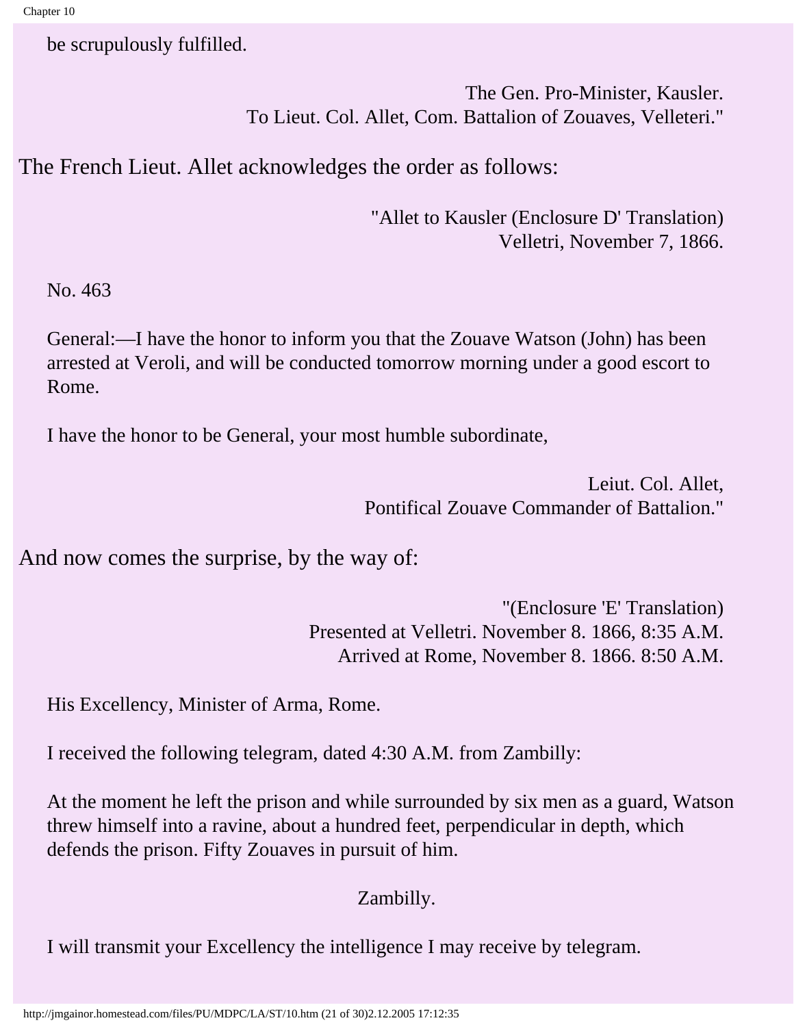be scrupulously fulfilled.

The Gen. Pro-Minister, Kausler.
To Lieut. Col. Allet, Com. Battalion of Zouaves, Velleteri."

The French Lieut. Allet acknowledges the order as follows:

"Allet to Kausler (Enclosure D' Translation)
Velletri, November 7, 1866.

No. 463

General:—I have the honor to inform you that the Zouave Watson (John) has been arrested at Veroli, and will be conducted tomorrow morning under a good escort to Rome.

I have the honor to be General, your most humble subordinate,

Leiut. Col. Allet,
Pontifical Zouave Commander of Battalion."

And now comes the surprise, by the way of:

"(Enclosure 'E' Translation)
Presented at Velletri. November 8. 1866, 8:35 A.M.
Arrived at Rome, November 8. 1866. 8:50 A.M.

His Excellency, Minister of Arma, Rome.

I received the following telegram, dated 4:30 A.M. from Zambilly:

At the moment he left the prison and while surrounded by six men as a guard, Watson threw himself into a ravine, about a hundred feet, perpendicular in depth, which defends the prison. Fifty Zouaves in pursuit of him.

Zambilly.

I will transmit your Excellency the intelligence I may receive by telegram.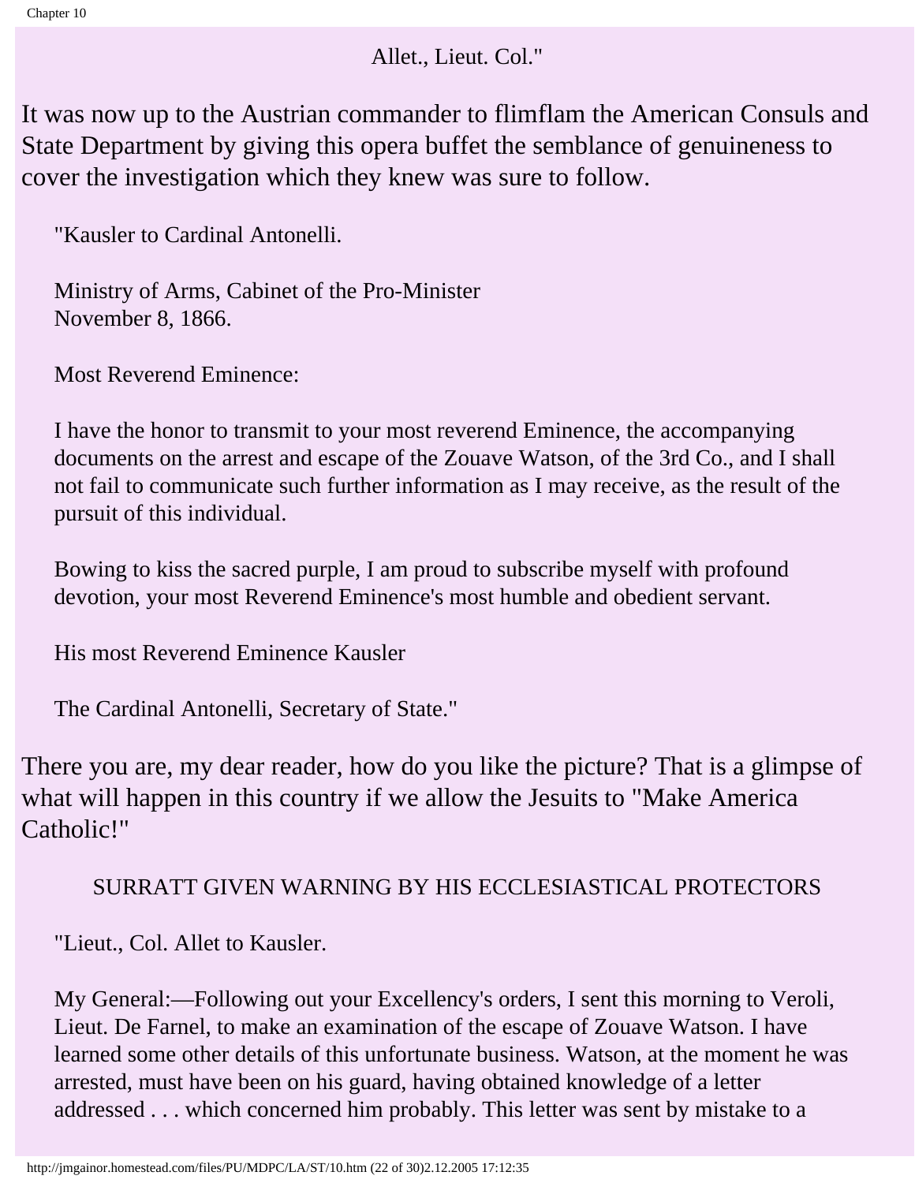Allet., Lieut. Col."

It was now up to the Austrian commander to flimflam the American Consuls and State Department by giving this opera buffet the semblance of genuineness to cover the investigation which they knew was sure to follow.

> "Kausler to Cardinal Antonelli.
>
> Ministry of Arms, Cabinet of the Pro-Minister
> November 8, 1866.
>
> Most Reverend Eminence:
>
> I have the honor to transmit to your most reverend Eminence, the accompanying documents on the arrest and escape of the Zouave Watson, of the 3rd Co., and I shall not fail to communicate such further information as I may receive, as the result of the pursuit of this individual.
>
> Bowing to kiss the sacred purple, I am proud to subscribe myself with profound devotion, your most Reverend Eminence's most humble and obedient servant.
>
> His most Reverend Eminence Kausler
>
> The Cardinal Antonelli, Secretary of State."

There you are, my dear reader, how do you like the picture? That is a glimpse of what will happen in this country if we allow the Jesuits to "Make America Catholic!"

## SURRATT GIVEN WARNING BY HIS ECCLESIASTICAL PROTECTORS

> "Lieut., Col. Allet to Kausler.
>
> My General:—Following out your Excellency's orders, I sent this morning to Veroli, Lieut. De Farnel, to make an examination of the escape of Zouave Watson. I have learned some other details of this unfortunate business. Watson, at the moment he was arrested, must have been on his guard, having obtained knowledge of a letter addressed . . . which concerned him probably. This letter was sent by mistake to a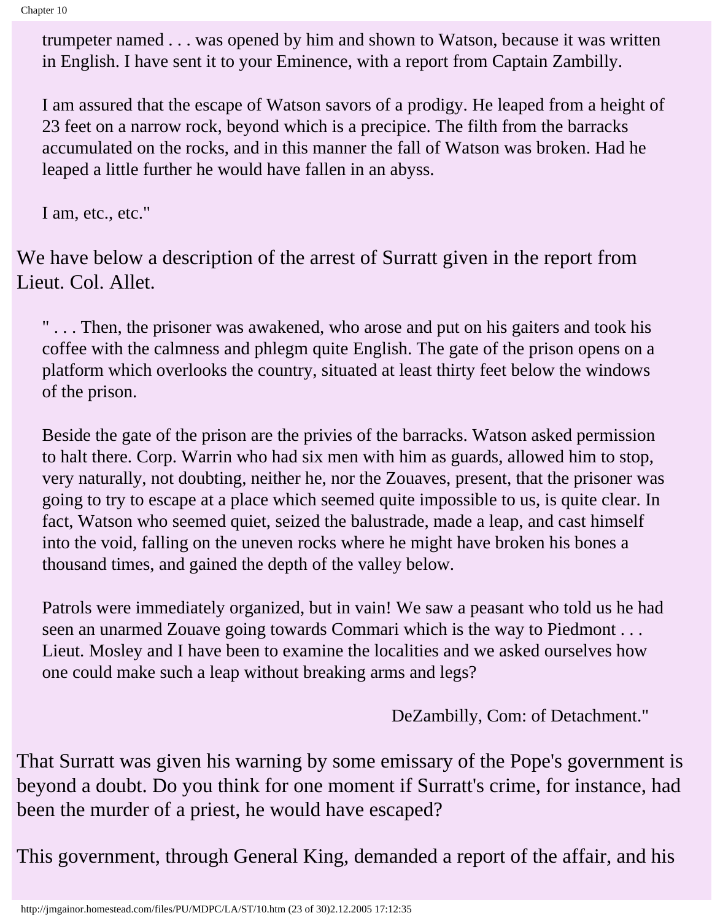> trumpeter named . . . was opened by him and shown to Watson, because it was written in English. I have sent it to your Eminence, with a report from Captain Zambilly.
>
> I am assured that the escape of Watson savors of a prodigy. He leaped from a height of 23 feet on a narrow rock, beyond which is a precipice. The filth from the barracks accumulated on the rocks, and in this manner the fall of Watson was broken. Had he leaped a little further he would have fallen in an abyss.
>
> I am, etc., etc."

We have below a description of the arrest of Surratt given in the report from Lieut. Col. Allet.

> " . . . Then, the prisoner was awakened, who arose and put on his gaiters and took his coffee with the calmness and phlegm quite English. The gate of the prison opens on a platform which overlooks the country, situated at least thirty feet below the windows of the prison.
>
> Beside the gate of the prison are the privies of the barracks. Watson asked permission to halt there. Corp. Warrin who had six men with him as guards, allowed him to stop, very naturally, not doubting, neither he, nor the Zouaves, present, that the prisoner was going to try to escape at a place which seemed quite impossible to us, is quite clear. In fact, Watson who seemed quiet, seized the balustrade, made a leap, and cast himself into the void, falling on the uneven rocks where he might have broken his bones a thousand times, and gained the depth of the valley below.
>
> Patrols were immediately organized, but in vain! We saw a peasant who told us he had seen an unarmed Zouave going towards Commari which is the way to Piedmont . . . Lieut. Mosley and I have been to examine the localities and we asked ourselves how one could make such a leap without breaking arms and legs?
>
> DeZambilly, Com: of Detachment."

That Surratt was given his warning by some emissary of the Pope's government is beyond a doubt. Do you think for one moment if Surratt's crime, for instance, had been the murder of a priest, he would have escaped?

This government, through General King, demanded a report of the affair, and his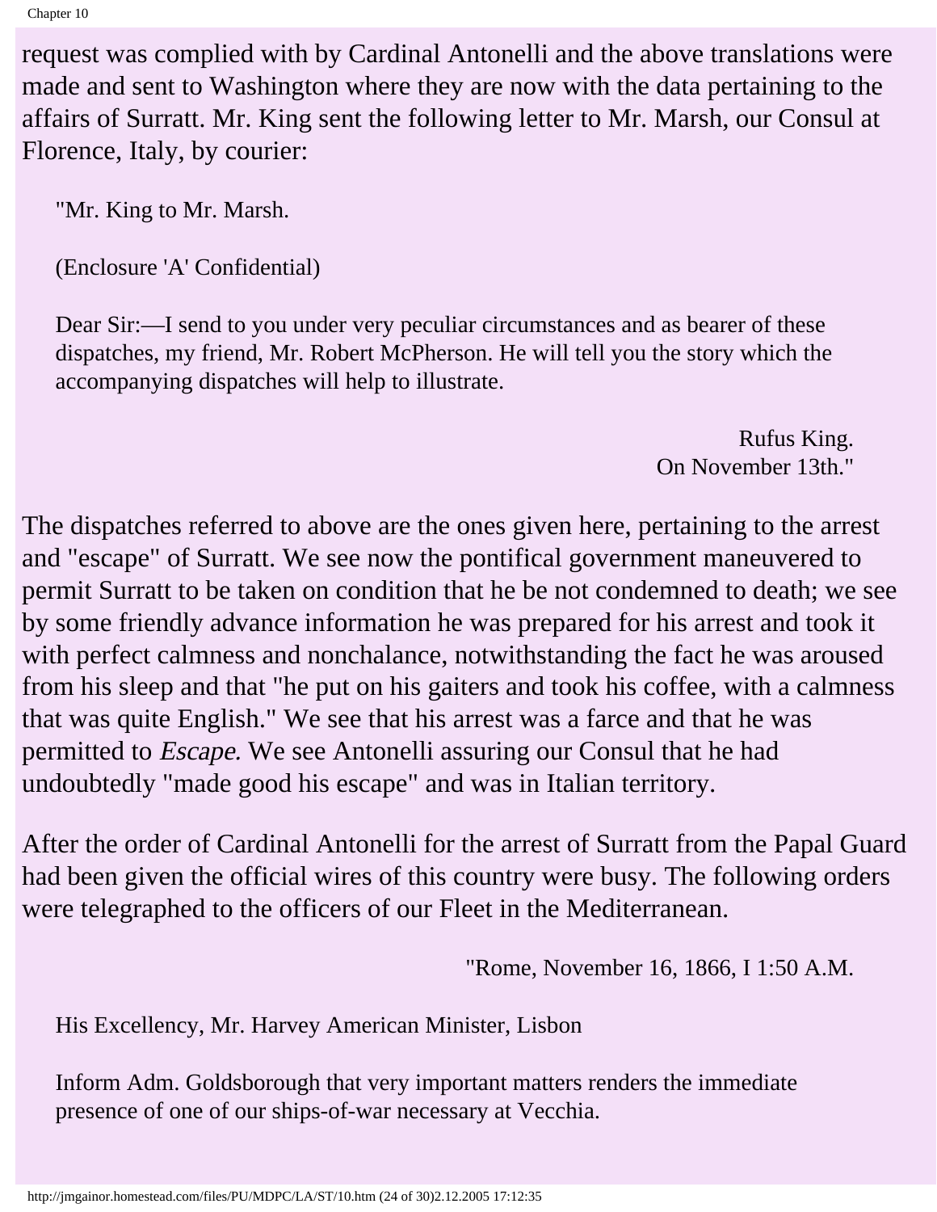request was complied with by Cardinal Antonelli and the above translations were made and sent to Washington where they are now with the data pertaining to the affairs of Surratt. Mr. King sent the following letter to Mr. Marsh, our Consul at Florence, Italy, by courier:

> "Mr. King to Mr. Marsh.
>
> (Enclosure 'A' Confidential)
>
> Dear Sir:—I send to you under very peculiar circumstances and as bearer of these dispatches, my friend, Mr. Robert McPherson. He will tell you the story which the accompanying dispatches will help to illustrate.
>
> Rufus King.
> On November 13th."

The dispatches referred to above are the ones given here, pertaining to the arrest and "escape" of Surratt. We see now the pontifical government maneuvered to permit Surratt to be taken on condition that he be not condemned to death; we see by some friendly advance information he was prepared for his arrest and took it with perfect calmness and nonchalance, notwithstanding the fact he was aroused from his sleep and that "he put on his gaiters and took his coffee, with a calmness that was quite English." We see that his arrest was a farce and that he was permitted to *Escape.* We see Antonelli assuring our Consul that he had undoubtedly "made good his escape" and was in Italian territory.

After the order of Cardinal Antonelli for the arrest of Surratt from the Papal Guard had been given the official wires of this country were busy. The following orders were telegraphed to the officers of our Fleet in the Mediterranean.

> "Rome, November 16, 1866, I 1:50 A.M.
>
> His Excellency, Mr. Harvey American Minister, Lisbon
>
> Inform Adm. Goldsborough that very important matters renders the immediate presence of one of our ships-of-war necessary at Vecchia.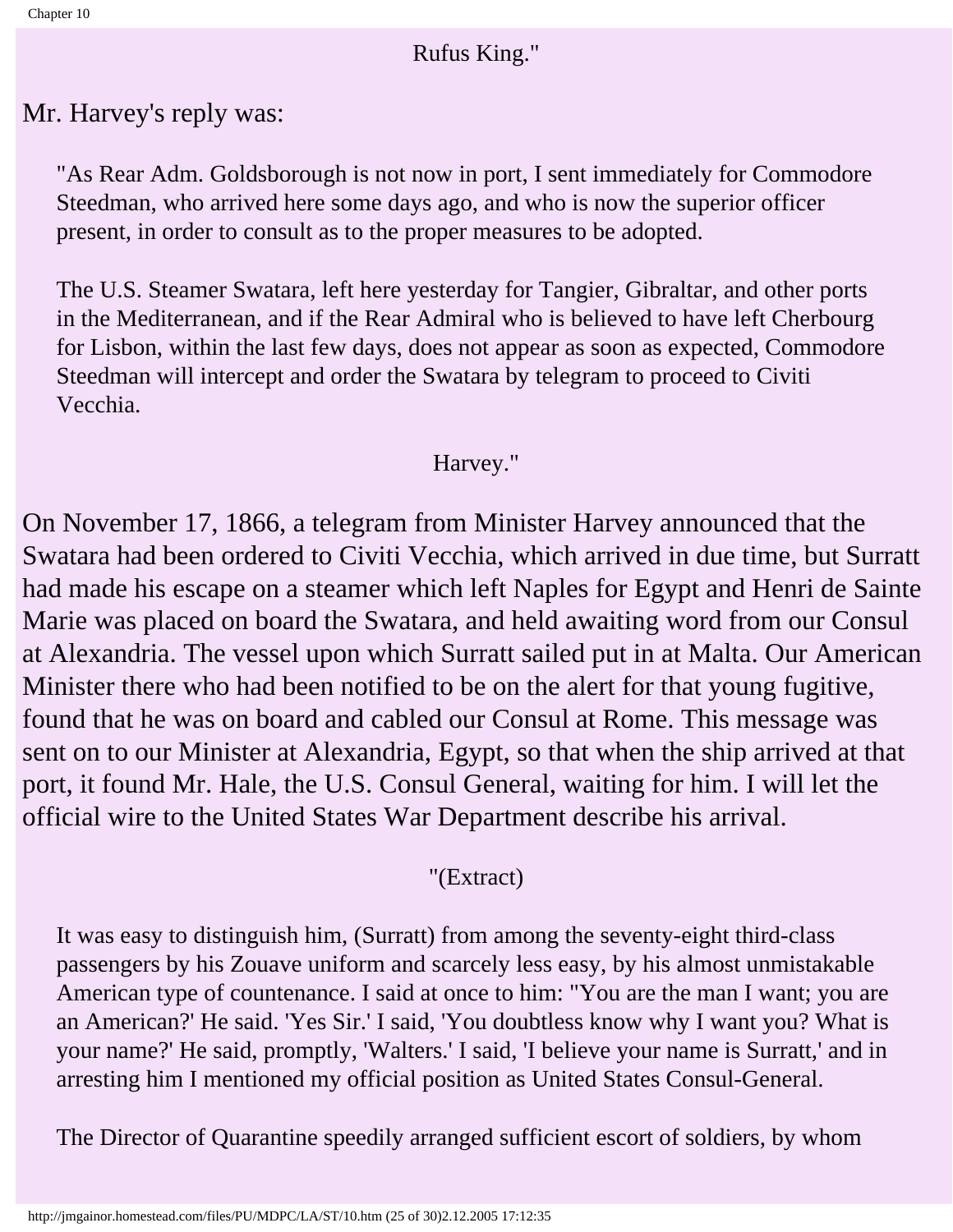Rufus King."

Mr. Harvey's reply was:

> "As Rear Adm. Goldsborough is not now in port, I sent immediately for Commodore Steedman, who arrived here some days ago, and who is now the superior officer present, in order to consult as to the proper measures to be adopted.
>
> The U.S. Steamer Swatara, left here yesterday for Tangier, Gibraltar, and other ports in the Mediterranean, and if the Rear Admiral who is believed to have left Cherbourg for Lisbon, within the last few days, does not appear as soon as expected, Commodore Steedman will intercept and order the Swatara by telegram to proceed to Civiti Vecchia.
>
> Harvey."

On November 17, 1866, a telegram from Minister Harvey announced that the Swatara had been ordered to Civiti Vecchia, which arrived in due time, but Surratt had made his escape on a steamer which left Naples for Egypt and Henri de Sainte Marie was placed on board the Swatara, and held awaiting word from our Consul at Alexandria. The vessel upon which Surratt sailed put in at Malta. Our American Minister there who had been notified to be on the alert for that young fugitive, found that he was on board and cabled our Consul at Rome. This message was sent on to our Minister at Alexandria, Egypt, so that when the ship arrived at that port, it found Mr. Hale, the U.S. Consul General, waiting for him. I will let the official wire to the United States War Department describe his arrival.

"(Extract)

> It was easy to distinguish him, (Surratt) from among the seventy-eight third-class passengers by his Zouave uniform and scarcely less easy, by his almost unmistakable American type of countenance. I said at once to him: "You are the man I want; you are an American?' He said. 'Yes Sir.' I said, 'You doubtless know why I want you? What is your name?' He said, promptly, 'Walters.' I said, 'I believe your name is Surratt,' and in arresting him I mentioned my official position as United States Consul-General.
>
> The Director of Quarantine speedily arranged sufficient escort of soldiers, by whom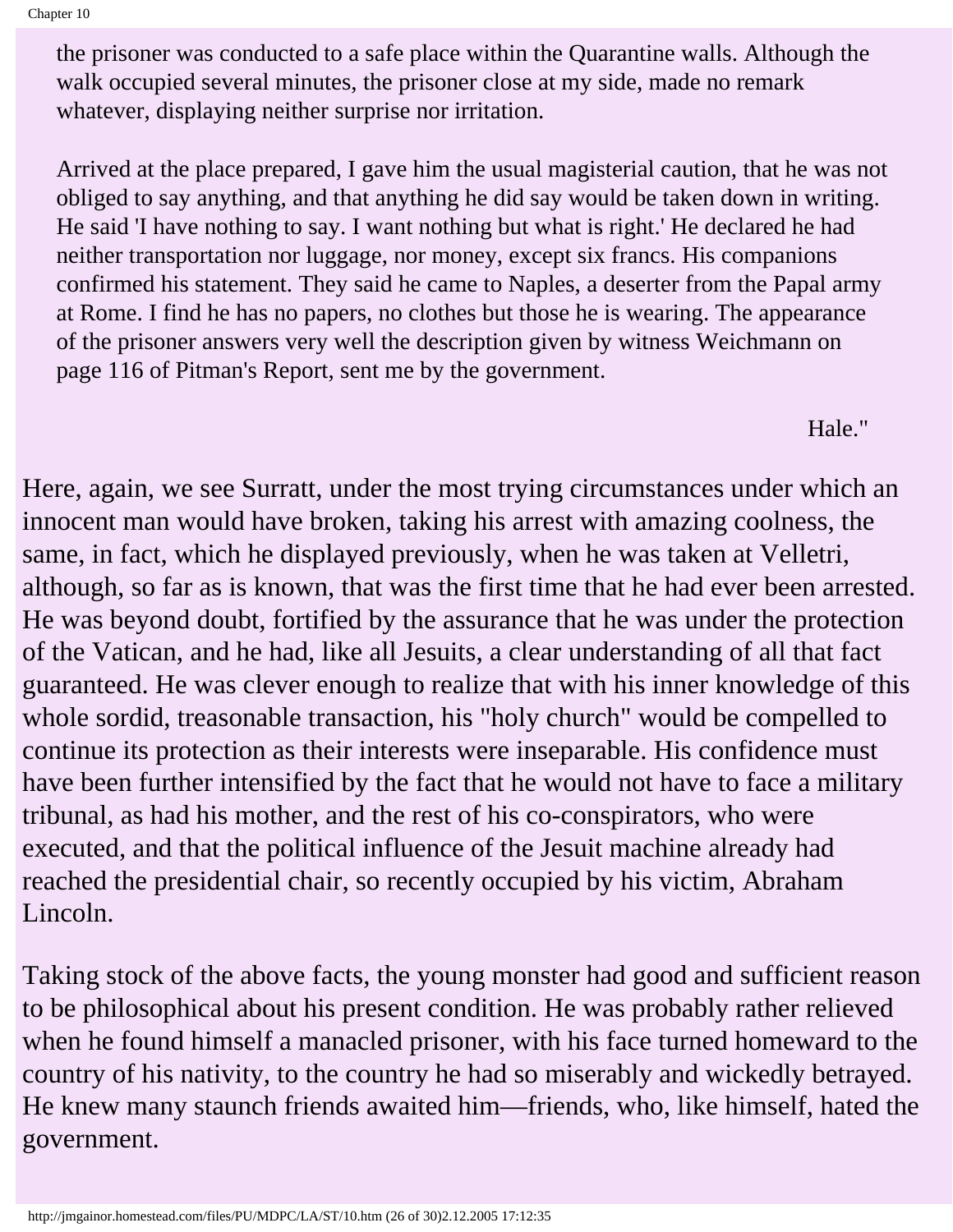> the prisoner was conducted to a safe place within the Quarantine walls. Although the walk occupied several minutes, the prisoner close at my side, made no remark whatever, displaying neither surprise nor irritation.
>
> Arrived at the place prepared, I gave him the usual magisterial caution, that he was not obliged to say anything, and that anything he did say would be taken down in writing. He said 'I have nothing to say. I want nothing but what is right.' He declared he had neither transportation nor luggage, nor money, except six francs. His companions confirmed his statement. They said he came to Naples, a deserter from the Papal army at Rome. I find he has no papers, no clothes but those he is wearing. The appearance of the prisoner answers very well the description given by witness Weichmann on page 116 of Pitman's Report, sent me by the government.
>
> Hale."

Here, again, we see Surratt, under the most trying circumstances under which an innocent man would have broken, taking his arrest with amazing coolness, the same, in fact, which he displayed previously, when he was taken at Velletri, although, so far as is known, that was the first time that he had ever been arrested. He was beyond doubt, fortified by the assurance that he was under the protection of the Vatican, and he had, like all Jesuits, a clear understanding of all that fact guaranteed. He was clever enough to realize that with his inner knowledge of this whole sordid, treasonable transaction, his "holy church" would be compelled to continue its protection as their interests were inseparable. His confidence must have been further intensified by the fact that he would not have to face a military tribunal, as had his mother, and the rest of his co-conspirators, who were executed, and that the political influence of the Jesuit machine already had reached the presidential chair, so recently occupied by his victim, Abraham Lincoln.

Taking stock of the above facts, the young monster had good and sufficient reason to be philosophical about his present condition. He was probably rather relieved when he found himself a manacled prisoner, with his face turned homeward to the country of his nativity, to the country he had so miserably and wickedly betrayed. He knew many staunch friends awaited him—friends, who, like himself, hated the government.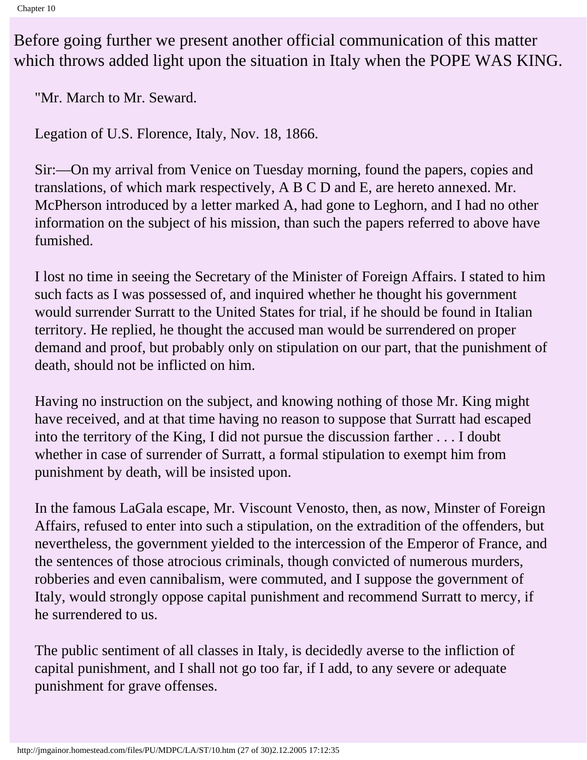Before going further we present another official communication of this matter which throws added light upon the situation in Italy when the POPE WAS KING.

"Mr. March to Mr. Seward.

Legation of U.S. Florence, Italy, Nov. 18, 1866.

Sir:—On my arrival from Venice on Tuesday morning, found the papers, copies and translations, of which mark respectively, A B C D and E, are hereto annexed. Mr. McPherson introduced by a letter marked A, had gone to Leghorn, and I had no other information on the subject of his mission, than such the papers referred to above have fumished.

I lost no time in seeing the Secretary of the Minister of Foreign Affairs. I stated to him such facts as I was possessed of, and inquired whether he thought his government would surrender Surratt to the United States for trial, if he should be found in Italian territory. He replied, he thought the accused man would be surrendered on proper demand and proof, but probably only on stipulation on our part, that the punishment of death, should not be inflicted on him.

Having no instruction on the subject, and knowing nothing of those Mr. King might have received, and at that time having no reason to suppose that Surratt had escaped into the territory of the King, I did not pursue the discussion farther . . . I doubt whether in case of surrender of Surratt, a formal stipulation to exempt him from punishment by death, will be insisted upon.

In the famous LaGala escape, Mr. Viscount Venosto, then, as now, Minster of Foreign Affairs, refused to enter into such a stipulation, on the extradition of the offenders, but nevertheless, the government yielded to the intercession of the Emperor of France, and the sentences of those atrocious criminals, though convicted of numerous murders, robberies and even cannibalism, were commuted, and I suppose the government of Italy, would strongly oppose capital punishment and recommend Surratt to mercy, if he surrendered to us.

The public sentiment of all classes in Italy, is decidedly averse to the infliction of capital punishment, and I shall not go too far, if I add, to any severe or adequate punishment for grave offenses.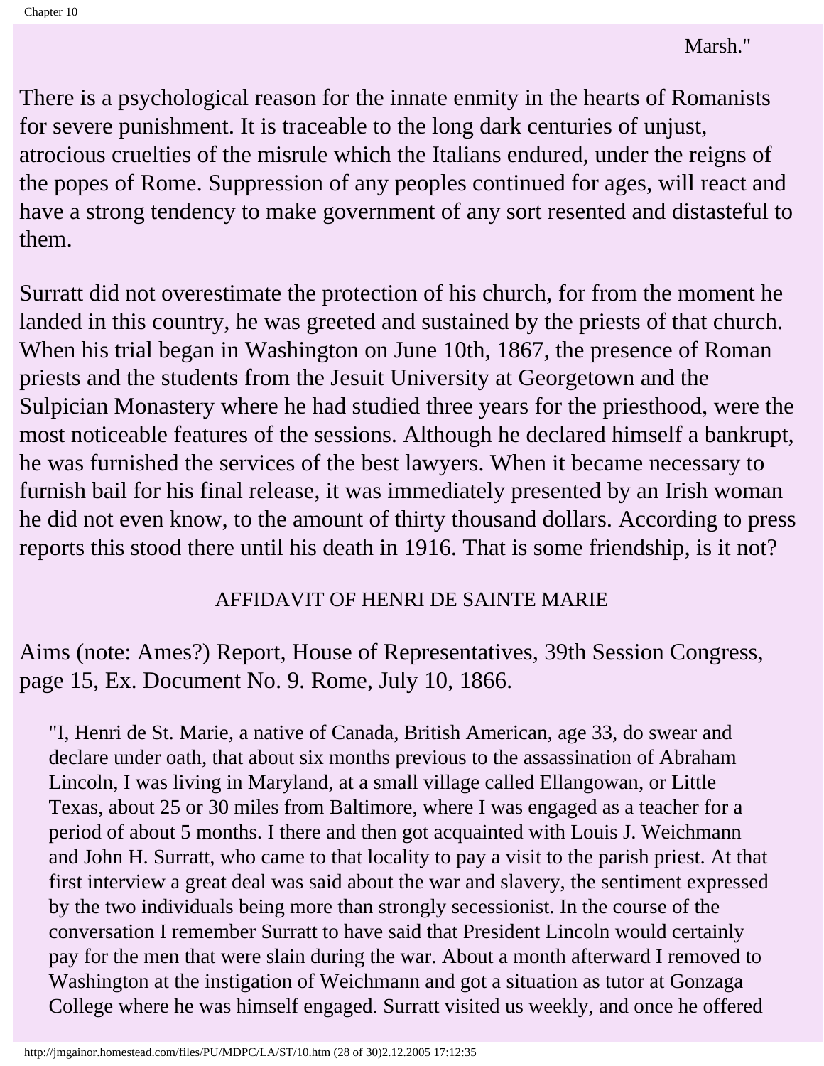Marsh."

There is a psychological reason for the innate enmity in the hearts of Romanists for severe punishment. It is traceable to the long dark centuries of unjust, atrocious cruelties of the misrule which the Italians endured, under the reigns of the popes of Rome. Suppression of any peoples continued for ages, will react and have a strong tendency to make government of any sort resented and distasteful to them.

Surratt did not overestimate the protection of his church, for from the moment he landed in this country, he was greeted and sustained by the priests of that church. When his trial began in Washington on June 10th, 1867, the presence of Roman priests and the students from the Jesuit University at Georgetown and the Sulpician Monastery where he had studied three years for the priesthood, were the most noticeable features of the sessions. Although he declared himself a bankrupt, he was furnished the services of the best lawyers. When it became necessary to furnish bail for his final release, it was immediately presented by an Irish woman he did not even know, to the amount of thirty thousand dollars. According to press reports this stood there until his death in 1916. That is some friendship, is it not?

AFFIDAVIT OF HENRI DE SAINTE MARIE

Aims (note: Ames?) Report, House of Representatives, 39th Session Congress, page 15, Ex. Document No. 9. Rome, July 10, 1866.

> "I, Henri de St. Marie, a native of Canada, British American, age 33, do swear and declare under oath, that about six months previous to the assassination of Abraham Lincoln, I was living in Maryland, at a small village called Ellangowan, or Little Texas, about 25 or 30 miles from Baltimore, where I was engaged as a teacher for a period of about 5 months. I there and then got acquainted with Louis J. Weichmann and John H. Surratt, who came to that locality to pay a visit to the parish priest. At that first interview a great deal was said about the war and slavery, the sentiment expressed by the two individuals being more than strongly secessionist. In the course of the conversation I remember Surratt to have said that President Lincoln would certainly pay for the men that were slain during the war. About a month afterward I removed to Washington at the instigation of Weichmann and got a situation as tutor at Gonzaga College where he was himself engaged. Surratt visited us weekly, and once he offered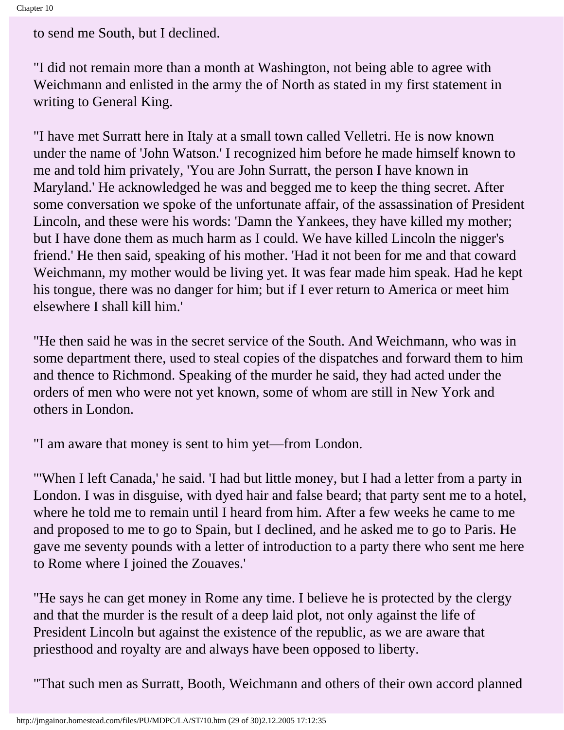to send me South, but I declined.

"I did not remain more than a month at Washington, not being able to agree with Weichmann and enlisted in the army the of North as stated in my first statement in writing to General King.

"I have met Surratt here in Italy at a small town called Velletri. He is now known under the name of 'John Watson.' I recognized him before he made himself known to me and told him privately, 'You are John Surratt, the person I have known in Maryland.' He acknowledged he was and begged me to keep the thing secret. After some conversation we spoke of the unfortunate affair, of the assassination of President Lincoln, and these were his words: 'Damn the Yankees, they have killed my mother; but I have done them as much harm as I could. We have killed Lincoln the nigger's friend.' He then said, speaking of his mother. 'Had it not been for me and that coward Weichmann, my mother would be living yet. It was fear made him speak. Had he kept his tongue, there was no danger for him; but if I ever return to America or meet him elsewhere I shall kill him.'

"He then said he was in the secret service of the South. And Weichmann, who was in some department there, used to steal copies of the dispatches and forward them to him and thence to Richmond. Speaking of the murder he said, they had acted under the orders of men who were not yet known, some of whom are still in New York and others in London.

"I am aware that money is sent to him yet—from London.

"'When I left Canada,' he said. 'I had but little money, but I had a letter from a party in London. I was in disguise, with dyed hair and false beard; that party sent me to a hotel, where he told me to remain until I heard from him. After a few weeks he came to me and proposed to me to go to Spain, but I declined, and he asked me to go to Paris. He gave me seventy pounds with a letter of introduction to a party there who sent me here to Rome where I joined the Zouaves.'

"He says he can get money in Rome any time. I believe he is protected by the clergy and that the murder is the result of a deep laid plot, not only against the life of President Lincoln but against the existence of the republic, as we are aware that priesthood and royalty are and always have been opposed to liberty.

"That such men as Surratt, Booth, Weichmann and others of their own accord planned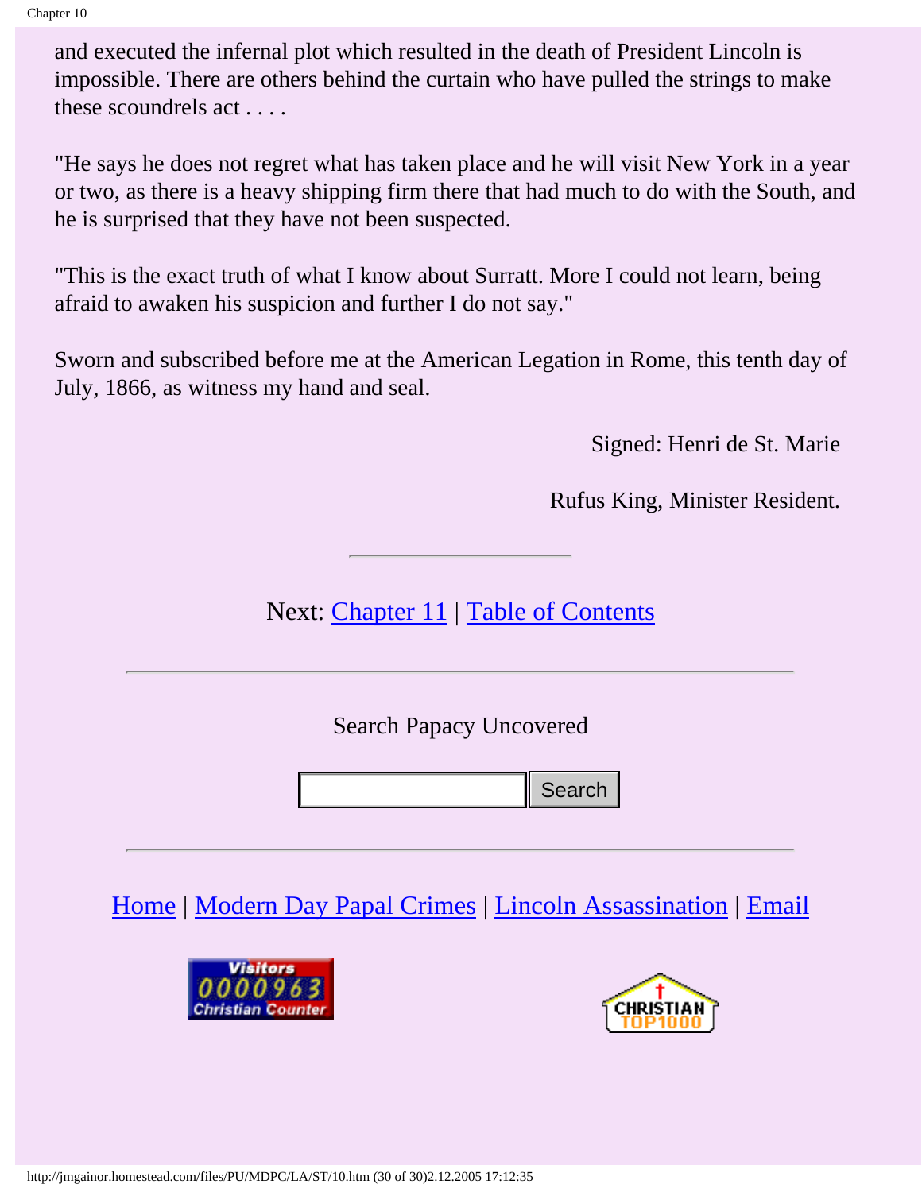and executed the infernal plot which resulted in the death of President Lincoln is impossible. There are others behind the curtain who have pulled the strings to make these scoundrels act . . . .

"He says he does not regret what has taken place and he will visit New York in a year or two, as there is a heavy shipping firm there that had much to do with the South, and he is surprised that they have not been suspected.

"This is the exact truth of what I know about Surratt. More I could not learn, being afraid to awaken his suspicion and further I do not say."

Sworn and subscribed before me at the American Legation in Rome, this tenth day of July, 1866, as witness my hand and seal.

Signed: Henri de St. Marie

Rufus King, Minister Resident.

---

Next: Chapter 11 | Table of Contents

---

Search Papacy Uncovered

Search

---

Home | Modern Day Papal Crimes | Lincoln Assassination | Email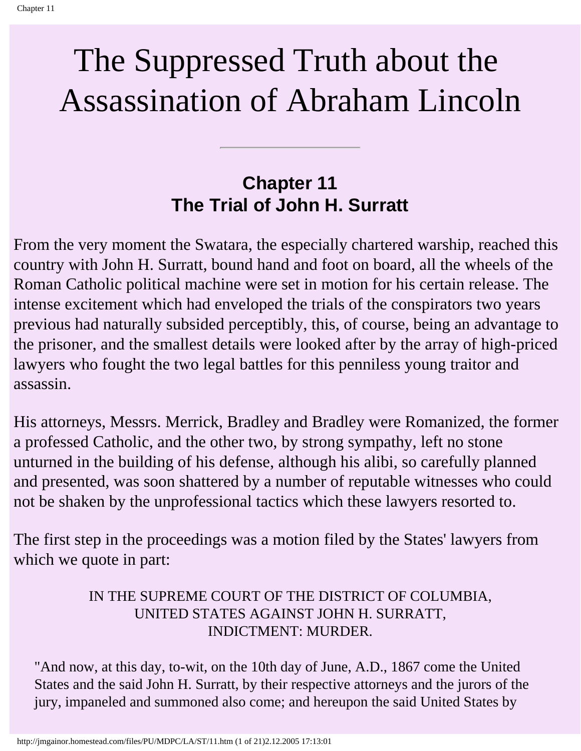# The Suppressed Truth about the Assassination of Abraham Lincoln

---

## Chapter 11
## The Trial of John H. Surratt

From the very moment the Swatara, the especially chartered warship, reached this country with John H. Surratt, bound hand and foot on board, all the wheels of the Roman Catholic political machine were set in motion for his certain release. The intense excitement which had enveloped the trials of the conspirators two years previous had naturally subsided perceptibly, this, of course, being an advantage to the prisoner, and the smallest details were looked after by the array of high-priced lawyers who fought the two legal battles for this penniless young traitor and assassin.

His attorneys, Messrs. Merrick, Bradley and Bradley were Romanized, the former a professed Catholic, and the other two, by strong sympathy, left no stone unturned in the building of his defense, although his alibi, so carefully planned and presented, was soon shattered by a number of reputable witnesses who could not be shaken by the unprofessional tactics which these lawyers resorted to.

The first step in the proceedings was a motion filed by the States' lawyers from which we quote in part:

IN THE SUPREME COURT OF THE DISTRICT OF COLUMBIA,
UNITED STATES AGAINST JOHN H. SURRATT,
INDICTMENT: MURDER.

"And now, at this day, to-wit, on the 10th day of June, A.D., 1867 come the United States and the said John H. Surratt, by their respective attorneys and the jurors of the jury, impaneled and summoned also come; and hereupon the said United States by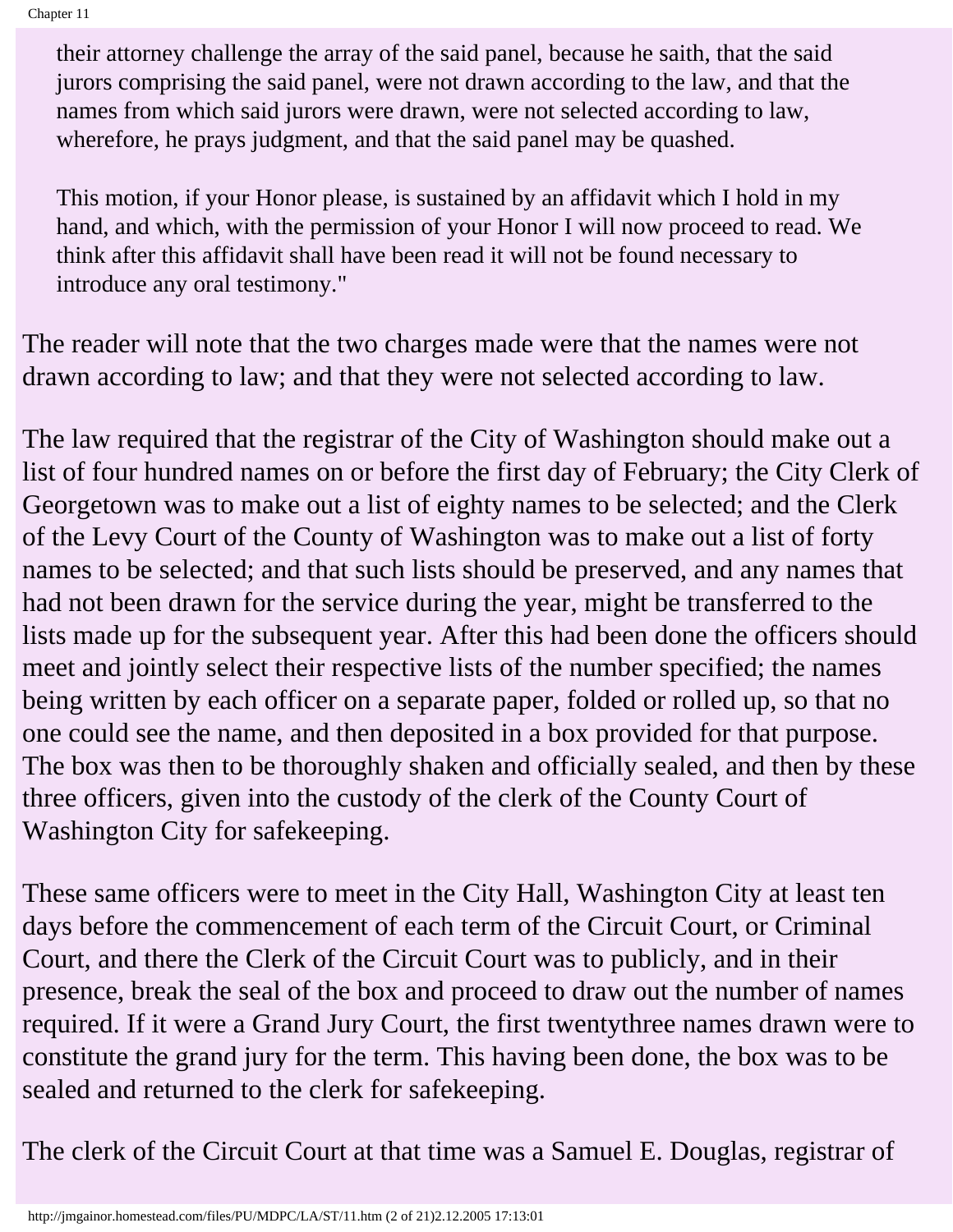> their attorney challenge the array of the said panel, because he saith, that the said jurors comprising the said panel, were not drawn according to the law, and that the names from which said jurors were drawn, were not selected according to law, wherefore, he prays judgment, and that the said panel may be quashed.
>
> This motion, if your Honor please, is sustained by an affidavit which I hold in my hand, and which, with the permission of your Honor I will now proceed to read. We think after this affidavit shall have been read it will not be found necessary to introduce any oral testimony."

The reader will note that the two charges made were that the names were not drawn according to law; and that they were not selected according to law.

The law required that the registrar of the City of Washington should make out a list of four hundred names on or before the first day of February; the City Clerk of Georgetown was to make out a list of eighty names to be selected; and the Clerk of the Levy Court of the County of Washington was to make out a list of forty names to be selected; and that such lists should be preserved, and any names that had not been drawn for the service during the year, might be transferred to the lists made up for the subsequent year. After this had been done the officers should meet and jointly select their respective lists of the number specified; the names being written by each officer on a separate paper, folded or rolled up, so that no one could see the name, and then deposited in a box provided for that purpose. The box was then to be thoroughly shaken and officially sealed, and then by these three officers, given into the custody of the clerk of the County Court of Washington City for safekeeping.

These same officers were to meet in the City Hall, Washington City at least ten days before the commencement of each term of the Circuit Court, or Criminal Court, and there the Clerk of the Circuit Court was to publicly, and in their presence, break the seal of the box and proceed to draw out the number of names required. If it were a Grand Jury Court, the first twentythree names drawn were to constitute the grand jury for the term. This having been done, the box was to be sealed and returned to the clerk for safekeeping.

The clerk of the Circuit Court at that time was a Samuel E. Douglas, registrar of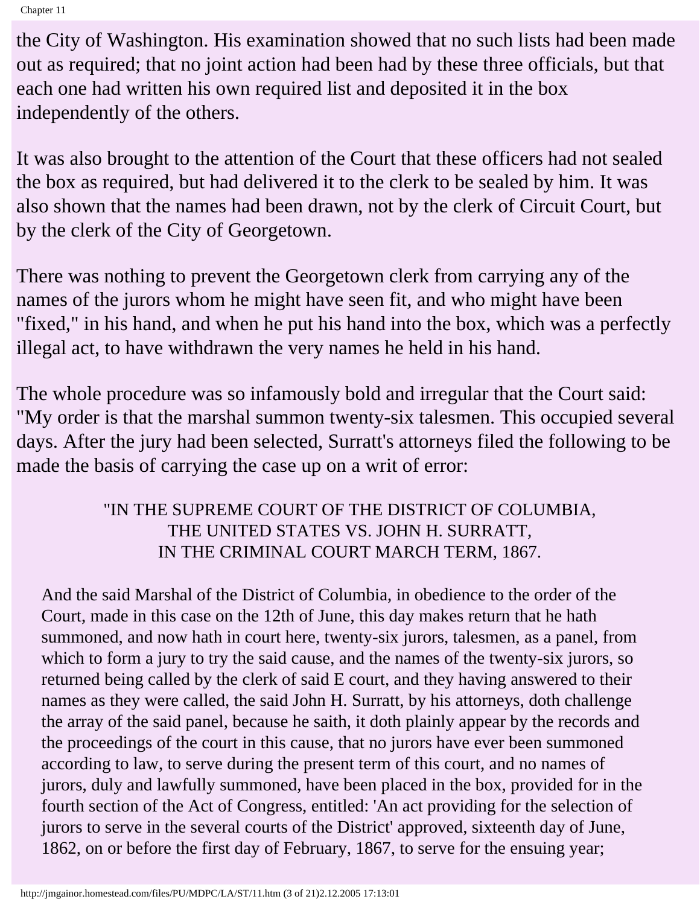the City of Washington. His examination showed that no such lists had been made out as required; that no joint action had been had by these three officials, but that each one had written his own required list and deposited it in the box independently of the others.

It was also brought to the attention of the Court that these officers had not sealed the box as required, but had delivered it to the clerk to be sealed by him. It was also shown that the names had been drawn, not by the clerk of Circuit Court, but by the clerk of the City of Georgetown.

There was nothing to prevent the Georgetown clerk from carrying any of the names of the jurors whom he might have seen fit, and who might have been "fixed," in his hand, and when he put his hand into the box, which was a perfectly illegal act, to have withdrawn the very names he held in his hand.

The whole procedure was so infamously bold and irregular that the Court said: "My order is that the marshal summon twenty-six talesmen. This occupied several days. After the jury had been selected, Surratt's attorneys filed the following to be made the basis of carrying the case up on a writ of error:

"IN THE SUPREME COURT OF THE DISTRICT OF COLUMBIA,
THE UNITED STATES VS. JOHN H. SURRATT,
IN THE CRIMINAL COURT MARCH TERM, 1867.

> And the said Marshal of the District of Columbia, in obedience to the order of the Court, made in this case on the 12th of June, this day makes return that he hath summoned, and now hath in court here, twenty-six jurors, talesmen, as a panel, from which to form a jury to try the said cause, and the names of the twenty-six jurors, so returned being called by the clerk of said E court, and they having answered to their names as they were called, the said John H. Surratt, by his attorneys, doth challenge the array of the said panel, because he saith, it doth plainly appear by the records and the proceedings of the court in this cause, that no jurors have ever been summoned according to law, to serve during the present term of this court, and no names of jurors, duly and lawfully summoned, have been placed in the box, provided for in the fourth section of the Act of Congress, entitled: 'An act providing for the selection of jurors to serve in the several courts of the District' approved, sixteenth day of June, 1862, on or before the first day of February, 1867, to serve for the ensuing year;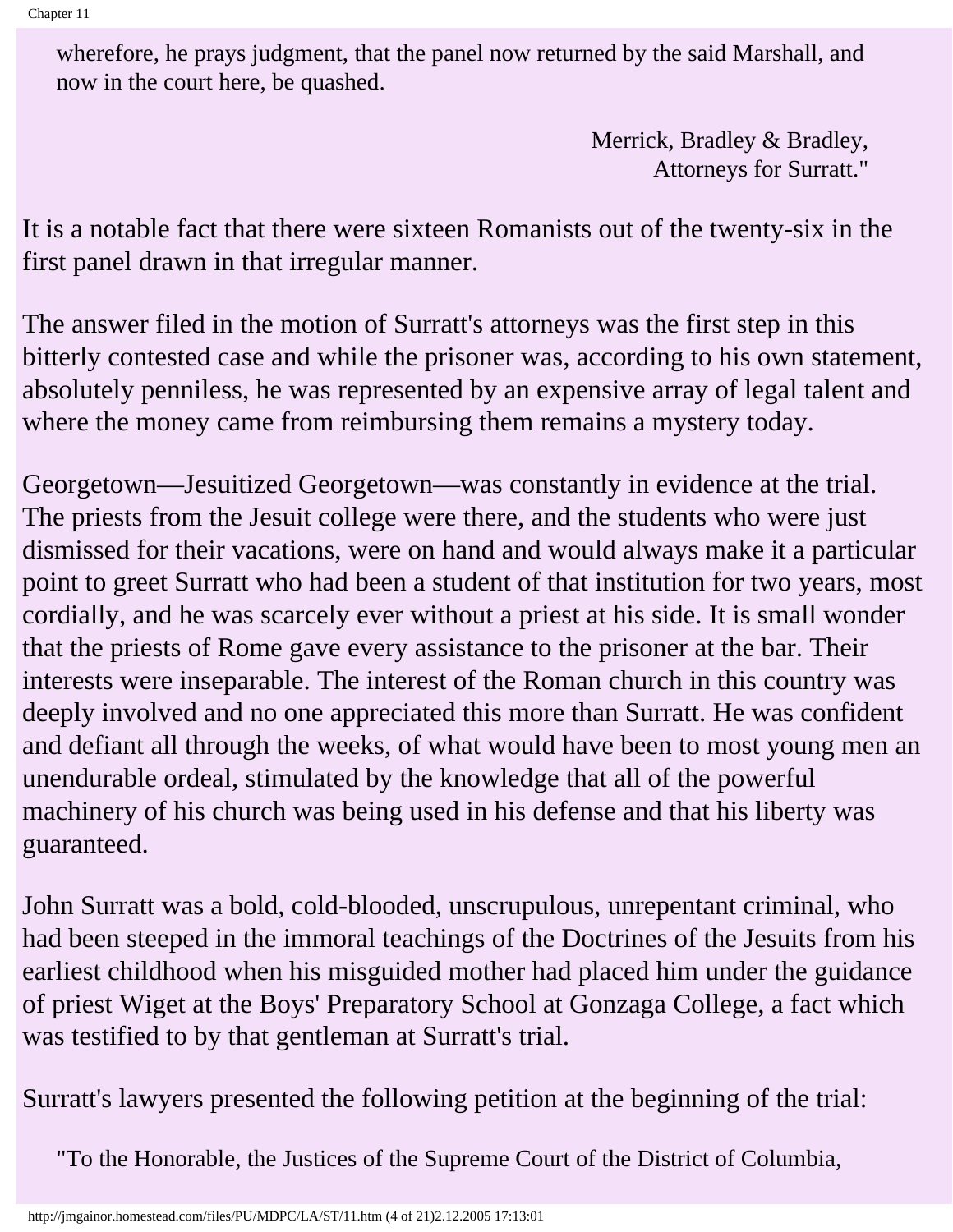> wherefore, he prays judgment, that the panel now returned by the said Marshall, and now in the court here, be quashed.
>
> Merrick, Bradley & Bradley,
> Attorneys for Surratt."

It is a notable fact that there were sixteen Romanists out of the twenty-six in the first panel drawn in that irregular manner.

The answer filed in the motion of Surratt's attorneys was the first step in this bitterly contested case and while the prisoner was, according to his own statement, absolutely penniless, he was represented by an expensive array of legal talent and where the money came from reimbursing them remains a mystery today.

Georgetown—Jesuitized Georgetown—was constantly in evidence at the trial. The priests from the Jesuit college were there, and the students who were just dismissed for their vacations, were on hand and would always make it a particular point to greet Surratt who had been a student of that institution for two years, most cordially, and he was scarcely ever without a priest at his side. It is small wonder that the priests of Rome gave every assistance to the prisoner at the bar. Their interests were inseparable. The interest of the Roman church in this country was deeply involved and no one appreciated this more than Surratt. He was confident and defiant all through the weeks, of what would have been to most young men an unendurable ordeal, stimulated by the knowledge that all of the powerful machinery of his church was being used in his defense and that his liberty was guaranteed.

John Surratt was a bold, cold-blooded, unscrupulous, unrepentant criminal, who had been steeped in the immoral teachings of the Doctrines of the Jesuits from his earliest childhood when his misguided mother had placed him under the guidance of priest Wiget at the Boys' Preparatory School at Gonzaga College, a fact which was testified to by that gentleman at Surratt's trial.

Surratt's lawyers presented the following petition at the beginning of the trial:

> "To the Honorable, the Justices of the Supreme Court of the District of Columbia,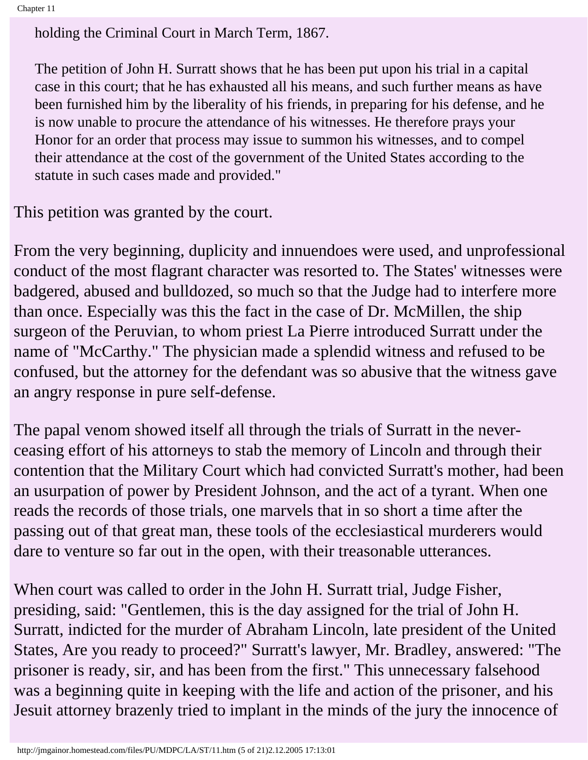> holding the Criminal Court in March Term, 1867.
>
> The petition of John H. Surratt shows that he has been put upon his trial in a capital case in this court; that he has exhausted all his means, and such further means as have been furnished him by the liberality of his friends, in preparing for his defense, and he is now unable to procure the attendance of his witnesses. He therefore prays your Honor for an order that process may issue to summon his witnesses, and to compel their attendance at the cost of the government of the United States according to the statute in such cases made and provided."

This petition was granted by the court.

From the very beginning, duplicity and innuendoes were used, and unprofessional conduct of the most flagrant character was resorted to. The States' witnesses were badgered, abused and bulldozed, so much so that the Judge had to interfere more than once. Especially was this the fact in the case of Dr. McMillen, the ship surgeon of the Peruvian, to whom priest La Pierre introduced Surratt under the name of "McCarthy." The physician made a splendid witness and refused to be confused, but the attorney for the defendant was so abusive that the witness gave an angry response in pure self-defense.

The papal venom showed itself all through the trials of Surratt in the never-ceasing effort of his attorneys to stab the memory of Lincoln and through their contention that the Military Court which had convicted Surratt's mother, had been an usurpation of power by President Johnson, and the act of a tyrant. When one reads the records of those trials, one marvels that in so short a time after the passing out of that great man, these tools of the ecclesiastical murderers would dare to venture so far out in the open, with their treasonable utterances.

When court was called to order in the John H. Surratt trial, Judge Fisher, presiding, said: "Gentlemen, this is the day assigned for the trial of John H. Surratt, indicted for the murder of Abraham Lincoln, late president of the United States, Are you ready to proceed?" Surratt's lawyer, Mr. Bradley, answered: "The prisoner is ready, sir, and has been from the first." This unnecessary falsehood was a beginning quite in keeping with the life and action of the prisoner, and his Jesuit attorney brazenly tried to implant in the minds of the jury the innocence of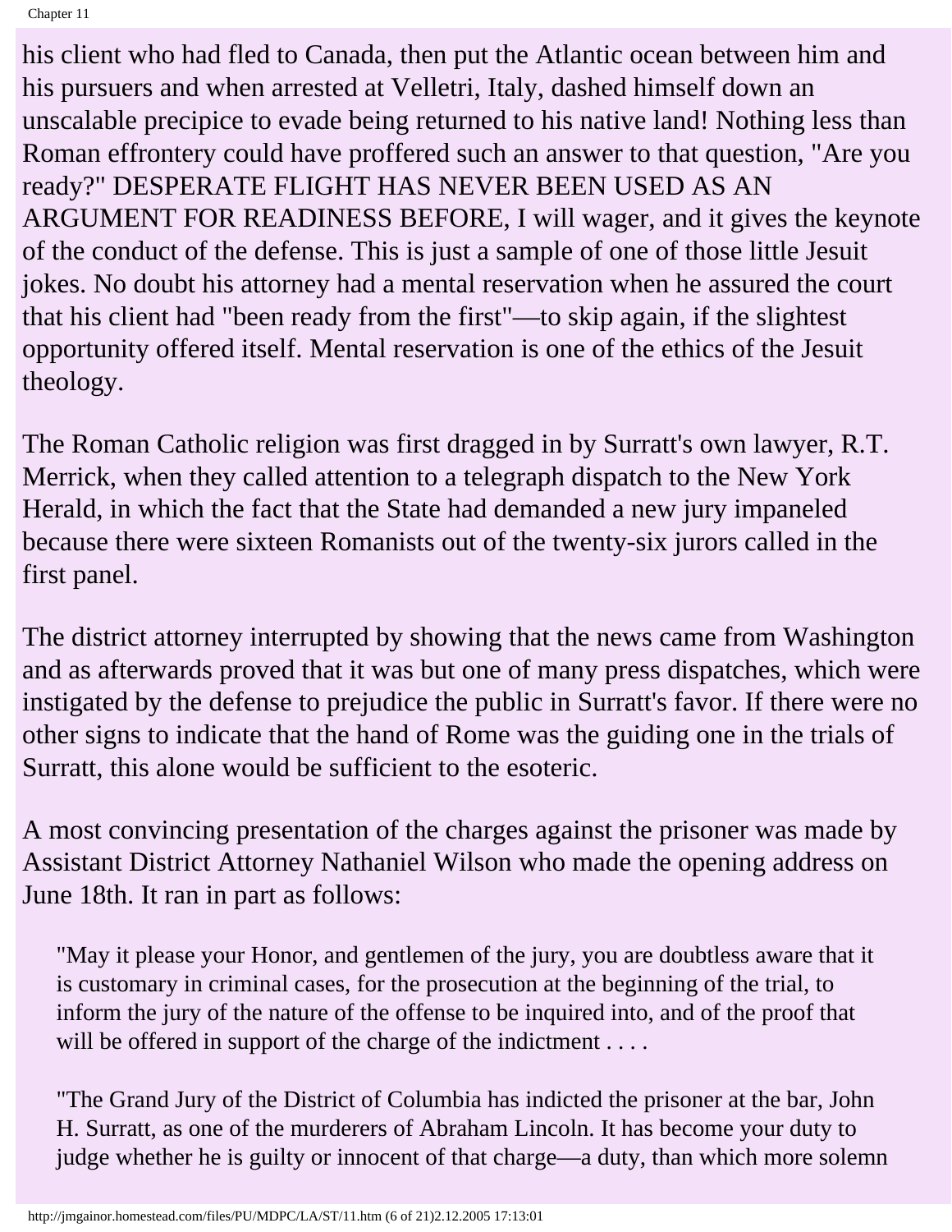his client who had fled to Canada, then put the Atlantic ocean between him and his pursuers and when arrested at Velletri, Italy, dashed himself down an unscalable precipice to evade being returned to his native land! Nothing less than Roman effrontery could have proffered such an answer to that question, "Are you ready?" DESPERATE FLIGHT HAS NEVER BEEN USED AS AN ARGUMENT FOR READINESS BEFORE, I will wager, and it gives the keynote of the conduct of the defense. This is just a sample of one of those little Jesuit jokes. No doubt his attorney had a mental reservation when he assured the court that his client had "been ready from the first"—to skip again, if the slightest opportunity offered itself. Mental reservation is one of the ethics of the Jesuit theology.

The Roman Catholic religion was first dragged in by Surratt's own lawyer, R.T. Merrick, when they called attention to a telegraph dispatch to the New York Herald, in which the fact that the State had demanded a new jury impaneled because there were sixteen Romanists out of the twenty-six jurors called in the first panel.

The district attorney interrupted by showing that the news came from Washington and as afterwards proved that it was but one of many press dispatches, which were instigated by the defense to prejudice the public in Surratt's favor. If there were no other signs to indicate that the hand of Rome was the guiding one in the trials of Surratt, this alone would be sufficient to the esoteric.

A most convincing presentation of the charges against the prisoner was made by Assistant District Attorney Nathaniel Wilson who made the opening address on June 18th. It ran in part as follows:

> "May it please your Honor, and gentlemen of the jury, you are doubtless aware that it is customary in criminal cases, for the prosecution at the beginning of the trial, to inform the jury of the nature of the offense to be inquired into, and of the proof that will be offered in support of the charge of the indictment . . . .
>
> "The Grand Jury of the District of Columbia has indicted the prisoner at the bar, John H. Surratt, as one of the murderers of Abraham Lincoln. It has become your duty to judge whether he is guilty or innocent of that charge—a duty, than which more solemn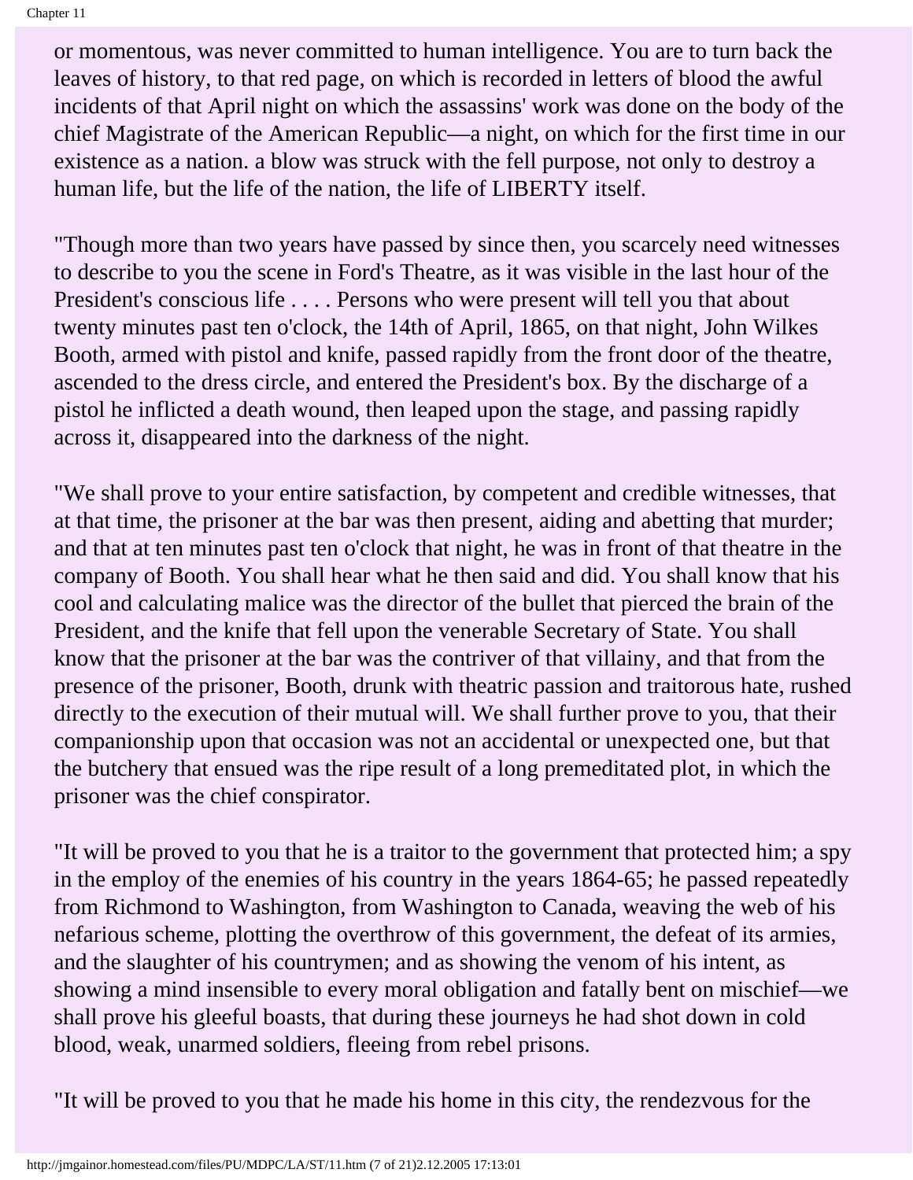or momentous, was never committed to human intelligence. You are to turn back the leaves of history, to that red page, on which is recorded in letters of blood the awful incidents of that April night on which the assassins' work was done on the body of the chief Magistrate of the American Republic—a night, on which for the first time in our existence as a nation. a blow was struck with the fell purpose, not only to destroy a human life, but the life of the nation, the life of LIBERTY itself.

"Though more than two years have passed by since then, you scarcely need witnesses to describe to you the scene in Ford's Theatre, as it was visible in the last hour of the President's conscious life . . . . Persons who were present will tell you that about twenty minutes past ten o'clock, the 14th of April, 1865, on that night, John Wilkes Booth, armed with pistol and knife, passed rapidly from the front door of the theatre, ascended to the dress circle, and entered the President's box. By the discharge of a pistol he inflicted a death wound, then leaped upon the stage, and passing rapidly across it, disappeared into the darkness of the night.

"We shall prove to your entire satisfaction, by competent and credible witnesses, that at that time, the prisoner at the bar was then present, aiding and abetting that murder; and that at ten minutes past ten o'clock that night, he was in front of that theatre in the company of Booth. You shall hear what he then said and did. You shall know that his cool and calculating malice was the director of the bullet that pierced the brain of the President, and the knife that fell upon the venerable Secretary of State. You shall know that the prisoner at the bar was the contriver of that villainy, and that from the presence of the prisoner, Booth, drunk with theatric passion and traitorous hate, rushed directly to the execution of their mutual will. We shall further prove to you, that their companionship upon that occasion was not an accidental or unexpected one, but that the butchery that ensued was the ripe result of a long premeditated plot, in which the prisoner was the chief conspirator.

"It will be proved to you that he is a traitor to the government that protected him; a spy in the employ of the enemies of his country in the years 1864-65; he passed repeatedly from Richmond to Washington, from Washington to Canada, weaving the web of his nefarious scheme, plotting the overthrow of this government, the defeat of its armies, and the slaughter of his countrymen; and as showing the venom of his intent, as showing a mind insensible to every moral obligation and fatally bent on mischief—we shall prove his gleeful boasts, that during these journeys he had shot down in cold blood, weak, unarmed soldiers, fleeing from rebel prisons.

"It will be proved to you that he made his home in this city, the rendezvous for the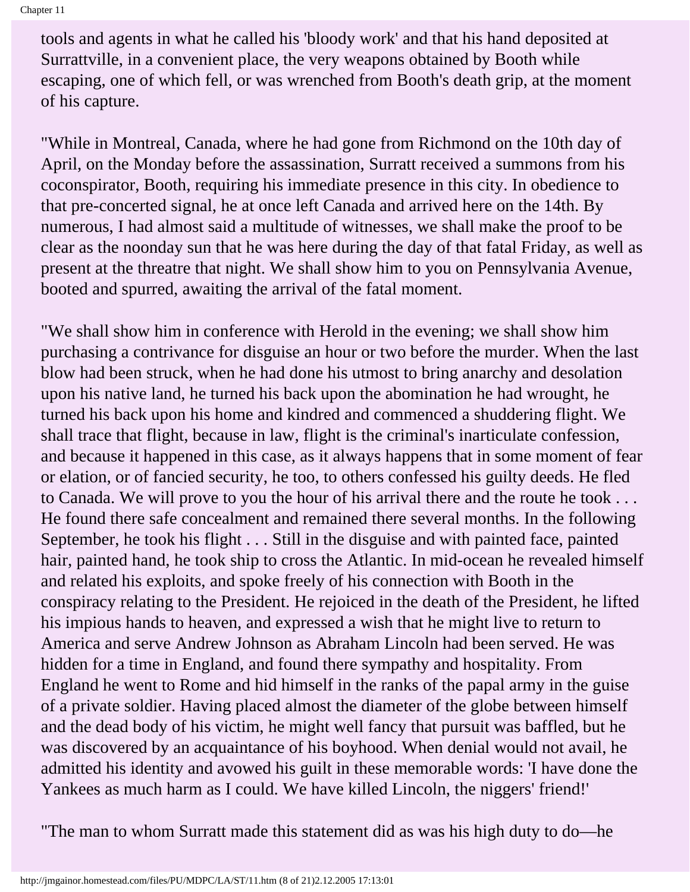tools and agents in what he called his 'bloody work' and that his hand deposited at Surrattville, in a convenient place, the very weapons obtained by Booth while escaping, one of which fell, or was wrenched from Booth's death grip, at the moment of his capture.

"While in Montreal, Canada, where he had gone from Richmond on the 10th day of April, on the Monday before the assassination, Surratt received a summons from his coconspirator, Booth, requiring his immediate presence in this city. In obedience to that pre-concerted signal, he at once left Canada and arrived here on the 14th. By numerous, I had almost said a multitude of witnesses, we shall make the proof to be clear as the noonday sun that he was here during the day of that fatal Friday, as well as present at the threatre that night. We shall show him to you on Pennsylvania Avenue, booted and spurred, awaiting the arrival of the fatal moment.

"We shall show him in conference with Herold in the evening; we shall show him purchasing a contrivance for disguise an hour or two before the murder. When the last blow had been struck, when he had done his utmost to bring anarchy and desolation upon his native land, he turned his back upon the abomination he had wrought, he turned his back upon his home and kindred and commenced a shuddering flight. We shall trace that flight, because in law, flight is the criminal's inarticulate confession, and because it happened in this case, as it always happens that in some moment of fear or elation, or of fancied security, he too, to others confessed his guilty deeds. He fled to Canada. We will prove to you the hour of his arrival there and the route he took . . . He found there safe concealment and remained there several months. In the following September, he took his flight . . . Still in the disguise and with painted face, painted hair, painted hand, he took ship to cross the Atlantic. In mid-ocean he revealed himself and related his exploits, and spoke freely of his connection with Booth in the conspiracy relating to the President. He rejoiced in the death of the President, he lifted his impious hands to heaven, and expressed a wish that he might live to return to America and serve Andrew Johnson as Abraham Lincoln had been served. He was hidden for a time in England, and found there sympathy and hospitality. From England he went to Rome and hid himself in the ranks of the papal army in the guise of a private soldier. Having placed almost the diameter of the globe between himself and the dead body of his victim, he might well fancy that pursuit was baffled, but he was discovered by an acquaintance of his boyhood. When denial would not avail, he admitted his identity and avowed his guilt in these memorable words: 'I have done the Yankees as much harm as I could. We have killed Lincoln, the niggers' friend!'

"The man to whom Surratt made this statement did as was his high duty to do—he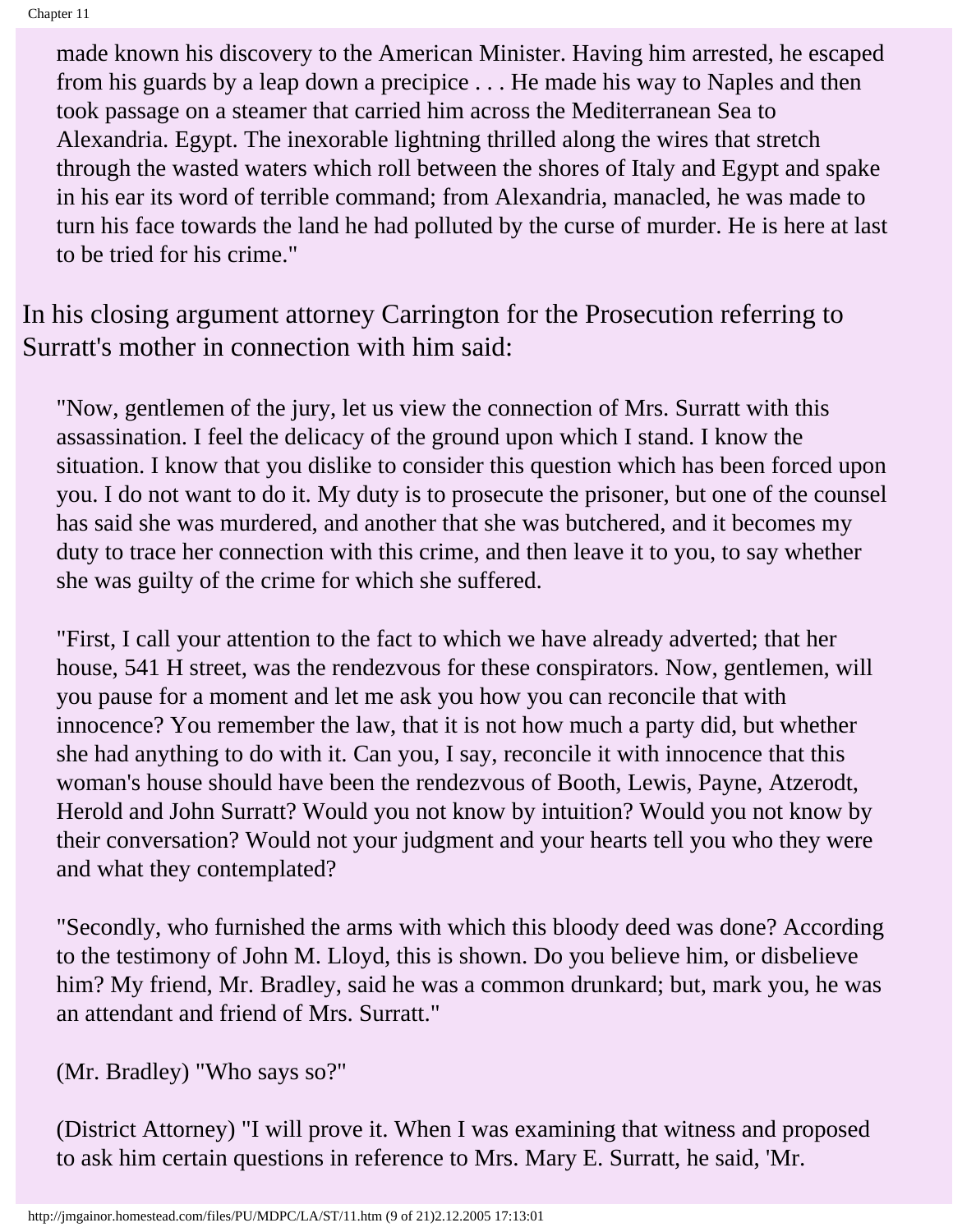> made known his discovery to the American Minister. Having him arrested, he escaped from his guards by a leap down a precipice . . . He made his way to Naples and then took passage on a steamer that carried him across the Mediterranean Sea to Alexandria. Egypt. The inexorable lightning thrilled along the wires that stretch through the wasted waters which roll between the shores of Italy and Egypt and spake in his ear its word of terrible command; from Alexandria, manacled, he was made to turn his face towards the land he had polluted by the curse of murder. He is here at last to be tried for his crime."

In his closing argument attorney Carrington for the Prosecution referring to Surratt's mother in connection with him said:

> "Now, gentlemen of the jury, let us view the connection of Mrs. Surratt with this assassination. I feel the delicacy of the ground upon which I stand. I know the situation. I know that you dislike to consider this question which has been forced upon you. I do not want to do it. My duty is to prosecute the prisoner, but one of the counsel has said she was murdered, and another that she was butchered, and it becomes my duty to trace her connection with this crime, and then leave it to you, to say whether she was guilty of the crime for which she suffered.
>
> "First, I call your attention to the fact to which we have already adverted; that her house, 541 H street, was the rendezvous for these conspirators. Now, gentlemen, will you pause for a moment and let me ask you how you can reconcile that with innocence? You remember the law, that it is not how much a party did, but whether she had anything to do with it. Can you, I say, reconcile it with innocence that this woman's house should have been the rendezvous of Booth, Lewis, Payne, Atzerodt, Herold and John Surratt? Would you not know by intuition? Would you not know by their conversation? Would not your judgment and your hearts tell you who they were and what they contemplated?
>
> "Secondly, who furnished the arms with which this bloody deed was done? According to the testimony of John M. Lloyd, this is shown. Do you believe him, or disbelieve him? My friend, Mr. Bradley, said he was a common drunkard; but, mark you, he was an attendant and friend of Mrs. Surratt."
>
> (Mr. Bradley) "Who says so?"
>
> (District Attorney) "I will prove it. When I was examining that witness and proposed to ask him certain questions in reference to Mrs. Mary E. Surratt, he said, 'Mr.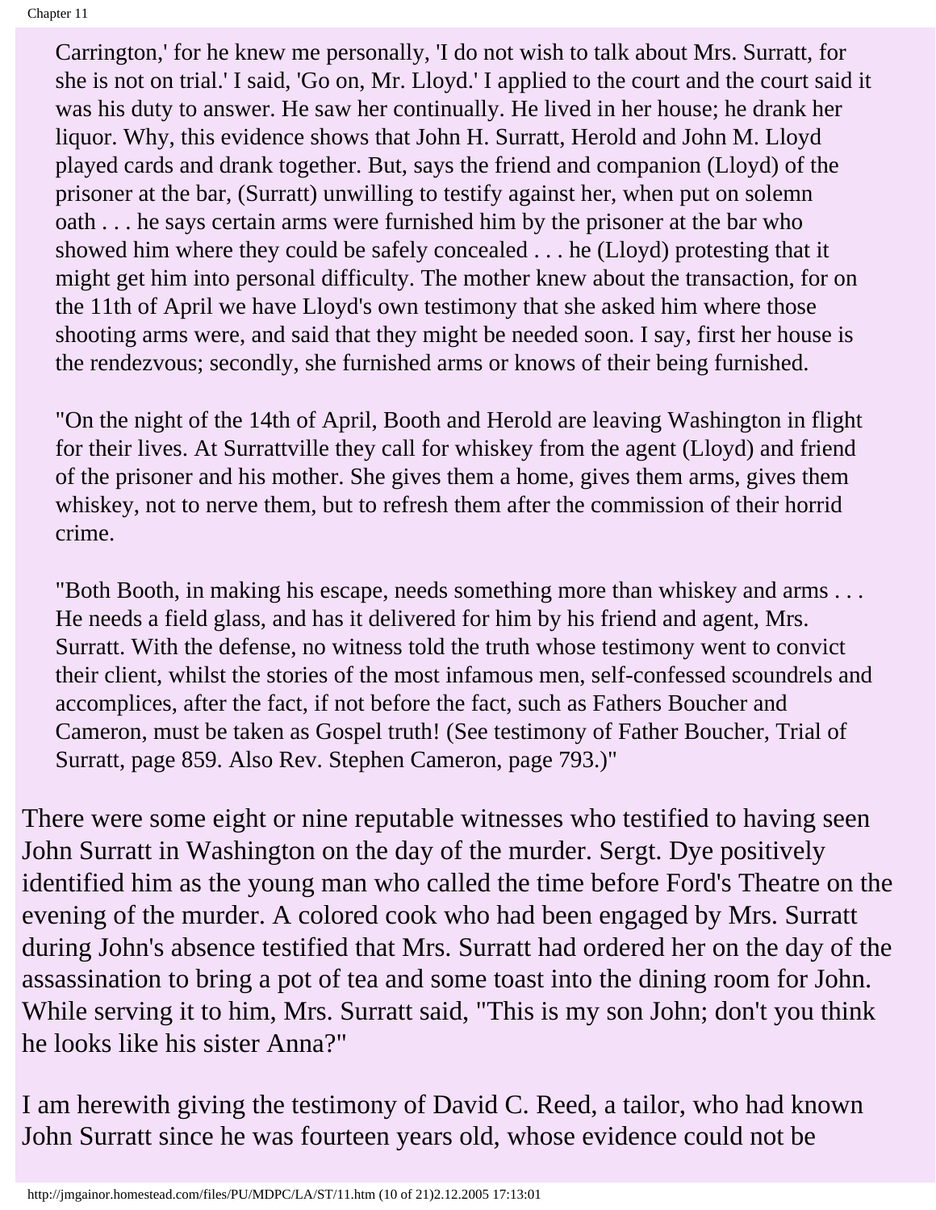> Carrington,' for he knew me personally, 'I do not wish to talk about Mrs. Surratt, for she is not on trial.' I said, 'Go on, Mr. Lloyd.' I applied to the court and the court said it was his duty to answer. He saw her continually. He lived in her house; he drank her liquor. Why, this evidence shows that John H. Surratt, Herold and John M. Lloyd played cards and drank together. But, says the friend and companion (Lloyd) of the prisoner at the bar, (Surratt) unwilling to testify against her, when put on solemn oath . . . he says certain arms were furnished him by the prisoner at the bar who showed him where they could be safely concealed . . . he (Lloyd) protesting that it might get him into personal difficulty. The mother knew about the transaction, for on the 11th of April we have Lloyd's own testimony that she asked him where those shooting arms were, and said that they might be needed soon. I say, first her house is the rendezvous; secondly, she furnished arms or knows of their being furnished.
>
> "On the night of the 14th of April, Booth and Herold are leaving Washington in flight for their lives. At Surrattville they call for whiskey from the agent (Lloyd) and friend of the prisoner and his mother. She gives them a home, gives them arms, gives them whiskey, not to nerve them, but to refresh them after the commission of their horrid crime.
>
> "Both Booth, in making his escape, needs something more than whiskey and arms . . . He needs a field glass, and has it delivered for him by his friend and agent, Mrs. Surratt. With the defense, no witness told the truth whose testimony went to convict their client, whilst the stories of the most infamous men, self-confessed scoundrels and accomplices, after the fact, if not before the fact, such as Fathers Boucher and Cameron, must be taken as Gospel truth! (See testimony of Father Boucher, Trial of Surratt, page 859. Also Rev. Stephen Cameron, page 793.)"

There were some eight or nine reputable witnesses who testified to having seen John Surratt in Washington on the day of the murder. Sergt. Dye positively identified him as the young man who called the time before Ford's Theatre on the evening of the murder. A colored cook who had been engaged by Mrs. Surratt during John's absence testified that Mrs. Surratt had ordered her on the day of the assassination to bring a pot of tea and some toast into the dining room for John. While serving it to him, Mrs. Surratt said, "This is my son John; don't you think he looks like his sister Anna?"

I am herewith giving the testimony of David C. Reed, a tailor, who had known John Surratt since he was fourteen years old, whose evidence could not be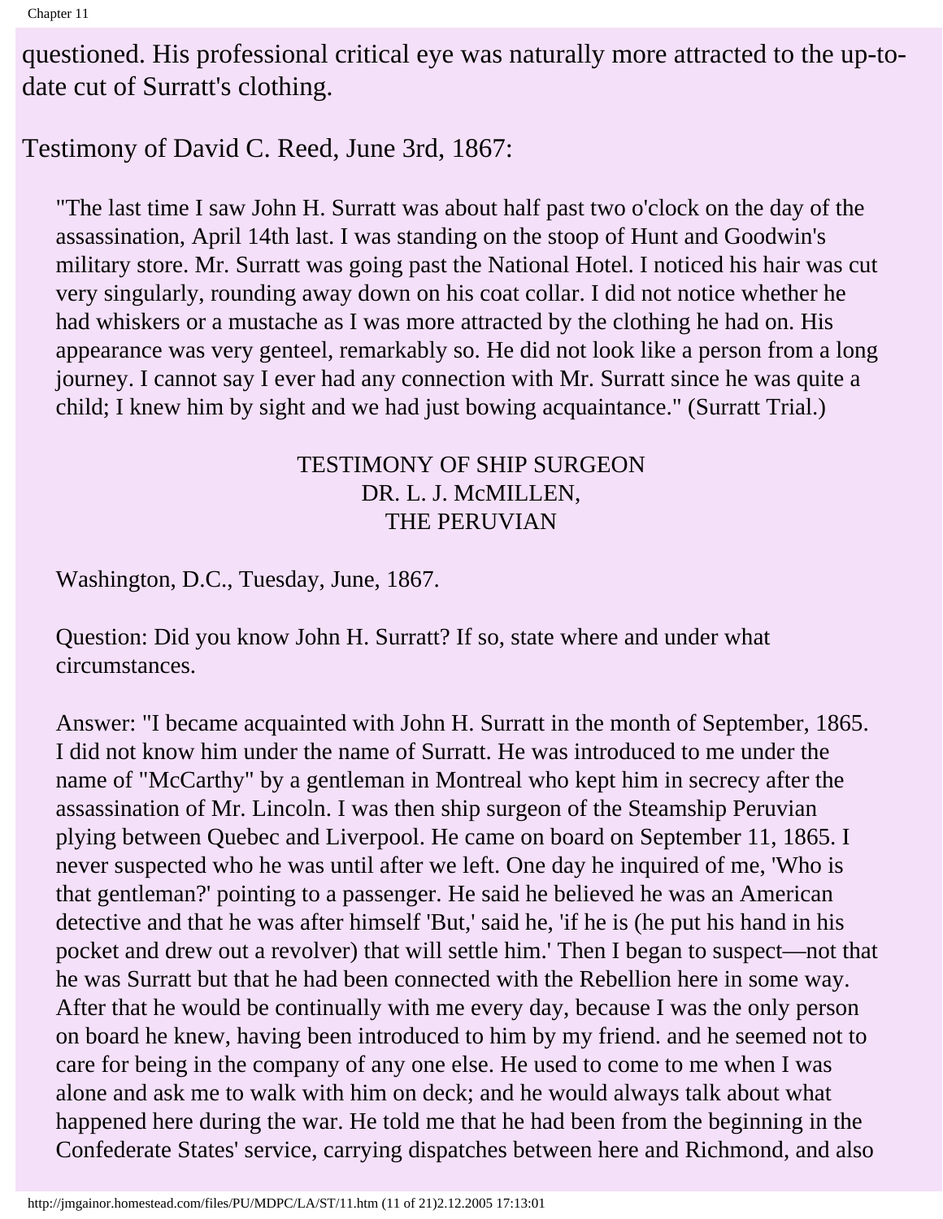questioned. His professional critical eye was naturally more attracted to the up-to-date cut of Surratt's clothing.

Testimony of David C. Reed, June 3rd, 1867:

> "The last time I saw John H. Surratt was about half past two o'clock on the day of the assassination, April 14th last. I was standing on the stoop of Hunt and Goodwin's military store. Mr. Surratt was going past the National Hotel. I noticed his hair was cut very singularly, rounding away down on his coat collar. I did not notice whether he had whiskers or a mustache as I was more attracted by the clothing he had on. His appearance was very genteel, remarkably so. He did not look like a person from a long journey. I cannot say I ever had any connection with Mr. Surratt since he was quite a child; I knew him by sight and we had just bowing acquaintance." (Surratt Trial.)

TESTIMONY OF SHIP SURGEON
DR. L. J. McMILLEN,
THE PERUVIAN

> Washington, D.C., Tuesday, June, 1867.
>
> Question: Did you know John H. Surratt? If so, state where and under what circumstances.
>
> Answer: "I became acquainted with John H. Surratt in the month of September, 1865. I did not know him under the name of Surratt. He was introduced to me under the name of "McCarthy" by a gentleman in Montreal who kept him in secrecy after the assassination of Mr. Lincoln. I was then ship surgeon of the Steamship Peruvian plying between Quebec and Liverpool. He came on board on September 11, 1865. I never suspected who he was until after we left. One day he inquired of me, 'Who is that gentleman?' pointing to a passenger. He said he believed he was an American detective and that he was after himself 'But,' said he, 'if he is (he put his hand in his pocket and drew out a revolver) that will settle him.' Then I began to suspect—not that he was Surratt but that he had been connected with the Rebellion here in some way. After that he would be continually with me every day, because I was the only person on board he knew, having been introduced to him by my friend. and he seemed not to care for being in the company of any one else. He used to come to me when I was alone and ask me to walk with him on deck; and he would always talk about what happened here during the war. He told me that he had been from the beginning in the Confederate States' service, carrying dispatches between here and Richmond, and also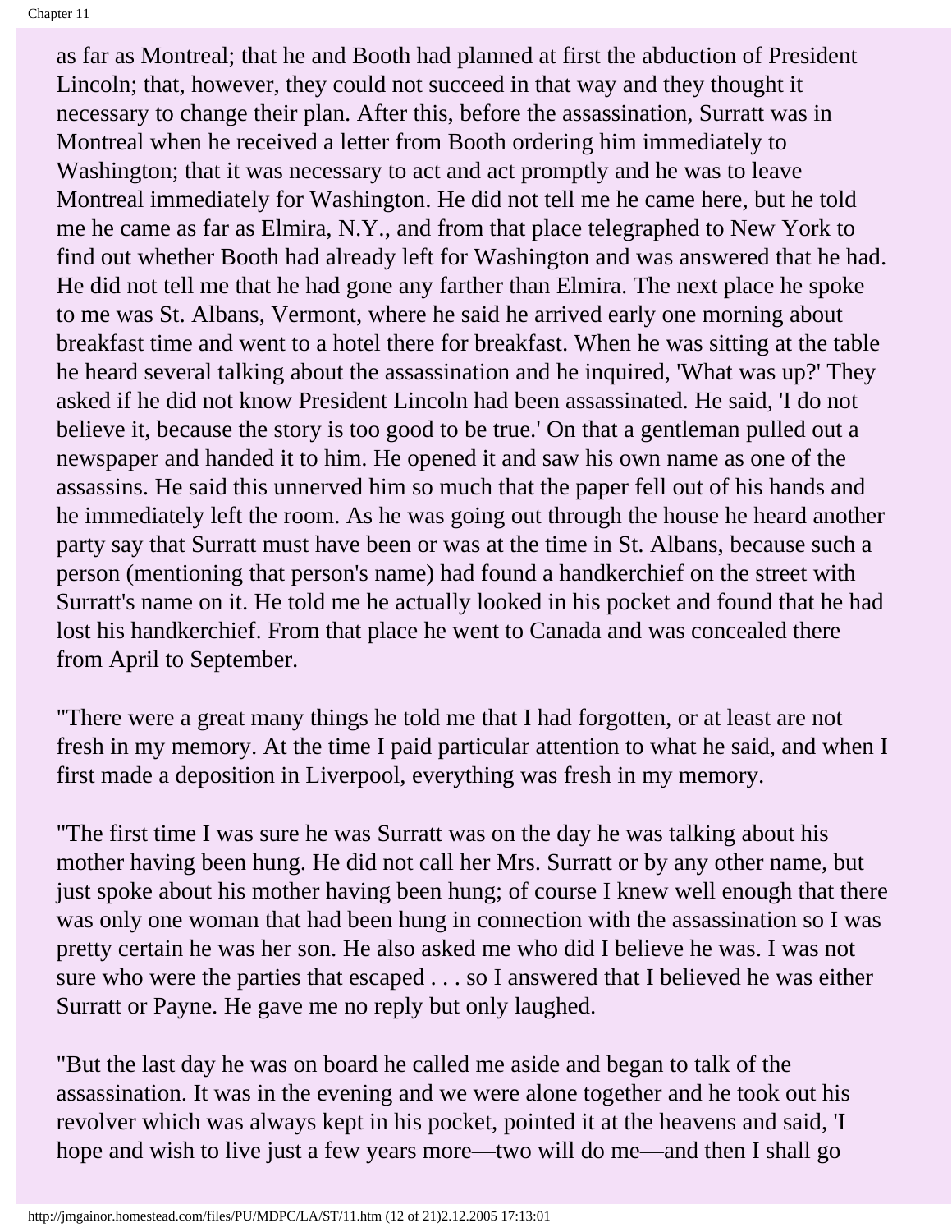as far as Montreal; that he and Booth had planned at first the abduction of President Lincoln; that, however, they could not succeed in that way and they thought it necessary to change their plan. After this, before the assassination, Surratt was in Montreal when he received a letter from Booth ordering him immediately to Washington; that it was necessary to act and act promptly and he was to leave Montreal immediately for Washington. He did not tell me he came here, but he told me he came as far as Elmira, N.Y., and from that place telegraphed to New York to find out whether Booth had already left for Washington and was answered that he had. He did not tell me that he had gone any farther than Elmira. The next place he spoke to me was St. Albans, Vermont, where he said he arrived early one morning about breakfast time and went to a hotel there for breakfast. When he was sitting at the table he heard several talking about the assassination and he inquired, 'What was up?' They asked if he did not know President Lincoln had been assassinated. He said, 'I do not believe it, because the story is too good to be true.' On that a gentleman pulled out a newspaper and handed it to him. He opened it and saw his own name as one of the assassins. He said this unnerved him so much that the paper fell out of his hands and he immediately left the room. As he was going out through the house he heard another party say that Surratt must have been or was at the time in St. Albans, because such a person (mentioning that person's name) had found a handkerchief on the street with Surratt's name on it. He told me he actually looked in his pocket and found that he had lost his handkerchief. From that place he went to Canada and was concealed there from April to September.

"There were a great many things he told me that I had forgotten, or at least are not fresh in my memory. At the time I paid particular attention to what he said, and when I first made a deposition in Liverpool, everything was fresh in my memory.

"The first time I was sure he was Surratt was on the day he was talking about his mother having been hung. He did not call her Mrs. Surratt or by any other name, but just spoke about his mother having been hung; of course I knew well enough that there was only one woman that had been hung in connection with the assassination so I was pretty certain he was her son. He also asked me who did I believe he was. I was not sure who were the parties that escaped . . . so I answered that I believed he was either Surratt or Payne. He gave me no reply but only laughed.

"But the last day he was on board he called me aside and began to talk of the assassination. It was in the evening and we were alone together and he took out his revolver which was always kept in his pocket, pointed it at the heavens and said, 'I hope and wish to live just a few years more—two will do me—and then I shall go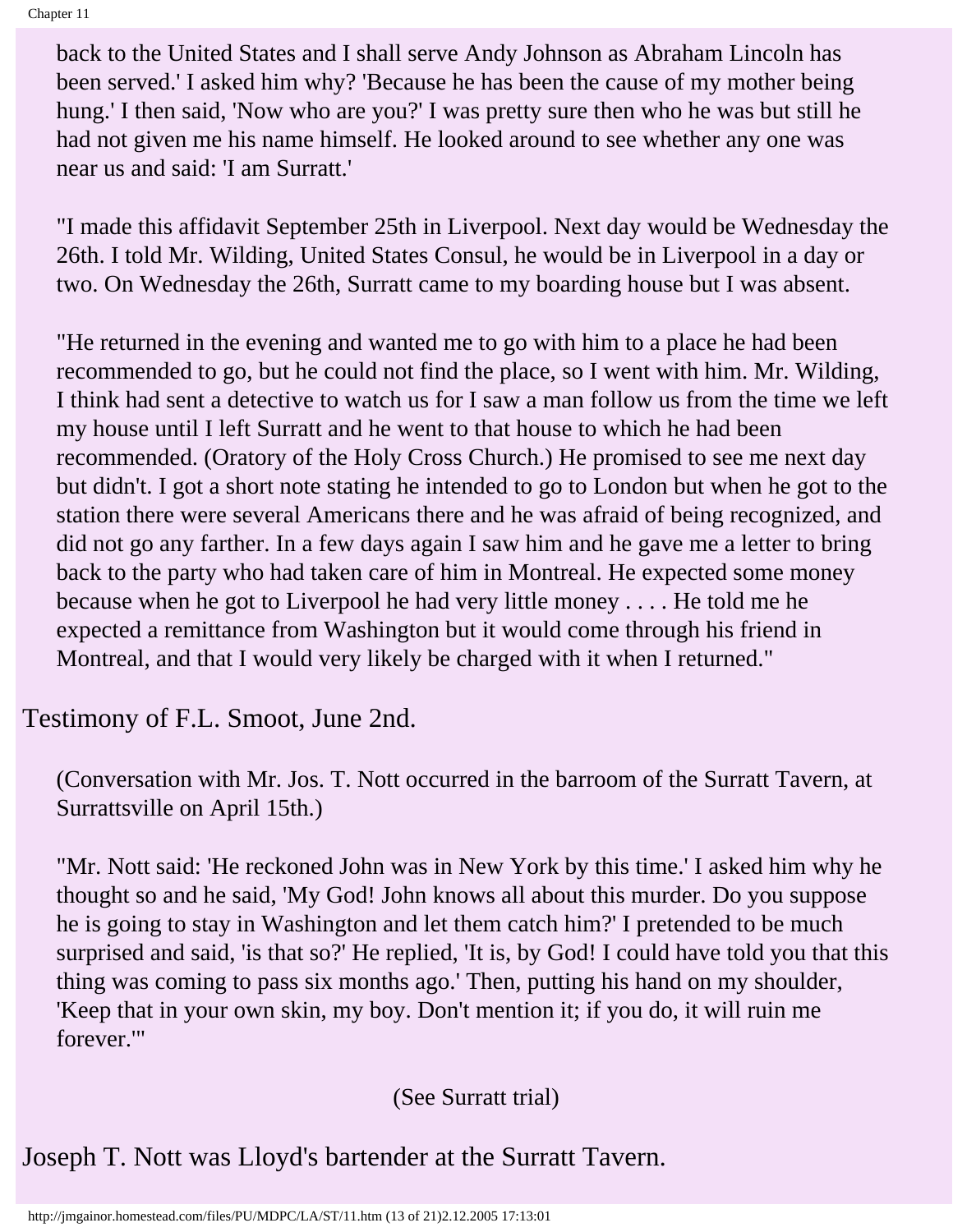back to the United States and I shall serve Andy Johnson as Abraham Lincoln has been served.' I asked him why? 'Because he has been the cause of my mother being hung.' I then said, 'Now who are you?' I was pretty sure then who he was but still he had not given me his name himself. He looked around to see whether any one was near us and said: 'I am Surratt.'

"I made this affidavit September 25th in Liverpool. Next day would be Wednesday the 26th. I told Mr. Wilding, United States Consul, he would be in Liverpool in a day or two. On Wednesday the 26th, Surratt came to my boarding house but I was absent.

"He returned in the evening and wanted me to go with him to a place he had been recommended to go, but he could not find the place, so I went with him. Mr. Wilding, I think had sent a detective to watch us for I saw a man follow us from the time we left my house until I left Surratt and he went to that house to which he had been recommended. (Oratory of the Holy Cross Church.) He promised to see me next day but didn't. I got a short note stating he intended to go to London but when he got to the station there were several Americans there and he was afraid of being recognized, and did not go any farther. In a few days again I saw him and he gave me a letter to bring back to the party who had taken care of him in Montreal. He expected some money because when he got to Liverpool he had very little money . . . . He told me he expected a remittance from Washington but it would come through his friend in Montreal, and that I would very likely be charged with it when I returned."

Testimony of F.L. Smoot, June 2nd.

(Conversation with Mr. Jos. T. Nott occurred in the barroom of the Surratt Tavern, at Surrattsville on April 15th.)

"Mr. Nott said: 'He reckoned John was in New York by this time.' I asked him why he thought so and he said, 'My God! John knows all about this murder. Do you suppose he is going to stay in Washington and let them catch him?' I pretended to be much surprised and said, 'is that so?' He replied, 'It is, by God! I could have told you that this thing was coming to pass six months ago.' Then, putting his hand on my shoulder, 'Keep that in your own skin, my boy. Don't mention it; if you do, it will ruin me forever.'"

(See Surratt trial)

Joseph T. Nott was Lloyd's bartender at the Surratt Tavern.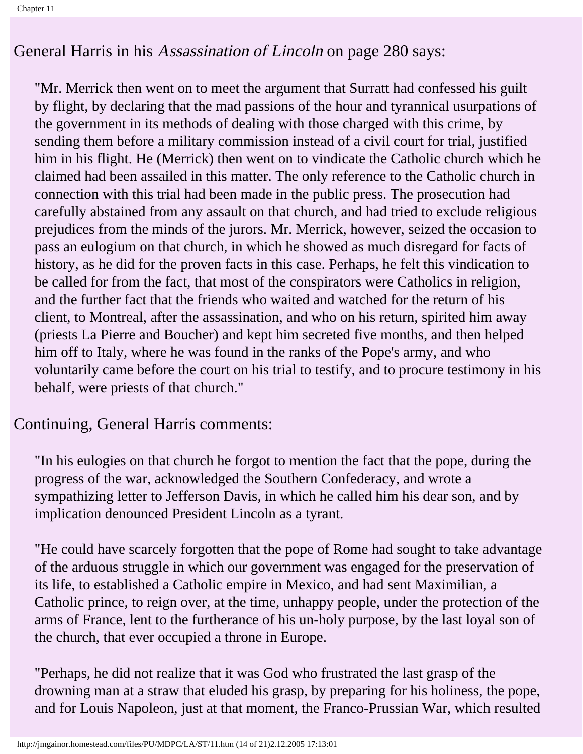General Harris in his *Assassination of Lincoln* on page 280 says:

> "Mr. Merrick then went on to meet the argument that Surratt had confessed his guilt by flight, by declaring that the mad passions of the hour and tyrannical usurpations of the government in its methods of dealing with those charged with this crime, by sending them before a military commission instead of a civil court for trial, justified him in his flight. He (Merrick) then went on to vindicate the Catholic church which he claimed had been assailed in this matter. The only reference to the Catholic church in connection with this trial had been made in the public press. The prosecution had carefully abstained from any assault on that church, and had tried to exclude religious prejudices from the minds of the jurors. Mr. Merrick, however, seized the occasion to pass an eulogium on that church, in which he showed as much disregard for facts of history, as he did for the proven facts in this case. Perhaps, he felt this vindication to be called for from the fact, that most of the conspirators were Catholics in religion, and the further fact that the friends who waited and watched for the return of his client, to Montreal, after the assassination, and who on his return, spirited him away (priests La Pierre and Boucher) and kept him secreted five months, and then helped him off to Italy, where he was found in the ranks of the Pope's army, and who voluntarily came before the court on his trial to testify, and to procure testimony in his behalf, were priests of that church."

Continuing, General Harris comments:

> "In his eulogies on that church he forgot to mention the fact that the pope, during the progress of the war, acknowledged the Southern Confederacy, and wrote a sympathizing letter to Jefferson Davis, in which he called him his dear son, and by implication denounced President Lincoln as a tyrant.
>
> "He could have scarcely forgotten that the pope of Rome had sought to take advantage of the arduous struggle in which our government was engaged for the preservation of its life, to established a Catholic empire in Mexico, and had sent Maximilian, a Catholic prince, to reign over, at the time, unhappy people, under the protection of the arms of France, lent to the furtherance of his un-holy purpose, by the last loyal son of the church, that ever occupied a throne in Europe.
>
> "Perhaps, he did not realize that it was God who frustrated the last grasp of the drowning man at a straw that eluded his grasp, by preparing for his holiness, the pope, and for Louis Napoleon, just at that moment, the Franco-Prussian War, which resulted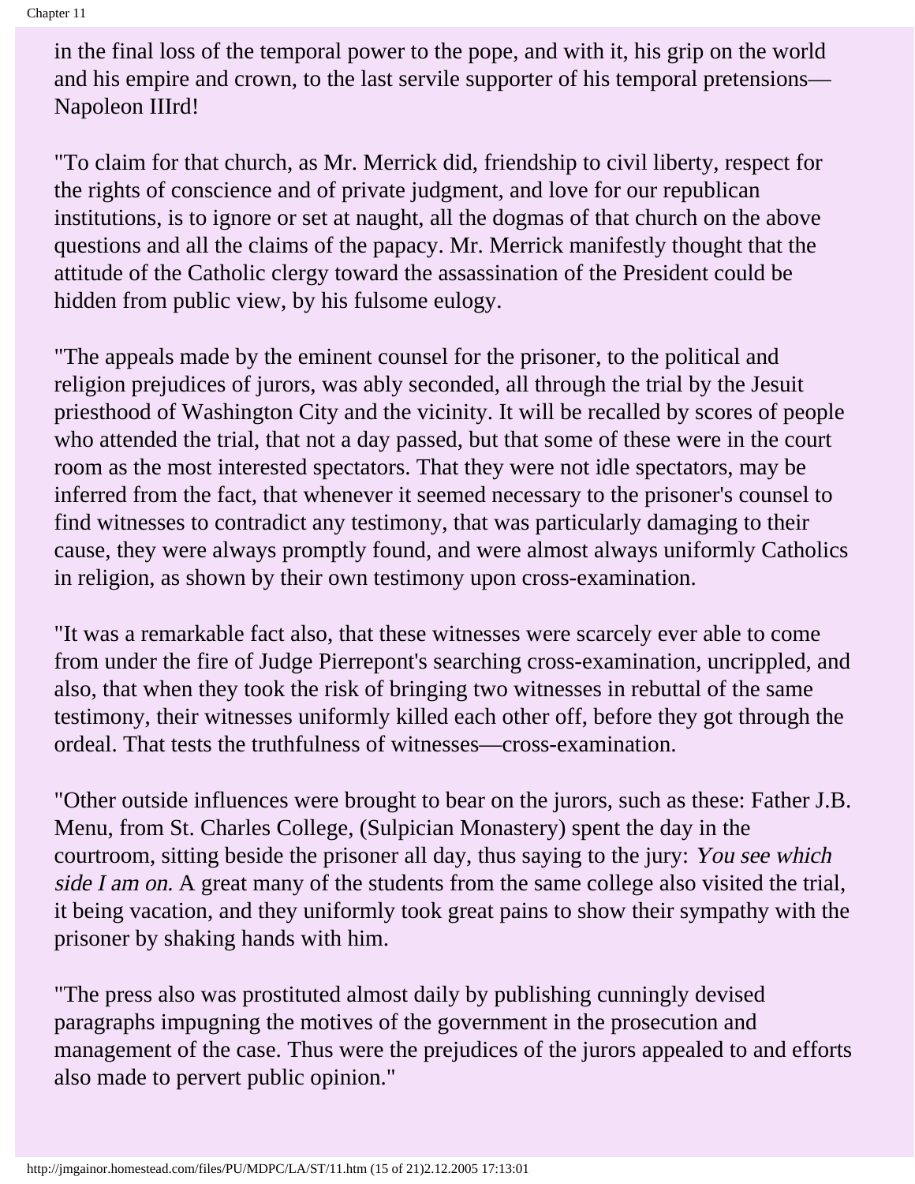in the final loss of the temporal power to the pope, and with it, his grip on the world and his empire and crown, to the last servile supporter of his temporal pretensions—Napoleon IIIrd!

"To claim for that church, as Mr. Merrick did, friendship to civil liberty, respect for the rights of conscience and of private judgment, and love for our republican institutions, is to ignore or set at naught, all the dogmas of that church on the above questions and all the claims of the papacy. Mr. Merrick manifestly thought that the attitude of the Catholic clergy toward the assassination of the President could be hidden from public view, by his fulsome eulogy.

"The appeals made by the eminent counsel for the prisoner, to the political and religion prejudices of jurors, was ably seconded, all through the trial by the Jesuit priesthood of Washington City and the vicinity. It will be recalled by scores of people who attended the trial, that not a day passed, but that some of these were in the court room as the most interested spectators. That they were not idle spectators, may be inferred from the fact, that whenever it seemed necessary to the prisoner's counsel to find witnesses to contradict any testimony, that was particularly damaging to their cause, they were always promptly found, and were almost always uniformly Catholics in religion, as shown by their own testimony upon cross-examination.

"It was a remarkable fact also, that these witnesses were scarcely ever able to come from under the fire of Judge Pierrepont's searching cross-examination, uncrippled, and also, that when they took the risk of bringing two witnesses in rebuttal of the same testimony, their witnesses uniformly killed each other off, before they got through the ordeal. That tests the truthfulness of witnesses—cross-examination.

"Other outside influences were brought to bear on the jurors, such as these: Father J.B. Menu, from St. Charles College, (Sulpician Monastery) spent the day in the courtroom, sitting beside the prisoner all day, thus saying to the jury: *You see which side I am on.* A great many of the students from the same college also visited the trial, it being vacation, and they uniformly took great pains to show their sympathy with the prisoner by shaking hands with him.

"The press also was prostituted almost daily by publishing cunningly devised paragraphs impugning the motives of the government in the prosecution and management of the case. Thus were the prejudices of the jurors appealed to and efforts also made to pervert public opinion."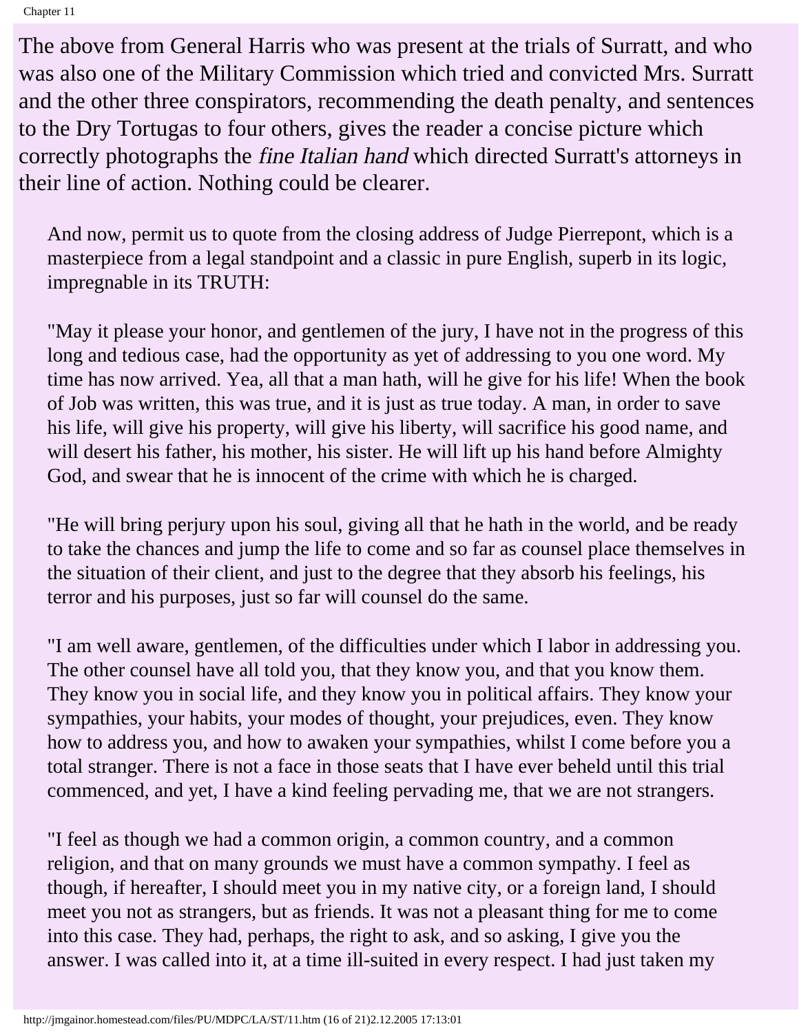The above from General Harris who was present at the trials of Surratt, and who was also one of the Military Commission which tried and convicted Mrs. Surratt and the other three conspirators, recommending the death penalty, and sentences to the Dry Tortugas to four others, gives the reader a concise picture which correctly photographs the *fine Italian hand* which directed Surratt's attorneys in their line of action. Nothing could be clearer.

> And now, permit us to quote from the closing address of Judge Pierrepont, which is a masterpiece from a legal standpoint and a classic in pure English, superb in its logic, impregnable in its TRUTH:
>
> "May it please your honor, and gentlemen of the jury, I have not in the progress of this long and tedious case, had the opportunity as yet of addressing to you one word. My time has now arrived. Yea, all that a man hath, will he give for his life! When the book of Job was written, this was true, and it is just as true today. A man, in order to save his life, will give his property, will give his liberty, will sacrifice his good name, and will desert his father, his mother, his sister. He will lift up his hand before Almighty God, and swear that he is innocent of the crime with which he is charged.
>
> "He will bring perjury upon his soul, giving all that he hath in the world, and be ready to take the chances and jump the life to come and so far as counsel place themselves in the situation of their client, and just to the degree that they absorb his feelings, his terror and his purposes, just so far will counsel do the same.
>
> "I am well aware, gentlemen, of the difficulties under which I labor in addressing you. The other counsel have all told you, that they know you, and that you know them. They know you in social life, and they know you in political affairs. They know your sympathies, your habits, your modes of thought, your prejudices, even. They know how to address you, and how to awaken your sympathies, whilst I come before you a total stranger. There is not a face in those seats that I have ever beheld until this trial commenced, and yet, I have a kind feeling pervading me, that we are not strangers.
>
> "I feel as though we had a common origin, a common country, and a common religion, and that on many grounds we must have a common sympathy. I feel as though, if hereafter, I should meet you in my native city, or a foreign land, I should meet you not as strangers, but as friends. It was not a pleasant thing for me to come into this case. They had, perhaps, the right to ask, and so asking, I give you the answer. I was called into it, at a time ill-suited in every respect. I had just taken my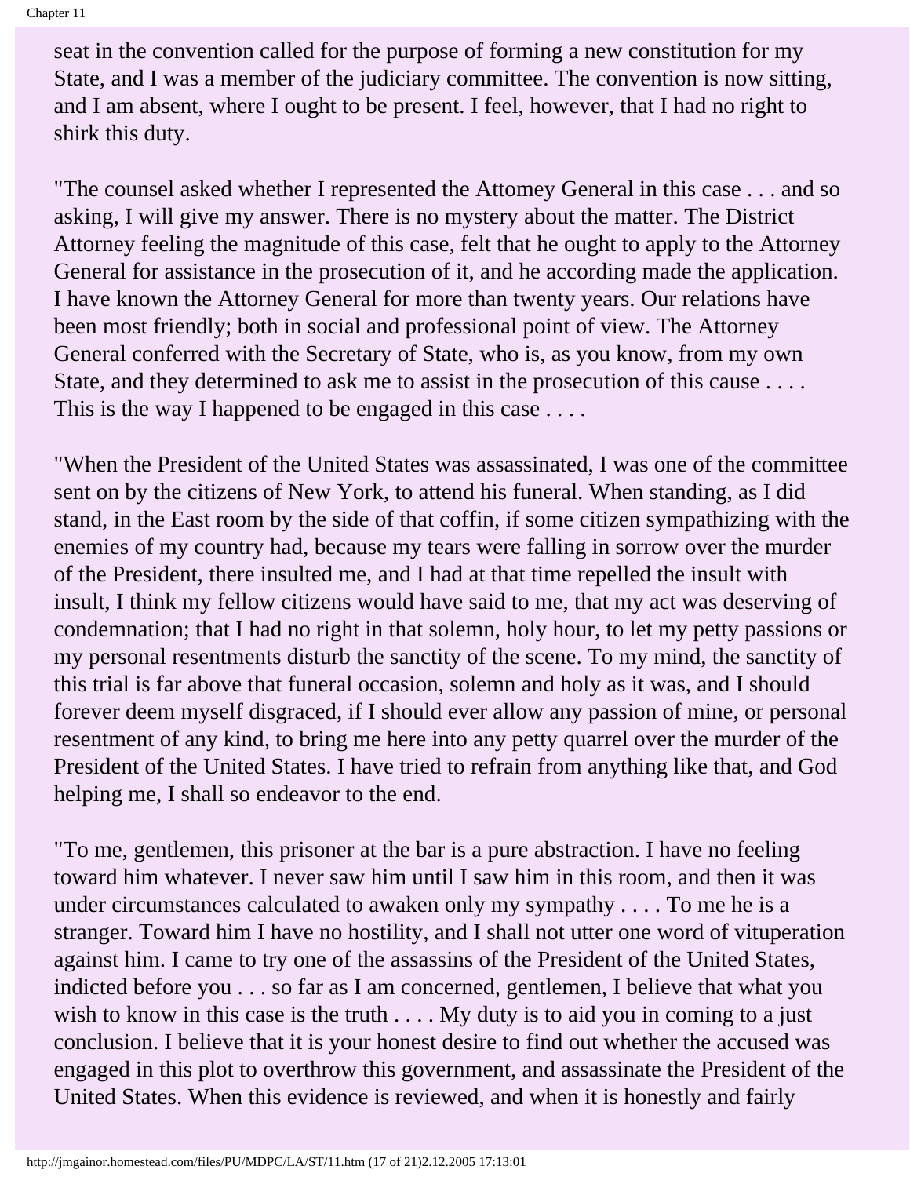seat in the convention called for the purpose of forming a new constitution for my State, and I was a member of the judiciary committee. The convention is now sitting, and I am absent, where I ought to be present. I feel, however, that I had no right to shirk this duty.

"The counsel asked whether I represented the Attomey General in this case . . . and so asking, I will give my answer. There is no mystery about the matter. The District Attorney feeling the magnitude of this case, felt that he ought to apply to the Attorney General for assistance in the prosecution of it, and he according made the application. I have known the Attorney General for more than twenty years. Our relations have been most friendly; both in social and professional point of view. The Attorney General conferred with the Secretary of State, who is, as you know, from my own State, and they determined to ask me to assist in the prosecution of this cause . . . . This is the way I happened to be engaged in this case . . . .

"When the President of the United States was assassinated, I was one of the committee sent on by the citizens of New York, to attend his funeral. When standing, as I did stand, in the East room by the side of that coffin, if some citizen sympathizing with the enemies of my country had, because my tears were falling in sorrow over the murder of the President, there insulted me, and I had at that time repelled the insult with insult, I think my fellow citizens would have said to me, that my act was deserving of condemnation; that I had no right in that solemn, holy hour, to let my petty passions or my personal resentments disturb the sanctity of the scene. To my mind, the sanctity of this trial is far above that funeral occasion, solemn and holy as it was, and I should forever deem myself disgraced, if I should ever allow any passion of mine, or personal resentment of any kind, to bring me here into any petty quarrel over the murder of the President of the United States. I have tried to refrain from anything like that, and God helping me, I shall so endeavor to the end.

"To me, gentlemen, this prisoner at the bar is a pure abstraction. I have no feeling toward him whatever. I never saw him until I saw him in this room, and then it was under circumstances calculated to awaken only my sympathy . . . . To me he is a stranger. Toward him I have no hostility, and I shall not utter one word of vituperation against him. I came to try one of the assassins of the President of the United States, indicted before you . . . so far as I am concerned, gentlemen, I believe that what you wish to know in this case is the truth . . . . My duty is to aid you in coming to a just conclusion. I believe that it is your honest desire to find out whether the accused was engaged in this plot to overthrow this government, and assassinate the President of the United States. When this evidence is reviewed, and when it is honestly and fairly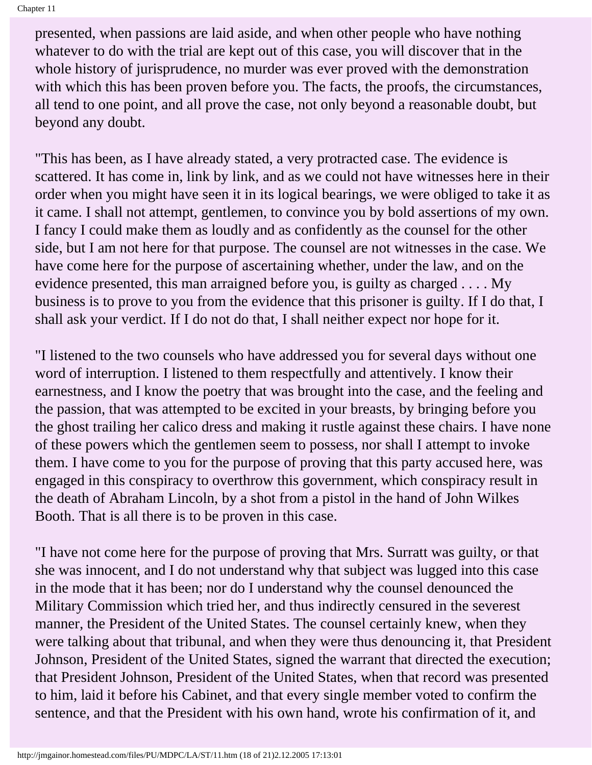presented, when passions are laid aside, and when other people who have nothing whatever to do with the trial are kept out of this case, you will discover that in the whole history of jurisprudence, no murder was ever proved with the demonstration with which this has been proven before you. The facts, the proofs, the circumstances, all tend to one point, and all prove the case, not only beyond a reasonable doubt, but beyond any doubt.

"This has been, as I have already stated, a very protracted case. The evidence is scattered. It has come in, link by link, and as we could not have witnesses here in their order when you might have seen it in its logical bearings, we were obliged to take it as it came. I shall not attempt, gentlemen, to convince you by bold assertions of my own. I fancy I could make them as loudly and as confidently as the counsel for the other side, but I am not here for that purpose. The counsel are not witnesses in the case. We have come here for the purpose of ascertaining whether, under the law, and on the evidence presented, this man arraigned before you, is guilty as charged . . . . My business is to prove to you from the evidence that this prisoner is guilty. If I do that, I shall ask your verdict. If I do not do that, I shall neither expect nor hope for it.

"I listened to the two counsels who have addressed you for several days without one word of interruption. I listened to them respectfully and attentively. I know their earnestness, and I know the poetry that was brought into the case, and the feeling and the passion, that was attempted to be excited in your breasts, by bringing before you the ghost trailing her calico dress and making it rustle against these chairs. I have none of these powers which the gentlemen seem to possess, nor shall I attempt to invoke them. I have come to you for the purpose of proving that this party accused here, was engaged in this conspiracy to overthrow this government, which conspiracy result in the death of Abraham Lincoln, by a shot from a pistol in the hand of John Wilkes Booth. That is all there is to be proven in this case.

"I have not come here for the purpose of proving that Mrs. Surratt was guilty, or that she was innocent, and I do not understand why that subject was lugged into this case in the mode that it has been; nor do I understand why the counsel denounced the Military Commission which tried her, and thus indirectly censured in the severest manner, the President of the United States. The counsel certainly knew, when they were talking about that tribunal, and when they were thus denouncing it, that President Johnson, President of the United States, signed the warrant that directed the execution; that President Johnson, President of the United States, when that record was presented to him, laid it before his Cabinet, and that every single member voted to confirm the sentence, and that the President with his own hand, wrote his confirmation of it, and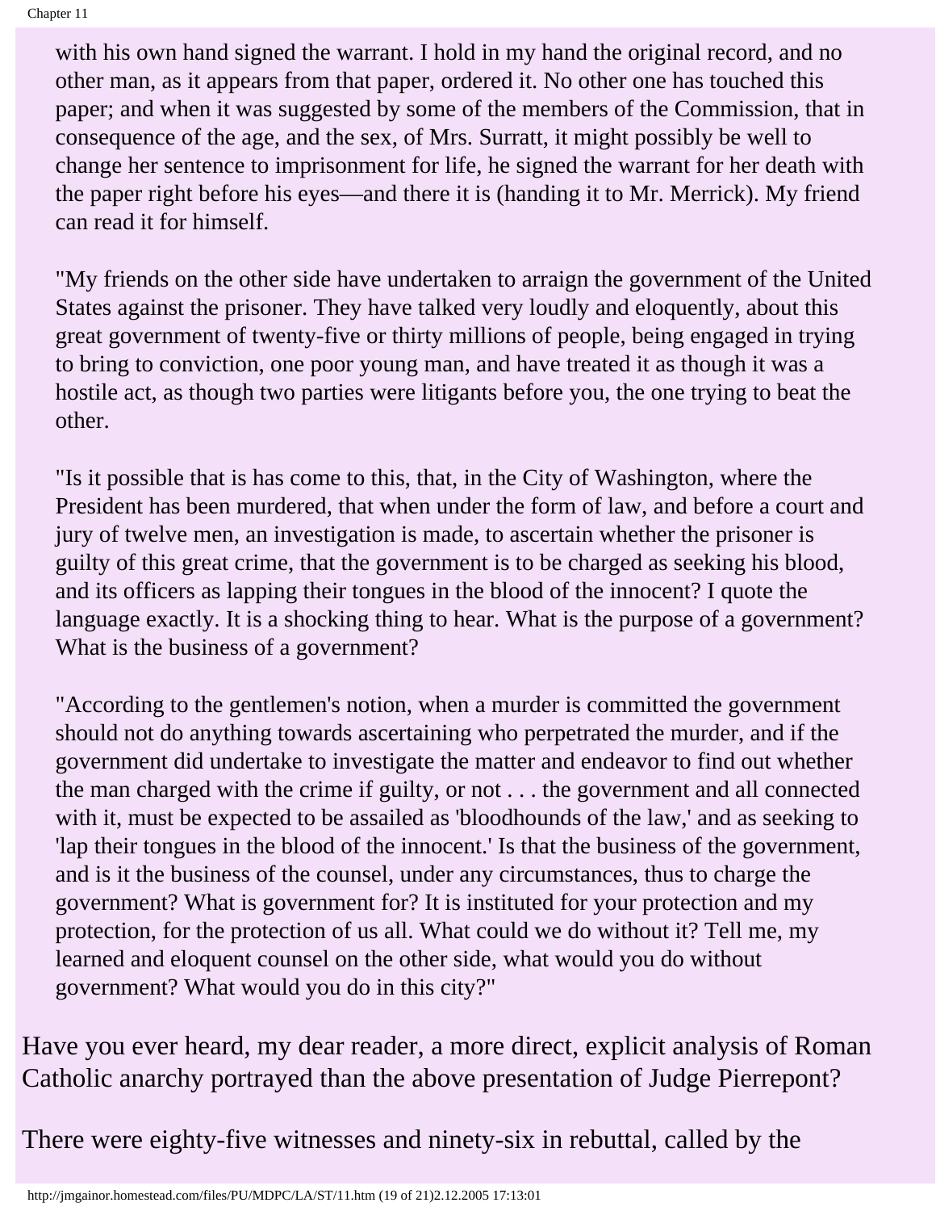with his own hand signed the warrant. I hold in my hand the original record, and no other man, as it appears from that paper, ordered it. No other one has touched this paper; and when it was suggested by some of the members of the Commission, that in consequence of the age, and the sex, of Mrs. Surratt, it might possibly be well to change her sentence to imprisonment for life, he signed the warrant for her death with the paper right before his eyes—and there it is (handing it to Mr. Merrick). My friend can read it for himself.

"My friends on the other side have undertaken to arraign the government of the United States against the prisoner. They have talked very loudly and eloquently, about this great government of twenty-five or thirty millions of people, being engaged in trying to bring to conviction, one poor young man, and have treated it as though it was a hostile act, as though two parties were litigants before you, the one trying to beat the other.

"Is it possible that is has come to this, that, in the City of Washington, where the President has been murdered, that when under the form of law, and before a court and jury of twelve men, an investigation is made, to ascertain whether the prisoner is guilty of this great crime, that the government is to be charged as seeking his blood, and its officers as lapping their tongues in the blood of the innocent? I quote the language exactly. It is a shocking thing to hear. What is the purpose of a government? What is the business of a government?

"According to the gentlemen's notion, when a murder is committed the government should not do anything towards ascertaining who perpetrated the murder, and if the government did undertake to investigate the matter and endeavor to find out whether the man charged with the crime if guilty, or not . . . the government and all connected with it, must be expected to be assailed as 'bloodhounds of the law,' and as seeking to 'lap their tongues in the blood of the innocent.' Is that the business of the government, and is it the business of the counsel, under any circumstances, thus to charge the government? What is government for? It is instituted for your protection and my protection, for the protection of us all. What could we do without it? Tell me, my learned and eloquent counsel on the other side, what would you do without government? What would you do in this city?"

Have you ever heard, my dear reader, a more direct, explicit analysis of Roman Catholic anarchy portrayed than the above presentation of Judge Pierrepont?

There were eighty-five witnesses and ninety-six in rebuttal, called by the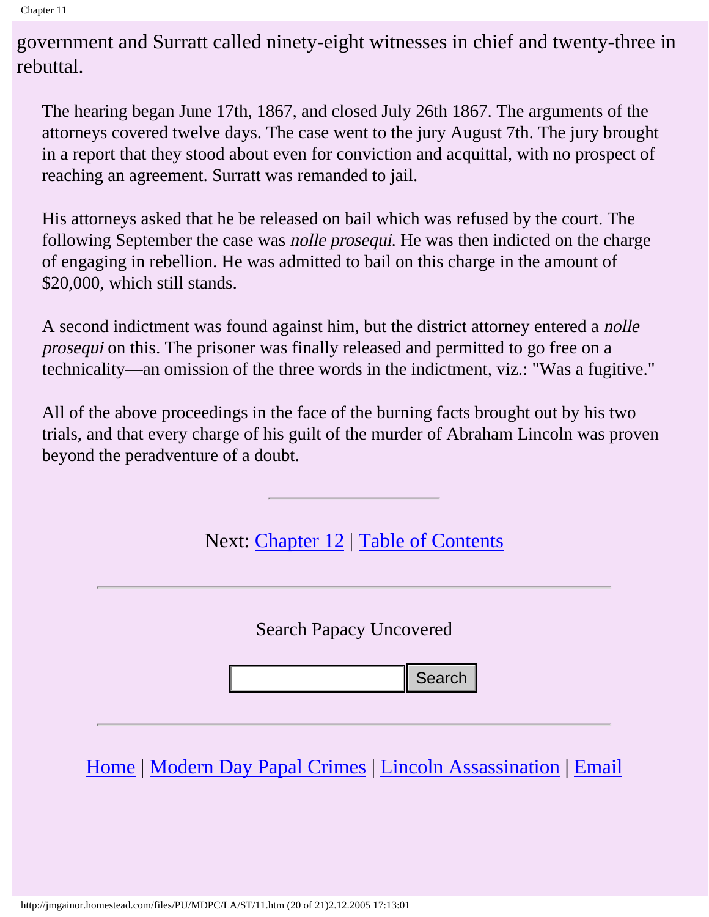government and Surratt called ninety-eight witnesses in chief and twenty-three in rebuttal.

The hearing began June 17th, 1867, and closed July 26th 1867. The arguments of the attorneys covered twelve days. The case went to the jury August 7th. The jury brought in a report that they stood about even for conviction and acquittal, with no prospect of reaching an agreement. Surratt was remanded to jail.

His attorneys asked that he be released on bail which was refused by the court. The following September the case was *nolle prosequi.* He was then indicted on the charge of engaging in rebellion. He was admitted to bail on this charge in the amount of $20,000, which still stands.

A second indictment was found against him, but the district attorney entered a *nolle prosequi* on this. The prisoner was finally released and permitted to go free on a technicality—an omission of the three words in the indictment, viz.: "Was a fugitive."

All of the above proceedings in the face of the burning facts brought out by his two trials, and that every charge of his guilt of the murder of Abraham Lincoln was proven beyond the peradventure of a doubt.

---

Next: Chapter 12 | Table of Contents

---

Search Papacy Uncovered

Search

---

Home | Modern Day Papal Crimes | Lincoln Assassination | Email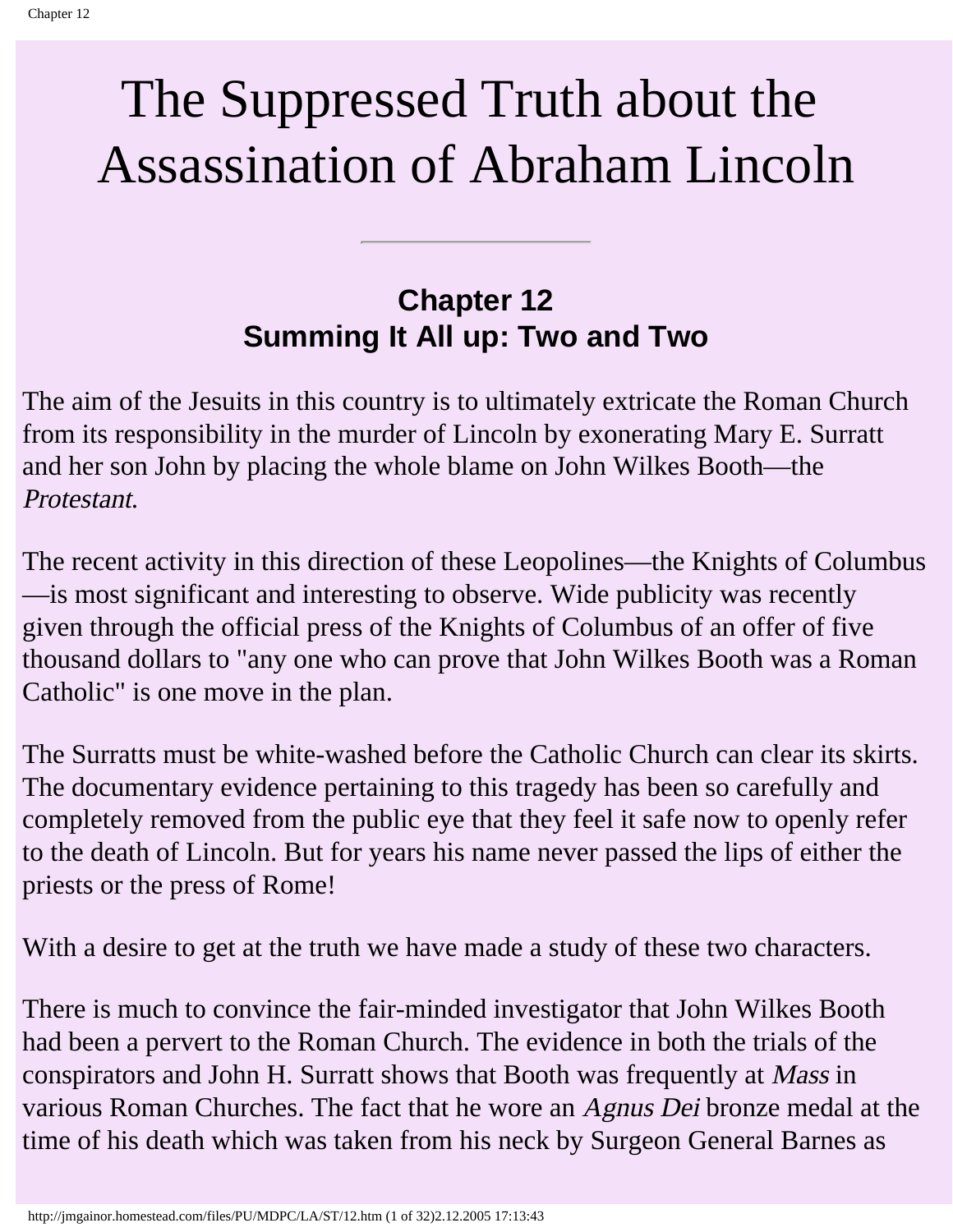# The Suppressed Truth about the Assassination of Abraham Lincoln

---

## Chapter 12
## Summing It All up: Two and Two

The aim of the Jesuits in this country is to ultimately extricate the Roman Church from its responsibility in the murder of Lincoln by exonerating Mary E. Surratt and her son John by placing the whole blame on John Wilkes Booth—the *Protestant.*

The recent activity in this direction of these Leopolines—the Knights of Columbus—is most significant and interesting to observe. Wide publicity was recently given through the official press of the Knights of Columbus of an offer of five thousand dollars to "any one who can prove that John Wilkes Booth was a Roman Catholic" is one move in the plan.

The Surratts must be white-washed before the Catholic Church can clear its skirts. The documentary evidence pertaining to this tragedy has been so carefully and completely removed from the public eye that they feel it safe now to openly refer to the death of Lincoln. But for years his name never passed the lips of either the priests or the press of Rome!

With a desire to get at the truth we have made a study of these two characters.

There is much to convince the fair-minded investigator that John Wilkes Booth had been a pervert to the Roman Church. The evidence in both the trials of the conspirators and John H. Surratt shows that Booth was frequently at *Mass* in various Roman Churches. The fact that he wore an *Agnus Dei* bronze medal at the time of his death which was taken from his neck by Surgeon General Barnes as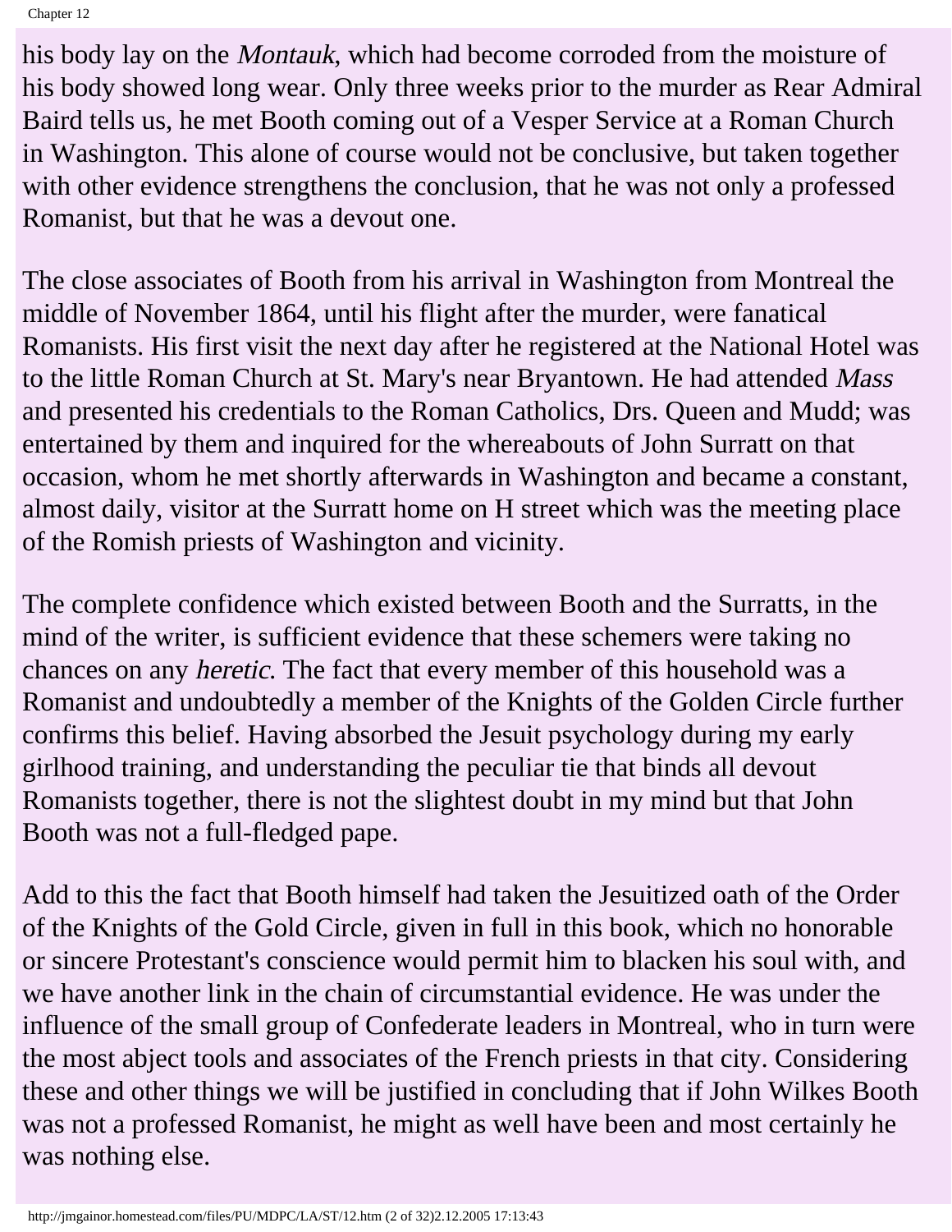his body lay on the *Montauk*, which had become corroded from the moisture of his body showed long wear. Only three weeks prior to the murder as Rear Admiral Baird tells us, he met Booth coming out of a Vesper Service at a Roman Church in Washington. This alone of course would not be conclusive, but taken together with other evidence strengthens the conclusion, that he was not only a professed Romanist, but that he was a devout one.

The close associates of Booth from his arrival in Washington from Montreal the middle of November 1864, until his flight after the murder, were fanatical Romanists. His first visit the next day after he registered at the National Hotel was to the little Roman Church at St. Mary's near Bryantown. He had attended *Mass* and presented his credentials to the Roman Catholics, Drs. Queen and Mudd; was entertained by them and inquired for the whereabouts of John Surratt on that occasion, whom he met shortly afterwards in Washington and became a constant, almost daily, visitor at the Surratt home on H street which was the meeting place of the Romish priests of Washington and vicinity.

The complete confidence which existed between Booth and the Surratts, in the mind of the writer, is sufficient evidence that these schemers were taking no chances on any *heretic*. The fact that every member of this household was a Romanist and undoubtedly a member of the Knights of the Golden Circle further confirms this belief. Having absorbed the Jesuit psychology during my early girlhood training, and understanding the peculiar tie that binds all devout Romanists together, there is not the slightest doubt in my mind but that John Booth was not a full-fledged pape.

Add to this the fact that Booth himself had taken the Jesuitized oath of the Order of the Knights of the Gold Circle, given in full in this book, which no honorable or sincere Protestant's conscience would permit him to blacken his soul with, and we have another link in the chain of circumstantial evidence. He was under the influence of the small group of Confederate leaders in Montreal, who in turn were the most abject tools and associates of the French priests in that city. Considering these and other things we will be justified in concluding that if John Wilkes Booth was not a professed Romanist, he might as well have been and most certainly he was nothing else.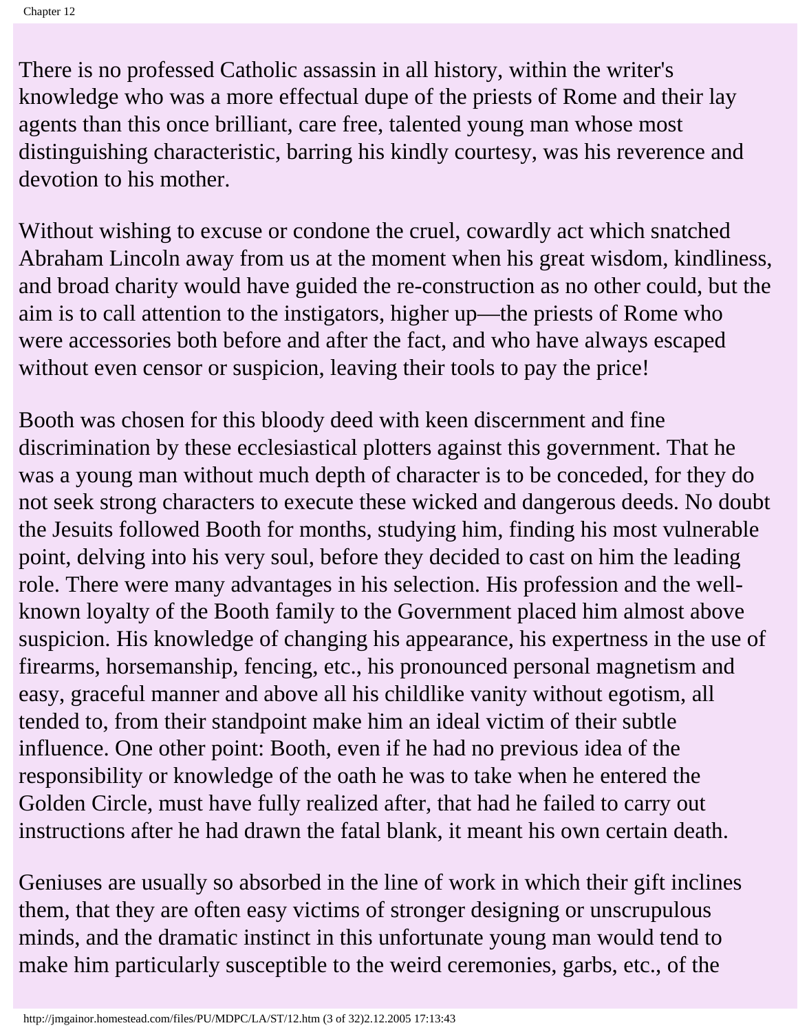There is no professed Catholic assassin in all history, within the writer's knowledge who was a more effectual dupe of the priests of Rome and their lay agents than this once brilliant, care free, talented young man whose most distinguishing characteristic, barring his kindly courtesy, was his reverence and devotion to his mother.

Without wishing to excuse or condone the cruel, cowardly act which snatched Abraham Lincoln away from us at the moment when his great wisdom, kindliness, and broad charity would have guided the re-construction as no other could, but the aim is to call attention to the instigators, higher up—the priests of Rome who were accessories both before and after the fact, and who have always escaped without even censor or suspicion, leaving their tools to pay the price!

Booth was chosen for this bloody deed with keen discernment and fine discrimination by these ecclesiastical plotters against this government. That he was a young man without much depth of character is to be conceded, for they do not seek strong characters to execute these wicked and dangerous deeds. No doubt the Jesuits followed Booth for months, studying him, finding his most vulnerable point, delving into his very soul, before they decided to cast on him the leading role. There were many advantages in his selection. His profession and the well-known loyalty of the Booth family to the Government placed him almost above suspicion. His knowledge of changing his appearance, his expertness in the use of firearms, horsemanship, fencing, etc., his pronounced personal magnetism and easy, graceful manner and above all his childlike vanity without egotism, all tended to, from their standpoint make him an ideal victim of their subtle influence. One other point: Booth, even if he had no previous idea of the responsibility or knowledge of the oath he was to take when he entered the Golden Circle, must have fully realized after, that had he failed to carry out instructions after he had drawn the fatal blank, it meant his own certain death.

Geniuses are usually so absorbed in the line of work in which their gift inclines them, that they are often easy victims of stronger designing or unscrupulous minds, and the dramatic instinct in this unfortunate young man would tend to make him particularly susceptible to the weird ceremonies, garbs, etc., of the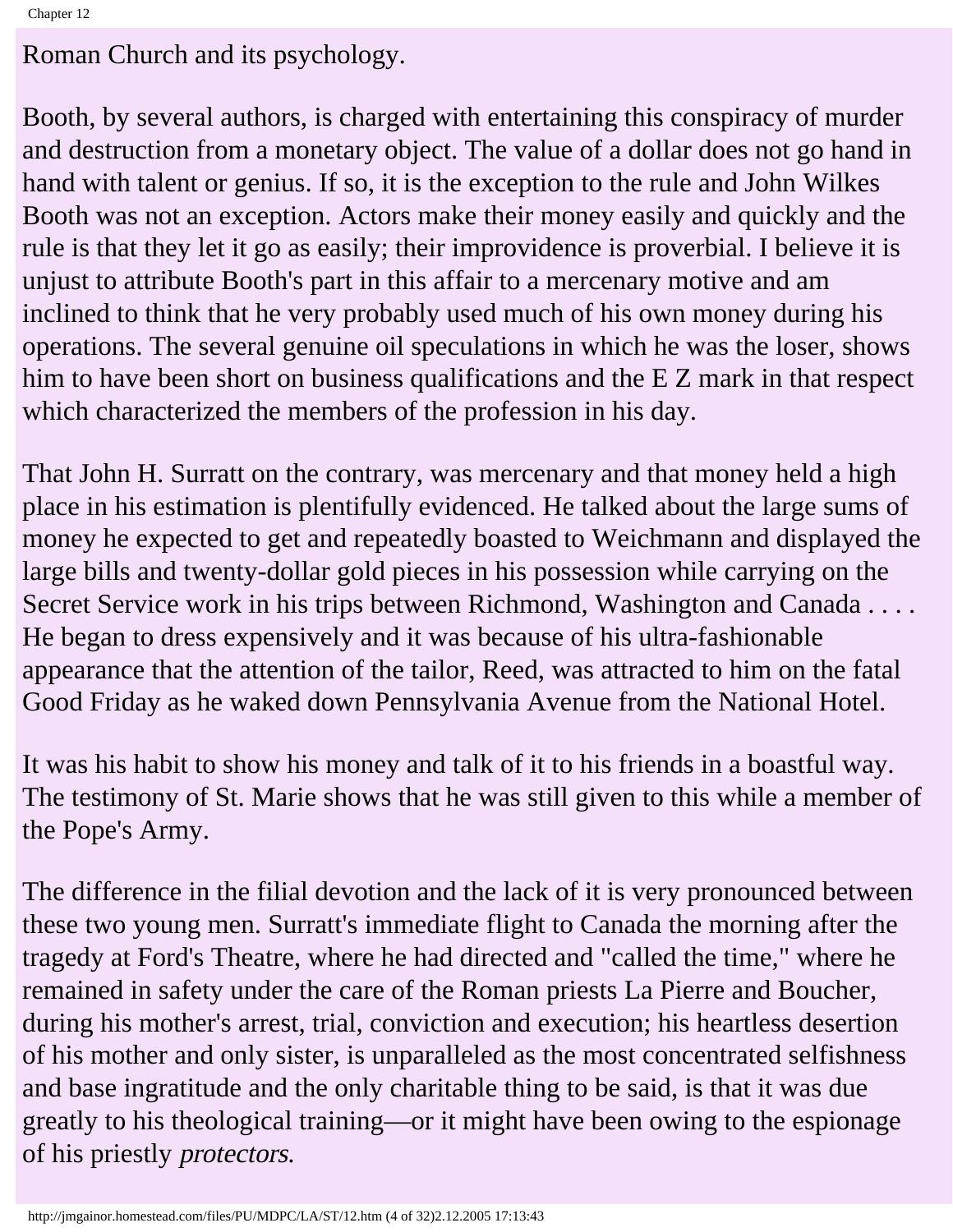Roman Church and its psychology.

Booth, by several authors, is charged with entertaining this conspiracy of murder and destruction from a monetary object. The value of a dollar does not go hand in hand with talent or genius. If so, it is the exception to the rule and John Wilkes Booth was not an exception. Actors make their money easily and quickly and the rule is that they let it go as easily; their improvidence is proverbial. I believe it is unjust to attribute Booth's part in this affair to a mercenary motive and am inclined to think that he very probably used much of his own money during his operations. The several genuine oil speculations in which he was the loser, shows him to have been short on business qualifications and the E Z mark in that respect which characterized the members of the profession in his day.

That John H. Surratt on the contrary, was mercenary and that money held a high place in his estimation is plentifully evidenced. He talked about the large sums of money he expected to get and repeatedly boasted to Weichmann and displayed the large bills and twenty-dollar gold pieces in his possession while carrying on the Secret Service work in his trips between Richmond, Washington and Canada . . . . He began to dress expensively and it was because of his ultra-fashionable appearance that the attention of the tailor, Reed, was attracted to him on the fatal Good Friday as he waked down Pennsylvania Avenue from the National Hotel.

It was his habit to show his money and talk of it to his friends in a boastful way. The testimony of St. Marie shows that he was still given to this while a member of the Pope's Army.

The difference in the filial devotion and the lack of it is very pronounced between these two young men. Surratt's immediate flight to Canada the morning after the tragedy at Ford's Theatre, where he had directed and "called the time," where he remained in safety under the care of the Roman priests La Pierre and Boucher, during his mother's arrest, trial, conviction and execution; his heartless desertion of his mother and only sister, is unparaleled as the most concentrated selfishness and base ingratitude and the only charitable thing to be said, is that it was due greatly to his theological training—or it might have been owing to the espionage of his priestly *protectors.*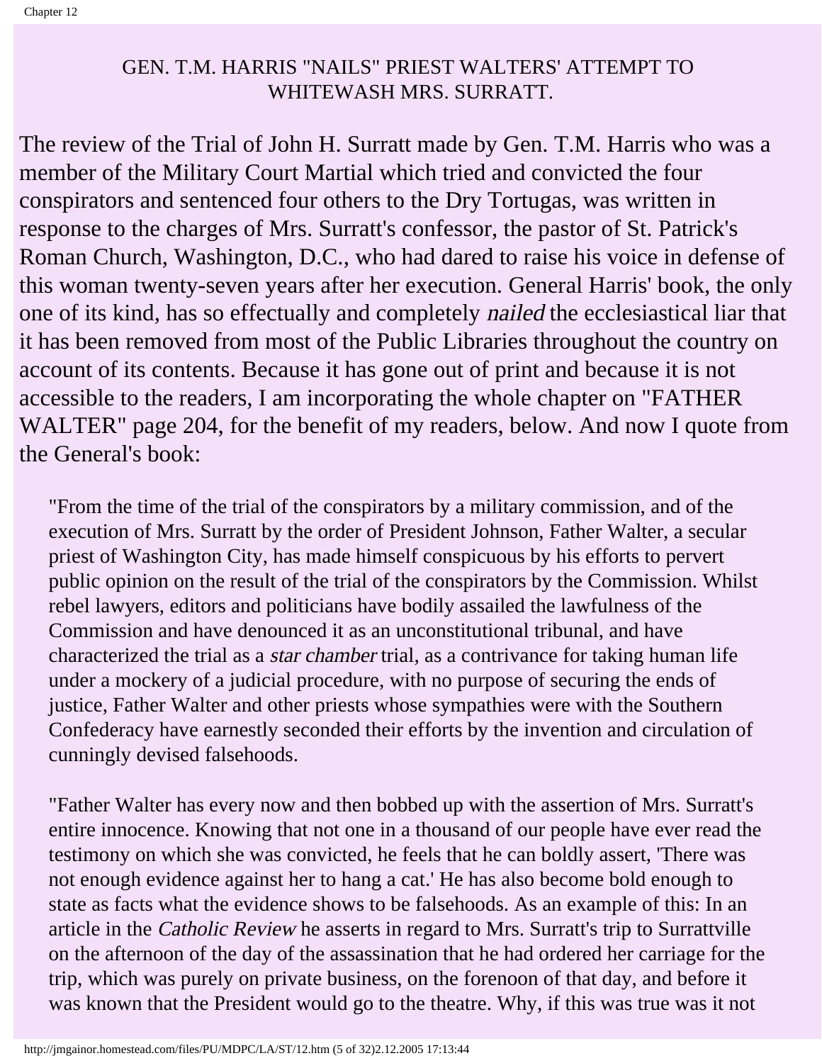## GEN. T.M. HARRIS "NAILS" PRIEST WALTERS' ATTEMPT TO WHITEWASH MRS. SURRATT.

The review of the Trial of John H. Surratt made by Gen. T.M. Harris who was a member of the Military Court Martial which tried and convicted the four conspirators and sentenced four others to the Dry Tortugas, was written in response to the charges of Mrs. Surratt's confessor, the pastor of St. Patrick's Roman Church, Washington, D.C., who had dared to raise his voice in defense of this woman twenty-seven years after her execution. General Harris' book, the only one of its kind, has so effectually and completely *nailed* the ecclesiastical liar that it has been removed from most of the Public Libraries throughout the country on account of its contents. Because it has gone out of print and because it is not accessible to the readers, I am incorporating the whole chapter on "FATHER WALTER" page 204, for the benefit of my readers, below. And now I quote from the General's book:

> "From the time of the trial of the conspirators by a military commission, and of the execution of Mrs. Surratt by the order of President Johnson, Father Walter, a secular priest of Washington City, has made himself conspicuous by his efforts to pervert public opinion on the result of the trial of the conspirators by the Commission. Whilst rebel lawyers, editors and politicians have bodily assailed the lawfulness of the Commission and have denounced it as an unconstitutional tribunal, and have characterized the trial as a *star chamber* trial, as a contrivance for taking human life under a mockery of a judicial procedure, with no purpose of securing the ends of justice, Father Walter and other priests whose sympathies were with the Southern Confederacy have earnestly seconded their efforts by the invention and circulation of cunningly devised falsehoods.
>
> "Father Walter has every now and then bobbed up with the assertion of Mrs. Surratt's entire innocence. Knowing that not one in a thousand of our people have ever read the testimony on which she was convicted, he feels that he can boldly assert, 'There was not enough evidence against her to hang a cat.' He has also become bold enough to state as facts what the evidence shows to be falsehoods. As an example of this: In an article in the *Catholic Review* he asserts in regard to Mrs. Surratt's trip to Surrattville on the afternoon of the day of the assassination that he had ordered her carriage for the trip, which was purely on private business, on the forenoon of that day, and before it was known that the President would go to the theatre. Why, if this was true was it not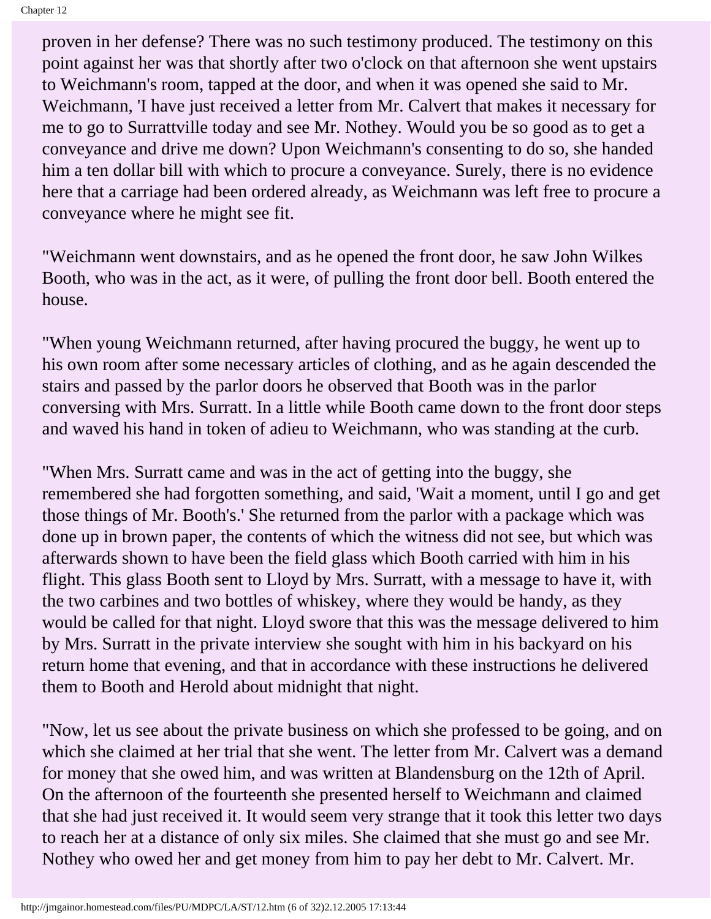proven in her defense? There was no such testimony produced. The testimony on this point against her was that shortly after two o'clock on that afternoon she went upstairs to Weichmann's room, tapped at the door, and when it was opened she said to Mr. Weichmann, 'I have just received a letter from Mr. Calvert that makes it necessary for me to go to Surrattville today and see Mr. Nothey. Would you be so good as to get a conveyance and drive me down? Upon Weichmann's consenting to do so, she handed him a ten dollar bill with which to procure a conveyance. Surely, there is no evidence here that a carriage had been ordered already, as Weichmann was left free to procure a conveyance where he might see fit.

"Weichmann went downstairs, and as he opened the front door, he saw John Wilkes Booth, who was in the act, as it were, of pulling the front door bell. Booth entered the house.

"When young Weichmann returned, after having procured the buggy, he went up to his own room after some necessary articles of clothing, and as he again descended the stairs and passed by the parlor doors he observed that Booth was in the parlor conversing with Mrs. Surratt. In a little while Booth came down to the front door steps and waved his hand in token of adieu to Weichmann, who was standing at the curb.

"When Mrs. Surratt came and was in the act of getting into the buggy, she remembered she had forgotten something, and said, 'Wait a moment, until I go and get those things of Mr. Booth's.' She returned from the parlor with a package which was done up in brown paper, the contents of which the witness did not see, but which was afterwards shown to have been the field glass which Booth carried with him in his flight. This glass Booth sent to Lloyd by Mrs. Surratt, with a message to have it, with the two carbines and two bottles of whiskey, where they would be handy, as they would be called for that night. Lloyd swore that this was the message delivered to him by Mrs. Surratt in the private interview she sought with him in his backyard on his return home that evening, and that in accordance with these instructions he delivered them to Booth and Herold about midnight that night.

"Now, let us see about the private business on which she professed to be going, and on which she claimed at her trial that she went. The letter from Mr. Calvert was a demand for money that she owed him, and was written at Blandensburg on the 12th of April. On the afternoon of the fourteenth she presented herself to Weichmann and claimed that she had just received it. It would seem very strange that it took this letter two days to reach her at a distance of only six miles. She claimed that she must go and see Mr. Nothey who owed her and get money from him to pay her debt to Mr. Calvert. Mr.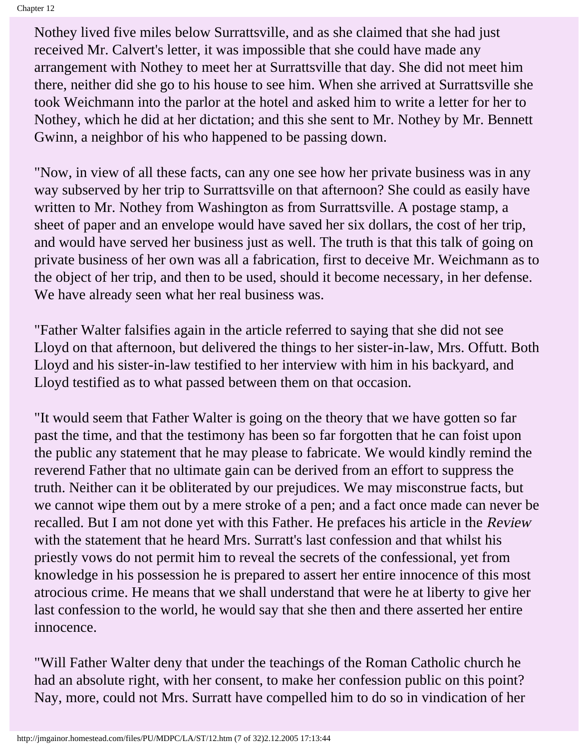Nothey lived five miles below Surrattsville, and as she claimed that she had just received Mr. Calvert's letter, it was impossible that she could have made any arrangement with Nothey to meet her at Surrattsville that day. She did not meet him there, neither did she go to his house to see him. When she arrived at Surrattsville she took Weichmann into the parlor at the hotel and asked him to write a letter for her to Nothey, which he did at her dictation; and this she sent to Mr. Nothey by Mr. Bennett Gwinn, a neighbor of his who happened to be passing down.

"Now, in view of all these facts, can any one see how her private business was in any way subserved by her trip to Surrattsville on that afternoon? She could as easily have written to Mr. Nothey from Washington as from Surrattsville. A postage stamp, a sheet of paper and an envelope would have saved her six dollars, the cost of her trip, and would have served her business just as well. The truth is that this talk of going on private business of her own was all a fabrication, first to deceive Mr. Weichmann as to the object of her trip, and then to be used, should it become necessary, in her defense. We have already seen what her real business was.

"Father Walter falsifies again in the article referred to saying that she did not see Lloyd on that afternoon, but delivered the things to her sister-in-law, Mrs. Offutt. Both Lloyd and his sister-in-law testified to her interview with him in his backyard, and Lloyd testified as to what passed between them on that occasion.

"It would seem that Father Walter is going on the theory that we have gotten so far past the time, and that the testimony has been so far forgotten that he can foist upon the public any statement that he may please to fabricate. We would kindly remind the reverend Father that no ultimate gain can be derived from an effort to suppress the truth. Neither can it be obliterated by our prejudices. We may misconstrue facts, but we cannot wipe them out by a mere stroke of a pen; and a fact once made can never be recalled. But I am not done yet with this Father. He prefaces his article in the *Review* with the statement that he heard Mrs. Surratt's last confession and that whilst his priestly vows do not permit him to reveal the secrets of the confessional, yet from knowledge in his possession he is prepared to assert her entire innocence of this most atrocious crime. He means that we shall understand that were he at liberty to give her last confession to the world, he would say that she then and there asserted her entire innocence.

"Will Father Walter deny that under the teachings of the Roman Catholic church he had an absolute right, with her consent, to make her confession public on this point? Nay, more, could not Mrs. Surratt have compelled him to do so in vindication of her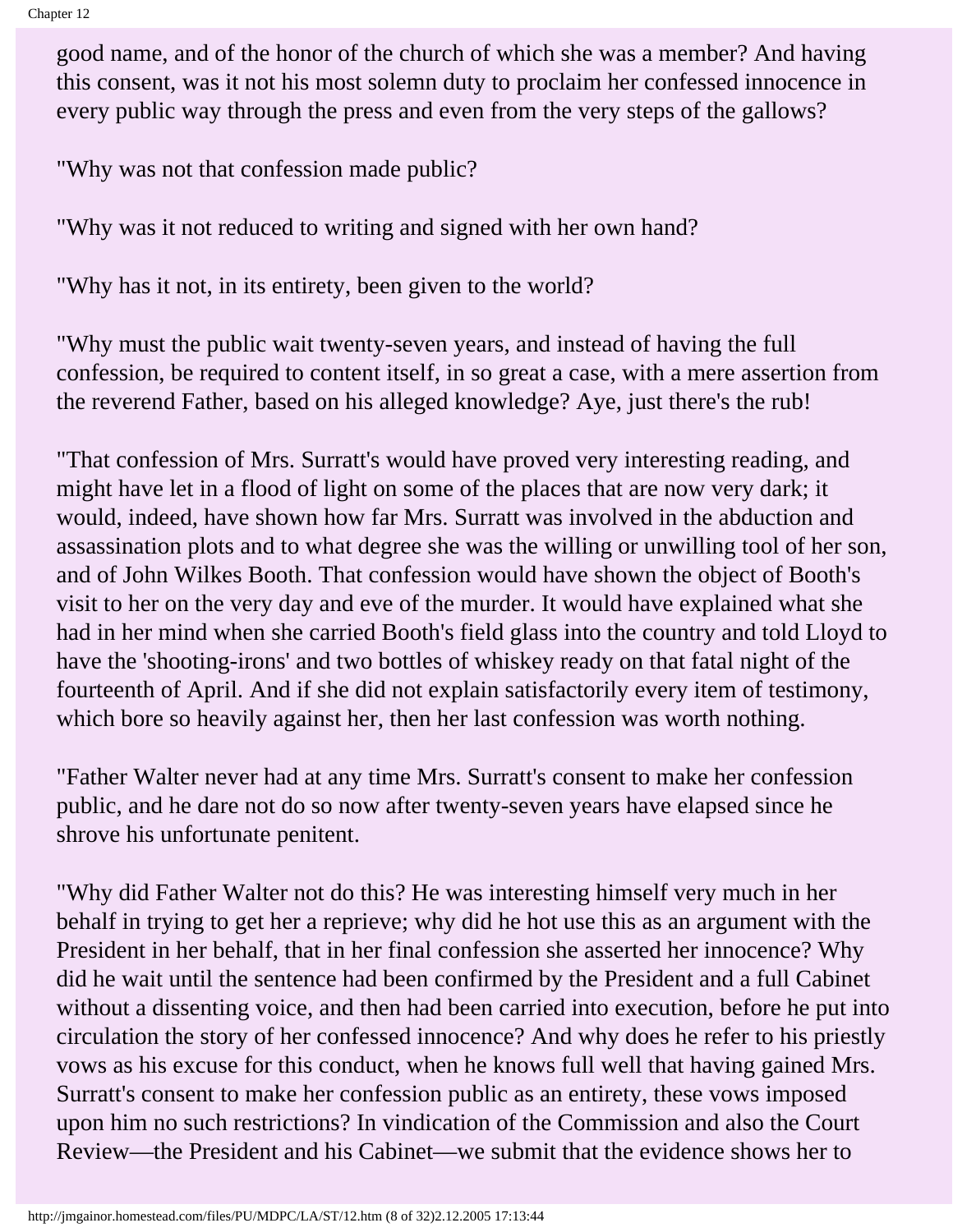good name, and of the honor of the church of which she was a member? And having this consent, was it not his most solemn duty to proclaim her confessed innocence in every public way through the press and even from the very steps of the gallows?

"Why was not that confession made public?

"Why was it not reduced to writing and signed with her own hand?

"Why has it not, in its entirety, been given to the world?

"Why must the public wait twenty-seven years, and instead of having the full confession, be required to content itself, in so great a case, with a mere assertion from the reverend Father, based on his alleged knowledge? Aye, just there's the rub!

"That confession of Mrs. Surratt's would have proved very interesting reading, and might have let in a flood of light on some of the places that are now very dark; it would, indeed, have shown how far Mrs. Surratt was involved in the abduction and assassination plots and to what degree she was the willing or unwilling tool of her son, and of John Wilkes Booth. That confession would have shown the object of Booth's visit to her on the very day and eve of the murder. It would have explained what she had in her mind when she carried Booth's field glass into the country and told Lloyd to have the 'shooting-irons' and two bottles of whiskey ready on that fatal night of the fourteenth of April. And if she did not explain satisfactorily every item of testimony, which bore so heavily against her, then her last confession was worth nothing.

"Father Walter never had at any time Mrs. Surratt's consent to make her confession public, and he dare not do so now after twenty-seven years have elapsed since he shrove his unfortunate penitent.

"Why did Father Walter not do this? He was interesting himself very much in her behalf in trying to get her a reprieve; why did he hot use this as an argument with the President in her behalf, that in her final confession she asserted her innocence? Why did he wait until the sentence had been confirmed by the President and a full Cabinet without a dissenting voice, and then had been carried into execution, before he put into circulation the story of her confessed innocence? And why does he refer to his priestly vows as his excuse for this conduct, when he knows full well that having gained Mrs. Surratt's consent to make her confession public as an entirety, these vows imposed upon him no such restrictions? In vindication of the Commission and also the Court Review—the President and his Cabinet—we submit that the evidence shows her to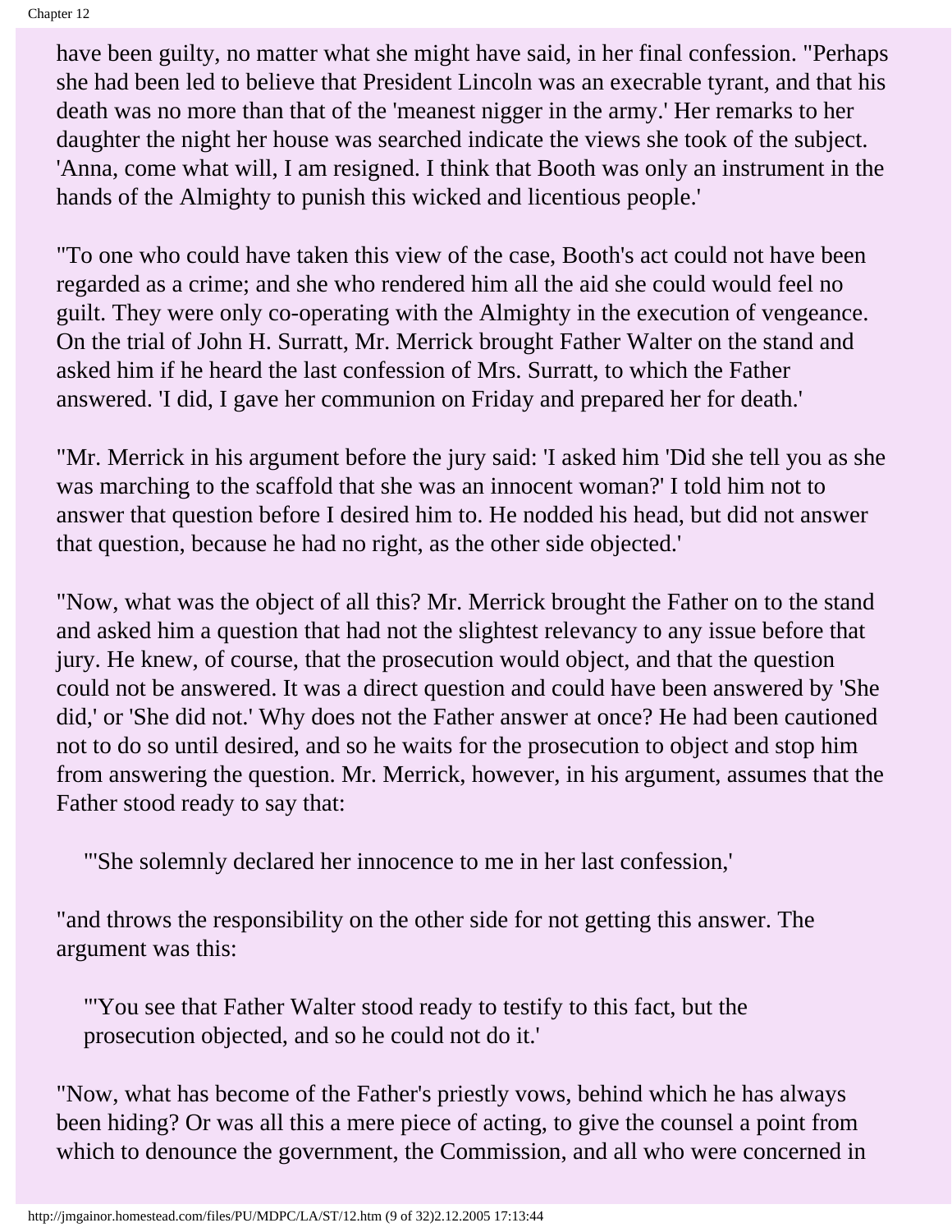have been guilty, no matter what she might have said, in her final confession. "Perhaps she had been led to believe that President Lincoln was an execrable tyrant, and that his death was no more than that of the 'meanest nigger in the army.' Her remarks to her daughter the night her house was searched indicate the views she took of the subject. 'Anna, come what will, I am resigned. I think that Booth was only an instrument in the hands of the Almighty to punish this wicked and licentious people.'

"To one who could have taken this view of the case, Booth's act could not have been regarded as a crime; and she who rendered him all the aid she could would feel no guilt. They were only co-operating with the Almighty in the execution of vengeance. On the trial of John H. Surratt, Mr. Merrick brought Father Walter on the stand and asked him if he heard the last confession of Mrs. Surratt, to which the Father answered. 'I did, I gave her communion on Friday and prepared her for death.'

"Mr. Merrick in his argument before the jury said: 'I asked him 'Did she tell you as she was marching to the scaffold that she was an innocent woman?' I told him not to answer that question before I desired him to. He nodded his head, but did not answer that question, because he had no right, as the other side objected.'

"Now, what was the object of all this? Mr. Merrick brought the Father on to the stand and asked him a question that had not the slightest relevancy to any issue before that jury. He knew, of course, that the prosecution would object, and that the question could not be answered. It was a direct question and could have been answered by 'She did,' or 'She did not.' Why does not the Father answer at once? He had been cautioned not to do so until desired, and so he waits for the prosecution to object and stop him from answering the question. Mr. Merrick, however, in his argument, assumes that the Father stood ready to say that:

> "'She solemnly declared her innocence to me in her last confession,'

"and throws the responsibility on the other side for not getting this answer. The argument was this:

> "'You see that Father Walter stood ready to testify to this fact, but the prosecution objected, and so he could not do it.'

"Now, what has become of the Father's priestly vows, behind which he has always been hiding? Or was all this a mere piece of acting, to give the counsel a point from which to denounce the government, the Commission, and all who were concerned in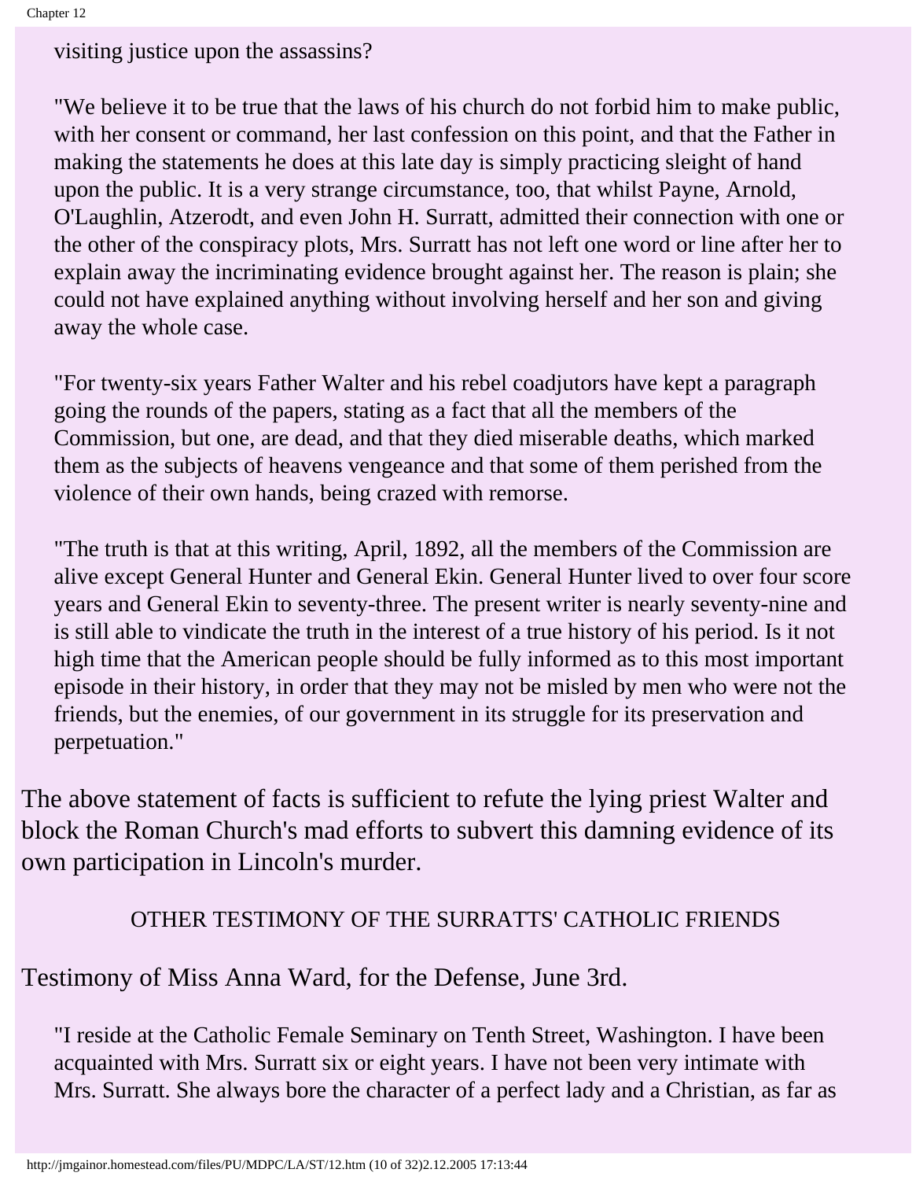> visiting justice upon the assassins?
>
> "We believe it to be true that the laws of his church do not forbid him to make public, with her consent or command, her last confession on this point, and that the Father in making the statements he does at this late day is simply practicing sleight of hand upon the public. It is a very strange circumstance, too, that whilst Payne, Arnold, O'Laughlin, Atzerodt, and even John H. Surratt, admitted their connection with one or the other of the conspiracy plots, Mrs. Surratt has not left one word or line after her to explain away the incriminating evidence brought against her. The reason is plain; she could not have explained anything without involving herself and her son and giving away the whole case.
>
> "For twenty-six years Father Walter and his rebel coadjutors have kept a paragraph going the rounds of the papers, stating as a fact that all the members of the Commission, but one, are dead, and that they died miserable deaths, which marked them as the subjects of heavens vengeance and that some of them perished from the violence of their own hands, being crazed with remorse.
>
> "The truth is that at this writing, April, 1892, all the members of the Commission are alive except General Hunter and General Ekin. General Hunter lived to over four score years and General Ekin to seventy-three. The present writer is nearly seventy-nine and is still able to vindicate the truth in the interest of a true history of his period. Is it not high time that the American people should be fully informed as to this most important episode in their history, in order that they may not be misled by men who were not the friends, but the enemies, of our government in its struggle for its preservation and perpetuation."

The above statement of facts is sufficient to refute the lying priest Walter and block the Roman Church's mad efforts to subvert this damning evidence of its own participation in Lincoln's murder.

OTHER TESTIMONY OF THE SURRATTS' CATHOLIC FRIENDS

Testimony of Miss Anna Ward, for the Defense, June 3rd.

> "I reside at the Catholic Female Seminary on Tenth Street, Washington. I have been acquainted with Mrs. Surratt six or eight years. I have not been very intimate with Mrs. Surratt. She always bore the character of a perfect lady and a Christian, as far as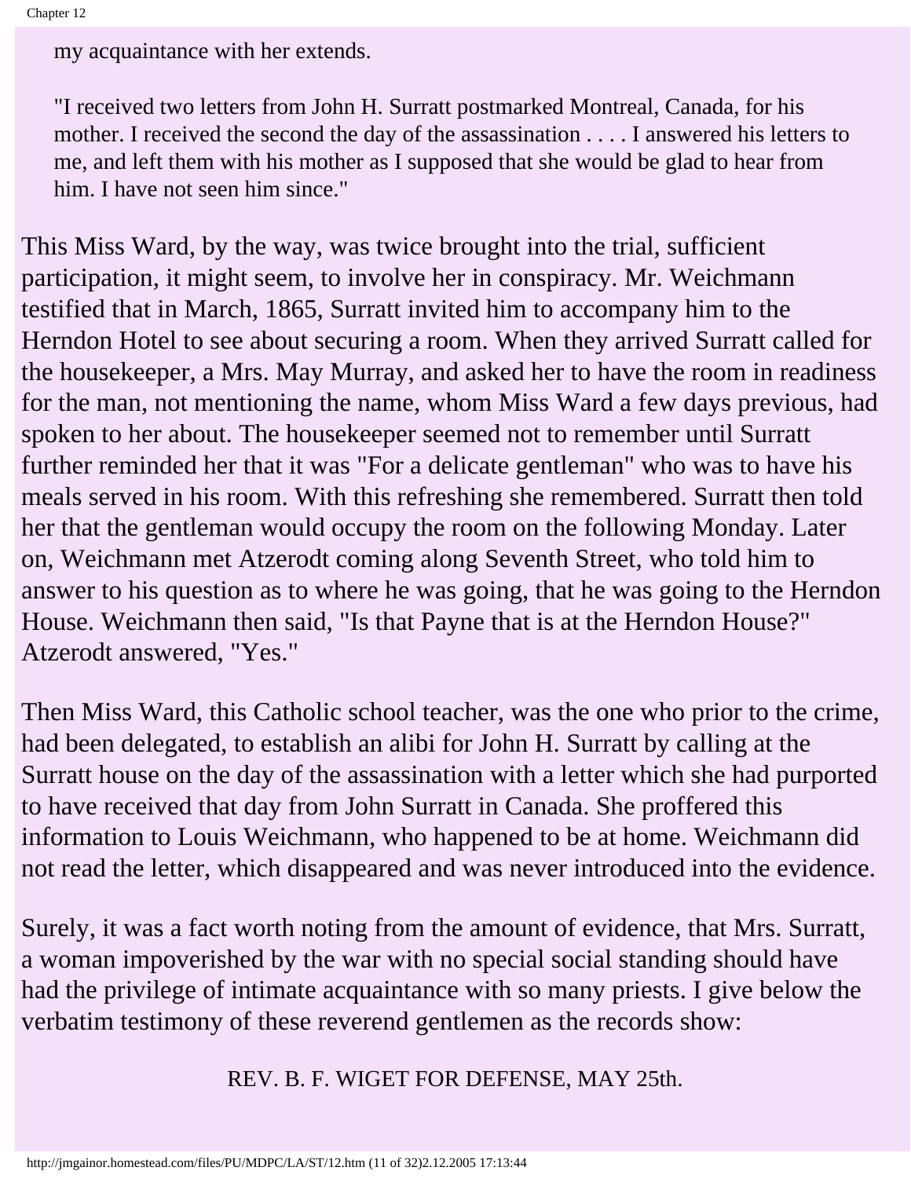> my acquaintance with her extends.
>
> "I received two letters from John H. Surratt postmarked Montreal, Canada, for his mother. I received the second the day of the assassination . . . . I answered his letters to me, and left them with his mother as I supposed that she would be glad to hear from him. I have not seen him since."

This Miss Ward, by the way, was twice brought into the trial, sufficient participation, it might seem, to involve her in conspiracy. Mr. Weichmann testified that in March, 1865, Surratt invited him to accompany him to the Herndon Hotel to see about securing a room. When they arrived Surratt called for the housekeeper, a Mrs. May Murray, and asked her to have the room in readiness for the man, not mentioning the name, whom Miss Ward a few days previous, had spoken to her about. The housekeeper seemed not to remember until Surratt further reminded her that it was "For a delicate gentleman" who was to have his meals served in his room. With this refreshing she remembered. Surratt then told her that the gentleman would occupy the room on the following Monday. Later on, Weichmann met Atzerodt coming along Seventh Street, who told him to answer to his question as to where he was going, that he was going to the Herndon House. Weichmann then said, "Is that Payne that is at the Herndon House?" Atzerodt answered, "Yes."

Then Miss Ward, this Catholic school teacher, was the one who prior to the crime, had been delegated, to establish an alibi for John H. Surratt by calling at the Surratt house on the day of the assassination with a letter which she had purported to have received that day from John Surratt in Canada. She proffered this information to Louis Weichmann, who happened to be at home. Weichmann did not read the letter, which disappeared and was never introduced into the evidence.

Surely, it was a fact worth noting from the amount of evidence, that Mrs. Surratt, a woman impoverished by the war with no special social standing should have had the privilege of intimate acquaintance with so many priests. I give below the verbatim testimony of these reverend gentlemen as the records show:

REV. B. F. WIGET FOR DEFENSE, MAY 25th.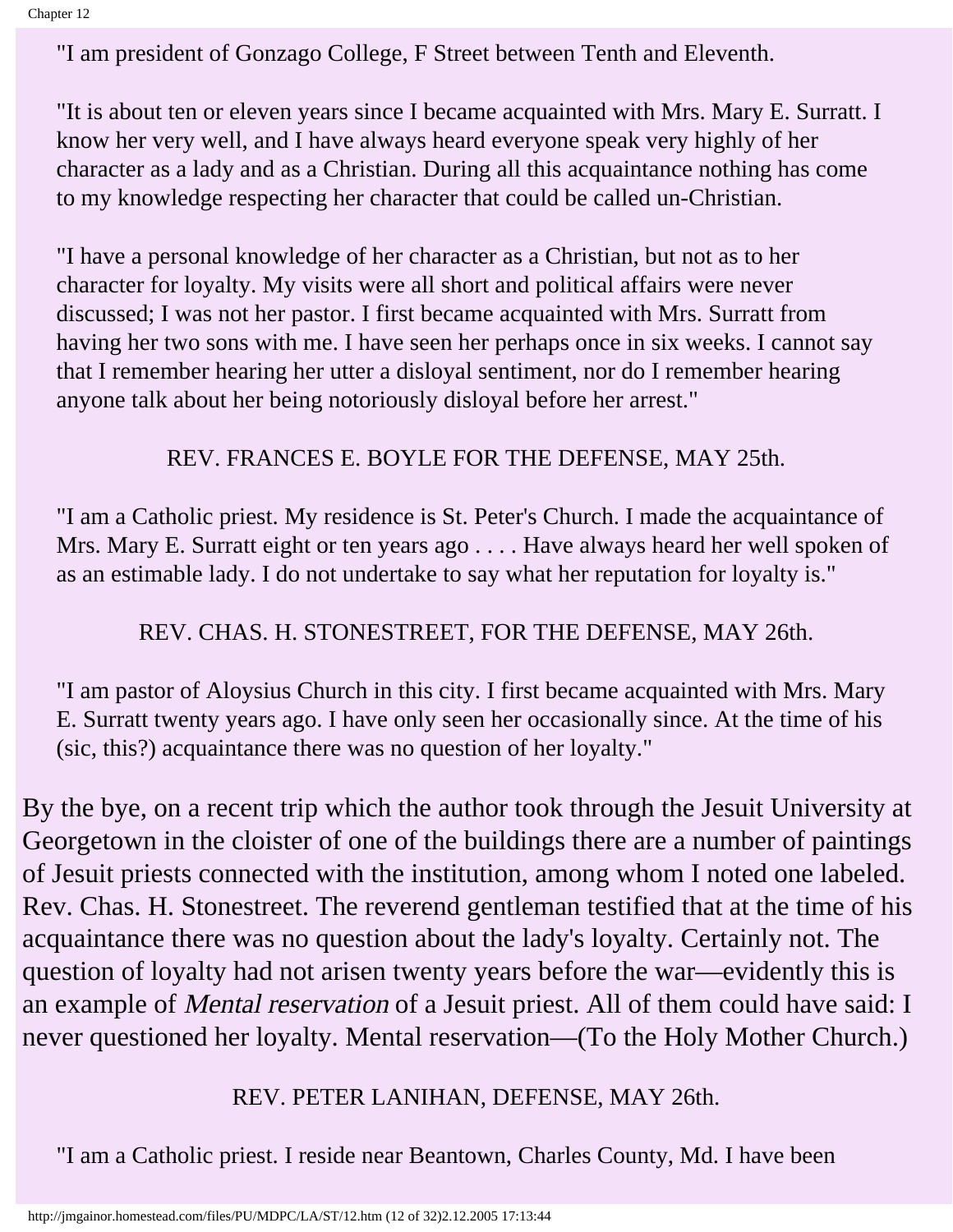"I am president of Gonzago College, F Street between Tenth and Eleventh.

"It is about ten or eleven years since I became acquainted with Mrs. Mary E. Surratt. I know her very well, and I have always heard everyone speak very highly of her character as a lady and as a Christian. During all this acquaintance nothing has come to my knowledge respecting her character that could be called un-Christian.

"I have a personal knowledge of her character as a Christian, but not as to her character for loyalty. My visits were all short and political affairs were never discussed; I was not her pastor. I first became acquainted with Mrs. Surratt from having her two sons with me. I have seen her perhaps once in six weeks. I cannot say that I remember hearing her utter a disloyal sentiment, nor do I remember hearing anyone talk about her being notoriously disloyal before her arrest."

REV. FRANCES E. BOYLE FOR THE DEFENSE, MAY 25th.

"I am a Catholic priest. My residence is St. Peter's Church. I made the acquaintance of Mrs. Mary E. Surratt eight or ten years ago . . . . Have always heard her well spoken of as an estimable lady. I do not undertake to say what her reputation for loyalty is."

REV. CHAS. H. STONESTREET, FOR THE DEFENSE, MAY 26th.

"I am pastor of Aloysius Church in this city. I first became acquainted with Mrs. Mary E. Surratt twenty years ago. I have only seen her occasionally since. At the time of his (sic, this?) acquaintance there was no question of her loyalty."

By the bye, on a recent trip which the author took through the Jesuit University at Georgetown in the cloister of one of the buildings there are a number of paintings of Jesuit priests connected with the institution, among whom I noted one labeled. Rev. Chas. H. Stonestreet. The reverend gentleman testified that at the time of his acquaintance there was no question about the lady's loyalty. Certainly not. The question of loyalty had not arisen twenty years before the war—evidently this is an example of *Mental reservation* of a Jesuit priest. All of them could have said: I never questioned her loyalty. Mental reservation—(To the Holy Mother Church.)

REV. PETER LANIHAN, DEFENSE, MAY 26th.

"I am a Catholic priest. I reside near Beantown, Charles County, Md. I have been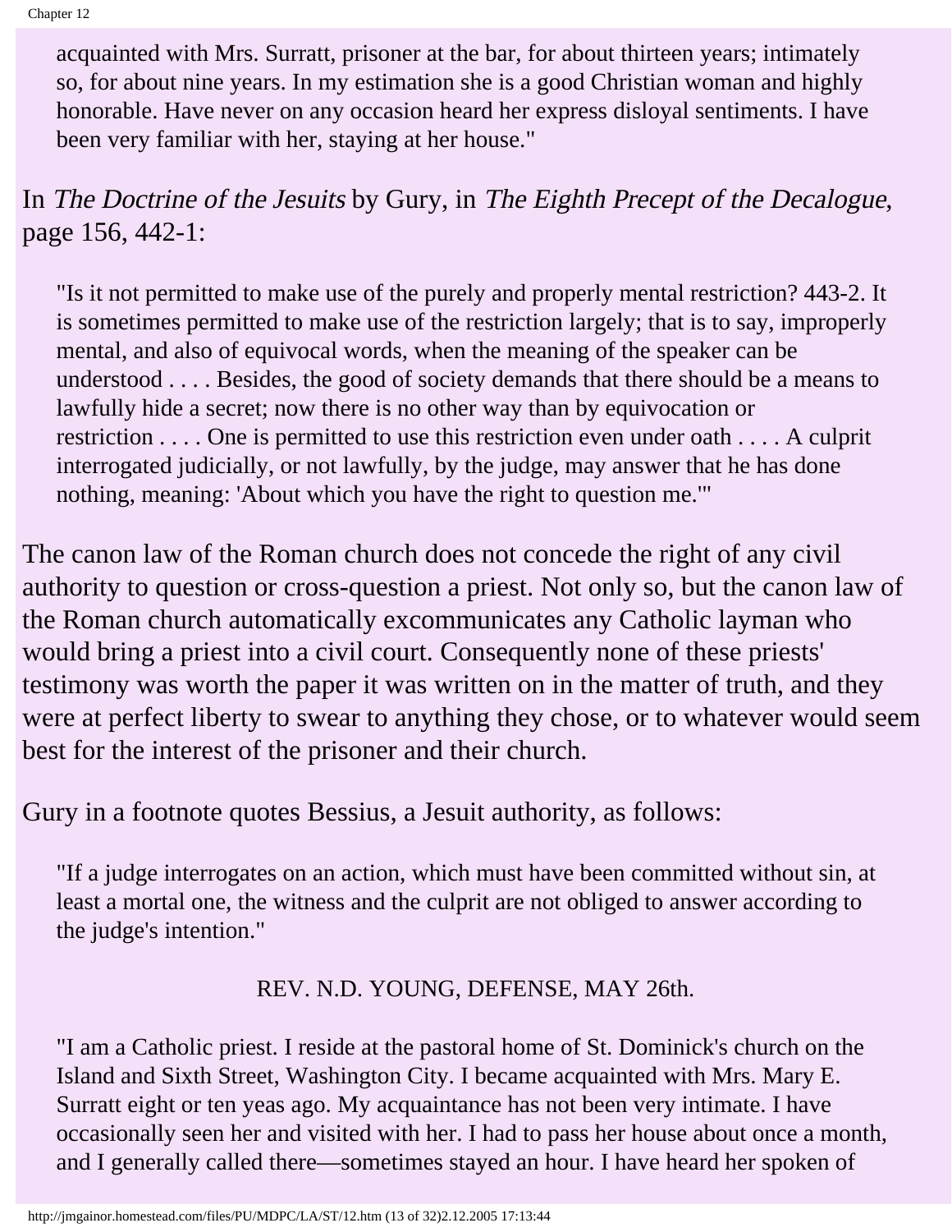> acquainted with Mrs. Surratt, prisoner at the bar, for about thirteen years; intimately so, for about nine years. In my estimation she is a good Christian woman and highly honorable. Have never on any occasion heard her express disloyal sentiments. I have been very familiar with her, staying at her house."

In *The Doctrine of the Jesuits* by Gury, in *The Eighth Precept of the Decalogue*, page 156, 442-1:

> "Is it not permitted to make use of the purely and properly mental restriction? 443-2. It is sometimes permitted to make use of the restriction largely; that is to say, improperly mental, and also of equivocal words, when the meaning of the speaker can be understood . . . . Besides, the good of society demands that there should be a means to lawfully hide a secret; now there is no other way than by equivocation or restriction . . . . One is permitted to use this restriction even under oath . . . . A culprit interrogated judicially, or not lawfully, by the judge, may answer that he has done nothing, meaning: 'About which you have the right to question me.'"

The canon law of the Roman church does not concede the right of any civil authority to question or cross-question a priest. Not only so, but the canon law of the Roman church automatically excommunicates any Catholic layman who would bring a priest into a civil court. Consequently none of these priests' testimony was worth the paper it was written on in the matter of truth, and they were at perfect liberty to swear to anything they chose, or to whatever would seem best for the interest of the prisoner and their church.

Gury in a footnote quotes Bessius, a Jesuit authority, as follows:

> "If a judge interrogates on an action, which must have been committed without sin, at least a mortal one, the witness and the culprit are not obliged to answer according to the judge's intention."

REV. N.D. YOUNG, DEFENSE, MAY 26th.

> "I am a Catholic priest. I reside at the pastoral home of St. Dominick's church on the Island and Sixth Street, Washington City. I became acquainted with Mrs. Mary E. Surratt eight or ten yeas ago. My acquaintance has not been very intimate. I have occasionally seen her and visited with her. I had to pass her house about once a month, and I generally called there—sometimes stayed an hour. I have heard her spoken of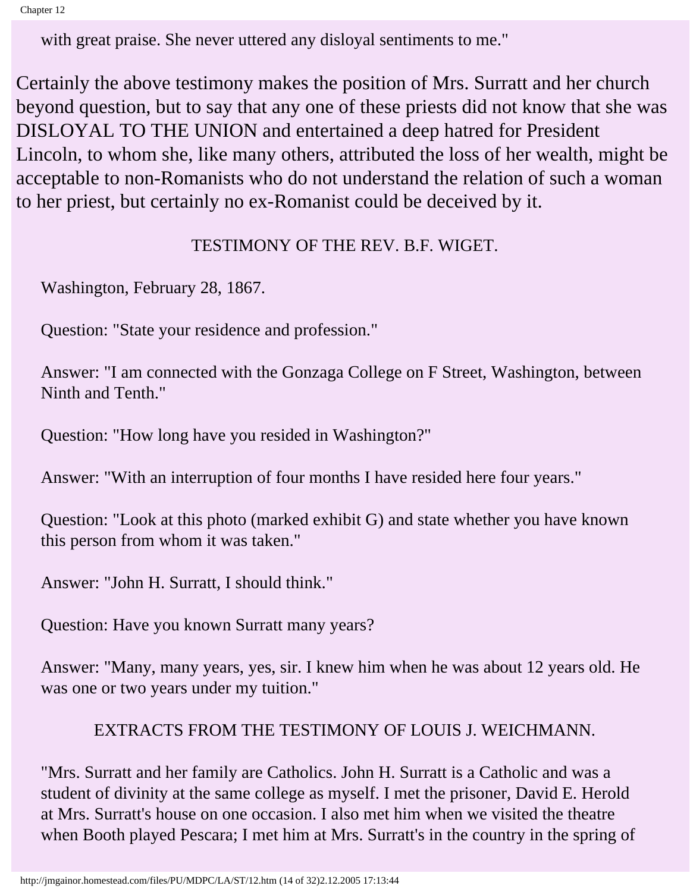> with great praise. She never uttered any disloyal sentiments to me."

Certainly the above testimony makes the position of Mrs. Surratt and her church beyond question, but to say that any one of these priests did not know that she was DISLOYAL TO THE UNION and entertained a deep hatred for President Lincoln, to whom she, like many others, attributed the loss of her wealth, might be acceptable to non-Romanists who do not understand the relation of such a woman to her priest, but certainly no ex-Romanist could be deceived by it.

TESTIMONY OF THE REV. B.F. WIGET.

> Washington, February 28, 1867.
>
> Question: "State your residence and profession."
>
> Answer: "I am connected with the Gonzaga College on F Street, Washington, between Ninth and Tenth."
>
> Question: "How long have you resided in Washington?"
>
> Answer: "With an interruption of four months I have resided here four years."
>
> Question: "Look at this photo (marked exhibit G) and state whether you have known this person from whom it was taken."
>
> Answer: "John H. Surratt, I should think."
>
> Question: Have you known Surratt many years?
>
> Answer: "Many, many years, yes, sir. I knew him when he was about 12 years old. He was one or two years under my tuition."

EXTRACTS FROM THE TESTIMONY OF LOUIS J. WEICHMANN.

> "Mrs. Surratt and her family are Catholics. John H. Surratt is a Catholic and was a student of divinity at the same college as myself. I met the prisoner, David E. Herold at Mrs. Surratt's house on one occasion. I also met him when we visited the theatre when Booth played Pescara; I met him at Mrs. Surratt's in the country in the spring of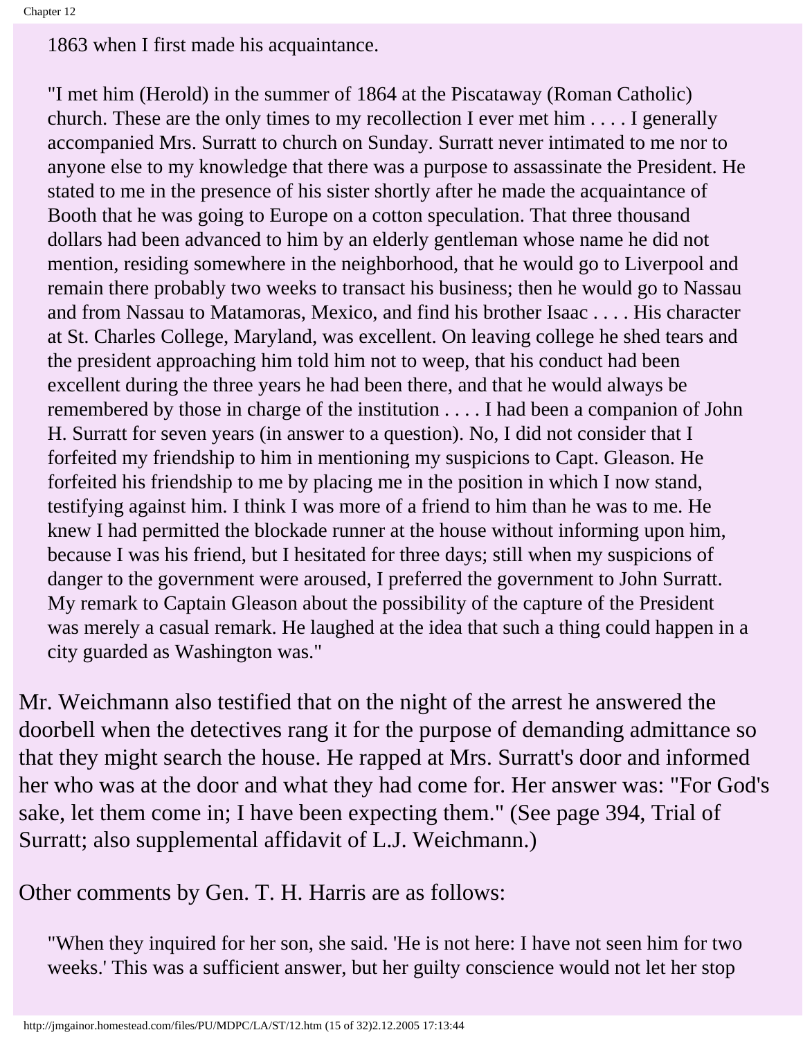> 1863 when I first made his acquaintance.
>
> "I met him (Herold) in the summer of 1864 at the Piscataway (Roman Catholic) church. These are the only times to my recollection I ever met him . . . . I generally accompanied Mrs. Surratt to church on Sunday. Surratt never intimated to me nor to anyone else to my knowledge that there was a purpose to assassinate the President. He stated to me in the presence of his sister shortly after he made the acquaintance of Booth that he was going to Europe on a cotton speculation. That three thousand dollars had been advanced to him by an elderly gentleman whose name he did not mention, residing somewhere in the neighborhood, that he would go to Liverpool and remain there probably two weeks to transact his business; then he would go to Nassau and from Nassau to Matamoras, Mexico, and find his brother Isaac . . . . His character at St. Charles College, Maryland, was excellent. On leaving college he shed tears and the president approaching him told him not to weep, that his conduct had been excellent during the three years he had been there, and that he would always be remembered by those in charge of the institution . . . . I had been a companion of John H. Surratt for seven years (in answer to a question). No, I did not consider that I forfeited my friendship to him in mentioning my suspicions to Capt. Gleason. He forfeited his friendship to me by placing me in the position in which I now stand, testifying against him. I think I was more of a friend to him than he was to me. He knew I had permitted the blockade runner at the house without informing upon him, because I was his friend, but I hesitated for three days; still when my suspicions of danger to the government were aroused, I preferred the government to John Surratt. My remark to Captain Gleason about the possibility of the capture of the President was merely a casual remark. He laughed at the idea that such a thing could happen in a city guarded as Washington was."

Mr. Weichmann also testified that on the night of the arrest he answered the doorbell when the detectives rang it for the purpose of demanding admittance so that they might search the house. He rapped at Mrs. Surratt's door and informed her who was at the door and what they had come for. Her answer was: "For God's sake, let them come in; I have been expecting them." (See page 394, Trial of Surratt; also supplemental affidavit of L.J. Weichmann.)

Other comments by Gen. T. H. Harris are as follows:

> "When they inquired for her son, she said. 'He is not here: I have not seen him for two weeks.' This was a sufficient answer, but her guilty conscience would not let her stop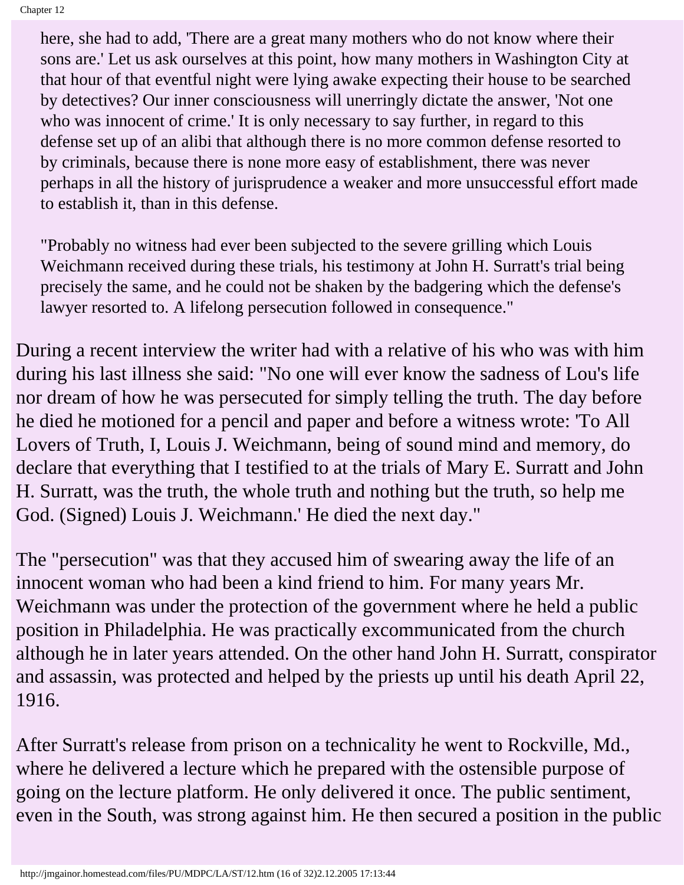> here, she had to add, 'There are a great many mothers who do not know where their sons are.' Let us ask ourselves at this point, how many mothers in Washington City at that hour of that eventful night were lying awake expecting their house to be searched by detectives? Our inner consciousness will unerringly dictate the answer, 'Not one who was innocent of crime.' It is only necessary to say further, in regard to this defense set up of an alibi that although there is no more common defense resorted to by criminals, because there is none more easy of establishment, there was never perhaps in all the history of jurisprudence a weaker and more unsuccessful effort made to establish it, than in this defense.
>
> "Probably no witness had ever been subjected to the severe grilling which Louis Weichmann received during these trials, his testimony at John H. Surratt's trial being precisely the same, and he could not be shaken by the badgering which the defense's lawyer resorted to. A lifelong persecution followed in consequence."

During a recent interview the writer had with a relative of his who was with him during his last illness she said: "No one will ever know the sadness of Lou's life nor dream of how he was persecuted for simply telling the truth. The day before he died he motioned for a pencil and paper and before a witness wrote: 'To All Lovers of Truth, I, Louis J. Weichmann, being of sound mind and memory, do declare that everything that I testified to at the trials of Mary E. Surratt and John H. Surratt, was the truth, the whole truth and nothing but the truth, so help me God. (Signed) Louis J. Weichmann.' He died the next day."

The "persecution" was that they accused him of swearing away the life of an innocent woman who had been a kind friend to him. For many years Mr. Weichmann was under the protection of the government where he held a public position in Philadelphia. He was practically excommunicated from the church although he in later years attended. On the other hand John H. Surratt, conspirator and assassin, was protected and helped by the priests up until his death April 22, 1916.

After Surratt's release from prison on a technicality he went to Rockville, Md., where he delivered a lecture which he prepared with the ostensible purpose of going on the lecture platform. He only delivered it once. The public sentiment, even in the South, was strong against him. He then secured a position in the public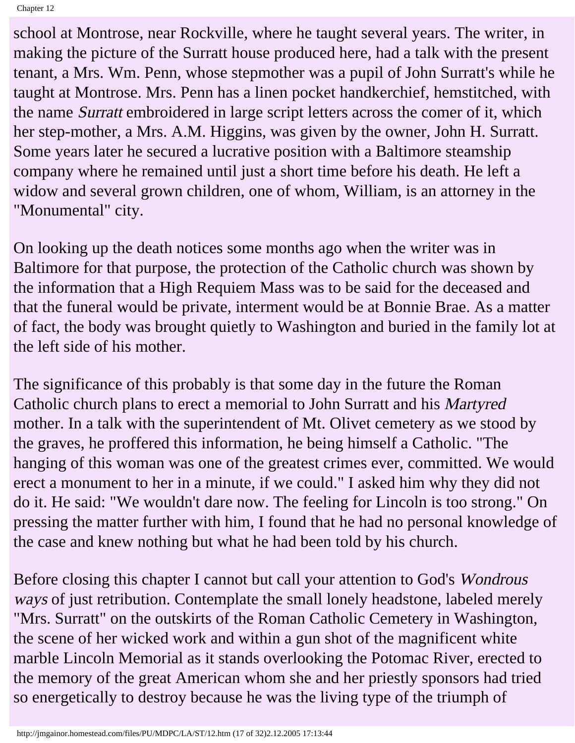school at Montrose, near Rockville, where he taught several years. The writer, in making the picture of the Surratt house produced here, had a talk with the present tenant, a Mrs. Wm. Penn, whose stepmother was a pupil of John Surratt's while he taught at Montrose. Mrs. Penn has a linen pocket handkerchief, hemstitched, with the name *Surratt* embroidered in large script letters across the comer of it, which her step-mother, a Mrs. A.M. Higgins, was given by the owner, John H. Surratt. Some years later he secured a lucrative position with a Baltimore steamship company where he remained until just a short time before his death. He left a widow and several grown children, one of whom, William, is an attorney in the "Monumental" city.

On looking up the death notices some months ago when the writer was in Baltimore for that purpose, the protection of the Catholic church was shown by the information that a High Requiem Mass was to be said for the deceased and that the funeral would be private, interment would be at Bonnie Brae. As a matter of fact, the body was brought quietly to Washington and buried in the family lot at the left side of his mother.

The significance of this probably is that some day in the future the Roman Catholic church plans to erect a memorial to John Surratt and his *Martyred* mother. In a talk with the superintendent of Mt. Olivet cemetery as we stood by the graves, he proffered this information, he being himself a Catholic. "The hanging of this woman was one of the greatest crimes ever, committed. We would erect a monument to her in a minute, if we could." I asked him why they did not do it. He said: "We wouldn't dare now. The feeling for Lincoln is too strong." On pressing the matter further with him, I found that he had no personal knowledge of the case and knew nothing but what he had been told by his church.

Before closing this chapter I cannot but call your attention to God's *Wondrous ways* of just retribution. Contemplate the small lonely headstone, labeled merely "Mrs. Surratt" on the outskirts of the Roman Catholic Cemetery in Washington, the scene of her wicked work and within a gun shot of the magnificent white marble Lincoln Memorial as it stands overlooking the Potomac River, erected to the memory of the great American whom she and her priestly sponsors had tried so energetically to destroy because he was the living type of the triumph of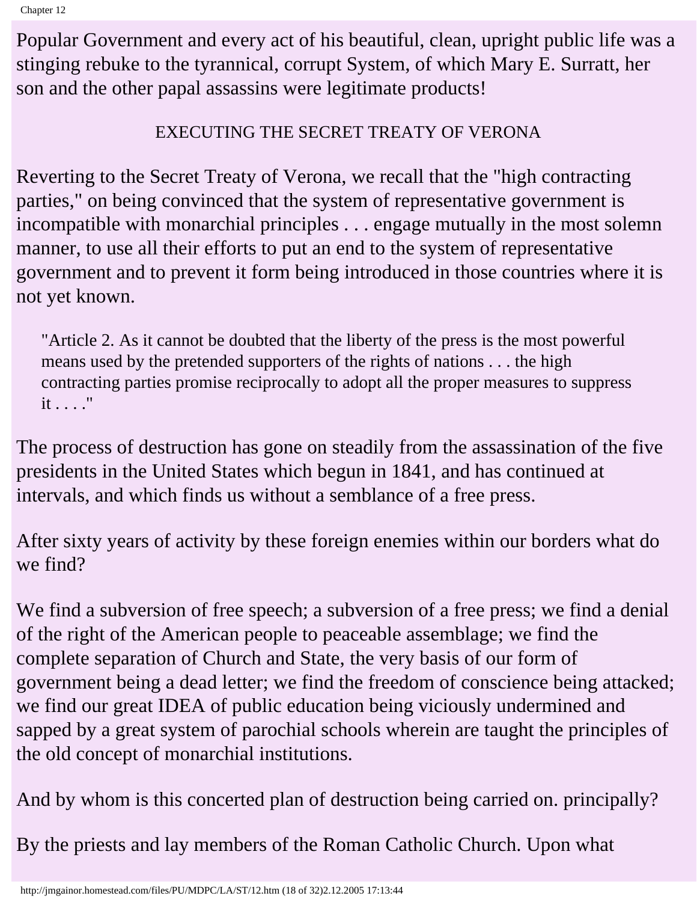Popular Government and every act of his beautiful, clean, upright public life was a stinging rebuke to the tyrannical, corrupt System, of which Mary E. Surratt, her son and the other papal assassins were legitimate products!

## EXECUTING THE SECRET TREATY OF VERONA

Reverting to the Secret Treaty of Verona, we recall that the "high contracting parties," on being convinced that the system of representative government is incompatible with monarchial principles . . . engage mutually in the most solemn manner, to use all their efforts to put an end to the system of representative government and to prevent it form being introduced in those countries where it is not yet known.

> "Article 2. As it cannot be doubted that the liberty of the press is the most powerful means used by the pretended supporters of the rights of nations . . . the high contracting parties promise reciprocally to adopt all the proper measures to suppress it . . . ."

The process of destruction has gone on steadily from the assassination of the five presidents in the United States which begun in 1841, and has continued at intervals, and which finds us without a semblance of a free press.

After sixty years of activity by these foreign enemies within our borders what do we find?

We find a subversion of free speech; a subversion of a free press; we find a denial of the right of the American people to peaceable assemblage; we find the complete separation of Church and State, the very basis of our form of government being a dead letter; we find the freedom of conscience being attacked; we find our great IDEA of public education being viciously undermined and sapped by a great system of parochial schools wherein are taught the principles of the old concept of monarchial institutions.

And by whom is this concerted plan of destruction being carried on. principally?

By the priests and lay members of the Roman Catholic Church. Upon what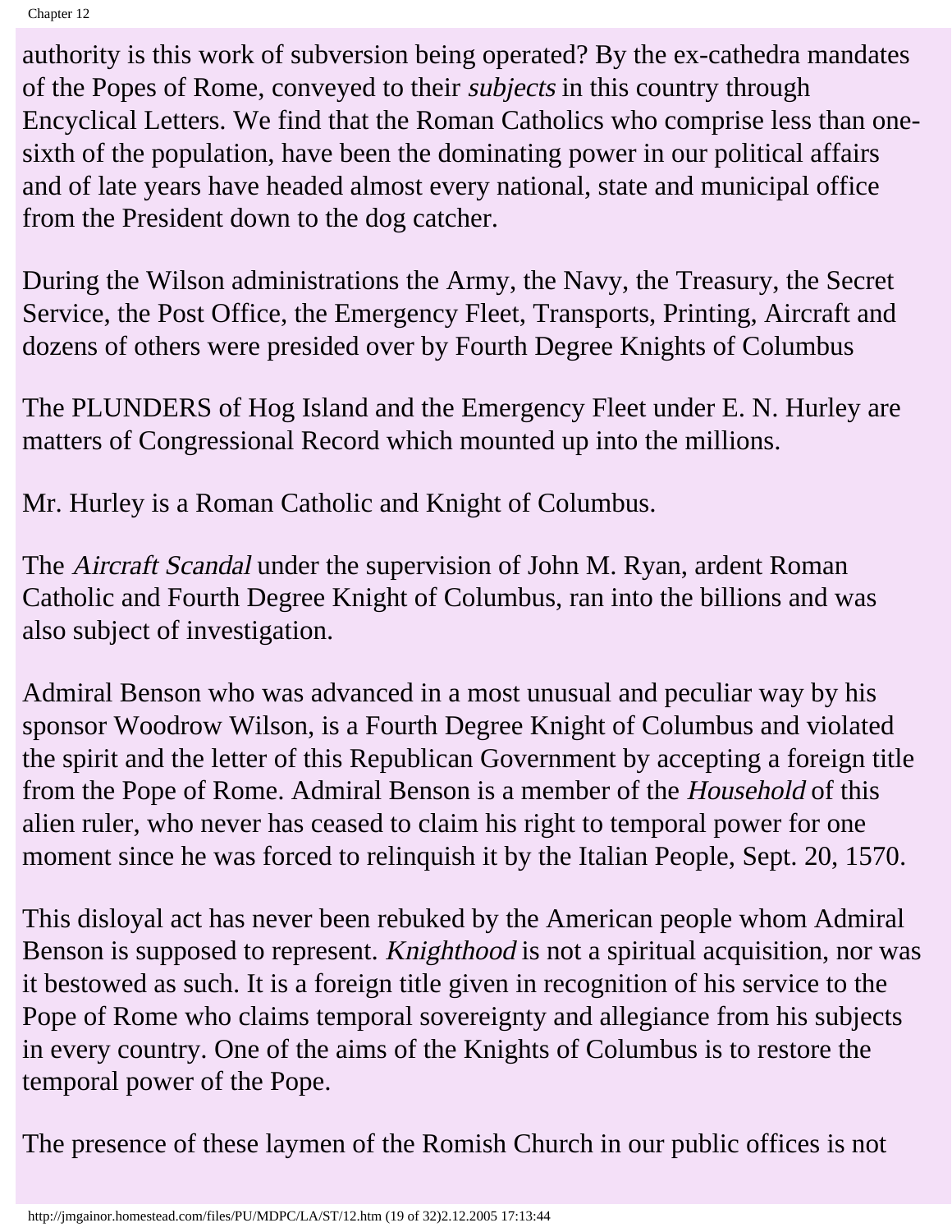authority is this work of subversion being operated? By the ex-cathedra mandates of the Popes of Rome, conveyed to their *subjects* in this country through Encyclical Letters. We find that the Roman Catholics who comprise less than one-sixth of the population, have been the dominating power in our political affairs and of late years have headed almost every national, state and municipal office from the President down to the dog catcher.

During the Wilson administrations the Army, the Navy, the Treasury, the Secret Service, the Post Office, the Emergency Fleet, Transports, Printing, Aircraft and dozens of others were presided over by Fourth Degree Knights of Columbus

The PLUNDERS of Hog Island and the Emergency Fleet under E. N. Hurley are matters of Congressional Record which mounted up into the millions.

Mr. Hurley is a Roman Catholic and Knight of Columbus.

The *Aircraft Scandal* under the supervision of John M. Ryan, ardent Roman Catholic and Fourth Degree Knight of Columbus, ran into the billions and was also subject of investigation.

Admiral Benson who was advanced in a most unusual and peculiar way by his sponsor Woodrow Wilson, is a Fourth Degree Knight of Columbus and violated the spirit and the letter of this Republican Government by accepting a foreign title from the Pope of Rome. Admiral Benson is a member of the *Household* of this alien ruler, who never has ceased to claim his right to temporal power for one moment since he was forced to relinquish it by the Italian People, Sept. 20, 1570.

This disloyal act has never been rebuked by the American people whom Admiral Benson is supposed to represent. *Knighthood* is not a spiritual acquisition, nor was it bestowed as such. It is a foreign title given in recognition of his service to the Pope of Rome who claims temporal sovereignty and allegiance from his subjects in every country. One of the aims of the Knights of Columbus is to restore the temporal power of the Pope.

The presence of these laymen of the Romish Church in our public offices is not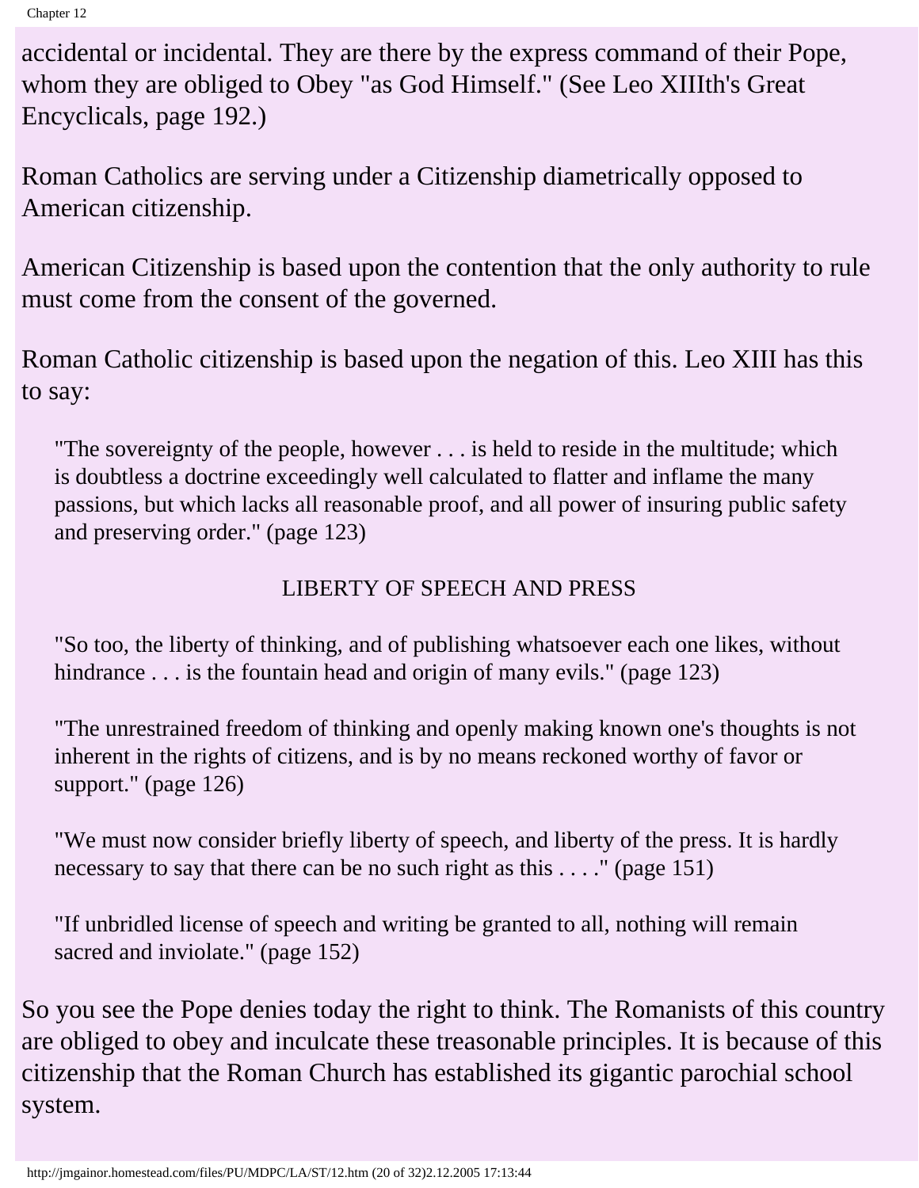accidental or incidental. They are there by the express command of their Pope, whom they are obliged to Obey "as God Himself." (See Leo XIIIth's Great Encyclicals, page 192.)

Roman Catholics are serving under a Citizenship diametrically opposed to American citizenship.

American Citizenship is based upon the contention that the only authority to rule must come from the consent of the governed.

Roman Catholic citizenship is based upon the negation of this. Leo XIII has this to say:

> "The sovereignty of the people, however . . . is held to reside in the multitude; which is doubtless a doctrine exceedingly well calculated to flatter and inflame the many passions, but which lacks all reasonable proof, and all power of insuring public safety and preserving order." (page 123)

> LIBERTY OF SPEECH AND PRESS

> "So too, the liberty of thinking, and of publishing whatsoever each one likes, without hindrance . . . is the fountain head and origin of many evils." (page 123)

> "The unrestrained freedom of thinking and openly making known one's thoughts is not inherent in the rights of citizens, and is by no means reckoned worthy of favor or support." (page 126)

> "We must now consider briefly liberty of speech, and liberty of the press. It is hardly necessary to say that there can be no such right as this . . . ." (page 151)

> "If unbridled license of speech and writing be granted to all, nothing will remain sacred and inviolate." (page 152)

So you see the Pope denies today the right to think. The Romanists of this country are obliged to obey and inculcate these treasonable principles. It is because of this citizenship that the Roman Church has established its gigantic parochial school system.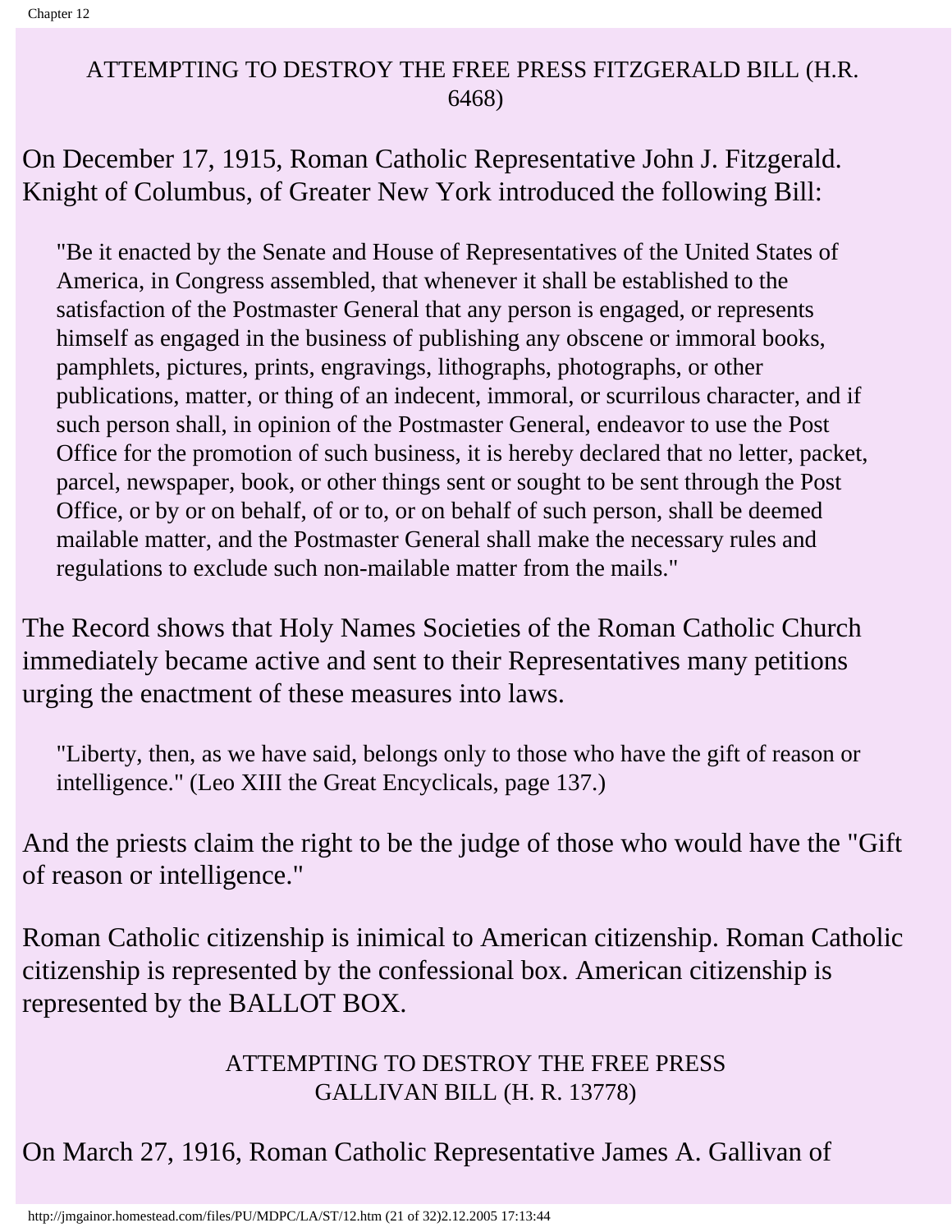## ATTEMPTING TO DESTROY THE FREE PRESS FITZGERALD BILL (H.R. 6468)

On December 17, 1915, Roman Catholic Representative John J. Fitzgerald. Knight of Columbus, of Greater New York introduced the following Bill:

> "Be it enacted by the Senate and House of Representatives of the United States of America, in Congress assembled, that whenever it shall be established to the satisfaction of the Postmaster General that any person is engaged, or represents himself as engaged in the business of publishing any obscene or immoral books, pamphlets, pictures, prints, engravings, lithographs, photographs, or other publications, matter, or thing of an indecent, immoral, or scurrilous character, and if such person shall, in opinion of the Postmaster General, endeavor to use the Post Office for the promotion of such business, it is hereby declared that no letter, packet, parcel, newspaper, book, or other things sent or sought to be sent through the Post Office, or by or on behalf, of or to, or on behalf of such person, shall be deemed mailable matter, and the Postmaster General shall make the necessary rules and regulations to exclude such non-mailable matter from the mails."

The Record shows that Holy Names Societies of the Roman Catholic Church immediately became active and sent to their Representatives many petitions urging the enactment of these measures into laws.

> "Liberty, then, as we have said, belongs only to those who have the gift of reason or intelligence." (Leo XIII the Great Encyclicals, page 137.)

And the priests claim the right to be the judge of those who would have the "Gift of reason or intelligence."

Roman Catholic citizenship is inimical to American citizenship. Roman Catholic citizenship is represented by the confessional box. American citizenship is represented by the BALLOT BOX.

## ATTEMPTING TO DESTROY THE FREE PRESS GALLIVAN BILL (H. R. 13778)

On March 27, 1916, Roman Catholic Representative James A. Gallivan of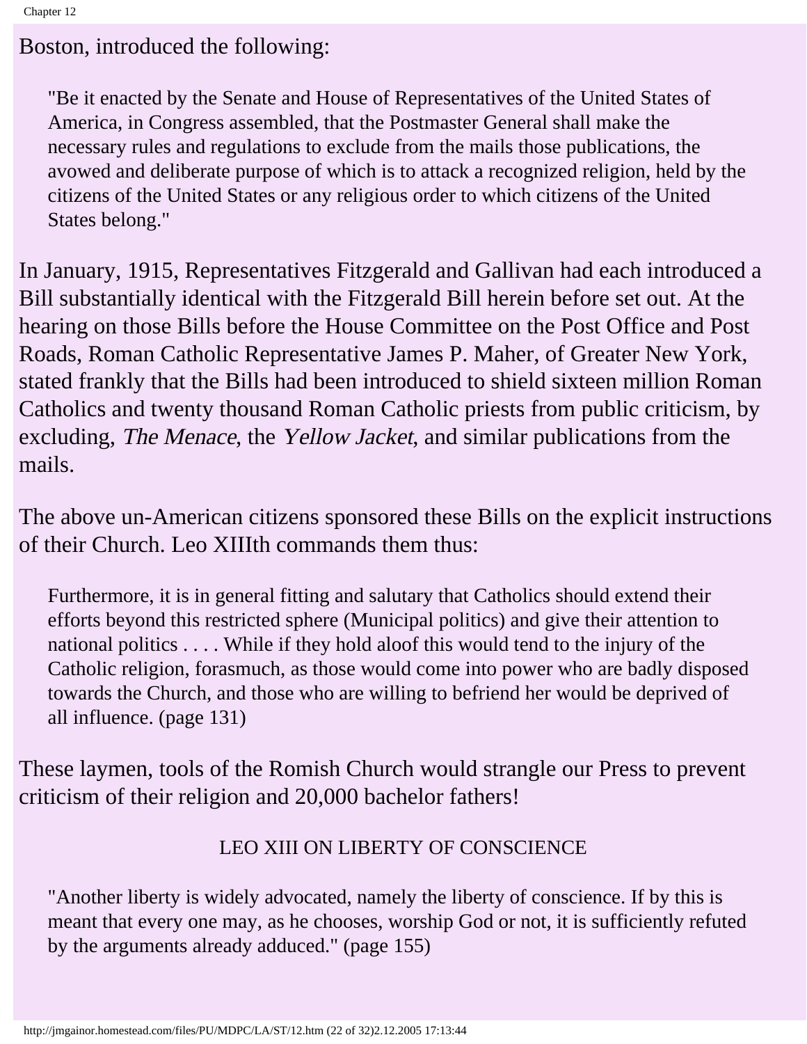Boston, introduced the following:

> "Be it enacted by the Senate and House of Representatives of the United States of America, in Congress assembled, that the Postmaster General shall make the necessary rules and regulations to exclude from the mails those publications, the avowed and deliberate purpose of which is to attack a recognized religion, held by the citizens of the United States or any religious order to which citizens of the United States belong."

In January, 1915, Representatives Fitzgerald and Gallivan had each introduced a Bill substantially identical with the Fitzgerald Bill herein before set out. At the hearing on those Bills before the House Committee on the Post Office and Post Roads, Roman Catholic Representative James P. Maher, of Greater New York, stated frankly that the Bills had been introduced to shield sixteen million Roman Catholics and twenty thousand Roman Catholic priests from public criticism, by excluding, *The Menace*, the *Yellow Jacket*, and similar publications from the mails.

The above un-American citizens sponsored these Bills on the explicit instructions of their Church. Leo XIIIth commands them thus:

> Furthermore, it is in general fitting and salutary that Catholics should extend their efforts beyond this restricted sphere (Municipal politics) and give their attention to national politics . . . . While if they hold aloof this would tend to the injury of the Catholic religion, forasmuch, as those would come into power who are badly disposed towards the Church, and those who are willing to befriend her would be deprived of all influence. (page 131)

These laymen, tools of the Romish Church would strangle our Press to prevent criticism of their religion and 20,000 bachelor fathers!

LEO XIII ON LIBERTY OF CONSCIENCE

> "Another liberty is widely advocated, namely the liberty of conscience. If by this is meant that every one may, as he chooses, worship God or not, it is sufficiently refuted by the arguments already adduced." (page 155)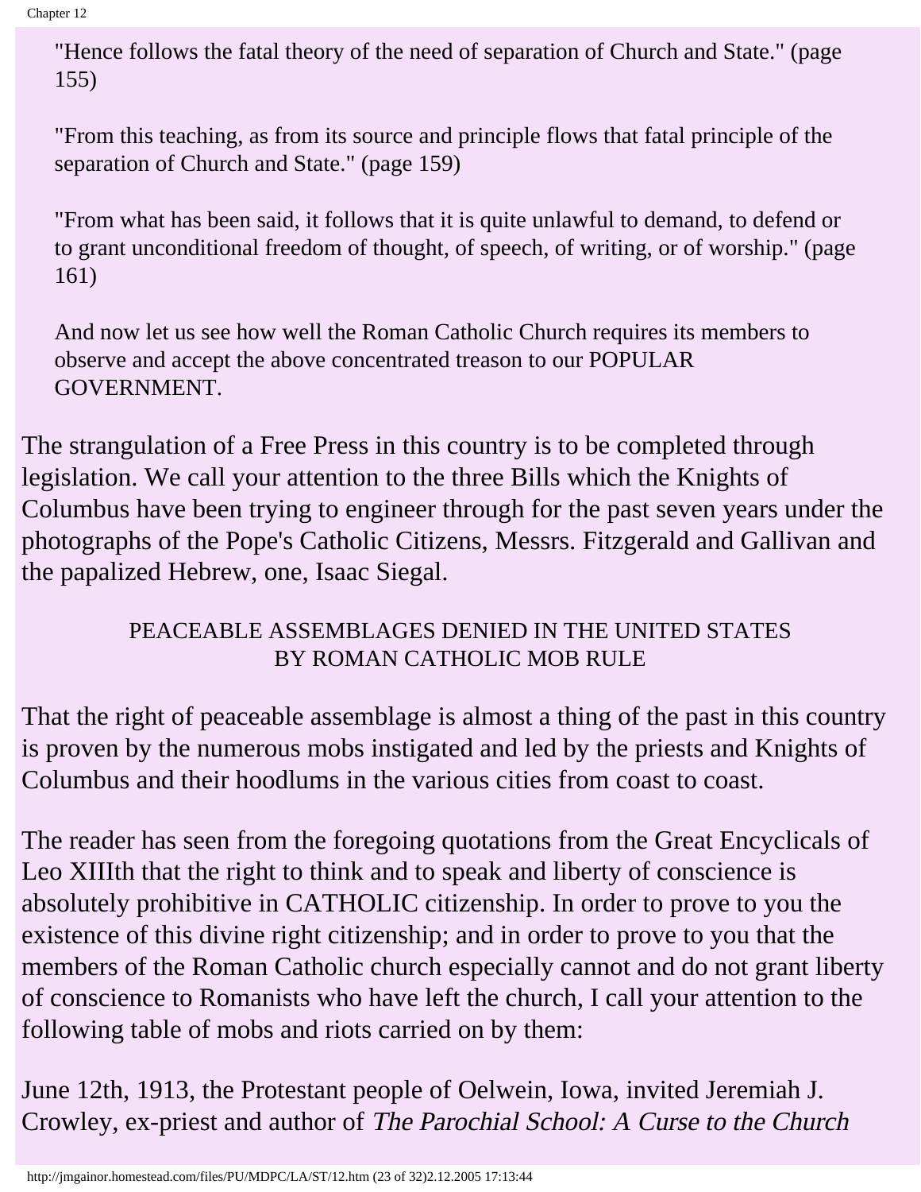> "Hence follows the fatal theory of the need of separation of Church and State." (page 155)
>
> "From this teaching, as from its source and principle flows that fatal principle of the separation of Church and State." (page 159)
>
> "From what has been said, it follows that it is quite unlawful to demand, to defend or to grant unconditional freedom of thought, of speech, of writing, or of worship." (page 161)
>
> And now let us see how well the Roman Catholic Church requires its members to observe and accept the above concentrated treason to our POPULAR GOVERNMENT.

The strangulation of a Free Press in this country is to be completed through legislation. We call your attention to the three Bills which the Knights of Columbus have been trying to engineer through for the past seven years under the photographs of the Pope's Catholic Citizens, Messrs. Fitzgerald and Gallivan and the papalized Hebrew, one, Isaac Siegal.

### PEACEABLE ASSEMBLAGES DENIED IN THE UNITED STATES BY ROMAN CATHOLIC MOB RULE

That the right of peaceable assemblage is almost a thing of the past in this country is proven by the numerous mobs instigated and led by the priests and Knights of Columbus and their hoodlums in the various cities from coast to coast.

The reader has seen from the foregoing quotations from the Great Encyclicals of Leo XIIIth that the right to think and to speak and liberty of conscience is absolutely prohibitive in CATHOLIC citizenship. In order to prove to you the existence of this divine right citizenship; and in order to prove to you that the members of the Roman Catholic church especially cannot and do not grant liberty of conscience to Romanists who have left the church, I call your attention to the following table of mobs and riots carried on by them:

June 12th, 1913, the Protestant people of Oelwein, Iowa, invited Jeremiah J. Crowley, ex-priest and author of *The Parochial School: A Curse to the Church*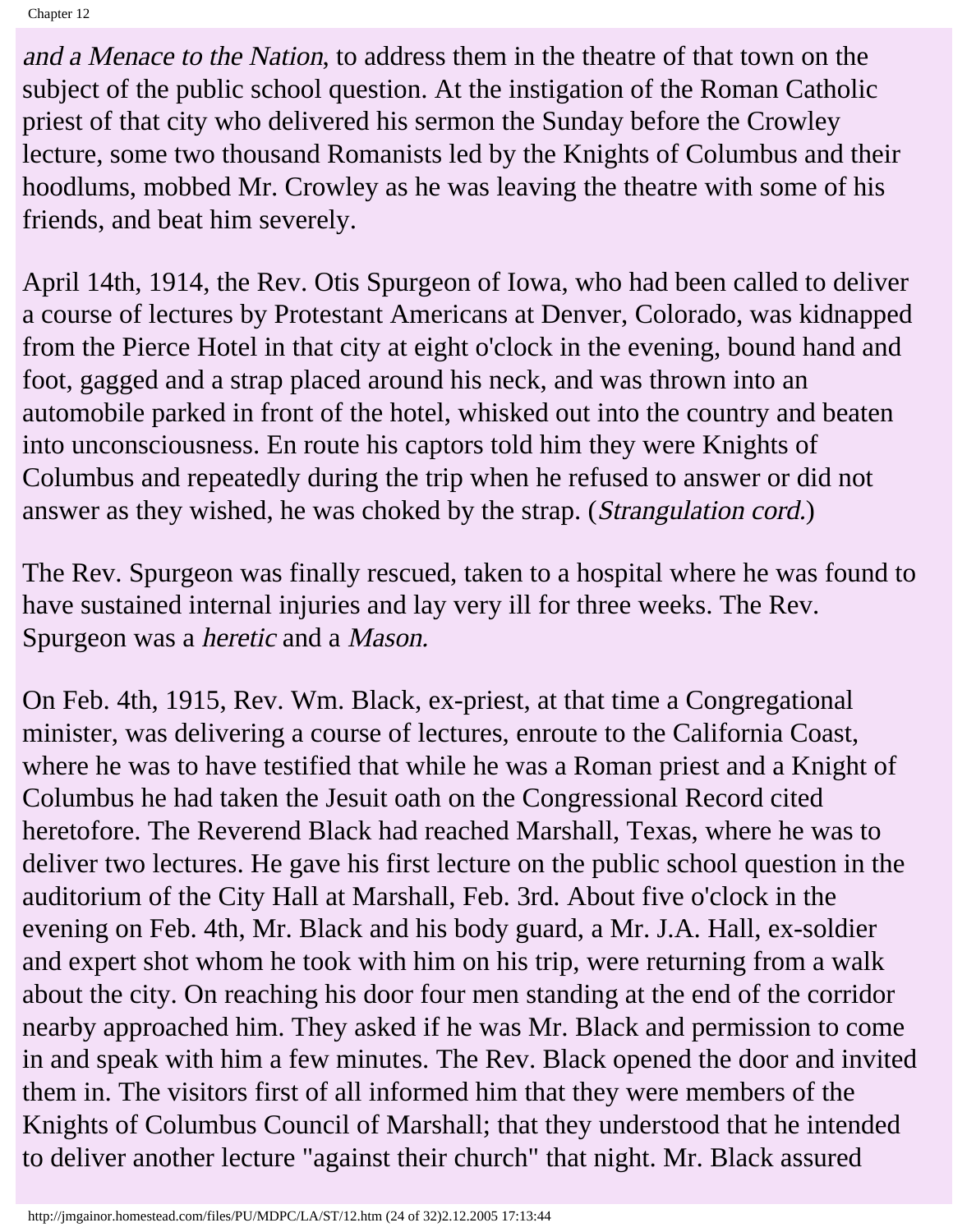*and a Menace to the Nation,* to address them in the theatre of that town on the subject of the public school question. At the instigation of the Roman Catholic priest of that city who delivered his sermon the Sunday before the Crowley lecture, some two thousand Romanists led by the Knights of Columbus and their hoodlums, mobbed Mr. Crowley as he was leaving the theatre with some of his friends, and beat him severely.

April 14th, 1914, the Rev. Otis Spurgeon of Iowa, who had been called to deliver a course of lectures by Protestant Americans at Denver, Colorado, was kidnapped from the Pierce Hotel in that city at eight o'clock in the evening, bound hand and foot, gagged and a strap placed around his neck, and was thrown into an automobile parked in front of the hotel, whisked out into the country and beaten into unconsciousness. En route his captors told him they were Knights of Columbus and repeatedly during the trip when he refused to answer or did not answer as they wished, he was choked by the strap. (*Strangulation cord.*)

The Rev. Spurgeon was finally rescued, taken to a hospital where he was found to have sustained internal injuries and lay very ill for three weeks. The Rev. Spurgeon was a *heretic* and a *Mason.*

On Feb. 4th, 1915, Rev. Wm. Black, ex-priest, at that time a Congregational minister, was delivering a course of lectures, enroute to the California Coast, where he was to have testified that while he was a Roman priest and a Knight of Columbus he had taken the Jesuit oath on the Congressional Record cited heretofore. The Reverend Black had reached Marshall, Texas, where he was to deliver two lectures. He gave his first lecture on the public school question in the auditorium of the City Hall at Marshall, Feb. 3rd. About five o'clock in the evening on Feb. 4th, Mr. Black and his body guard, a Mr. J.A. Hall, ex-soldier and expert shot whom he took with him on his trip, were returning from a walk about the city. On reaching his door four men standing at the end of the corridor nearby approached him. They asked if he was Mr. Black and permission to come in and speak with him a few minutes. The Rev. Black opened the door and invited them in. The visitors first of all informed him that they were members of the Knights of Columbus Council of Marshall; that they understood that he intended to deliver another lecture "against their church" that night. Mr. Black assured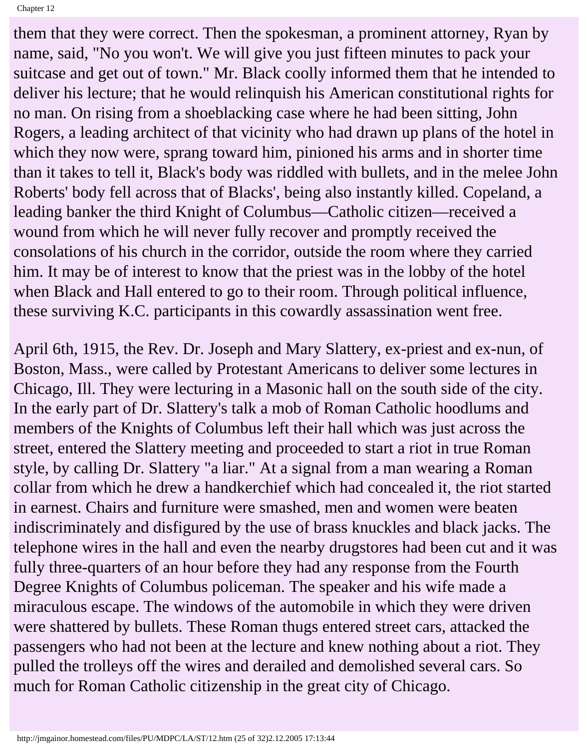them that they were correct. Then the spokesman, a prominent attorney, Ryan by name, said, "No you won't. We will give you just fifteen minutes to pack your suitcase and get out of town." Mr. Black coolly informed them that he intended to deliver his lecture; that he would relinquish his American constitutional rights for no man. On rising from a shoeblacking case where he had been sitting, John Rogers, a leading architect of that vicinity who had drawn up plans of the hotel in which they now were, sprang toward him, pinioned his arms and in shorter time than it takes to tell it, Black's body was riddled with bullets, and in the melee John Roberts' body fell across that of Blacks', being also instantly killed. Copeland, a leading banker the third Knight of Columbus—Catholic citizen—received a wound from which he will never fully recover and promptly received the consolations of his church in the corridor, outside the room where they carried him. It may be of interest to know that the priest was in the lobby of the hotel when Black and Hall entered to go to their room. Through political influence, these surviving K.C. participants in this cowardly assassination went free.

April 6th, 1915, the Rev. Dr. Joseph and Mary Slattery, ex-priest and ex-nun, of Boston, Mass., were called by Protestant Americans to deliver some lectures in Chicago, Ill. They were lecturing in a Masonic hall on the south side of the city. In the early part of Dr. Slattery's talk a mob of Roman Catholic hoodlums and members of the Knights of Columbus left their hall which was just across the street, entered the Slattery meeting and proceeded to start a riot in true Roman style, by calling Dr. Slattery "a liar." At a signal from a man wearing a Roman collar from which he drew a handkerchief which had concealed it, the riot started in earnest. Chairs and furniture were smashed, men and women were beaten indiscriminately and disfigured by the use of brass knuckles and black jacks. The telephone wires in the hall and even the nearby drugstores had been cut and it was fully three-quarters of an hour before they had any response from the Fourth Degree Knights of Columbus policeman. The speaker and his wife made a miraculous escape. The windows of the automobile in which they were driven were shattered by bullets. These Roman thugs entered street cars, attacked the passengers who had not been at the lecture and knew nothing about a riot. They pulled the trolleys off the wires and derailed and demolished several cars. So much for Roman Catholic citizenship in the great city of Chicago.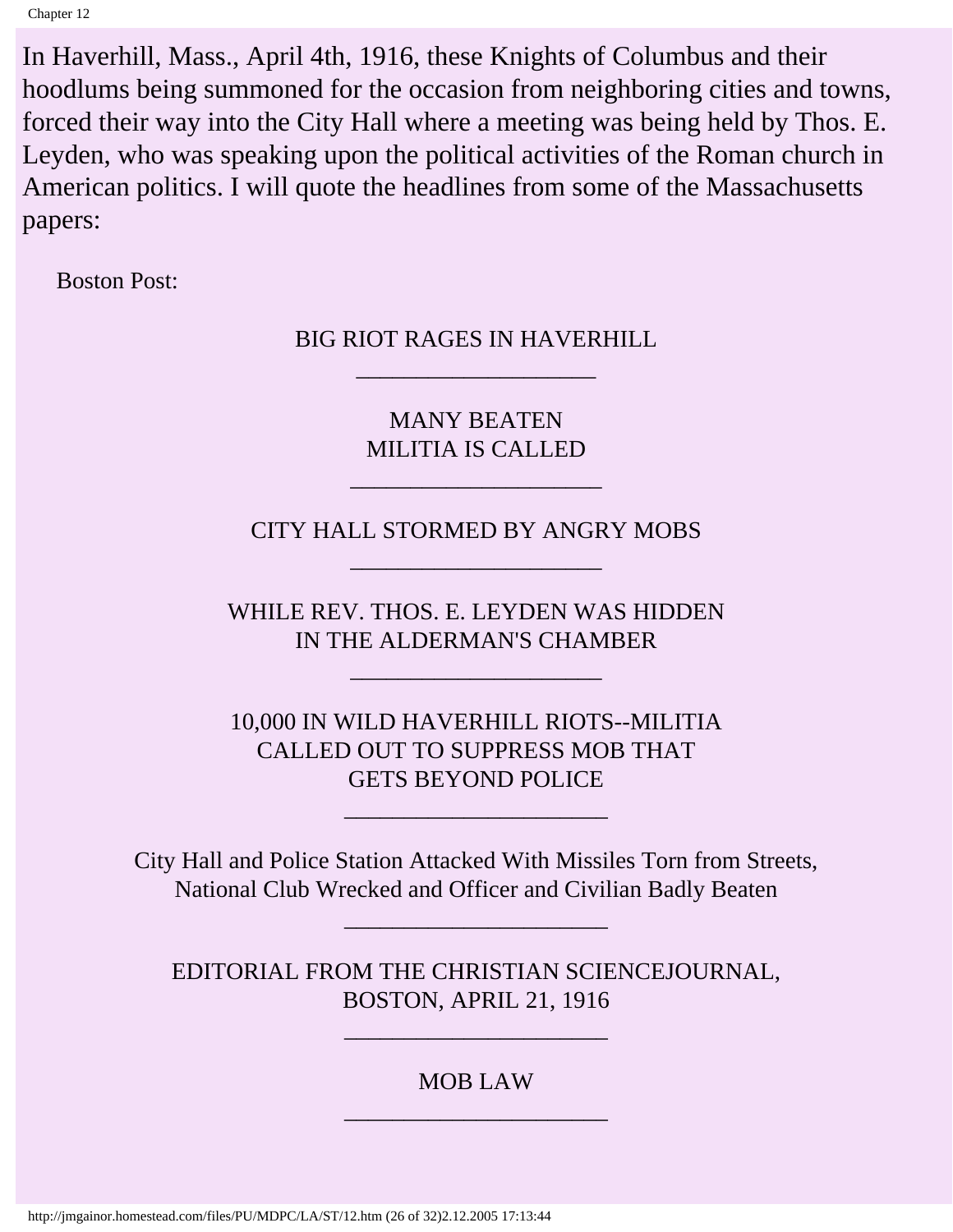In Haverhill, Mass., April 4th, 1916, these Knights of Columbus and their hoodlums being summoned for the occasion from neighboring cities and towns, forced their way into the City Hall where a meeting was being held by Thos. E. Leyden, who was speaking upon the political activities of the Roman church in American politics. I will quote the headlines from some of the Massachusetts papers:

Boston Post:

BIG RIOT RAGES IN HAVERHILL

---

MANY BEATEN
MILITIA IS CALLED

---

CITY HALL STORMED BY ANGRY MOBS

---

WHILE REV. THOS. E. LEYDEN WAS HIDDEN
IN THE ALDERMAN'S CHAMBER

---

10,000 IN WILD HAVERHILL RIOTS--MILITIA
CALLED OUT TO SUPPRESS MOB THAT
GETS BEYOND POLICE

---

City Hall and Police Station Attacked With Missiles Torn from Streets,
National Club Wrecked and Officer and Civilian Badly Beaten

---

EDITORIAL FROM THE CHRISTIAN SCIENCEJOURNAL,
BOSTON, APRIL 21, 1916

---

MOB LAW

---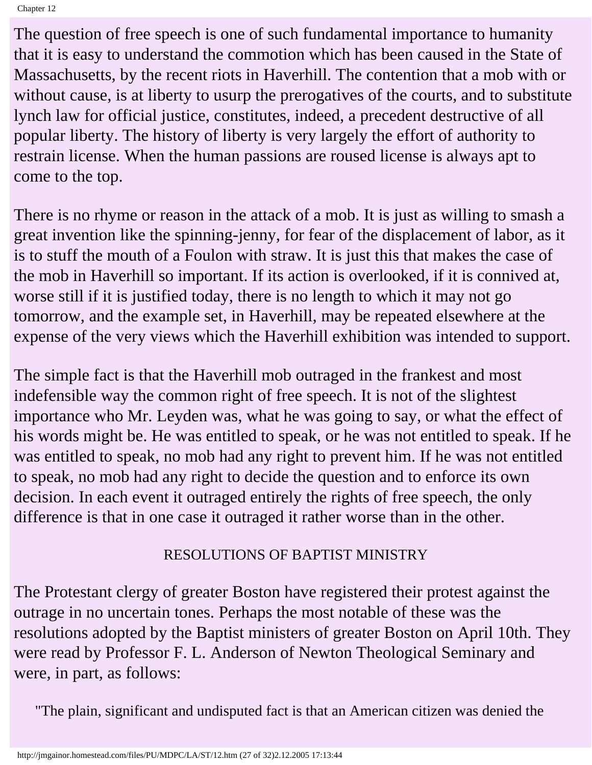The question of free speech is one of such fundamental importance to humanity that it is easy to understand the commotion which has been caused in the State of Massachusetts, by the recent riots in Haverhill. The contention that a mob with or without cause, is at liberty to usurp the prerogatives of the courts, and to substitute lynch law for official justice, constitutes, indeed, a precedent destructive of all popular liberty. The history of liberty is very largely the effort of authority to restrain license. When the human passions are roused license is always apt to come to the top.

There is no rhyme or reason in the attack of a mob. It is just as willing to smash a great invention like the spinning-jenny, for fear of the displacement of labor, as it is to stuff the mouth of a Foulon with straw. It is just this that makes the case of the mob in Haverhill so important. If its action is overlooked, if it is connived at, worse still if it is justified today, there is no length to which it may not go tomorrow, and the example set, in Haverhill, may be repeated elsewhere at the expense of the very views which the Haverhill exhibition was intended to support.

The simple fact is that the Haverhill mob outraged in the frankest and most indefensible way the common right of free speech. It is not of the slightest importance who Mr. Leyden was, what he was going to say, or what the effect of his words might be. He was entitled to speak, or he was not entitled to speak. If he was entitled to speak, no mob had any right to prevent him. If he was not entitled to speak, no mob had any right to decide the question and to enforce its own decision. In each event it outraged entirely the rights of free speech, the only difference is that in one case it outraged it rather worse than in the other.

## RESOLUTIONS OF BAPTIST MINISTRY

The Protestant clergy of greater Boston have registered their protest against the outrage in no uncertain tones. Perhaps the most notable of these was the resolutions adopted by the Baptist ministers of greater Boston on April 10th. They were read by Professor F. L. Anderson of Newton Theological Seminary and were, in part, as follows:

> "The plain, significant and undisputed fact is that an American citizen was denied the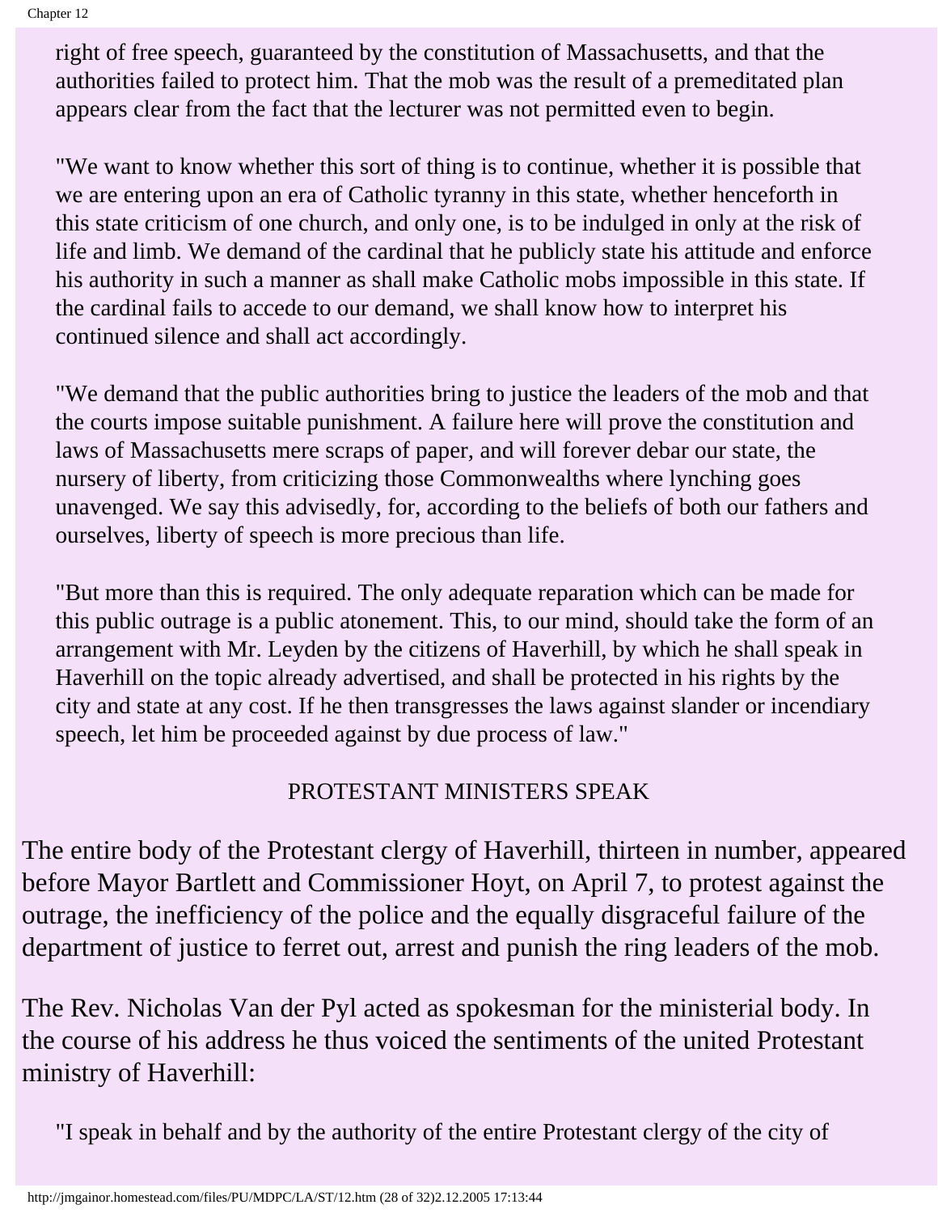right of free speech, guaranteed by the constitution of Massachusetts, and that the authorities failed to protect him. That the mob was the result of a premeditated plan appears clear from the fact that the lecturer was not permitted even to begin.

"We want to know whether this sort of thing is to continue, whether it is possible that we are entering upon an era of Catholic tyranny in this state, whether henceforth in this state criticism of one church, and only one, is to be indulged in only at the risk of life and limb. We demand of the cardinal that he publicly state his attitude and enforce his authority in such a manner as shall make Catholic mobs impossible in this state. If the cardinal fails to accede to our demand, we shall know how to interpret his continued silence and shall act accordingly.

"We demand that the public authorities bring to justice the leaders of the mob and that the courts impose suitable punishment. A failure here will prove the constitution and laws of Massachusetts mere scraps of paper, and will forever debar our state, the nursery of liberty, from criticizing those Commonwealths where lynching goes unavenged. We say this advisedly, for, according to the beliefs of both our fathers and ourselves, liberty of speech is more precious than life.

"But more than this is required. The only adequate reparation which can be made for this public outrage is a public atonement. This, to our mind, should take the form of an arrangement with Mr. Leyden by the citizens of Haverhill, by which he shall speak in Haverhill on the topic already advertised, and shall be protected in his rights by the city and state at any cost. If he then transgresses the laws against slander or incendiary speech, let him be proceeded against by due process of law."

## PROTESTANT MINISTERS SPEAK

The entire body of the Protestant clergy of Haverhill, thirteen in number, appeared before Mayor Bartlett and Commissioner Hoyt, on April 7, to protest against the outrage, the inefficiency of the police and the equally disgraceful failure of the department of justice to ferret out, arrest and punish the ring leaders of the mob.

The Rev. Nicholas Van der Pyl acted as spokesman for the ministerial body. In the course of his address he thus voiced the sentiments of the united Protestant ministry of Haverhill:

"I speak in behalf and by the authority of the entire Protestant clergy of the city of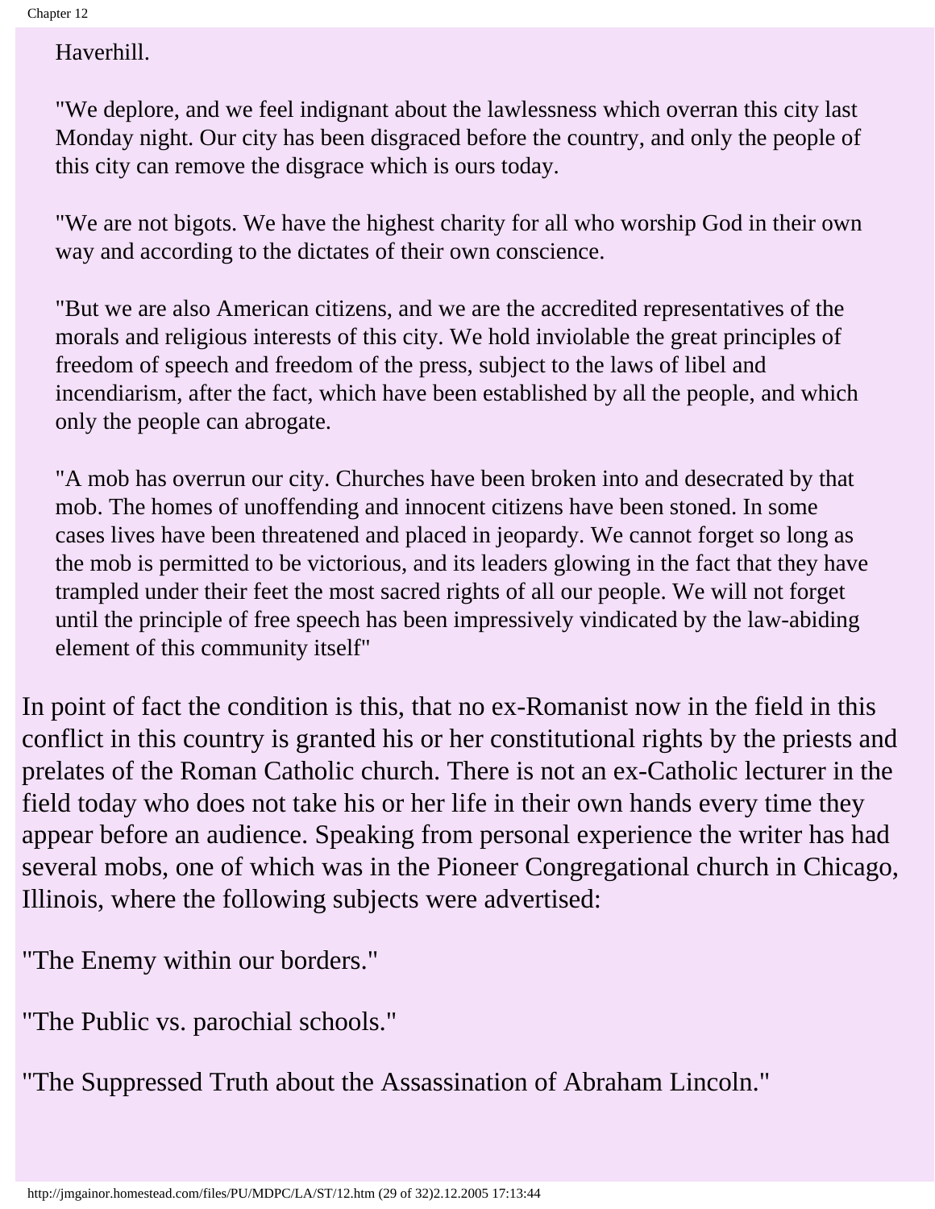> Haverhill.
>
> "We deplore, and we feel indignant about the lawlessness which overran this city last Monday night. Our city has been disgraced before the country, and only the people of this city can remove the disgrace which is ours today.
>
> "We are not bigots. We have the highest charity for all who worship God in their own way and according to the dictates of their own conscience.
>
> "But we are also American citizens, and we are the accredited representatives of the morals and religious interests of this city. We hold inviolable the great principles of freedom of speech and freedom of the press, subject to the laws of libel and incendiarism, after the fact, which have been established by all the people, and which only the people can abrogate.
>
> "A mob has overrun our city. Churches have been broken into and desecrated by that mob. The homes of unoffending and innocent citizens have been stoned. In some cases lives have been threatened and placed in jeopardy. We cannot forget so long as the mob is permitted to be victorious, and its leaders glowing in the fact that they have trampled under their feet the most sacred rights of all our people. We will not forget until the principle of free speech has been impressively vindicated by the law-abiding element of this community itself"

In point of fact the condition is this, that no ex-Romanist now in the field in this conflict in this country is granted his or her constitutional rights by the priests and prelates of the Roman Catholic church. There is not an ex-Catholic lecturer in the field today who does not take his or her life in their own hands every time they appear before an audience. Speaking from personal experience the writer has had several mobs, one of which was in the Pioneer Congregational church in Chicago, Illinois, where the following subjects were advertised:

"The Enemy within our borders."

"The Public vs. parochial schools."

"The Suppressed Truth about the Assassination of Abraham Lincoln."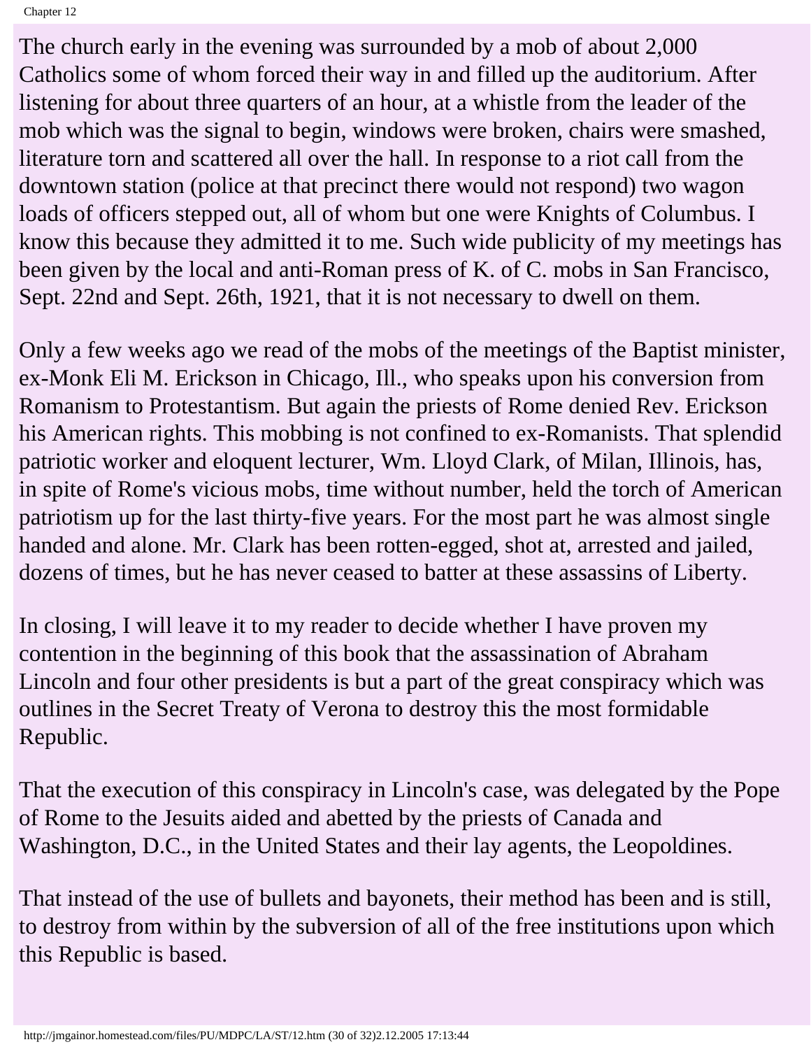The church early in the evening was surrounded by a mob of about 2,000 Catholics some of whom forced their way in and filled up the auditorium. After listening for about three quarters of an hour, at a whistle from the leader of the mob which was the signal to begin, windows were broken, chairs were smashed, literature torn and scattered all over the hall. In response to a riot call from the downtown station (police at that precinct there would not respond) two wagon loads of officers stepped out, all of whom but one were Knights of Columbus. I know this because they admitted it to me. Such wide publicity of my meetings has been given by the local and anti-Roman press of K. of C. mobs in San Francisco, Sept. 22nd and Sept. 26th, 1921, that it is not necessary to dwell on them.

Only a few weeks ago we read of the mobs of the meetings of the Baptist minister, ex-Monk Eli M. Erickson in Chicago, Ill., who speaks upon his conversion from Romanism to Protestantism. But again the priests of Rome denied Rev. Erickson his American rights. This mobbing is not confined to ex-Romanists. That splendid patriotic worker and eloquent lecturer, Wm. Lloyd Clark, of Milan, Illinois, has, in spite of Rome's vicious mobs, time without number, held the torch of American patriotism up for the last thirty-five years. For the most part he was almost single handed and alone. Mr. Clark has been rotten-egged, shot at, arrested and jailed, dozens of times, but he has never ceased to batter at these assassins of Liberty.

In closing, I will leave it to my reader to decide whether I have proven my contention in the beginning of this book that the assassination of Abraham Lincoln and four other presidents is but a part of the great conspiracy which was outlines in the Secret Treaty of Verona to destroy this the most formidable Republic.

That the execution of this conspiracy in Lincoln's case, was delegated by the Pope of Rome to the Jesuits aided and abetted by the priests of Canada and Washington, D.C., in the United States and their lay agents, the Leopoldines.

That instead of the use of bullets and bayonets, their method has been and is still, to destroy from within by the subversion of all of the free institutions upon which this Republic is based.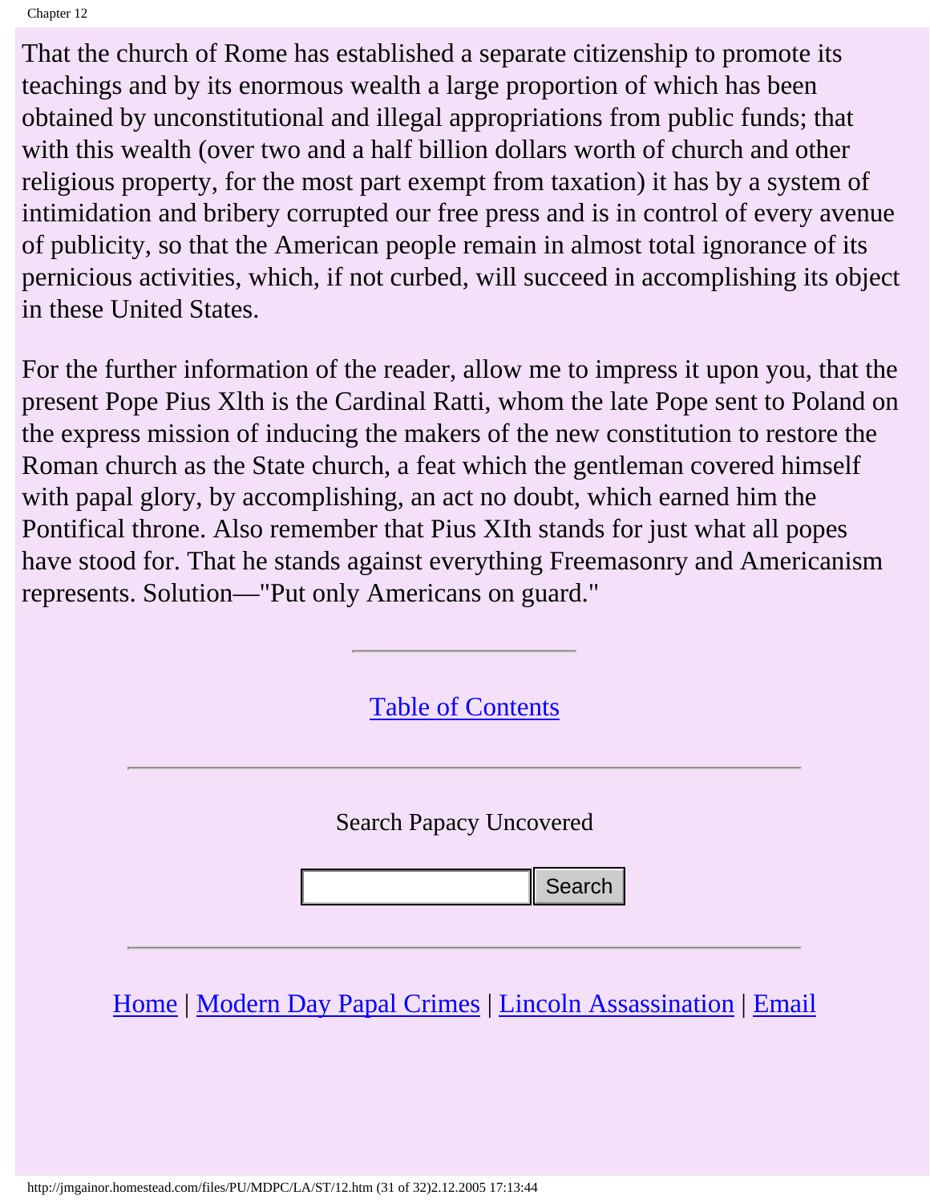That the church of Rome has established a separate citizenship to promote its teachings and by its enormous wealth a large proportion of which has been obtained by unconstitutional and illegal appropriations from public funds; that with this wealth (over two and a half billion dollars worth of church and other religious property, for the most part exempt from taxation) it has by a system of intimidation and bribery corrupted our free press and is in control of every avenue of publicity, so that the American people remain in almost total ignorance of its pernicious activities, which, if not curbed, will succeed in accomplishing its object in these United States.

For the further information of the reader, allow me to impress it upon you, that the present Pope Pius Xlth is the Cardinal Ratti, whom the late Pope sent to Poland on the express mission of inducing the makers of the new constitution to restore the Roman church as the State church, a feat which the gentleman covered himself with papal glory, by accomplishing, an act no doubt, which earned him the Pontifical throne. Also remember that Pius XIth stands for just what all popes have stood for. That he stands against everything Freemasonry and Americanism represents. Solution—"Put only Americans on guard."

---

Table of Contents

---

Search Papacy Uncovered

Search

---

Home | Modern Day Papal Crimes | Lincoln Assassination | Email